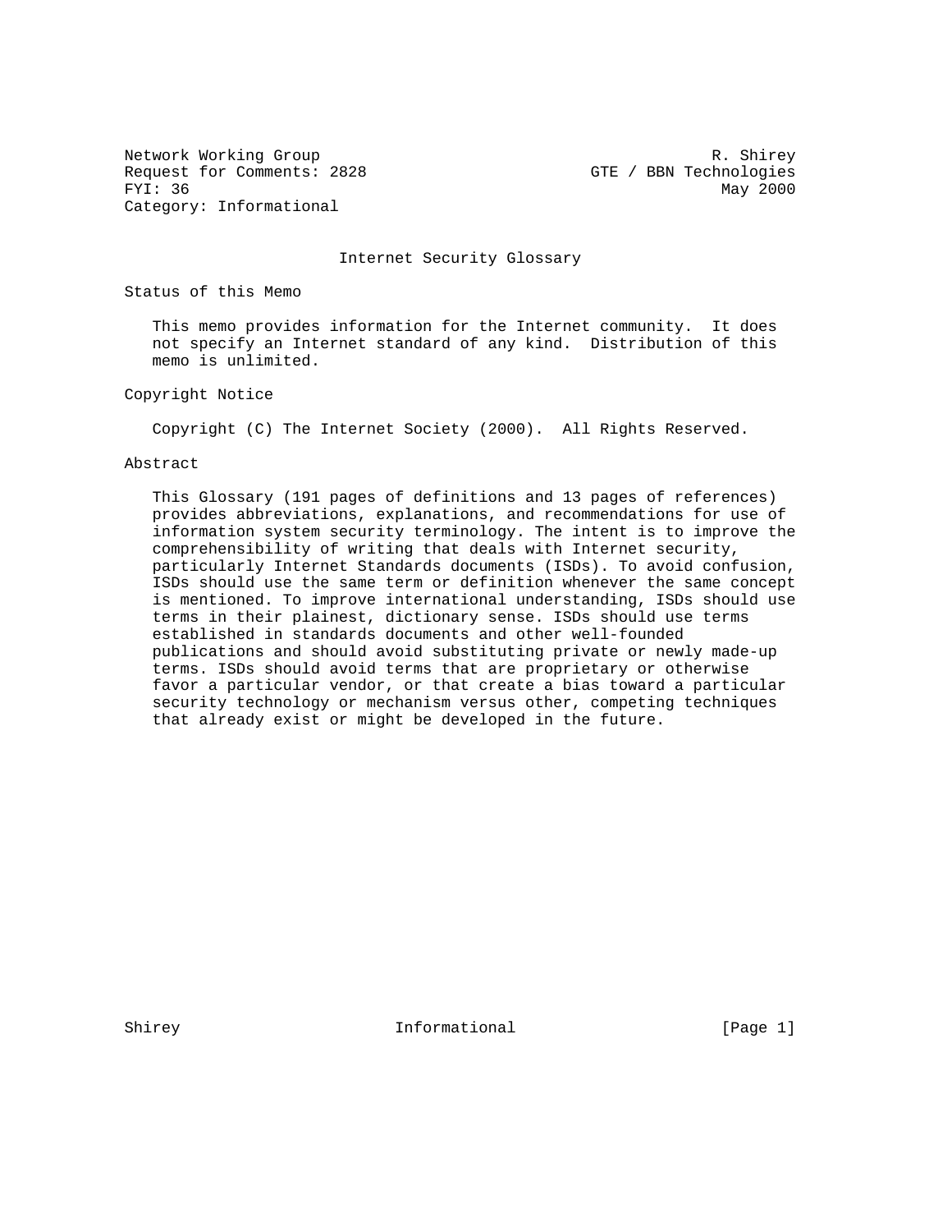Network Working Group R. Shirey
Request for Comments: 2828 GTE / BBN Technologies
FYI: 36 May 2000
Category: Informational

# Internet Security Glossary

## Status of this Memo

This memo provides information for the Internet community. It does not specify an Internet standard of any kind. Distribution of this memo is unlimited.

## Copyright Notice

Copyright (C) The Internet Society (2000). All Rights Reserved.

## Abstract

This Glossary (191 pages of definitions and 13 pages of references) provides abbreviations, explanations, and recommendations for use of information system security terminology. The intent is to improve the comprehensibility of writing that deals with Internet security, particularly Internet Standards documents (ISDs). To avoid confusion, ISDs should use the same term or definition whenever the same concept is mentioned. To improve international understanding, ISDs should use terms in their plainest, dictionary sense. ISDs should use terms established in standards documents and other well-founded publications and should avoid substituting private or newly made-up terms. ISDs should avoid terms that are proprietary or otherwise favor a particular vendor, or that create a bias toward a particular security technology or mechanism versus other, competing techniques that already exist or might be developed in the future.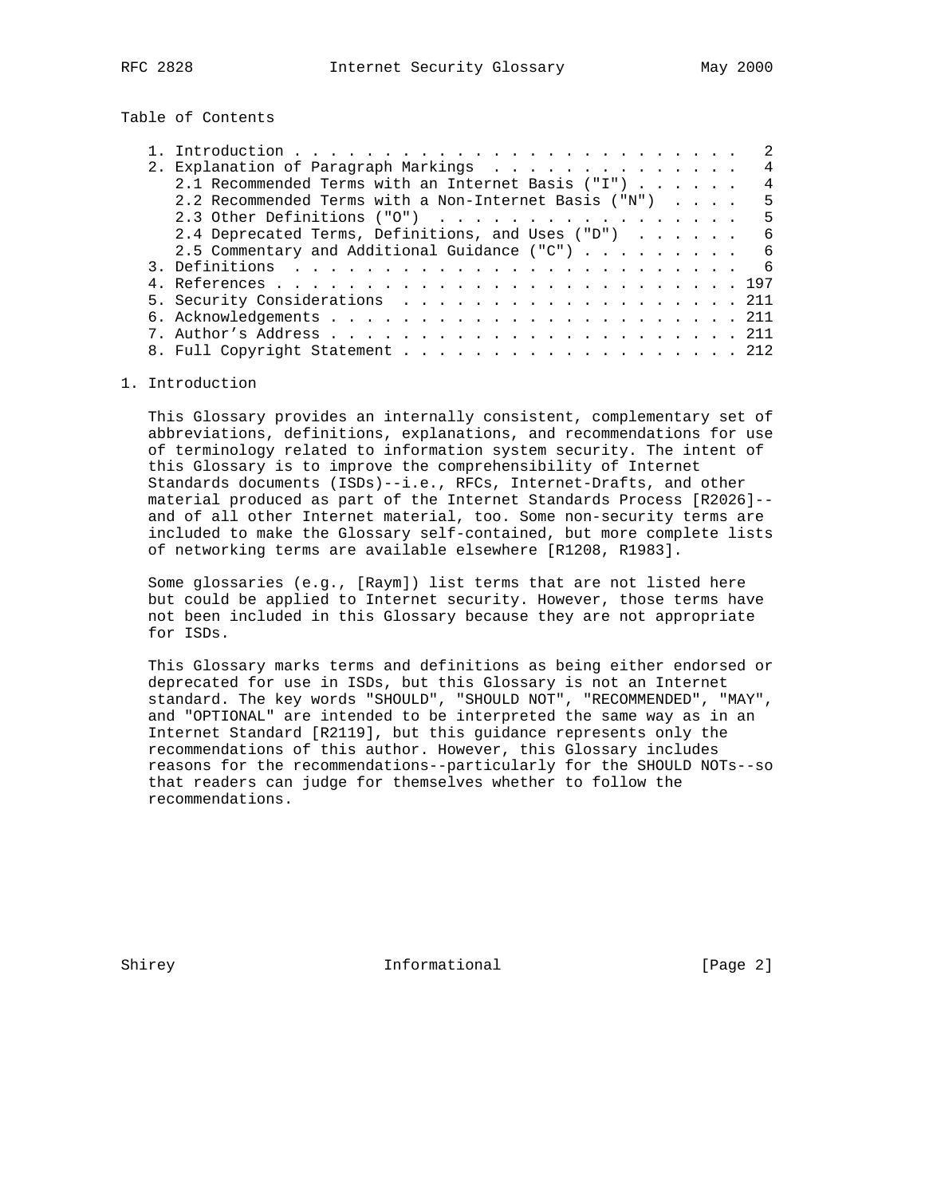Table of Contents

1. Introduction . . . . . . . . . . . . . . . . . . . . . . . . . . 2
2. Explanation of Paragraph Markings . . . . . . . . . . . . . . . 4
   2.1 Recommended Terms with an Internet Basis ("I") . . . . . . 4
   2.2 Recommended Terms with a Non-Internet Basis ("N") . . . . 5
   2.3 Other Definitions ("O") . . . . . . . . . . . . . . . . . 5
   2.4 Deprecated Terms, Definitions, and Uses ("D") . . . . . . 6
   2.5 Commentary and Additional Guidance ("C") . . . . . . . . . 6
3. Definitions . . . . . . . . . . . . . . . . . . . . . . . . . . 6
4. References . . . . . . . . . . . . . . . . . . . . . . . . . . 197
5. Security Considerations . . . . . . . . . . . . . . . . . . . 211
6. Acknowledgements . . . . . . . . . . . . . . . . . . . . . . . 211
7. Author's Address . . . . . . . . . . . . . . . . . . . . . . . 211
8. Full Copyright Statement . . . . . . . . . . . . . . . . . . . 212

# 1. Introduction

This Glossary provides an internally consistent, complementary set of abbreviations, definitions, explanations, and recommendations for use of terminology related to information system security. The intent of this Glossary is to improve the comprehensibility of Internet Standards documents (ISDs)--i.e., RFCs, Internet-Drafts, and other material produced as part of the Internet Standards Process [R2026]--and of all other Internet material, too. Some non-security terms are included to make the Glossary self-contained, but more complete lists of networking terms are available elsewhere [R1208, R1983].

Some glossaries (e.g., [Raym]) list terms that are not listed here but could be applied to Internet security. However, those terms have not been included in this Glossary because they are not appropriate for ISDs.

This Glossary marks terms and definitions as being either endorsed or deprecated for use in ISDs, but this Glossary is not an Internet standard. The key words "SHOULD", "SHOULD NOT", "RECOMMENDED", "MAY", and "OPTIONAL" are intended to be interpreted the same way as in an Internet Standard [R2119], but this guidance represents only the recommendations of this author. However, this Glossary includes reasons for the recommendations--particularly for the SHOULD NOTs--so that readers can judge for themselves whether to follow the recommendations.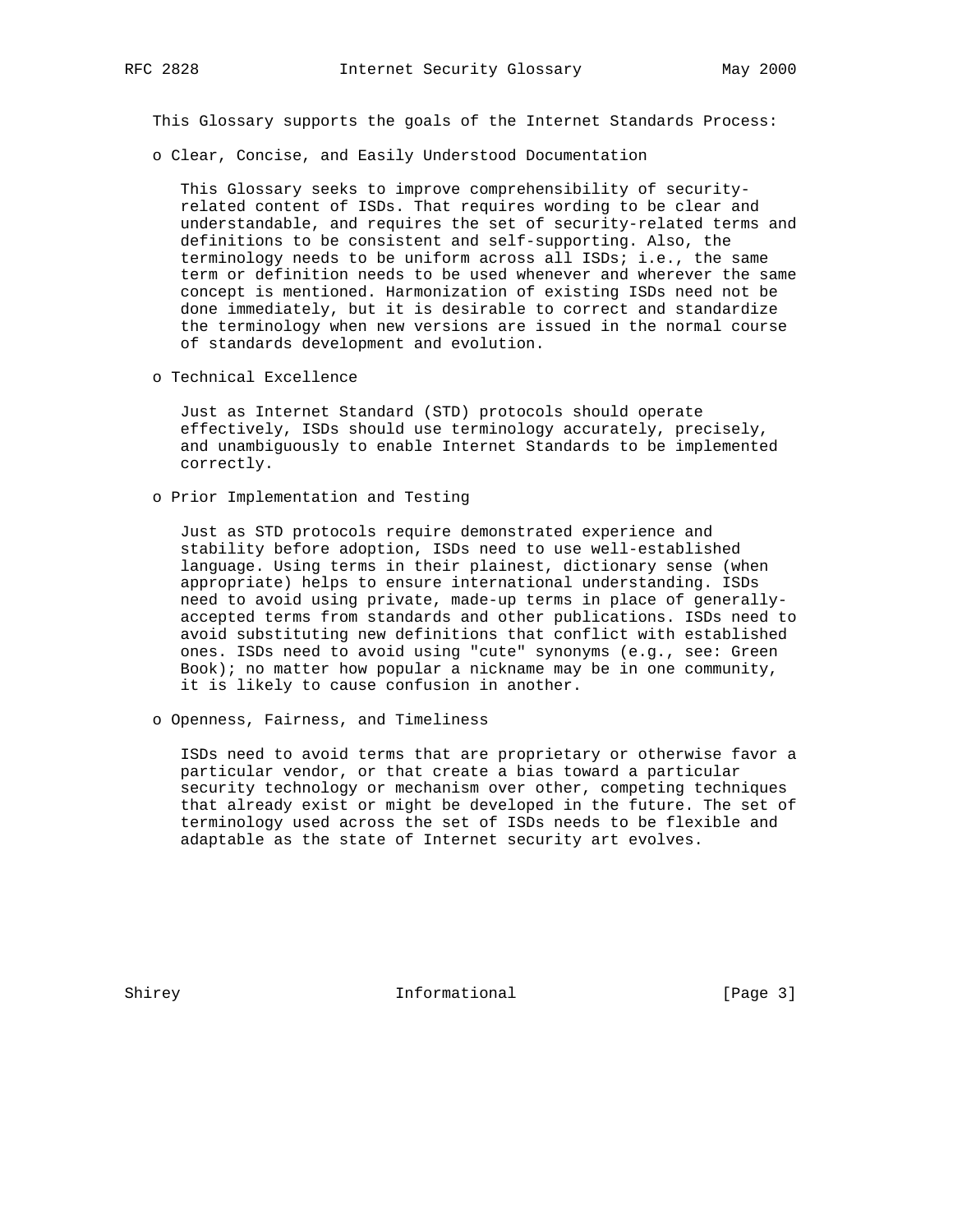This Glossary supports the goals of the Internet Standards Process:

- Clear, Concise, and Easily Understood Documentation

  This Glossary seeks to improve comprehensibility of security-related content of ISDs. That requires wording to be clear and understandable, and requires the set of security-related terms and definitions to be consistent and self-supporting. Also, the terminology needs to be uniform across all ISDs; i.e., the same term or definition needs to be used whenever and wherever the same concept is mentioned. Harmonization of existing ISDs need not be done immediately, but it is desirable to correct and standardize the terminology when new versions are issued in the normal course of standards development and evolution.

- Technical Excellence

  Just as Internet Standard (STD) protocols should operate effectively, ISDs should use terminology accurately, precisely, and unambiguously to enable Internet Standards to be implemented correctly.

- Prior Implementation and Testing

  Just as STD protocols require demonstrated experience and stability before adoption, ISDs need to use well-established language. Using terms in their plainest, dictionary sense (when appropriate) helps to ensure international understanding. ISDs need to avoid using private, made-up terms in place of generally-accepted terms from standards and other publications. ISDs need to avoid substituting new definitions that conflict with established ones. ISDs need to avoid using "cute" synonyms (e.g., see: Green Book); no matter how popular a nickname may be in one community, it is likely to cause confusion in another.

- Openness, Fairness, and Timeliness

  ISDs need to avoid terms that are proprietary or otherwise favor a particular vendor, or that create a bias toward a particular security technology or mechanism over other, competing techniques that already exist or might be developed in the future. The set of terminology used across the set of ISDs needs to be flexible and adaptable as the state of Internet security art evolves.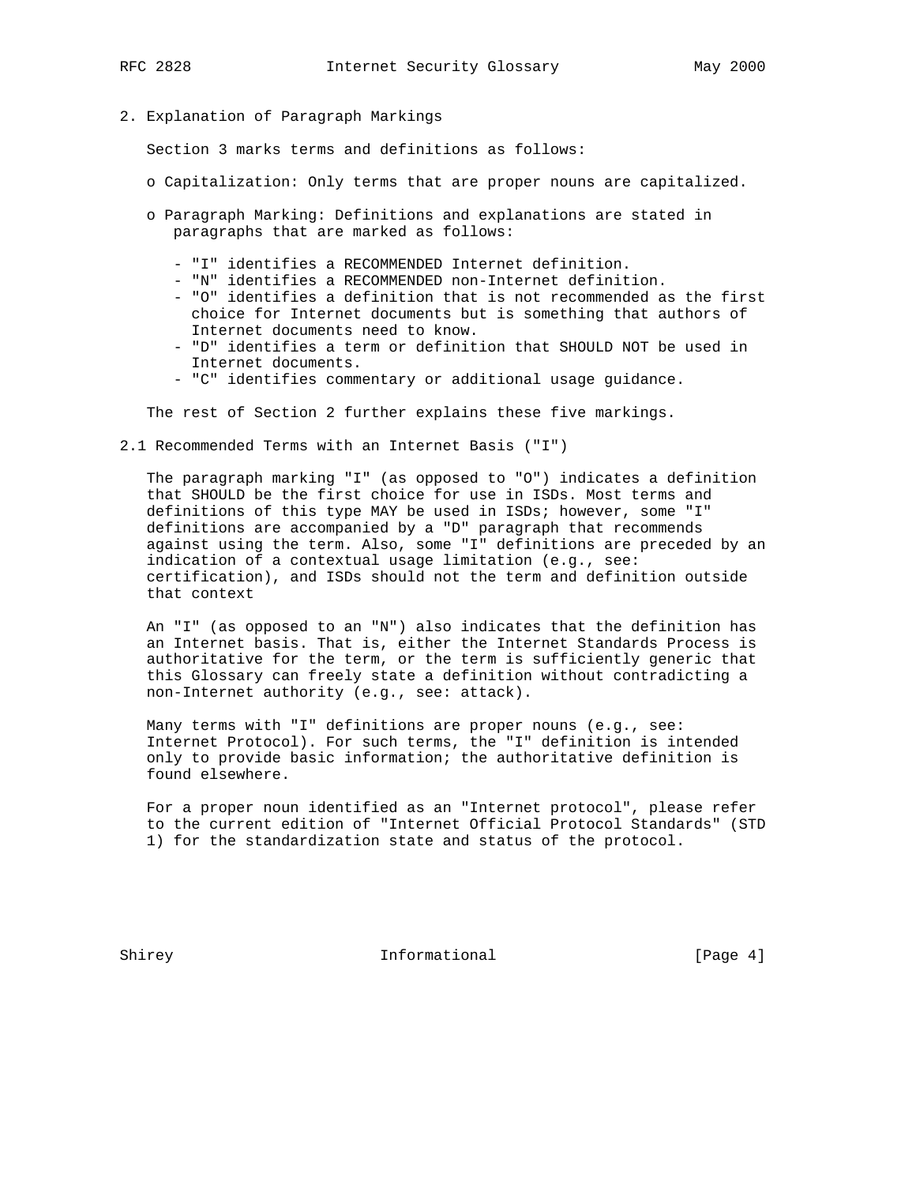## 2. Explanation of Paragraph Markings

Section 3 marks terms and definitions as follows:

- Capitalization: Only terms that are proper nouns are capitalized.
- Paragraph Marking: Definitions and explanations are stated in paragraphs that are marked as follows:
  - "I" identifies a RECOMMENDED Internet definition.
  - "N" identifies a RECOMMENDED non-Internet definition.
  - "O" identifies a definition that is not recommended as the first choice for Internet documents but is something that authors of Internet documents need to know.
  - "D" identifies a term or definition that SHOULD NOT be used in Internet documents.
  - "C" identifies commentary or additional usage guidance.

The rest of Section 2 further explains these five markings.

### 2.1 Recommended Terms with an Internet Basis ("I")

The paragraph marking "I" (as opposed to "O") indicates a definition that SHOULD be the first choice for use in ISDs. Most terms and definitions of this type MAY be used in ISDs; however, some "I" definitions are accompanied by a "D" paragraph that recommends against using the term. Also, some "I" definitions are preceded by an indication of a contextual usage limitation (e.g., see: certification), and ISDs should not the term and definition outside that context

An "I" (as opposed to an "N") also indicates that the definition has an Internet basis. That is, either the Internet Standards Process is authoritative for the term, or the term is sufficiently generic that this Glossary can freely state a definition without contradicting a non-Internet authority (e.g., see: attack).

Many terms with "I" definitions are proper nouns (e.g., see: Internet Protocol). For such terms, the "I" definition is intended only to provide basic information; the authoritative definition is found elsewhere.

For a proper noun identified as an "Internet protocol", please refer to the current edition of "Internet Official Protocol Standards" (STD 1) for the standardization state and status of the protocol.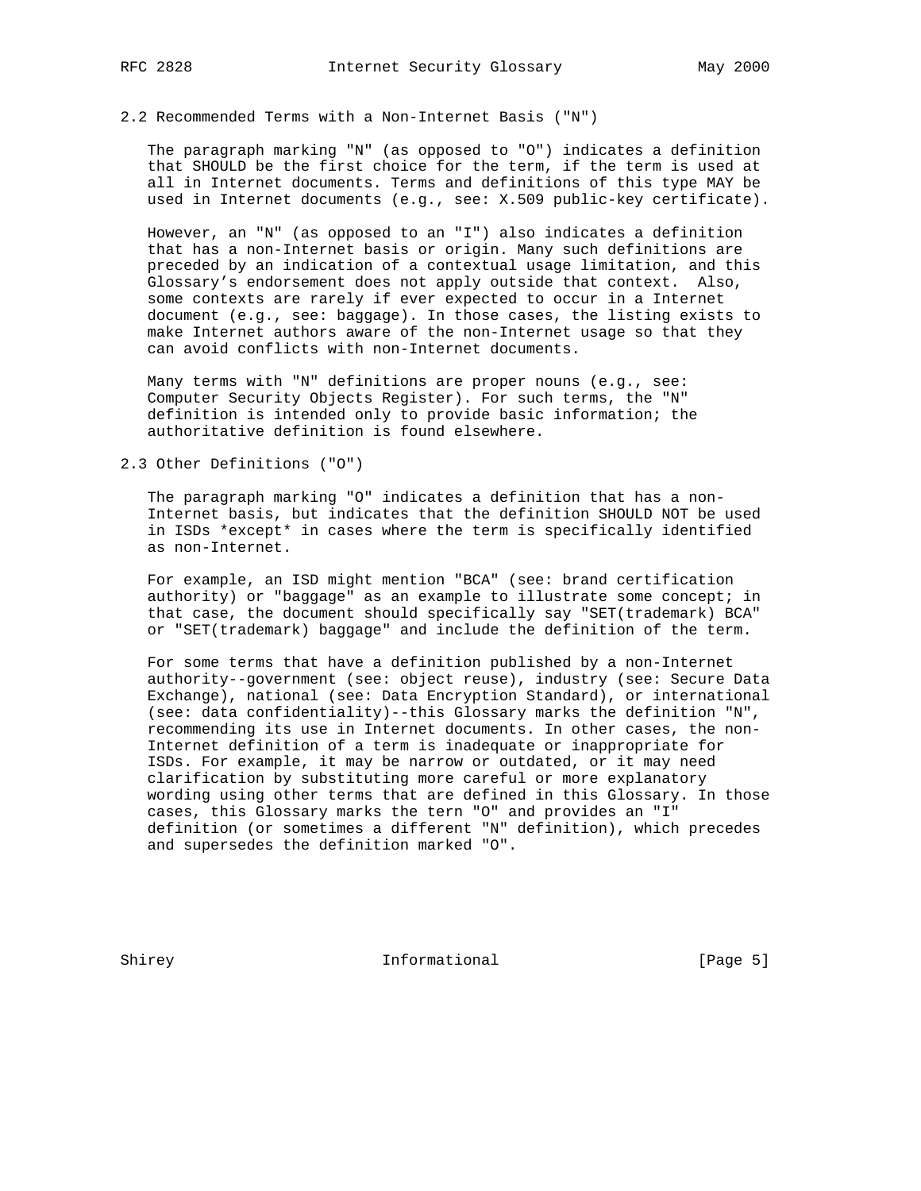## 2.2 Recommended Terms with a Non-Internet Basis ("N")

The paragraph marking "N" (as opposed to "O") indicates a definition that SHOULD be the first choice for the term, if the term is used at all in Internet documents. Terms and definitions of this type MAY be used in Internet documents (e.g., see: X.509 public-key certificate).

However, an "N" (as opposed to an "I") also indicates a definition that has a non-Internet basis or origin. Many such definitions are preceded by an indication of a contextual usage limitation, and this Glossary's endorsement does not apply outside that context. Also, some contexts are rarely if ever expected to occur in a Internet document (e.g., see: baggage). In those cases, the listing exists to make Internet authors aware of the non-Internet usage so that they can avoid conflicts with non-Internet documents.

Many terms with "N" definitions are proper nouns (e.g., see: Computer Security Objects Register). For such terms, the "N" definition is intended only to provide basic information; the authoritative definition is found elsewhere.

## 2.3 Other Definitions ("O")

The paragraph marking "O" indicates a definition that has a non-Internet basis, but indicates that the definition SHOULD NOT be used in ISDs *except* in cases where the term is specifically identified as non-Internet.

For example, an ISD might mention "BCA" (see: brand certification authority) or "baggage" as an example to illustrate some concept; in that case, the document should specifically say "SET(trademark) BCA" or "SET(trademark) baggage" and include the definition of the term.

For some terms that have a definition published by a non-Internet authority--government (see: object reuse), industry (see: Secure Data Exchange), national (see: Data Encryption Standard), or international (see: data confidentiality)--this Glossary marks the definition "N", recommending its use in Internet documents. In other cases, the non-Internet definition of a term is inadequate or inappropriate for ISDs. For example, it may be narrow or outdated, or it may need clarification by substituting more careful or more explanatory wording using other terms that are defined in this Glossary. In those cases, this Glossary marks the tern "O" and provides an "I" definition (or sometimes a different "N" definition), which precedes and supersedes the definition marked "O".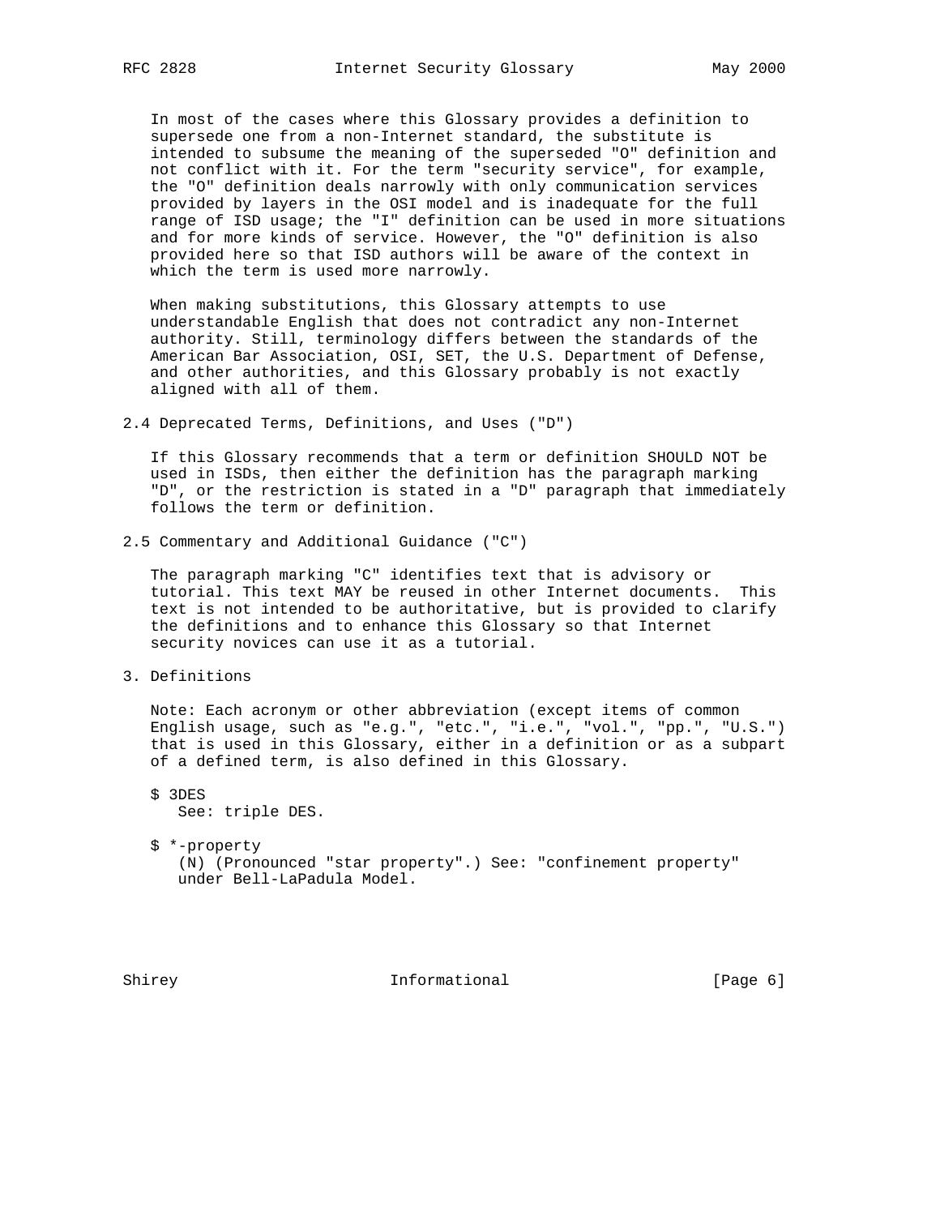In most of the cases where this Glossary provides a definition to supersede one from a non-Internet standard, the substitute is intended to subsume the meaning of the superseded "O" definition and not conflict with it. For the term "security service", for example, the "O" definition deals narrowly with only communication services provided by layers in the OSI model and is inadequate for the full range of ISD usage; the "I" definition can be used in more situations and for more kinds of service. However, the "O" definition is also provided here so that ISD authors will be aware of the context in which the term is used more narrowly.

When making substitutions, this Glossary attempts to use understandable English that does not contradict any non-Internet authority. Still, terminology differs between the standards of the American Bar Association, OSI, SET, the U.S. Department of Defense, and other authorities, and this Glossary probably is not exactly aligned with all of them.

### 2.4 Deprecated Terms, Definitions, and Uses ("D")

If this Glossary recommends that a term or definition SHOULD NOT be used in ISDs, then either the definition has the paragraph marking "D", or the restriction is stated in a "D" paragraph that immediately follows the term or definition.

### 2.5 Commentary and Additional Guidance ("C")

The paragraph marking "C" identifies text that is advisory or tutorial. This text MAY be reused in other Internet documents. This text is not intended to be authoritative, but is provided to clarify the definitions and to enhance this Glossary so that Internet security novices can use it as a tutorial.

## 3. Definitions

Note: Each acronym or other abbreviation (except items of common English usage, such as "e.g.", "etc.", "i.e.", "vol.", "pp.", "U.S.") that is used in this Glossary, either in a definition or as a subpart of a defined term, is also defined in this Glossary.

$ 3DES
   See: triple DES.

$ *-property
   (N) (Pronounced "star property".) See: "confinement property" under Bell-LaPadula Model.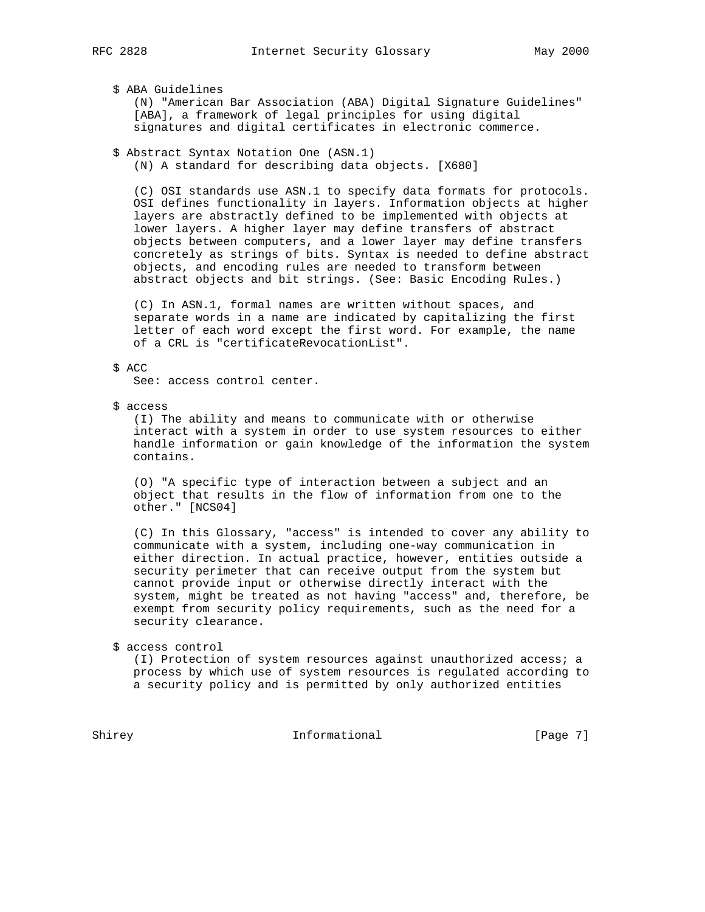$ ABA Guidelines

(N) "American Bar Association (ABA) Digital Signature Guidelines" [ABA], a framework of legal principles for using digital signatures and digital certificates in electronic commerce.

$ Abstract Syntax Notation One (ASN.1)

(N) A standard for describing data objects. [X680]

(C) OSI standards use ASN.1 to specify data formats for protocols. OSI defines functionality in layers. Information objects at higher layers are abstractly defined to be implemented with objects at lower layers. A higher layer may define transfers of abstract objects between computers, and a lower layer may define transfers concretely as strings of bits. Syntax is needed to define abstract objects, and encoding rules are needed to transform between abstract objects and bit strings. (See: Basic Encoding Rules.)

(C) In ASN.1, formal names are written without spaces, and separate words in a name are indicated by capitalizing the first letter of each word except the first word. For example, the name of a CRL is "certificateRevocationList".

$ ACC

See: access control center.

$ access

(I) The ability and means to communicate with or otherwise interact with a system in order to use system resources to either handle information or gain knowledge of the information the system contains.

(O) "A specific type of interaction between a subject and an object that results in the flow of information from one to the other." [NCS04]

(C) In this Glossary, "access" is intended to cover any ability to communicate with a system, including one-way communication in either direction. In actual practice, however, entities outside a security perimeter that can receive output from the system but cannot provide input or otherwise directly interact with the system, might be treated as not having "access" and, therefore, be exempt from security policy requirements, such as the need for a security clearance.

$ access control

(I) Protection of system resources against unauthorized access; a process by which use of system resources is regulated according to a security policy and is permitted by only authorized entities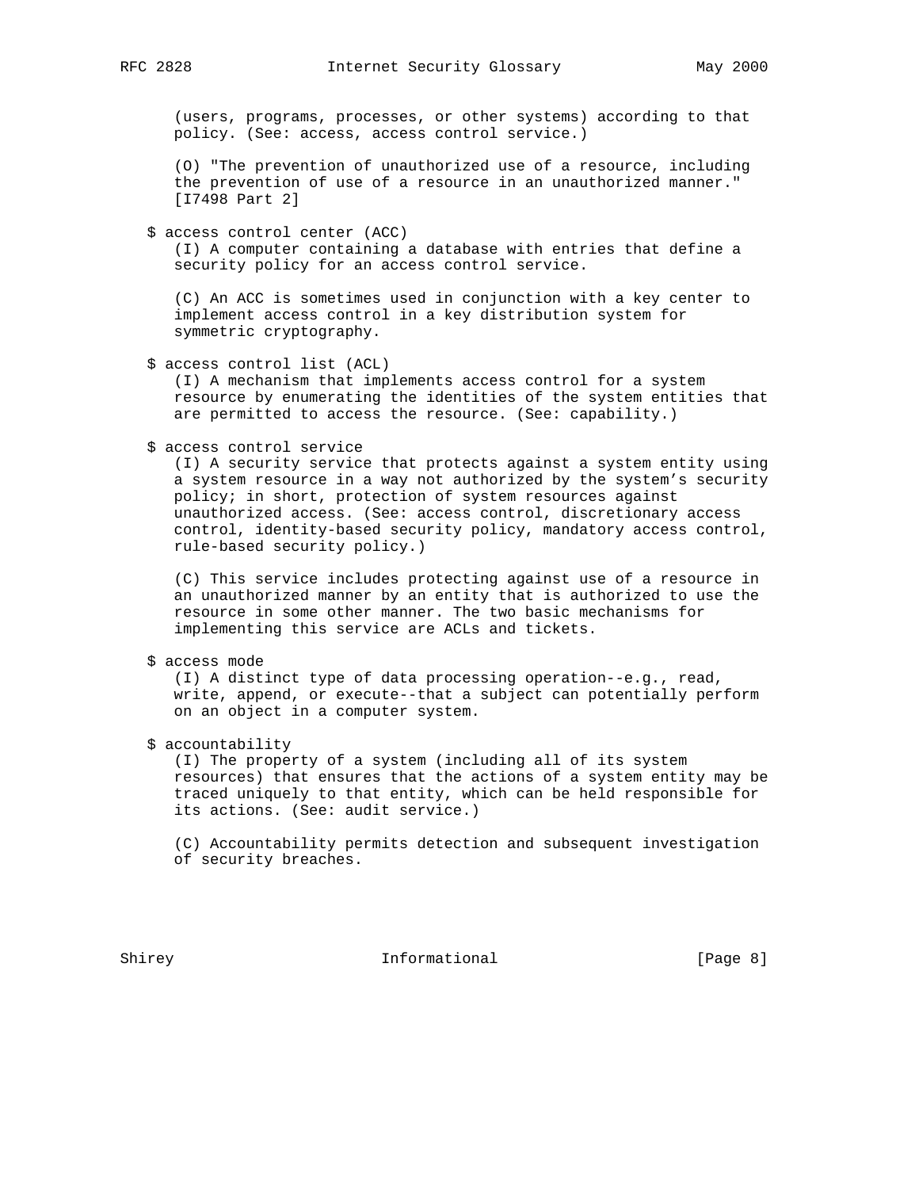(users, programs, processes, or other systems) according to that policy. (See: access, access control service.)

(O) "The prevention of unauthorized use of a resource, including the prevention of use of a resource in an unauthorized manner." [I7498 Part 2]

$ access control center (ACC)
(I) A computer containing a database with entries that define a security policy for an access control service.

(C) An ACC is sometimes used in conjunction with a key center to implement access control in a key distribution system for symmetric cryptography.

$ access control list (ACL)
(I) A mechanism that implements access control for a system resource by enumerating the identities of the system entities that are permitted to access the resource. (See: capability.)

$ access control service
(I) A security service that protects against a system entity using a system resource in a way not authorized by the system's security policy; in short, protection of system resources against unauthorized access. (See: access control, discretionary access control, identity-based security policy, mandatory access control, rule-based security policy.)

(C) This service includes protecting against use of a resource in an unauthorized manner by an entity that is authorized to use the resource in some other manner. The two basic mechanisms for implementing this service are ACLs and tickets.

$ access mode
(I) A distinct type of data processing operation--e.g., read, write, append, or execute--that a subject can potentially perform on an object in a computer system.

$ accountability
(I) The property of a system (including all of its system resources) that ensures that the actions of a system entity may be traced uniquely to that entity, which can be held responsible for its actions. (See: audit service.)

(C) Accountability permits detection and subsequent investigation of security breaches.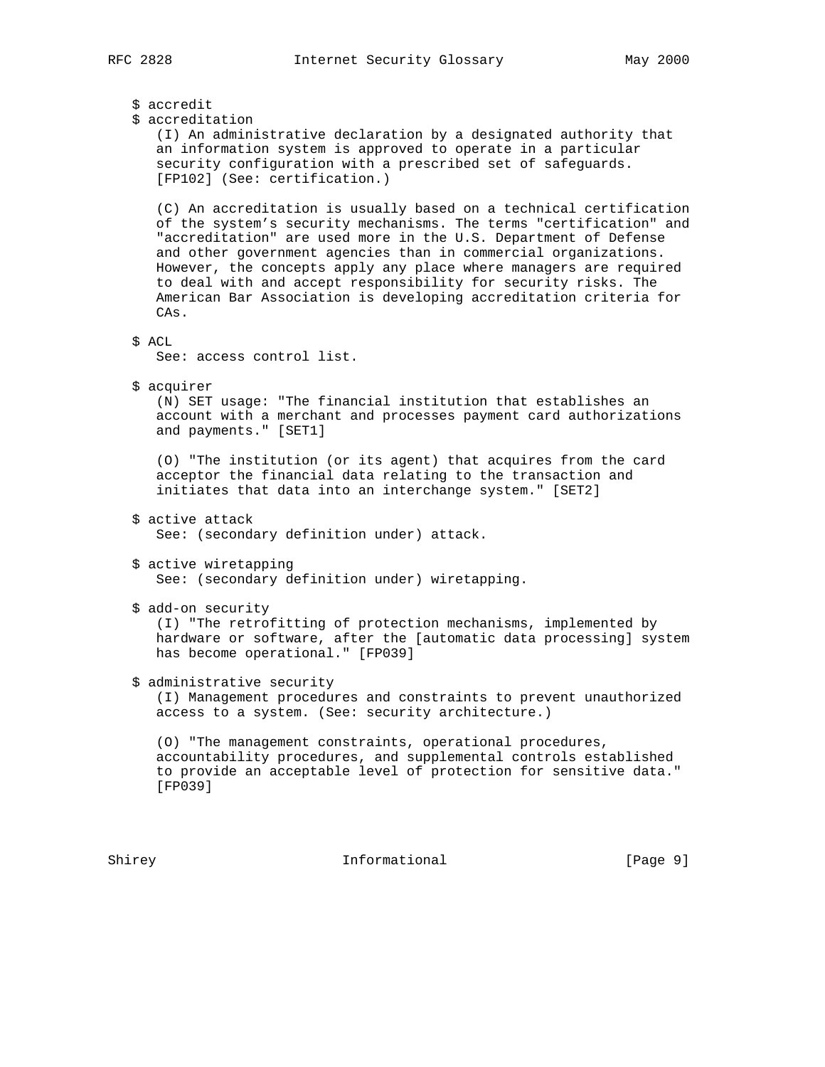$ accredit
$ accreditation

(I) An administrative declaration by a designated authority that an information system is approved to operate in a particular security configuration with a prescribed set of safeguards. [FP102] (See: certification.)

(C) An accreditation is usually based on a technical certification of the system's security mechanisms. The terms "certification" and "accreditation" are used more in the U.S. Department of Defense and other government agencies than in commercial organizations. However, the concepts apply any place where managers are required to deal with and accept responsibility for security risks. The American Bar Association is developing accreditation criteria for CAs.

$ ACL

See: access control list.

$ acquirer

(N) SET usage: "The financial institution that establishes an account with a merchant and processes payment card authorizations and payments." [SET1]

(O) "The institution (or its agent) that acquires from the card acceptor the financial data relating to the transaction and initiates that data into an interchange system." [SET2]

$ active attack

See: (secondary definition under) attack.

$ active wiretapping

See: (secondary definition under) wiretapping.

$ add-on security

(I) "The retrofitting of protection mechanisms, implemented by hardware or software, after the [automatic data processing] system has become operational." [FP039]

$ administrative security

(I) Management procedures and constraints to prevent unauthorized access to a system. (See: security architecture.)

(O) "The management constraints, operational procedures, accountability procedures, and supplemental controls established to provide an acceptable level of protection for sensitive data." [FP039]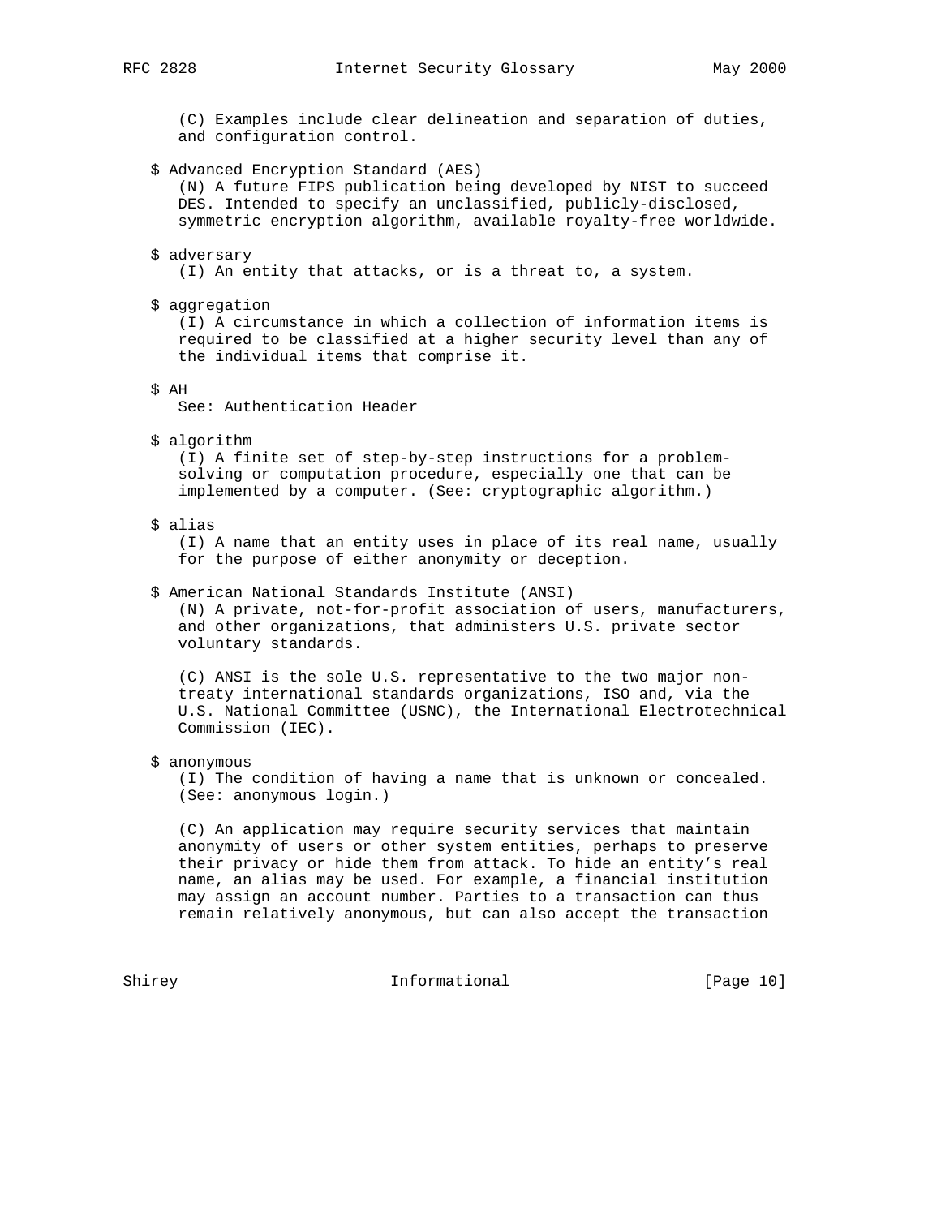(C) Examples include clear delineation and separation of duties, and configuration control.

$ Advanced Encryption Standard (AES)
(N) A future FIPS publication being developed by NIST to succeed DES. Intended to specify an unclassified, publicly-disclosed, symmetric encryption algorithm, available royalty-free worldwide.

$ adversary
(I) An entity that attacks, or is a threat to, a system.

$ aggregation
(I) A circumstance in which a collection of information items is required to be classified at a higher security level than any of the individual items that comprise it.

$ AH
See: Authentication Header

$ algorithm
(I) A finite set of step-by-step instructions for a problem-solving or computation procedure, especially one that can be implemented by a computer. (See: cryptographic algorithm.)

$ alias
(I) A name that an entity uses in place of its real name, usually for the purpose of either anonymity or deception.

$ American National Standards Institute (ANSI)
(N) A private, not-for-profit association of users, manufacturers, and other organizations, that administers U.S. private sector voluntary standards.

(C) ANSI is the sole U.S. representative to the two major non-treaty international standards organizations, ISO and, via the U.S. National Committee (USNC), the International Electrotechnical Commission (IEC).

$ anonymous
(I) The condition of having a name that is unknown or concealed. (See: anonymous login.)

(C) An application may require security services that maintain anonymity of users or other system entities, perhaps to preserve their privacy or hide them from attack. To hide an entity's real name, an alias may be used. For example, a financial institution may assign an account number. Parties to a transaction can thus remain relatively anonymous, but can also accept the transaction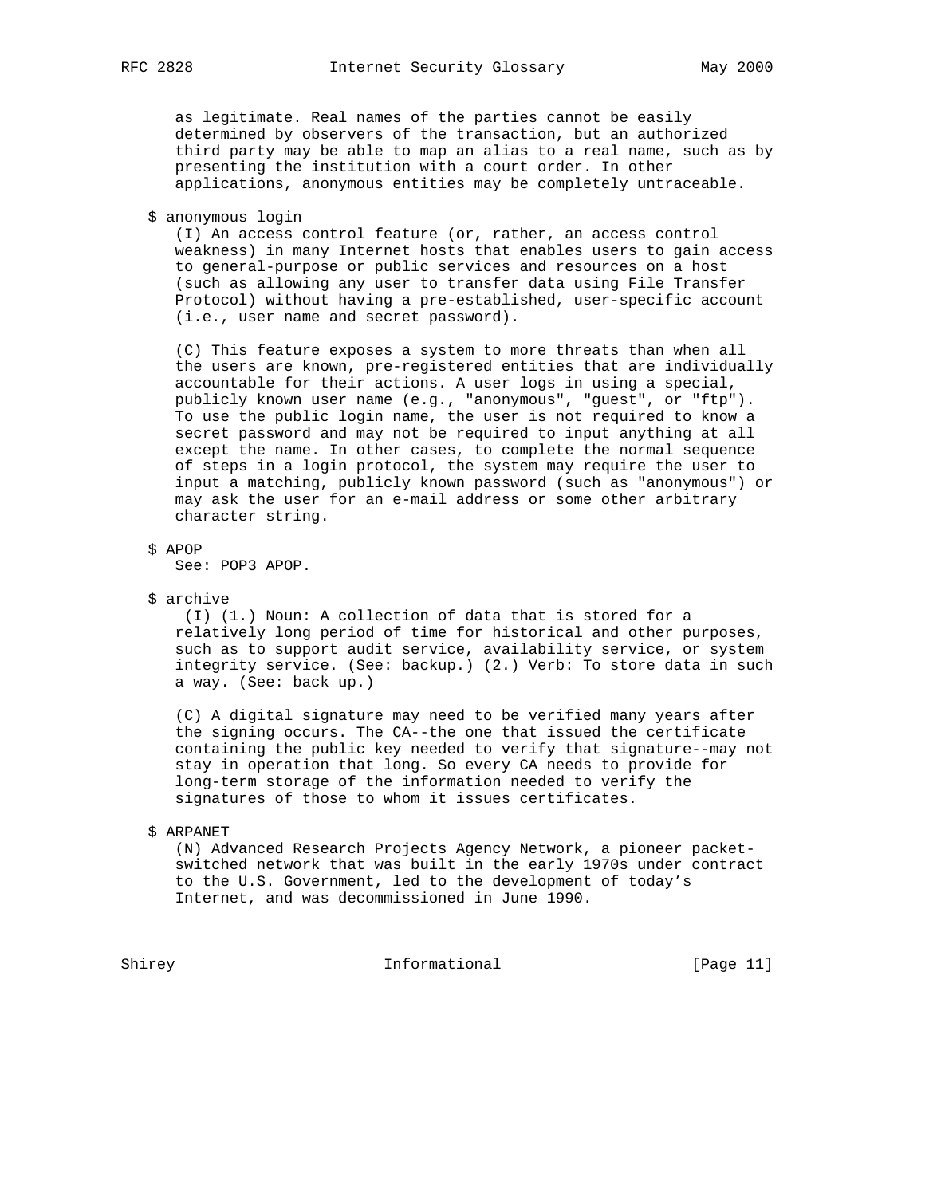as legitimate. Real names of the parties cannot be easily determined by observers of the transaction, but an authorized third party may be able to map an alias to a real name, such as by presenting the institution with a court order. In other applications, anonymous entities may be completely untraceable.

$ anonymous login

(I) An access control feature (or, rather, an access control weakness) in many Internet hosts that enables users to gain access to general-purpose or public services and resources on a host (such as allowing any user to transfer data using File Transfer Protocol) without having a pre-established, user-specific account (i.e., user name and secret password).

(C) This feature exposes a system to more threats than when all the users are known, pre-registered entities that are individually accountable for their actions. A user logs in using a special, publicly known user name (e.g., "anonymous", "guest", or "ftp"). To use the public login name, the user is not required to know a secret password and may not be required to input anything at all except the name. In other cases, to complete the normal sequence of steps in a login protocol, the system may require the user to input a matching, publicly known password (such as "anonymous") or may ask the user for an e-mail address or some other arbitrary character string.

$ APOP

See: POP3 APOP.

$ archive

(I) (1.) Noun: A collection of data that is stored for a relatively long period of time for historical and other purposes, such as to support audit service, availability service, or system integrity service. (See: backup.) (2.) Verb: To store data in such a way. (See: back up.)

(C) A digital signature may need to be verified many years after the signing occurs. The CA--the one that issued the certificate containing the public key needed to verify that signature--may not stay in operation that long. So every CA needs to provide for long-term storage of the information needed to verify the signatures of those to whom it issues certificates.

$ ARPANET

(N) Advanced Research Projects Agency Network, a pioneer packet-switched network that was built in the early 1970s under contract to the U.S. Government, led to the development of today's Internet, and was decommissioned in June 1990.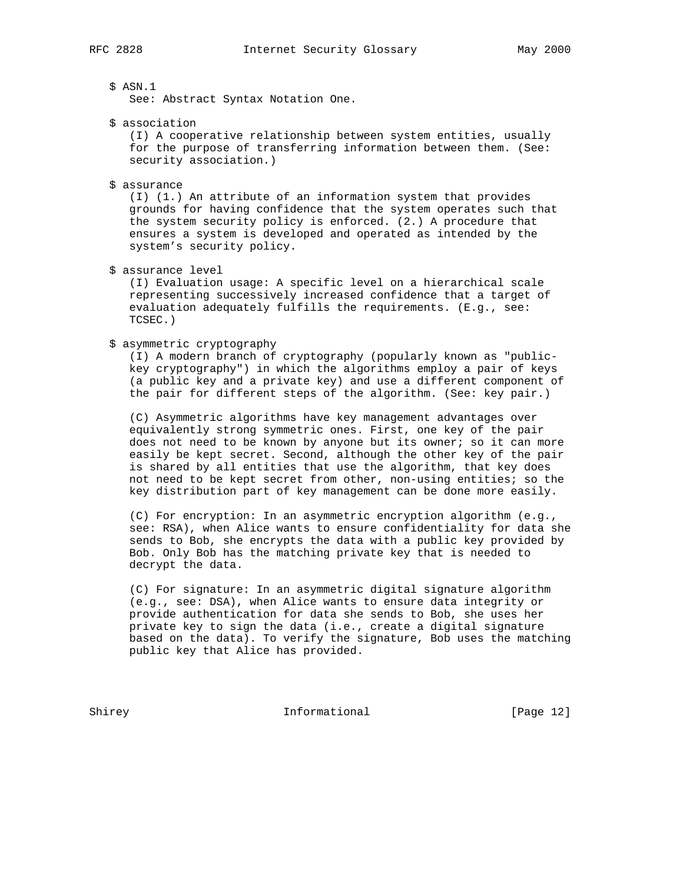$ ASN.1
See: Abstract Syntax Notation One.

$ association
(I) A cooperative relationship between system entities, usually for the purpose of transferring information between them. (See: security association.)

$ assurance
(I) (1.) An attribute of an information system that provides grounds for having confidence that the system operates such that the system security policy is enforced. (2.) A procedure that ensures a system is developed and operated as intended by the system's security policy.

$ assurance level
(I) Evaluation usage: A specific level on a hierarchical scale representing successively increased confidence that a target of evaluation adequately fulfills the requirements. (E.g., see: TCSEC.)

$ asymmetric cryptography
(I) A modern branch of cryptography (popularly known as "public-key cryptography") in which the algorithms employ a pair of keys (a public key and a private key) and use a different component of the pair for different steps of the algorithm. (See: key pair.)

(C) Asymmetric algorithms have key management advantages over equivalently strong symmetric ones. First, one key of the pair does not need to be known by anyone but its owner; so it can more easily be kept secret. Second, although the other key of the pair is shared by all entities that use the algorithm, that key does not need to be kept secret from other, non-using entities; so the key distribution part of key management can be done more easily.

(C) For encryption: In an asymmetric encryption algorithm (e.g., see: RSA), when Alice wants to ensure confidentiality for data she sends to Bob, she encrypts the data with a public key provided by Bob. Only Bob has the matching private key that is needed to decrypt the data.

(C) For signature: In an asymmetric digital signature algorithm (e.g., see: DSA), when Alice wants to ensure data integrity or provide authentication for data she sends to Bob, she uses her private key to sign the data (i.e., create a digital signature based on the data). To verify the signature, Bob uses the matching public key that Alice has provided.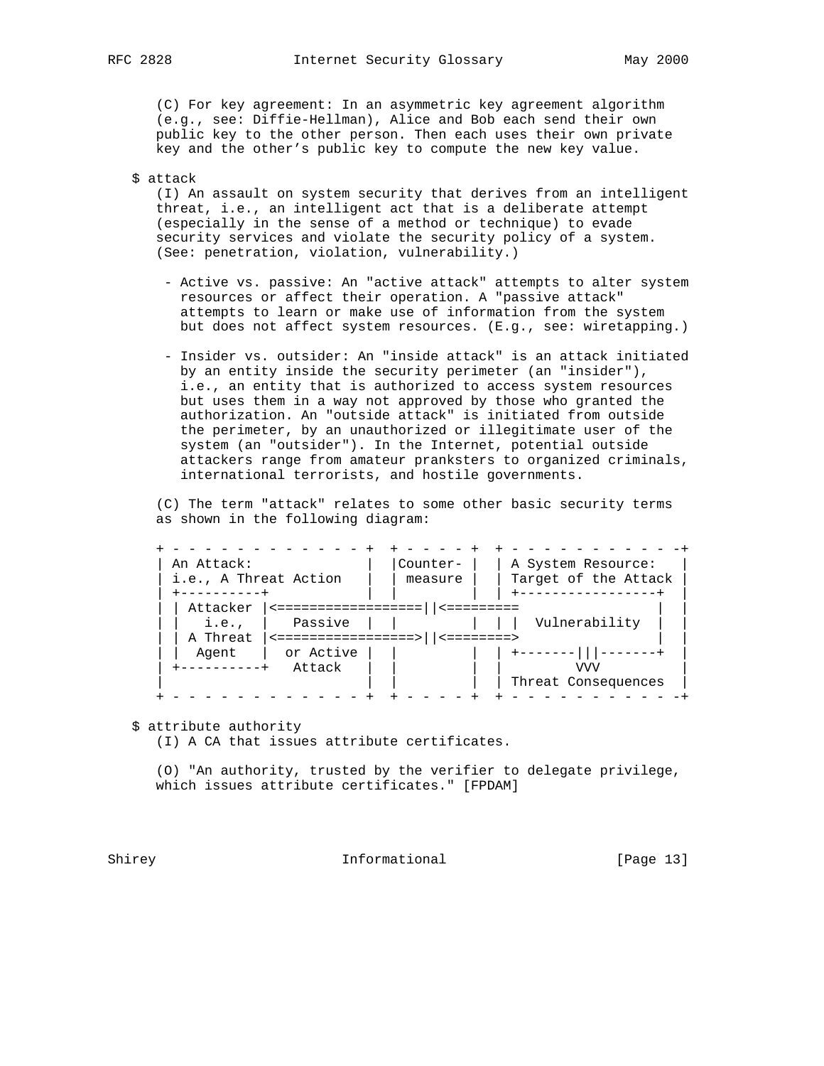(C) For key agreement: In an asymmetric key agreement algorithm (e.g., see: Diffie-Hellman), Alice and Bob each send their own public key to the other person. Then each uses their own private key and the other's public key to compute the new key value.

$ attack

(I) An assault on system security that derives from an intelligent threat, i.e., an intelligent act that is a deliberate attempt (especially in the sense of a method or technique) to evade security services and violate the security policy of a system. (See: penetration, violation, vulnerability.)

- Active vs. passive: An "active attack" attempts to alter system resources or affect their operation. A "passive attack" attempts to learn or make use of information from the system but does not affect system resources. (E.g., see: wiretapping.)

- Insider vs. outsider: An "inside attack" is an attack initiated by an entity inside the security perimeter (an "insider"), i.e., an entity that is authorized to access system resources but uses them in a way not approved by those who granted the authorization. An "outside attack" is initiated from outside the perimeter, by an unauthorized or illegitimate user of the system (an "outsider"). In the Internet, potential outside attackers range from amateur pranksters to organized criminals, international terrorists, and hostile governments.

(C) The term "attack" relates to some other basic security terms as shown in the following diagram:

```
+ - - - - - - - - - - - - +  + - - - - +  + - - - - - - - - - - -+
| An Attack:              |  |Counter- |  | A System Resource:   |
| i.e., A Threat Action   |  | measure |  | Target of the Attack |
| +----------+            |  |         |  | +-----------------+  |
| | Attacker |<==================||<=========                 |  |
| |   i.e.,  |   Passive  |  |         |  | |  Vulnerability  |  |
| | A Threat |<=================>||<========>                 |  |
| |  Agent   |  or Active |  |         |  | +-------|||-------+  |
| +----------+   Attack   |  |         |  |         VVV          |
|                         |  |         |  | Threat Consequences  |
+ - - - - - - - - - - - - +  + - - - - +  + - - - - - - - - - - -+
```

$ attribute authority

(I) A CA that issues attribute certificates.

(O) "An authority, trusted by the verifier to delegate privilege, which issues attribute certificates." [FPDAM]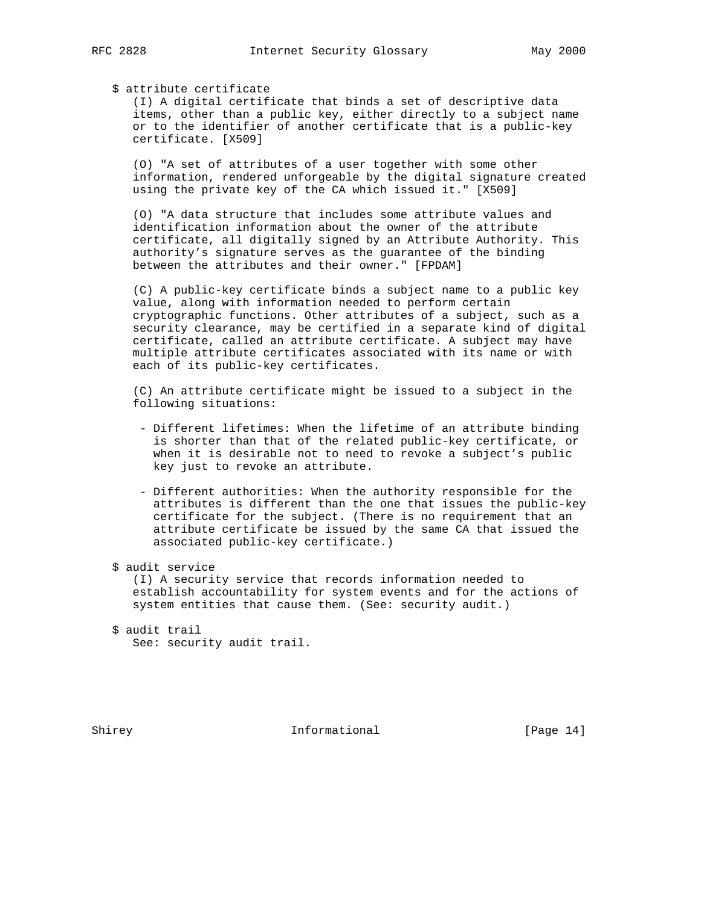$ attribute certificate

(I) A digital certificate that binds a set of descriptive data items, other than a public key, either directly to a subject name or to the identifier of another certificate that is a public-key certificate. [X509]

(O) "A set of attributes of a user together with some other information, rendered unforgeable by the digital signature created using the private key of the CA which issued it." [X509]

(O) "A data structure that includes some attribute values and identification information about the owner of the attribute certificate, all digitally signed by an Attribute Authority. This authority's signature serves as the guarantee of the binding between the attributes and their owner." [FPDAM]

(C) A public-key certificate binds a subject name to a public key value, along with information needed to perform certain cryptographic functions. Other attributes of a subject, such as a security clearance, may be certified in a separate kind of digital certificate, called an attribute certificate. A subject may have multiple attribute certificates associated with its name or with each of its public-key certificates.

(C) An attribute certificate might be issued to a subject in the following situations:

- Different lifetimes: When the lifetime of an attribute binding is shorter than that of the related public-key certificate, or when it is desirable not to need to revoke a subject's public key just to revoke an attribute.

- Different authorities: When the authority responsible for the attributes is different than the one that issues the public-key certificate for the subject. (There is no requirement that an attribute certificate be issued by the same CA that issued the associated public-key certificate.)

$ audit service

(I) A security service that records information needed to establish accountability for system events and for the actions of system entities that cause them. (See: security audit.)

$ audit trail

See: security audit trail.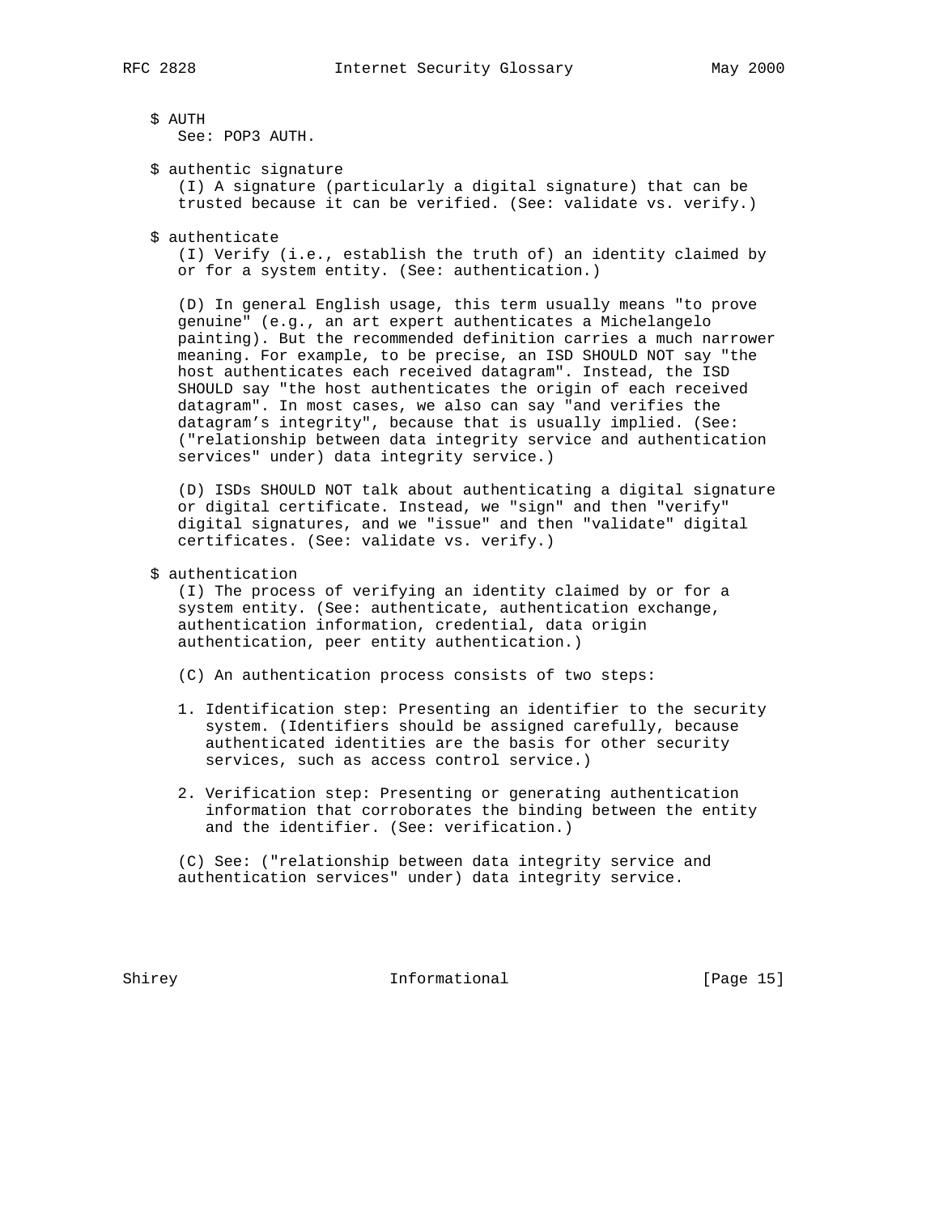$ AUTH
See: POP3 AUTH.

$ authentic signature
(I) A signature (particularly a digital signature) that can be trusted because it can be verified. (See: validate vs. verify.)

$ authenticate
(I) Verify (i.e., establish the truth of) an identity claimed by or for a system entity. (See: authentication.)

(D) In general English usage, this term usually means "to prove genuine" (e.g., an art expert authenticates a Michelangelo painting). But the recommended definition carries a much narrower meaning. For example, to be precise, an ISD SHOULD NOT say "the host authenticates each received datagram". Instead, the ISD SHOULD say "the host authenticates the origin of each received datagram". In most cases, we also can say "and verifies the datagram's integrity", because that is usually implied. (See: ("relationship between data integrity service and authentication services" under) data integrity service.)

(D) ISDs SHOULD NOT talk about authenticating a digital signature or digital certificate. Instead, we "sign" and then "verify" digital signatures, and we "issue" and then "validate" digital certificates. (See: validate vs. verify.)

$ authentication
(I) The process of verifying an identity claimed by or for a system entity. (See: authenticate, authentication exchange, authentication information, credential, data origin authentication, peer entity authentication.)

(C) An authentication process consists of two steps:

1. Identification step: Presenting an identifier to the security system. (Identifiers should be assigned carefully, because authenticated identities are the basis for other security services, such as access control service.)

2. Verification step: Presenting or generating authentication information that corroborates the binding between the entity and the identifier. (See: verification.)

(C) See: ("relationship between data integrity service and authentication services" under) data integrity service.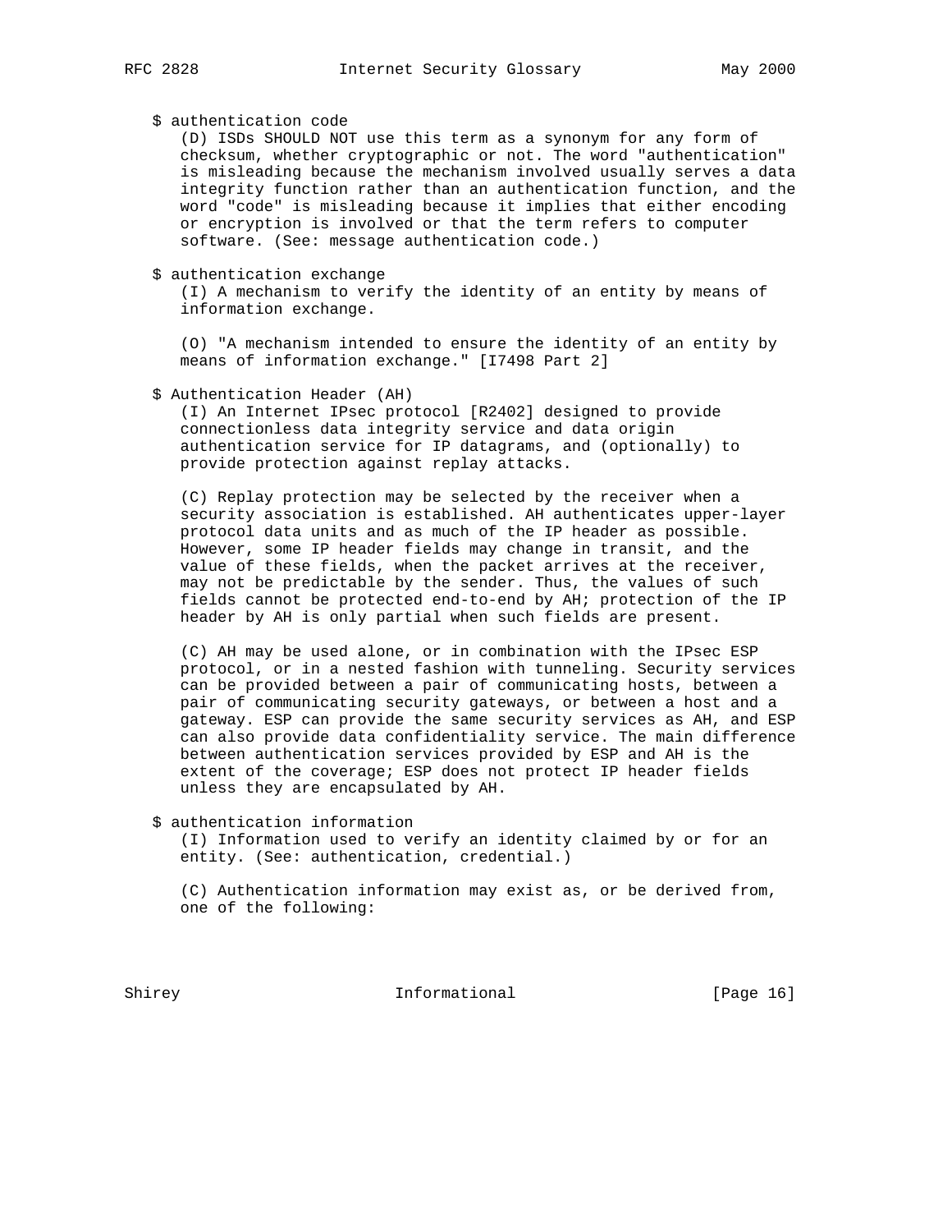$ authentication code

(D) ISDs SHOULD NOT use this term as a synonym for any form of checksum, whether cryptographic or not. The word "authentication" is misleading because the mechanism involved usually serves a data integrity function rather than an authentication function, and the word "code" is misleading because it implies that either encoding or encryption is involved or that the term refers to computer software. (See: message authentication code.)

$ authentication exchange

(I) A mechanism to verify the identity of an entity by means of information exchange.

(O) "A mechanism intended to ensure the identity of an entity by means of information exchange." [I7498 Part 2]

$ Authentication Header (AH)

(I) An Internet IPsec protocol [R2402] designed to provide connectionless data integrity service and data origin authentication service for IP datagrams, and (optionally) to provide protection against replay attacks.

(C) Replay protection may be selected by the receiver when a security association is established. AH authenticates upper-layer protocol data units and as much of the IP header as possible. However, some IP header fields may change in transit, and the value of these fields, when the packet arrives at the receiver, may not be predictable by the sender. Thus, the values of such fields cannot be protected end-to-end by AH; protection of the IP header by AH is only partial when such fields are present.

(C) AH may be used alone, or in combination with the IPsec ESP protocol, or in a nested fashion with tunneling. Security services can be provided between a pair of communicating hosts, between a pair of communicating security gateways, or between a host and a gateway. ESP can provide the same security services as AH, and ESP can also provide data confidentiality service. The main difference between authentication services provided by ESP and AH is the extent of the coverage; ESP does not protect IP header fields unless they are encapsulated by AH.

$ authentication information

(I) Information used to verify an identity claimed by or for an entity. (See: authentication, credential.)

(C) Authentication information may exist as, or be derived from, one of the following: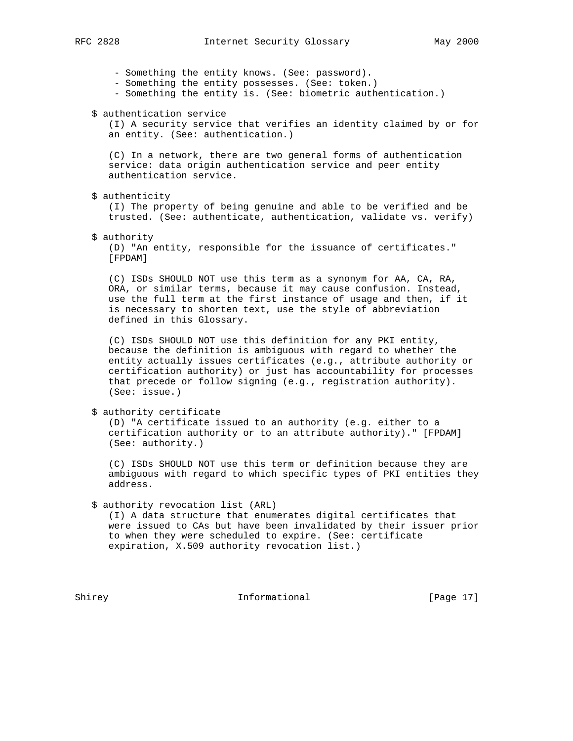- Something the entity knows. (See: password).
- Something the entity possesses. (See: token.)
- Something the entity is. (See: biometric authentication.)

$ authentication service

(I) A security service that verifies an identity claimed by or for an entity. (See: authentication.)

(C) In a network, there are two general forms of authentication service: data origin authentication service and peer entity authentication service.

$ authenticity

(I) The property of being genuine and able to be verified and be trusted. (See: authenticate, authentication, validate vs. verify)

$ authority

(D) "An entity, responsible for the issuance of certificates." [FPDAM]

(C) ISDs SHOULD NOT use this term as a synonym for AA, CA, RA, ORA, or similar terms, because it may cause confusion. Instead, use the full term at the first instance of usage and then, if it is necessary to shorten text, use the style of abbreviation defined in this Glossary.

(C) ISDs SHOULD NOT use this definition for any PKI entity, because the definition is ambiguous with regard to whether the entity actually issues certificates (e.g., attribute authority or certification authority) or just has accountability for processes that precede or follow signing (e.g., registration authority). (See: issue.)

$ authority certificate

(D) "A certificate issued to an authority (e.g. either to a certification authority or to an attribute authority)." [FPDAM] (See: authority.)

(C) ISDs SHOULD NOT use this term or definition because they are ambiguous with regard to which specific types of PKI entities they address.

$ authority revocation list (ARL)

(I) A data structure that enumerates digital certificates that were issued to CAs but have been invalidated by their issuer prior to when they were scheduled to expire. (See: certificate expiration, X.509 authority revocation list.)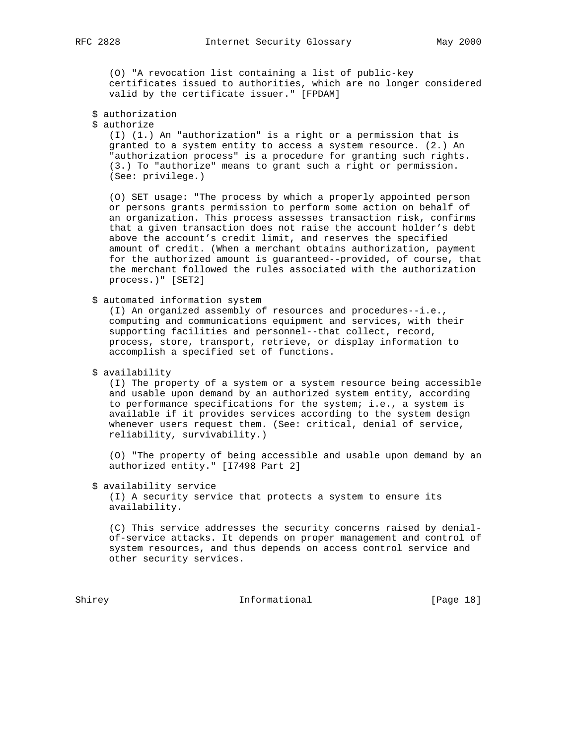(O) "A revocation list containing a list of public-key certificates issued to authorities, which are no longer considered valid by the certificate issuer." [FPDAM]

$ authorization
$ authorize

(I) (1.) An "authorization" is a right or a permission that is granted to a system entity to access a system resource. (2.) An "authorization process" is a procedure for granting such rights. (3.) To "authorize" means to grant such a right or permission. (See: privilege.)

(O) SET usage: "The process by which a properly appointed person or persons grants permission to perform some action on behalf of an organization. This process assesses transaction risk, confirms that a given transaction does not raise the account holder's debt above the account's credit limit, and reserves the specified amount of credit. (When a merchant obtains authorization, payment for the authorized amount is guaranteed--provided, of course, that the merchant followed the rules associated with the authorization process.)" [SET2]

$ automated information system

(I) An organized assembly of resources and procedures--i.e., computing and communications equipment and services, with their supporting facilities and personnel--that collect, record, process, store, transport, retrieve, or display information to accomplish a specified set of functions.

$ availability

(I) The property of a system or a system resource being accessible and usable upon demand by an authorized system entity, according to performance specifications for the system; i.e., a system is available if it provides services according to the system design whenever users request them. (See: critical, denial of service, reliability, survivability.)

(O) "The property of being accessible and usable upon demand by an authorized entity." [I7498 Part 2]

$ availability service

(I) A security service that protects a system to ensure its availability.

(C) This service addresses the security concerns raised by denial-of-service attacks. It depends on proper management and control of system resources, and thus depends on access control service and other security services.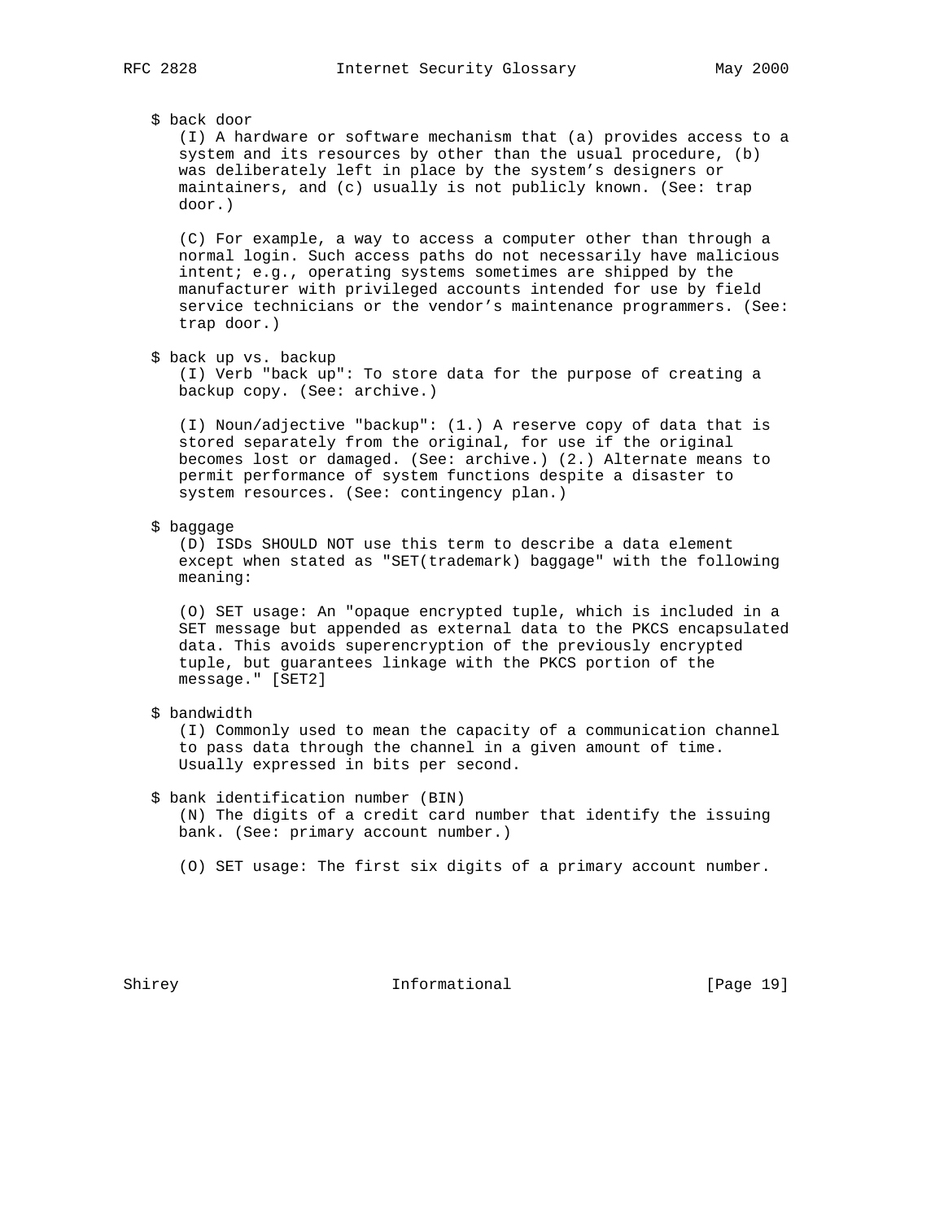$ back door

(I) A hardware or software mechanism that (a) provides access to a system and its resources by other than the usual procedure, (b) was deliberately left in place by the system's designers or maintainers, and (c) usually is not publicly known. (See: trap door.)

(C) For example, a way to access a computer other than through a normal login. Such access paths do not necessarily have malicious intent; e.g., operating systems sometimes are shipped by the manufacturer with privileged accounts intended for use by field service technicians or the vendor's maintenance programmers. (See: trap door.)

$ back up vs. backup

(I) Verb "back up": To store data for the purpose of creating a backup copy. (See: archive.)

(I) Noun/adjective "backup": (1.) A reserve copy of data that is stored separately from the original, for use if the original becomes lost or damaged. (See: archive.) (2.) Alternate means to permit performance of system functions despite a disaster to system resources. (See: contingency plan.)

$ baggage

(D) ISDs SHOULD NOT use this term to describe a data element except when stated as "SET(trademark) baggage" with the following meaning:

(O) SET usage: An "opaque encrypted tuple, which is included in a SET message but appended as external data to the PKCS encapsulated data. This avoids superencryption of the previously encrypted tuple, but guarantees linkage with the PKCS portion of the message." [SET2]

$ bandwidth

(I) Commonly used to mean the capacity of a communication channel to pass data through the channel in a given amount of time. Usually expressed in bits per second.

$ bank identification number (BIN)

(N) The digits of a credit card number that identify the issuing bank. (See: primary account number.)

(O) SET usage: The first six digits of a primary account number.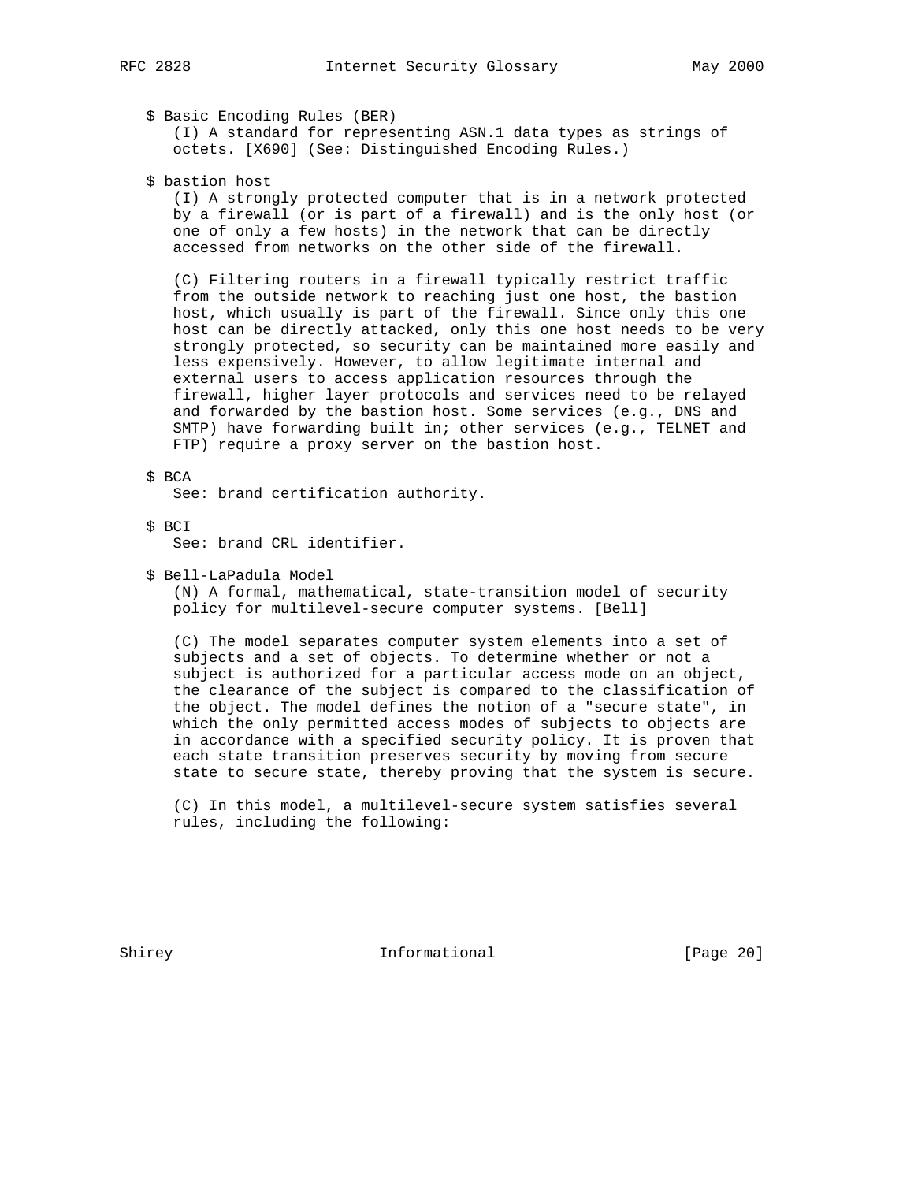$ Basic Encoding Rules (BER)

(I) A standard for representing ASN.1 data types as strings of octets. [X690] (See: Distinguished Encoding Rules.)

$ bastion host

(I) A strongly protected computer that is in a network protected by a firewall (or is part of a firewall) and is the only host (or one of only a few hosts) in the network that can be directly accessed from networks on the other side of the firewall.

(C) Filtering routers in a firewall typically restrict traffic from the outside network to reaching just one host, the bastion host, which usually is part of the firewall. Since only this one host can be directly attacked, only this one host needs to be very strongly protected, so security can be maintained more easily and less expensively. However, to allow legitimate internal and external users to access application resources through the firewall, higher layer protocols and services need to be relayed and forwarded by the bastion host. Some services (e.g., DNS and SMTP) have forwarding built in; other services (e.g., TELNET and FTP) require a proxy server on the bastion host.

$ BCA

See: brand certification authority.

$ BCI

See: brand CRL identifier.

$ Bell-LaPadula Model

(N) A formal, mathematical, state-transition model of security policy for multilevel-secure computer systems. [Bell]

(C) The model separates computer system elements into a set of subjects and a set of objects. To determine whether or not a subject is authorized for a particular access mode on an object, the clearance of the subject is compared to the classification of the object. The model defines the notion of a "secure state", in which the only permitted access modes of subjects to objects are in accordance with a specified security policy. It is proven that each state transition preserves security by moving from secure state to secure state, thereby proving that the system is secure.

(C) In this model, a multilevel-secure system satisfies several rules, including the following: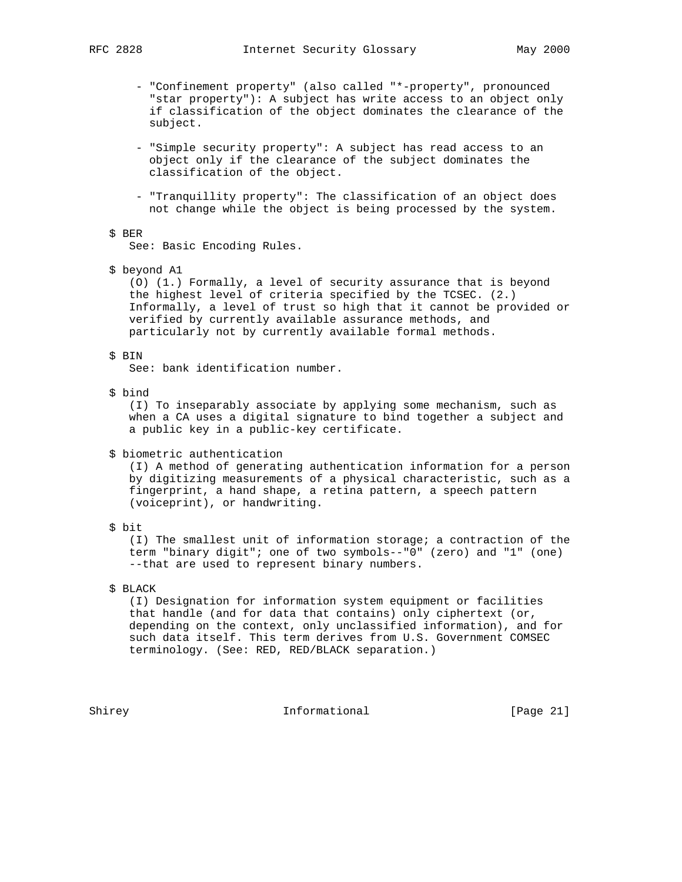- "Confinement property" (also called "*-property", pronounced "star property"): A subject has write access to an object only if classification of the object dominates the clearance of the subject.

- "Simple security property": A subject has read access to an object only if the clearance of the subject dominates the classification of the object.

- "Tranquillity property": The classification of an object does not change while the object is being processed by the system.

$ BER

See: Basic Encoding Rules.

$ beyond A1

(O) (1.) Formally, a level of security assurance that is beyond the highest level of criteria specified by the TCSEC. (2.) Informally, a level of trust so high that it cannot be provided or verified by currently available assurance methods, and particularly not by currently available formal methods.

$ BIN

See: bank identification number.

$ bind

(I) To inseparably associate by applying some mechanism, such as when a CA uses a digital signature to bind together a subject and a public key in a public-key certificate.

$ biometric authentication

(I) A method of generating authentication information for a person by digitizing measurements of a physical characteristic, such as a fingerprint, a hand shape, a retina pattern, a speech pattern (voiceprint), or handwriting.

$ bit

(I) The smallest unit of information storage; a contraction of the term "binary digit"; one of two symbols--"0" (zero) and "1" (one) --that are used to represent binary numbers.

$ BLACK

(I) Designation for information system equipment or facilities that handle (and for data that contains) only ciphertext (or, depending on the context, only unclassified information), and for such data itself. This term derives from U.S. Government COMSEC terminology. (See: RED, RED/BLACK separation.)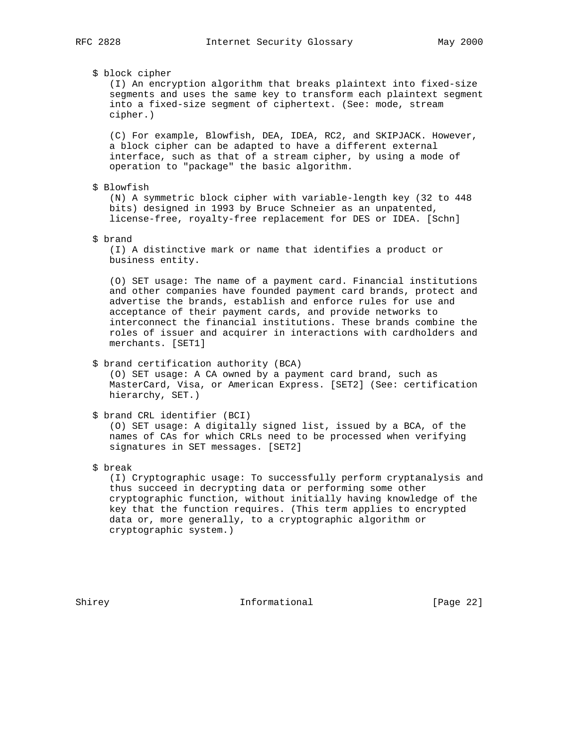$ block cipher

(I) An encryption algorithm that breaks plaintext into fixed-size segments and uses the same key to transform each plaintext segment into a fixed-size segment of ciphertext. (See: mode, stream cipher.)

(C) For example, Blowfish, DEA, IDEA, RC2, and SKIPJACK. However, a block cipher can be adapted to have a different external interface, such as that of a stream cipher, by using a mode of operation to "package" the basic algorithm.

$ Blowfish

(N) A symmetric block cipher with variable-length key (32 to 448 bits) designed in 1993 by Bruce Schneier as an unpatented, license-free, royalty-free replacement for DES or IDEA. [Schn]

$ brand

(I) A distinctive mark or name that identifies a product or business entity.

(O) SET usage: The name of a payment card. Financial institutions and other companies have founded payment card brands, protect and advertise the brands, establish and enforce rules for use and acceptance of their payment cards, and provide networks to interconnect the financial institutions. These brands combine the roles of issuer and acquirer in interactions with cardholders and merchants. [SET1]

$ brand certification authority (BCA)

(O) SET usage: A CA owned by a payment card brand, such as MasterCard, Visa, or American Express. [SET2] (See: certification hierarchy, SET.)

$ brand CRL identifier (BCI)

(O) SET usage: A digitally signed list, issued by a BCA, of the names of CAs for which CRLs need to be processed when verifying signatures in SET messages. [SET2]

$ break

(I) Cryptographic usage: To successfully perform cryptanalysis and thus succeed in decrypting data or performing some other cryptographic function, without initially having knowledge of the key that the function requires. (This term applies to encrypted data or, more generally, to a cryptographic algorithm or cryptographic system.)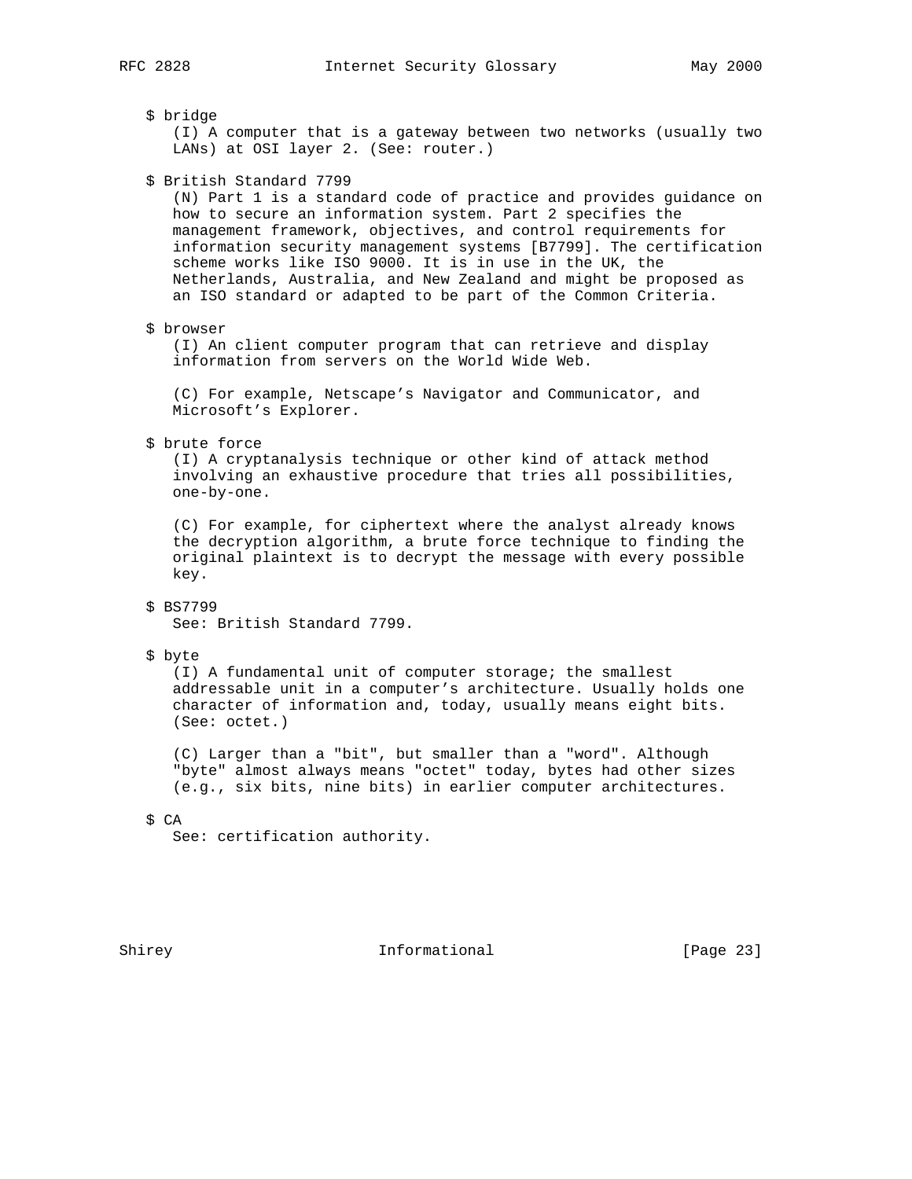$ bridge

(I) A computer that is a gateway between two networks (usually two LANs) at OSI layer 2. (See: router.)

$ British Standard 7799

(N) Part 1 is a standard code of practice and provides guidance on how to secure an information system. Part 2 specifies the management framework, objectives, and control requirements for information security management systems [B7799]. The certification scheme works like ISO 9000. It is in use in the UK, the Netherlands, Australia, and New Zealand and might be proposed as an ISO standard or adapted to be part of the Common Criteria.

$ browser

(I) An client computer program that can retrieve and display information from servers on the World Wide Web.

(C) For example, Netscape's Navigator and Communicator, and Microsoft's Explorer.

$ brute force

(I) A cryptanalysis technique or other kind of attack method involving an exhaustive procedure that tries all possibilities, one-by-one.

(C) For example, for ciphertext where the analyst already knows the decryption algorithm, a brute force technique to finding the original plaintext is to decrypt the message with every possible key.

$ BS7799

See: British Standard 7799.

$ byte

(I) A fundamental unit of computer storage; the smallest addressable unit in a computer's architecture. Usually holds one character of information and, today, usually means eight bits. (See: octet.)

(C) Larger than a "bit", but smaller than a "word". Although "byte" almost always means "octet" today, bytes had other sizes (e.g., six bits, nine bits) in earlier computer architectures.

$ CA

See: certification authority.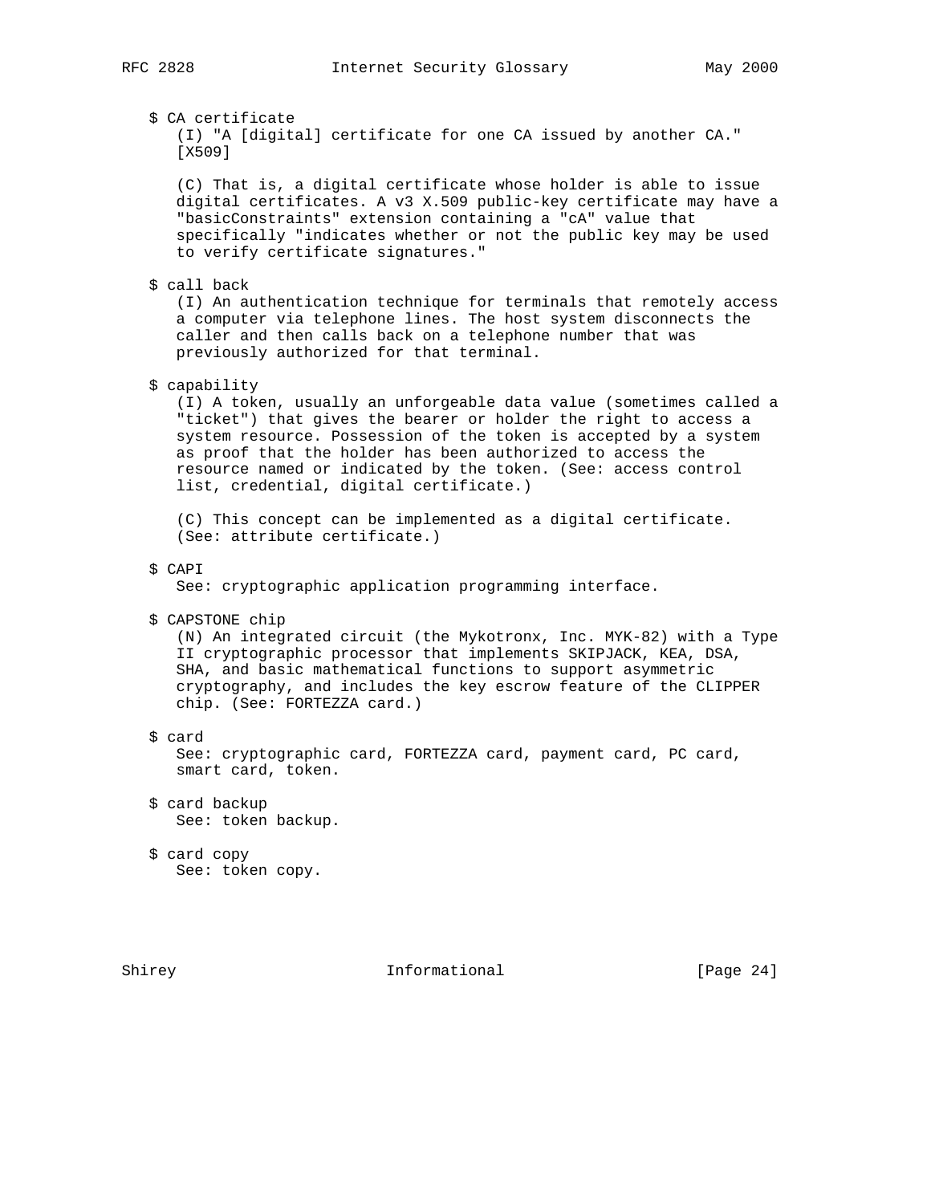$ CA certificate

(I) "A [digital] certificate for one CA issued by another CA." [X509]

(C) That is, a digital certificate whose holder is able to issue digital certificates. A v3 X.509 public-key certificate may have a "basicConstraints" extension containing a "cA" value that specifically "indicates whether or not the public key may be used to verify certificate signatures."

$ call back

(I) An authentication technique for terminals that remotely access a computer via telephone lines. The host system disconnects the caller and then calls back on a telephone number that was previously authorized for that terminal.

$ capability

(I) A token, usually an unforgeable data value (sometimes called a "ticket") that gives the bearer or holder the right to access a system resource. Possession of the token is accepted by a system as proof that the holder has been authorized to access the resource named or indicated by the token. (See: access control list, credential, digital certificate.)

(C) This concept can be implemented as a digital certificate. (See: attribute certificate.)

$ CAPI

See: cryptographic application programming interface.

$ CAPSTONE chip

(N) An integrated circuit (the Mykotronx, Inc. MYK-82) with a Type II cryptographic processor that implements SKIPJACK, KEA, DSA, SHA, and basic mathematical functions to support asymmetric cryptography, and includes the key escrow feature of the CLIPPER chip. (See: FORTEZZA card.)

$ card

See: cryptographic card, FORTEZZA card, payment card, PC card, smart card, token.

$ card backup

See: token backup.

$ card copy

See: token copy.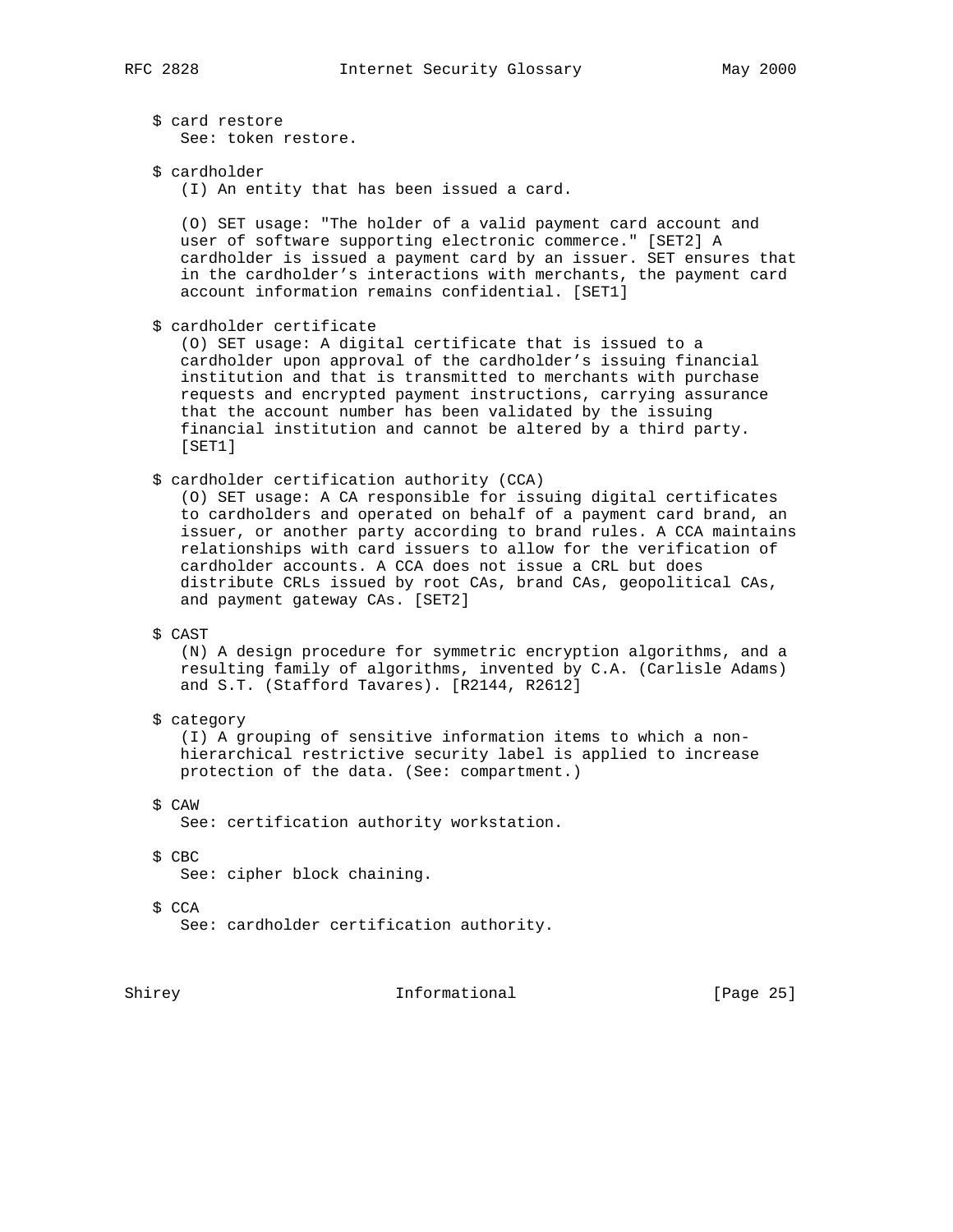$ card restore
See: token restore.

$ cardholder
(I) An entity that has been issued a card.

(O) SET usage: "The holder of a valid payment card account and user of software supporting electronic commerce." [SET2] A cardholder is issued a payment card by an issuer. SET ensures that in the cardholder's interactions with merchants, the payment card account information remains confidential. [SET1]

$ cardholder certificate
(O) SET usage: A digital certificate that is issued to a cardholder upon approval of the cardholder's issuing financial institution and that is transmitted to merchants with purchase requests and encrypted payment instructions, carrying assurance that the account number has been validated by the issuing financial institution and cannot be altered by a third party. [SET1]

$ cardholder certification authority (CCA)
(O) SET usage: A CA responsible for issuing digital certificates to cardholders and operated on behalf of a payment card brand, an issuer, or another party according to brand rules. A CCA maintains relationships with card issuers to allow for the verification of cardholder accounts. A CCA does not issue a CRL but does distribute CRLs issued by root CAs, brand CAs, geopolitical CAs, and payment gateway CAs. [SET2]

$ CAST
(N) A design procedure for symmetric encryption algorithms, and a resulting family of algorithms, invented by C.A. (Carlisle Adams) and S.T. (Stafford Tavares). [R2144, R2612]

$ category
(I) A grouping of sensitive information items to which a non-hierarchical restrictive security label is applied to increase protection of the data. (See: compartment.)

$ CAW
See: certification authority workstation.

$ CBC
See: cipher block chaining.

$ CCA
See: cardholder certification authority.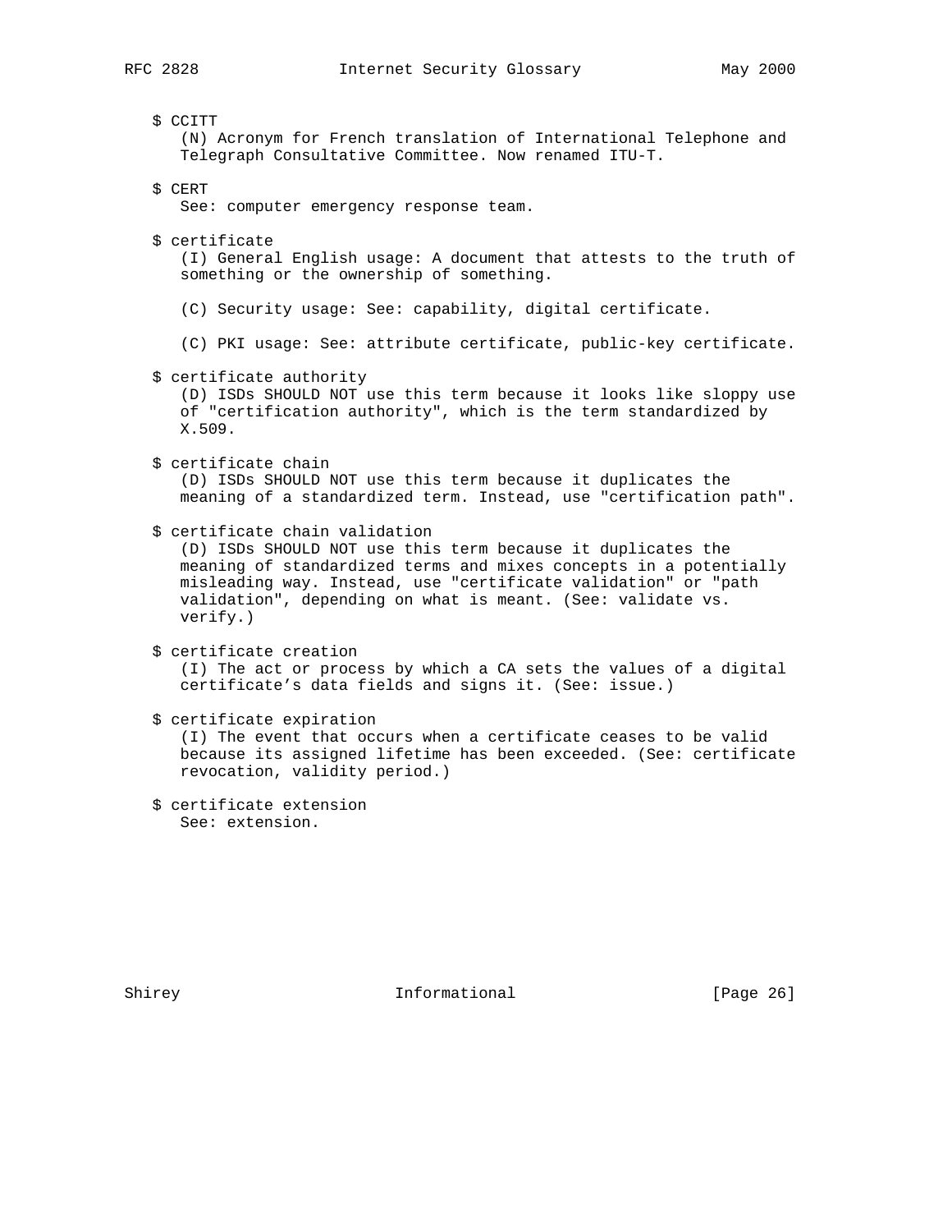$ CCITT
(N) Acronym for French translation of International Telephone and Telegraph Consultative Committee. Now renamed ITU-T.

$ CERT
See: computer emergency response team.

$ certificate
(I) General English usage: A document that attests to the truth of something or the ownership of something.

(C) Security usage: See: capability, digital certificate.

(C) PKI usage: See: attribute certificate, public-key certificate.

$ certificate authority
(D) ISDs SHOULD NOT use this term because it looks like sloppy use of "certification authority", which is the term standardized by X.509.

$ certificate chain
(D) ISDs SHOULD NOT use this term because it duplicates the meaning of a standardized term. Instead, use "certification path".

$ certificate chain validation
(D) ISDs SHOULD NOT use this term because it duplicates the meaning of standardized terms and mixes concepts in a potentially misleading way. Instead, use "certificate validation" or "path validation", depending on what is meant. (See: validate vs. verify.)

$ certificate creation
(I) The act or process by which a CA sets the values of a digital certificate's data fields and signs it. (See: issue.)

$ certificate expiration
(I) The event that occurs when a certificate ceases to be valid because its assigned lifetime has been exceeded. (See: certificate revocation, validity period.)

$ certificate extension
See: extension.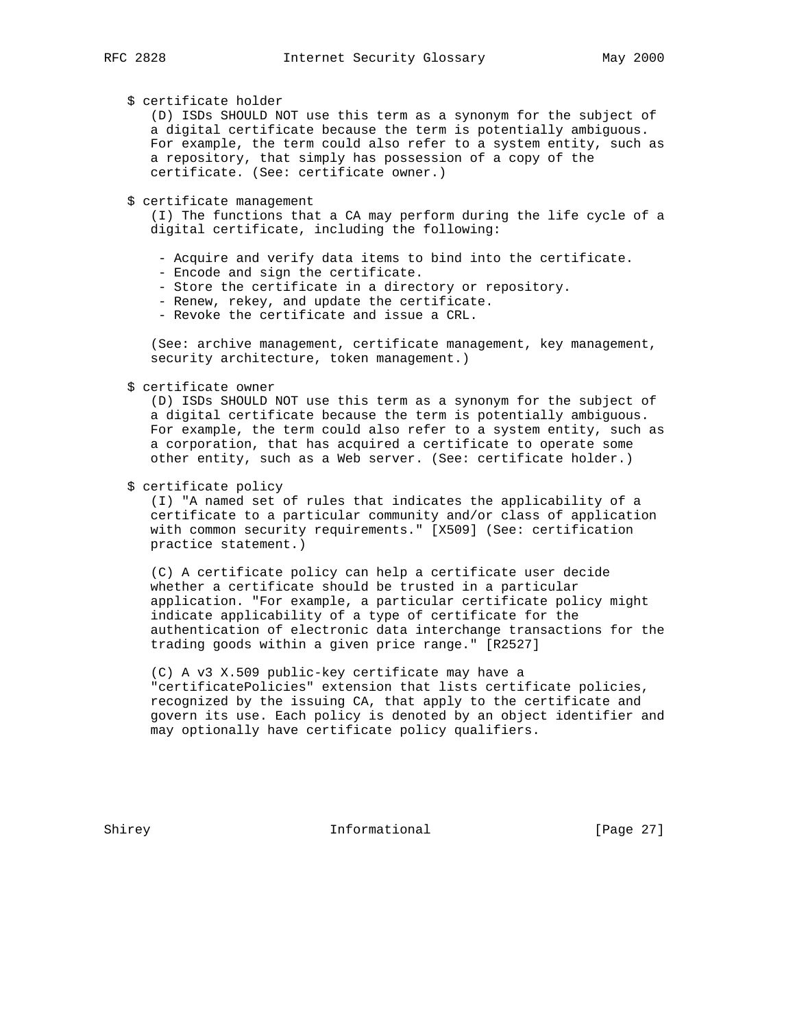$ certificate holder

(D) ISDs SHOULD NOT use this term as a synonym for the subject of a digital certificate because the term is potentially ambiguous. For example, the term could also refer to a system entity, such as a repository, that simply has possession of a copy of the certificate. (See: certificate owner.)

$ certificate management

(I) The functions that a CA may perform during the life cycle of a digital certificate, including the following:

- Acquire and verify data items to bind into the certificate.
- Encode and sign the certificate.
- Store the certificate in a directory or repository.
- Renew, rekey, and update the certificate.
- Revoke the certificate and issue a CRL.

(See: archive management, certificate management, key management, security architecture, token management.)

$ certificate owner

(D) ISDs SHOULD NOT use this term as a synonym for the subject of a digital certificate because the term is potentially ambiguous. For example, the term could also refer to a system entity, such as a corporation, that has acquired a certificate to operate some other entity, such as a Web server. (See: certificate holder.)

$ certificate policy

(I) "A named set of rules that indicates the applicability of a certificate to a particular community and/or class of application with common security requirements." [X509] (See: certification practice statement.)

(C) A certificate policy can help a certificate user decide whether a certificate should be trusted in a particular application. "For example, a particular certificate policy might indicate applicability of a type of certificate for the authentication of electronic data interchange transactions for the trading goods within a given price range." [R2527]

(C) A v3 X.509 public-key certificate may have a "certificatePolicies" extension that lists certificate policies, recognized by the issuing CA, that apply to the certificate and govern its use. Each policy is denoted by an object identifier and may optionally have certificate policy qualifiers.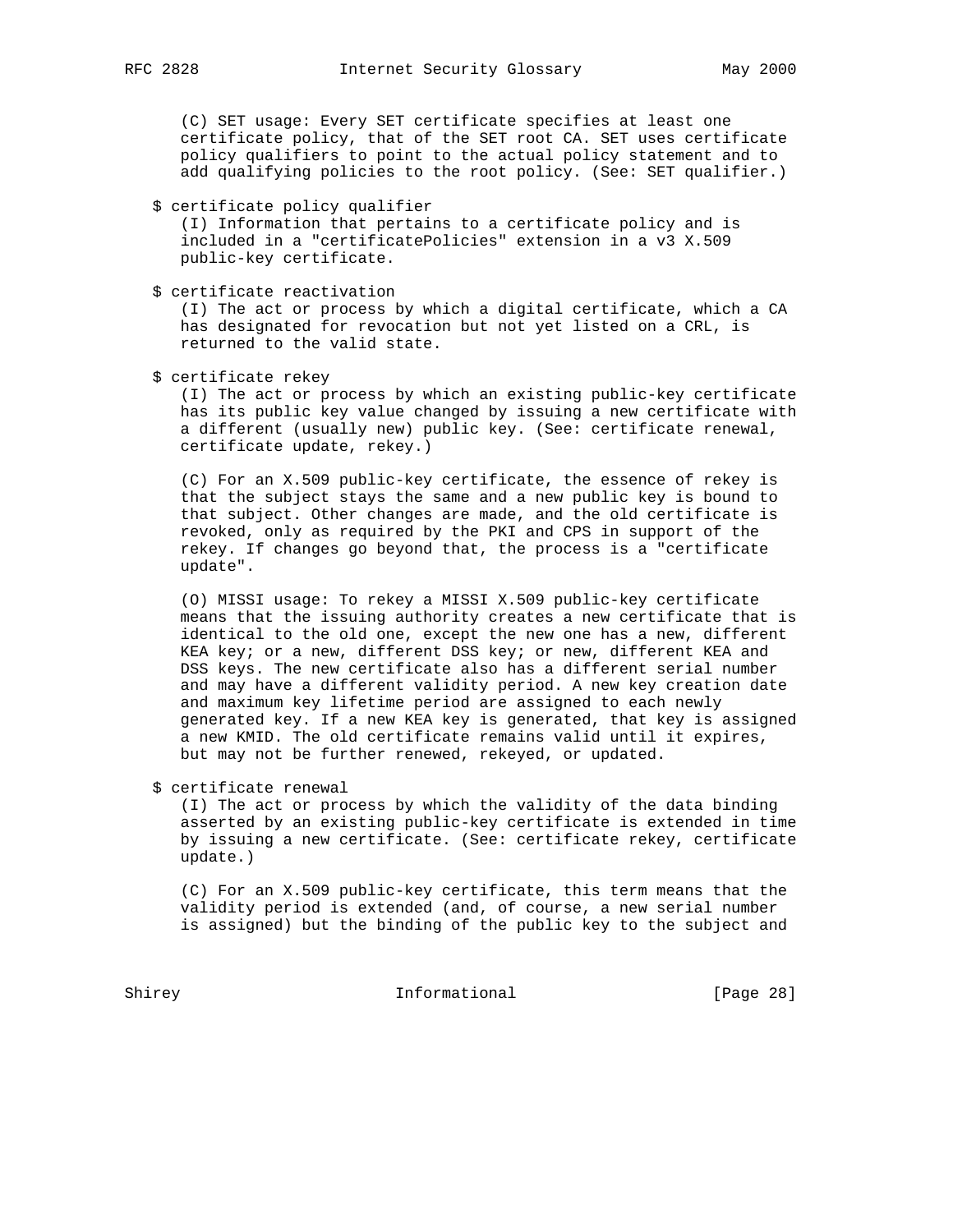(C) SET usage: Every SET certificate specifies at least one certificate policy, that of the SET root CA. SET uses certificate policy qualifiers to point to the actual policy statement and to add qualifying policies to the root policy. (See: SET qualifier.)

$ certificate policy qualifier

(I) Information that pertains to a certificate policy and is included in a "certificatePolicies" extension in a v3 X.509 public-key certificate.

$ certificate reactivation

(I) The act or process by which a digital certificate, which a CA has designated for revocation but not yet listed on a CRL, is returned to the valid state.

$ certificate rekey

(I) The act or process by which an existing public-key certificate has its public key value changed by issuing a new certificate with a different (usually new) public key. (See: certificate renewal, certificate update, rekey.)

(C) For an X.509 public-key certificate, the essence of rekey is that the subject stays the same and a new public key is bound to that subject. Other changes are made, and the old certificate is revoked, only as required by the PKI and CPS in support of the rekey. If changes go beyond that, the process is a "certificate update".

(O) MISSI usage: To rekey a MISSI X.509 public-key certificate means that the issuing authority creates a new certificate that is identical to the old one, except the new one has a new, different KEA key; or a new, different DSS key; or new, different KEA and DSS keys. The new certificate also has a different serial number and may have a different validity period. A new key creation date and maximum key lifetime period are assigned to each newly generated key. If a new KEA key is generated, that key is assigned a new KMID. The old certificate remains valid until it expires, but may not be further renewed, rekeyed, or updated.

$ certificate renewal

(I) The act or process by which the validity of the data binding asserted by an existing public-key certificate is extended in time by issuing a new certificate. (See: certificate rekey, certificate update.)

(C) For an X.509 public-key certificate, this term means that the validity period is extended (and, of course, a new serial number is assigned) but the binding of the public key to the subject and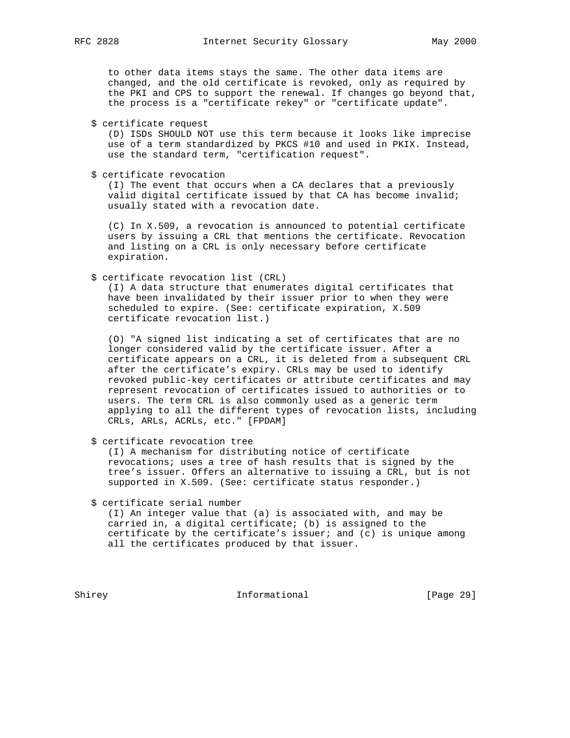to other data items stays the same. The other data items are changed, and the old certificate is revoked, only as required by the PKI and CPS to support the renewal. If changes go beyond that, the process is a "certificate rekey" or "certificate update".

$ certificate request

(D) ISDs SHOULD NOT use this term because it looks like imprecise use of a term standardized by PKCS #10 and used in PKIX. Instead, use the standard term, "certification request".

$ certificate revocation

(I) The event that occurs when a CA declares that a previously valid digital certificate issued by that CA has become invalid; usually stated with a revocation date.

(C) In X.509, a revocation is announced to potential certificate users by issuing a CRL that mentions the certificate. Revocation and listing on a CRL is only necessary before certificate expiration.

$ certificate revocation list (CRL)

(I) A data structure that enumerates digital certificates that have been invalidated by their issuer prior to when they were scheduled to expire. (See: certificate expiration, X.509 certificate revocation list.)

(O) "A signed list indicating a set of certificates that are no longer considered valid by the certificate issuer. After a certificate appears on a CRL, it is deleted from a subsequent CRL after the certificate's expiry. CRLs may be used to identify revoked public-key certificates or attribute certificates and may represent revocation of certificates issued to authorities or to users. The term CRL is also commonly used as a generic term applying to all the different types of revocation lists, including CRLs, ARLs, ACRLs, etc." [FPDAM]

$ certificate revocation tree

(I) A mechanism for distributing notice of certificate revocations; uses a tree of hash results that is signed by the tree's issuer. Offers an alternative to issuing a CRL, but is not supported in X.509. (See: certificate status responder.)

$ certificate serial number

(I) An integer value that (a) is associated with, and may be carried in, a digital certificate; (b) is assigned to the certificate by the certificate's issuer; and (c) is unique among all the certificates produced by that issuer.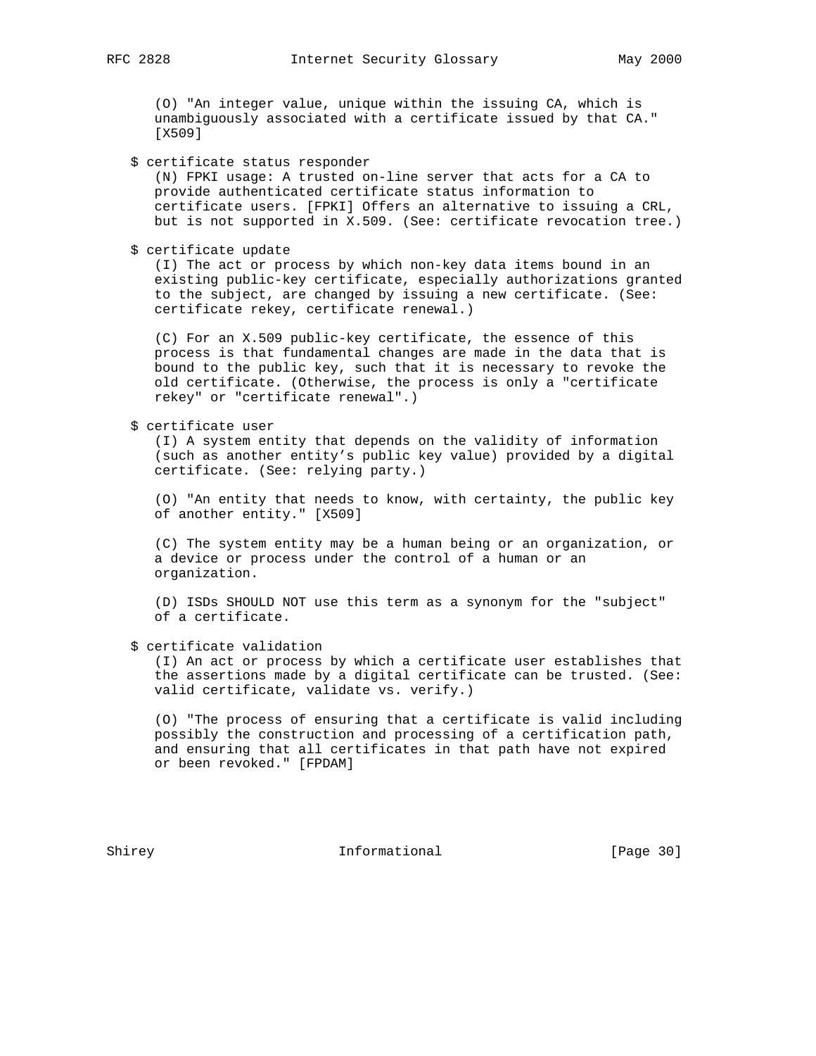(O) "An integer value, unique within the issuing CA, which is unambiguously associated with a certificate issued by that CA." [X509]

$ certificate status responder

(N) FPKI usage: A trusted on-line server that acts for a CA to provide authenticated certificate status information to certificate users. [FPKI] Offers an alternative to issuing a CRL, but is not supported in X.509. (See: certificate revocation tree.)

$ certificate update

(I) The act or process by which non-key data items bound in an existing public-key certificate, especially authorizations granted to the subject, are changed by issuing a new certificate. (See: certificate rekey, certificate renewal.)

(C) For an X.509 public-key certificate, the essence of this process is that fundamental changes are made in the data that is bound to the public key, such that it is necessary to revoke the old certificate. (Otherwise, the process is only a "certificate rekey" or "certificate renewal".)

$ certificate user

(I) A system entity that depends on the validity of information (such as another entity's public key value) provided by a digital certificate. (See: relying party.)

(O) "An entity that needs to know, with certainty, the public key of another entity." [X509]

(C) The system entity may be a human being or an organization, or a device or process under the control of a human or an organization.

(D) ISDs SHOULD NOT use this term as a synonym for the "subject" of a certificate.

$ certificate validation

(I) An act or process by which a certificate user establishes that the assertions made by a digital certificate can be trusted. (See: valid certificate, validate vs. verify.)

(O) "The process of ensuring that a certificate is valid including possibly the construction and processing of a certification path, and ensuring that all certificates in that path have not expired or been revoked." [FPDAM]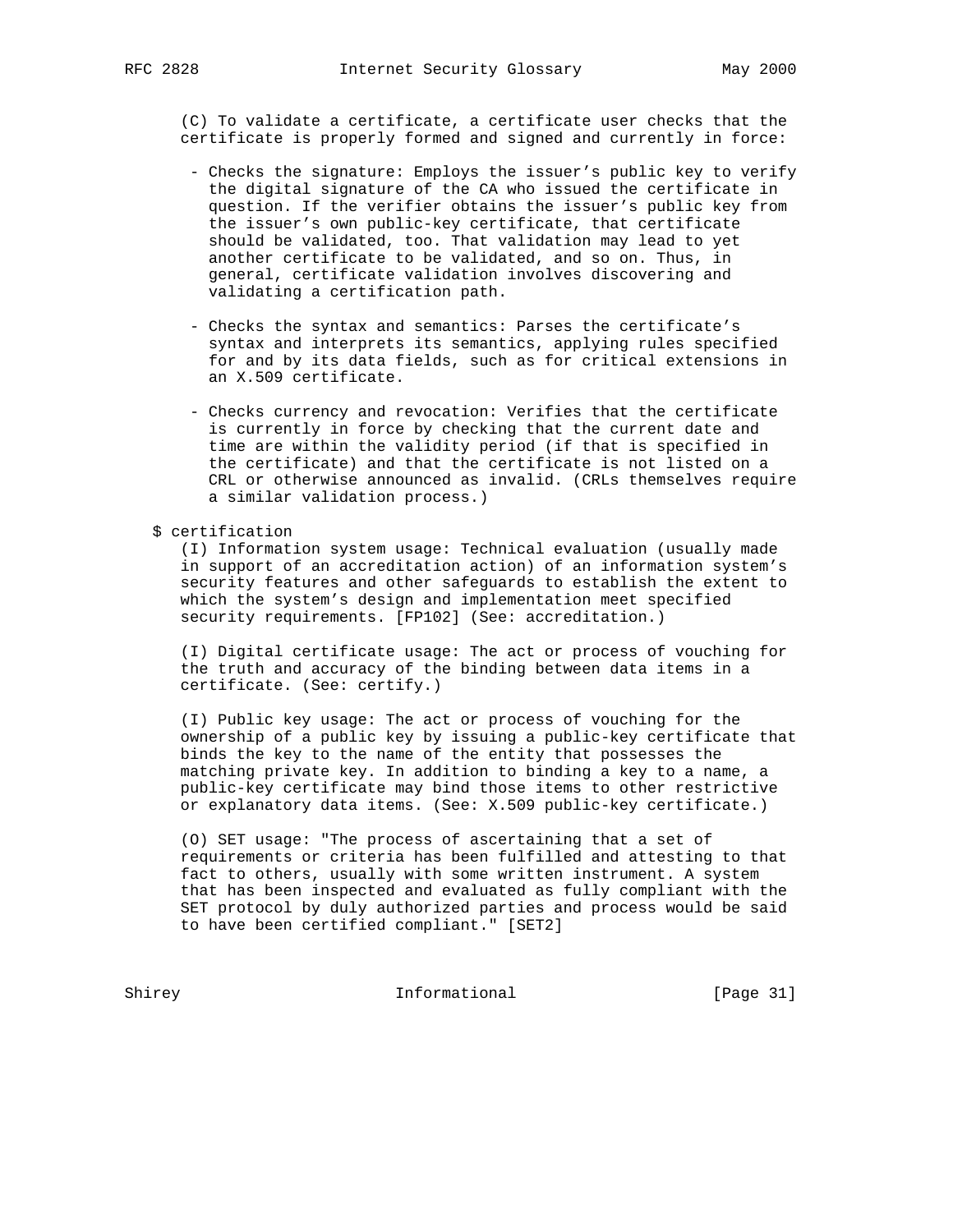(C) To validate a certificate, a certificate user checks that the certificate is properly formed and signed and currently in force:

- Checks the signature: Employs the issuer's public key to verify the digital signature of the CA who issued the certificate in question. If the verifier obtains the issuer's public key from the issuer's own public-key certificate, that certificate should be validated, too. That validation may lead to yet another certificate to be validated, and so on. Thus, in general, certificate validation involves discovering and validating a certification path.

- Checks the syntax and semantics: Parses the certificate's syntax and interprets its semantics, applying rules specified for and by its data fields, such as for critical extensions in an X.509 certificate.

- Checks currency and revocation: Verifies that the certificate is currently in force by checking that the current date and time are within the validity period (if that is specified in the certificate) and that the certificate is not listed on a CRL or otherwise announced as invalid. (CRLs themselves require a similar validation process.)

$ certification

(I) Information system usage: Technical evaluation (usually made in support of an accreditation action) of an information system's security features and other safeguards to establish the extent to which the system's design and implementation meet specified security requirements. [FP102] (See: accreditation.)

(I) Digital certificate usage: The act or process of vouching for the truth and accuracy of the binding between data items in a certificate. (See: certify.)

(I) Public key usage: The act or process of vouching for the ownership of a public key by issuing a public-key certificate that binds the key to the name of the entity that possesses the matching private key. In addition to binding a key to a name, a public-key certificate may bind those items to other restrictive or explanatory data items. (See: X.509 public-key certificate.)

(O) SET usage: "The process of ascertaining that a set of requirements or criteria has been fulfilled and attesting to that fact to others, usually with some written instrument. A system that has been inspected and evaluated as fully compliant with the SET protocol by duly authorized parties and process would be said to have been certified compliant." [SET2]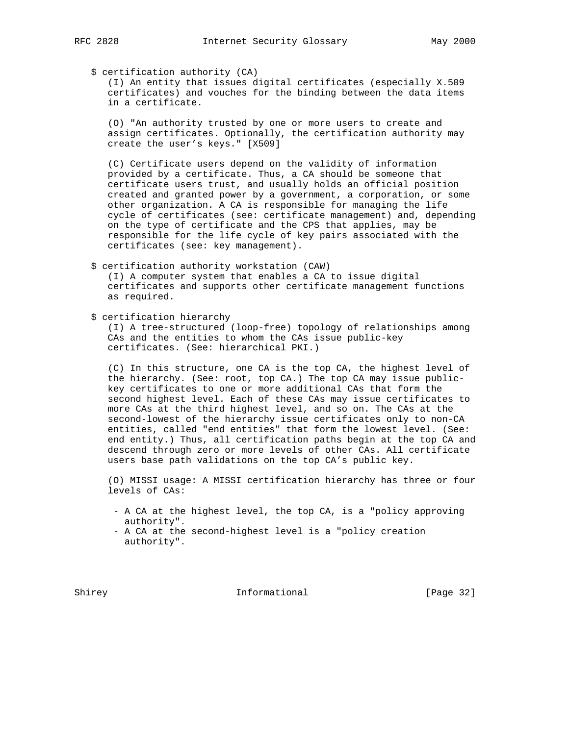$ certification authority (CA)

(I) An entity that issues digital certificates (especially X.509 certificates) and vouches for the binding between the data items in a certificate.

(O) "An authority trusted by one or more users to create and assign certificates. Optionally, the certification authority may create the user's keys." [X509]

(C) Certificate users depend on the validity of information provided by a certificate. Thus, a CA should be someone that certificate users trust, and usually holds an official position created and granted power by a government, a corporation, or some other organization. A CA is responsible for managing the life cycle of certificates (see: certificate management) and, depending on the type of certificate and the CPS that applies, may be responsible for the life cycle of key pairs associated with the certificates (see: key management).

$ certification authority workstation (CAW)

(I) A computer system that enables a CA to issue digital certificates and supports other certificate management functions as required.

$ certification hierarchy

(I) A tree-structured (loop-free) topology of relationships among CAs and the entities to whom the CAs issue public-key certificates. (See: hierarchical PKI.)

(C) In this structure, one CA is the top CA, the highest level of the hierarchy. (See: root, top CA.) The top CA may issue public-key certificates to one or more additional CAs that form the second highest level. Each of these CAs may issue certificates to more CAs at the third highest level, and so on. The CAs at the second-lowest of the hierarchy issue certificates only to non-CA entities, called "end entities" that form the lowest level. (See: end entity.) Thus, all certification paths begin at the top CA and descend through zero or more levels of other CAs. All certificate users base path validations on the top CA's public key.

(O) MISSI usage: A MISSI certification hierarchy has three or four levels of CAs:

- A CA at the highest level, the top CA, is a "policy approving authority".
- A CA at the second-highest level is a "policy creation authority".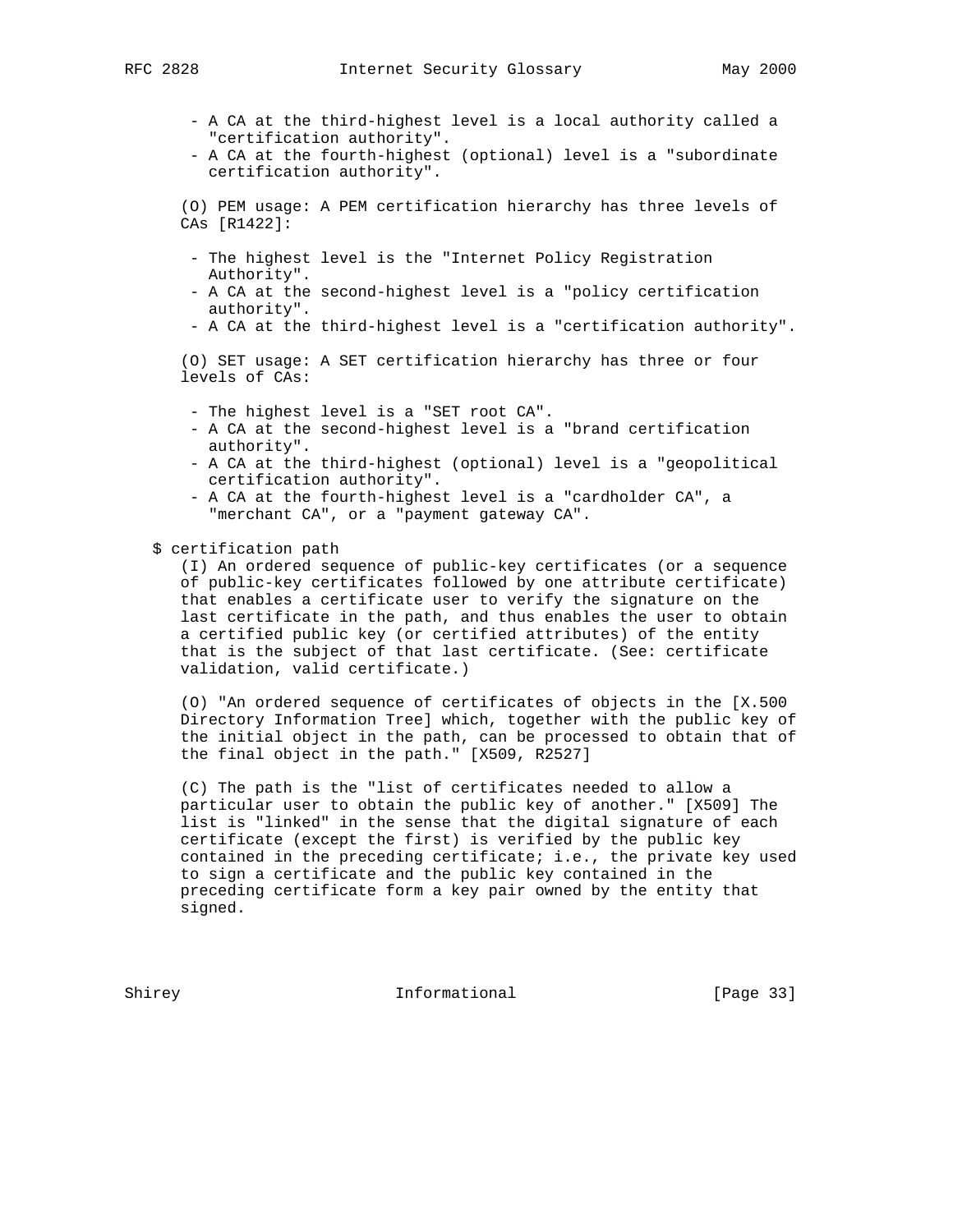- A CA at the third-highest level is a local authority called a "certification authority".
- A CA at the fourth-highest (optional) level is a "subordinate certification authority".

(O) PEM usage: A PEM certification hierarchy has three levels of CAs [R1422]:

- The highest level is the "Internet Policy Registration Authority".
- A CA at the second-highest level is a "policy certification authority".
- A CA at the third-highest level is a "certification authority".

(O) SET usage: A SET certification hierarchy has three or four levels of CAs:

- The highest level is a "SET root CA".
- A CA at the second-highest level is a "brand certification authority".
- A CA at the third-highest (optional) level is a "geopolitical certification authority".
- A CA at the fourth-highest level is a "cardholder CA", a "merchant CA", or a "payment gateway CA".

$ certification path

(I) An ordered sequence of public-key certificates (or a sequence of public-key certificates followed by one attribute certificate) that enables a certificate user to verify the signature on the last certificate in the path, and thus enables the user to obtain a certified public key (or certified attributes) of the entity that is the subject of that last certificate. (See: certificate validation, valid certificate.)

(O) "An ordered sequence of certificates of objects in the [X.500 Directory Information Tree] which, together with the public key of the initial object in the path, can be processed to obtain that of the final object in the path." [X509, R2527]

(C) The path is the "list of certificates needed to allow a particular user to obtain the public key of another." [X509] The list is "linked" in the sense that the digital signature of each certificate (except the first) is verified by the public key contained in the preceding certificate; i.e., the private key used to sign a certificate and the public key contained in the preceding certificate form a key pair owned by the entity that signed.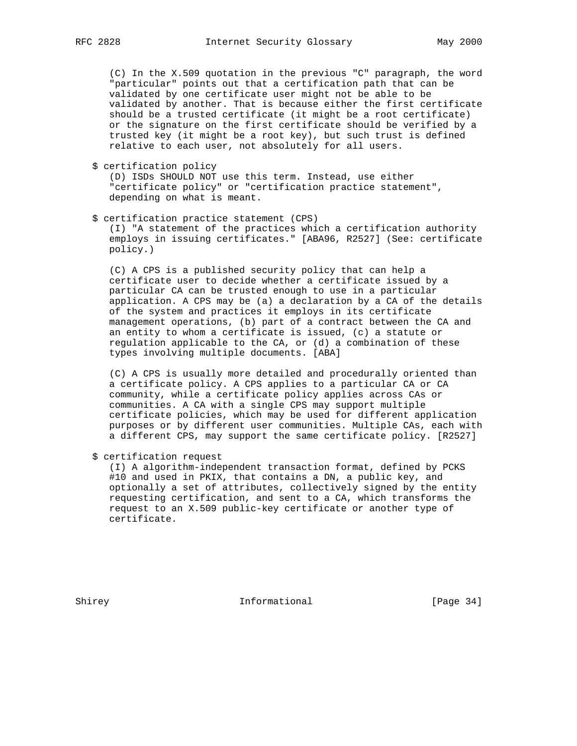(C) In the X.509 quotation in the previous "C" paragraph, the word "particular" points out that a certification path that can be validated by one certificate user might not be able to be validated by another. That is because either the first certificate should be a trusted certificate (it might be a root certificate) or the signature on the first certificate should be verified by a trusted key (it might be a root key), but such trust is defined relative to each user, not absolutely for all users.

$ certification policy

(D) ISDs SHOULD NOT use this term. Instead, use either "certificate policy" or "certification practice statement", depending on what is meant.

$ certification practice statement (CPS)

(I) "A statement of the practices which a certification authority employs in issuing certificates." [ABA96, R2527] (See: certificate policy.)

(C) A CPS is a published security policy that can help a certificate user to decide whether a certificate issued by a particular CA can be trusted enough to use in a particular application. A CPS may be (a) a declaration by a CA of the details of the system and practices it employs in its certificate management operations, (b) part of a contract between the CA and an entity to whom a certificate is issued, (c) a statute or regulation applicable to the CA, or (d) a combination of these types involving multiple documents. [ABA]

(C) A CPS is usually more detailed and procedurally oriented than a certificate policy. A CPS applies to a particular CA or CA community, while a certificate policy applies across CAs or communities. A CA with a single CPS may support multiple certificate policies, which may be used for different application purposes or by different user communities. Multiple CAs, each with a different CPS, may support the same certificate policy. [R2527]

$ certification request

(I) A algorithm-independent transaction format, defined by PCKS #10 and used in PKIX, that contains a DN, a public key, and optionally a set of attributes, collectively signed by the entity requesting certification, and sent to a CA, which transforms the request to an X.509 public-key certificate or another type of certificate.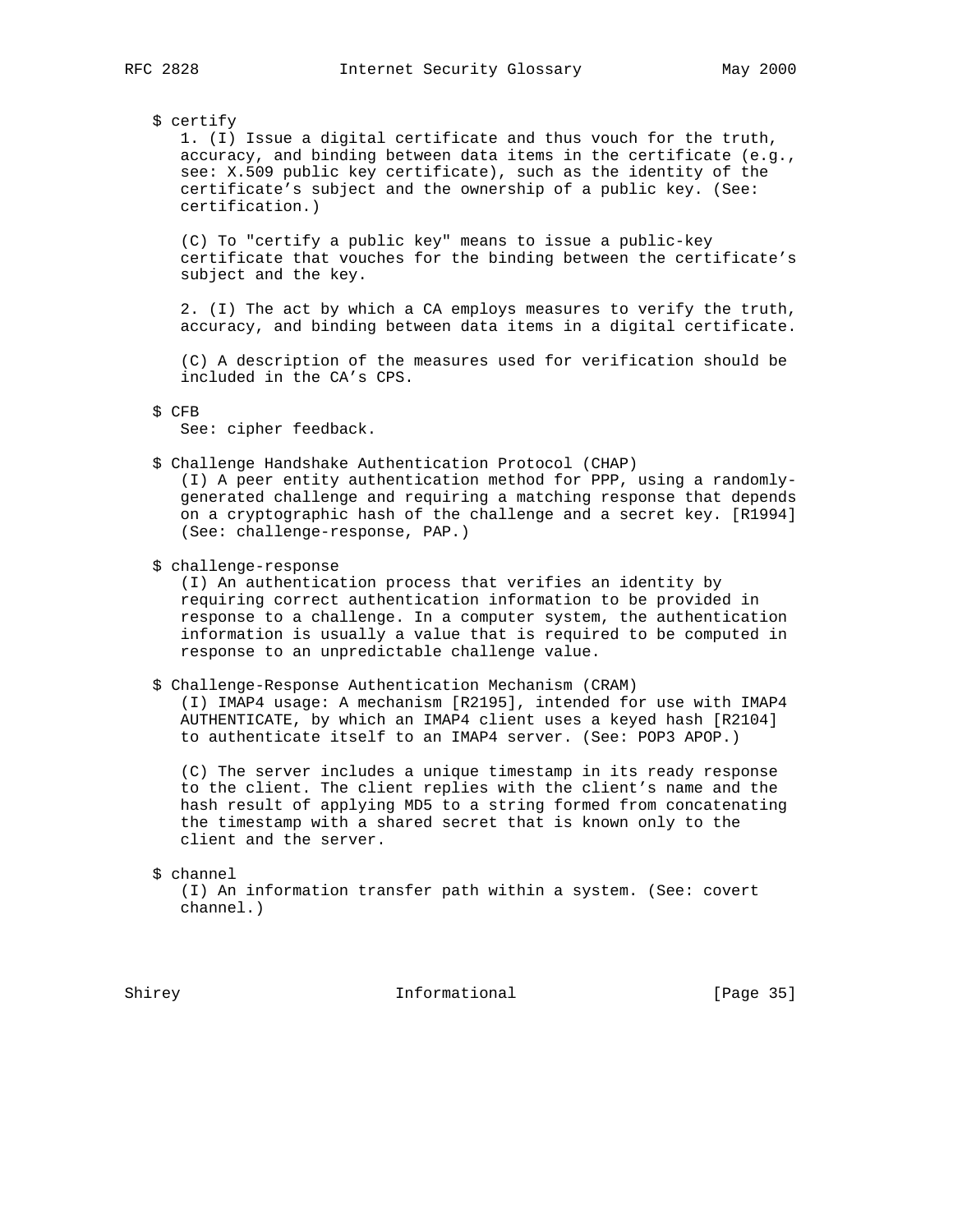$ certify

1. (I) Issue a digital certificate and thus vouch for the truth, accuracy, and binding between data items in the certificate (e.g., see: X.509 public key certificate), such as the identity of the certificate's subject and the ownership of a public key. (See: certification.)

(C) To "certify a public key" means to issue a public-key certificate that vouches for the binding between the certificate's subject and the key.

2. (I) The act by which a CA employs measures to verify the truth, accuracy, and binding between data items in a digital certificate.

(C) A description of the measures used for verification should be included in the CA's CPS.

$ CFB

See: cipher feedback.

$ Challenge Handshake Authentication Protocol (CHAP)

(I) A peer entity authentication method for PPP, using a randomly-generated challenge and requiring a matching response that depends on a cryptographic hash of the challenge and a secret key. [R1994] (See: challenge-response, PAP.)

$ challenge-response

(I) An authentication process that verifies an identity by requiring correct authentication information to be provided in response to a challenge. In a computer system, the authentication information is usually a value that is required to be computed in response to an unpredictable challenge value.

$ Challenge-Response Authentication Mechanism (CRAM)

(I) IMAP4 usage: A mechanism [R2195], intended for use with IMAP4 AUTHENTICATE, by which an IMAP4 client uses a keyed hash [R2104] to authenticate itself to an IMAP4 server. (See: POP3 APOP.)

(C) The server includes a unique timestamp in its ready response to the client. The client replies with the client's name and the hash result of applying MD5 to a string formed from concatenating the timestamp with a shared secret that is known only to the client and the server.

$ channel

(I) An information transfer path within a system. (See: covert channel.)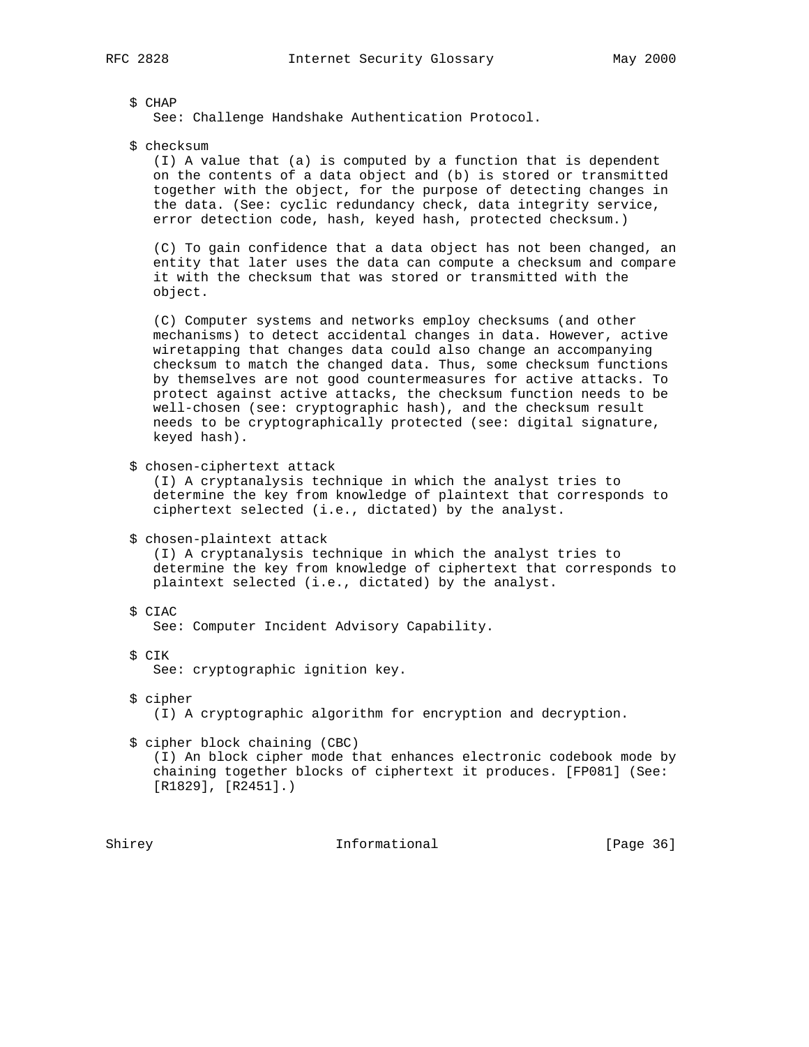$ CHAP
See: Challenge Handshake Authentication Protocol.

$ checksum
(I) A value that (a) is computed by a function that is dependent on the contents of a data object and (b) is stored or transmitted together with the object, for the purpose of detecting changes in the data. (See: cyclic redundancy check, data integrity service, error detection code, hash, keyed hash, protected checksum.)

(C) To gain confidence that a data object has not been changed, an entity that later uses the data can compute a checksum and compare it with the checksum that was stored or transmitted with the object.

(C) Computer systems and networks employ checksums (and other mechanisms) to detect accidental changes in data. However, active wiretapping that changes data could also change an accompanying checksum to match the changed data. Thus, some checksum functions by themselves are not good countermeasures for active attacks. To protect against active attacks, the checksum function needs to be well-chosen (see: cryptographic hash), and the checksum result needs to be cryptographically protected (see: digital signature, keyed hash).

$ chosen-ciphertext attack
(I) A cryptanalysis technique in which the analyst tries to determine the key from knowledge of plaintext that corresponds to ciphertext selected (i.e., dictated) by the analyst.

$ chosen-plaintext attack
(I) A cryptanalysis technique in which the analyst tries to determine the key from knowledge of ciphertext that corresponds to plaintext selected (i.e., dictated) by the analyst.

$ CIAC
See: Computer Incident Advisory Capability.

$ CIK
See: cryptographic ignition key.

$ cipher
(I) A cryptographic algorithm for encryption and decryption.

$ cipher block chaining (CBC)
(I) An block cipher mode that enhances electronic codebook mode by chaining together blocks of ciphertext it produces. [FP081] (See: [R1829], [R2451].)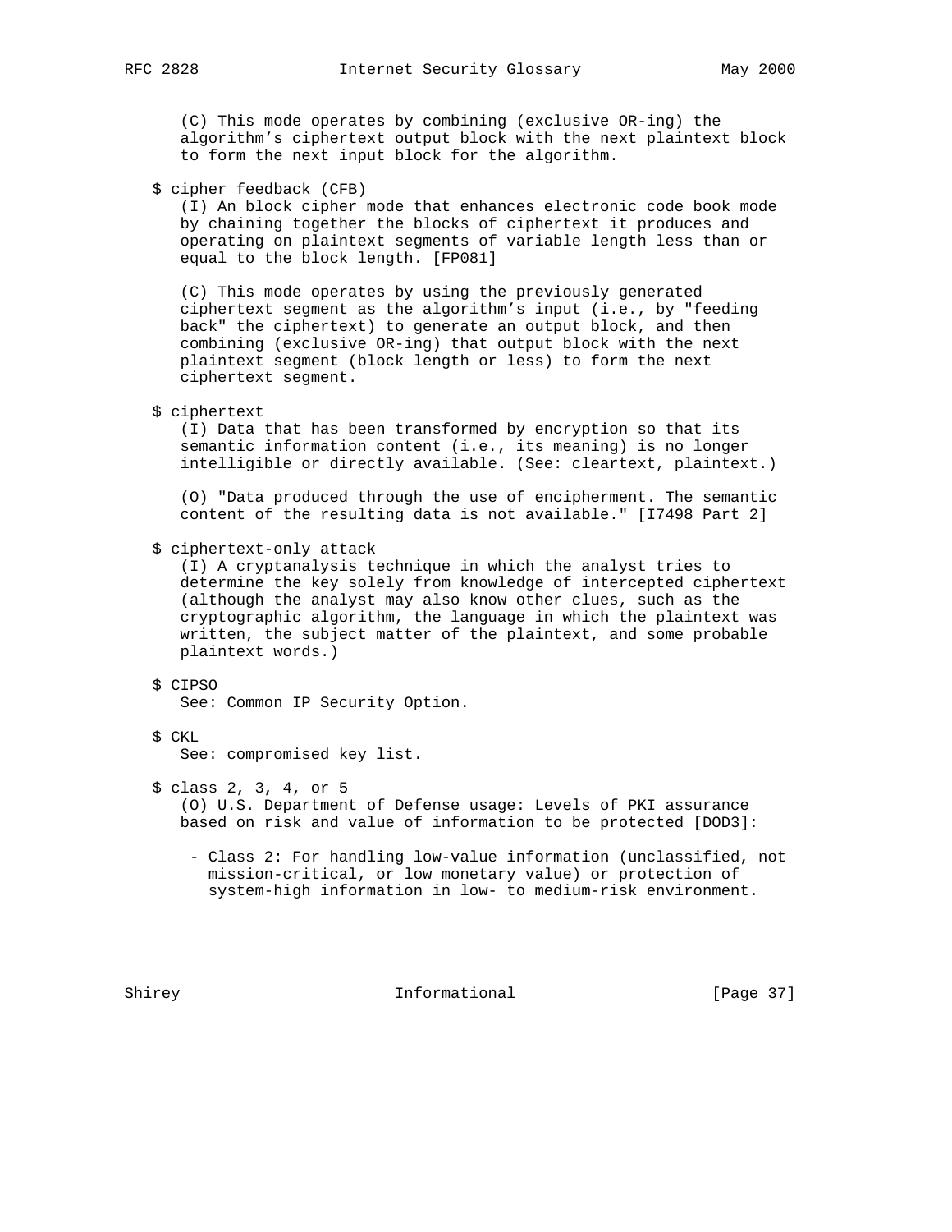(C) This mode operates by combining (exclusive OR-ing) the algorithm's ciphertext output block with the next plaintext block to form the next input block for the algorithm.

$ cipher feedback (CFB)

(I) An block cipher mode that enhances electronic code book mode by chaining together the blocks of ciphertext it produces and operating on plaintext segments of variable length less than or equal to the block length. [FP081]

(C) This mode operates by using the previously generated ciphertext segment as the algorithm's input (i.e., by "feeding back" the ciphertext) to generate an output block, and then combining (exclusive OR-ing) that output block with the next plaintext segment (block length or less) to form the next ciphertext segment.

$ ciphertext

(I) Data that has been transformed by encryption so that its semantic information content (i.e., its meaning) is no longer intelligible or directly available. (See: cleartext, plaintext.)

(O) "Data produced through the use of encipherment. The semantic content of the resulting data is not available." [I7498 Part 2]

$ ciphertext-only attack

(I) A cryptanalysis technique in which the analyst tries to determine the key solely from knowledge of intercepted ciphertext (although the analyst may also know other clues, such as the cryptographic algorithm, the language in which the plaintext was written, the subject matter of the plaintext, and some probable plaintext words.)

$ CIPSO

See: Common IP Security Option.

$ CKL

See: compromised key list.

$ class 2, 3, 4, or 5

(O) U.S. Department of Defense usage: Levels of PKI assurance based on risk and value of information to be protected [DOD3]:

- Class 2: For handling low-value information (unclassified, not mission-critical, or low monetary value) or protection of system-high information in low- to medium-risk environment.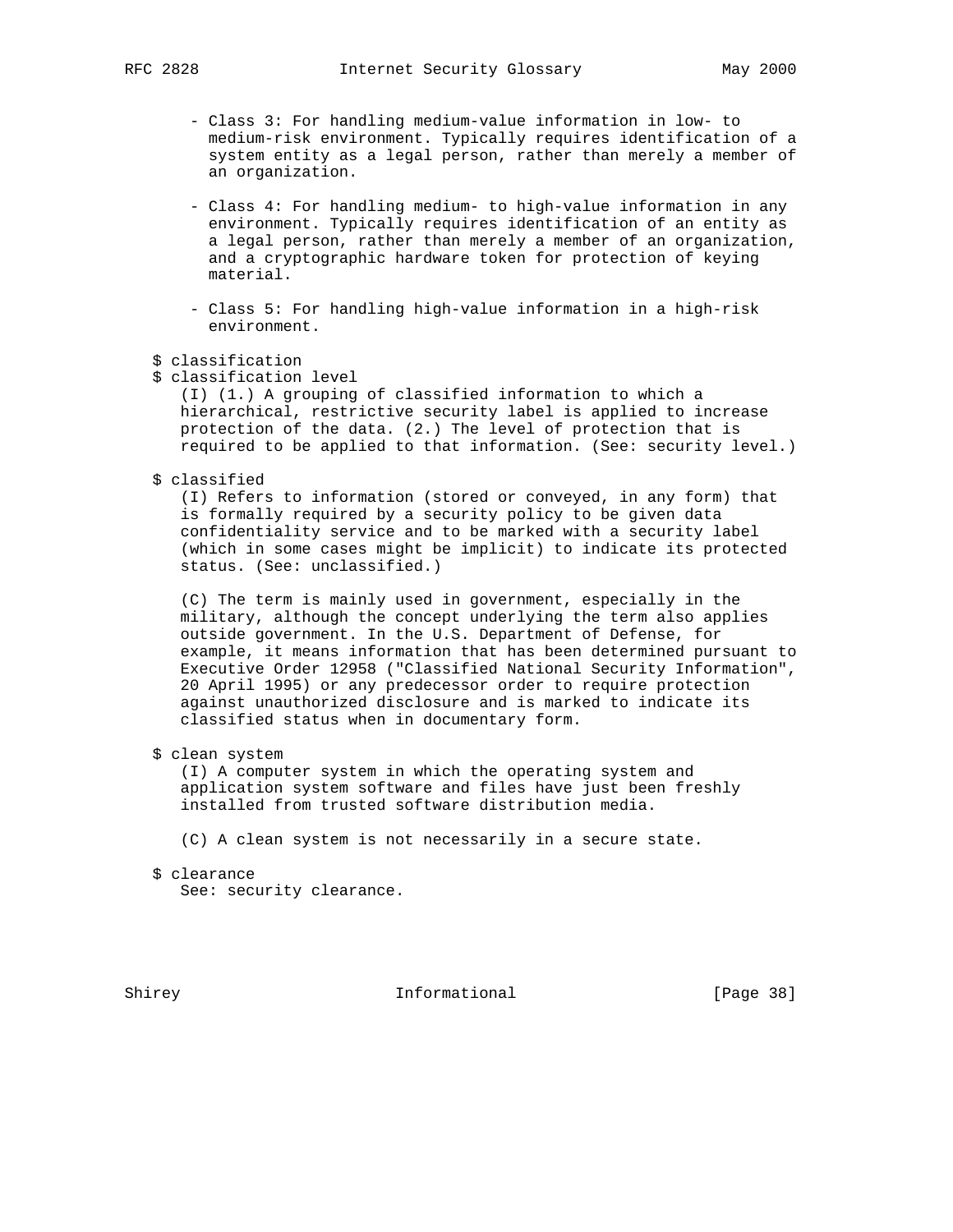- Class 3: For handling medium-value information in low- to medium-risk environment. Typically requires identification of a system entity as a legal person, rather than merely a member of an organization.

- Class 4: For handling medium- to high-value information in any environment. Typically requires identification of an entity as a legal person, rather than merely a member of an organization, and a cryptographic hardware token for protection of keying material.

- Class 5: For handling high-value information in a high-risk environment.

$ classification
$ classification level

(I) (1.) A grouping of classified information to which a hierarchical, restrictive security label is applied to increase protection of the data. (2.) The level of protection that is required to be applied to that information. (See: security level.)

$ classified

(I) Refers to information (stored or conveyed, in any form) that is formally required by a security policy to be given data confidentiality service and to be marked with a security label (which in some cases might be implicit) to indicate its protected status. (See: unclassified.)

(C) The term is mainly used in government, especially in the military, although the concept underlying the term also applies outside government. In the U.S. Department of Defense, for example, it means information that has been determined pursuant to Executive Order 12958 ("Classified National Security Information", 20 April 1995) or any predecessor order to require protection against unauthorized disclosure and is marked to indicate its classified status when in documentary form.

$ clean system

(I) A computer system in which the operating system and application system software and files have just been freshly installed from trusted software distribution media.

(C) A clean system is not necessarily in a secure state.

$ clearance

See: security clearance.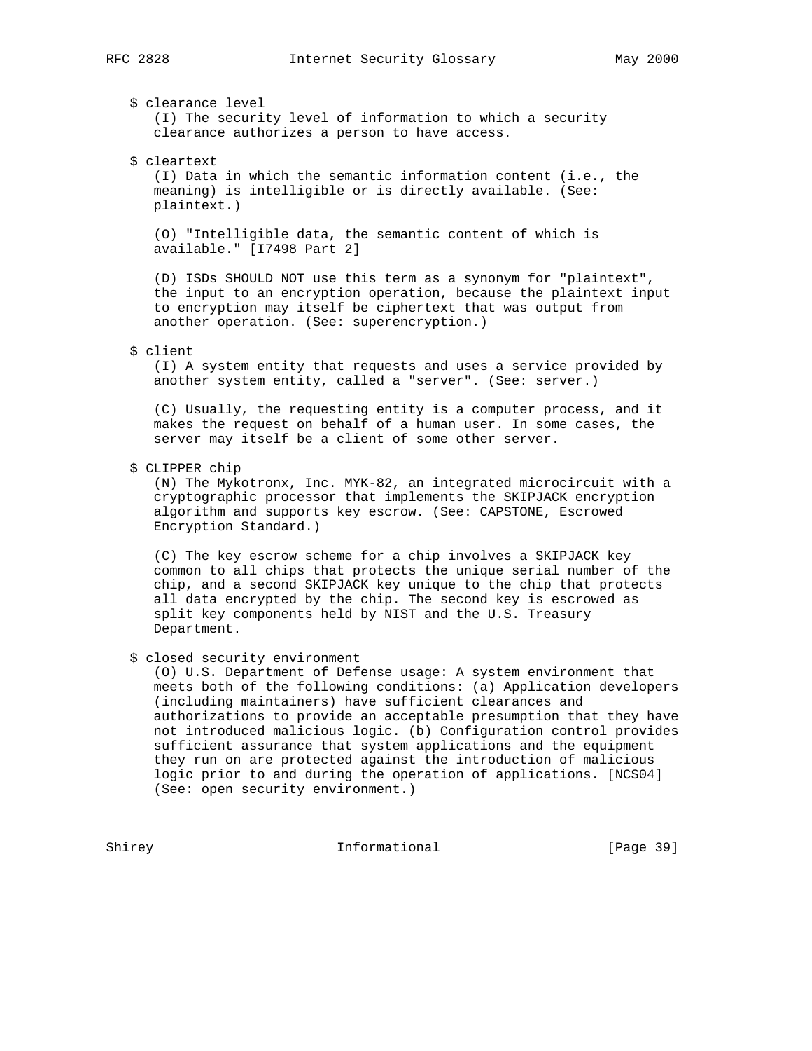$ clearance level

(I) The security level of information to which a security clearance authorizes a person to have access.

$ cleartext

(I) Data in which the semantic information content (i.e., the meaning) is intelligible or is directly available. (See: plaintext.)

(O) "Intelligible data, the semantic content of which is available." [I7498 Part 2]

(D) ISDs SHOULD NOT use this term as a synonym for "plaintext", the input to an encryption operation, because the plaintext input to encryption may itself be ciphertext that was output from another operation. (See: superencryption.)

$ client

(I) A system entity that requests and uses a service provided by another system entity, called a "server". (See: server.)

(C) Usually, the requesting entity is a computer process, and it makes the request on behalf of a human user. In some cases, the server may itself be a client of some other server.

$ CLIPPER chip

(N) The Mykotronx, Inc. MYK-82, an integrated microcircuit with a cryptographic processor that implements the SKIPJACK encryption algorithm and supports key escrow. (See: CAPSTONE, Escrowed Encryption Standard.)

(C) The key escrow scheme for a chip involves a SKIPJACK key common to all chips that protects the unique serial number of the chip, and a second SKIPJACK key unique to the chip that protects all data encrypted by the chip. The second key is escrowed as split key components held by NIST and the U.S. Treasury Department.

$ closed security environment

(O) U.S. Department of Defense usage: A system environment that meets both of the following conditions: (a) Application developers (including maintainers) have sufficient clearances and authorizations to provide an acceptable presumption that they have not introduced malicious logic. (b) Configuration control provides sufficient assurance that system applications and the equipment they run on are protected against the introduction of malicious logic prior to and during the operation of applications. [NCS04] (See: open security environment.)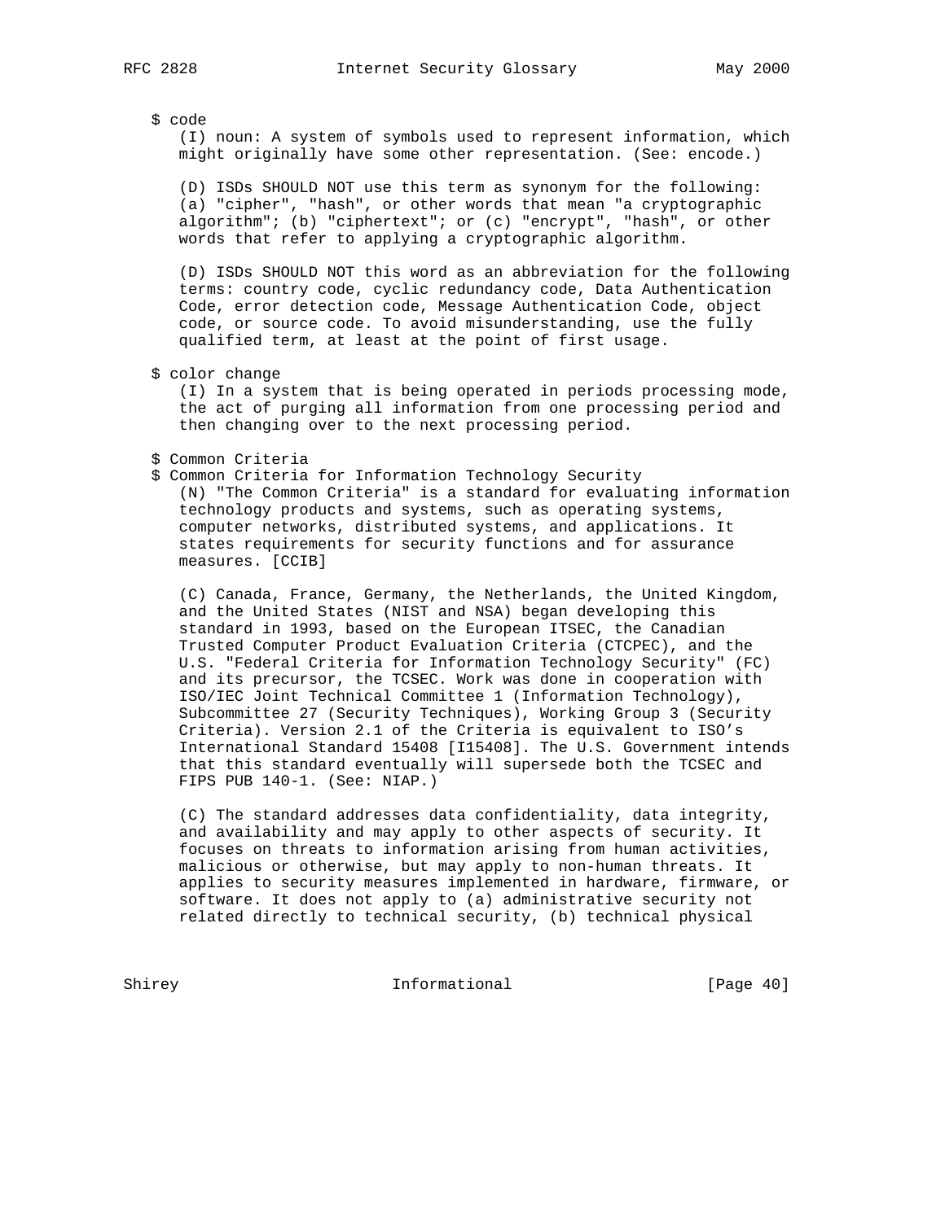$ code

(I) noun: A system of symbols used to represent information, which might originally have some other representation. (See: encode.)

(D) ISDs SHOULD NOT use this term as synonym for the following: (a) "cipher", "hash", or other words that mean "a cryptographic algorithm"; (b) "ciphertext"; or (c) "encrypt", "hash", or other words that refer to applying a cryptographic algorithm.

(D) ISDs SHOULD NOT this word as an abbreviation for the following terms: country code, cyclic redundancy code, Data Authentication Code, error detection code, Message Authentication Code, object code, or source code. To avoid misunderstanding, use the fully qualified term, at least at the point of first usage.

$ color change

(I) In a system that is being operated in periods processing mode, the act of purging all information from one processing period and then changing over to the next processing period.

$ Common Criteria
$ Common Criteria for Information Technology Security

(N) "The Common Criteria" is a standard for evaluating information technology products and systems, such as operating systems, computer networks, distributed systems, and applications. It states requirements for security functions and for assurance measures. [CCIB]

(C) Canada, France, Germany, the Netherlands, the United Kingdom, and the United States (NIST and NSA) began developing this standard in 1993, based on the European ITSEC, the Canadian Trusted Computer Product Evaluation Criteria (CTCPEC), and the U.S. "Federal Criteria for Information Technology Security" (FC) and its precursor, the TCSEC. Work was done in cooperation with ISO/IEC Joint Technical Committee 1 (Information Technology), Subcommittee 27 (Security Techniques), Working Group 3 (Security Criteria). Version 2.1 of the Criteria is equivalent to ISO's International Standard 15408 [I15408]. The U.S. Government intends that this standard eventually will supersede both the TCSEC and FIPS PUB 140-1. (See: NIAP.)

(C) The standard addresses data confidentiality, data integrity, and availability and may apply to other aspects of security. It focuses on threats to information arising from human activities, malicious or otherwise, but may apply to non-human threats. It applies to security measures implemented in hardware, firmware, or software. It does not apply to (a) administrative security not related directly to technical security, (b) technical physical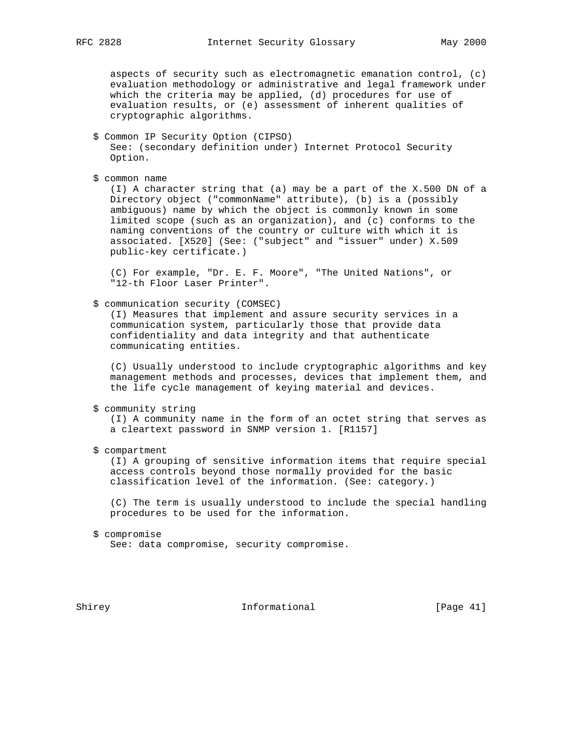aspects of security such as electromagnetic emanation control, (c) evaluation methodology or administrative and legal framework under which the criteria may be applied, (d) procedures for use of evaluation results, or (e) assessment of inherent qualities of cryptographic algorithms.

$ Common IP Security Option (CIPSO)
See: (secondary definition under) Internet Protocol Security Option.

$ common name
(I) A character string that (a) may be a part of the X.500 DN of a Directory object ("commonName" attribute), (b) is a (possibly ambiguous) name by which the object is commonly known in some limited scope (such as an organization), and (c) conforms to the naming conventions of the country or culture with which it is associated. [X520] (See: ("subject" and "issuer" under) X.509 public-key certificate.)

(C) For example, "Dr. E. F. Moore", "The United Nations", or "12-th Floor Laser Printer".

$ communication security (COMSEC)
(I) Measures that implement and assure security services in a communication system, particularly those that provide data confidentiality and data integrity and that authenticate communicating entities.

(C) Usually understood to include cryptographic algorithms and key management methods and processes, devices that implement them, and the life cycle management of keying material and devices.

$ community string
(I) A community name in the form of an octet string that serves as a cleartext password in SNMP version 1. [R1157]

$ compartment
(I) A grouping of sensitive information items that require special access controls beyond those normally provided for the basic classification level of the information. (See: category.)

(C) The term is usually understood to include the special handling procedures to be used for the information.

$ compromise
See: data compromise, security compromise.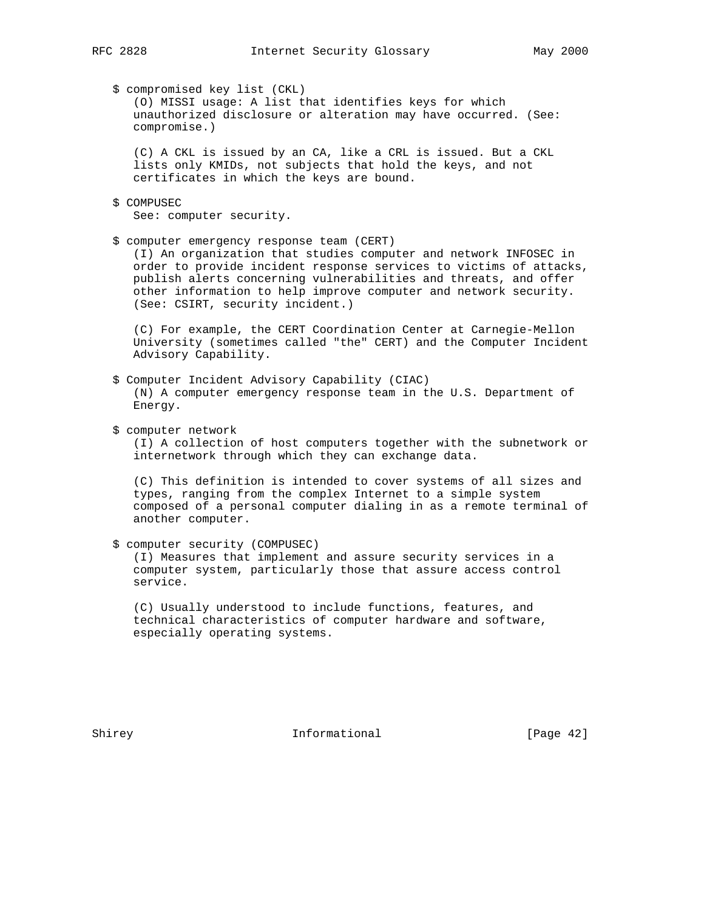$ compromised key list (CKL)
(O) MISSI usage: A list that identifies keys for which unauthorized disclosure or alteration may have occurred. (See: compromise.)

(C) A CKL is issued by an CA, like a CRL is issued. But a CKL lists only KMIDs, not subjects that hold the keys, and not certificates in which the keys are bound.

$ COMPUSEC
See: computer security.

$ computer emergency response team (CERT)
(I) An organization that studies computer and network INFOSEC in order to provide incident response services to victims of attacks, publish alerts concerning vulnerabilities and threats, and offer other information to help improve computer and network security. (See: CSIRT, security incident.)

(C) For example, the CERT Coordination Center at Carnegie-Mellon University (sometimes called "the" CERT) and the Computer Incident Advisory Capability.

$ Computer Incident Advisory Capability (CIAC)
(N) A computer emergency response team in the U.S. Department of Energy.

$ computer network
(I) A collection of host computers together with the subnetwork or internetwork through which they can exchange data.

(C) This definition is intended to cover systems of all sizes and types, ranging from the complex Internet to a simple system composed of a personal computer dialing in as a remote terminal of another computer.

$ computer security (COMPUSEC)
(I) Measures that implement and assure security services in a computer system, particularly those that assure access control service.

(C) Usually understood to include functions, features, and technical characteristics of computer hardware and software, especially operating systems.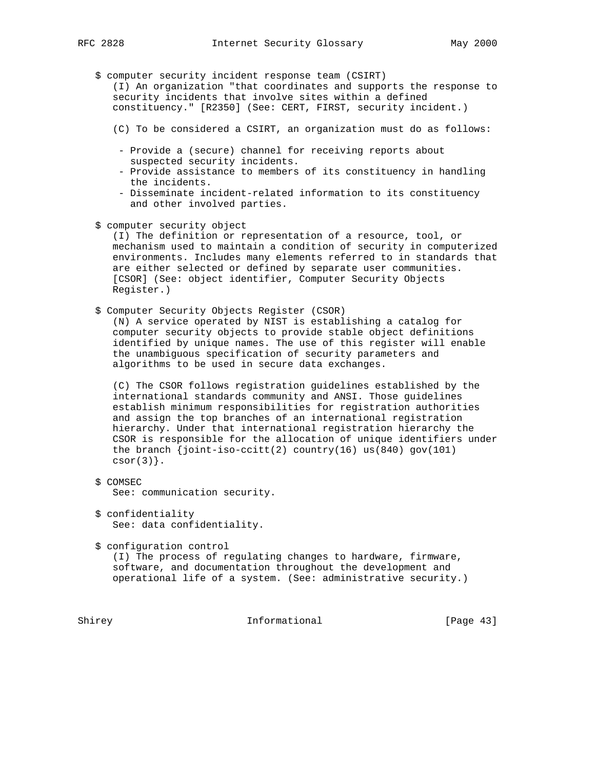$ computer security incident response team (CSIRT)
(I) An organization "that coordinates and supports the response to security incidents that involve sites within a defined constituency." [R2350] (See: CERT, FIRST, security incident.)

(C) To be considered a CSIRT, an organization must do as follows:

- Provide a (secure) channel for receiving reports about suspected security incidents.
- Provide assistance to members of its constituency in handling the incidents.
- Disseminate incident-related information to its constituency and other involved parties.

$ computer security object
(I) The definition or representation of a resource, tool, or mechanism used to maintain a condition of security in computerized environments. Includes many elements referred to in standards that are either selected or defined by separate user communities. [CSOR] (See: object identifier, Computer Security Objects Register.)

$ Computer Security Objects Register (CSOR)
(N) A service operated by NIST is establishing a catalog for computer security objects to provide stable object definitions identified by unique names. The use of this register will enable the unambiguous specification of security parameters and algorithms to be used in secure data exchanges.

(C) The CSOR follows registration guidelines established by the international standards community and ANSI. Those guidelines establish minimum responsibilities for registration authorities and assign the top branches of an international registration hierarchy. Under that international registration hierarchy the CSOR is responsible for the allocation of unique identifiers under the branch {joint-iso-ccitt(2) country(16) us(840) gov(101) csor(3)}.

$ COMSEC
See: communication security.

$ confidentiality
See: data confidentiality.

$ configuration control
(I) The process of regulating changes to hardware, firmware, software, and documentation throughout the development and operational life of a system. (See: administrative security.)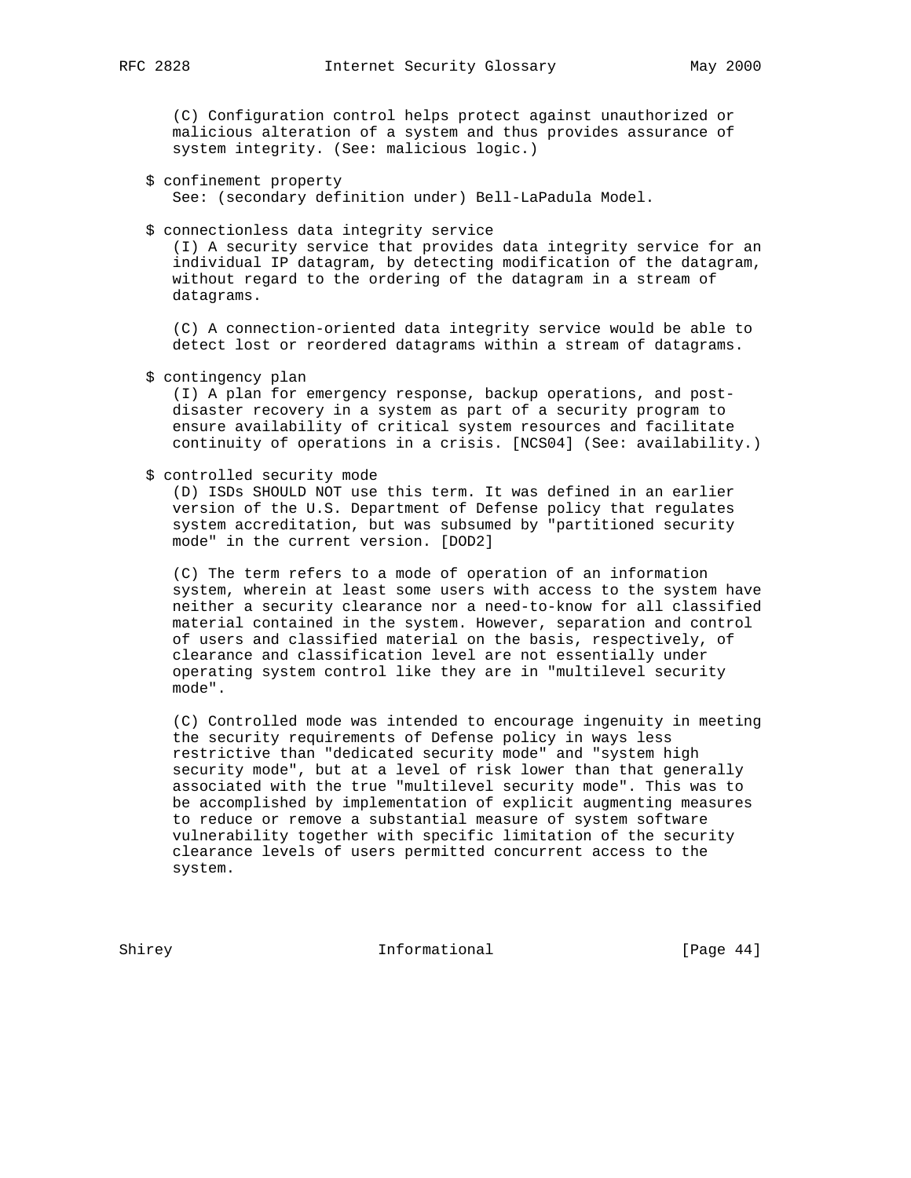(C) Configuration control helps protect against unauthorized or malicious alteration of a system and thus provides assurance of system integrity. (See: malicious logic.)

$ confinement property
See: (secondary definition under) Bell-LaPadula Model.

$ connectionless data integrity service
(I) A security service that provides data integrity service for an individual IP datagram, by detecting modification of the datagram, without regard to the ordering of the datagram in a stream of datagrams.

(C) A connection-oriented data integrity service would be able to detect lost or reordered datagrams within a stream of datagrams.

$ contingency plan
(I) A plan for emergency response, backup operations, and post-disaster recovery in a system as part of a security program to ensure availability of critical system resources and facilitate continuity of operations in a crisis. [NCS04] (See: availability.)

$ controlled security mode
(D) ISDs SHOULD NOT use this term. It was defined in an earlier version of the U.S. Department of Defense policy that regulates system accreditation, but was subsumed by "partitioned security mode" in the current version. [DOD2]

(C) The term refers to a mode of operation of an information system, wherein at least some users with access to the system have neither a security clearance nor a need-to-know for all classified material contained in the system. However, separation and control of users and classified material on the basis, respectively, of clearance and classification level are not essentially under operating system control like they are in "multilevel security mode".

(C) Controlled mode was intended to encourage ingenuity in meeting the security requirements of Defense policy in ways less restrictive than "dedicated security mode" and "system high security mode", but at a level of risk lower than that generally associated with the true "multilevel security mode". This was to be accomplished by implementation of explicit augmenting measures to reduce or remove a substantial measure of system software vulnerability together with specific limitation of the security clearance levels of users permitted concurrent access to the system.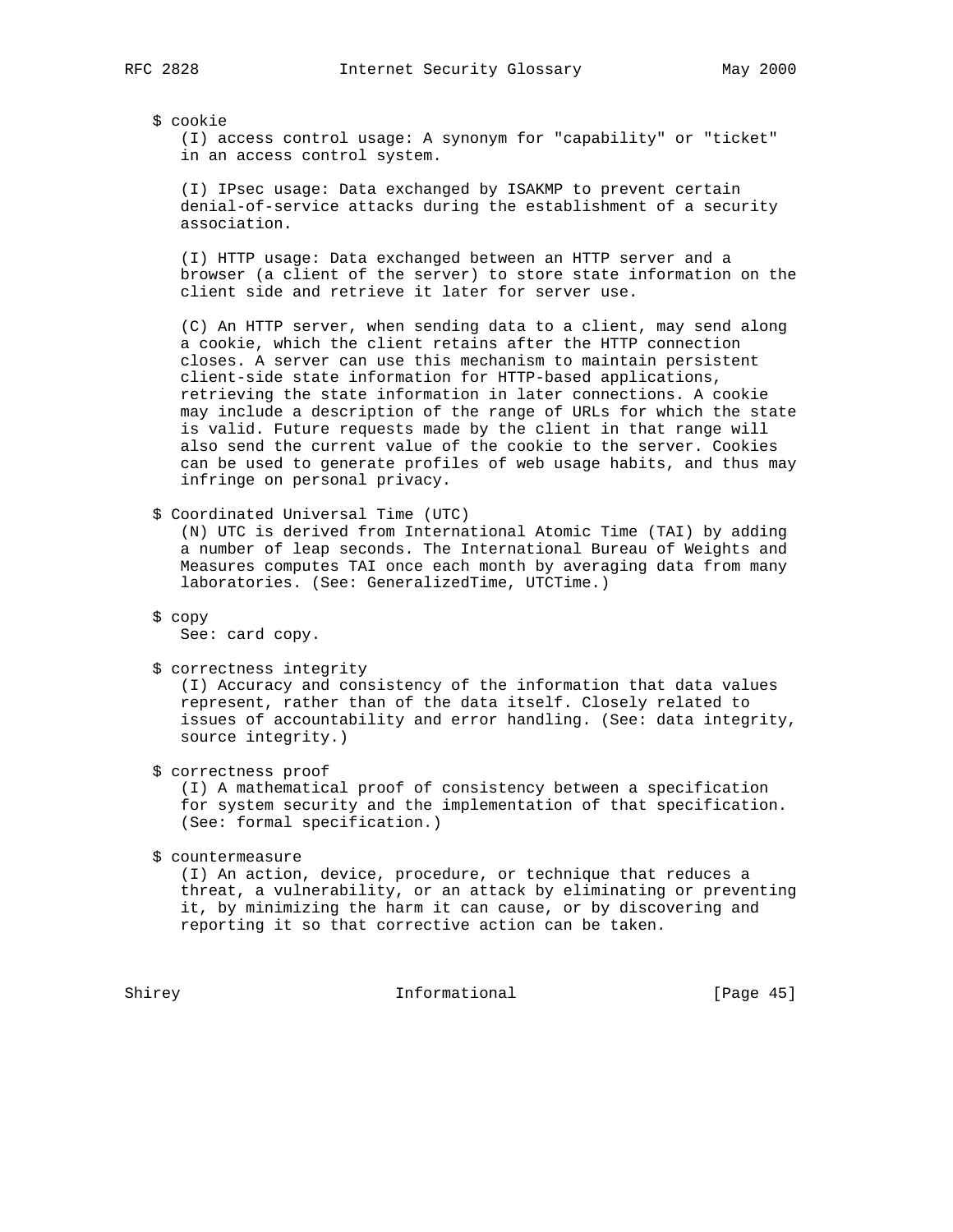$ cookie

(I) access control usage: A synonym for "capability" or "ticket" in an access control system.

(I) IPsec usage: Data exchanged by ISAKMP to prevent certain denial-of-service attacks during the establishment of a security association.

(I) HTTP usage: Data exchanged between an HTTP server and a browser (a client of the server) to store state information on the client side and retrieve it later for server use.

(C) An HTTP server, when sending data to a client, may send along a cookie, which the client retains after the HTTP connection closes. A server can use this mechanism to maintain persistent client-side state information for HTTP-based applications, retrieving the state information in later connections. A cookie may include a description of the range of URLs for which the state is valid. Future requests made by the client in that range will also send the current value of the cookie to the server. Cookies can be used to generate profiles of web usage habits, and thus may infringe on personal privacy.

$ Coordinated Universal Time (UTC)

(N) UTC is derived from International Atomic Time (TAI) by adding a number of leap seconds. The International Bureau of Weights and Measures computes TAI once each month by averaging data from many laboratories. (See: GeneralizedTime, UTCTime.)

$ copy

See: card copy.

$ correctness integrity

(I) Accuracy and consistency of the information that data values represent, rather than of the data itself. Closely related to issues of accountability and error handling. (See: data integrity, source integrity.)

$ correctness proof

(I) A mathematical proof of consistency between a specification for system security and the implementation of that specification. (See: formal specification.)

$ countermeasure

(I) An action, device, procedure, or technique that reduces a threat, a vulnerability, or an attack by eliminating or preventing it, by minimizing the harm it can cause, or by discovering and reporting it so that corrective action can be taken.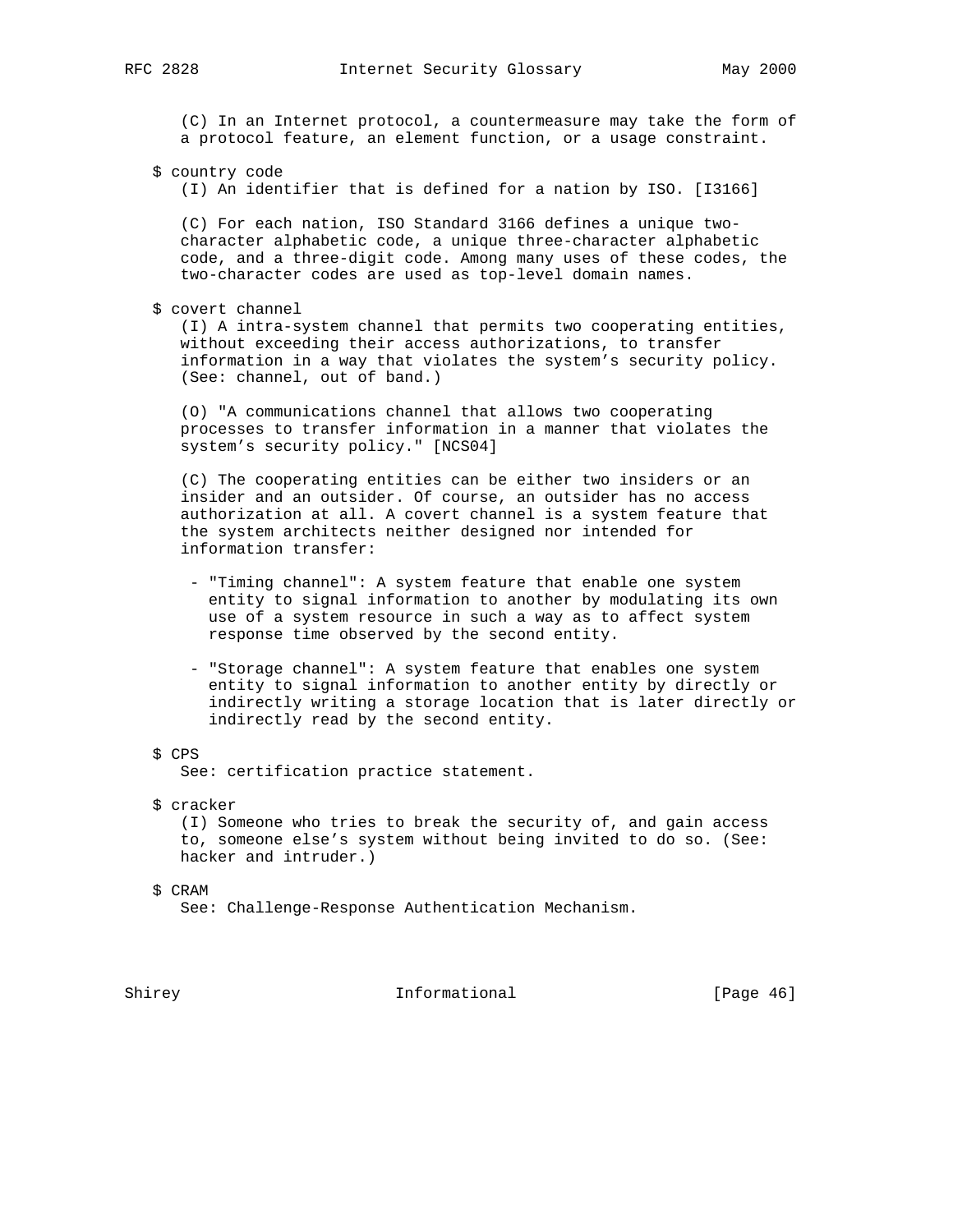(C) In an Internet protocol, a countermeasure may take the form of a protocol feature, an element function, or a usage constraint.

$ country code

(I) An identifier that is defined for a nation by ISO. [I3166]

(C) For each nation, ISO Standard 3166 defines a unique two-character alphabetic code, a unique three-character alphabetic code, and a three-digit code. Among many uses of these codes, the two-character codes are used as top-level domain names.

$ covert channel

(I) A intra-system channel that permits two cooperating entities, without exceeding their access authorizations, to transfer information in a way that violates the system's security policy. (See: channel, out of band.)

(O) "A communications channel that allows two cooperating processes to transfer information in a manner that violates the system's security policy." [NCS04]

(C) The cooperating entities can be either two insiders or an insider and an outsider. Of course, an outsider has no access authorization at all. A covert channel is a system feature that the system architects neither designed nor intended for information transfer:

- "Timing channel": A system feature that enable one system entity to signal information to another by modulating its own use of a system resource in such a way as to affect system response time observed by the second entity.

- "Storage channel": A system feature that enables one system entity to signal information to another entity by directly or indirectly writing a storage location that is later directly or indirectly read by the second entity.

$ CPS

See: certification practice statement.

$ cracker

(I) Someone who tries to break the security of, and gain access to, someone else's system without being invited to do so. (See: hacker and intruder.)

$ CRAM

See: Challenge-Response Authentication Mechanism.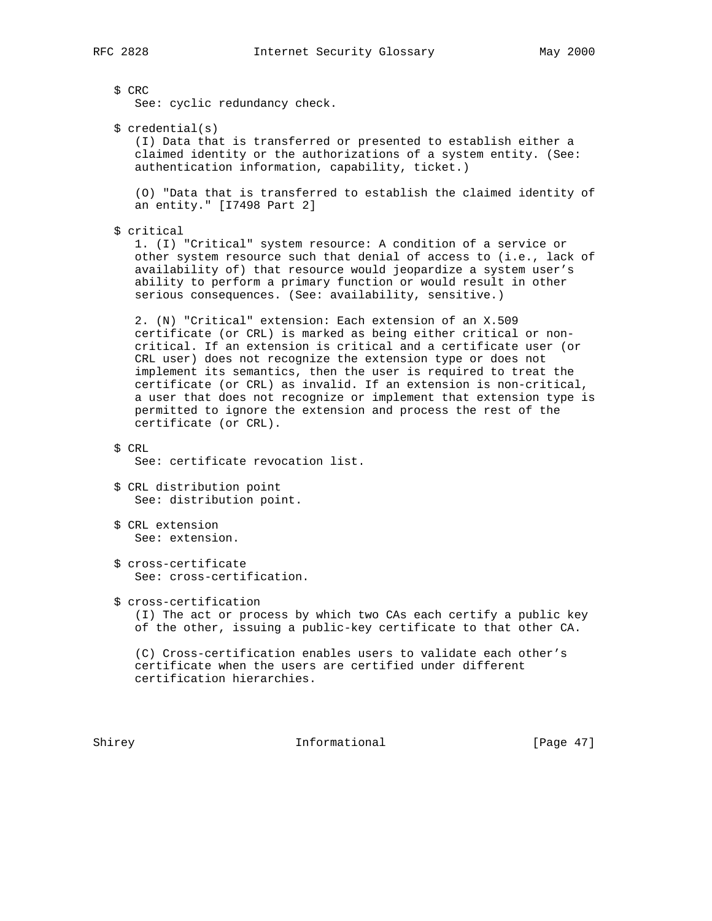$ CRC
See: cyclic redundancy check.

$ credential(s)
(I) Data that is transferred or presented to establish either a claimed identity or the authorizations of a system entity. (See: authentication information, capability, ticket.)

(O) "Data that is transferred to establish the claimed identity of an entity." [I7498 Part 2]

$ critical
1. (I) "Critical" system resource: A condition of a service or other system resource such that denial of access to (i.e., lack of availability of) that resource would jeopardize a system user's ability to perform a primary function or would result in other serious consequences. (See: availability, sensitive.)

2. (N) "Critical" extension: Each extension of an X.509 certificate (or CRL) is marked as being either critical or non-critical. If an extension is critical and a certificate user (or CRL user) does not recognize the extension type or does not implement its semantics, then the user is required to treat the certificate (or CRL) as invalid. If an extension is non-critical, a user that does not recognize or implement that extension type is permitted to ignore the extension and process the rest of the certificate (or CRL).

$ CRL
See: certificate revocation list.

$ CRL distribution point
See: distribution point.

$ CRL extension
See: extension.

$ cross-certificate
See: cross-certification.

$ cross-certification
(I) The act or process by which two CAs each certify a public key of the other, issuing a public-key certificate to that other CA.

(C) Cross-certification enables users to validate each other's certificate when the users are certified under different certification hierarchies.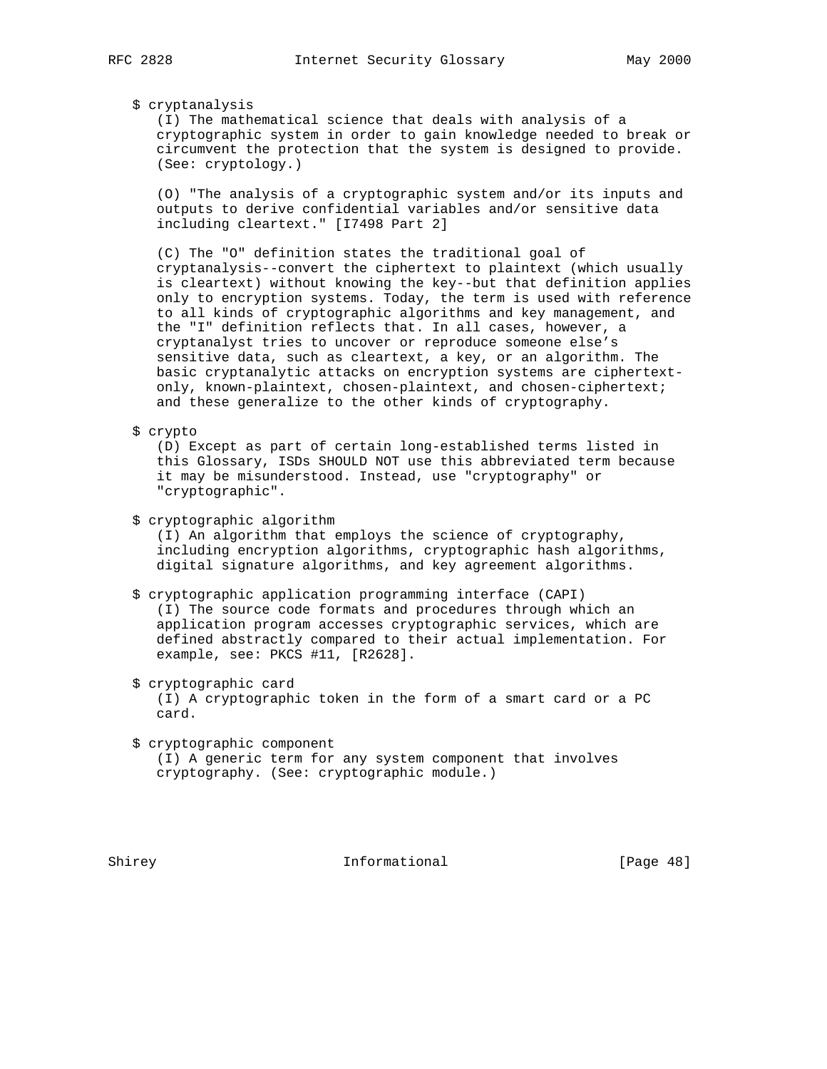$ cryptanalysis

(I) The mathematical science that deals with analysis of a cryptographic system in order to gain knowledge needed to break or circumvent the protection that the system is designed to provide. (See: cryptology.)

(O) "The analysis of a cryptographic system and/or its inputs and outputs to derive confidential variables and/or sensitive data including cleartext." [I7498 Part 2]

(C) The "O" definition states the traditional goal of cryptanalysis--convert the ciphertext to plaintext (which usually is cleartext) without knowing the key--but that definition applies only to encryption systems. Today, the term is used with reference to all kinds of cryptographic algorithms and key management, and the "I" definition reflects that. In all cases, however, a cryptanalyst tries to uncover or reproduce someone else's sensitive data, such as cleartext, a key, or an algorithm. The basic cryptanalytic attacks on encryption systems are ciphertext-only, known-plaintext, chosen-plaintext, and chosen-ciphertext; and these generalize to the other kinds of cryptography.

$ crypto

(D) Except as part of certain long-established terms listed in this Glossary, ISDs SHOULD NOT use this abbreviated term because it may be misunderstood. Instead, use "cryptography" or "cryptographic".

$ cryptographic algorithm

(I) An algorithm that employs the science of cryptography, including encryption algorithms, cryptographic hash algorithms, digital signature algorithms, and key agreement algorithms.

$ cryptographic application programming interface (CAPI)

(I) The source code formats and procedures through which an application program accesses cryptographic services, which are defined abstractly compared to their actual implementation. For example, see: PKCS #11, [R2628].

$ cryptographic card

(I) A cryptographic token in the form of a smart card or a PC card.

$ cryptographic component

(I) A generic term for any system component that involves cryptography. (See: cryptographic module.)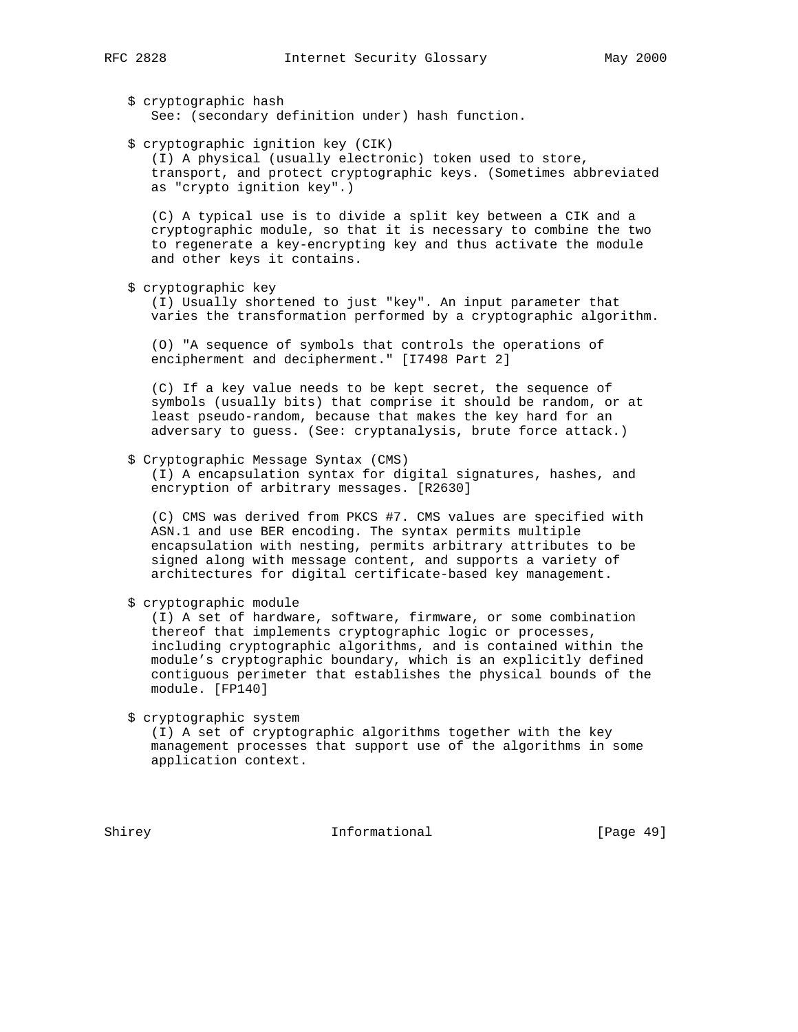$ cryptographic hash
See: (secondary definition under) hash function.

$ cryptographic ignition key (CIK)
(I) A physical (usually electronic) token used to store, transport, and protect cryptographic keys. (Sometimes abbreviated as "crypto ignition key".)

(C) A typical use is to divide a split key between a CIK and a cryptographic module, so that it is necessary to combine the two to regenerate a key-encrypting key and thus activate the module and other keys it contains.

$ cryptographic key
(I) Usually shortened to just "key". An input parameter that varies the transformation performed by a cryptographic algorithm.

(O) "A sequence of symbols that controls the operations of encipherment and decipherment." [I7498 Part 2]

(C) If a key value needs to be kept secret, the sequence of symbols (usually bits) that comprise it should be random, or at least pseudo-random, because that makes the key hard for an adversary to guess. (See: cryptanalysis, brute force attack.)

$ Cryptographic Message Syntax (CMS)
(I) A encapsulation syntax for digital signatures, hashes, and encryption of arbitrary messages. [R2630]

(C) CMS was derived from PKCS #7. CMS values are specified with ASN.1 and use BER encoding. The syntax permits multiple encapsulation with nesting, permits arbitrary attributes to be signed along with message content, and supports a variety of architectures for digital certificate-based key management.

$ cryptographic module
(I) A set of hardware, software, firmware, or some combination thereof that implements cryptographic logic or processes, including cryptographic algorithms, and is contained within the module's cryptographic boundary, which is an explicitly defined contiguous perimeter that establishes the physical bounds of the module. [FP140]

$ cryptographic system
(I) A set of cryptographic algorithms together with the key management processes that support use of the algorithms in some application context.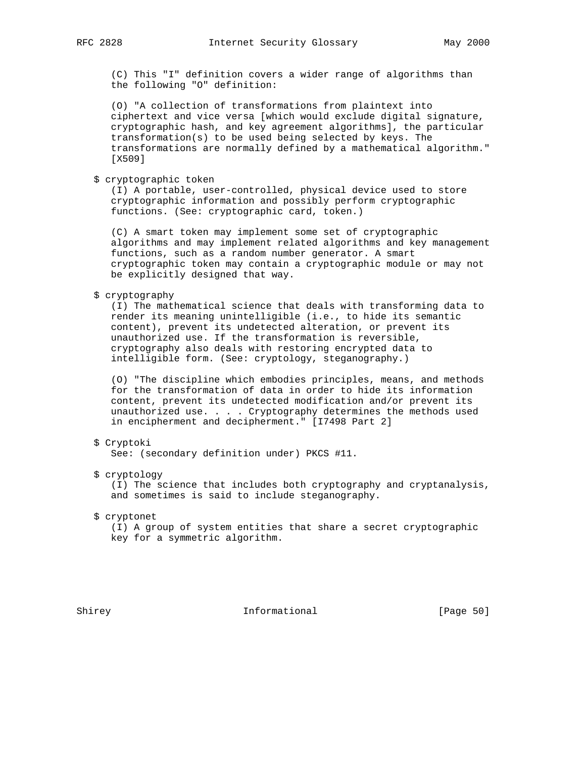(C) This "I" definition covers a wider range of algorithms than the following "O" definition:

(O) "A collection of transformations from plaintext into ciphertext and vice versa [which would exclude digital signature, cryptographic hash, and key agreement algorithms], the particular transformation(s) to be used being selected by keys. The transformations are normally defined by a mathematical algorithm." [X509]

$ cryptographic token

(I) A portable, user-controlled, physical device used to store cryptographic information and possibly perform cryptographic functions. (See: cryptographic card, token.)

(C) A smart token may implement some set of cryptographic algorithms and may implement related algorithms and key management functions, such as a random number generator. A smart cryptographic token may contain a cryptographic module or may not be explicitly designed that way.

$ cryptography

(I) The mathematical science that deals with transforming data to render its meaning unintelligible (i.e., to hide its semantic content), prevent its undetected alteration, or prevent its unauthorized use. If the transformation is reversible, cryptography also deals with restoring encrypted data to intelligible form. (See: cryptology, steganography.)

(O) "The discipline which embodies principles, means, and methods for the transformation of data in order to hide its information content, prevent its undetected modification and/or prevent its unauthorized use. . . . Cryptography determines the methods used in encipherment and decipherment." [I7498 Part 2]

$ Cryptoki

See: (secondary definition under) PKCS #11.

$ cryptology

(I) The science that includes both cryptography and cryptanalysis, and sometimes is said to include steganography.

$ cryptonet

(I) A group of system entities that share a secret cryptographic key for a symmetric algorithm.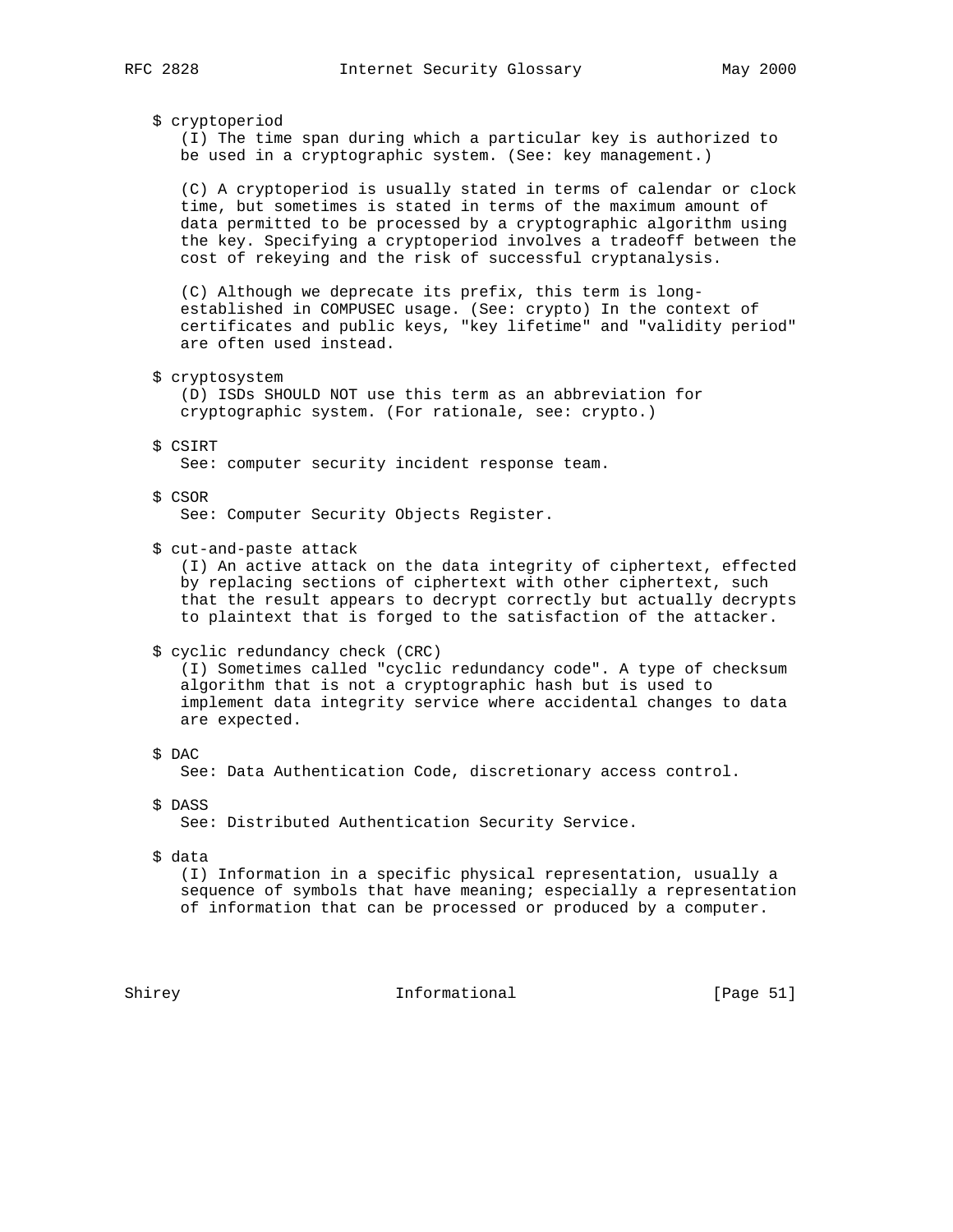$ cryptoperiod
(I) The time span during which a particular key is authorized to be used in a cryptographic system. (See: key management.)

(C) A cryptoperiod is usually stated in terms of calendar or clock time, but sometimes is stated in terms of the maximum amount of data permitted to be processed by a cryptographic algorithm using the key. Specifying a cryptoperiod involves a tradeoff between the cost of rekeying and the risk of successful cryptanalysis.

(C) Although we deprecate its prefix, this term is long-established in COMPUSEC usage. (See: crypto) In the context of certificates and public keys, "key lifetime" and "validity period" are often used instead.

$ cryptosystem
(D) ISDs SHOULD NOT use this term as an abbreviation for cryptographic system. (For rationale, see: crypto.)

$ CSIRT
See: computer security incident response team.

$ CSOR
See: Computer Security Objects Register.

$ cut-and-paste attack
(I) An active attack on the data integrity of ciphertext, effected by replacing sections of ciphertext with other ciphertext, such that the result appears to decrypt correctly but actually decrypts to plaintext that is forged to the satisfaction of the attacker.

$ cyclic redundancy check (CRC)
(I) Sometimes called "cyclic redundancy code". A type of checksum algorithm that is not a cryptographic hash but is used to implement data integrity service where accidental changes to data are expected.

$ DAC
See: Data Authentication Code, discretionary access control.

$ DASS
See: Distributed Authentication Security Service.

$ data
(I) Information in a specific physical representation, usually a sequence of symbols that have meaning; especially a representation of information that can be processed or produced by a computer.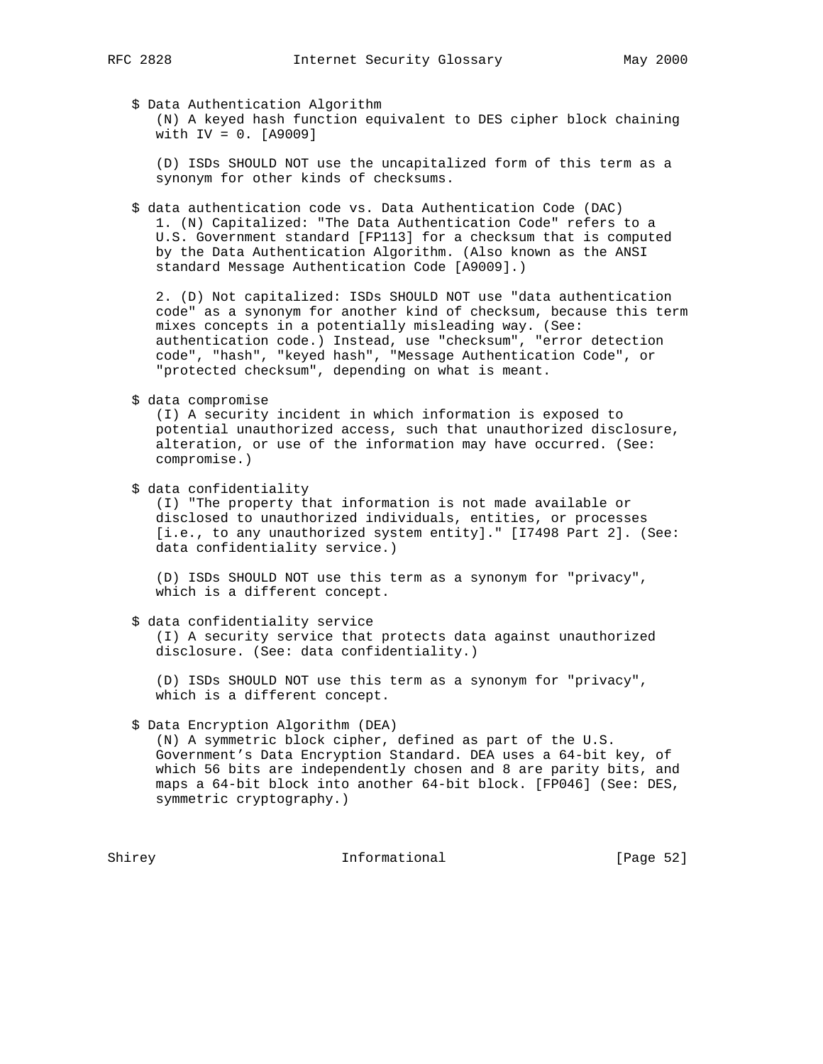$ Data Authentication Algorithm
(N) A keyed hash function equivalent to DES cipher block chaining with IV = 0. [A9009]

(D) ISDs SHOULD NOT use the uncapitalized form of this term as a synonym for other kinds of checksums.

$ data authentication code vs. Data Authentication Code (DAC)
1. (N) Capitalized: "The Data Authentication Code" refers to a U.S. Government standard [FP113] for a checksum that is computed by the Data Authentication Algorithm. (Also known as the ANSI standard Message Authentication Code [A9009].)

2. (D) Not capitalized: ISDs SHOULD NOT use "data authentication code" as a synonym for another kind of checksum, because this term mixes concepts in a potentially misleading way. (See: authentication code.) Instead, use "checksum", "error detection code", "hash", "keyed hash", "Message Authentication Code", or "protected checksum", depending on what is meant.

$ data compromise
(I) A security incident in which information is exposed to potential unauthorized access, such that unauthorized disclosure, alteration, or use of the information may have occurred. (See: compromise.)

$ data confidentiality
(I) "The property that information is not made available or disclosed to unauthorized individuals, entities, or processes [i.e., to any unauthorized system entity]." [I7498 Part 2]. (See: data confidentiality service.)

(D) ISDs SHOULD NOT use this term as a synonym for "privacy", which is a different concept.

$ data confidentiality service
(I) A security service that protects data against unauthorized disclosure. (See: data confidentiality.)

(D) ISDs SHOULD NOT use this term as a synonym for "privacy", which is a different concept.

$ Data Encryption Algorithm (DEA)
(N) A symmetric block cipher, defined as part of the U.S. Government's Data Encryption Standard. DEA uses a 64-bit key, of which 56 bits are independently chosen and 8 are parity bits, and maps a 64-bit block into another 64-bit block. [FP046] (See: DES, symmetric cryptography.)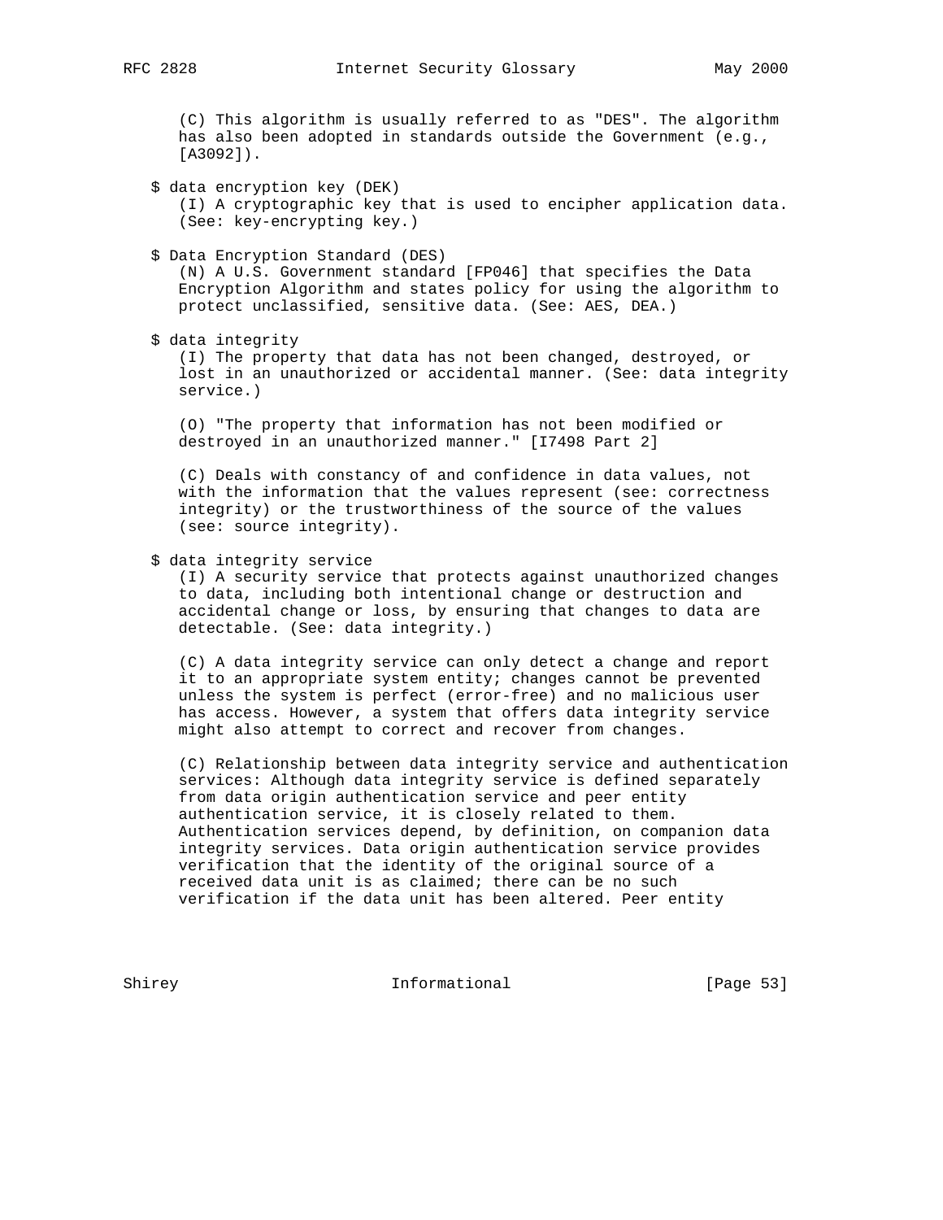(C) This algorithm is usually referred to as "DES". The algorithm has also been adopted in standards outside the Government (e.g., [A3092]).

$ data encryption key (DEK)
(I) A cryptographic key that is used to encipher application data. (See: key-encrypting key.)

$ Data Encryption Standard (DES)
(N) A U.S. Government standard [FP046] that specifies the Data Encryption Algorithm and states policy for using the algorithm to protect unclassified, sensitive data. (See: AES, DEA.)

$ data integrity
(I) The property that data has not been changed, destroyed, or lost in an unauthorized or accidental manner. (See: data integrity service.)

(O) "The property that information has not been modified or destroyed in an unauthorized manner." [I7498 Part 2]

(C) Deals with constancy of and confidence in data values, not with the information that the values represent (see: correctness integrity) or the trustworthiness of the source of the values (see: source integrity).

$ data integrity service
(I) A security service that protects against unauthorized changes to data, including both intentional change or destruction and accidental change or loss, by ensuring that changes to data are detectable. (See: data integrity.)

(C) A data integrity service can only detect a change and report it to an appropriate system entity; changes cannot be prevented unless the system is perfect (error-free) and no malicious user has access. However, a system that offers data integrity service might also attempt to correct and recover from changes.

(C) Relationship between data integrity service and authentication services: Although data integrity service is defined separately from data origin authentication service and peer entity authentication service, it is closely related to them. Authentication services depend, by definition, on companion data integrity services. Data origin authentication service provides verification that the identity of the original source of a received data unit is as claimed; there can be no such verification if the data unit has been altered. Peer entity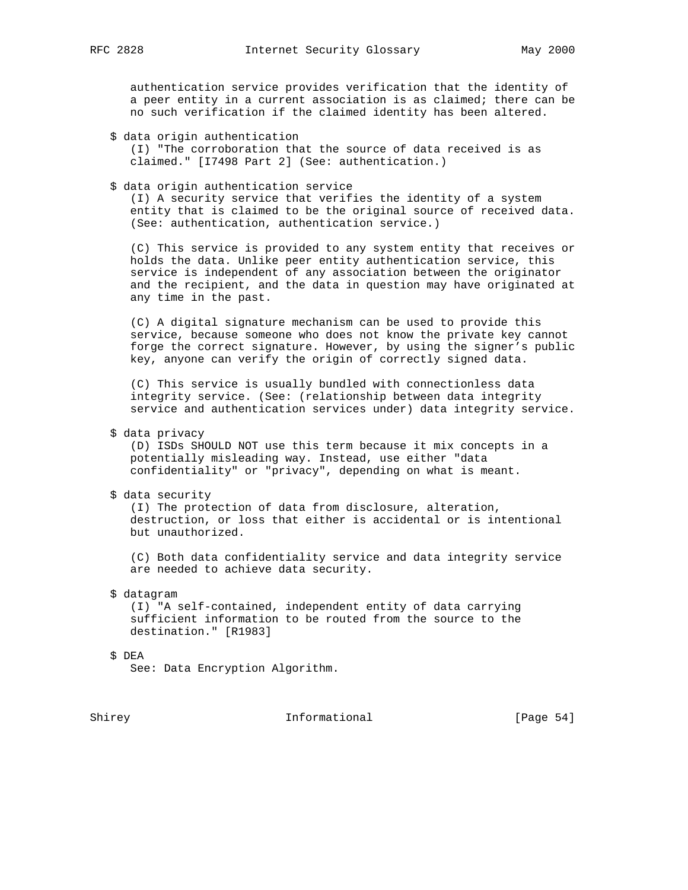authentication service provides verification that the identity of a peer entity in a current association is as claimed; there can be no such verification if the claimed identity has been altered.

$ data origin authentication
(I) "The corroboration that the source of data received is as claimed." [I7498 Part 2] (See: authentication.)

$ data origin authentication service
(I) A security service that verifies the identity of a system entity that is claimed to be the original source of received data. (See: authentication, authentication service.)

(C) This service is provided to any system entity that receives or holds the data. Unlike peer entity authentication service, this service is independent of any association between the originator and the recipient, and the data in question may have originated at any time in the past.

(C) A digital signature mechanism can be used to provide this service, because someone who does not know the private key cannot forge the correct signature. However, by using the signer's public key, anyone can verify the origin of correctly signed data.

(C) This service is usually bundled with connectionless data integrity service. (See: (relationship between data integrity service and authentication services under) data integrity service.

$ data privacy
(D) ISDs SHOULD NOT use this term because it mix concepts in a potentially misleading way. Instead, use either "data confidentiality" or "privacy", depending on what is meant.

$ data security
(I) The protection of data from disclosure, alteration, destruction, or loss that either is accidental or is intentional but unauthorized.

(C) Both data confidentiality service and data integrity service are needed to achieve data security.

$ datagram
(I) "A self-contained, independent entity of data carrying sufficient information to be routed from the source to the destination." [R1983]

$ DEA
See: Data Encryption Algorithm.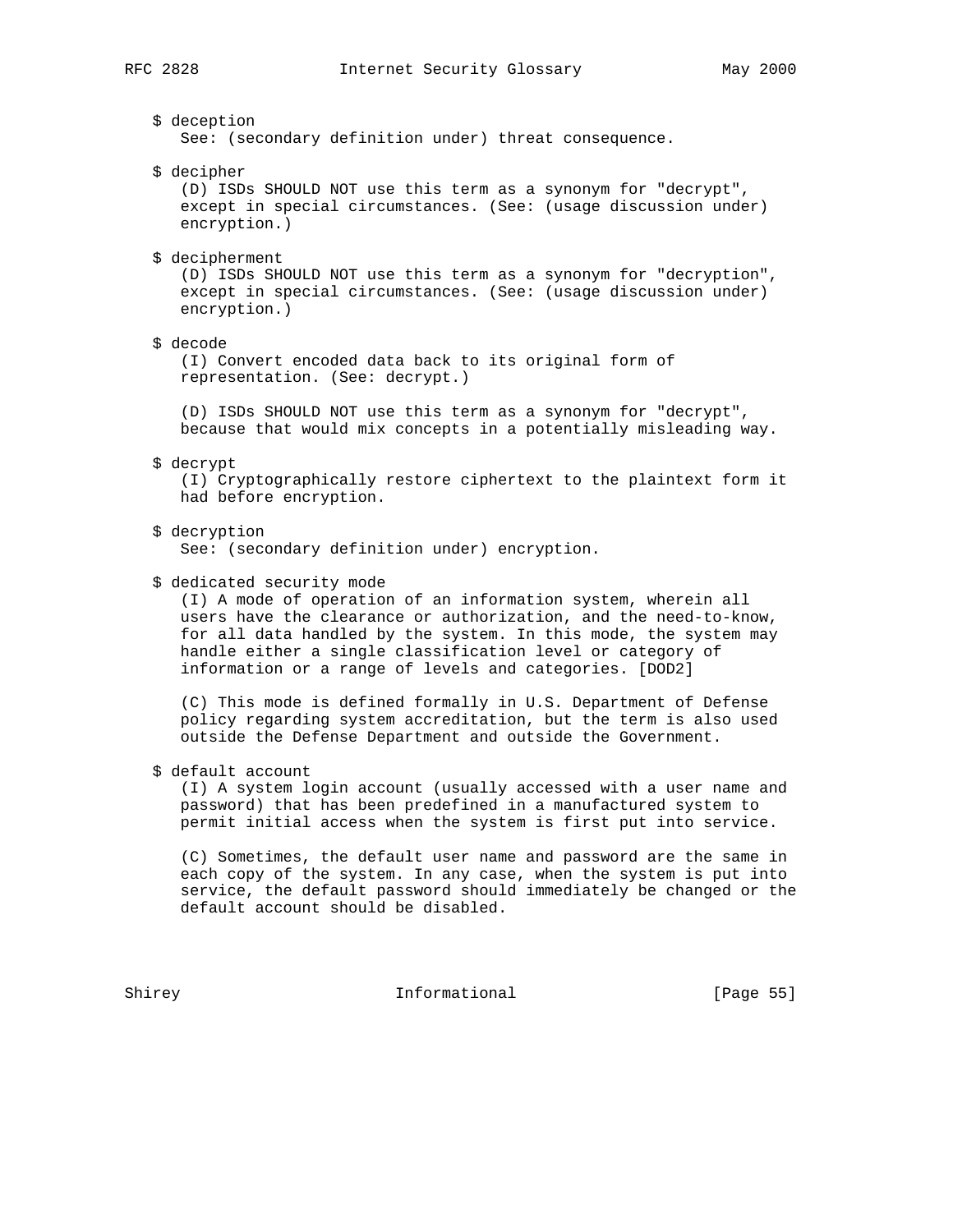$ deception
See: (secondary definition under) threat consequence.

$ decipher
(D) ISDs SHOULD NOT use this term as a synonym for "decrypt", except in special circumstances. (See: (usage discussion under) encryption.)

$ decipherment
(D) ISDs SHOULD NOT use this term as a synonym for "decryption", except in special circumstances. (See: (usage discussion under) encryption.)

$ decode
(I) Convert encoded data back to its original form of representation. (See: decrypt.)

(D) ISDs SHOULD NOT use this term as a synonym for "decrypt", because that would mix concepts in a potentially misleading way.

$ decrypt
(I) Cryptographically restore ciphertext to the plaintext form it had before encryption.

$ decryption
See: (secondary definition under) encryption.

$ dedicated security mode
(I) A mode of operation of an information system, wherein all users have the clearance or authorization, and the need-to-know, for all data handled by the system. In this mode, the system may handle either a single classification level or category of information or a range of levels and categories. [DOD2]

(C) This mode is defined formally in U.S. Department of Defense policy regarding system accreditation, but the term is also used outside the Defense Department and outside the Government.

$ default account
(I) A system login account (usually accessed with a user name and password) that has been predefined in a manufactured system to permit initial access when the system is first put into service.

(C) Sometimes, the default user name and password are the same in each copy of the system. In any case, when the system is put into service, the default password should immediately be changed or the default account should be disabled.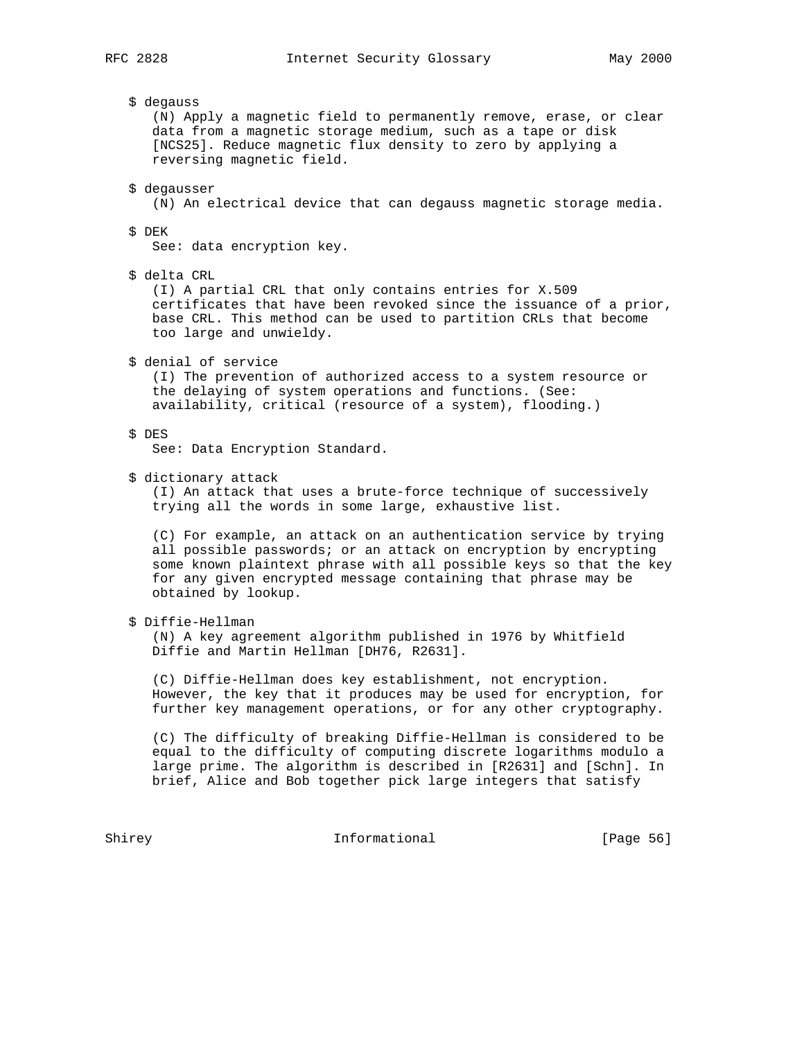$ degauss
(N) Apply a magnetic field to permanently remove, erase, or clear data from a magnetic storage medium, such as a tape or disk [NCS25]. Reduce magnetic flux density to zero by applying a reversing magnetic field.

$ degausser
(N) An electrical device that can degauss magnetic storage media.

$ DEK
See: data encryption key.

$ delta CRL
(I) A partial CRL that only contains entries for X.509 certificates that have been revoked since the issuance of a prior, base CRL. This method can be used to partition CRLs that become too large and unwieldy.

$ denial of service
(I) The prevention of authorized access to a system resource or the delaying of system operations and functions. (See: availability, critical (resource of a system), flooding.)

$ DES
See: Data Encryption Standard.

$ dictionary attack
(I) An attack that uses a brute-force technique of successively trying all the words in some large, exhaustive list.

(C) For example, an attack on an authentication service by trying all possible passwords; or an attack on encryption by encrypting some known plaintext phrase with all possible keys so that the key for any given encrypted message containing that phrase may be obtained by lookup.

$ Diffie-Hellman
(N) A key agreement algorithm published in 1976 by Whitfield Diffie and Martin Hellman [DH76, R2631].

(C) Diffie-Hellman does key establishment, not encryption. However, the key that it produces may be used for encryption, for further key management operations, or for any other cryptography.

(C) The difficulty of breaking Diffie-Hellman is considered to be equal to the difficulty of computing discrete logarithms modulo a large prime. The algorithm is described in [R2631] and [Schn]. In brief, Alice and Bob together pick large integers that satisfy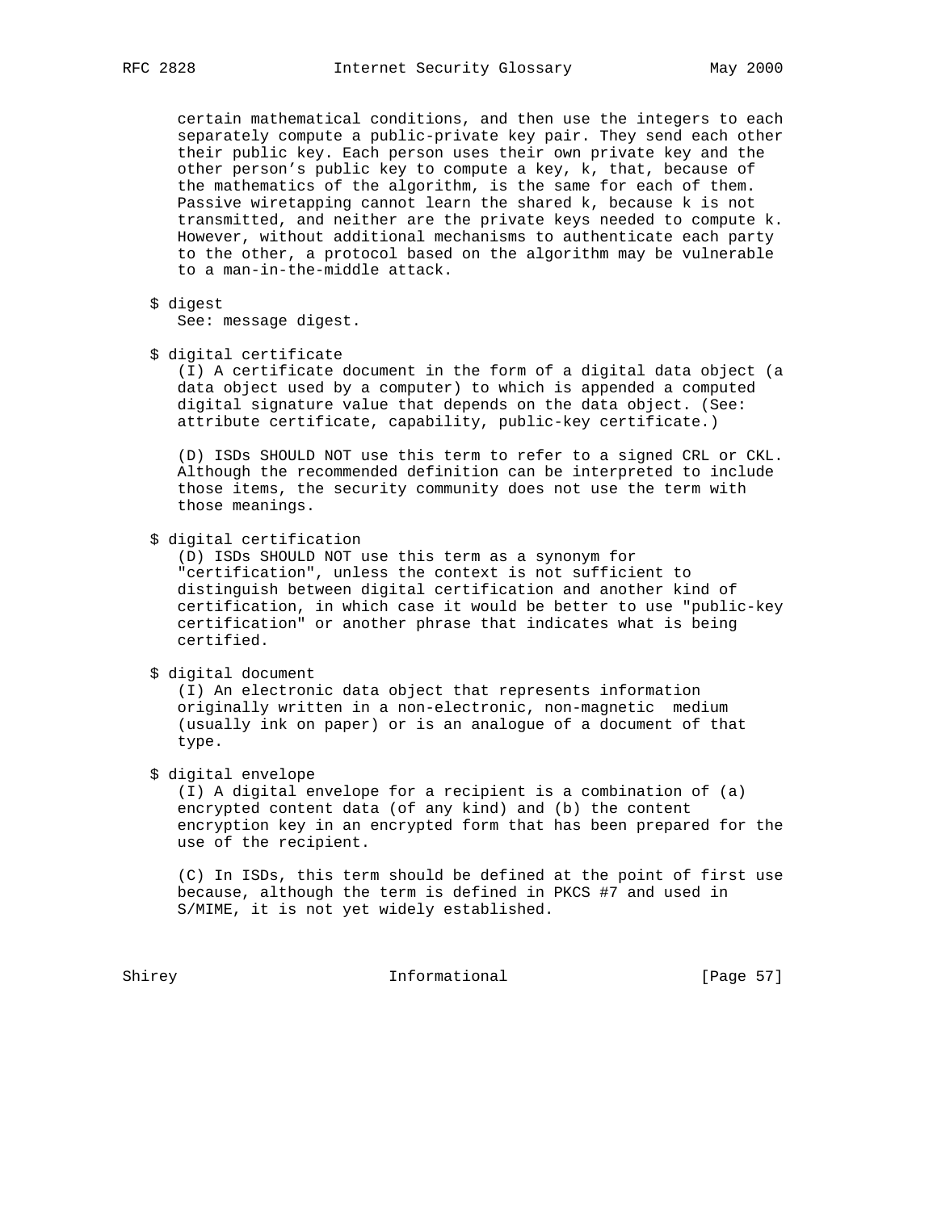certain mathematical conditions, and then use the integers to each separately compute a public-private key pair. They send each other their public key. Each person uses their own private key and the other person's public key to compute a key, k, that, because of the mathematics of the algorithm, is the same for each of them. Passive wiretapping cannot learn the shared k, because k is not transmitted, and neither are the private keys needed to compute k. However, without additional mechanisms to authenticate each party to the other, a protocol based on the algorithm may be vulnerable to a man-in-the-middle attack.

$ digest
See: message digest.

$ digital certificate
(I) A certificate document in the form of a digital data object (a data object used by a computer) to which is appended a computed digital signature value that depends on the data object. (See: attribute certificate, capability, public-key certificate.)

(D) ISDs SHOULD NOT use this term to refer to a signed CRL or CKL. Although the recommended definition can be interpreted to include those items, the security community does not use the term with those meanings.

$ digital certification
(D) ISDs SHOULD NOT use this term as a synonym for "certification", unless the context is not sufficient to distinguish between digital certification and another kind of certification, in which case it would be better to use "public-key certification" or another phrase that indicates what is being certified.

$ digital document
(I) An electronic data object that represents information originally written in a non-electronic, non-magnetic medium (usually ink on paper) or is an analogue of a document of that type.

$ digital envelope
(I) A digital envelope for a recipient is a combination of (a) encrypted content data (of any kind) and (b) the content encryption key in an encrypted form that has been prepared for the use of the recipient.

(C) In ISDs, this term should be defined at the point of first use because, although the term is defined in PKCS #7 and used in S/MIME, it is not yet widely established.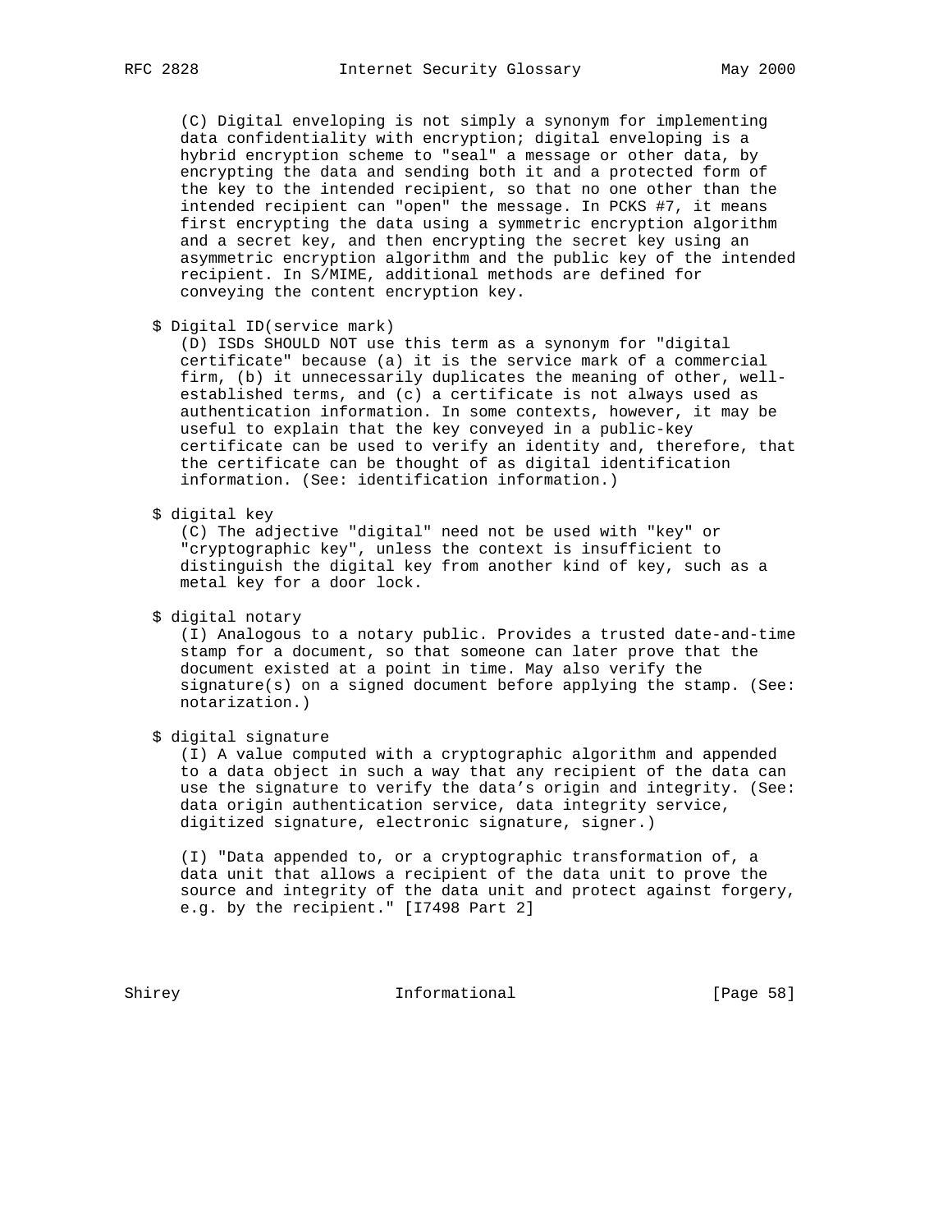(C) Digital enveloping is not simply a synonym for implementing data confidentiality with encryption; digital enveloping is a hybrid encryption scheme to "seal" a message or other data, by encrypting the data and sending both it and a protected form of the key to the intended recipient, so that no one other than the intended recipient can "open" the message. In PCKS #7, it means first encrypting the data using a symmetric encryption algorithm and a secret key, and then encrypting the secret key using an asymmetric encryption algorithm and the public key of the intended recipient. In S/MIME, additional methods are defined for conveying the content encryption key.

$ Digital ID(service mark)
(D) ISDs SHOULD NOT use this term as a synonym for "digital certificate" because (a) it is the service mark of a commercial firm, (b) it unnecessarily duplicates the meaning of other, well-established terms, and (c) a certificate is not always used as authentication information. In some contexts, however, it may be useful to explain that the key conveyed in a public-key certificate can be used to verify an identity and, therefore, that the certificate can be thought of as digital identification information. (See: identification information.)

$ digital key
(C) The adjective "digital" need not be used with "key" or "cryptographic key", unless the context is insufficient to distinguish the digital key from another kind of key, such as a metal key for a door lock.

$ digital notary
(I) Analogous to a notary public. Provides a trusted date-and-time stamp for a document, so that someone can later prove that the document existed at a point in time. May also verify the signature(s) on a signed document before applying the stamp. (See: notarization.)

$ digital signature
(I) A value computed with a cryptographic algorithm and appended to a data object in such a way that any recipient of the data can use the signature to verify the data's origin and integrity. (See: data origin authentication service, data integrity service, digitized signature, electronic signature, signer.)

(I) "Data appended to, or a cryptographic transformation of, a data unit that allows a recipient of the data unit to prove the source and integrity of the data unit and protect against forgery, e.g. by the recipient." [I7498 Part 2]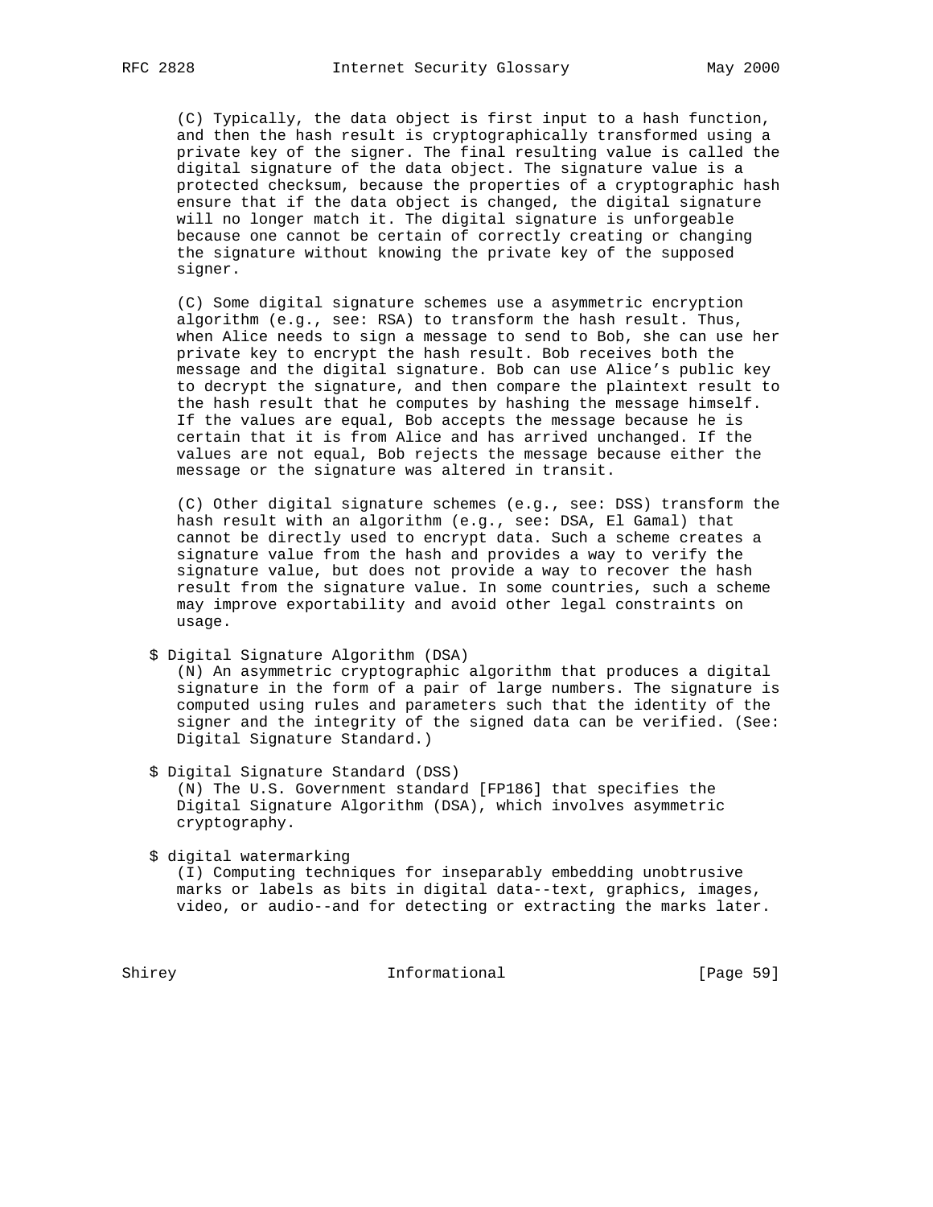(C) Typically, the data object is first input to a hash function, and then the hash result is cryptographically transformed using a private key of the signer. The final resulting value is called the digital signature of the data object. The signature value is a protected checksum, because the properties of a cryptographic hash ensure that if the data object is changed, the digital signature will no longer match it. The digital signature is unforgeable because one cannot be certain of correctly creating or changing the signature without knowing the private key of the supposed signer.

(C) Some digital signature schemes use a asymmetric encryption algorithm (e.g., see: RSA) to transform the hash result. Thus, when Alice needs to sign a message to send to Bob, she can use her private key to encrypt the hash result. Bob receives both the message and the digital signature. Bob can use Alice's public key to decrypt the signature, and then compare the plaintext result to the hash result that he computes by hashing the message himself. If the values are equal, Bob accepts the message because he is certain that it is from Alice and has arrived unchanged. If the values are not equal, Bob rejects the message because either the message or the signature was altered in transit.

(C) Other digital signature schemes (e.g., see: DSS) transform the hash result with an algorithm (e.g., see: DSA, El Gamal) that cannot be directly used to encrypt data. Such a scheme creates a signature value from the hash and provides a way to verify the signature value, but does not provide a way to recover the hash result from the signature value. In some countries, such a scheme may improve exportability and avoid other legal constraints on usage.

$ Digital Signature Algorithm (DSA)
(N) An asymmetric cryptographic algorithm that produces a digital signature in the form of a pair of large numbers. The signature is computed using rules and parameters such that the identity of the signer and the integrity of the signed data can be verified. (See: Digital Signature Standard.)

$ Digital Signature Standard (DSS)
(N) The U.S. Government standard [FP186] that specifies the Digital Signature Algorithm (DSA), which involves asymmetric cryptography.

$ digital watermarking
(I) Computing techniques for inseparably embedding unobtrusive marks or labels as bits in digital data--text, graphics, images, video, or audio--and for detecting or extracting the marks later.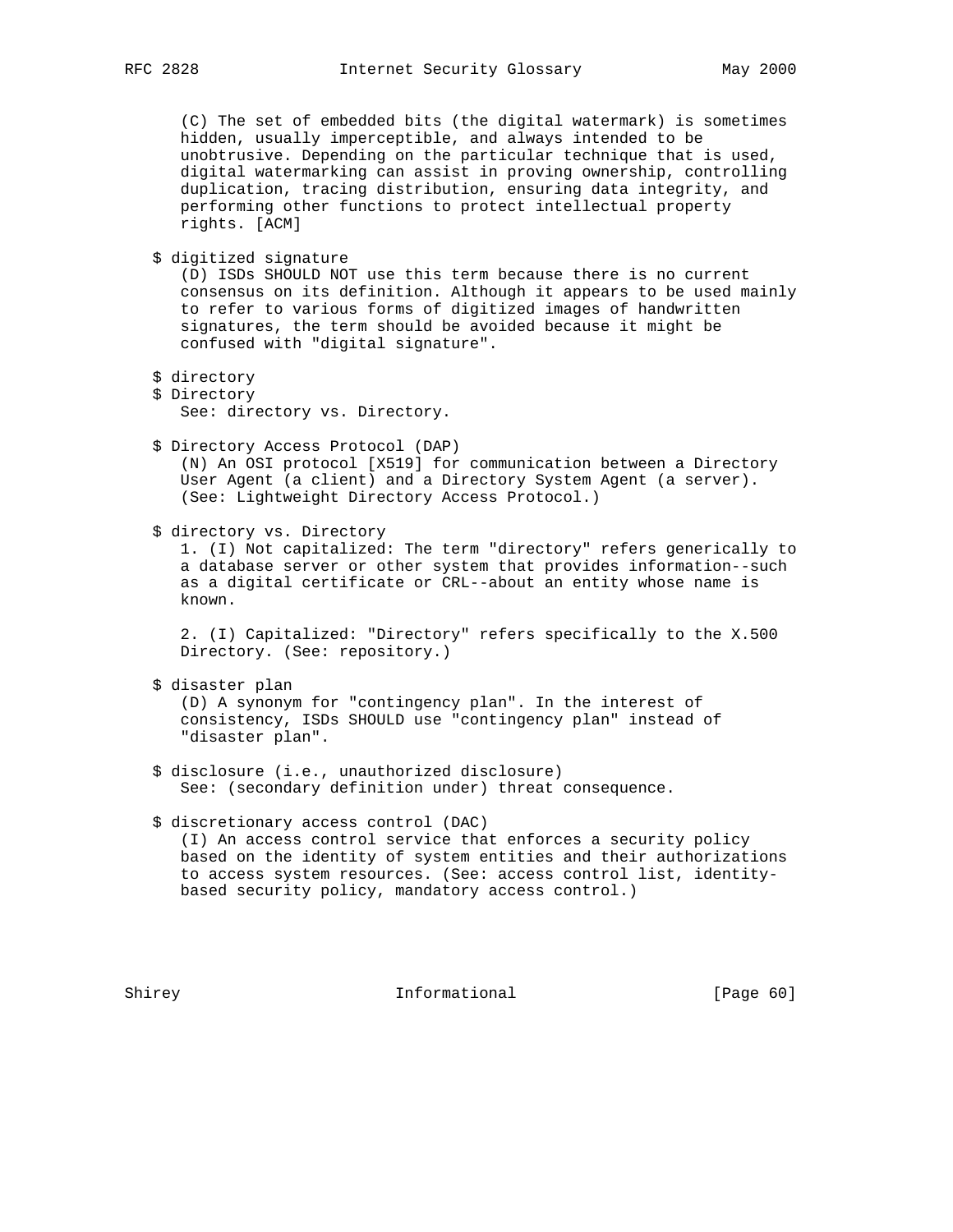(C) The set of embedded bits (the digital watermark) is sometimes hidden, usually imperceptible, and always intended to be unobtrusive. Depending on the particular technique that is used, digital watermarking can assist in proving ownership, controlling duplication, tracing distribution, ensuring data integrity, and performing other functions to protect intellectual property rights. [ACM]

$ digitized signature
(D) ISDs SHOULD NOT use this term because there is no current consensus on its definition. Although it appears to be used mainly to refer to various forms of digitized images of handwritten signatures, the term should be avoided because it might be confused with "digital signature".

$ directory
$ Directory
See: directory vs. Directory.

$ Directory Access Protocol (DAP)
(N) An OSI protocol [X519] for communication between a Directory User Agent (a client) and a Directory System Agent (a server). (See: Lightweight Directory Access Protocol.)

$ directory vs. Directory
1. (I) Not capitalized: The term "directory" refers generically to a database server or other system that provides information--such as a digital certificate or CRL--about an entity whose name is known.

2. (I) Capitalized: "Directory" refers specifically to the X.500 Directory. (See: repository.)

$ disaster plan
(D) A synonym for "contingency plan". In the interest of consistency, ISDs SHOULD use "contingency plan" instead of "disaster plan".

$ disclosure (i.e., unauthorized disclosure)
See: (secondary definition under) threat consequence.

$ discretionary access control (DAC)
(I) An access control service that enforces a security policy based on the identity of system entities and their authorizations to access system resources. (See: access control list, identity-based security policy, mandatory access control.)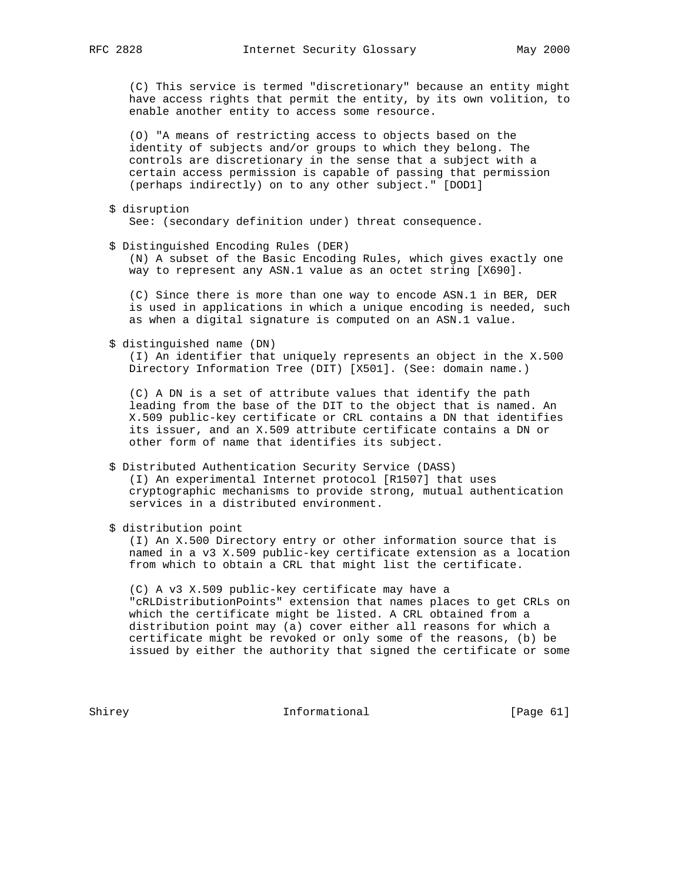(C) This service is termed "discretionary" because an entity might have access rights that permit the entity, by its own volition, to enable another entity to access some resource.

(O) "A means of restricting access to objects based on the identity of subjects and/or groups to which they belong. The controls are discretionary in the sense that a subject with a certain access permission is capable of passing that permission (perhaps indirectly) on to any other subject." [DOD1]

$ disruption
See: (secondary definition under) threat consequence.

$ Distinguished Encoding Rules (DER)
(N) A subset of the Basic Encoding Rules, which gives exactly one way to represent any ASN.1 value as an octet string [X690].

(C) Since there is more than one way to encode ASN.1 in BER, DER is used in applications in which a unique encoding is needed, such as when a digital signature is computed on an ASN.1 value.

$ distinguished name (DN)
(I) An identifier that uniquely represents an object in the X.500 Directory Information Tree (DIT) [X501]. (See: domain name.)

(C) A DN is a set of attribute values that identify the path leading from the base of the DIT to the object that is named. An X.509 public-key certificate or CRL contains a DN that identifies its issuer, and an X.509 attribute certificate contains a DN or other form of name that identifies its subject.

$ Distributed Authentication Security Service (DASS)
(I) An experimental Internet protocol [R1507] that uses cryptographic mechanisms to provide strong, mutual authentication services in a distributed environment.

$ distribution point
(I) An X.500 Directory entry or other information source that is named in a v3 X.509 public-key certificate extension as a location from which to obtain a CRL that might list the certificate.

(C) A v3 X.509 public-key certificate may have a "cRLDistributionPoints" extension that names places to get CRLs on which the certificate might be listed. A CRL obtained from a distribution point may (a) cover either all reasons for which a certificate might be revoked or only some of the reasons, (b) be issued by either the authority that signed the certificate or some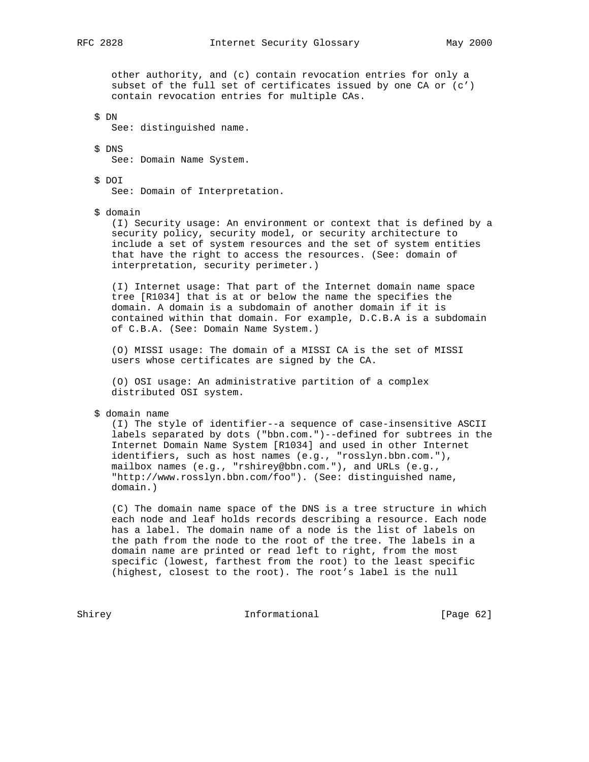other authority, and (c) contain revocation entries for only a subset of the full set of certificates issued by one CA or (c') contain revocation entries for multiple CAs.

$ DN
See: distinguished name.

$ DNS
See: Domain Name System.

$ DOI
See: Domain of Interpretation.

$ domain
(I) Security usage: An environment or context that is defined by a security policy, security model, or security architecture to include a set of system resources and the set of system entities that have the right to access the resources. (See: domain of interpretation, security perimeter.)

(I) Internet usage: That part of the Internet domain name space tree [R1034] that is at or below the name the specifies the domain. A domain is a subdomain of another domain if it is contained within that domain. For example, D.C.B.A is a subdomain of C.B.A. (See: Domain Name System.)

(O) MISSI usage: The domain of a MISSI CA is the set of MISSI users whose certificates are signed by the CA.

(O) OSI usage: An administrative partition of a complex distributed OSI system.

$ domain name
(I) The style of identifier--a sequence of case-insensitive ASCII labels separated by dots ("bbn.com.")--defined for subtrees in the Internet Domain Name System [R1034] and used in other Internet identifiers, such as host names (e.g., "rosslyn.bbn.com."), mailbox names (e.g., "rshirey@bbn.com."), and URLs (e.g., "http://www.rosslyn.bbn.com/foo"). (See: distinguished name, domain.)

(C) The domain name space of the DNS is a tree structure in which each node and leaf holds records describing a resource. Each node has a label. The domain name of a node is the list of labels on the path from the node to the root of the tree. The labels in a domain name are printed or read left to right, from the most specific (lowest, farthest from the root) to the least specific (highest, closest to the root). The root's label is the null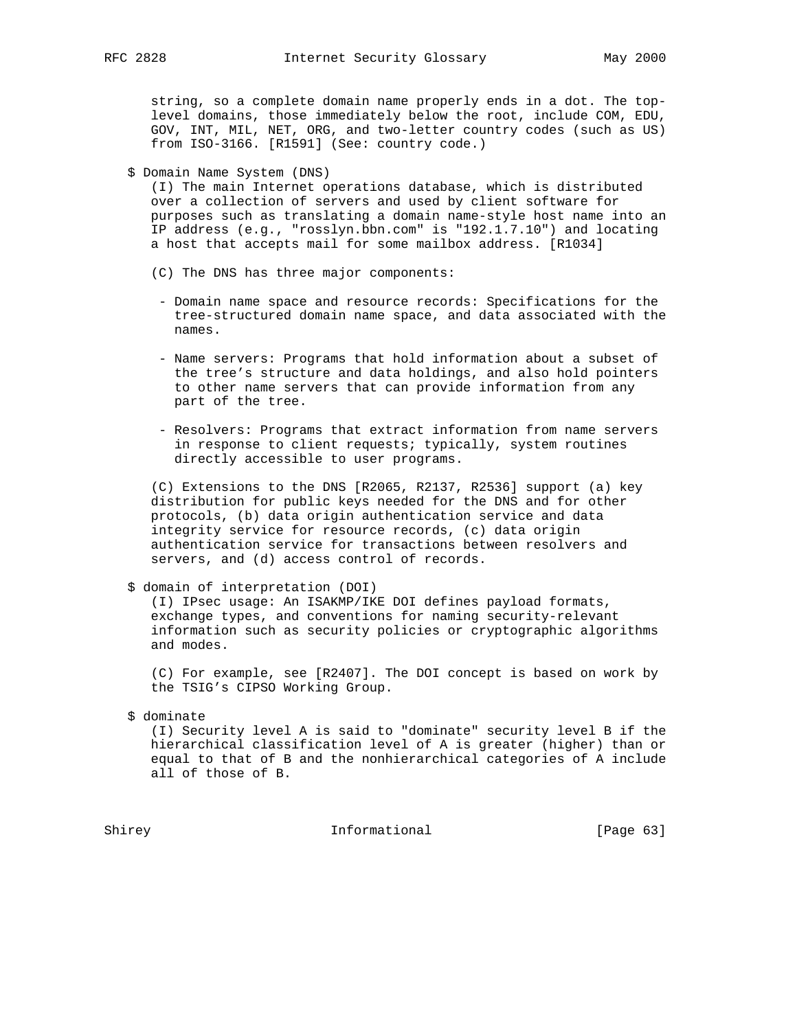string, so a complete domain name properly ends in a dot. The top-level domains, those immediately below the root, include COM, EDU, GOV, INT, MIL, NET, ORG, and two-letter country codes (such as US) from ISO-3166. [R1591] (See: country code.)

$ Domain Name System (DNS)

(I) The main Internet operations database, which is distributed over a collection of servers and used by client software for purposes such as translating a domain name-style host name into an IP address (e.g., "rosslyn.bbn.com" is "192.1.7.10") and locating a host that accepts mail for some mailbox address. [R1034]

(C) The DNS has three major components:

- Domain name space and resource records: Specifications for the tree-structured domain name space, and data associated with the names.

- Name servers: Programs that hold information about a subset of the tree's structure and data holdings, and also hold pointers to other name servers that can provide information from any part of the tree.

- Resolvers: Programs that extract information from name servers in response to client requests; typically, system routines directly accessible to user programs.

(C) Extensions to the DNS [R2065, R2137, R2536] support (a) key distribution for public keys needed for the DNS and for other protocols, (b) data origin authentication service and data integrity service for resource records, (c) data origin authentication service for transactions between resolvers and servers, and (d) access control of records.

$ domain of interpretation (DOI)

(I) IPsec usage: An ISAKMP/IKE DOI defines payload formats, exchange types, and conventions for naming security-relevant information such as security policies or cryptographic algorithms and modes.

(C) For example, see [R2407]. The DOI concept is based on work by the TSIG's CIPSO Working Group.

$ dominate

(I) Security level A is said to "dominate" security level B if the hierarchical classification level of A is greater (higher) than or equal to that of B and the nonhierarchical categories of A include all of those of B.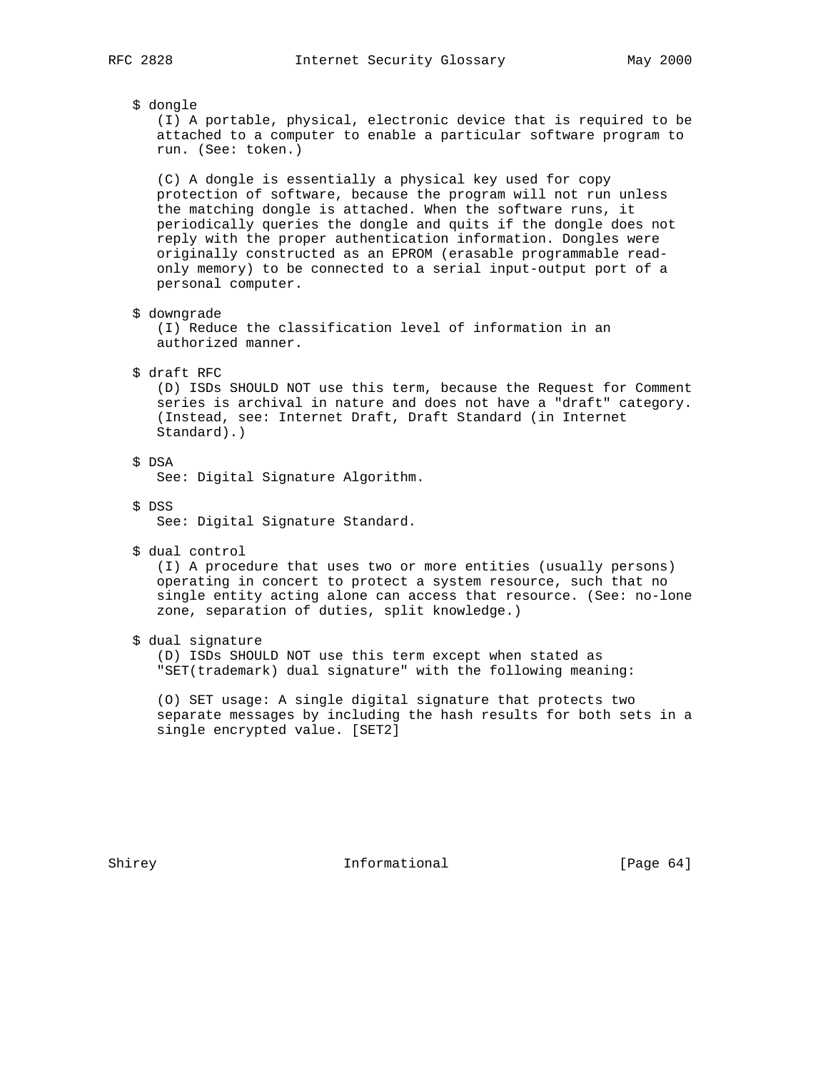$ dongle

(I) A portable, physical, electronic device that is required to be attached to a computer to enable a particular software program to run. (See: token.)

(C) A dongle is essentially a physical key used for copy protection of software, because the program will not run unless the matching dongle is attached. When the software runs, it periodically queries the dongle and quits if the dongle does not reply with the proper authentication information. Dongles were originally constructed as an EPROM (erasable programmable read-only memory) to be connected to a serial input-output port of a personal computer.

$ downgrade

(I) Reduce the classification level of information in an authorized manner.

$ draft RFC

(D) ISDs SHOULD NOT use this term, because the Request for Comment series is archival in nature and does not have a "draft" category. (Instead, see: Internet Draft, Draft Standard (in Internet Standard).)

$ DSA

See: Digital Signature Algorithm.

$ DSS

See: Digital Signature Standard.

$ dual control

(I) A procedure that uses two or more entities (usually persons) operating in concert to protect a system resource, such that no single entity acting alone can access that resource. (See: no-lone zone, separation of duties, split knowledge.)

$ dual signature

(D) ISDs SHOULD NOT use this term except when stated as "SET(trademark) dual signature" with the following meaning:

(O) SET usage: A single digital signature that protects two separate messages by including the hash results for both sets in a single encrypted value. [SET2]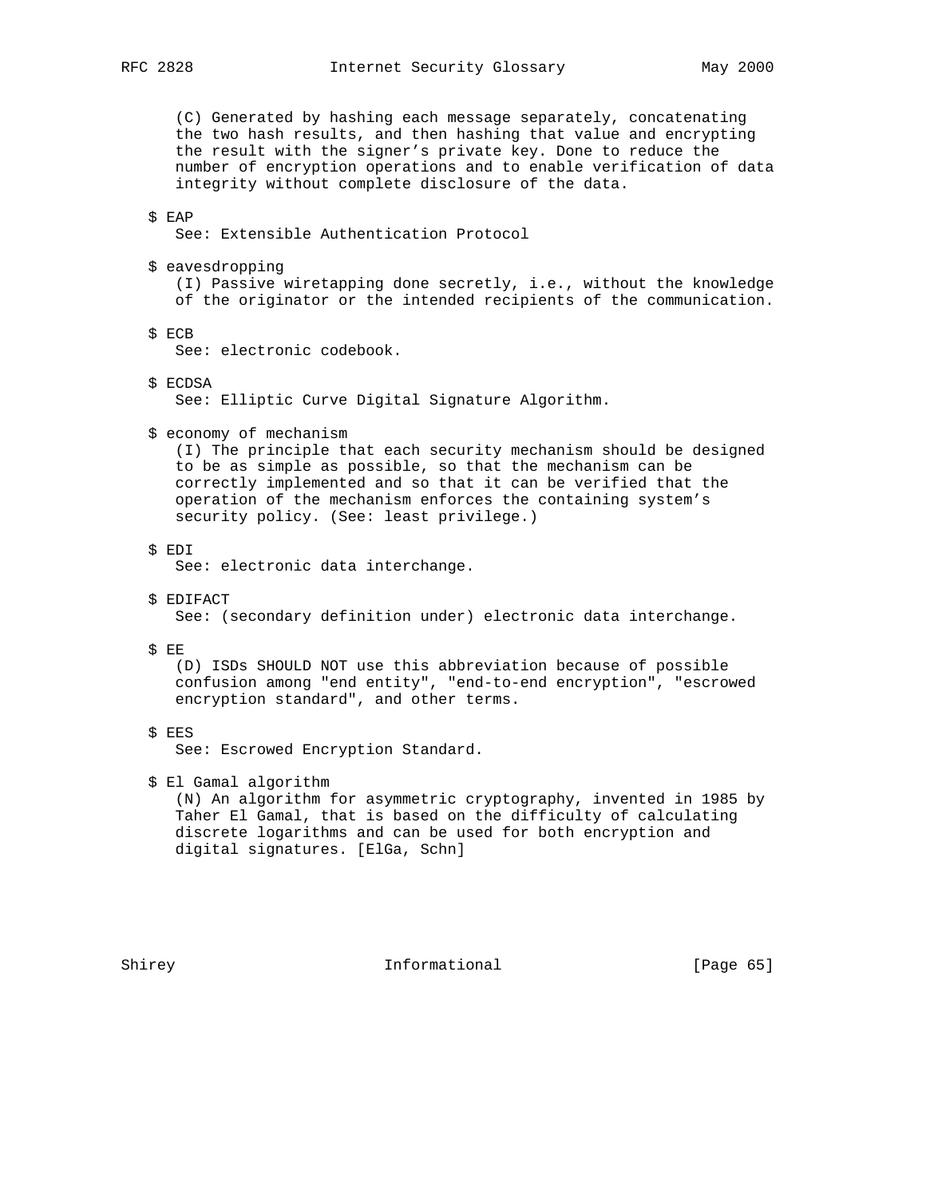(C) Generated by hashing each message separately, concatenating the two hash results, and then hashing that value and encrypting the result with the signer's private key. Done to reduce the number of encryption operations and to enable verification of data integrity without complete disclosure of the data.

$ EAP
See: Extensible Authentication Protocol

$ eavesdropping
(I) Passive wiretapping done secretly, i.e., without the knowledge of the originator or the intended recipients of the communication.

$ ECB
See: electronic codebook.

$ ECDSA
See: Elliptic Curve Digital Signature Algorithm.

$ economy of mechanism
(I) The principle that each security mechanism should be designed to be as simple as possible, so that the mechanism can be correctly implemented and so that it can be verified that the operation of the mechanism enforces the containing system's security policy. (See: least privilege.)

$ EDI
See: electronic data interchange.

$ EDIFACT
See: (secondary definition under) electronic data interchange.

$ EE
(D) ISDs SHOULD NOT use this abbreviation because of possible confusion among "end entity", "end-to-end encryption", "escrowed encryption standard", and other terms.

$ EES
See: Escrowed Encryption Standard.

$ El Gamal algorithm
(N) An algorithm for asymmetric cryptography, invented in 1985 by Taher El Gamal, that is based on the difficulty of calculating discrete logarithms and can be used for both encryption and digital signatures. [ElGa, Schn]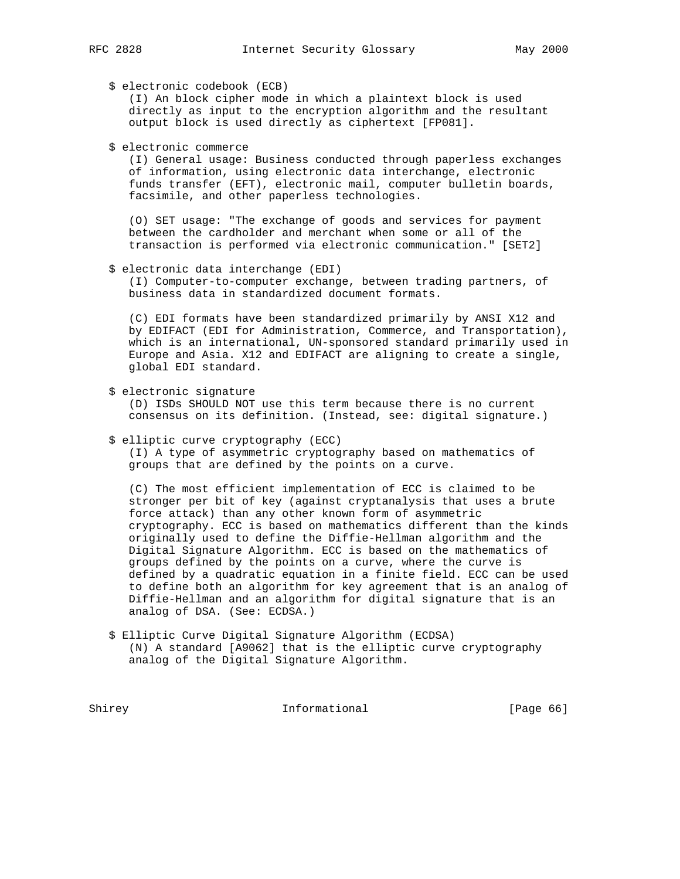$ electronic codebook (ECB)
(I) An block cipher mode in which a plaintext block is used directly as input to the encryption algorithm and the resultant output block is used directly as ciphertext [FP081].

$ electronic commerce
(I) General usage: Business conducted through paperless exchanges of information, using electronic data interchange, electronic funds transfer (EFT), electronic mail, computer bulletin boards, facsimile, and other paperless technologies.

(O) SET usage: "The exchange of goods and services for payment between the cardholder and merchant when some or all of the transaction is performed via electronic communication." [SET2]

$ electronic data interchange (EDI)
(I) Computer-to-computer exchange, between trading partners, of business data in standardized document formats.

(C) EDI formats have been standardized primarily by ANSI X12 and by EDIFACT (EDI for Administration, Commerce, and Transportation), which is an international, UN-sponsored standard primarily used in Europe and Asia. X12 and EDIFACT are aligning to create a single, global EDI standard.

$ electronic signature
(D) ISDs SHOULD NOT use this term because there is no current consensus on its definition. (Instead, see: digital signature.)

$ elliptic curve cryptography (ECC)
(I) A type of asymmetric cryptography based on mathematics of groups that are defined by the points on a curve.

(C) The most efficient implementation of ECC is claimed to be stronger per bit of key (against cryptanalysis that uses a brute force attack) than any other known form of asymmetric cryptography. ECC is based on mathematics different than the kinds originally used to define the Diffie-Hellman algorithm and the Digital Signature Algorithm. ECC is based on the mathematics of groups defined by the points on a curve, where the curve is defined by a quadratic equation in a finite field. ECC can be used to define both an algorithm for key agreement that is an analog of Diffie-Hellman and an algorithm for digital signature that is an analog of DSA. (See: ECDSA.)

$ Elliptic Curve Digital Signature Algorithm (ECDSA)
(N) A standard [A9062] that is the elliptic curve cryptography analog of the Digital Signature Algorithm.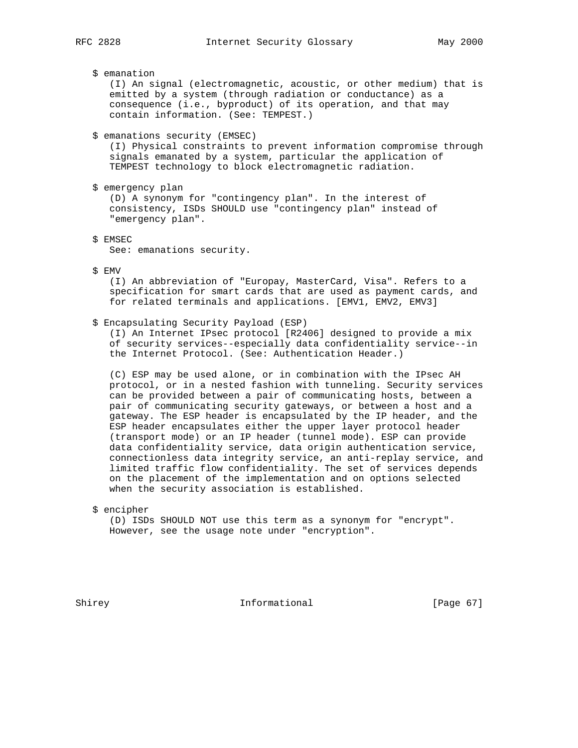$ emanation
(I) An signal (electromagnetic, acoustic, or other medium) that is emitted by a system (through radiation or conductance) as a consequence (i.e., byproduct) of its operation, and that may contain information. (See: TEMPEST.)

$ emanations security (EMSEC)
(I) Physical constraints to prevent information compromise through signals emanated by a system, particular the application of TEMPEST technology to block electromagnetic radiation.

$ emergency plan
(D) A synonym for "contingency plan". In the interest of consistency, ISDs SHOULD use "contingency plan" instead of "emergency plan".

$ EMSEC
See: emanations security.

$ EMV
(I) An abbreviation of "Europay, MasterCard, Visa". Refers to a specification for smart cards that are used as payment cards, and for related terminals and applications. [EMV1, EMV2, EMV3]

$ Encapsulating Security Payload (ESP)
(I) An Internet IPsec protocol [R2406] designed to provide a mix of security services--especially data confidentiality service--in the Internet Protocol. (See: Authentication Header.)

(C) ESP may be used alone, or in combination with the IPsec AH protocol, or in a nested fashion with tunneling. Security services can be provided between a pair of communicating hosts, between a pair of communicating security gateways, or between a host and a gateway. The ESP header is encapsulated by the IP header, and the ESP header encapsulates either the upper layer protocol header (transport mode) or an IP header (tunnel mode). ESP can provide data confidentiality service, data origin authentication service, connectionless data integrity service, an anti-replay service, and limited traffic flow confidentiality. The set of services depends on the placement of the implementation and on options selected when the security association is established.

$ encipher
(D) ISDs SHOULD NOT use this term as a synonym for "encrypt". However, see the usage note under "encryption".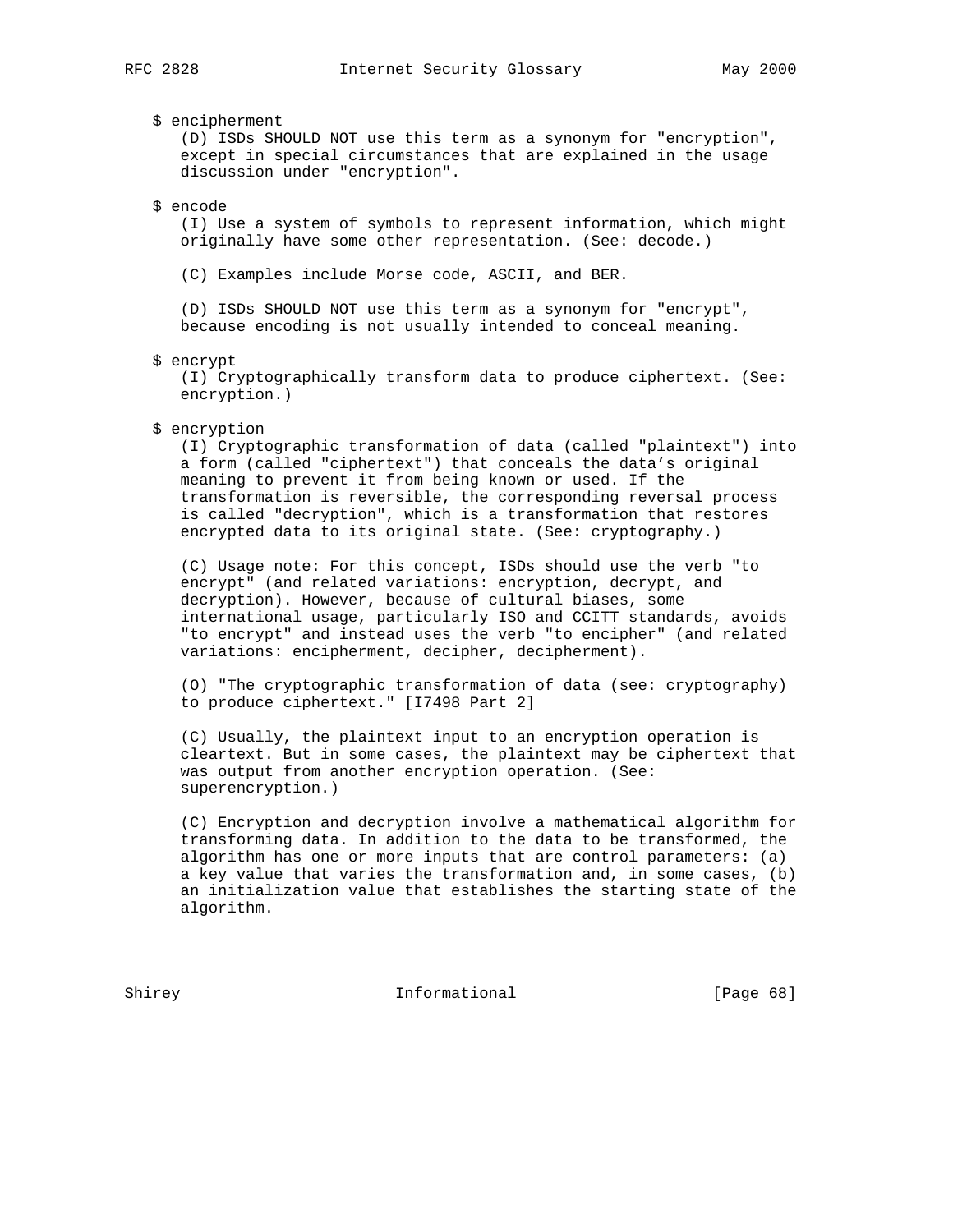$ encipherment

(D) ISDs SHOULD NOT use this term as a synonym for "encryption", except in special circumstances that are explained in the usage discussion under "encryption".

$ encode

(I) Use a system of symbols to represent information, which might originally have some other representation. (See: decode.)

(C) Examples include Morse code, ASCII, and BER.

(D) ISDs SHOULD NOT use this term as a synonym for "encrypt", because encoding is not usually intended to conceal meaning.

$ encrypt

(I) Cryptographically transform data to produce ciphertext. (See: encryption.)

$ encryption

(I) Cryptographic transformation of data (called "plaintext") into a form (called "ciphertext") that conceals the data's original meaning to prevent it from being known or used. If the transformation is reversible, the corresponding reversal process is called "decryption", which is a transformation that restores encrypted data to its original state. (See: cryptography.)

(C) Usage note: For this concept, ISDs should use the verb "to encrypt" (and related variations: encryption, decrypt, and decryption). However, because of cultural biases, some international usage, particularly ISO and CCITT standards, avoids "to encrypt" and instead uses the verb "to encipher" (and related variations: encipherment, decipher, decipherment).

(O) "The cryptographic transformation of data (see: cryptography) to produce ciphertext." [I7498 Part 2]

(C) Usually, the plaintext input to an encryption operation is cleartext. But in some cases, the plaintext may be ciphertext that was output from another encryption operation. (See: superencryption.)

(C) Encryption and decryption involve a mathematical algorithm for transforming data. In addition to the data to be transformed, the algorithm has one or more inputs that are control parameters: (a) a key value that varies the transformation and, in some cases, (b) an initialization value that establishes the starting state of the algorithm.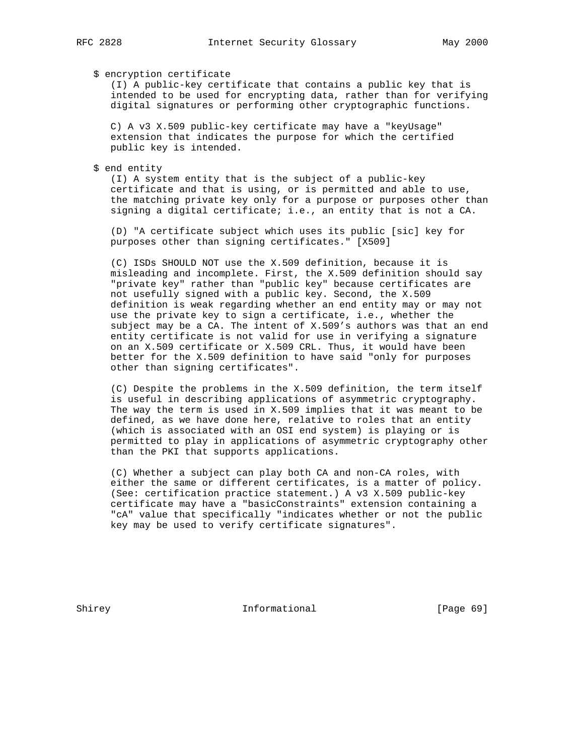$ encryption certificate

(I) A public-key certificate that contains a public key that is intended to be used for encrypting data, rather than for verifying digital signatures or performing other cryptographic functions.

C) A v3 X.509 public-key certificate may have a "keyUsage" extension that indicates the purpose for which the certified public key is intended.

$ end entity

(I) A system entity that is the subject of a public-key certificate and that is using, or is permitted and able to use, the matching private key only for a purpose or purposes other than signing a digital certificate; i.e., an entity that is not a CA.

(D) "A certificate subject which uses its public [sic] key for purposes other than signing certificates." [X509]

(C) ISDs SHOULD NOT use the X.509 definition, because it is misleading and incomplete. First, the X.509 definition should say "private key" rather than "public key" because certificates are not usefully signed with a public key. Second, the X.509 definition is weak regarding whether an end entity may or may not use the private key to sign a certificate, i.e., whether the subject may be a CA. The intent of X.509's authors was that an end entity certificate is not valid for use in verifying a signature on an X.509 certificate or X.509 CRL. Thus, it would have been better for the X.509 definition to have said "only for purposes other than signing certificates".

(C) Despite the problems in the X.509 definition, the term itself is useful in describing applications of asymmetric cryptography. The way the term is used in X.509 implies that it was meant to be defined, as we have done here, relative to roles that an entity (which is associated with an OSI end system) is playing or is permitted to play in applications of asymmetric cryptography other than the PKI that supports applications.

(C) Whether a subject can play both CA and non-CA roles, with either the same or different certificates, is a matter of policy. (See: certification practice statement.) A v3 X.509 public-key certificate may have a "basicConstraints" extension containing a "cA" value that specifically "indicates whether or not the public key may be used to verify certificate signatures".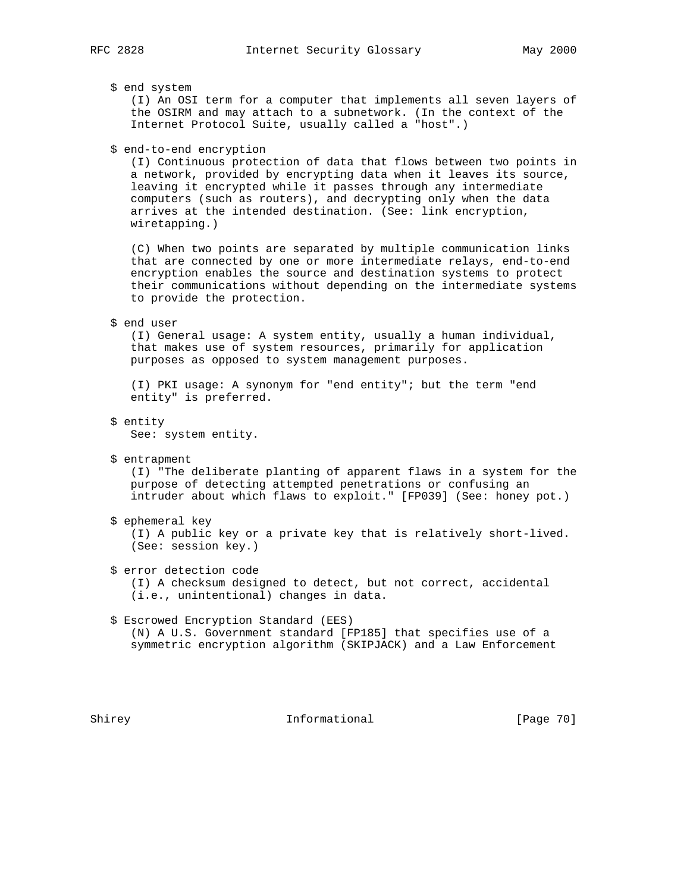$ end system
(I) An OSI term for a computer that implements all seven layers of the OSIRM and may attach to a subnetwork. (In the context of the Internet Protocol Suite, usually called a "host".)

$ end-to-end encryption
(I) Continuous protection of data that flows between two points in a network, provided by encrypting data when it leaves its source, leaving it encrypted while it passes through any intermediate computers (such as routers), and decrypting only when the data arrives at the intended destination. (See: link encryption, wiretapping.)

(C) When two points are separated by multiple communication links that are connected by one or more intermediate relays, end-to-end encryption enables the source and destination systems to protect their communications without depending on the intermediate systems to provide the protection.

$ end user
(I) General usage: A system entity, usually a human individual, that makes use of system resources, primarily for application purposes as opposed to system management purposes.

(I) PKI usage: A synonym for "end entity"; but the term "end entity" is preferred.

$ entity
See: system entity.

$ entrapment
(I) "The deliberate planting of apparent flaws in a system for the purpose of detecting attempted penetrations or confusing an intruder about which flaws to exploit." [FP039] (See: honey pot.)

$ ephemeral key
(I) A public key or a private key that is relatively short-lived. (See: session key.)

$ error detection code
(I) A checksum designed to detect, but not correct, accidental (i.e., unintentional) changes in data.

$ Escrowed Encryption Standard (EES)
(N) A U.S. Government standard [FP185] that specifies use of a symmetric encryption algorithm (SKIPJACK) and a Law Enforcement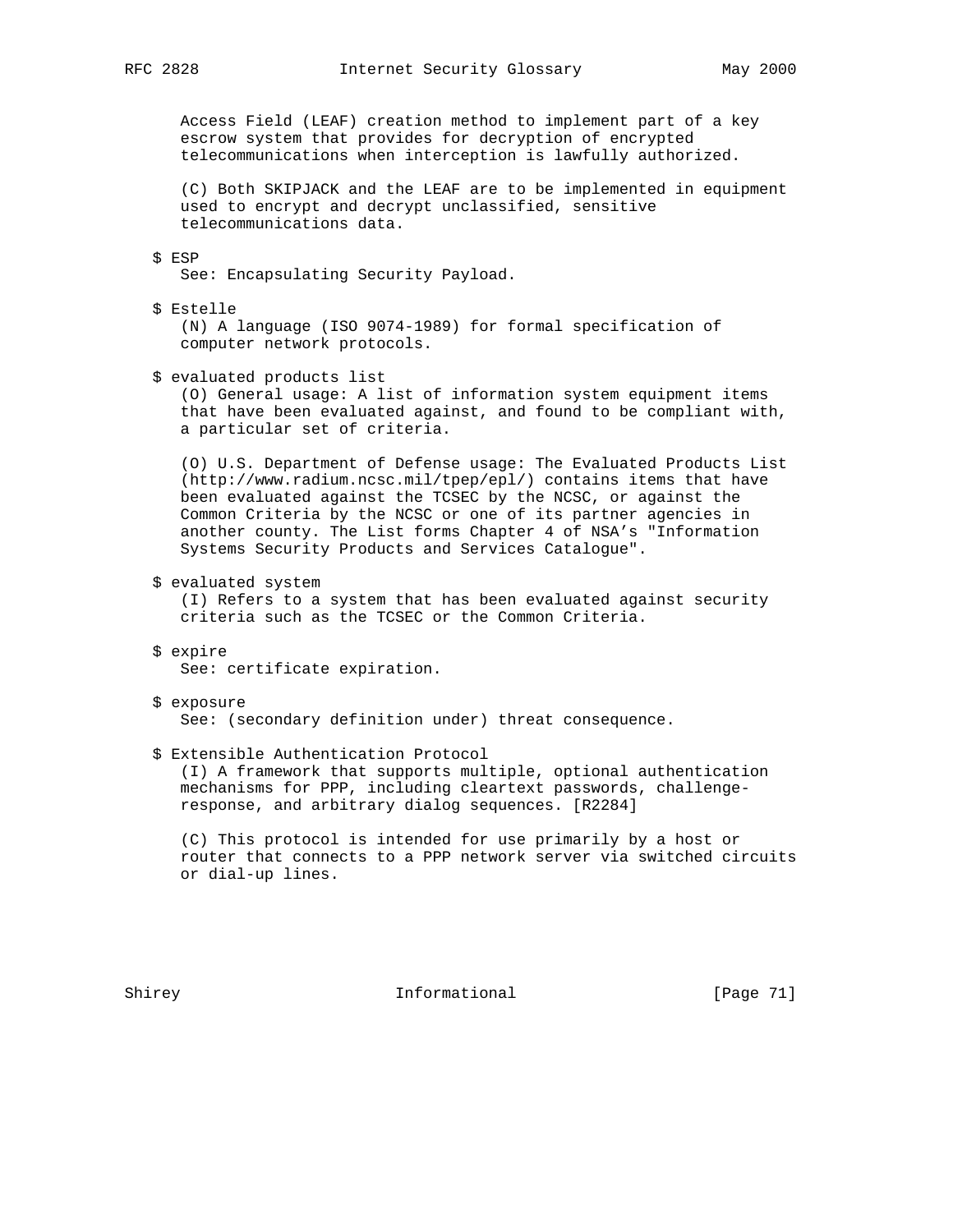Access Field (LEAF) creation method to implement part of a key escrow system that provides for decryption of encrypted telecommunications when interception is lawfully authorized.

(C) Both SKIPJACK and the LEAF are to be implemented in equipment used to encrypt and decrypt unclassified, sensitive telecommunications data.

$ ESP
See: Encapsulating Security Payload.

$ Estelle
(N) A language (ISO 9074-1989) for formal specification of computer network protocols.

$ evaluated products list
(O) General usage: A list of information system equipment items that have been evaluated against, and found to be compliant with, a particular set of criteria.

(O) U.S. Department of Defense usage: The Evaluated Products List (http://www.radium.ncsc.mil/tpep/epl/) contains items that have been evaluated against the TCSEC by the NCSC, or against the Common Criteria by the NCSC or one of its partner agencies in another county. The List forms Chapter 4 of NSA's "Information Systems Security Products and Services Catalogue".

$ evaluated system
(I) Refers to a system that has been evaluated against security criteria such as the TCSEC or the Common Criteria.

$ expire
See: certificate expiration.

$ exposure
See: (secondary definition under) threat consequence.

$ Extensible Authentication Protocol
(I) A framework that supports multiple, optional authentication mechanisms for PPP, including cleartext passwords, challenge-response, and arbitrary dialog sequences. [R2284]

(C) This protocol is intended for use primarily by a host or router that connects to a PPP network server via switched circuits or dial-up lines.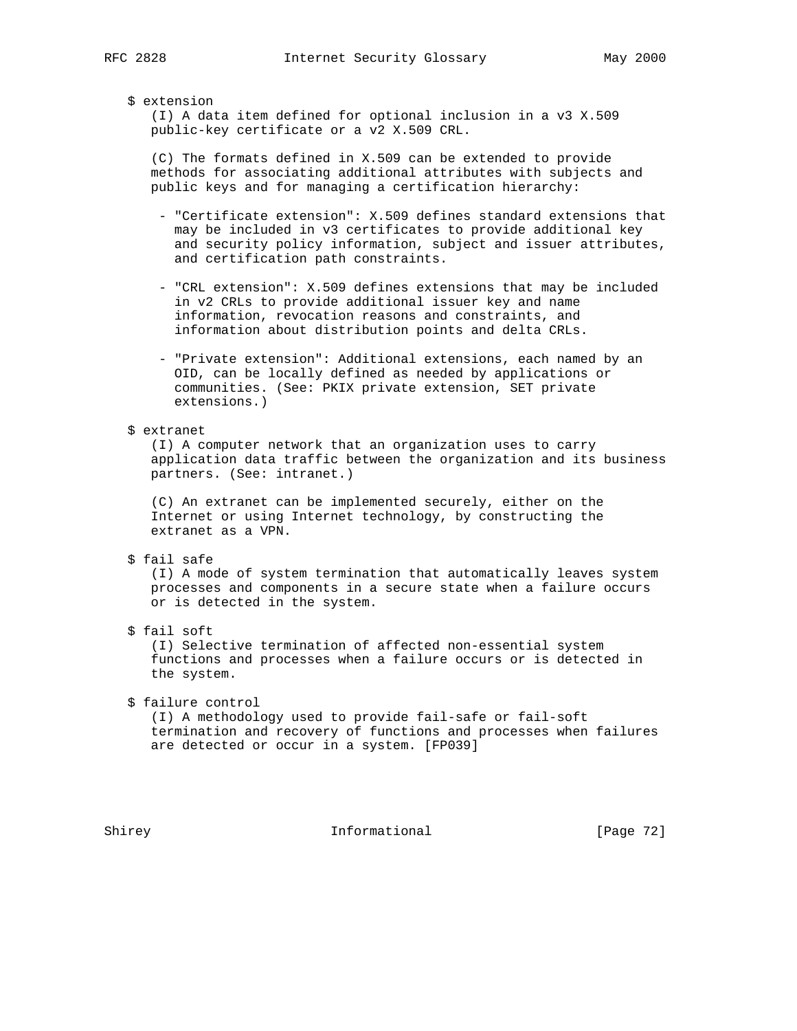$ extension
(I) A data item defined for optional inclusion in a v3 X.509 public-key certificate or a v2 X.509 CRL.

(C) The formats defined in X.509 can be extended to provide methods for associating additional attributes with subjects and public keys and for managing a certification hierarchy:

- "Certificate extension": X.509 defines standard extensions that may be included in v3 certificates to provide additional key and security policy information, subject and issuer attributes, and certification path constraints.

- "CRL extension": X.509 defines extensions that may be included in v2 CRLs to provide additional issuer key and name information, revocation reasons and constraints, and information about distribution points and delta CRLs.

- "Private extension": Additional extensions, each named by an OID, can be locally defined as needed by applications or communities. (See: PKIX private extension, SET private extensions.)

$ extranet
(I) A computer network that an organization uses to carry application data traffic between the organization and its business partners. (See: intranet.)

(C) An extranet can be implemented securely, either on the Internet or using Internet technology, by constructing the extranet as a VPN.

$ fail safe
(I) A mode of system termination that automatically leaves system processes and components in a secure state when a failure occurs or is detected in the system.

$ fail soft
(I) Selective termination of affected non-essential system functions and processes when a failure occurs or is detected in the system.

$ failure control
(I) A methodology used to provide fail-safe or fail-soft termination and recovery of functions and processes when failures are detected or occur in a system. [FP039]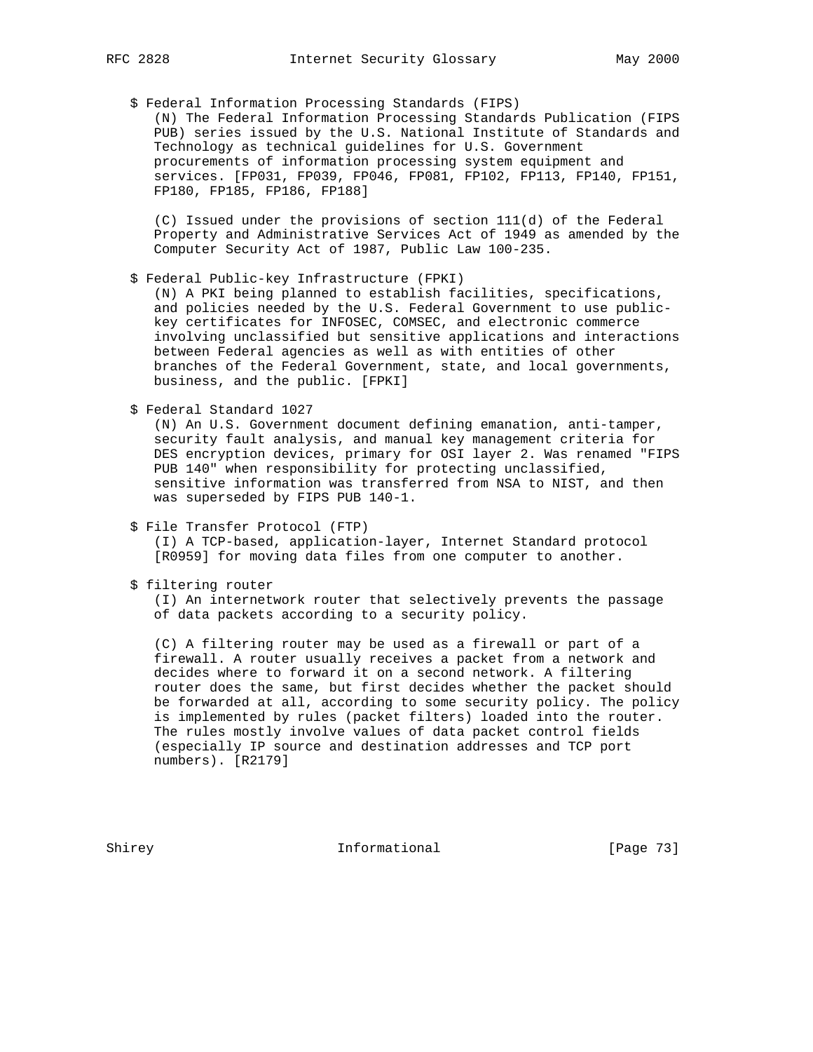$ Federal Information Processing Standards (FIPS)
(N) The Federal Information Processing Standards Publication (FIPS PUB) series issued by the U.S. National Institute of Standards and Technology as technical guidelines for U.S. Government procurements of information processing system equipment and services. [FP031, FP039, FP046, FP081, FP102, FP113, FP140, FP151, FP180, FP185, FP186, FP188]

(C) Issued under the provisions of section 111(d) of the Federal Property and Administrative Services Act of 1949 as amended by the Computer Security Act of 1987, Public Law 100-235.

$ Federal Public-key Infrastructure (FPKI)
(N) A PKI being planned to establish facilities, specifications, and policies needed by the U.S. Federal Government to use public-key certificates for INFOSEC, COMSEC, and electronic commerce involving unclassified but sensitive applications and interactions between Federal agencies as well as with entities of other branches of the Federal Government, state, and local governments, business, and the public. [FPKI]

$ Federal Standard 1027
(N) An U.S. Government document defining emanation, anti-tamper, security fault analysis, and manual key management criteria for DES encryption devices, primary for OSI layer 2. Was renamed "FIPS PUB 140" when responsibility for protecting unclassified, sensitive information was transferred from NSA to NIST, and then was superseded by FIPS PUB 140-1.

$ File Transfer Protocol (FTP)
(I) A TCP-based, application-layer, Internet Standard protocol [R0959] for moving data files from one computer to another.

$ filtering router
(I) An internetwork router that selectively prevents the passage of data packets according to a security policy.

(C) A filtering router may be used as a firewall or part of a firewall. A router usually receives a packet from a network and decides where to forward it on a second network. A filtering router does the same, but first decides whether the packet should be forwarded at all, according to some security policy. The policy is implemented by rules (packet filters) loaded into the router. The rules mostly involve values of data packet control fields (especially IP source and destination addresses and TCP port numbers). [R2179]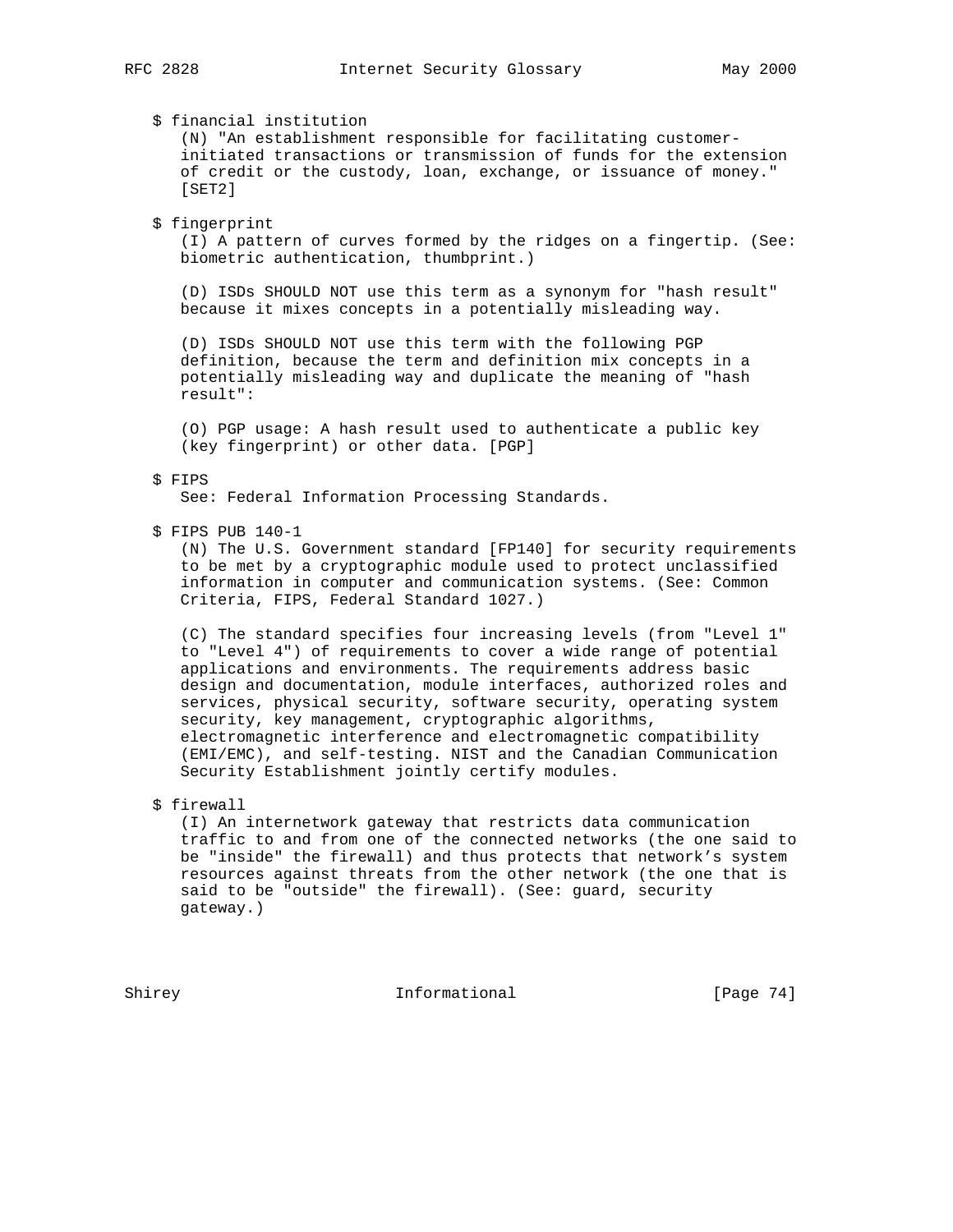$ financial institution

(N) "An establishment responsible for facilitating customer-initiated transactions or transmission of funds for the extension of credit or the custody, loan, exchange, or issuance of money." [SET2]

$ fingerprint

(I) A pattern of curves formed by the ridges on a fingertip. (See: biometric authentication, thumbprint.)

(D) ISDs SHOULD NOT use this term as a synonym for "hash result" because it mixes concepts in a potentially misleading way.

(D) ISDs SHOULD NOT use this term with the following PGP definition, because the term and definition mix concepts in a potentially misleading way and duplicate the meaning of "hash result":

(O) PGP usage: A hash result used to authenticate a public key (key fingerprint) or other data. [PGP]

$ FIPS

See: Federal Information Processing Standards.

$ FIPS PUB 140-1

(N) The U.S. Government standard [FP140] for security requirements to be met by a cryptographic module used to protect unclassified information in computer and communication systems. (See: Common Criteria, FIPS, Federal Standard 1027.)

(C) The standard specifies four increasing levels (from "Level 1" to "Level 4") of requirements to cover a wide range of potential applications and environments. The requirements address basic design and documentation, module interfaces, authorized roles and services, physical security, software security, operating system security, key management, cryptographic algorithms, electromagnetic interference and electromagnetic compatibility (EMI/EMC), and self-testing. NIST and the Canadian Communication Security Establishment jointly certify modules.

$ firewall

(I) An internetwork gateway that restricts data communication traffic to and from one of the connected networks (the one said to be "inside" the firewall) and thus protects that network's system resources against threats from the other network (the one that is said to be "outside" the firewall). (See: guard, security gateway.)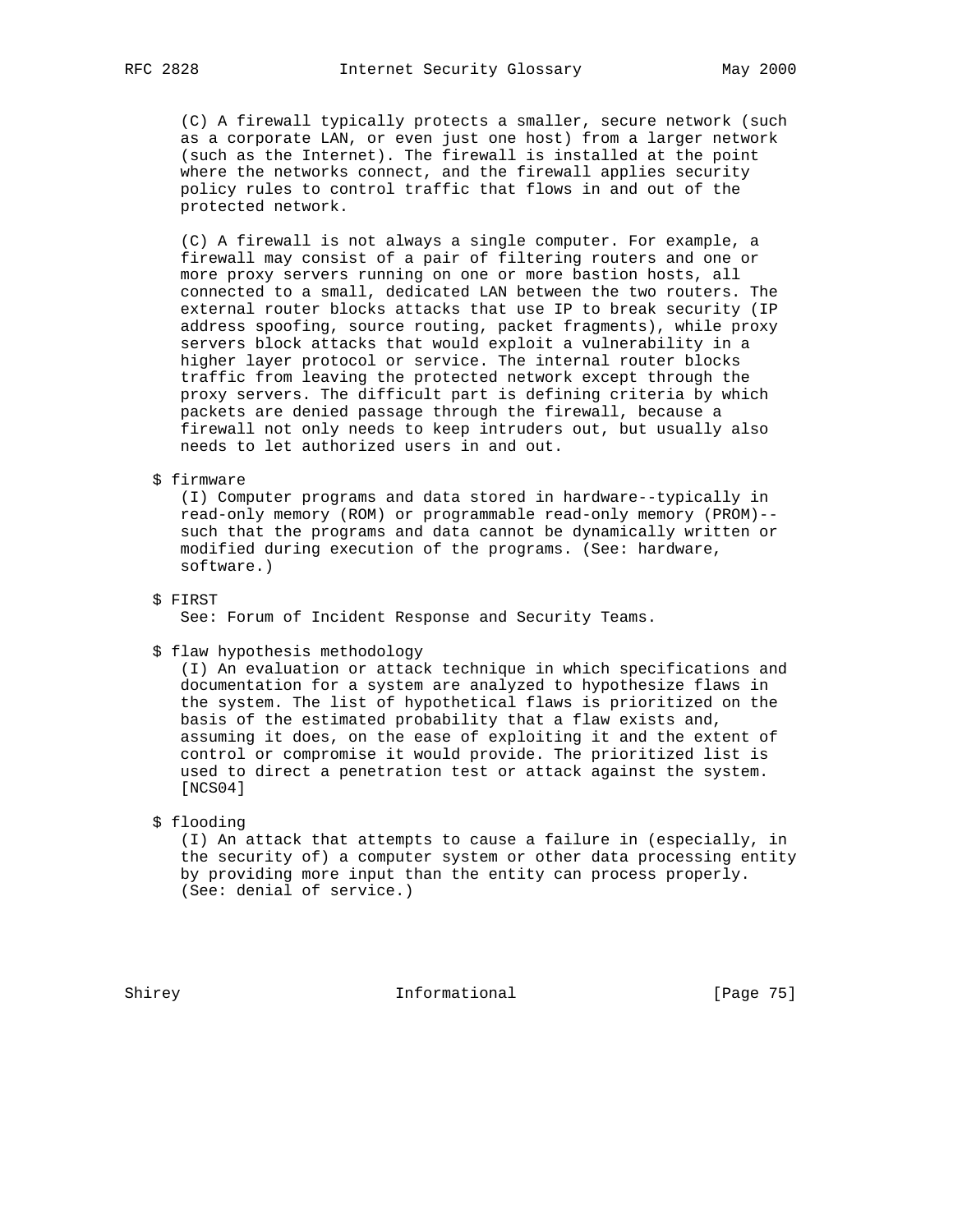(C) A firewall typically protects a smaller, secure network (such as a corporate LAN, or even just one host) from a larger network (such as the Internet). The firewall is installed at the point where the networks connect, and the firewall applies security policy rules to control traffic that flows in and out of the protected network.

(C) A firewall is not always a single computer. For example, a firewall may consist of a pair of filtering routers and one or more proxy servers running on one or more bastion hosts, all connected to a small, dedicated LAN between the two routers. The external router blocks attacks that use IP to break security (IP address spoofing, source routing, packet fragments), while proxy servers block attacks that would exploit a vulnerability in a higher layer protocol or service. The internal router blocks traffic from leaving the protected network except through the proxy servers. The difficult part is defining criteria by which packets are denied passage through the firewall, because a firewall not only needs to keep intruders out, but usually also needs to let authorized users in and out.

$ firmware

(I) Computer programs and data stored in hardware--typically in read-only memory (ROM) or programmable read-only memory (PROM)--such that the programs and data cannot be dynamically written or modified during execution of the programs. (See: hardware, software.)

$ FIRST

See: Forum of Incident Response and Security Teams.

$ flaw hypothesis methodology

(I) An evaluation or attack technique in which specifications and documentation for a system are analyzed to hypothesize flaws in the system. The list of hypothetical flaws is prioritized on the basis of the estimated probability that a flaw exists and, assuming it does, on the ease of exploiting it and the extent of control or compromise it would provide. The prioritized list is used to direct a penetration test or attack against the system. [NCS04]

$ flooding

(I) An attack that attempts to cause a failure in (especially, in the security of) a computer system or other data processing entity by providing more input than the entity can process properly. (See: denial of service.)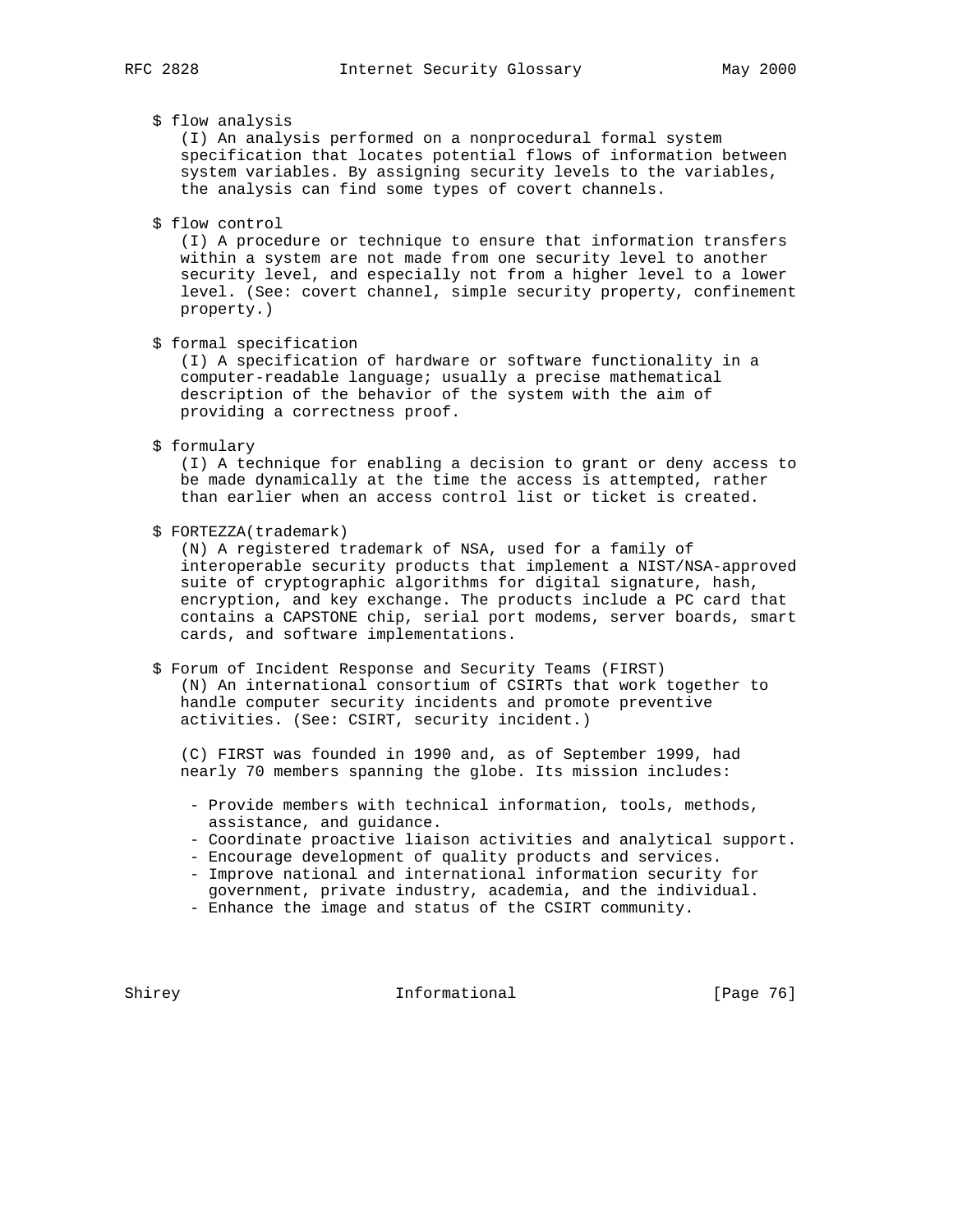$ flow analysis

(I) An analysis performed on a nonprocedural formal system specification that locates potential flows of information between system variables. By assigning security levels to the variables, the analysis can find some types of covert channels.

$ flow control

(I) A procedure or technique to ensure that information transfers within a system are not made from one security level to another security level, and especially not from a higher level to a lower level. (See: covert channel, simple security property, confinement property.)

$ formal specification

(I) A specification of hardware or software functionality in a computer-readable language; usually a precise mathematical description of the behavior of the system with the aim of providing a correctness proof.

$ formulary

(I) A technique for enabling a decision to grant or deny access to be made dynamically at the time the access is attempted, rather than earlier when an access control list or ticket is created.

$ FORTEZZA(trademark)

(N) A registered trademark of NSA, used for a family of interoperable security products that implement a NIST/NSA-approved suite of cryptographic algorithms for digital signature, hash, encryption, and key exchange. The products include a PC card that contains a CAPSTONE chip, serial port modems, server boards, smart cards, and software implementations.

$ Forum of Incident Response and Security Teams (FIRST)

(N) An international consortium of CSIRTs that work together to handle computer security incidents and promote preventive activities. (See: CSIRT, security incident.)

(C) FIRST was founded in 1990 and, as of September 1999, had nearly 70 members spanning the globe. Its mission includes:

- Provide members with technical information, tools, methods, assistance, and guidance.
- Coordinate proactive liaison activities and analytical support.
- Encourage development of quality products and services.
- Improve national and international information security for government, private industry, academia, and the individual.
- Enhance the image and status of the CSIRT community.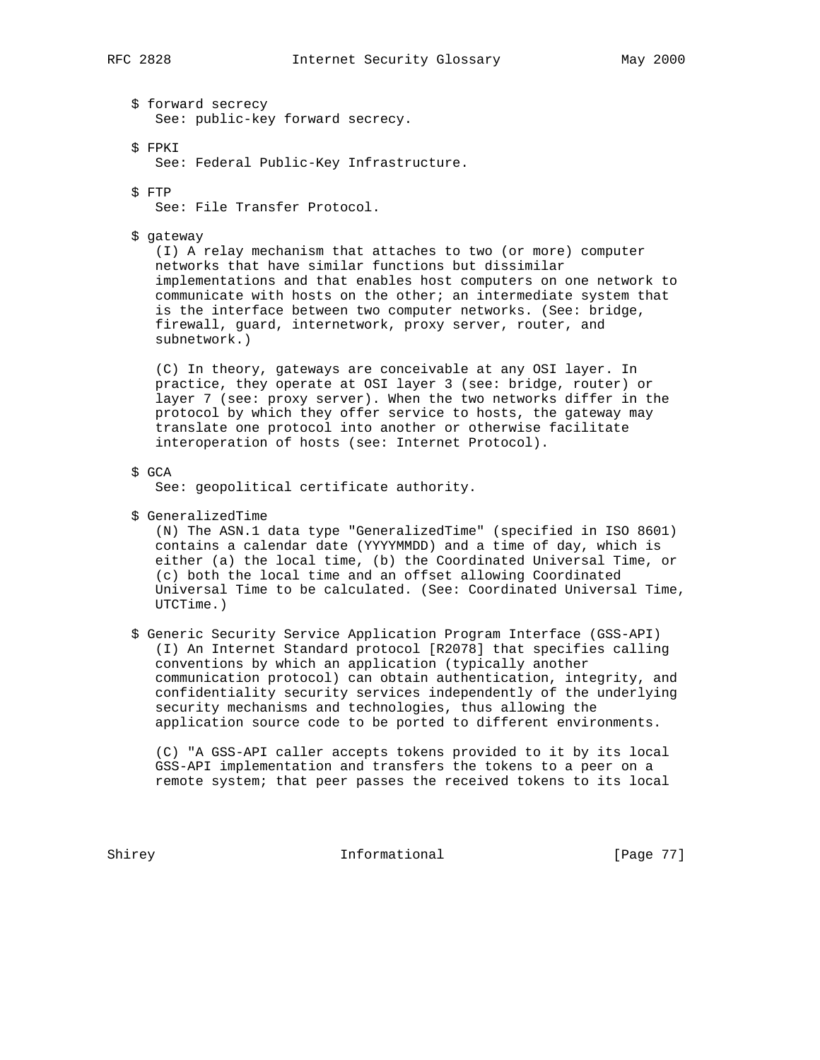$ forward secrecy
See: public-key forward secrecy.

$ FPKI
See: Federal Public-Key Infrastructure.

$ FTP
See: File Transfer Protocol.

$ gateway
(I) A relay mechanism that attaches to two (or more) computer networks that have similar functions but dissimilar implementations and that enables host computers on one network to communicate with hosts on the other; an intermediate system that is the interface between two computer networks. (See: bridge, firewall, guard, internetwork, proxy server, router, and subnetwork.)

(C) In theory, gateways are conceivable at any OSI layer. In practice, they operate at OSI layer 3 (see: bridge, router) or layer 7 (see: proxy server). When the two networks differ in the protocol by which they offer service to hosts, the gateway may translate one protocol into another or otherwise facilitate interoperation of hosts (see: Internet Protocol).

$ GCA
See: geopolitical certificate authority.

$ GeneralizedTime
(N) The ASN.1 data type "GeneralizedTime" (specified in ISO 8601) contains a calendar date (YYYYMMDD) and a time of day, which is either (a) the local time, (b) the Coordinated Universal Time, or (c) both the local time and an offset allowing Coordinated Universal Time to be calculated. (See: Coordinated Universal Time, UTCTime.)

$ Generic Security Service Application Program Interface (GSS-API)
(I) An Internet Standard protocol [R2078] that specifies calling conventions by which an application (typically another communication protocol) can obtain authentication, integrity, and confidentiality security services independently of the underlying security mechanisms and technologies, thus allowing the application source code to be ported to different environments.

(C) "A GSS-API caller accepts tokens provided to it by its local GSS-API implementation and transfers the tokens to a peer on a remote system; that peer passes the received tokens to its local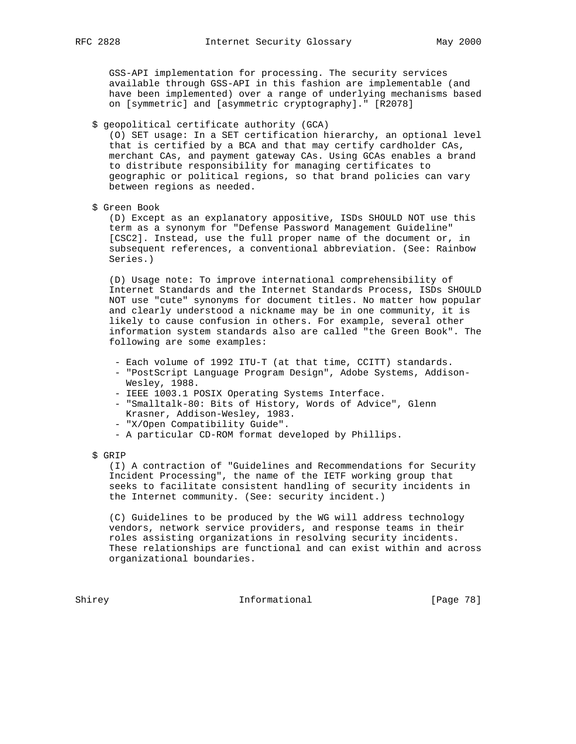GSS-API implementation for processing. The security services available through GSS-API in this fashion are implementable (and have been implemented) over a range of underlying mechanisms based on [symmetric] and [asymmetric cryptography]." [R2078]

$ geopolitical certificate authority (GCA)

(O) SET usage: In a SET certification hierarchy, an optional level that is certified by a BCA and that may certify cardholder CAs, merchant CAs, and payment gateway CAs. Using GCAs enables a brand to distribute responsibility for managing certificates to geographic or political regions, so that brand policies can vary between regions as needed.

$ Green Book

(D) Except as an explanatory appositive, ISDs SHOULD NOT use this term as a synonym for "Defense Password Management Guideline" [CSC2]. Instead, use the full proper name of the document or, in subsequent references, a conventional abbreviation. (See: Rainbow Series.)

(D) Usage note: To improve international comprehensibility of Internet Standards and the Internet Standards Process, ISDs SHOULD NOT use "cute" synonyms for document titles. No matter how popular and clearly understood a nickname may be in one community, it is likely to cause confusion in others. For example, several other information system standards also are called "the Green Book". The following are some examples:

- Each volume of 1992 ITU-T (at that time, CCITT) standards.
- "PostScript Language Program Design", Adobe Systems, Addison-Wesley, 1988.
- IEEE 1003.1 POSIX Operating Systems Interface.
- "Smalltalk-80: Bits of History, Words of Advice", Glenn Krasner, Addison-Wesley, 1983.
- "X/Open Compatibility Guide".
- A particular CD-ROM format developed by Phillips.

$ GRIP

(I) A contraction of "Guidelines and Recommendations for Security Incident Processing", the name of the IETF working group that seeks to facilitate consistent handling of security incidents in the Internet community. (See: security incident.)

(C) Guidelines to be produced by the WG will address technology vendors, network service providers, and response teams in their roles assisting organizations in resolving security incidents. These relationships are functional and can exist within and across organizational boundaries.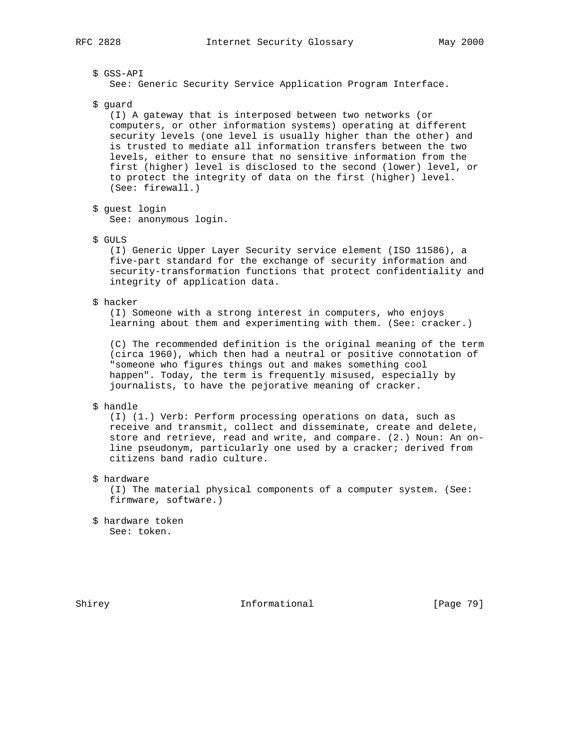$ GSS-API
See: Generic Security Service Application Program Interface.

$ guard
(I) A gateway that is interposed between two networks (or computers, or other information systems) operating at different security levels (one level is usually higher than the other) and is trusted to mediate all information transfers between the two levels, either to ensure that no sensitive information from the first (higher) level is disclosed to the second (lower) level, or to protect the integrity of data on the first (higher) level. (See: firewall.)

$ guest login
See: anonymous login.

$ GULS
(I) Generic Upper Layer Security service element (ISO 11586), a five-part standard for the exchange of security information and security-transformation functions that protect confidentiality and integrity of application data.

$ hacker
(I) Someone with a strong interest in computers, who enjoys learning about them and experimenting with them. (See: cracker.)

(C) The recommended definition is the original meaning of the term (circa 1960), which then had a neutral or positive connotation of "someone who figures things out and makes something cool happen". Today, the term is frequently misused, especially by journalists, to have the pejorative meaning of cracker.

$ handle
(I) (1.) Verb: Perform processing operations on data, such as receive and transmit, collect and disseminate, create and delete, store and retrieve, read and write, and compare. (2.) Noun: An on-line pseudonym, particularly one used by a cracker; derived from citizens band radio culture.

$ hardware
(I) The material physical components of a computer system. (See: firmware, software.)

$ hardware token
See: token.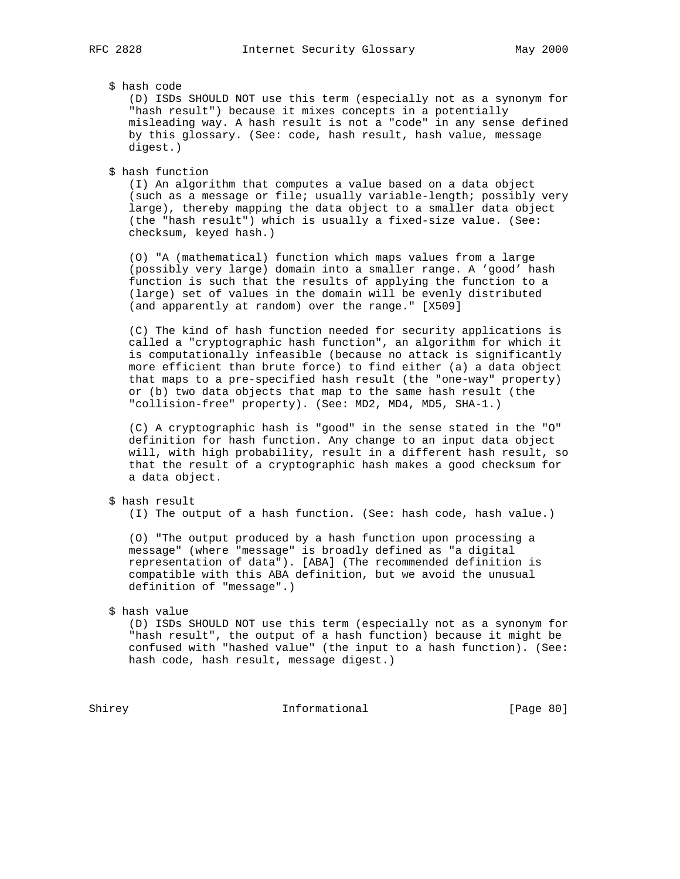$ hash code

(D) ISDs SHOULD NOT use this term (especially not as a synonym for "hash result") because it mixes concepts in a potentially misleading way. A hash result is not a "code" in any sense defined by this glossary. (See: code, hash result, hash value, message digest.)

$ hash function

(I) An algorithm that computes a value based on a data object (such as a message or file; usually variable-length; possibly very large), thereby mapping the data object to a smaller data object (the "hash result") which is usually a fixed-size value. (See: checksum, keyed hash.)

(O) "A (mathematical) function which maps values from a large (possibly very large) domain into a smaller range. A 'good' hash function is such that the results of applying the function to a (large) set of values in the domain will be evenly distributed (and apparently at random) over the range." [X509]

(C) The kind of hash function needed for security applications is called a "cryptographic hash function", an algorithm for which it is computationally infeasible (because no attack is significantly more efficient than brute force) to find either (a) a data object that maps to a pre-specified hash result (the "one-way" property) or (b) two data objects that map to the same hash result (the "collision-free" property). (See: MD2, MD4, MD5, SHA-1.)

(C) A cryptographic hash is "good" in the sense stated in the "O" definition for hash function. Any change to an input data object will, with high probability, result in a different hash result, so that the result of a cryptographic hash makes a good checksum for a data object.

$ hash result

(I) The output of a hash function. (See: hash code, hash value.)

(O) "The output produced by a hash function upon processing a message" (where "message" is broadly defined as "a digital representation of data"). [ABA] (The recommended definition is compatible with this ABA definition, but we avoid the unusual definition of "message".)

$ hash value

(D) ISDs SHOULD NOT use this term (especially not as a synonym for "hash result", the output of a hash function) because it might be confused with "hashed value" (the input to a hash function). (See: hash code, hash result, message digest.)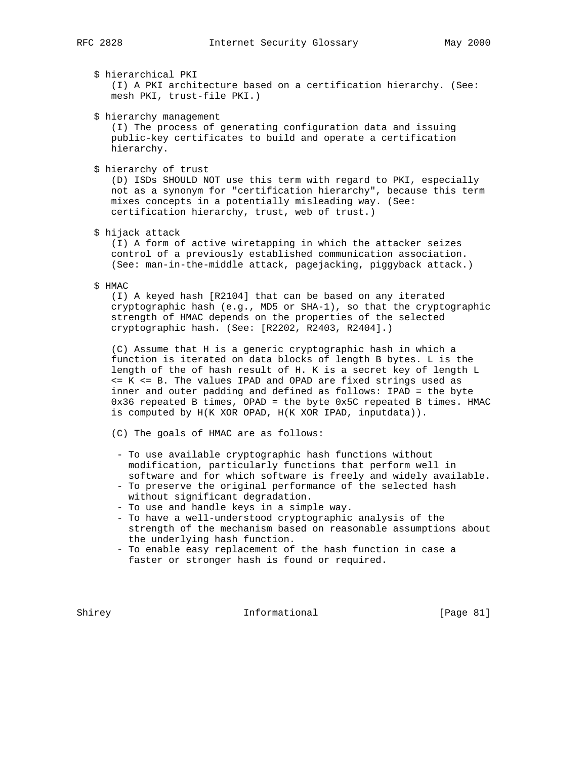$ hierarchical PKI
(I) A PKI architecture based on a certification hierarchy. (See: mesh PKI, trust-file PKI.)

$ hierarchy management
(I) The process of generating configuration data and issuing public-key certificates to build and operate a certification hierarchy.

$ hierarchy of trust
(D) ISDs SHOULD NOT use this term with regard to PKI, especially not as a synonym for "certification hierarchy", because this term mixes concepts in a potentially misleading way. (See: certification hierarchy, trust, web of trust.)

$ hijack attack
(I) A form of active wiretapping in which the attacker seizes control of a previously established communication association. (See: man-in-the-middle attack, pagejacking, piggyback attack.)

$ HMAC
(I) A keyed hash [R2104] that can be based on any iterated cryptographic hash (e.g., MD5 or SHA-1), so that the cryptographic strength of HMAC depends on the properties of the selected cryptographic hash. (See: [R2202, R2403, R2404].)

(C) Assume that H is a generic cryptographic hash in which a function is iterated on data blocks of length B bytes. L is the length of the of hash result of H. K is a secret key of length L <= K <= B. The values IPAD and OPAD are fixed strings used as inner and outer padding and defined as follows: IPAD = the byte 0x36 repeated B times, OPAD = the byte 0x5C repeated B times. HMAC is computed by H(K XOR OPAD, H(K XOR IPAD, inputdata)).

(C) The goals of HMAC are as follows:

- To use available cryptographic hash functions without modification, particularly functions that perform well in software and for which software is freely and widely available.
- To preserve the original performance of the selected hash without significant degradation.
- To use and handle keys in a simple way.
- To have a well-understood cryptographic analysis of the strength of the mechanism based on reasonable assumptions about the underlying hash function.
- To enable easy replacement of the hash function in case a faster or stronger hash is found or required.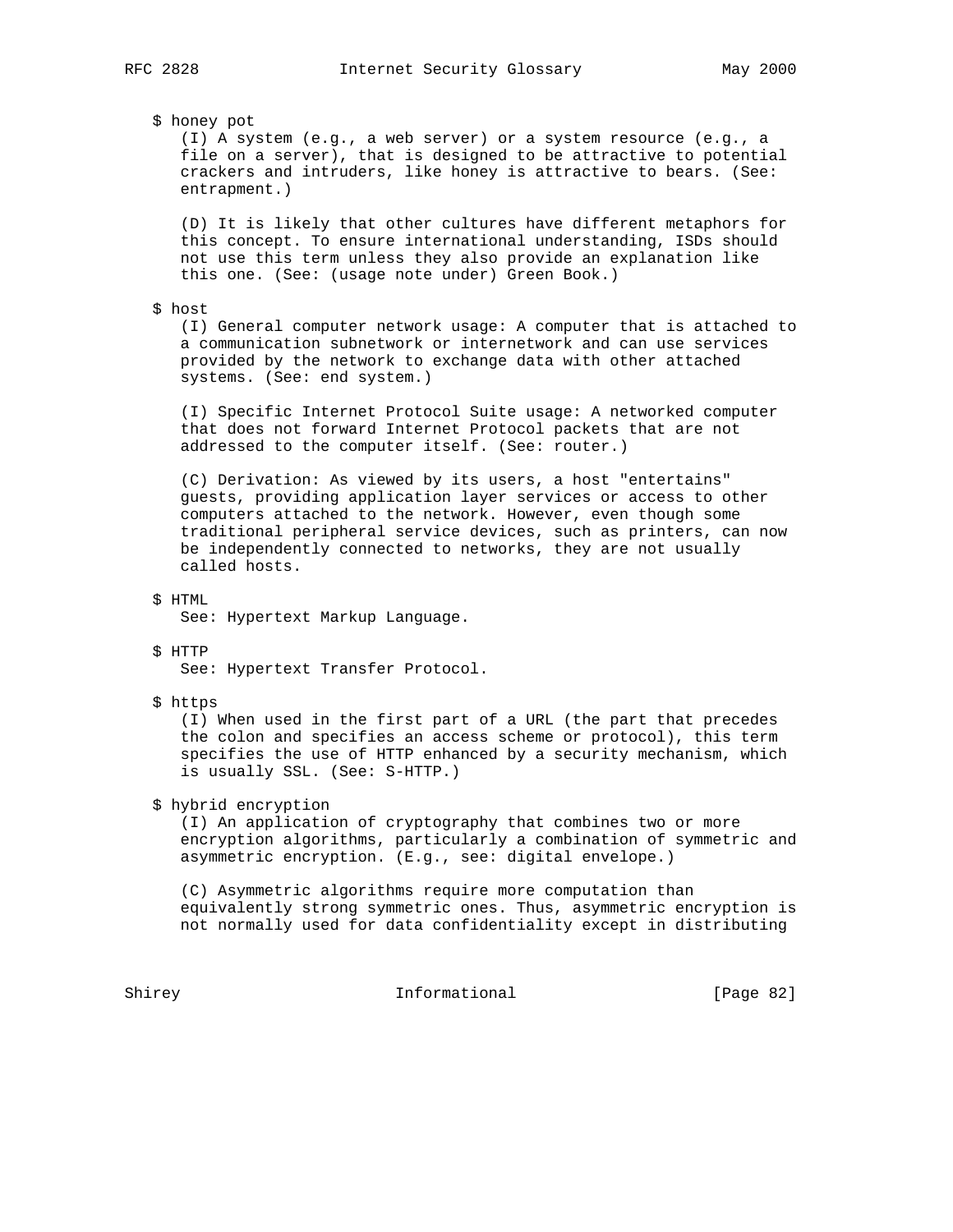$ honey pot
(I) A system (e.g., a web server) or a system resource (e.g., a file on a server), that is designed to be attractive to potential crackers and intruders, like honey is attractive to bears. (See: entrapment.)

(D) It is likely that other cultures have different metaphors for this concept. To ensure international understanding, ISDs should not use this term unless they also provide an explanation like this one. (See: (usage note under) Green Book.)

$ host
(I) General computer network usage: A computer that is attached to a communication subnetwork or internetwork and can use services provided by the network to exchange data with other attached systems. (See: end system.)

(I) Specific Internet Protocol Suite usage: A networked computer that does not forward Internet Protocol packets that are not addressed to the computer itself. (See: router.)

(C) Derivation: As viewed by its users, a host "entertains" guests, providing application layer services or access to other computers attached to the network. However, even though some traditional peripheral service devices, such as printers, can now be independently connected to networks, they are not usually called hosts.

$ HTML
See: Hypertext Markup Language.

$ HTTP
See: Hypertext Transfer Protocol.

$ https
(I) When used in the first part of a URL (the part that precedes the colon and specifies an access scheme or protocol), this term specifies the use of HTTP enhanced by a security mechanism, which is usually SSL. (See: S-HTTP.)

$ hybrid encryption
(I) An application of cryptography that combines two or more encryption algorithms, particularly a combination of symmetric and asymmetric encryption. (E.g., see: digital envelope.)

(C) Asymmetric algorithms require more computation than equivalently strong symmetric ones. Thus, asymmetric encryption is not normally used for data confidentiality except in distributing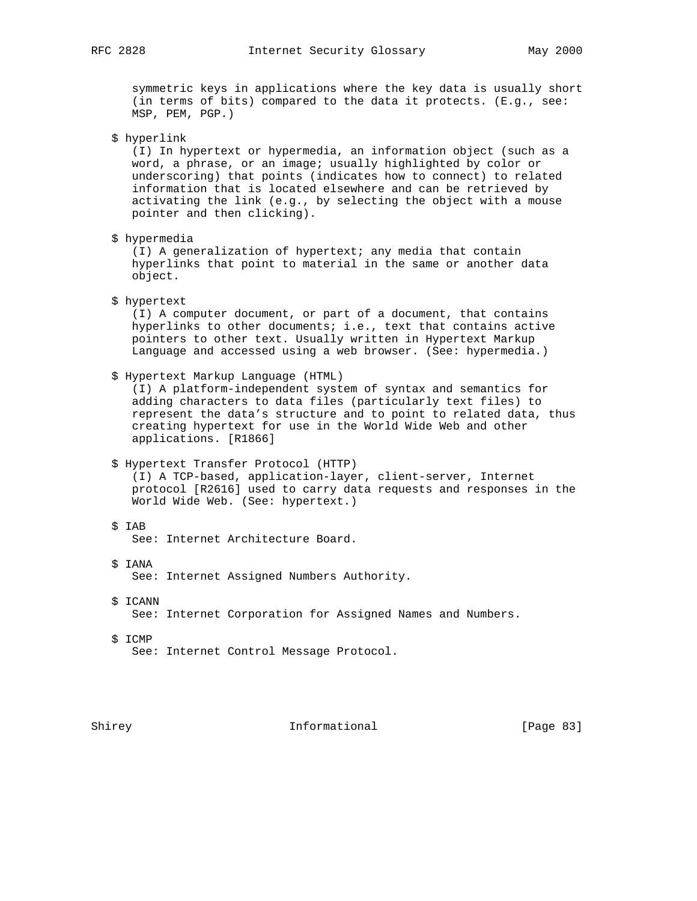symmetric keys in applications where the key data is usually short (in terms of bits) compared to the data it protects. (E.g., see: MSP, PEM, PGP.)

$ hyperlink
(I) In hypertext or hypermedia, an information object (such as a word, a phrase, or an image; usually highlighted by color or underscoring) that points (indicates how to connect) to related information that is located elsewhere and can be retrieved by activating the link (e.g., by selecting the object with a mouse pointer and then clicking).

$ hypermedia
(I) A generalization of hypertext; any media that contain hyperlinks that point to material in the same or another data object.

$ hypertext
(I) A computer document, or part of a document, that contains hyperlinks to other documents; i.e., text that contains active pointers to other text. Usually written in Hypertext Markup Language and accessed using a web browser. (See: hypermedia.)

$ Hypertext Markup Language (HTML)
(I) A platform-independent system of syntax and semantics for adding characters to data files (particularly text files) to represent the data's structure and to point to related data, thus creating hypertext for use in the World Wide Web and other applications. [R1866]

$ Hypertext Transfer Protocol (HTTP)
(I) A TCP-based, application-layer, client-server, Internet protocol [R2616] used to carry data requests and responses in the World Wide Web. (See: hypertext.)

$ IAB
See: Internet Architecture Board.

$ IANA
See: Internet Assigned Numbers Authority.

$ ICANN
See: Internet Corporation for Assigned Names and Numbers.

$ ICMP
See: Internet Control Message Protocol.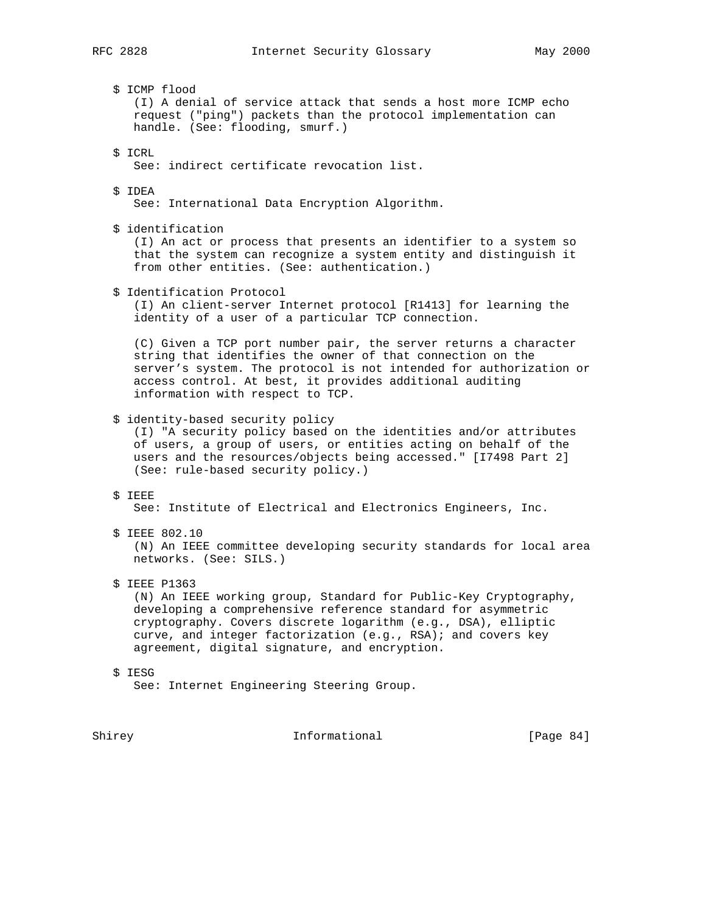$ ICMP flood
(I) A denial of service attack that sends a host more ICMP echo request ("ping") packets than the protocol implementation can handle. (See: flooding, smurf.)

$ ICRL
See: indirect certificate revocation list.

$ IDEA
See: International Data Encryption Algorithm.

$ identification
(I) An act or process that presents an identifier to a system so that the system can recognize a system entity and distinguish it from other entities. (See: authentication.)

$ Identification Protocol
(I) An client-server Internet protocol [R1413] for learning the identity of a user of a particular TCP connection.

(C) Given a TCP port number pair, the server returns a character string that identifies the owner of that connection on the server's system. The protocol is not intended for authorization or access control. At best, it provides additional auditing information with respect to TCP.

$ identity-based security policy
(I) "A security policy based on the identities and/or attributes of users, a group of users, or entities acting on behalf of the users and the resources/objects being accessed." [I7498 Part 2] (See: rule-based security policy.)

$ IEEE
See: Institute of Electrical and Electronics Engineers, Inc.

$ IEEE 802.10
(N) An IEEE committee developing security standards for local area networks. (See: SILS.)

$ IEEE P1363
(N) An IEEE working group, Standard for Public-Key Cryptography, developing a comprehensive reference standard for asymmetric cryptography. Covers discrete logarithm (e.g., DSA), elliptic curve, and integer factorization (e.g., RSA); and covers key agreement, digital signature, and encryption.

$ IESG
See: Internet Engineering Steering Group.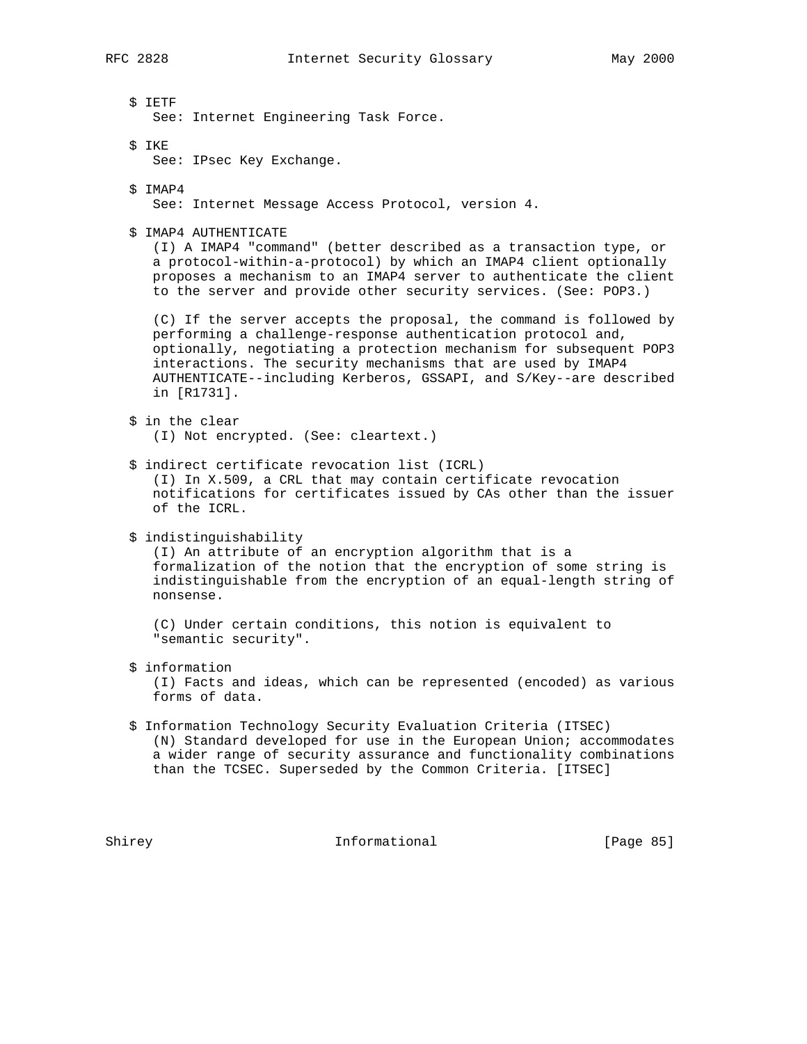$ IETF
See: Internet Engineering Task Force.

$ IKE
See: IPsec Key Exchange.

$ IMAP4
See: Internet Message Access Protocol, version 4.

$ IMAP4 AUTHENTICATE
(I) A IMAP4 "command" (better described as a transaction type, or a protocol-within-a-protocol) by which an IMAP4 client optionally proposes a mechanism to an IMAP4 server to authenticate the client to the server and provide other security services. (See: POP3.)

(C) If the server accepts the proposal, the command is followed by performing a challenge-response authentication protocol and, optionally, negotiating a protection mechanism for subsequent POP3 interactions. The security mechanisms that are used by IMAP4 AUTHENTICATE--including Kerberos, GSSAPI, and S/Key--are described in [R1731].

$ in the clear
(I) Not encrypted. (See: cleartext.)

$ indirect certificate revocation list (ICRL)
(I) In X.509, a CRL that may contain certificate revocation notifications for certificates issued by CAs other than the issuer of the ICRL.

$ indistinguishability
(I) An attribute of an encryption algorithm that is a formalization of the notion that the encryption of some string is indistinguishable from the encryption of an equal-length string of nonsense.

(C) Under certain conditions, this notion is equivalent to "semantic security".

$ information
(I) Facts and ideas, which can be represented (encoded) as various forms of data.

$ Information Technology Security Evaluation Criteria (ITSEC)
(N) Standard developed for use in the European Union; accommodates a wider range of security assurance and functionality combinations than the TCSEC. Superseded by the Common Criteria. [ITSEC]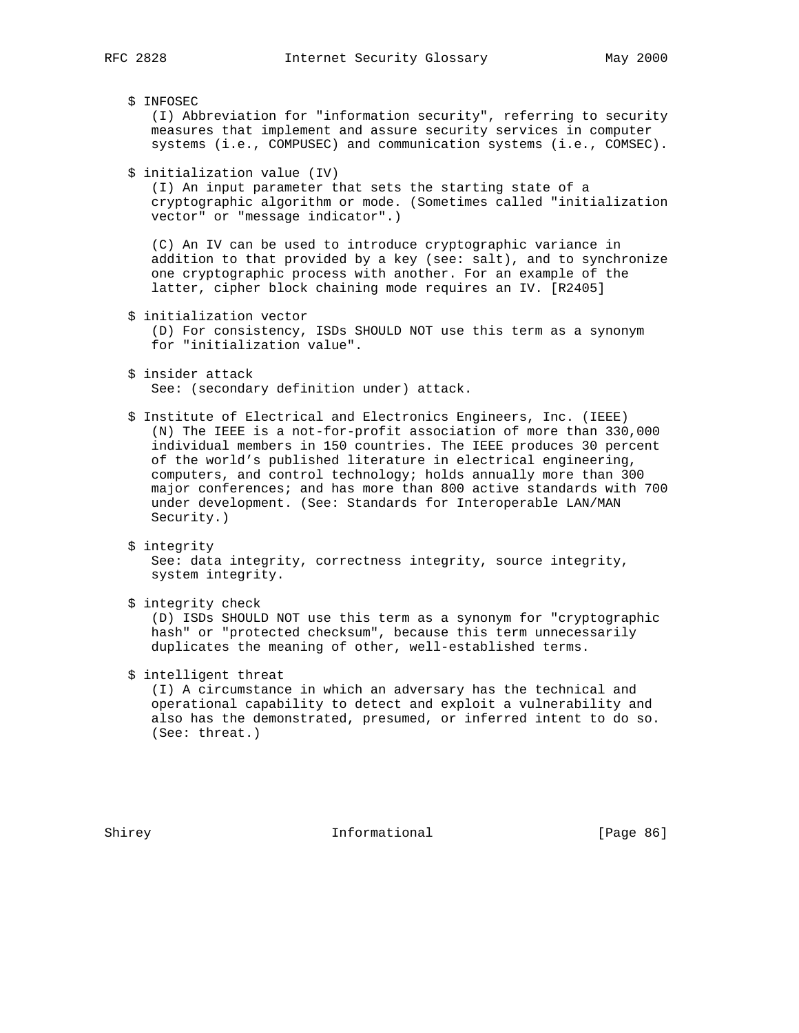$ INFOSEC
(I) Abbreviation for "information security", referring to security measures that implement and assure security services in computer systems (i.e., COMPUSEC) and communication systems (i.e., COMSEC).

$ initialization value (IV)
(I) An input parameter that sets the starting state of a cryptographic algorithm or mode. (Sometimes called "initialization vector" or "message indicator".)

(C) An IV can be used to introduce cryptographic variance in addition to that provided by a key (see: salt), and to synchronize one cryptographic process with another. For an example of the latter, cipher block chaining mode requires an IV. [R2405]

$ initialization vector
(D) For consistency, ISDs SHOULD NOT use this term as a synonym for "initialization value".

$ insider attack
See: (secondary definition under) attack.

$ Institute of Electrical and Electronics Engineers, Inc. (IEEE)
(N) The IEEE is a not-for-profit association of more than 330,000 individual members in 150 countries. The IEEE produces 30 percent of the world's published literature in electrical engineering, computers, and control technology; holds annually more than 300 major conferences; and has more than 800 active standards with 700 under development. (See: Standards for Interoperable LAN/MAN Security.)

$ integrity
See: data integrity, correctness integrity, source integrity, system integrity.

$ integrity check
(D) ISDs SHOULD NOT use this term as a synonym for "cryptographic hash" or "protected checksum", because this term unnecessarily duplicates the meaning of other, well-established terms.

$ intelligent threat
(I) A circumstance in which an adversary has the technical and operational capability to detect and exploit a vulnerability and also has the demonstrated, presumed, or inferred intent to do so. (See: threat.)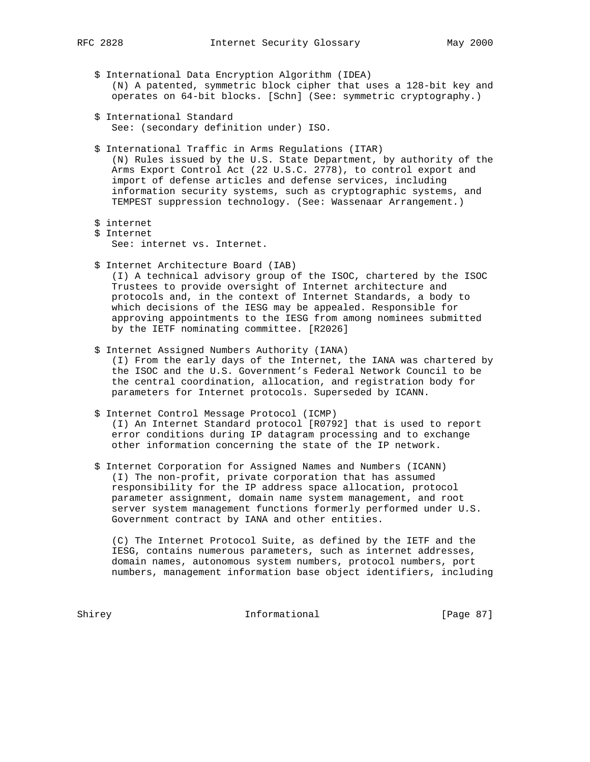$ International Data Encryption Algorithm (IDEA)
(N) A patented, symmetric block cipher that uses a 128-bit key and operates on 64-bit blocks. [Schn] (See: symmetric cryptography.)

$ International Standard
See: (secondary definition under) ISO.

$ International Traffic in Arms Regulations (ITAR)
(N) Rules issued by the U.S. State Department, by authority of the Arms Export Control Act (22 U.S.C. 2778), to control export and import of defense articles and defense services, including information security systems, such as cryptographic systems, and TEMPEST suppression technology. (See: Wassenaar Arrangement.)

$ internet
$ Internet
See: internet vs. Internet.

$ Internet Architecture Board (IAB)
(I) A technical advisory group of the ISOC, chartered by the ISOC Trustees to provide oversight of Internet architecture and protocols and, in the context of Internet Standards, a body to which decisions of the IESG may be appealed. Responsible for approving appointments to the IESG from among nominees submitted by the IETF nominating committee. [R2026]

$ Internet Assigned Numbers Authority (IANA)
(I) From the early days of the Internet, the IANA was chartered by the ISOC and the U.S. Government's Federal Network Council to be the central coordination, allocation, and registration body for parameters for Internet protocols. Superseded by ICANN.

$ Internet Control Message Protocol (ICMP)
(I) An Internet Standard protocol [R0792] that is used to report error conditions during IP datagram processing and to exchange other information concerning the state of the IP network.

$ Internet Corporation for Assigned Names and Numbers (ICANN)
(I) The non-profit, private corporation that has assumed responsibility for the IP address space allocation, protocol parameter assignment, domain name system management, and root server system management functions formerly performed under U.S. Government contract by IANA and other entities.

(C) The Internet Protocol Suite, as defined by the IETF and the IESG, contains numerous parameters, such as internet addresses, domain names, autonomous system numbers, protocol numbers, port numbers, management information base object identifiers, including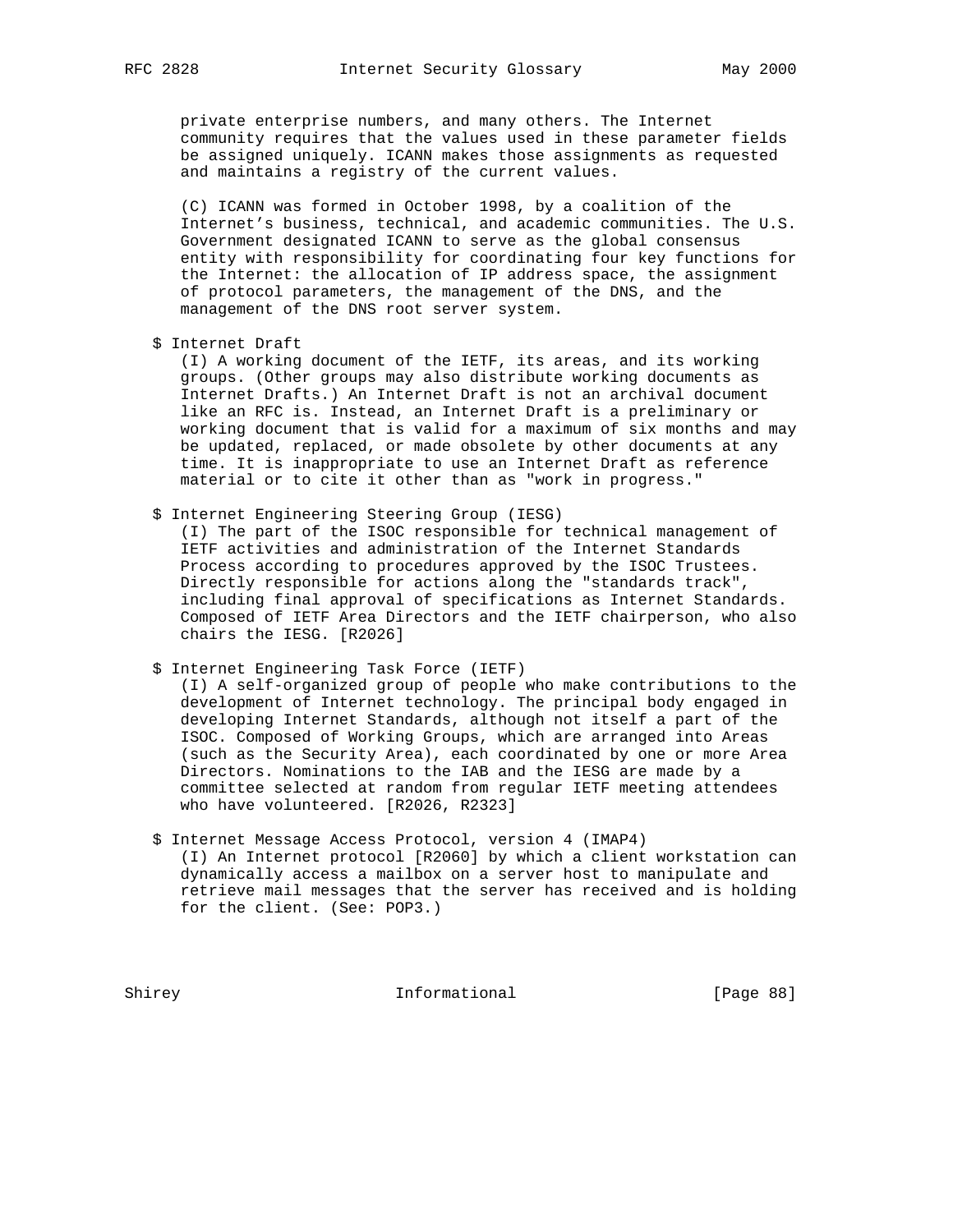private enterprise numbers, and many others. The Internet community requires that the values used in these parameter fields be assigned uniquely. ICANN makes those assignments as requested and maintains a registry of the current values.

(C) ICANN was formed in October 1998, by a coalition of the Internet's business, technical, and academic communities. The U.S. Government designated ICANN to serve as the global consensus entity with responsibility for coordinating four key functions for the Internet: the allocation of IP address space, the assignment of protocol parameters, the management of the DNS, and the management of the DNS root server system.

$ Internet Draft
(I) A working document of the IETF, its areas, and its working groups. (Other groups may also distribute working documents as Internet Drafts.) An Internet Draft is not an archival document like an RFC is. Instead, an Internet Draft is a preliminary or working document that is valid for a maximum of six months and may be updated, replaced, or made obsolete by other documents at any time. It is inappropriate to use an Internet Draft as reference material or to cite it other than as "work in progress."

$ Internet Engineering Steering Group (IESG)
(I) The part of the ISOC responsible for technical management of IETF activities and administration of the Internet Standards Process according to procedures approved by the ISOC Trustees. Directly responsible for actions along the "standards track", including final approval of specifications as Internet Standards. Composed of IETF Area Directors and the IETF chairperson, who also chairs the IESG. [R2026]

$ Internet Engineering Task Force (IETF)
(I) A self-organized group of people who make contributions to the development of Internet technology. The principal body engaged in developing Internet Standards, although not itself a part of the ISOC. Composed of Working Groups, which are arranged into Areas (such as the Security Area), each coordinated by one or more Area Directors. Nominations to the IAB and the IESG are made by a committee selected at random from regular IETF meeting attendees who have volunteered. [R2026, R2323]

$ Internet Message Access Protocol, version 4 (IMAP4)
(I) An Internet protocol [R2060] by which a client workstation can dynamically access a mailbox on a server host to manipulate and retrieve mail messages that the server has received and is holding for the client. (See: POP3.)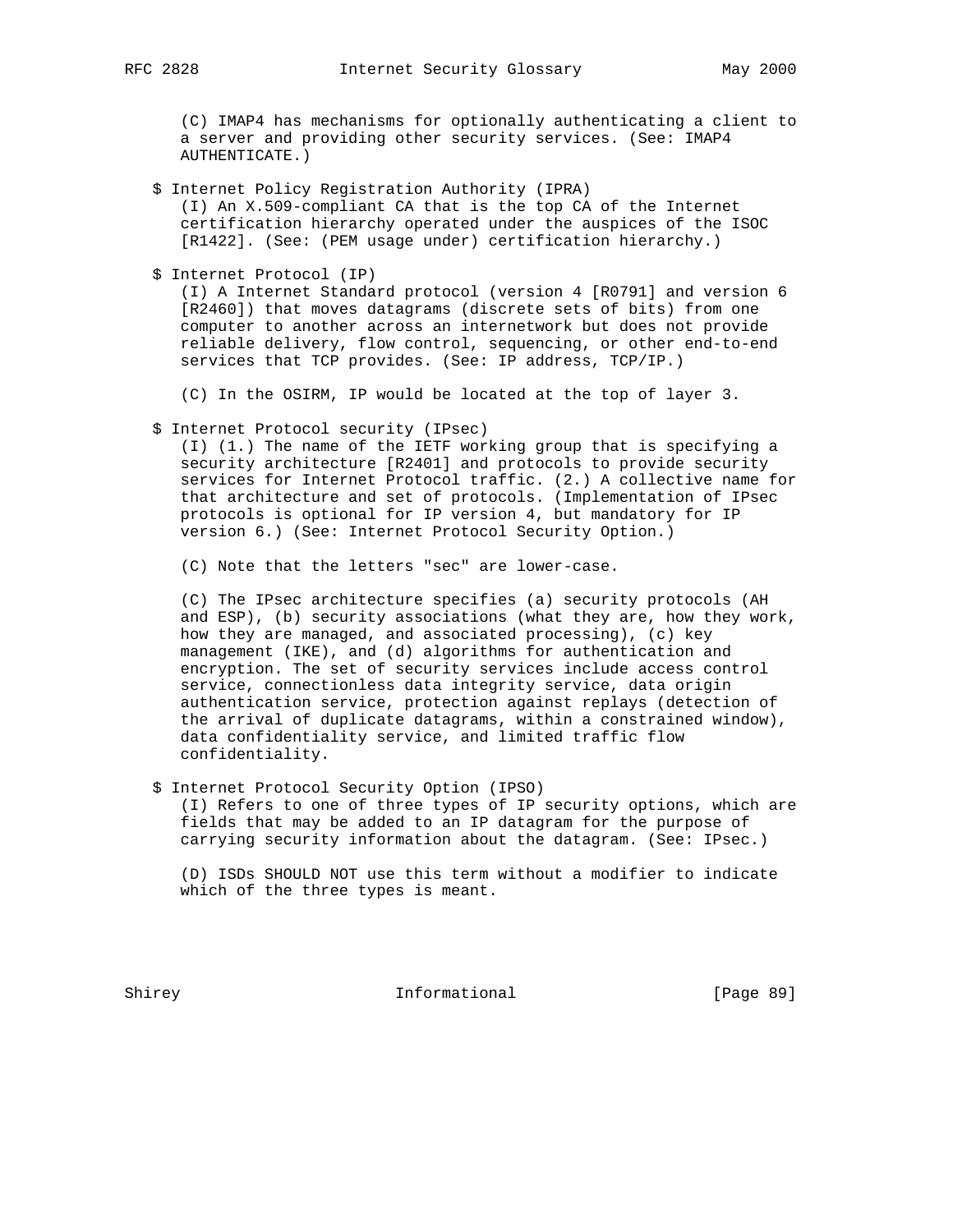(C) IMAP4 has mechanisms for optionally authenticating a client to a server and providing other security services. (See: IMAP4 AUTHENTICATE.)

$ Internet Policy Registration Authority (IPRA)
(I) An X.509-compliant CA that is the top CA of the Internet certification hierarchy operated under the auspices of the ISOC [R1422]. (See: (PEM usage under) certification hierarchy.)

$ Internet Protocol (IP)
(I) A Internet Standard protocol (version 4 [R0791] and version 6 [R2460]) that moves datagrams (discrete sets of bits) from one computer to another across an internetwork but does not provide reliable delivery, flow control, sequencing, or other end-to-end services that TCP provides. (See: IP address, TCP/IP.)

(C) In the OSIRM, IP would be located at the top of layer 3.

$ Internet Protocol security (IPsec)
(I) (1.) The name of the IETF working group that is specifying a security architecture [R2401] and protocols to provide security services for Internet Protocol traffic. (2.) A collective name for that architecture and set of protocols. (Implementation of IPsec protocols is optional for IP version 4, but mandatory for IP version 6.) (See: Internet Protocol Security Option.)

(C) Note that the letters "sec" are lower-case.

(C) The IPsec architecture specifies (a) security protocols (AH and ESP), (b) security associations (what they are, how they work, how they are managed, and associated processing), (c) key management (IKE), and (d) algorithms for authentication and encryption. The set of security services include access control service, connectionless data integrity service, data origin authentication service, protection against replays (detection of the arrival of duplicate datagrams, within a constrained window), data confidentiality service, and limited traffic flow confidentiality.

$ Internet Protocol Security Option (IPSO)
(I) Refers to one of three types of IP security options, which are fields that may be added to an IP datagram for the purpose of carrying security information about the datagram. (See: IPsec.)

(D) ISDs SHOULD NOT use this term without a modifier to indicate which of the three types is meant.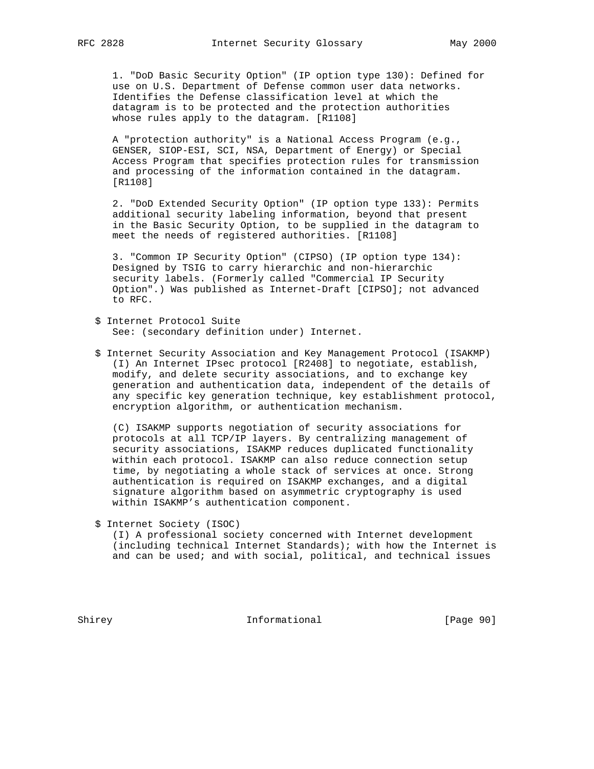1. "DoD Basic Security Option" (IP option type 130): Defined for use on U.S. Department of Defense common user data networks. Identifies the Defense classification level at which the datagram is to be protected and the protection authorities whose rules apply to the datagram. [R1108]

A "protection authority" is a National Access Program (e.g., GENSER, SIOP-ESI, SCI, NSA, Department of Energy) or Special Access Program that specifies protection rules for transmission and processing of the information contained in the datagram. [R1108]

2. "DoD Extended Security Option" (IP option type 133): Permits additional security labeling information, beyond that present in the Basic Security Option, to be supplied in the datagram to meet the needs of registered authorities. [R1108]

3. "Common IP Security Option" (CIPSO) (IP option type 134): Designed by TSIG to carry hierarchic and non-hierarchic security labels. (Formerly called "Commercial IP Security Option".) Was published as Internet-Draft [CIPSO]; not advanced to RFC.

$ Internet Protocol Suite
See: (secondary definition under) Internet.

$ Internet Security Association and Key Management Protocol (ISAKMP)
(I) An Internet IPsec protocol [R2408] to negotiate, establish, modify, and delete security associations, and to exchange key generation and authentication data, independent of the details of any specific key generation technique, key establishment protocol, encryption algorithm, or authentication mechanism.

(C) ISAKMP supports negotiation of security associations for protocols at all TCP/IP layers. By centralizing management of security associations, ISAKMP reduces duplicated functionality within each protocol. ISAKMP can also reduce connection setup time, by negotiating a whole stack of services at once. Strong authentication is required on ISAKMP exchanges, and a digital signature algorithm based on asymmetric cryptography is used within ISAKMP's authentication component.

$ Internet Society (ISOC)
(I) A professional society concerned with Internet development (including technical Internet Standards); with how the Internet is and can be used; and with social, political, and technical issues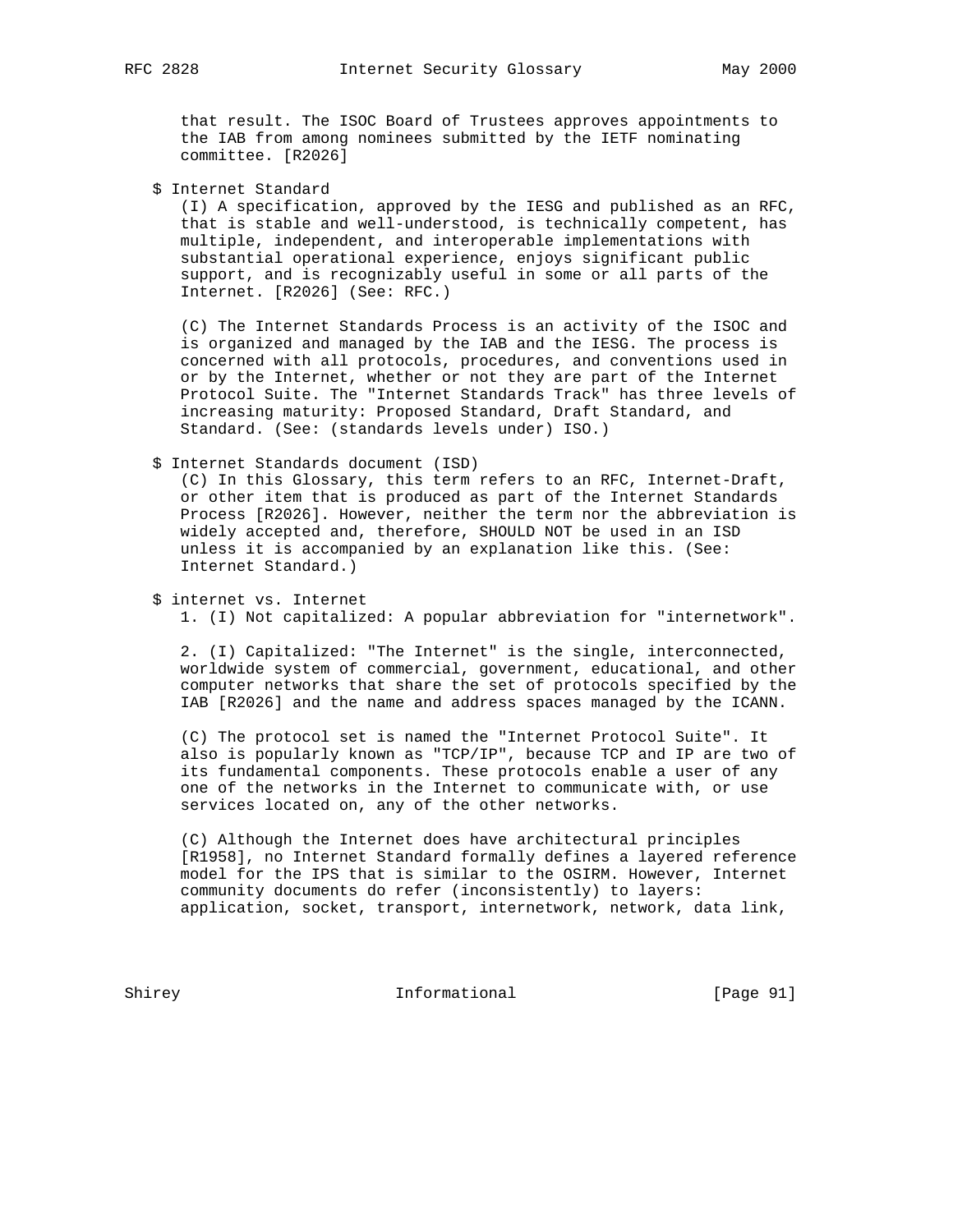that result. The ISOC Board of Trustees approves appointments to the IAB from among nominees submitted by the IETF nominating committee. [R2026]

$ Internet Standard

(I) A specification, approved by the IESG and published as an RFC, that is stable and well-understood, is technically competent, has multiple, independent, and interoperable implementations with substantial operational experience, enjoys significant public support, and is recognizably useful in some or all parts of the Internet. [R2026] (See: RFC.)

(C) The Internet Standards Process is an activity of the ISOC and is organized and managed by the IAB and the IESG. The process is concerned with all protocols, procedures, and conventions used in or by the Internet, whether or not they are part of the Internet Protocol Suite. The "Internet Standards Track" has three levels of increasing maturity: Proposed Standard, Draft Standard, and Standard. (See: (standards levels under) ISO.)

$ Internet Standards document (ISD)

(C) In this Glossary, this term refers to an RFC, Internet-Draft, or other item that is produced as part of the Internet Standards Process [R2026]. However, neither the term nor the abbreviation is widely accepted and, therefore, SHOULD NOT be used in an ISD unless it is accompanied by an explanation like this. (See: Internet Standard.)

$ internet vs. Internet

1. (I) Not capitalized: A popular abbreviation for "internetwork".

2. (I) Capitalized: "The Internet" is the single, interconnected, worldwide system of commercial, government, educational, and other computer networks that share the set of protocols specified by the IAB [R2026] and the name and address spaces managed by the ICANN.

(C) The protocol set is named the "Internet Protocol Suite". It also is popularly known as "TCP/IP", because TCP and IP are two of its fundamental components. These protocols enable a user of any one of the networks in the Internet to communicate with, or use services located on, any of the other networks.

(C) Although the Internet does have architectural principles [R1958], no Internet Standard formally defines a layered reference model for the IPS that is similar to the OSIRM. However, Internet community documents do refer (inconsistently) to layers: application, socket, transport, internetwork, network, data link,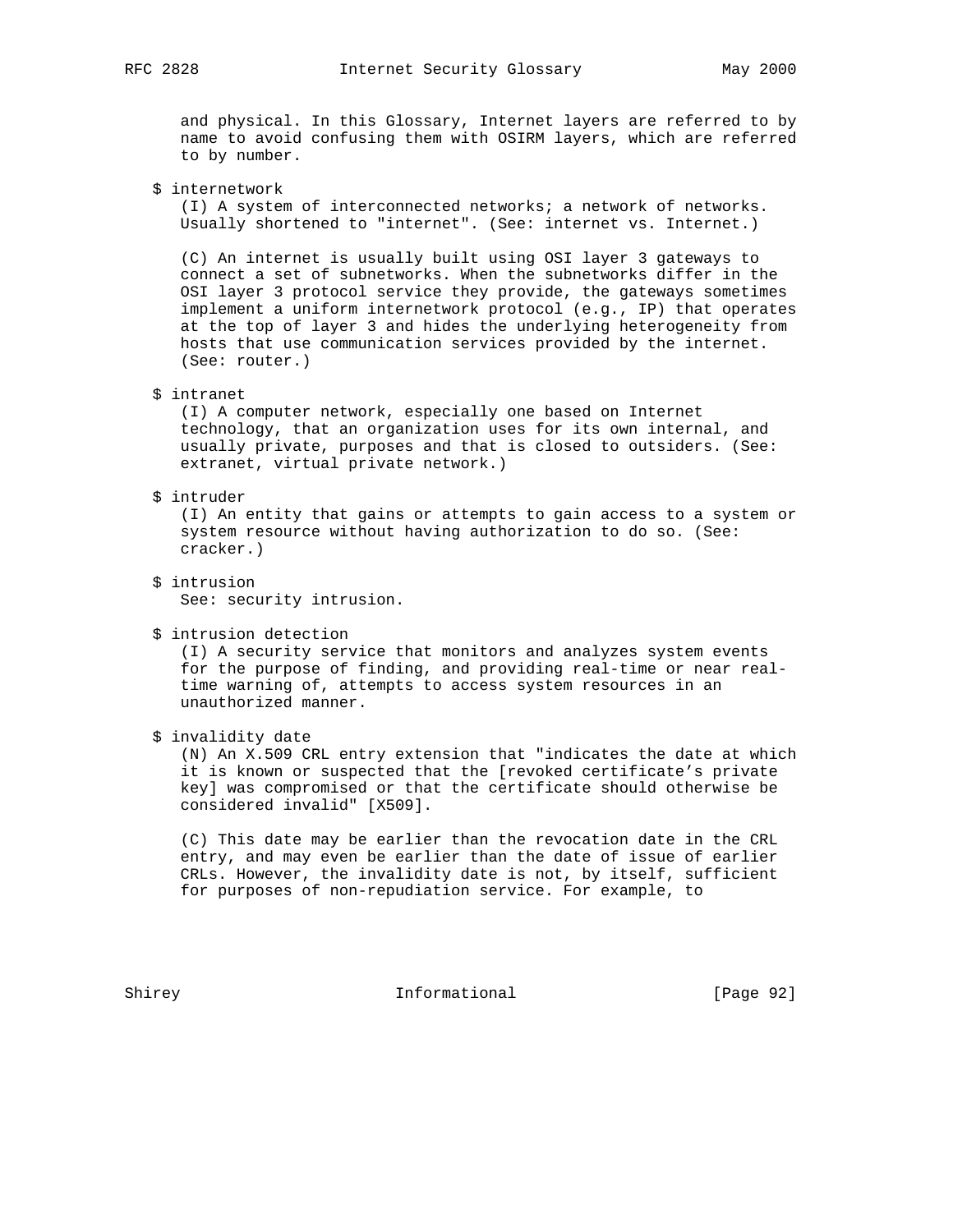and physical. In this Glossary, Internet layers are referred to by name to avoid confusing them with OSIRM layers, which are referred to by number.

$ internetwork

(I) A system of interconnected networks; a network of networks. Usually shortened to "internet". (See: internet vs. Internet.)

(C) An internet is usually built using OSI layer 3 gateways to connect a set of subnetworks. When the subnetworks differ in the OSI layer 3 protocol service they provide, the gateways sometimes implement a uniform internetwork protocol (e.g., IP) that operates at the top of layer 3 and hides the underlying heterogeneity from hosts that use communication services provided by the internet. (See: router.)

$ intranet

(I) A computer network, especially one based on Internet technology, that an organization uses for its own internal, and usually private, purposes and that is closed to outsiders. (See: extranet, virtual private network.)

$ intruder

(I) An entity that gains or attempts to gain access to a system or system resource without having authorization to do so. (See: cracker.)

$ intrusion

See: security intrusion.

$ intrusion detection

(I) A security service that monitors and analyzes system events for the purpose of finding, and providing real-time or near real-time warning of, attempts to access system resources in an unauthorized manner.

$ invalidity date

(N) An X.509 CRL entry extension that "indicates the date at which it is known or suspected that the [revoked certificate's private key] was compromised or that the certificate should otherwise be considered invalid" [X509].

(C) This date may be earlier than the revocation date in the CRL entry, and may even be earlier than the date of issue of earlier CRLs. However, the invalidity date is not, by itself, sufficient for purposes of non-repudiation service. For example, to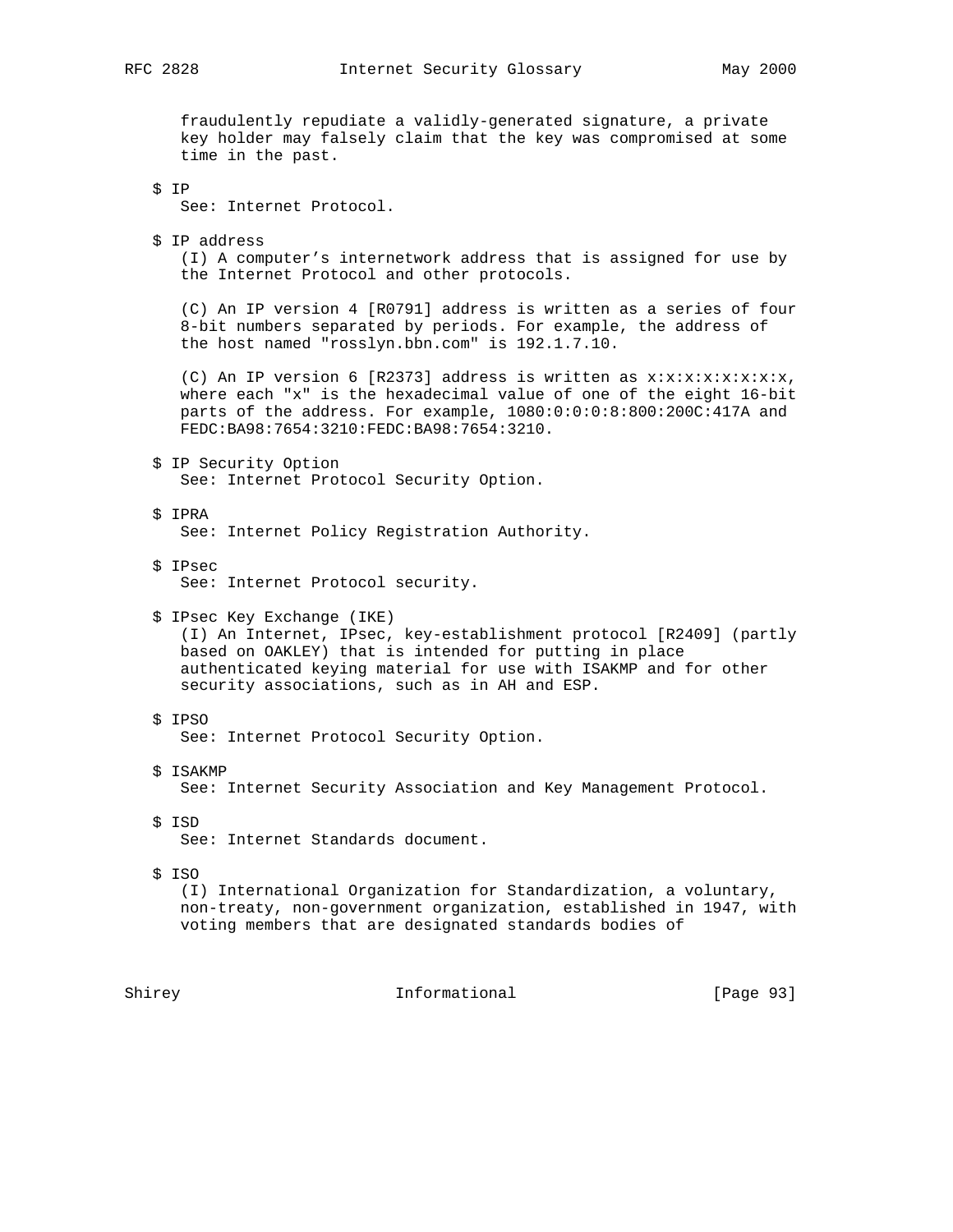fraudulently repudiate a validly-generated signature, a private key holder may falsely claim that the key was compromised at some time in the past.

$ IP
   See: Internet Protocol.

$ IP address
   (I) A computer's internetwork address that is assigned for use by the Internet Protocol and other protocols.

   (C) An IP version 4 [R0791] address is written as a series of four 8-bit numbers separated by periods. For example, the address of the host named "rosslyn.bbn.com" is 192.1.7.10.

   (C) An IP version 6 [R2373] address is written as x:x:x:x:x:x:x:x, where each "x" is the hexadecimal value of one of the eight 16-bit parts of the address. For example, 1080:0:0:0:8:800:200C:417A and FEDC:BA98:7654:3210:FEDC:BA98:7654:3210.

$ IP Security Option
   See: Internet Protocol Security Option.

$ IPRA
   See: Internet Policy Registration Authority.

$ IPsec
   See: Internet Protocol security.

$ IPsec Key Exchange (IKE)
   (I) An Internet, IPsec, key-establishment protocol [R2409] (partly based on OAKLEY) that is intended for putting in place authenticated keying material for use with ISAKMP and for other security associations, such as in AH and ESP.

$ IPSO
   See: Internet Protocol Security Option.

$ ISAKMP
   See: Internet Security Association and Key Management Protocol.

$ ISD
   See: Internet Standards document.

$ ISO
   (I) International Organization for Standardization, a voluntary, non-treaty, non-government organization, established in 1947, with voting members that are designated standards bodies of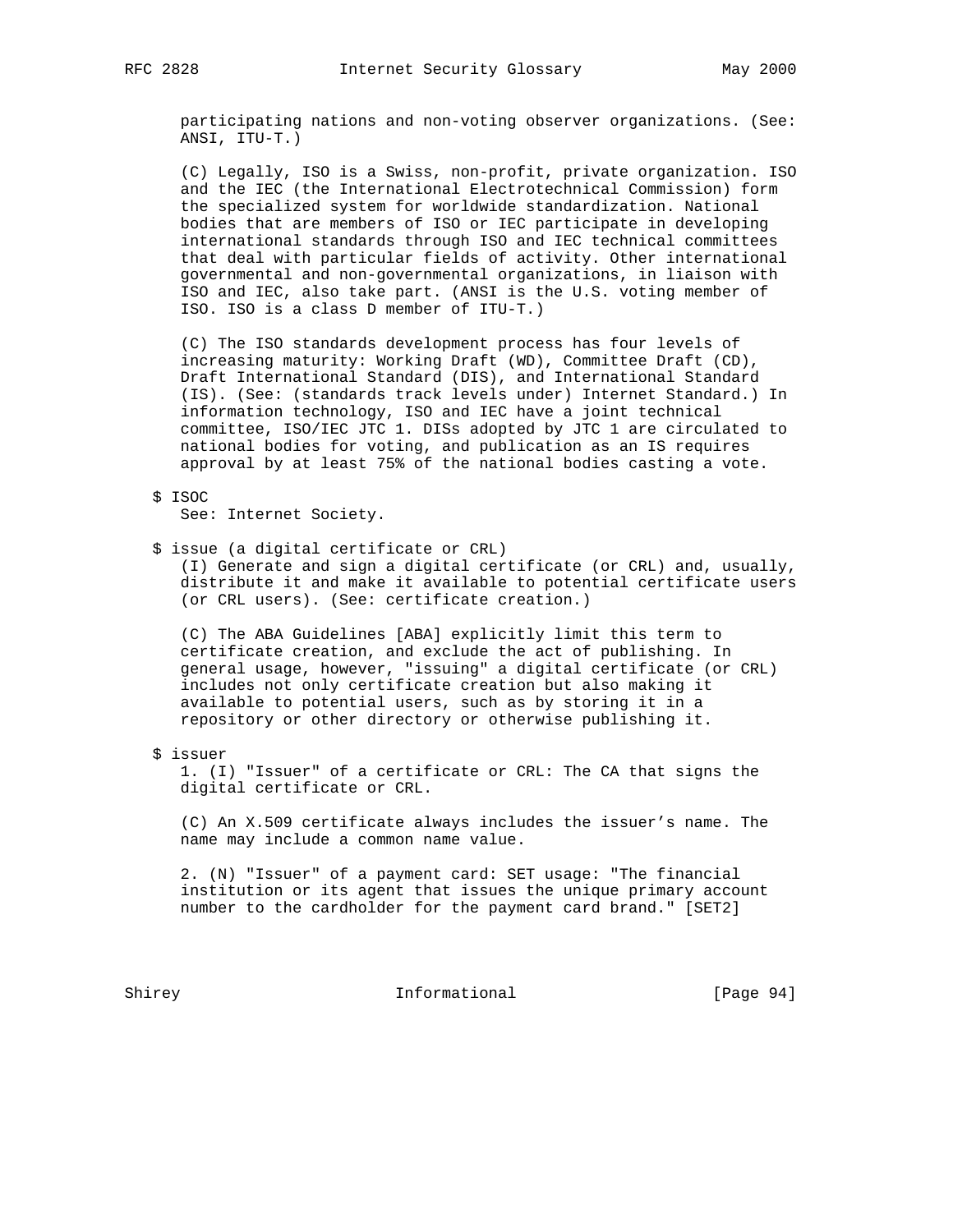participating nations and non-voting observer organizations. (See: ANSI, ITU-T.)

(C) Legally, ISO is a Swiss, non-profit, private organization. ISO and the IEC (the International Electrotechnical Commission) form the specialized system for worldwide standardization. National bodies that are members of ISO or IEC participate in developing international standards through ISO and IEC technical committees that deal with particular fields of activity. Other international governmental and non-governmental organizations, in liaison with ISO and IEC, also take part. (ANSI is the U.S. voting member of ISO. ISO is a class D member of ITU-T.)

(C) The ISO standards development process has four levels of increasing maturity: Working Draft (WD), Committee Draft (CD), Draft International Standard (DIS), and International Standard (IS). (See: (standards track levels under) Internet Standard.) In information technology, ISO and IEC have a joint technical committee, ISO/IEC JTC 1. DISs adopted by JTC 1 are circulated to national bodies for voting, and publication as an IS requires approval by at least 75% of the national bodies casting a vote.

$ ISOC
See: Internet Society.

$ issue (a digital certificate or CRL)
(I) Generate and sign a digital certificate (or CRL) and, usually, distribute it and make it available to potential certificate users (or CRL users). (See: certificate creation.)

(C) The ABA Guidelines [ABA] explicitly limit this term to certificate creation, and exclude the act of publishing. In general usage, however, "issuing" a digital certificate (or CRL) includes not only certificate creation but also making it available to potential users, such as by storing it in a repository or other directory or otherwise publishing it.

$ issuer
1. (I) "Issuer" of a certificate or CRL: The CA that signs the digital certificate or CRL.

(C) An X.509 certificate always includes the issuer's name. The name may include a common name value.

2. (N) "Issuer" of a payment card: SET usage: "The financial institution or its agent that issues the unique primary account number to the cardholder for the payment card brand." [SET2]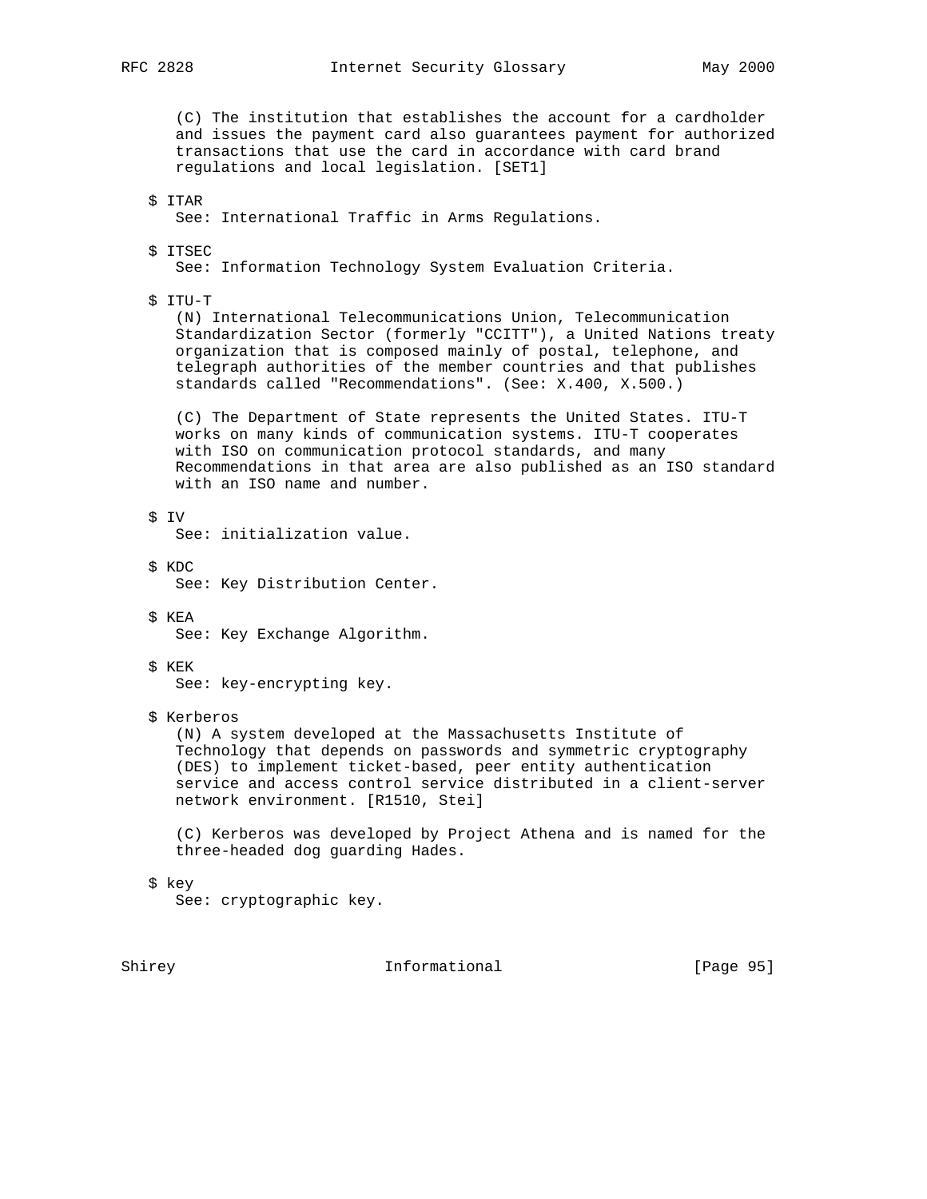(C) The institution that establishes the account for a cardholder and issues the payment card also guarantees payment for authorized transactions that use the card in accordance with card brand regulations and local legislation. [SET1]

$ ITAR
See: International Traffic in Arms Regulations.

$ ITSEC
See: Information Technology System Evaluation Criteria.

$ ITU-T
(N) International Telecommunications Union, Telecommunication Standardization Sector (formerly "CCITT"), a United Nations treaty organization that is composed mainly of postal, telephone, and telegraph authorities of the member countries and that publishes standards called "Recommendations". (See: X.400, X.500.)

(C) The Department of State represents the United States. ITU-T works on many kinds of communication systems. ITU-T cooperates with ISO on communication protocol standards, and many Recommendations in that area are also published as an ISO standard with an ISO name and number.

$ IV
See: initialization value.

$ KDC
See: Key Distribution Center.

$ KEA
See: Key Exchange Algorithm.

$ KEK
See: key-encrypting key.

$ Kerberos
(N) A system developed at the Massachusetts Institute of Technology that depends on passwords and symmetric cryptography (DES) to implement ticket-based, peer entity authentication service and access control service distributed in a client-server network environment. [R1510, Stei]

(C) Kerberos was developed by Project Athena and is named for the three-headed dog guarding Hades.

$ key
See: cryptographic key.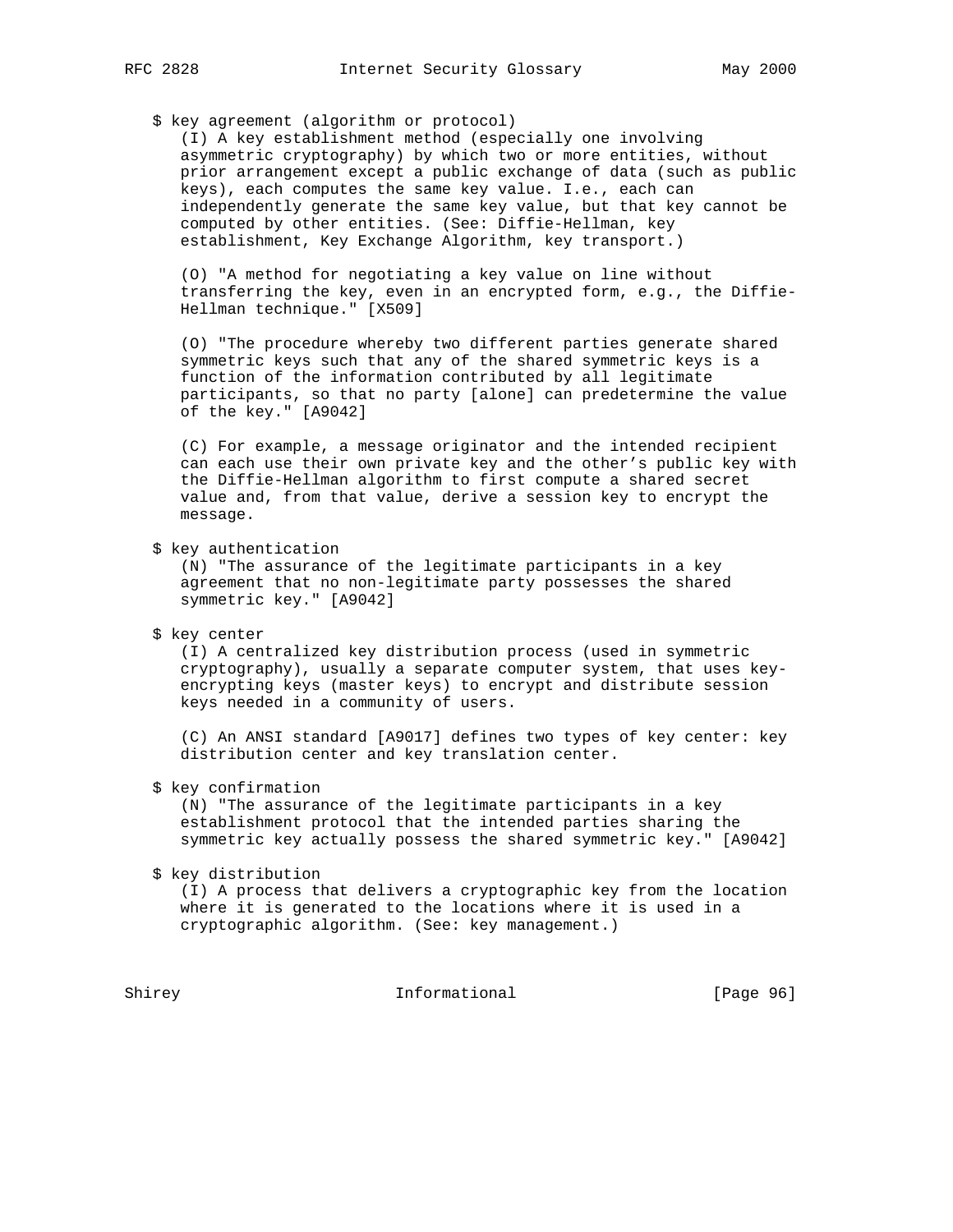$ key agreement (algorithm or protocol)

(I) A key establishment method (especially one involving asymmetric cryptography) by which two or more entities, without prior arrangement except a public exchange of data (such as public keys), each computes the same key value. I.e., each can independently generate the same key value, but that key cannot be computed by other entities. (See: Diffie-Hellman, key establishment, Key Exchange Algorithm, key transport.)

(O) "A method for negotiating a key value on line without transferring the key, even in an encrypted form, e.g., the Diffie-Hellman technique." [X509]

(O) "The procedure whereby two different parties generate shared symmetric keys such that any of the shared symmetric keys is a function of the information contributed by all legitimate participants, so that no party [alone] can predetermine the value of the key." [A9042]

(C) For example, a message originator and the intended recipient can each use their own private key and the other's public key with the Diffie-Hellman algorithm to first compute a shared secret value and, from that value, derive a session key to encrypt the message.

$ key authentication

(N) "The assurance of the legitimate participants in a key agreement that no non-legitimate party possesses the shared symmetric key." [A9042]

$ key center

(I) A centralized key distribution process (used in symmetric cryptography), usually a separate computer system, that uses key-encrypting keys (master keys) to encrypt and distribute session keys needed in a community of users.

(C) An ANSI standard [A9017] defines two types of key center: key distribution center and key translation center.

$ key confirmation

(N) "The assurance of the legitimate participants in a key establishment protocol that the intended parties sharing the symmetric key actually possess the shared symmetric key." [A9042]

$ key distribution

(I) A process that delivers a cryptographic key from the location where it is generated to the locations where it is used in a cryptographic algorithm. (See: key management.)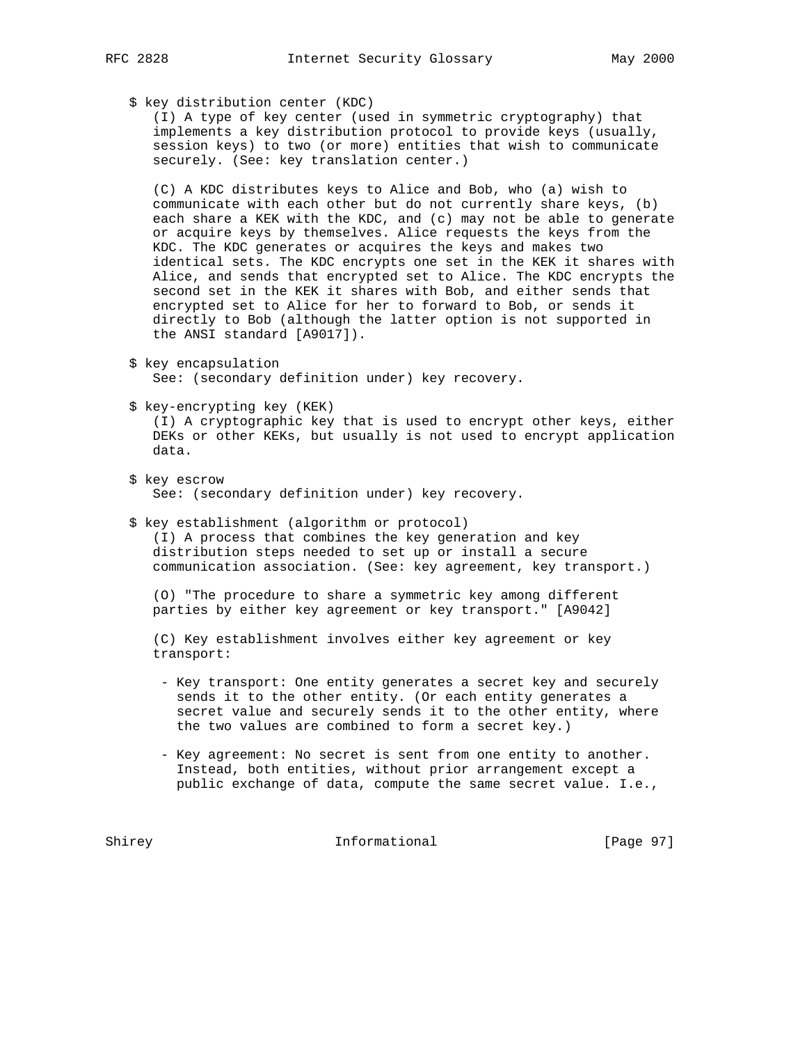$ key distribution center (KDC)

(I) A type of key center (used in symmetric cryptography) that implements a key distribution protocol to provide keys (usually, session keys) to two (or more) entities that wish to communicate securely. (See: key translation center.)

(C) A KDC distributes keys to Alice and Bob, who (a) wish to communicate with each other but do not currently share keys, (b) each share a KEK with the KDC, and (c) may not be able to generate or acquire keys by themselves. Alice requests the keys from the KDC. The KDC generates or acquires the keys and makes two identical sets. The KDC encrypts one set in the KEK it shares with Alice, and sends that encrypted set to Alice. The KDC encrypts the second set in the KEK it shares with Bob, and either sends that encrypted set to Alice for her to forward to Bob, or sends it directly to Bob (although the latter option is not supported in the ANSI standard [A9017]).

$ key encapsulation

See: (secondary definition under) key recovery.

$ key-encrypting key (KEK)

(I) A cryptographic key that is used to encrypt other keys, either DEKs or other KEKs, but usually is not used to encrypt application data.

$ key escrow

See: (secondary definition under) key recovery.

$ key establishment (algorithm or protocol)

(I) A process that combines the key generation and key distribution steps needed to set up or install a secure communication association. (See: key agreement, key transport.)

(O) "The procedure to share a symmetric key among different parties by either key agreement or key transport." [A9042]

(C) Key establishment involves either key agreement or key transport:

- Key transport: One entity generates a secret key and securely sends it to the other entity. (Or each entity generates a secret value and securely sends it to the other entity, where the two values are combined to form a secret key.)

- Key agreement: No secret is sent from one entity to another. Instead, both entities, without prior arrangement except a public exchange of data, compute the same secret value. I.e.,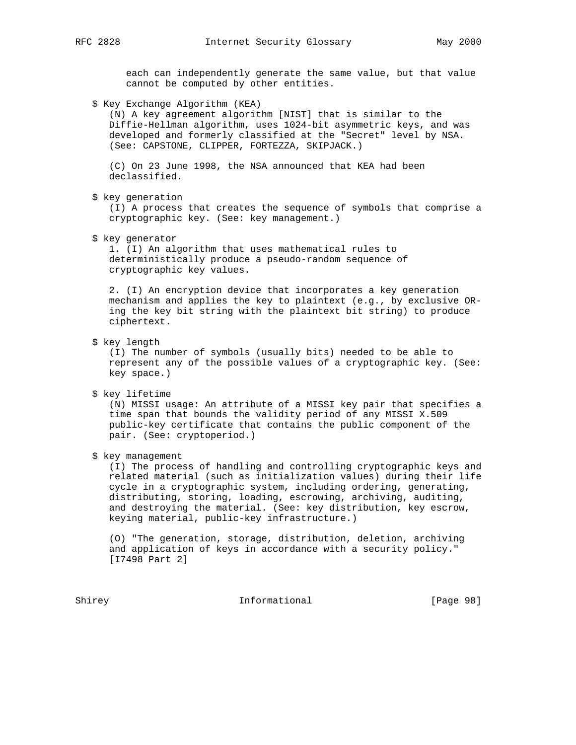each can independently generate the same value, but that value cannot be computed by other entities.

$ Key Exchange Algorithm (KEA)

(N) A key agreement algorithm [NIST] that is similar to the Diffie-Hellman algorithm, uses 1024-bit asymmetric keys, and was developed and formerly classified at the "Secret" level by NSA. (See: CAPSTONE, CLIPPER, FORTEZZA, SKIPJACK.)

(C) On 23 June 1998, the NSA announced that KEA had been declassified.

$ key generation

(I) A process that creates the sequence of symbols that comprise a cryptographic key. (See: key management.)

$ key generator

1. (I) An algorithm that uses mathematical rules to deterministically produce a pseudo-random sequence of cryptographic key values.

2. (I) An encryption device that incorporates a key generation mechanism and applies the key to plaintext (e.g., by exclusive OR-ing the key bit string with the plaintext bit string) to produce ciphertext.

$ key length

(I) The number of symbols (usually bits) needed to be able to represent any of the possible values of a cryptographic key. (See: key space.)

$ key lifetime

(N) MISSI usage: An attribute of a MISSI key pair that specifies a time span that bounds the validity period of any MISSI X.509 public-key certificate that contains the public component of the pair. (See: cryptoperiod.)

$ key management

(I) The process of handling and controlling cryptographic keys and related material (such as initialization values) during their life cycle in a cryptographic system, including ordering, generating, distributing, storing, loading, escrowing, archiving, auditing, and destroying the material. (See: key distribution, key escrow, keying material, public-key infrastructure.)

(O) "The generation, storage, distribution, deletion, archiving and application of keys in accordance with a security policy." [I7498 Part 2]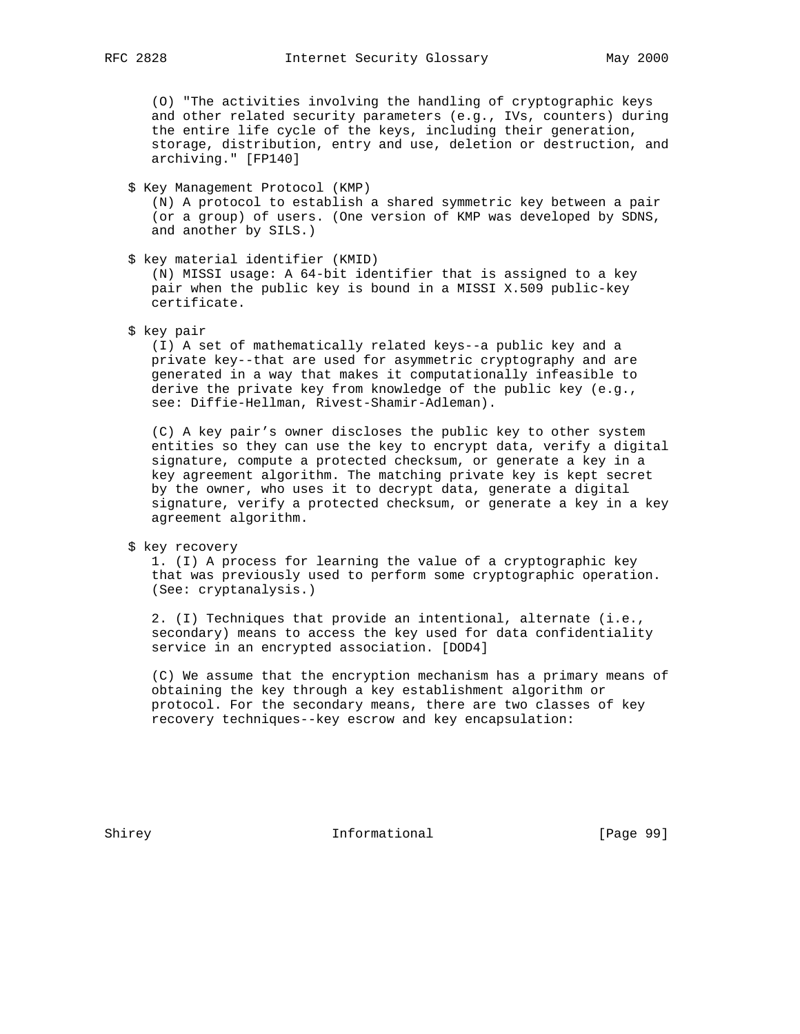(O) "The activities involving the handling of cryptographic keys and other related security parameters (e.g., IVs, counters) during the entire life cycle of the keys, including their generation, storage, distribution, entry and use, deletion or destruction, and archiving." [FP140]

$ Key Management Protocol (KMP)
(N) A protocol to establish a shared symmetric key between a pair (or a group) of users. (One version of KMP was developed by SDNS, and another by SILS.)

$ key material identifier (KMID)
(N) MISSI usage: A 64-bit identifier that is assigned to a key pair when the public key is bound in a MISSI X.509 public-key certificate.

$ key pair
(I) A set of mathematically related keys--a public key and a private key--that are used for asymmetric cryptography and are generated in a way that makes it computationally infeasible to derive the private key from knowledge of the public key (e.g., see: Diffie-Hellman, Rivest-Shamir-Adleman).

(C) A key pair's owner discloses the public key to other system entities so they can use the key to encrypt data, verify a digital signature, compute a protected checksum, or generate a key in a key agreement algorithm. The matching private key is kept secret by the owner, who uses it to decrypt data, generate a digital signature, verify a protected checksum, or generate a key in a key agreement algorithm.

$ key recovery
1. (I) A process for learning the value of a cryptographic key that was previously used to perform some cryptographic operation. (See: cryptanalysis.)

2. (I) Techniques that provide an intentional, alternate (i.e., secondary) means to access the key used for data confidentiality service in an encrypted association. [DOD4]

(C) We assume that the encryption mechanism has a primary means of obtaining the key through a key establishment algorithm or protocol. For the secondary means, there are two classes of key recovery techniques--key escrow and key encapsulation: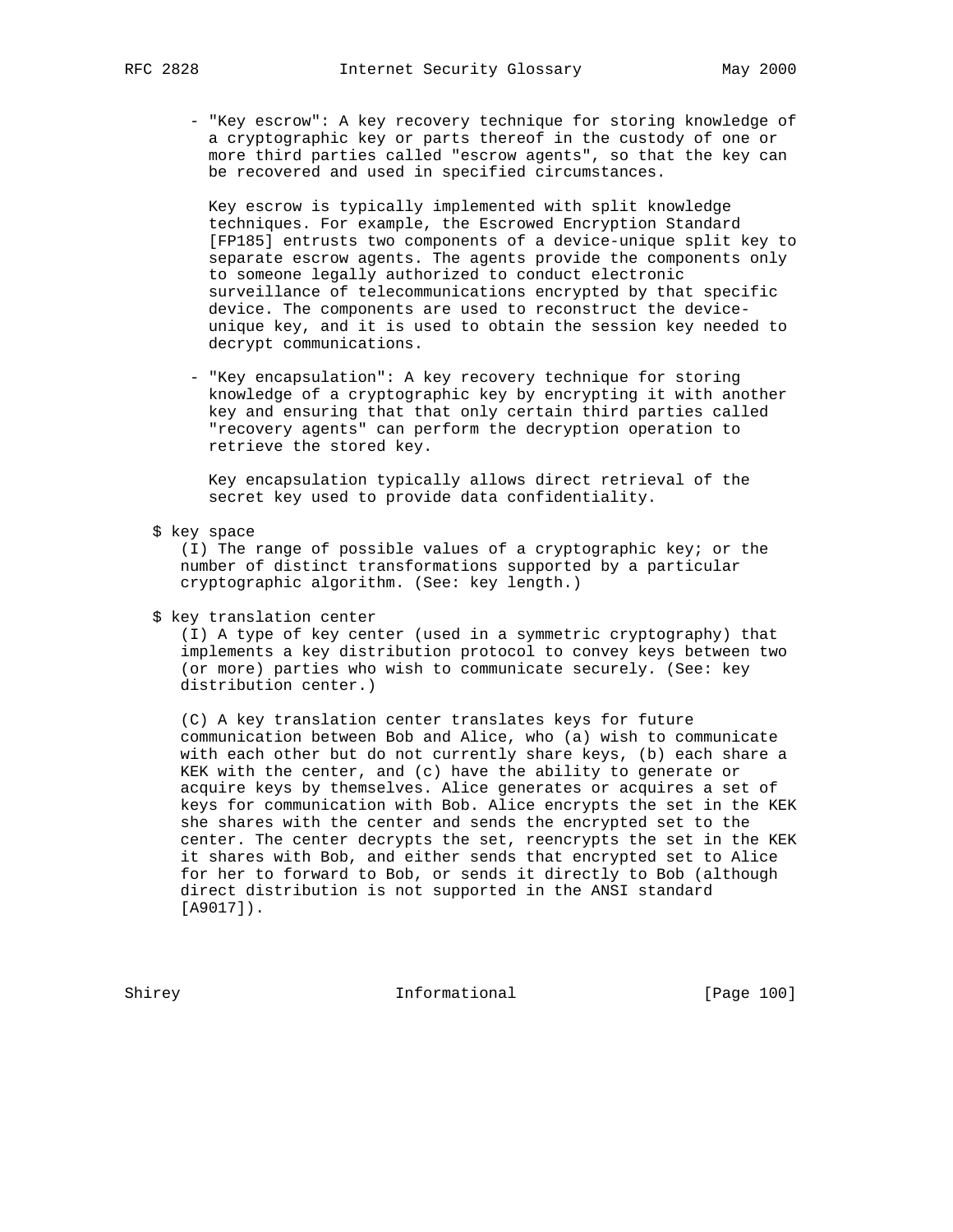- "Key escrow": A key recovery technique for storing knowledge of a cryptographic key or parts thereof in the custody of one or more third parties called "escrow agents", so that the key can be recovered and used in specified circumstances.

  Key escrow is typically implemented with split knowledge techniques. For example, the Escrowed Encryption Standard [FP185] entrusts two components of a device-unique split key to separate escrow agents. The agents provide the components only to someone legally authorized to conduct electronic surveillance of telecommunications encrypted by that specific device. The components are used to reconstruct the device-unique key, and it is used to obtain the session key needed to decrypt communications.

- "Key encapsulation": A key recovery technique for storing knowledge of a cryptographic key by encrypting it with another key and ensuring that that only certain third parties called "recovery agents" can perform the decryption operation to retrieve the stored key.

  Key encapsulation typically allows direct retrieval of the secret key used to provide data confidentiality.

$ key space

(I) The range of possible values of a cryptographic key; or the number of distinct transformations supported by a particular cryptographic algorithm. (See: key length.)

$ key translation center

(I) A type of key center (used in a symmetric cryptography) that implements a key distribution protocol to convey keys between two (or more) parties who wish to communicate securely. (See: key distribution center.)

(C) A key translation center translates keys for future communication between Bob and Alice, who (a) wish to communicate with each other but do not currently share keys, (b) each share a KEK with the center, and (c) have the ability to generate or acquire keys by themselves. Alice generates or acquires a set of keys for communication with Bob. Alice encrypts the set in the KEK she shares with the center and sends the encrypted set to the center. The center decrypts the set, reencrypts the set in the KEK it shares with Bob, and either sends that encrypted set to Alice for her to forward to Bob, or sends it directly to Bob (although direct distribution is not supported in the ANSI standard [A9017]).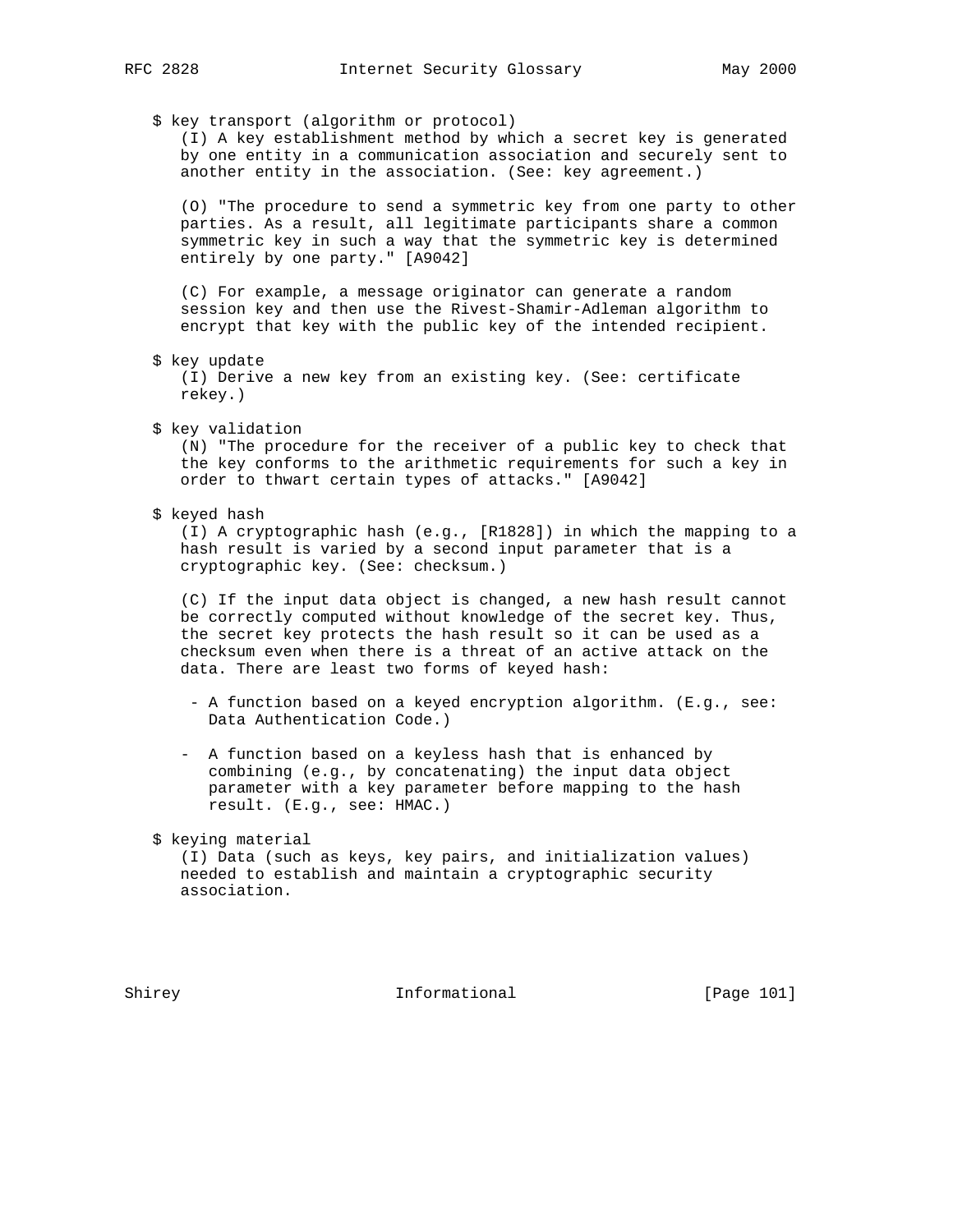$ key transport (algorithm or protocol)
(I) A key establishment method by which a secret key is generated by one entity in a communication association and securely sent to another entity in the association. (See: key agreement.)

(O) "The procedure to send a symmetric key from one party to other parties. As a result, all legitimate participants share a common symmetric key in such a way that the symmetric key is determined entirely by one party." [A9042]

(C) For example, a message originator can generate a random session key and then use the Rivest-Shamir-Adleman algorithm to encrypt that key with the public key of the intended recipient.

$ key update
(I) Derive a new key from an existing key. (See: certificate rekey.)

$ key validation
(N) "The procedure for the receiver of a public key to check that the key conforms to the arithmetic requirements for such a key in order to thwart certain types of attacks." [A9042]

$ keyed hash
(I) A cryptographic hash (e.g., [R1828]) in which the mapping to a hash result is varied by a second input parameter that is a cryptographic key. (See: checksum.)

(C) If the input data object is changed, a new hash result cannot be correctly computed without knowledge of the secret key. Thus, the secret key protects the hash result so it can be used as a checksum even when there is a threat of an active attack on the data. There are least two forms of keyed hash:

- A function based on a keyed encryption algorithm. (E.g., see: Data Authentication Code.)

- A function based on a keyless hash that is enhanced by combining (e.g., by concatenating) the input data object parameter with a key parameter before mapping to the hash result. (E.g., see: HMAC.)

$ keying material
(I) Data (such as keys, key pairs, and initialization values) needed to establish and maintain a cryptographic security association.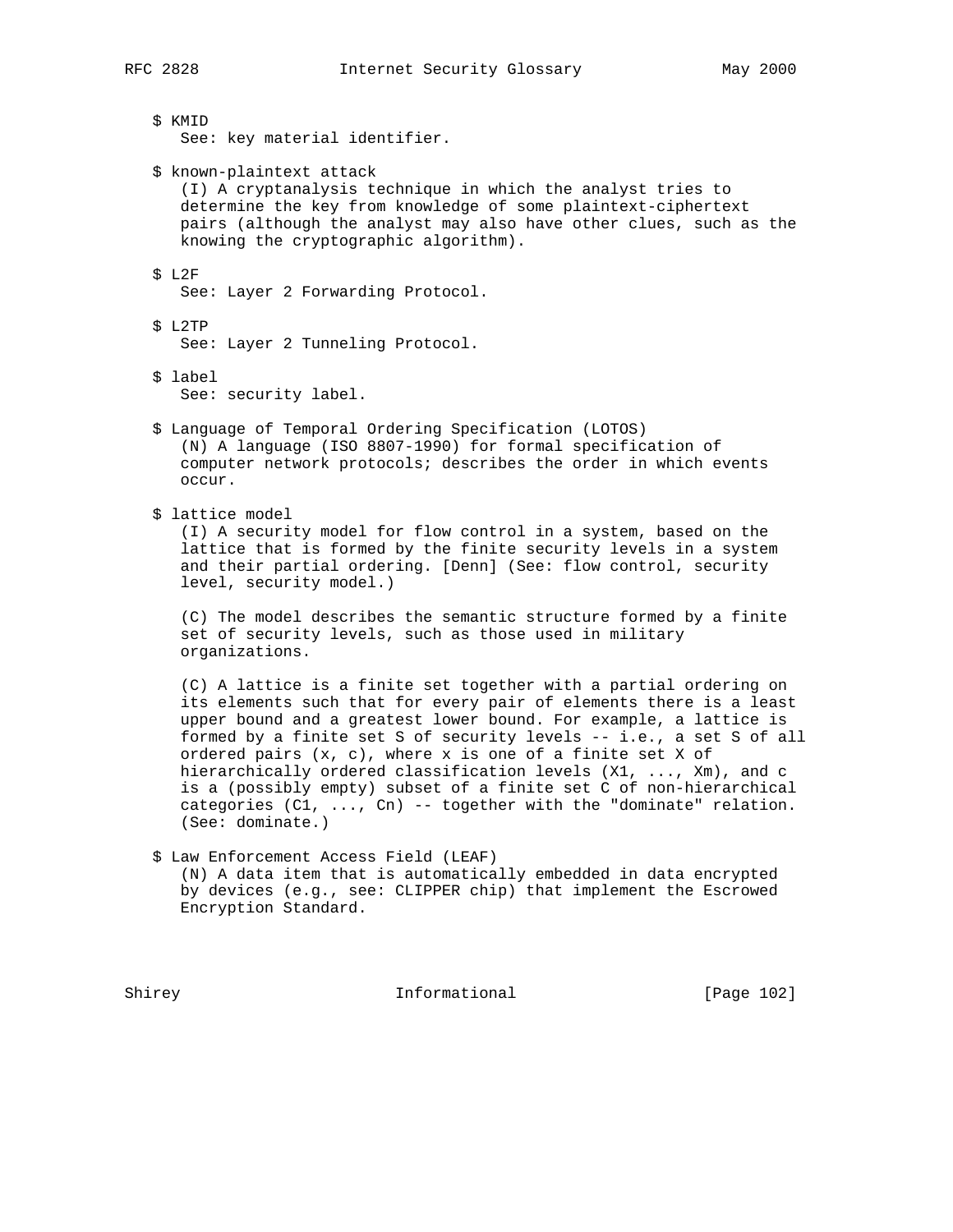$ KMID
See: key material identifier.

$ known-plaintext attack
(I) A cryptanalysis technique in which the analyst tries to determine the key from knowledge of some plaintext-ciphertext pairs (although the analyst may also have other clues, such as the knowing the cryptographic algorithm).

$ L2F
See: Layer 2 Forwarding Protocol.

$ L2TP
See: Layer 2 Tunneling Protocol.

$ label
See: security label.

$ Language of Temporal Ordering Specification (LOTOS)
(N) A language (ISO 8807-1990) for formal specification of computer network protocols; describes the order in which events occur.

$ lattice model
(I) A security model for flow control in a system, based on the lattice that is formed by the finite security levels in a system and their partial ordering. [Denn] (See: flow control, security level, security model.)

(C) The model describes the semantic structure formed by a finite set of security levels, such as those used in military organizations.

(C) A lattice is a finite set together with a partial ordering on its elements such that for every pair of elements there is a least upper bound and a greatest lower bound. For example, a lattice is formed by a finite set S of security levels -- i.e., a set S of all ordered pairs (x, c), where x is one of a finite set X of hierarchically ordered classification levels (X1, ..., Xm), and c is a (possibly empty) subset of a finite set C of non-hierarchical categories (C1, ..., Cn) -- together with the "dominate" relation. (See: dominate.)

$ Law Enforcement Access Field (LEAF)
(N) A data item that is automatically embedded in data encrypted by devices (e.g., see: CLIPPER chip) that implement the Escrowed Encryption Standard.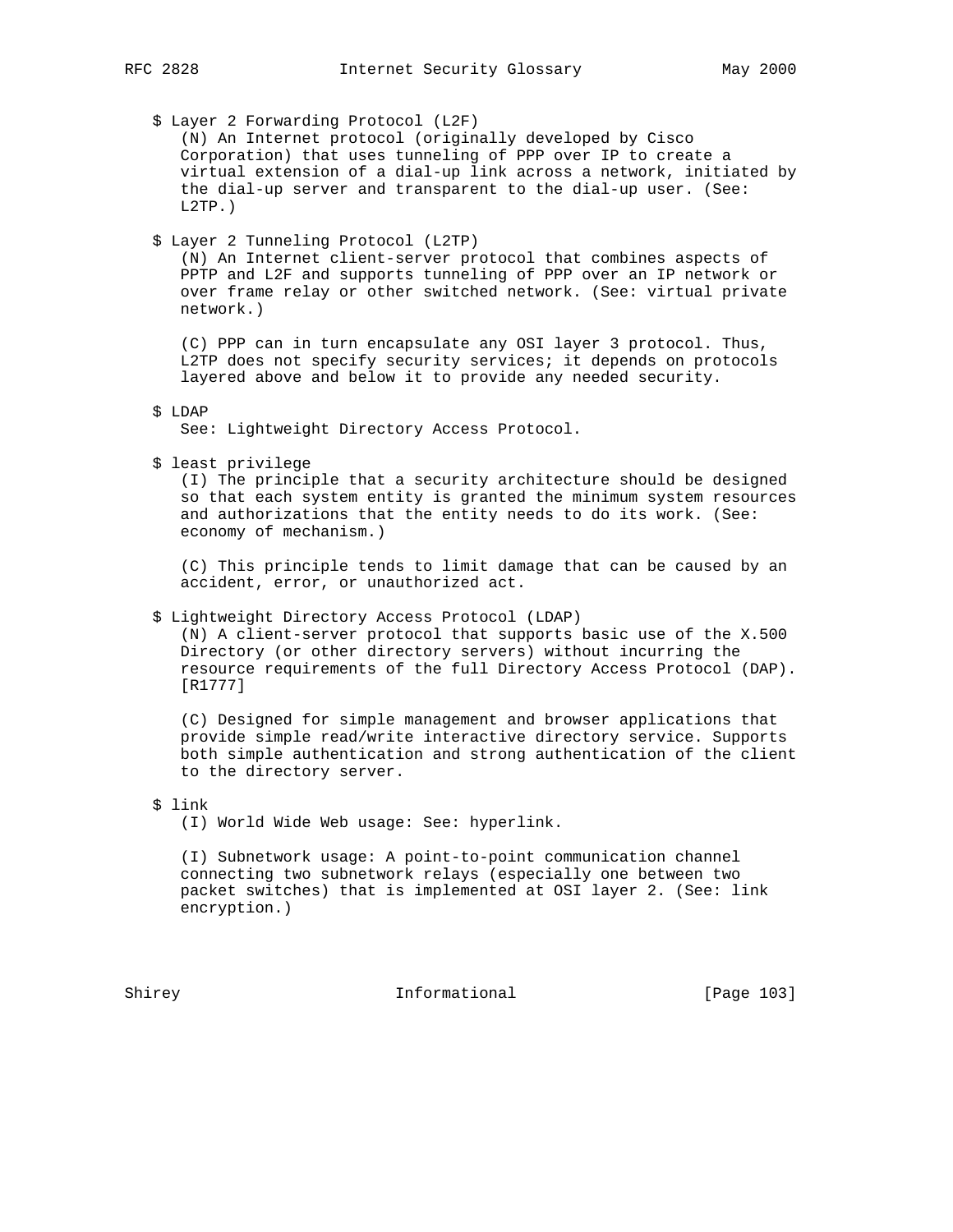$ Layer 2 Forwarding Protocol (L2F)

(N) An Internet protocol (originally developed by Cisco Corporation) that uses tunneling of PPP over IP to create a virtual extension of a dial-up link across a network, initiated by the dial-up server and transparent to the dial-up user. (See: L2TP.)

$ Layer 2 Tunneling Protocol (L2TP)

(N) An Internet client-server protocol that combines aspects of PPTP and L2F and supports tunneling of PPP over an IP network or over frame relay or other switched network. (See: virtual private network.)

(C) PPP can in turn encapsulate any OSI layer 3 protocol. Thus, L2TP does not specify security services; it depends on protocols layered above and below it to provide any needed security.

$ LDAP

See: Lightweight Directory Access Protocol.

$ least privilege

(I) The principle that a security architecture should be designed so that each system entity is granted the minimum system resources and authorizations that the entity needs to do its work. (See: economy of mechanism.)

(C) This principle tends to limit damage that can be caused by an accident, error, or unauthorized act.

$ Lightweight Directory Access Protocol (LDAP)

(N) A client-server protocol that supports basic use of the X.500 Directory (or other directory servers) without incurring the resource requirements of the full Directory Access Protocol (DAP). [R1777]

(C) Designed for simple management and browser applications that provide simple read/write interactive directory service. Supports both simple authentication and strong authentication of the client to the directory server.

$ link

(I) World Wide Web usage: See: hyperlink.

(I) Subnetwork usage: A point-to-point communication channel connecting two subnetwork relays (especially one between two packet switches) that is implemented at OSI layer 2. (See: link encryption.)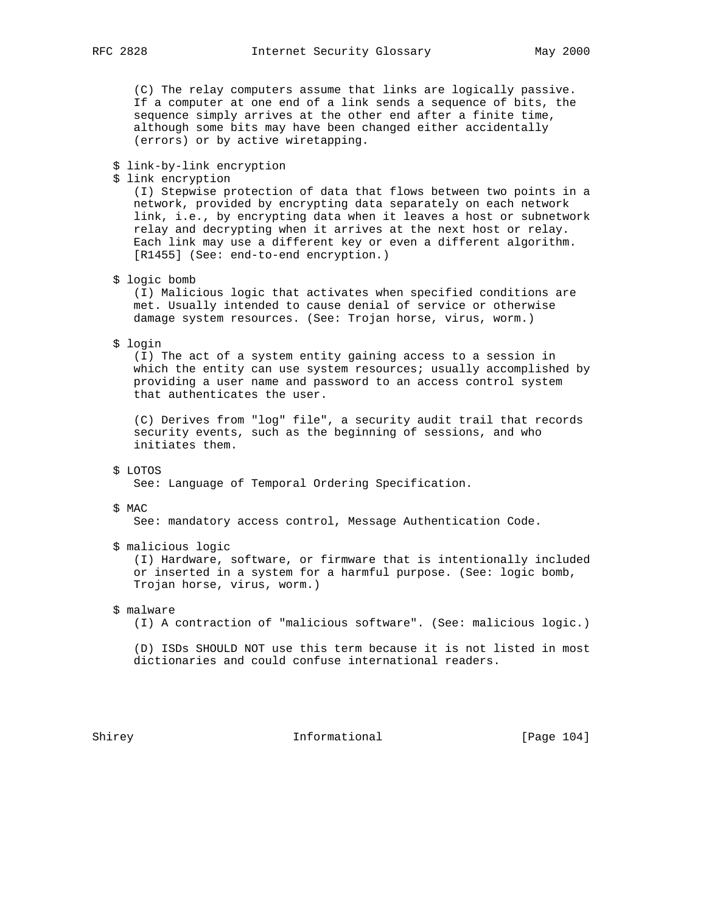(C) The relay computers assume that links are logically passive. If a computer at one end of a link sends a sequence of bits, the sequence simply arrives at the other end after a finite time, although some bits may have been changed either accidentally (errors) or by active wiretapping.

$ link-by-link encryption

$ link encryption

(I) Stepwise protection of data that flows between two points in a network, provided by encrypting data separately on each network link, i.e., by encrypting data when it leaves a host or subnetwork relay and decrypting when it arrives at the next host or relay. Each link may use a different key or even a different algorithm. [R1455] (See: end-to-end encryption.)

$ logic bomb

(I) Malicious logic that activates when specified conditions are met. Usually intended to cause denial of service or otherwise damage system resources. (See: Trojan horse, virus, worm.)

$ login

(I) The act of a system entity gaining access to a session in which the entity can use system resources; usually accomplished by providing a user name and password to an access control system that authenticates the user.

(C) Derives from "log" file", a security audit trail that records security events, such as the beginning of sessions, and who initiates them.

$ LOTOS

See: Language of Temporal Ordering Specification.

$ MAC

See: mandatory access control, Message Authentication Code.

$ malicious logic

(I) Hardware, software, or firmware that is intentionally included or inserted in a system for a harmful purpose. (See: logic bomb, Trojan horse, virus, worm.)

$ malware

(I) A contraction of "malicious software". (See: malicious logic.)

(D) ISDs SHOULD NOT use this term because it is not listed in most dictionaries and could confuse international readers.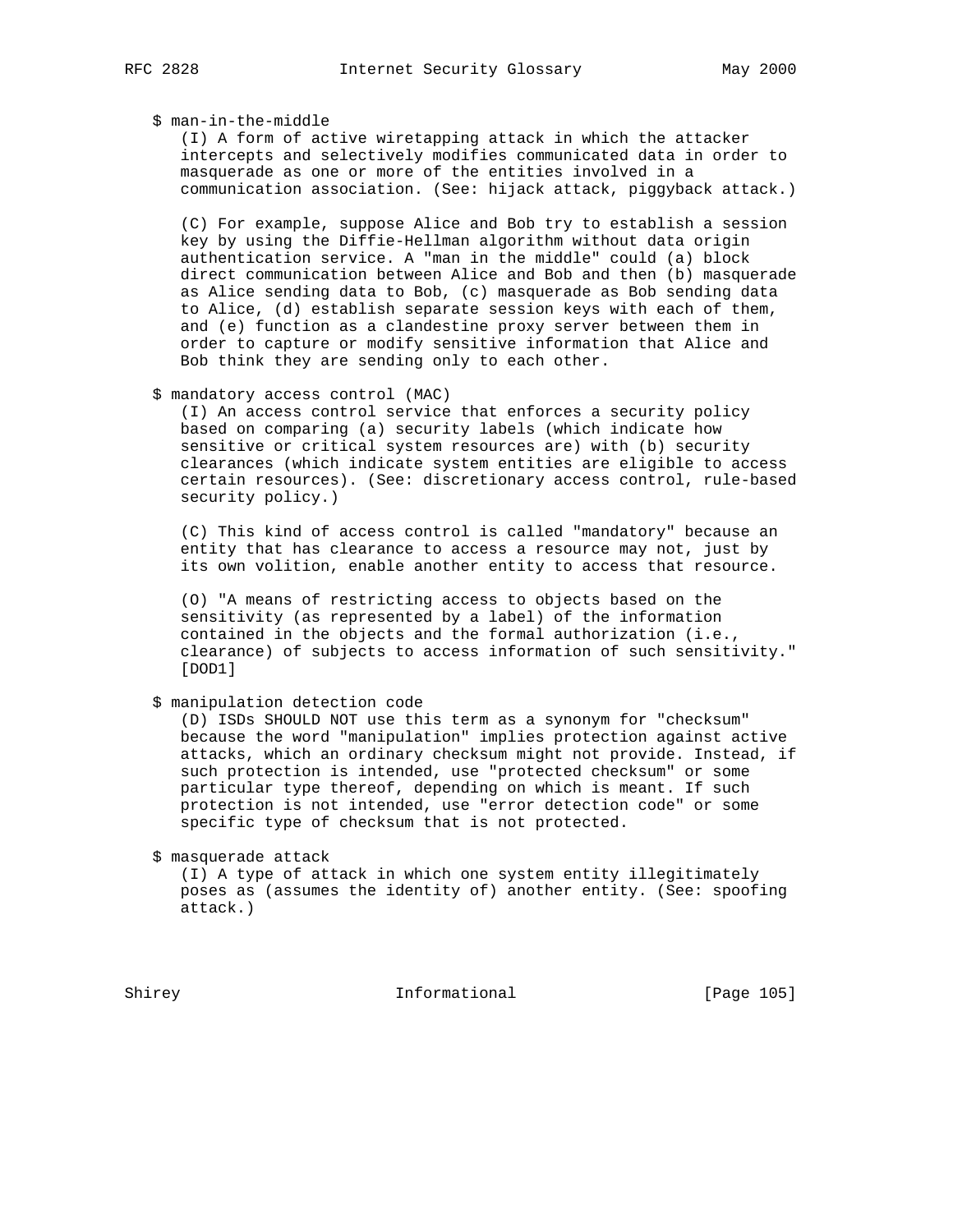$ man-in-the-middle

(I) A form of active wiretapping attack in which the attacker intercepts and selectively modifies communicated data in order to masquerade as one or more of the entities involved in a communication association. (See: hijack attack, piggyback attack.)

(C) For example, suppose Alice and Bob try to establish a session key by using the Diffie-Hellman algorithm without data origin authentication service. A "man in the middle" could (a) block direct communication between Alice and Bob and then (b) masquerade as Alice sending data to Bob, (c) masquerade as Bob sending data to Alice, (d) establish separate session keys with each of them, and (e) function as a clandestine proxy server between them in order to capture or modify sensitive information that Alice and Bob think they are sending only to each other.

$ mandatory access control (MAC)

(I) An access control service that enforces a security policy based on comparing (a) security labels (which indicate how sensitive or critical system resources are) with (b) security clearances (which indicate system entities are eligible to access certain resources). (See: discretionary access control, rule-based security policy.)

(C) This kind of access control is called "mandatory" because an entity that has clearance to access a resource may not, just by its own volition, enable another entity to access that resource.

(O) "A means of restricting access to objects based on the sensitivity (as represented by a label) of the information contained in the objects and the formal authorization (i.e., clearance) of subjects to access information of such sensitivity." [DOD1]

$ manipulation detection code

(D) ISDs SHOULD NOT use this term as a synonym for "checksum" because the word "manipulation" implies protection against active attacks, which an ordinary checksum might not provide. Instead, if such protection is intended, use "protected checksum" or some particular type thereof, depending on which is meant. If such protection is not intended, use "error detection code" or some specific type of checksum that is not protected.

$ masquerade attack

(I) A type of attack in which one system entity illegitimately poses as (assumes the identity of) another entity. (See: spoofing attack.)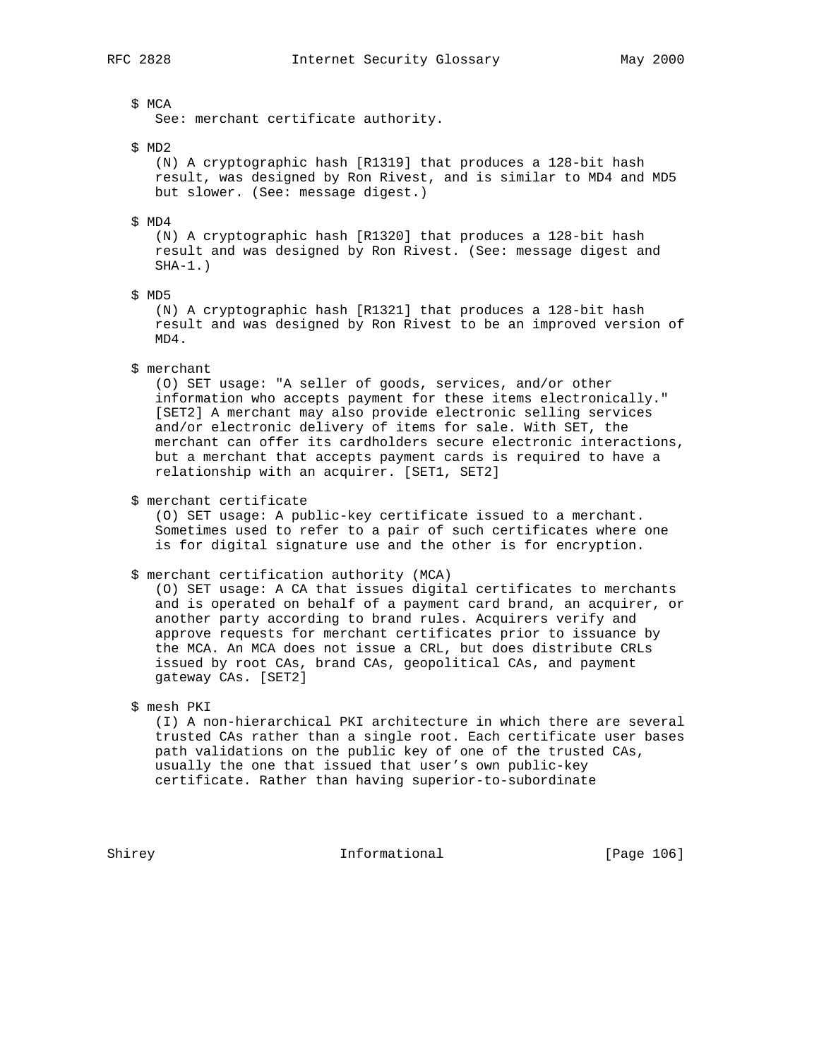$ MCA
See: merchant certificate authority.

$ MD2
(N) A cryptographic hash [R1319] that produces a 128-bit hash result, was designed by Ron Rivest, and is similar to MD4 and MD5 but slower. (See: message digest.)

$ MD4
(N) A cryptographic hash [R1320] that produces a 128-bit hash result and was designed by Ron Rivest. (See: message digest and SHA-1.)

$ MD5
(N) A cryptographic hash [R1321] that produces a 128-bit hash result and was designed by Ron Rivest to be an improved version of MD4.

$ merchant
(O) SET usage: "A seller of goods, services, and/or other information who accepts payment for these items electronically." [SET2] A merchant may also provide electronic selling services and/or electronic delivery of items for sale. With SET, the merchant can offer its cardholders secure electronic interactions, but a merchant that accepts payment cards is required to have a relationship with an acquirer. [SET1, SET2]

$ merchant certificate
(O) SET usage: A public-key certificate issued to a merchant. Sometimes used to refer to a pair of such certificates where one is for digital signature use and the other is for encryption.

$ merchant certification authority (MCA)
(O) SET usage: A CA that issues digital certificates to merchants and is operated on behalf of a payment card brand, an acquirer, or another party according to brand rules. Acquirers verify and approve requests for merchant certificates prior to issuance by the MCA. An MCA does not issue a CRL, but does distribute CRLs issued by root CAs, brand CAs, geopolitical CAs, and payment gateway CAs. [SET2]

$ mesh PKI
(I) A non-hierarchical PKI architecture in which there are several trusted CAs rather than a single root. Each certificate user bases path validations on the public key of one of the trusted CAs, usually the one that issued that user's own public-key certificate. Rather than having superior-to-subordinate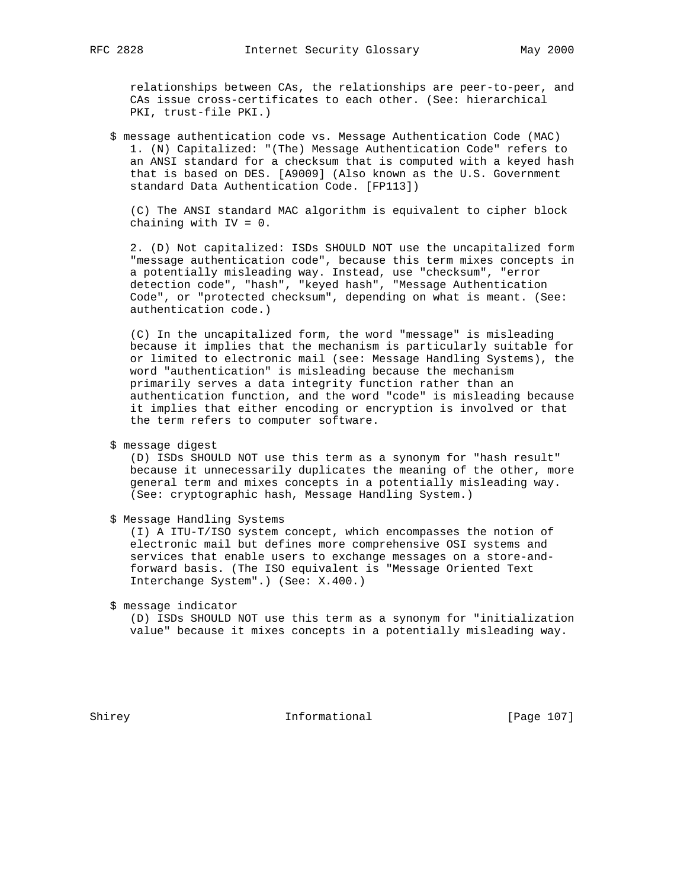relationships between CAs, the relationships are peer-to-peer, and CAs issue cross-certificates to each other. (See: hierarchical PKI, trust-file PKI.)

$ message authentication code vs. Message Authentication Code (MAC)
1. (N) Capitalized: "(The) Message Authentication Code" refers to an ANSI standard for a checksum that is computed with a keyed hash that is based on DES. [A9009] (Also known as the U.S. Government standard Data Authentication Code. [FP113])

(C) The ANSI standard MAC algorithm is equivalent to cipher block chaining with IV = 0.

2. (D) Not capitalized: ISDs SHOULD NOT use the uncapitalized form "message authentication code", because this term mixes concepts in a potentially misleading way. Instead, use "checksum", "error detection code", "hash", "keyed hash", "Message Authentication Code", or "protected checksum", depending on what is meant. (See: authentication code.)

(C) In the uncapitalized form, the word "message" is misleading because it implies that the mechanism is particularly suitable for or limited to electronic mail (see: Message Handling Systems), the word "authentication" is misleading because the mechanism primarily serves a data integrity function rather than an authentication function, and the word "code" is misleading because it implies that either encoding or encryption is involved or that the term refers to computer software.

$ message digest
(D) ISDs SHOULD NOT use this term as a synonym for "hash result" because it unnecessarily duplicates the meaning of the other, more general term and mixes concepts in a potentially misleading way. (See: cryptographic hash, Message Handling System.)

$ Message Handling Systems
(I) A ITU-T/ISO system concept, which encompasses the notion of electronic mail but defines more comprehensive OSI systems and services that enable users to exchange messages on a store-and-forward basis. (The ISO equivalent is "Message Oriented Text Interchange System".) (See: X.400.)

$ message indicator
(D) ISDs SHOULD NOT use this term as a synonym for "initialization value" because it mixes concepts in a potentially misleading way.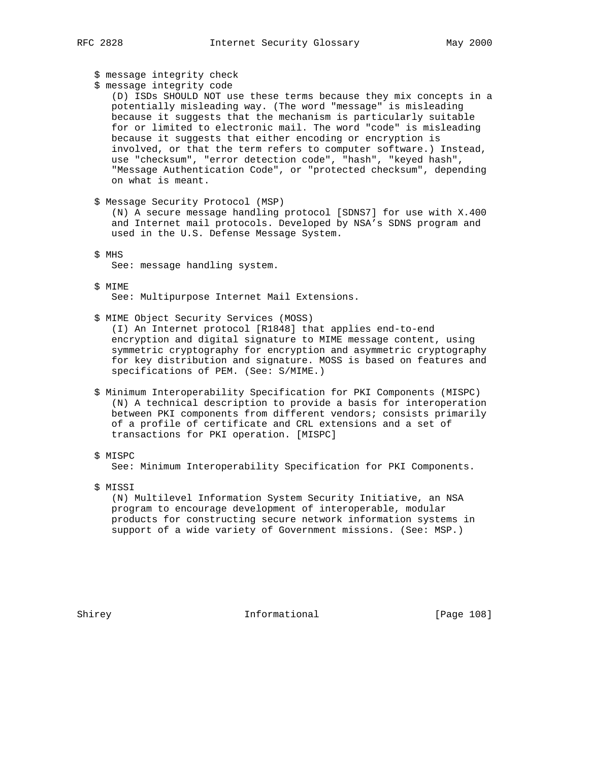$ message integrity check

$ message integrity code

(D) ISDs SHOULD NOT use these terms because they mix concepts in a potentially misleading way. (The word "message" is misleading because it suggests that the mechanism is particularly suitable for or limited to electronic mail. The word "code" is misleading because it suggests that either encoding or encryption is involved, or that the term refers to computer software.) Instead, use "checksum", "error detection code", "hash", "keyed hash", "Message Authentication Code", or "protected checksum", depending on what is meant.

$ Message Security Protocol (MSP)

(N) A secure message handling protocol [SDNS7] for use with X.400 and Internet mail protocols. Developed by NSA's SDNS program and used in the U.S. Defense Message System.

$ MHS

See: message handling system.

$ MIME

See: Multipurpose Internet Mail Extensions.

$ MIME Object Security Services (MOSS)

(I) An Internet protocol [R1848] that applies end-to-end encryption and digital signature to MIME message content, using symmetric cryptography for encryption and asymmetric cryptography for key distribution and signature. MOSS is based on features and specifications of PEM. (See: S/MIME.)

$ Minimum Interoperability Specification for PKI Components (MISPC)

(N) A technical description to provide a basis for interoperation between PKI components from different vendors; consists primarily of a profile of certificate and CRL extensions and a set of transactions for PKI operation. [MISPC]

$ MISPC

See: Minimum Interoperability Specification for PKI Components.

$ MISSI

(N) Multilevel Information System Security Initiative, an NSA program to encourage development of interoperable, modular products for constructing secure network information systems in support of a wide variety of Government missions. (See: MSP.)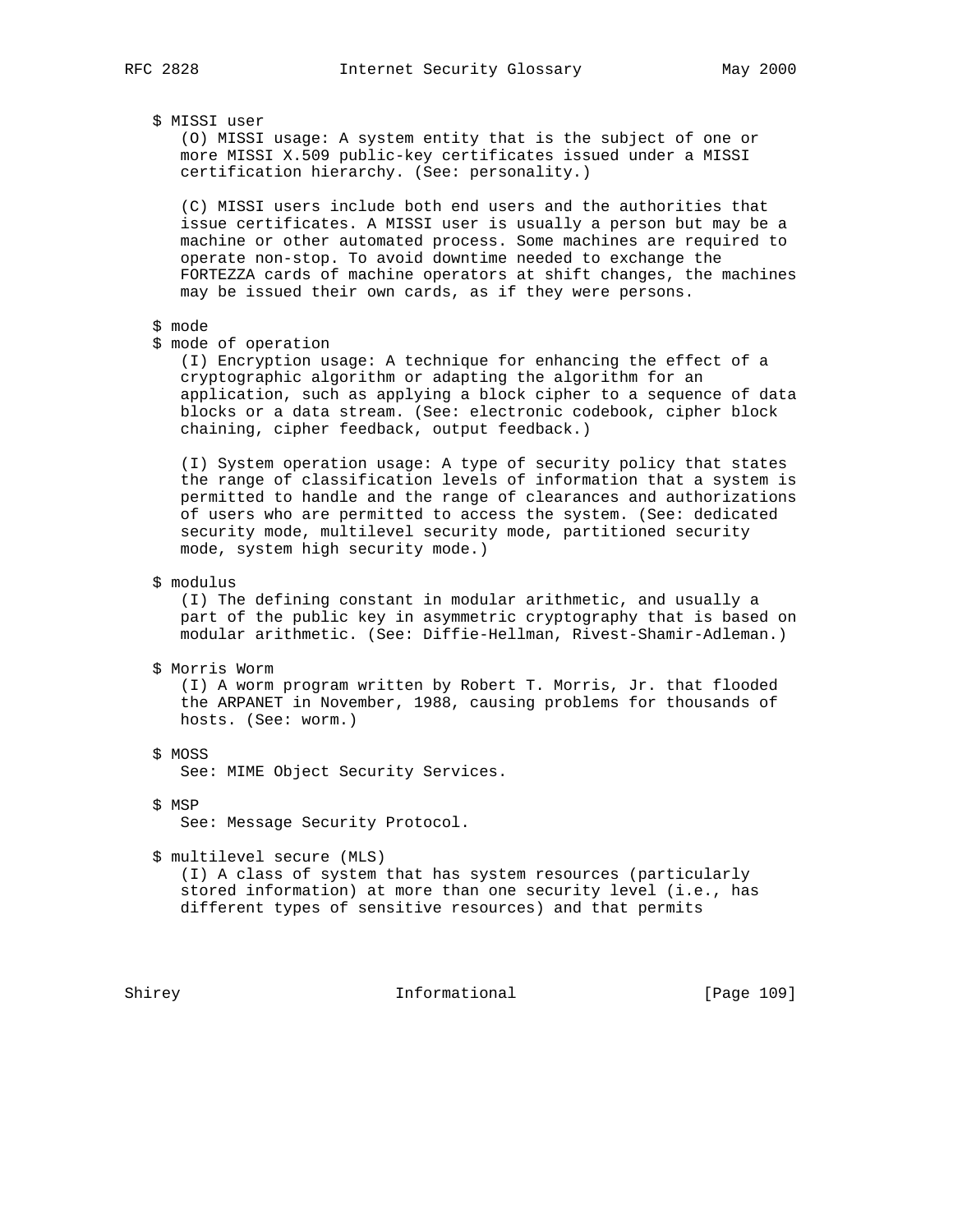$ MISSI user

(O) MISSI usage: A system entity that is the subject of one or more MISSI X.509 public-key certificates issued under a MISSI certification hierarchy. (See: personality.)

(C) MISSI users include both end users and the authorities that issue certificates. A MISSI user is usually a person but may be a machine or other automated process. Some machines are required to operate non-stop. To avoid downtime needed to exchange the FORTEZZA cards of machine operators at shift changes, the machines may be issued their own cards, as if they were persons.

$ mode
$ mode of operation

(I) Encryption usage: A technique for enhancing the effect of a cryptographic algorithm or adapting the algorithm for an application, such as applying a block cipher to a sequence of data blocks or a data stream. (See: electronic codebook, cipher block chaining, cipher feedback, output feedback.)

(I) System operation usage: A type of security policy that states the range of classification levels of information that a system is permitted to handle and the range of clearances and authorizations of users who are permitted to access the system. (See: dedicated security mode, multilevel security mode, partitioned security mode, system high security mode.)

$ modulus

(I) The defining constant in modular arithmetic, and usually a part of the public key in asymmetric cryptography that is based on modular arithmetic. (See: Diffie-Hellman, Rivest-Shamir-Adleman.)

$ Morris Worm

(I) A worm program written by Robert T. Morris, Jr. that flooded the ARPANET in November, 1988, causing problems for thousands of hosts. (See: worm.)

$ MOSS

See: MIME Object Security Services.

$ MSP

See: Message Security Protocol.

$ multilevel secure (MLS)

(I) A class of system that has system resources (particularly stored information) at more than one security level (i.e., has different types of sensitive resources) and that permits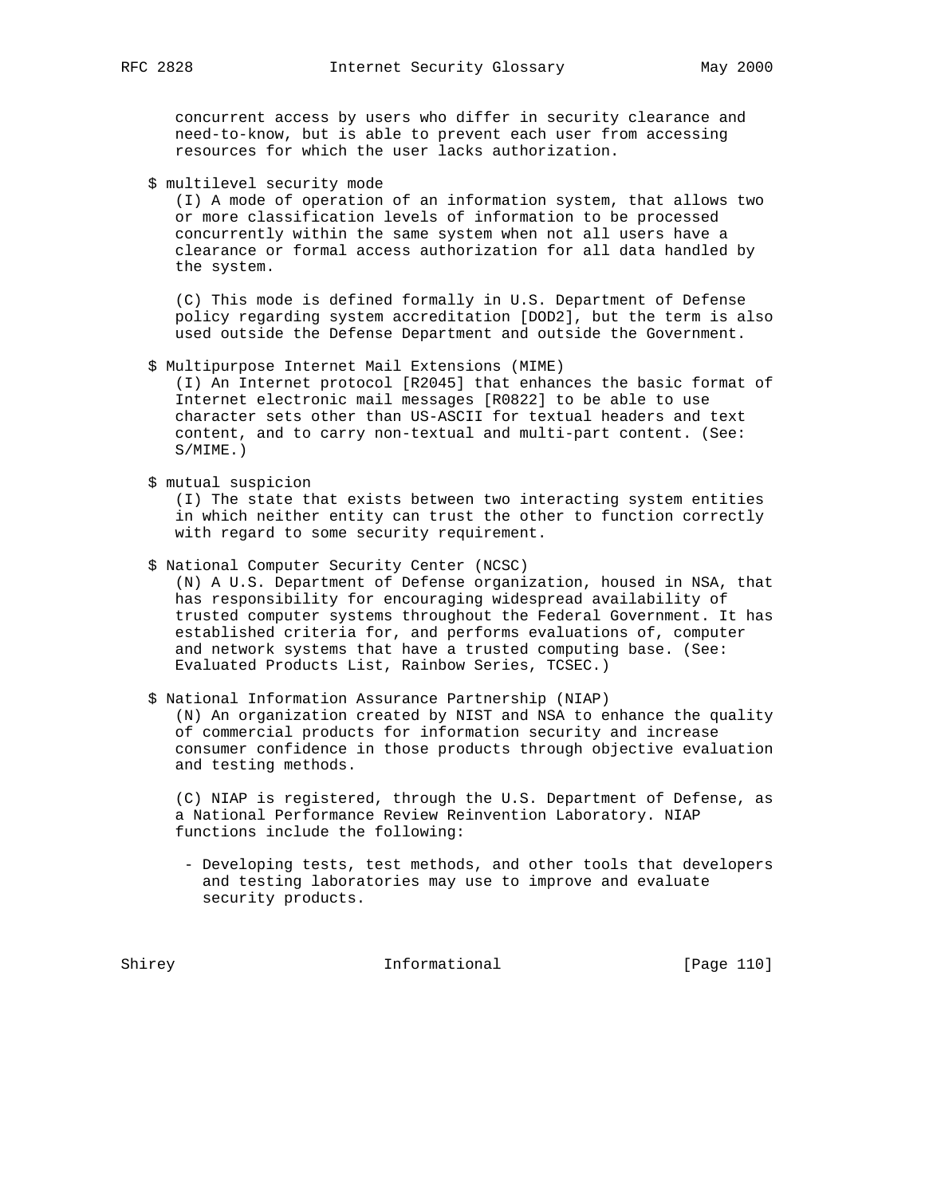concurrent access by users who differ in security clearance and need-to-know, but is able to prevent each user from accessing resources for which the user lacks authorization.

$ multilevel security mode
(I) A mode of operation of an information system, that allows two or more classification levels of information to be processed concurrently within the same system when not all users have a clearance or formal access authorization for all data handled by the system.

(C) This mode is defined formally in U.S. Department of Defense policy regarding system accreditation [DOD2], but the term is also used outside the Defense Department and outside the Government.

$ Multipurpose Internet Mail Extensions (MIME)
(I) An Internet protocol [R2045] that enhances the basic format of Internet electronic mail messages [R0822] to be able to use character sets other than US-ASCII for textual headers and text content, and to carry non-textual and multi-part content. (See: S/MIME.)

$ mutual suspicion
(I) The state that exists between two interacting system entities in which neither entity can trust the other to function correctly with regard to some security requirement.

$ National Computer Security Center (NCSC)
(N) A U.S. Department of Defense organization, housed in NSA, that has responsibility for encouraging widespread availability of trusted computer systems throughout the Federal Government. It has established criteria for, and performs evaluations of, computer and network systems that have a trusted computing base. (See: Evaluated Products List, Rainbow Series, TCSEC.)

$ National Information Assurance Partnership (NIAP)
(N) An organization created by NIST and NSA to enhance the quality of commercial products for information security and increase consumer confidence in those products through objective evaluation and testing methods.

(C) NIAP is registered, through the U.S. Department of Defense, as a National Performance Review Reinvention Laboratory. NIAP functions include the following:

- Developing tests, test methods, and other tools that developers and testing laboratories may use to improve and evaluate security products.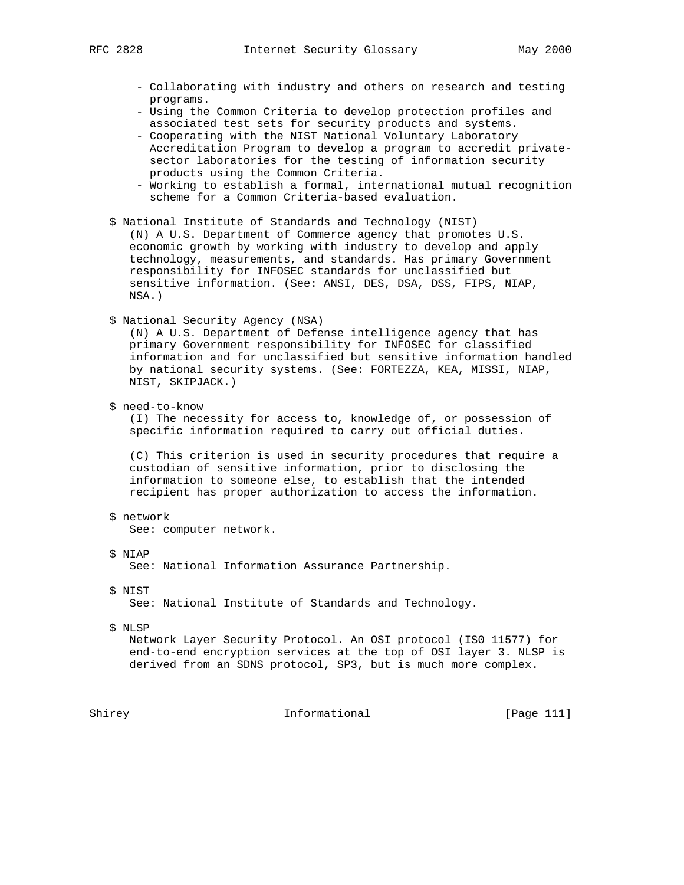- Collaborating with industry and others on research and testing programs.
- Using the Common Criteria to develop protection profiles and associated test sets for security products and systems.
- Cooperating with the NIST National Voluntary Laboratory Accreditation Program to develop a program to accredit private-sector laboratories for the testing of information security products using the Common Criteria.
- Working to establish a formal, international mutual recognition scheme for a Common Criteria-based evaluation.

$ National Institute of Standards and Technology (NIST)
(N) A U.S. Department of Commerce agency that promotes U.S. economic growth by working with industry to develop and apply technology, measurements, and standards. Has primary Government responsibility for INFOSEC standards for unclassified but sensitive information. (See: ANSI, DES, DSA, DSS, FIPS, NIAP, NSA.)

$ National Security Agency (NSA)
(N) A U.S. Department of Defense intelligence agency that has primary Government responsibility for INFOSEC for classified information and for unclassified but sensitive information handled by national security systems. (See: FORTEZZA, KEA, MISSI, NIAP, NIST, SKIPJACK.)

$ need-to-know
(I) The necessity for access to, knowledge of, or possession of specific information required to carry out official duties.

(C) This criterion is used in security procedures that require a custodian of sensitive information, prior to disclosing the information to someone else, to establish that the intended recipient has proper authorization to access the information.

$ network
See: computer network.

$ NIAP
See: National Information Assurance Partnership.

$ NIST
See: National Institute of Standards and Technology.

$ NLSP
Network Layer Security Protocol. An OSI protocol (IS0 11577) for end-to-end encryption services at the top of OSI layer 3. NLSP is derived from an SDNS protocol, SP3, but is much more complex.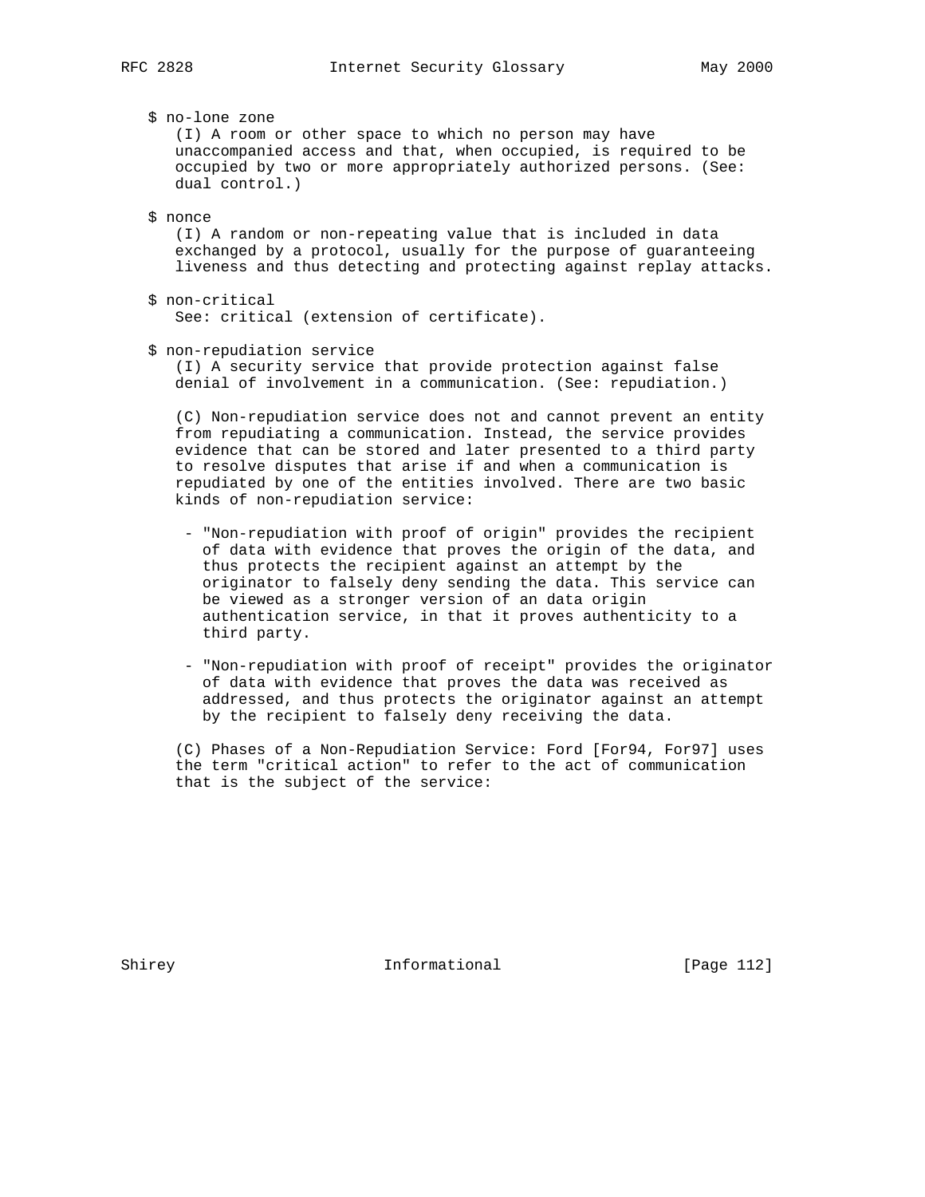$ no-lone zone

(I) A room or other space to which no person may have unaccompanied access and that, when occupied, is required to be occupied by two or more appropriately authorized persons. (See: dual control.)

$ nonce

(I) A random or non-repeating value that is included in data exchanged by a protocol, usually for the purpose of guaranteeing liveness and thus detecting and protecting against replay attacks.

$ non-critical

See: critical (extension of certificate).

$ non-repudiation service

(I) A security service that provide protection against false denial of involvement in a communication. (See: repudiation.)

(C) Non-repudiation service does not and cannot prevent an entity from repudiating a communication. Instead, the service provides evidence that can be stored and later presented to a third party to resolve disputes that arise if and when a communication is repudiated by one of the entities involved. There are two basic kinds of non-repudiation service:

- "Non-repudiation with proof of origin" provides the recipient of data with evidence that proves the origin of the data, and thus protects the recipient against an attempt by the originator to falsely deny sending the data. This service can be viewed as a stronger version of an data origin authentication service, in that it proves authenticity to a third party.

- "Non-repudiation with proof of receipt" provides the originator of data with evidence that proves the data was received as addressed, and thus protects the originator against an attempt by the recipient to falsely deny receiving the data.

(C) Phases of a Non-Repudiation Service: Ford [For94, For97] uses the term "critical action" to refer to the act of communication that is the subject of the service: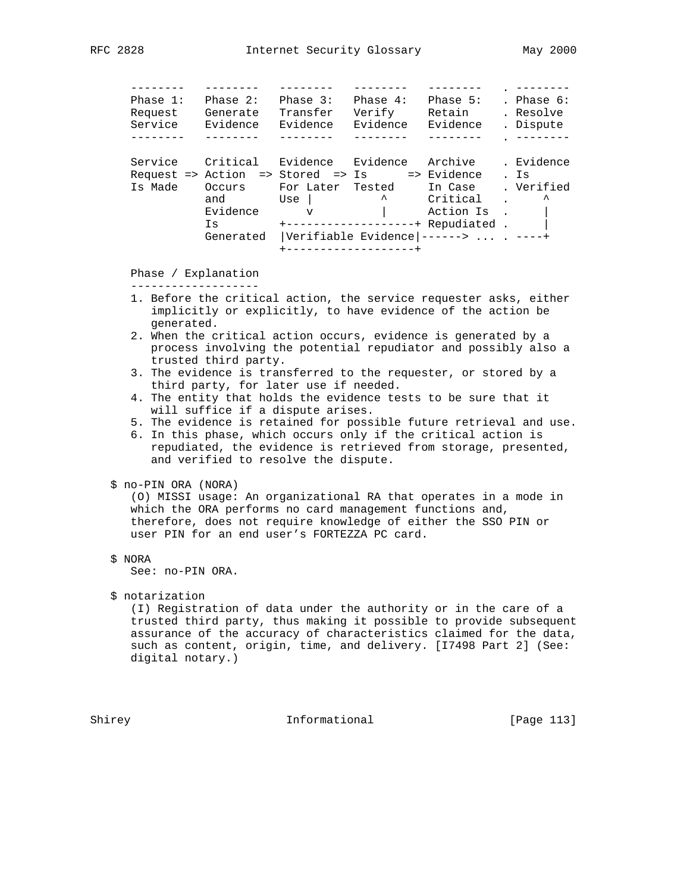```
   --------   --------   --------   --------   --------   . --------
   Phase 1:   Phase 2:   Phase 3:   Phase 4:   Phase 5:   . Phase 6:
   Request    Generate   Transfer   Verify     Retain     . Resolve
   Service    Evidence   Evidence   Evidence   Evidence   . Dispute
   --------   --------   --------   --------   --------   . --------

   Service    Critical   Evidence   Evidence   Archive    . Evidence
   Request => Action  => Stored  => Is      => Evidence   . Is
   Is Made    Occurs     For Later  Tested     In Case    . Verified
              and        Use |          ^      Critical   .     ^
              Evidence       v          |      Action Is  .     |
              Is         +-------------------+ Repudiated .     |
              Generated  |Verifiable Evidence|------> ... . ----+
                         +-------------------+
```

```
   Phase / Explanation
   -------------------
   1. Before the critical action, the service requester asks, either
      implicitly or explicitly, to have evidence of the action be
      generated.
   2. When the critical action occurs, evidence is generated by a
      process involving the potential repudiator and possibly also a
      trusted third party.
   3. The evidence is transferred to the requester, or stored by a
      third party, for later use if needed.
   4. The entity that holds the evidence tests to be sure that it
      will suffice if a dispute arises.
   5. The evidence is retained for possible future retrieval and use.
   6. In this phase, which occurs only if the critical action is
      repudiated, the evidence is retrieved from storage, presented,
      and verified to resolve the dispute.
```

$ no-PIN ORA (NORA)
(O) MISSI usage: An organizational RA that operates in a mode in which the ORA performs no card management functions and, therefore, does not require knowledge of either the SSO PIN or user PIN for an end user's FORTEZZA PC card.

$ NORA
See: no-PIN ORA.

$ notarization
(I) Registration of data under the authority or in the care of a trusted third party, thus making it possible to provide subsequent assurance of the accuracy of characteristics claimed for the data, such as content, origin, time, and delivery. [I7498 Part 2] (See: digital notary.)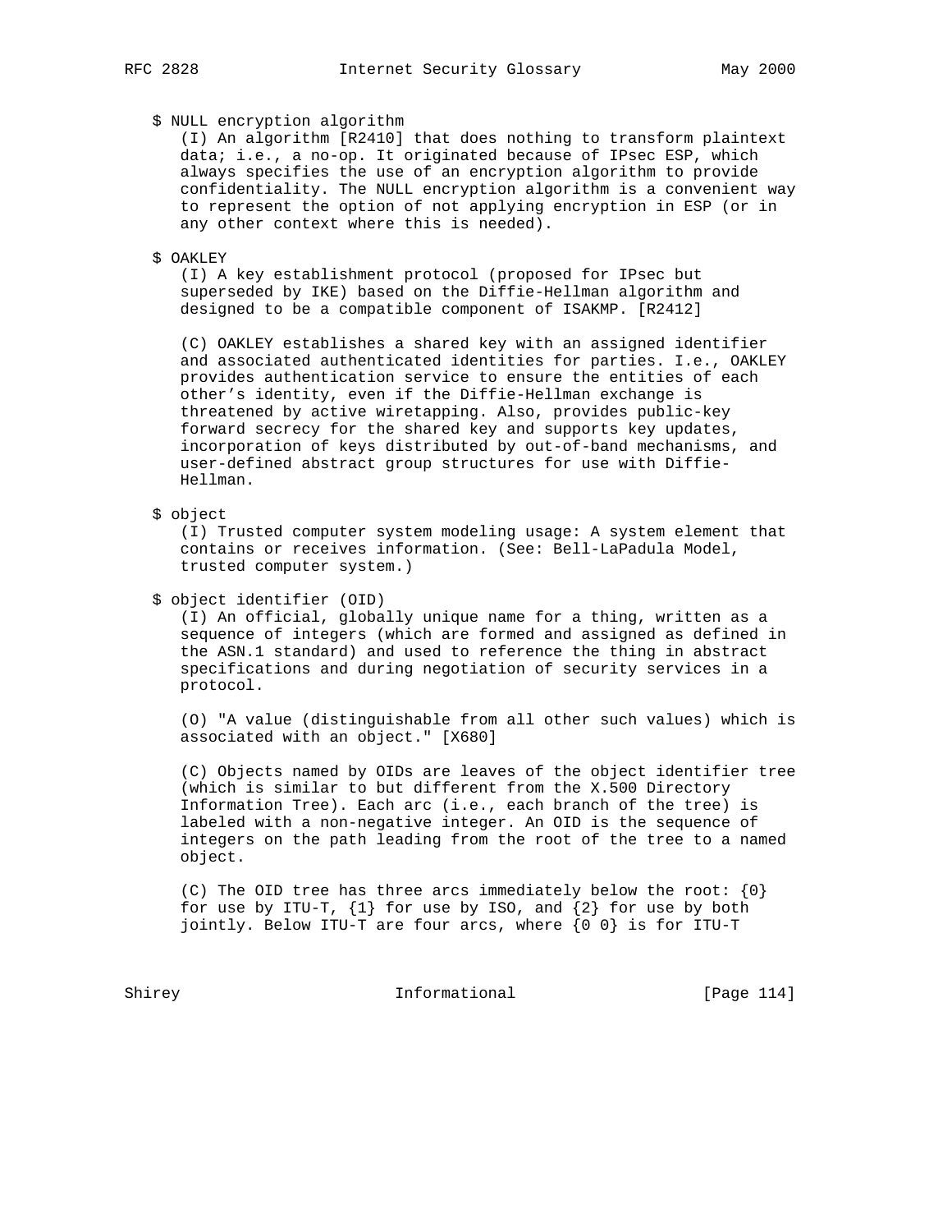$ NULL encryption algorithm

(I) An algorithm [R2410] that does nothing to transform plaintext data; i.e., a no-op. It originated because of IPsec ESP, which always specifies the use of an encryption algorithm to provide confidentiality. The NULL encryption algorithm is a convenient way to represent the option of not applying encryption in ESP (or in any other context where this is needed).

$ OAKLEY

(I) A key establishment protocol (proposed for IPsec but superseded by IKE) based on the Diffie-Hellman algorithm and designed to be a compatible component of ISAKMP. [R2412]

(C) OAKLEY establishes a shared key with an assigned identifier and associated authenticated identities for parties. I.e., OAKLEY provides authentication service to ensure the entities of each other's identity, even if the Diffie-Hellman exchange is threatened by active wiretapping. Also, provides public-key forward secrecy for the shared key and supports key updates, incorporation of keys distributed by out-of-band mechanisms, and user-defined abstract group structures for use with Diffie-Hellman.

$ object

(I) Trusted computer system modeling usage: A system element that contains or receives information. (See: Bell-LaPadula Model, trusted computer system.)

$ object identifier (OID)

(I) An official, globally unique name for a thing, written as a sequence of integers (which are formed and assigned as defined in the ASN.1 standard) and used to reference the thing in abstract specifications and during negotiation of security services in a protocol.

(O) "A value (distinguishable from all other such values) which is associated with an object." [X680]

(C) Objects named by OIDs are leaves of the object identifier tree (which is similar to but different from the X.500 Directory Information Tree). Each arc (i.e., each branch of the tree) is labeled with a non-negative integer. An OID is the sequence of integers on the path leading from the root of the tree to a named object.

(C) The OID tree has three arcs immediately below the root: {0} for use by ITU-T, {1} for use by ISO, and {2} for use by both jointly. Below ITU-T are four arcs, where {0 0} is for ITU-T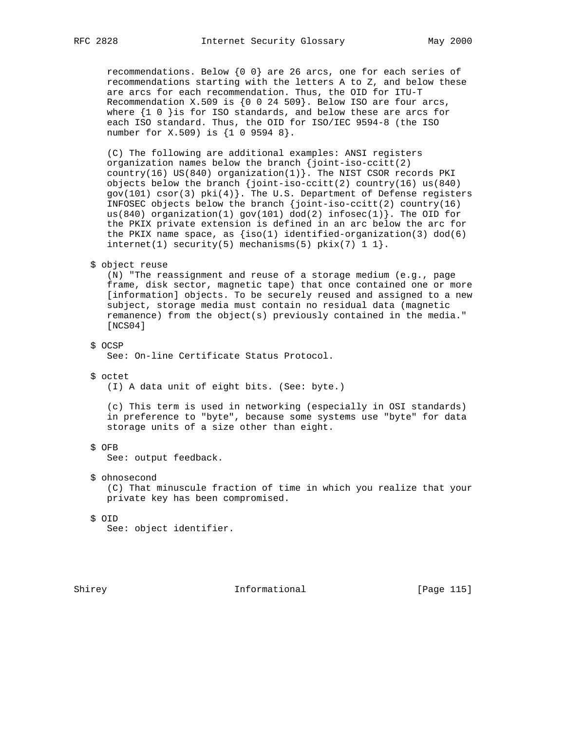recommendations. Below {0 0} are 26 arcs, one for each series of recommendations starting with the letters A to Z, and below these are arcs for each recommendation. Thus, the OID for ITU-T Recommendation X.509 is {0 0 24 509}. Below ISO are four arcs, where {1 0 }is for ISO standards, and below these are arcs for each ISO standard. Thus, the OID for ISO/IEC 9594-8 (the ISO number for X.509) is {1 0 9594 8}.

(C) The following are additional examples: ANSI registers organization names below the branch {joint-iso-ccitt(2) country(16) US(840) organization(1)}. The NIST CSOR records PKI objects below the branch {joint-iso-ccitt(2) country(16) us(840) gov(101) csor(3) pki(4)}. The U.S. Department of Defense registers INFOSEC objects below the branch {joint-iso-ccitt(2) country(16) us(840) organization(1) gov(101) dod(2) infosec(1)}. The OID for the PKIX private extension is defined in an arc below the arc for the PKIX name space, as {iso(1) identified-organization(3) dod(6) internet(1) security(5) mechanisms(5) pkix(7) 1 1}.

$ object reuse

(N) "The reassignment and reuse of a storage medium (e.g., page frame, disk sector, magnetic tape) that once contained one or more [information] objects. To be securely reused and assigned to a new subject, storage media must contain no residual data (magnetic remanence) from the object(s) previously contained in the media." [NCS04]

$ OCSP

See: On-line Certificate Status Protocol.

$ octet

(I) A data unit of eight bits. (See: byte.)

(c) This term is used in networking (especially in OSI standards) in preference to "byte", because some systems use "byte" for data storage units of a size other than eight.

$ OFB

See: output feedback.

$ ohnosecond

(C) That minuscule fraction of time in which you realize that your private key has been compromised.

$ OID

See: object identifier.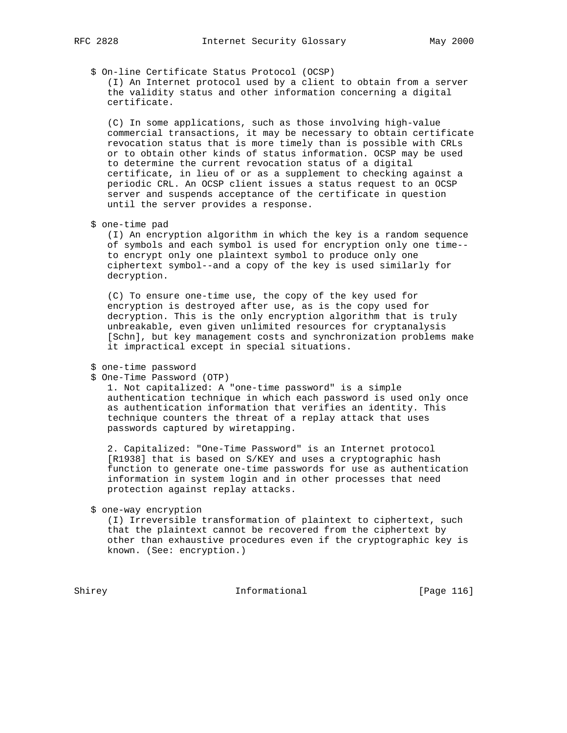$ On-line Certificate Status Protocol (OCSP)

(I) An Internet protocol used by a client to obtain from a server the validity status and other information concerning a digital certificate.

(C) In some applications, such as those involving high-value commercial transactions, it may be necessary to obtain certificate revocation status that is more timely than is possible with CRLs or to obtain other kinds of status information. OCSP may be used to determine the current revocation status of a digital certificate, in lieu of or as a supplement to checking against a periodic CRL. An OCSP client issues a status request to an OCSP server and suspends acceptance of the certificate in question until the server provides a response.

$ one-time pad

(I) An encryption algorithm in which the key is a random sequence of symbols and each symbol is used for encryption only one time--to encrypt only one plaintext symbol to produce only one ciphertext symbol--and a copy of the key is used similarly for decryption.

(C) To ensure one-time use, the copy of the key used for encryption is destroyed after use, as is the copy used for decryption. This is the only encryption algorithm that is truly unbreakable, even given unlimited resources for cryptanalysis [Schn], but key management costs and synchronization problems make it impractical except in special situations.

$ one-time password

$ One-Time Password (OTP)

1. Not capitalized: A "one-time password" is a simple authentication technique in which each password is used only once as authentication information that verifies an identity. This technique counters the threat of a replay attack that uses passwords captured by wiretapping.

2. Capitalized: "One-Time Password" is an Internet protocol [R1938] that is based on S/KEY and uses a cryptographic hash function to generate one-time passwords for use as authentication information in system login and in other processes that need protection against replay attacks.

$ one-way encryption

(I) Irreversible transformation of plaintext to ciphertext, such that the plaintext cannot be recovered from the ciphertext by other than exhaustive procedures even if the cryptographic key is known. (See: encryption.)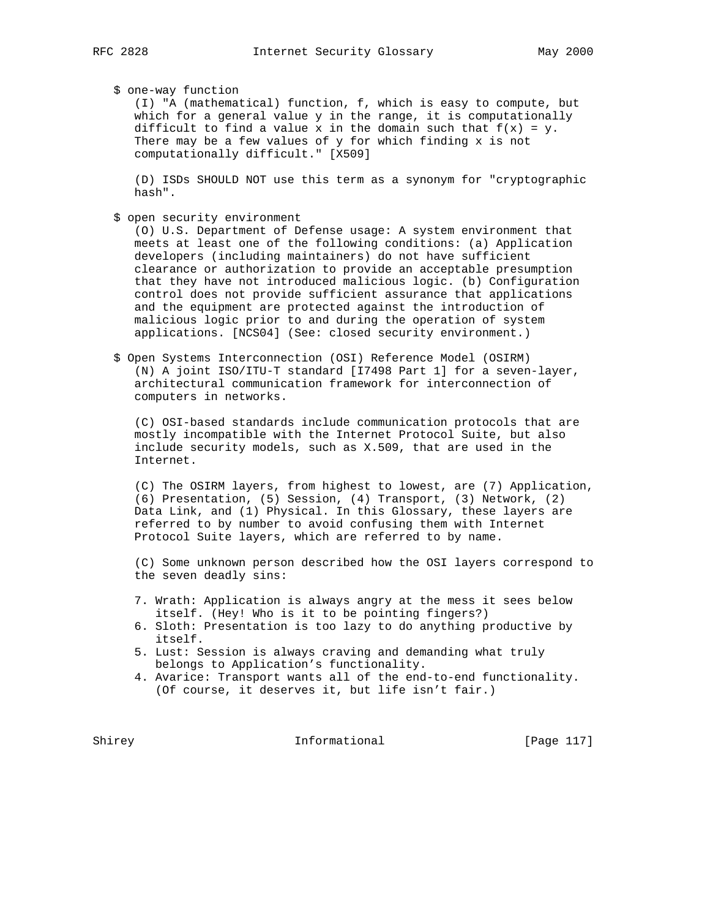$ one-way function

(I) "A (mathematical) function, f, which is easy to compute, but which for a general value y in the range, it is computationally difficult to find a value x in the domain such that $f(x) = y$. There may be a few values of y for which finding x is not computationally difficult." [X509]

(D) ISDs SHOULD NOT use this term as a synonym for "cryptographic hash".

$ open security environment

(O) U.S. Department of Defense usage: A system environment that meets at least one of the following conditions: (a) Application developers (including maintainers) do not have sufficient clearance or authorization to provide an acceptable presumption that they have not introduced malicious logic. (b) Configuration control does not provide sufficient assurance that applications and the equipment are protected against the introduction of malicious logic prior to and during the operation of system applications. [NCS04] (See: closed security environment.)

$ Open Systems Interconnection (OSI) Reference Model (OSIRM)

(N) A joint ISO/ITU-T standard [I7498 Part 1] for a seven-layer, architectural communication framework for interconnection of computers in networks.

(C) OSI-based standards include communication protocols that are mostly incompatible with the Internet Protocol Suite, but also include security models, such as X.509, that are used in the Internet.

(C) The OSIRM layers, from highest to lowest, are (7) Application, (6) Presentation, (5) Session, (4) Transport, (3) Network, (2) Data Link, and (1) Physical. In this Glossary, these layers are referred to by number to avoid confusing them with Internet Protocol Suite layers, which are referred to by name.

(C) Some unknown person described how the OSI layers correspond to the seven deadly sins:

7. Wrath: Application is always angry at the mess it sees below itself. (Hey! Who is it to be pointing fingers?)
6. Sloth: Presentation is too lazy to do anything productive by itself.
5. Lust: Session is always craving and demanding what truly belongs to Application's functionality.
4. Avarice: Transport wants all of the end-to-end functionality. (Of course, it deserves it, but life isn't fair.)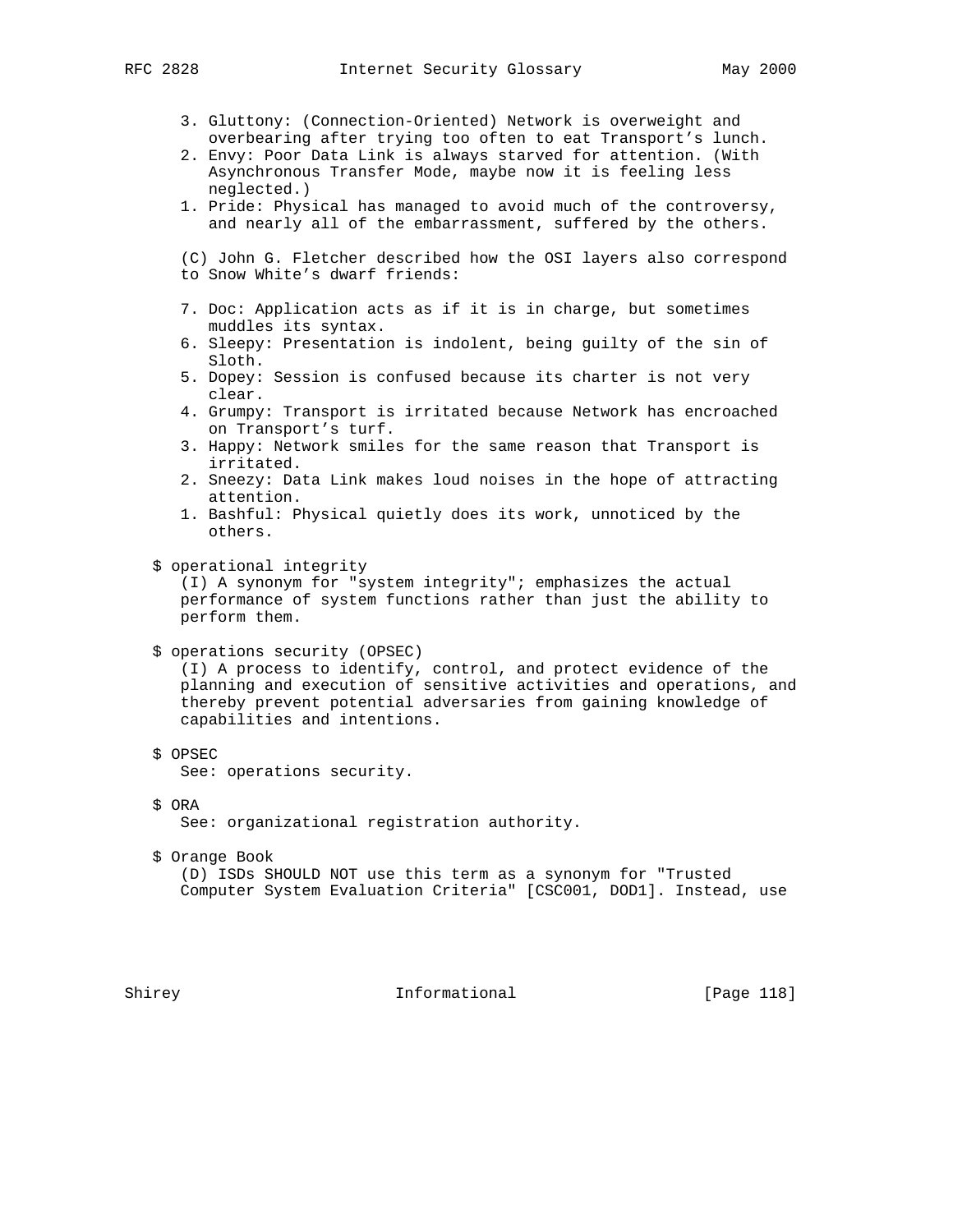3. Gluttony: (Connection-Oriented) Network is overweight and overbearing after trying too often to eat Transport's lunch.
2. Envy: Poor Data Link is always starved for attention. (With Asynchronous Transfer Mode, maybe now it is feeling less neglected.)
1. Pride: Physical has managed to avoid much of the controversy, and nearly all of the embarrassment, suffered by the others.

(C) John G. Fletcher described how the OSI layers also correspond to Snow White's dwarf friends:

7. Doc: Application acts as if it is in charge, but sometimes muddles its syntax.
6. Sleepy: Presentation is indolent, being guilty of the sin of Sloth.
5. Dopey: Session is confused because its charter is not very clear.
4. Grumpy: Transport is irritated because Network has encroached on Transport's turf.
3. Happy: Network smiles for the same reason that Transport is irritated.
2. Sneezy: Data Link makes loud noises in the hope of attracting attention.
1. Bashful: Physical quietly does its work, unnoticed by the others.

$ operational integrity
(I) A synonym for "system integrity"; emphasizes the actual performance of system functions rather than just the ability to perform them.

$ operations security (OPSEC)
(I) A process to identify, control, and protect evidence of the planning and execution of sensitive activities and operations, and thereby prevent potential adversaries from gaining knowledge of capabilities and intentions.

$ OPSEC
See: operations security.

$ ORA
See: organizational registration authority.

$ Orange Book
(D) ISDs SHOULD NOT use this term as a synonym for "Trusted Computer System Evaluation Criteria" [CSC001, DOD1]. Instead, use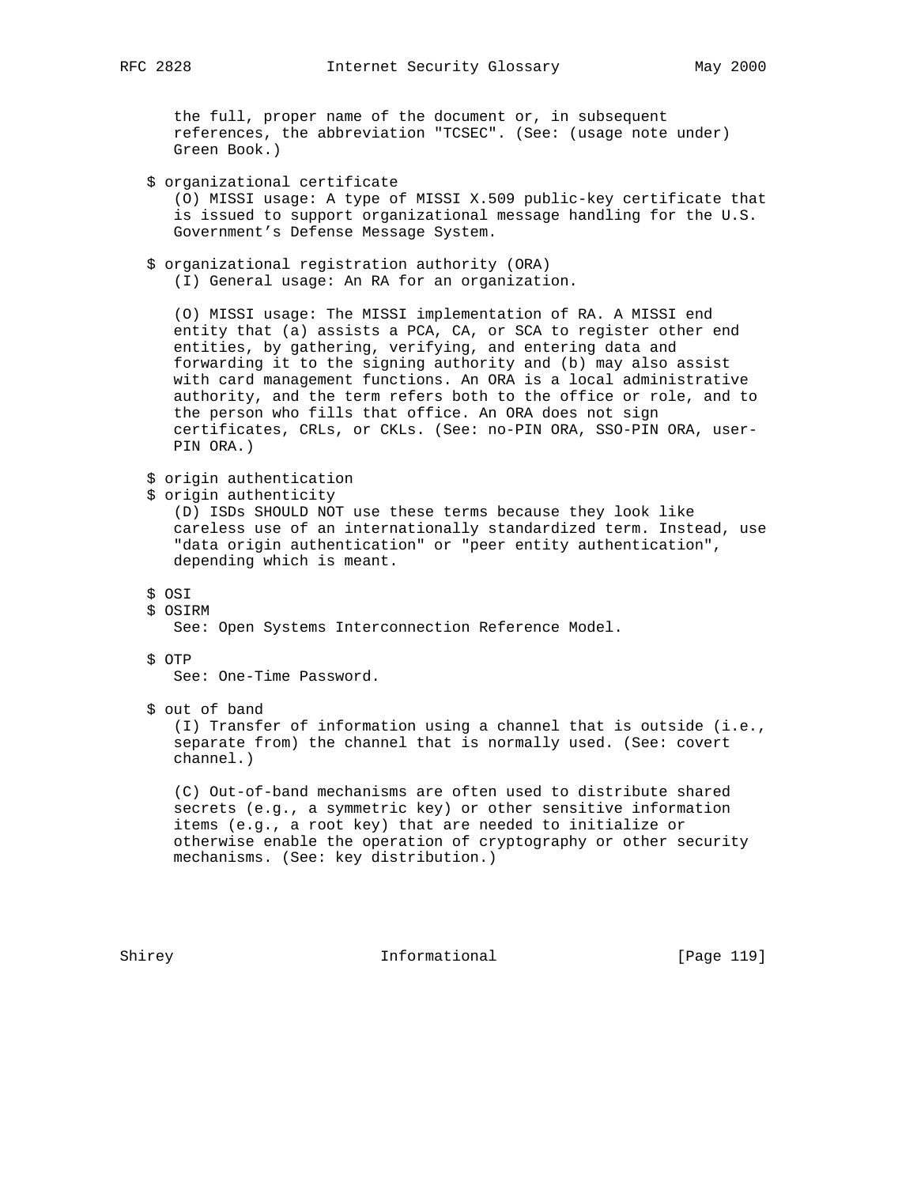the full, proper name of the document or, in subsequent references, the abbreviation "TCSEC". (See: (usage note under) Green Book.)

$ organizational certificate

(O) MISSI usage: A type of MISSI X.509 public-key certificate that is issued to support organizational message handling for the U.S. Government's Defense Message System.

$ organizational registration authority (ORA)

(I) General usage: An RA for an organization.

(O) MISSI usage: The MISSI implementation of RA. A MISSI end entity that (a) assists a PCA, CA, or SCA to register other end entities, by gathering, verifying, and entering data and forwarding it to the signing authority and (b) may also assist with card management functions. An ORA is a local administrative authority, and the term refers both to the office or role, and to the person who fills that office. An ORA does not sign certificates, CRLs, or CKLs. (See: no-PIN ORA, SSO-PIN ORA, user-PIN ORA.)

$ origin authentication

$ origin authenticity

(D) ISDs SHOULD NOT use these terms because they look like careless use of an internationally standardized term. Instead, use "data origin authentication" or "peer entity authentication", depending which is meant.

$ OSI

$ OSIRM

See: Open Systems Interconnection Reference Model.

$ OTP

See: One-Time Password.

$ out of band

(I) Transfer of information using a channel that is outside (i.e., separate from) the channel that is normally used. (See: covert channel.)

(C) Out-of-band mechanisms are often used to distribute shared secrets (e.g., a symmetric key) or other sensitive information items (e.g., a root key) that are needed to initialize or otherwise enable the operation of cryptography or other security mechanisms. (See: key distribution.)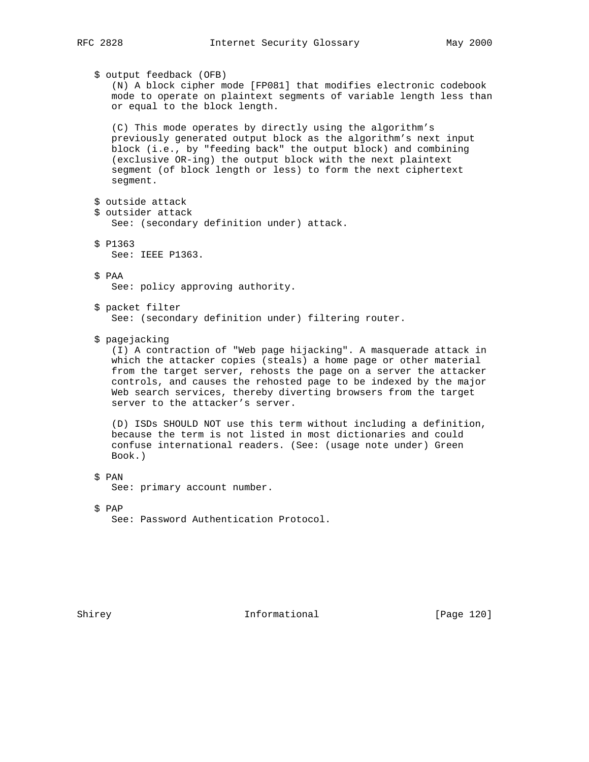$ output feedback (OFB)
(N) A block cipher mode [FP081] that modifies electronic codebook mode to operate on plaintext segments of variable length less than or equal to the block length.

(C) This mode operates by directly using the algorithm's previously generated output block as the algorithm's next input block (i.e., by "feeding back" the output block) and combining (exclusive OR-ing) the output block with the next plaintext segment (of block length or less) to form the next ciphertext segment.

$ outside attack
$ outsider attack
See: (secondary definition under) attack.

$ P1363
See: IEEE P1363.

$ PAA
See: policy approving authority.

$ packet filter
See: (secondary definition under) filtering router.

$ pagejacking
(I) A contraction of "Web page hijacking". A masquerade attack in which the attacker copies (steals) a home page or other material from the target server, rehosts the page on a server the attacker controls, and causes the rehosted page to be indexed by the major Web search services, thereby diverting browsers from the target server to the attacker's server.

(D) ISDs SHOULD NOT use this term without including a definition, because the term is not listed in most dictionaries and could confuse international readers. (See: (usage note under) Green Book.)

$ PAN
See: primary account number.

$ PAP
See: Password Authentication Protocol.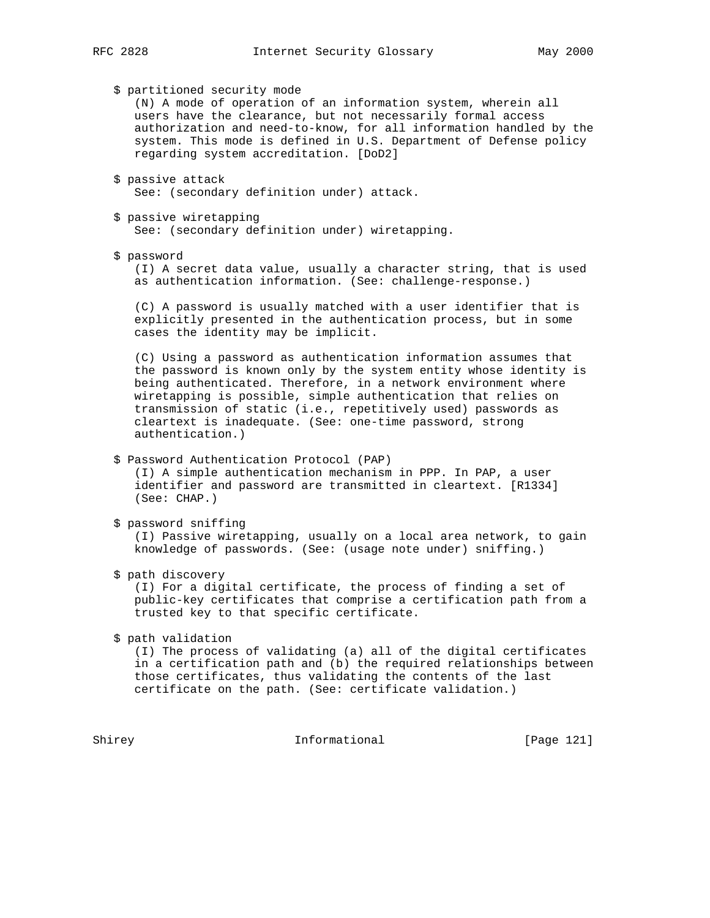$ partitioned security mode
(N) A mode of operation of an information system, wherein all users have the clearance, but not necessarily formal access authorization and need-to-know, for all information handled by the system. This mode is defined in U.S. Department of Defense policy regarding system accreditation. [DoD2]

$ passive attack
See: (secondary definition under) attack.

$ passive wiretapping
See: (secondary definition under) wiretapping.

$ password
(I) A secret data value, usually a character string, that is used as authentication information. (See: challenge-response.)

(C) A password is usually matched with a user identifier that is explicitly presented in the authentication process, but in some cases the identity may be implicit.

(C) Using a password as authentication information assumes that the password is known only by the system entity whose identity is being authenticated. Therefore, in a network environment where wiretapping is possible, simple authentication that relies on transmission of static (i.e., repetitively used) passwords as cleartext is inadequate. (See: one-time password, strong authentication.)

$ Password Authentication Protocol (PAP)
(I) A simple authentication mechanism in PPP. In PAP, a user identifier and password are transmitted in cleartext. [R1334] (See: CHAP.)

$ password sniffing
(I) Passive wiretapping, usually on a local area network, to gain knowledge of passwords. (See: (usage note under) sniffing.)

$ path discovery
(I) For a digital certificate, the process of finding a set of public-key certificates that comprise a certification path from a trusted key to that specific certificate.

$ path validation
(I) The process of validating (a) all of the digital certificates in a certification path and (b) the required relationships between those certificates, thus validating the contents of the last certificate on the path. (See: certificate validation.)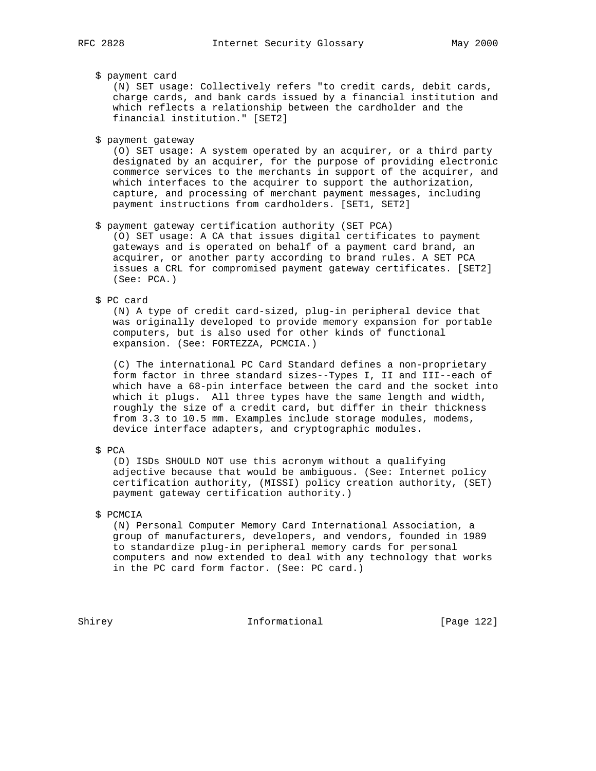$ payment card

(N) SET usage: Collectively refers "to credit cards, debit cards, charge cards, and bank cards issued by a financial institution and which reflects a relationship between the cardholder and the financial institution." [SET2]

$ payment gateway

(O) SET usage: A system operated by an acquirer, or a third party designated by an acquirer, for the purpose of providing electronic commerce services to the merchants in support of the acquirer, and which interfaces to the acquirer to support the authorization, capture, and processing of merchant payment messages, including payment instructions from cardholders. [SET1, SET2]

$ payment gateway certification authority (SET PCA)

(O) SET usage: A CA that issues digital certificates to payment gateways and is operated on behalf of a payment card brand, an acquirer, or another party according to brand rules. A SET PCA issues a CRL for compromised payment gateway certificates. [SET2] (See: PCA.)

$ PC card

(N) A type of credit card-sized, plug-in peripheral device that was originally developed to provide memory expansion for portable computers, but is also used for other kinds of functional expansion. (See: FORTEZZA, PCMCIA.)

(C) The international PC Card Standard defines a non-proprietary form factor in three standard sizes--Types I, II and III--each of which have a 68-pin interface between the card and the socket into which it plugs. All three types have the same length and width, roughly the size of a credit card, but differ in their thickness from 3.3 to 10.5 mm. Examples include storage modules, modems, device interface adapters, and cryptographic modules.

$ PCA

(D) ISDs SHOULD NOT use this acronym without a qualifying adjective because that would be ambiguous. (See: Internet policy certification authority, (MISSI) policy creation authority, (SET) payment gateway certification authority.)

$ PCMCIA

(N) Personal Computer Memory Card International Association, a group of manufacturers, developers, and vendors, founded in 1989 to standardize plug-in peripheral memory cards for personal computers and now extended to deal with any technology that works in the PC card form factor. (See: PC card.)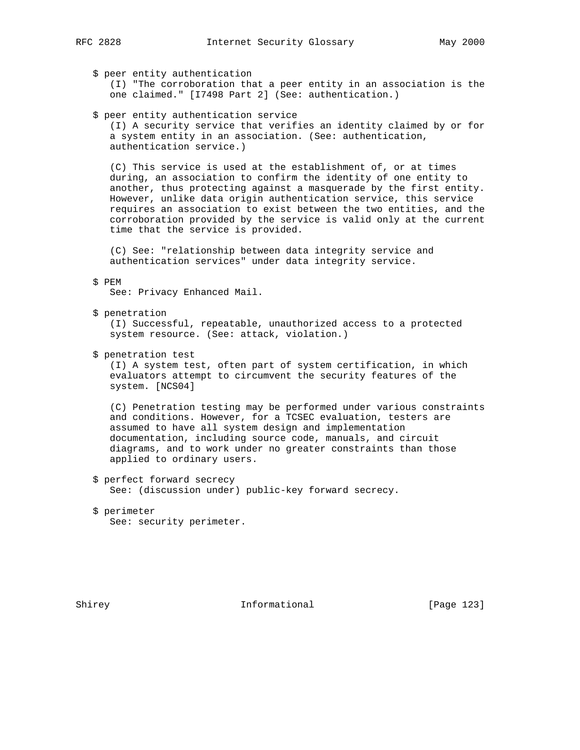$ peer entity authentication

(I) "The corroboration that a peer entity in an association is the one claimed." [I7498 Part 2] (See: authentication.)

$ peer entity authentication service

(I) A security service that verifies an identity claimed by or for a system entity in an association. (See: authentication, authentication service.)

(C) This service is used at the establishment of, or at times during, an association to confirm the identity of one entity to another, thus protecting against a masquerade by the first entity. However, unlike data origin authentication service, this service requires an association to exist between the two entities, and the corroboration provided by the service is valid only at the current time that the service is provided.

(C) See: "relationship between data integrity service and authentication services" under data integrity service.

$ PEM

See: Privacy Enhanced Mail.

$ penetration

(I) Successful, repeatable, unauthorized access to a protected system resource. (See: attack, violation.)

$ penetration test

(I) A system test, often part of system certification, in which evaluators attempt to circumvent the security features of the system. [NCS04]

(C) Penetration testing may be performed under various constraints and conditions. However, for a TCSEC evaluation, testers are assumed to have all system design and implementation documentation, including source code, manuals, and circuit diagrams, and to work under no greater constraints than those applied to ordinary users.

$ perfect forward secrecy

See: (discussion under) public-key forward secrecy.

$ perimeter

See: security perimeter.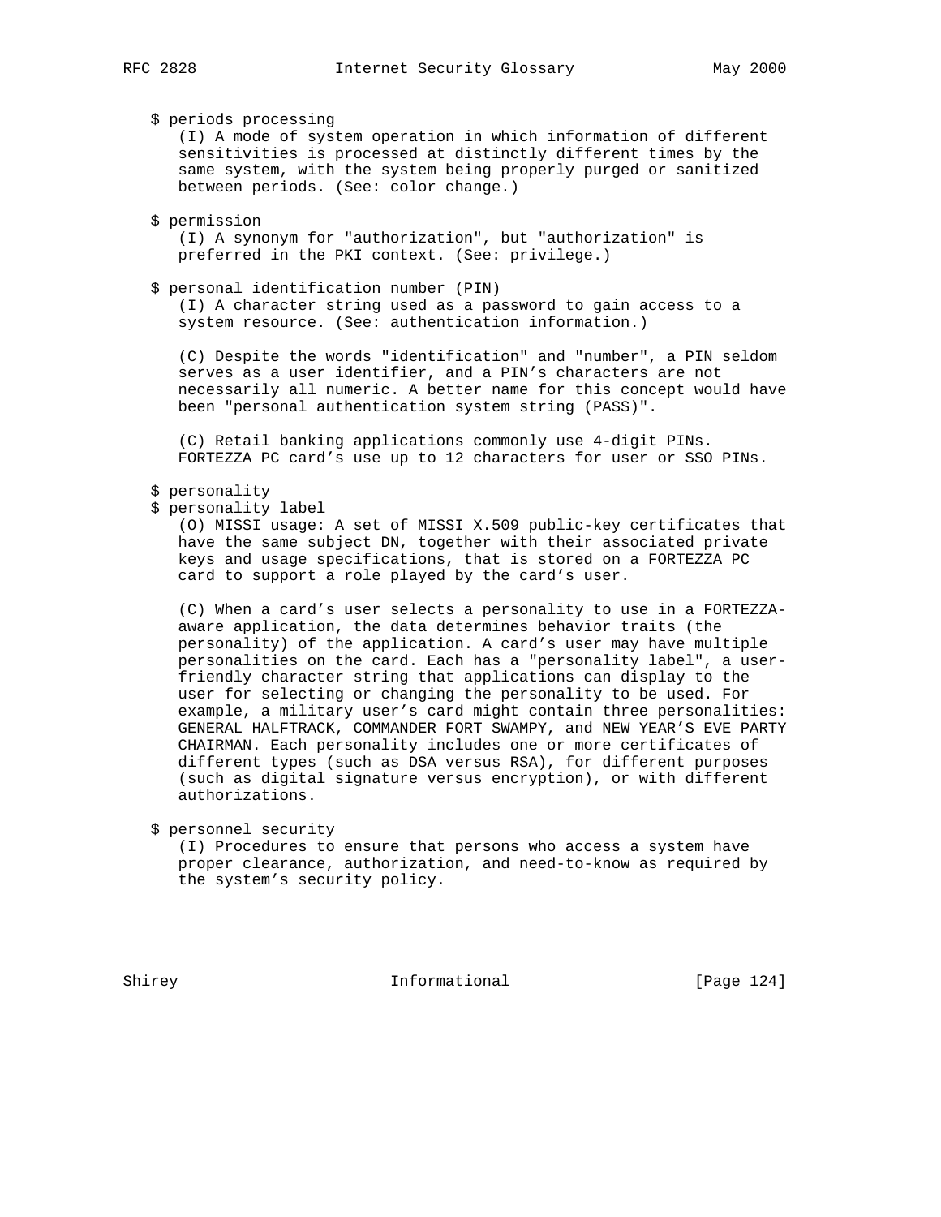$ periods processing

(I) A mode of system operation in which information of different sensitivities is processed at distinctly different times by the same system, with the system being properly purged or sanitized between periods. (See: color change.)

$ permission

(I) A synonym for "authorization", but "authorization" is preferred in the PKI context. (See: privilege.)

$ personal identification number (PIN)

(I) A character string used as a password to gain access to a system resource. (See: authentication information.)

(C) Despite the words "identification" and "number", a PIN seldom serves as a user identifier, and a PIN's characters are not necessarily all numeric. A better name for this concept would have been "personal authentication system string (PASS)".

(C) Retail banking applications commonly use 4-digit PINs. FORTEZZA PC card's use up to 12 characters for user or SSO PINs.

$ personality

$ personality label

(O) MISSI usage: A set of MISSI X.509 public-key certificates that have the same subject DN, together with their associated private keys and usage specifications, that is stored on a FORTEZZA PC card to support a role played by the card's user.

(C) When a card's user selects a personality to use in a FORTEZZA-aware application, the data determines behavior traits (the personality) of the application. A card's user may have multiple personalities on the card. Each has a "personality label", a user-friendly character string that applications can display to the user for selecting or changing the personality to be used. For example, a military user's card might contain three personalities: GENERAL HALFTRACK, COMMANDER FORT SWAMPY, and NEW YEAR'S EVE PARTY CHAIRMAN. Each personality includes one or more certificates of different types (such as DSA versus RSA), for different purposes (such as digital signature versus encryption), or with different authorizations.

$ personnel security

(I) Procedures to ensure that persons who access a system have proper clearance, authorization, and need-to-know as required by the system's security policy.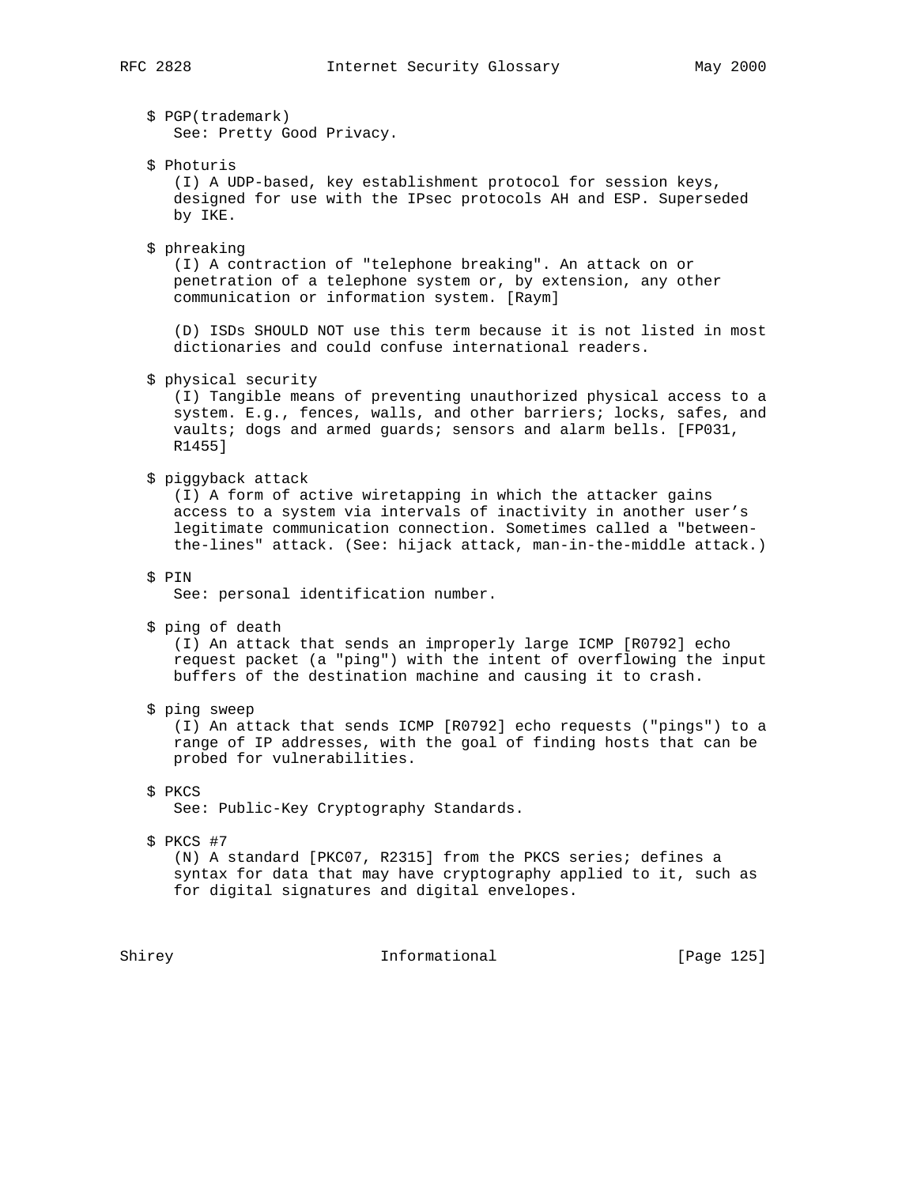$ PGP(trademark)
See: Pretty Good Privacy.

$ Photuris
(I) A UDP-based, key establishment protocol for session keys, designed for use with the IPsec protocols AH and ESP. Superseded by IKE.

$ phreaking
(I) A contraction of "telephone breaking". An attack on or penetration of a telephone system or, by extension, any other communication or information system. [Raym]

(D) ISDs SHOULD NOT use this term because it is not listed in most dictionaries and could confuse international readers.

$ physical security
(I) Tangible means of preventing unauthorized physical access to a system. E.g., fences, walls, and other barriers; locks, safes, and vaults; dogs and armed guards; sensors and alarm bells. [FP031, R1455]

$ piggyback attack
(I) A form of active wiretapping in which the attacker gains access to a system via intervals of inactivity in another user's legitimate communication connection. Sometimes called a "between-the-lines" attack. (See: hijack attack, man-in-the-middle attack.)

$ PIN
See: personal identification number.

$ ping of death
(I) An attack that sends an improperly large ICMP [R0792] echo request packet (a "ping") with the intent of overflowing the input buffers of the destination machine and causing it to crash.

$ ping sweep
(I) An attack that sends ICMP [R0792] echo requests ("pings") to a range of IP addresses, with the goal of finding hosts that can be probed for vulnerabilities.

$ PKCS
See: Public-Key Cryptography Standards.

$ PKCS #7
(N) A standard [PKC07, R2315] from the PKCS series; defines a syntax for data that may have cryptography applied to it, such as for digital signatures and digital envelopes.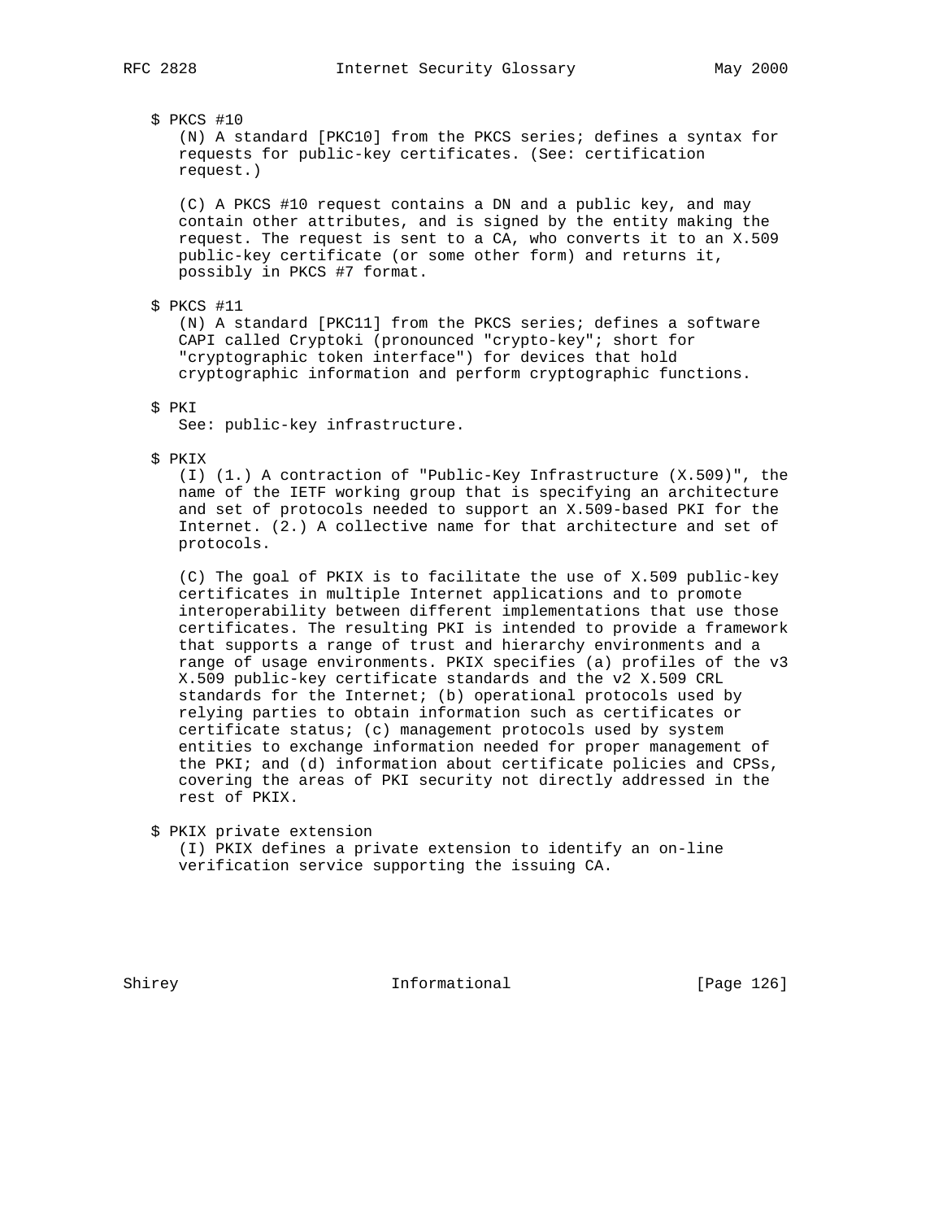$ PKCS #10

(N) A standard [PKC10] from the PKCS series; defines a syntax for requests for public-key certificates. (See: certification request.)

(C) A PKCS #10 request contains a DN and a public key, and may contain other attributes, and is signed by the entity making the request. The request is sent to a CA, who converts it to an X.509 public-key certificate (or some other form) and returns it, possibly in PKCS #7 format.

$ PKCS #11

(N) A standard [PKC11] from the PKCS series; defines a software CAPI called Cryptoki (pronounced "crypto-key"; short for "cryptographic token interface") for devices that hold cryptographic information and perform cryptographic functions.

$ PKI

See: public-key infrastructure.

$ PKIX

(I) (1.) A contraction of "Public-Key Infrastructure (X.509)", the name of the IETF working group that is specifying an architecture and set of protocols needed to support an X.509-based PKI for the Internet. (2.) A collective name for that architecture and set of protocols.

(C) The goal of PKIX is to facilitate the use of X.509 public-key certificates in multiple Internet applications and to promote interoperability between different implementations that use those certificates. The resulting PKI is intended to provide a framework that supports a range of trust and hierarchy environments and a range of usage environments. PKIX specifies (a) profiles of the v3 X.509 public-key certificate standards and the v2 X.509 CRL standards for the Internet; (b) operational protocols used by relying parties to obtain information such as certificates or certificate status; (c) management protocols used by system entities to exchange information needed for proper management of the PKI; and (d) information about certificate policies and CPSs, covering the areas of PKI security not directly addressed in the rest of PKIX.

$ PKIX private extension

(I) PKIX defines a private extension to identify an on-line verification service supporting the issuing CA.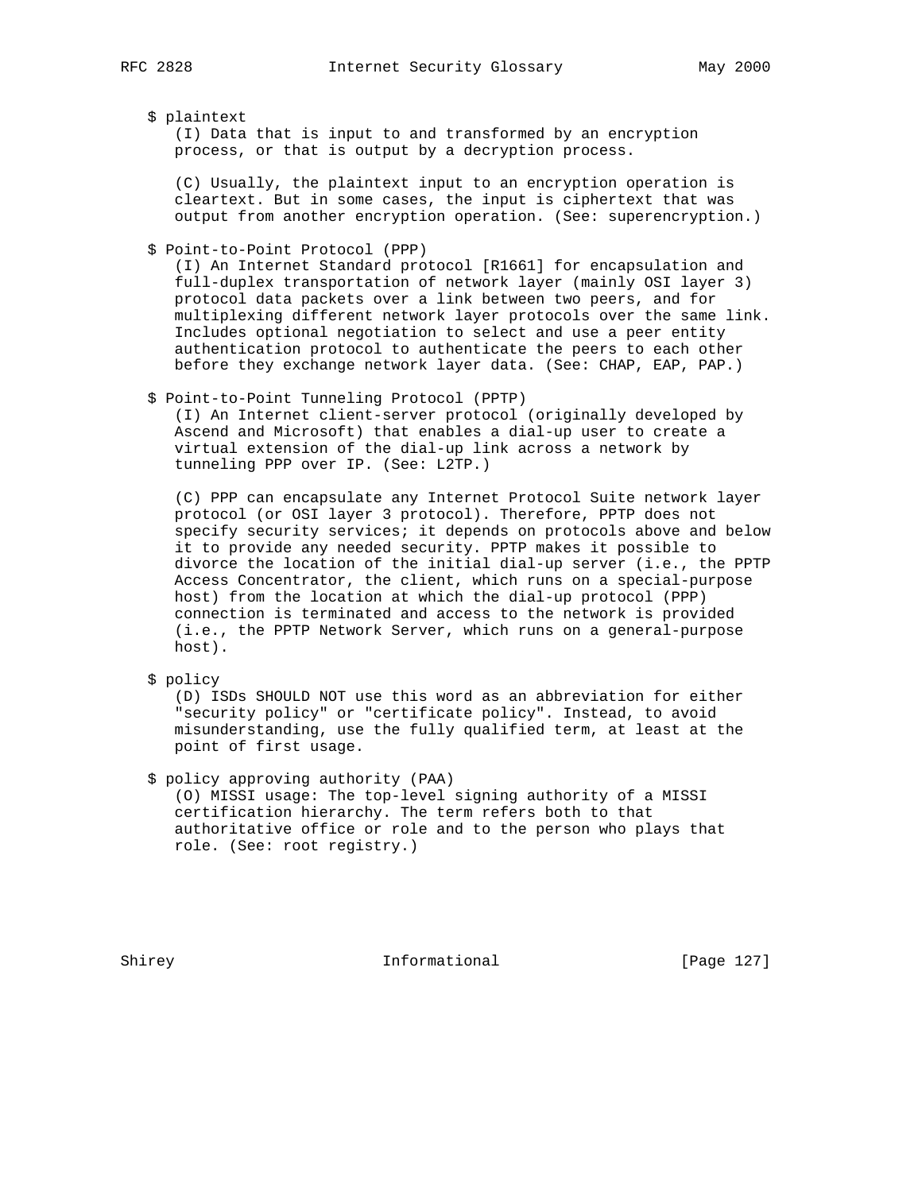$ plaintext

(I) Data that is input to and transformed by an encryption process, or that is output by a decryption process.

(C) Usually, the plaintext input to an encryption operation is cleartext. But in some cases, the input is ciphertext that was output from another encryption operation. (See: superencryption.)

$ Point-to-Point Protocol (PPP)

(I) An Internet Standard protocol [R1661] for encapsulation and full-duplex transportation of network layer (mainly OSI layer 3) protocol data packets over a link between two peers, and for multiplexing different network layer protocols over the same link. Includes optional negotiation to select and use a peer entity authentication protocol to authenticate the peers to each other before they exchange network layer data. (See: CHAP, EAP, PAP.)

$ Point-to-Point Tunneling Protocol (PPTP)

(I) An Internet client-server protocol (originally developed by Ascend and Microsoft) that enables a dial-up user to create a virtual extension of the dial-up link across a network by tunneling PPP over IP. (See: L2TP.)

(C) PPP can encapsulate any Internet Protocol Suite network layer protocol (or OSI layer 3 protocol). Therefore, PPTP does not specify security services; it depends on protocols above and below it to provide any needed security. PPTP makes it possible to divorce the location of the initial dial-up server (i.e., the PPTP Access Concentrator, the client, which runs on a special-purpose host) from the location at which the dial-up protocol (PPP) connection is terminated and access to the network is provided (i.e., the PPTP Network Server, which runs on a general-purpose host).

$ policy

(D) ISDs SHOULD NOT use this word as an abbreviation for either "security policy" or "certificate policy". Instead, to avoid misunderstanding, use the fully qualified term, at least at the point of first usage.

$ policy approving authority (PAA)

(O) MISSI usage: The top-level signing authority of a MISSI certification hierarchy. The term refers both to that authoritative office or role and to the person who plays that role. (See: root registry.)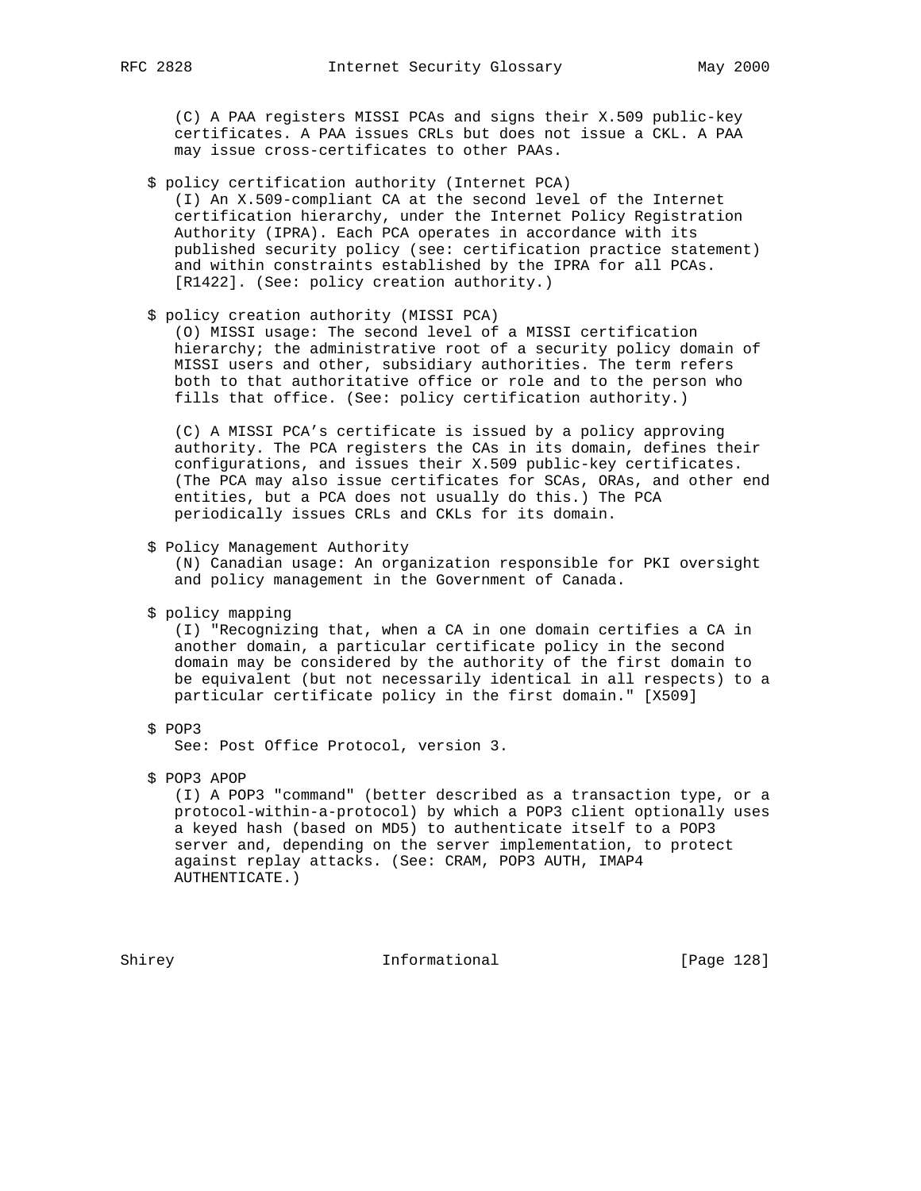(C) A PAA registers MISSI PCAs and signs their X.509 public-key certificates. A PAA issues CRLs but does not issue a CKL. A PAA may issue cross-certificates to other PAAs.

$ policy certification authority (Internet PCA)
(I) An X.509-compliant CA at the second level of the Internet certification hierarchy, under the Internet Policy Registration Authority (IPRA). Each PCA operates in accordance with its published security policy (see: certification practice statement) and within constraints established by the IPRA for all PCAs. [R1422]. (See: policy creation authority.)

$ policy creation authority (MISSI PCA)
(O) MISSI usage: The second level of a MISSI certification hierarchy; the administrative root of a security policy domain of MISSI users and other, subsidiary authorities. The term refers both to that authoritative office or role and to the person who fills that office. (See: policy certification authority.)

(C) A MISSI PCA's certificate is issued by a policy approving authority. The PCA registers the CAs in its domain, defines their configurations, and issues their X.509 public-key certificates. (The PCA may also issue certificates for SCAs, ORAs, and other end entities, but a PCA does not usually do this.) The PCA periodically issues CRLs and CKLs for its domain.

$ Policy Management Authority
(N) Canadian usage: An organization responsible for PKI oversight and policy management in the Government of Canada.

$ policy mapping
(I) "Recognizing that, when a CA in one domain certifies a CA in another domain, a particular certificate policy in the second domain may be considered by the authority of the first domain to be equivalent (but not necessarily identical in all respects) to a particular certificate policy in the first domain." [X509]

$ POP3
See: Post Office Protocol, version 3.

$ POP3 APOP
(I) A POP3 "command" (better described as a transaction type, or a protocol-within-a-protocol) by which a POP3 client optionally uses a keyed hash (based on MD5) to authenticate itself to a POP3 server and, depending on the server implementation, to protect against replay attacks. (See: CRAM, POP3 AUTH, IMAP4 AUTHENTICATE.)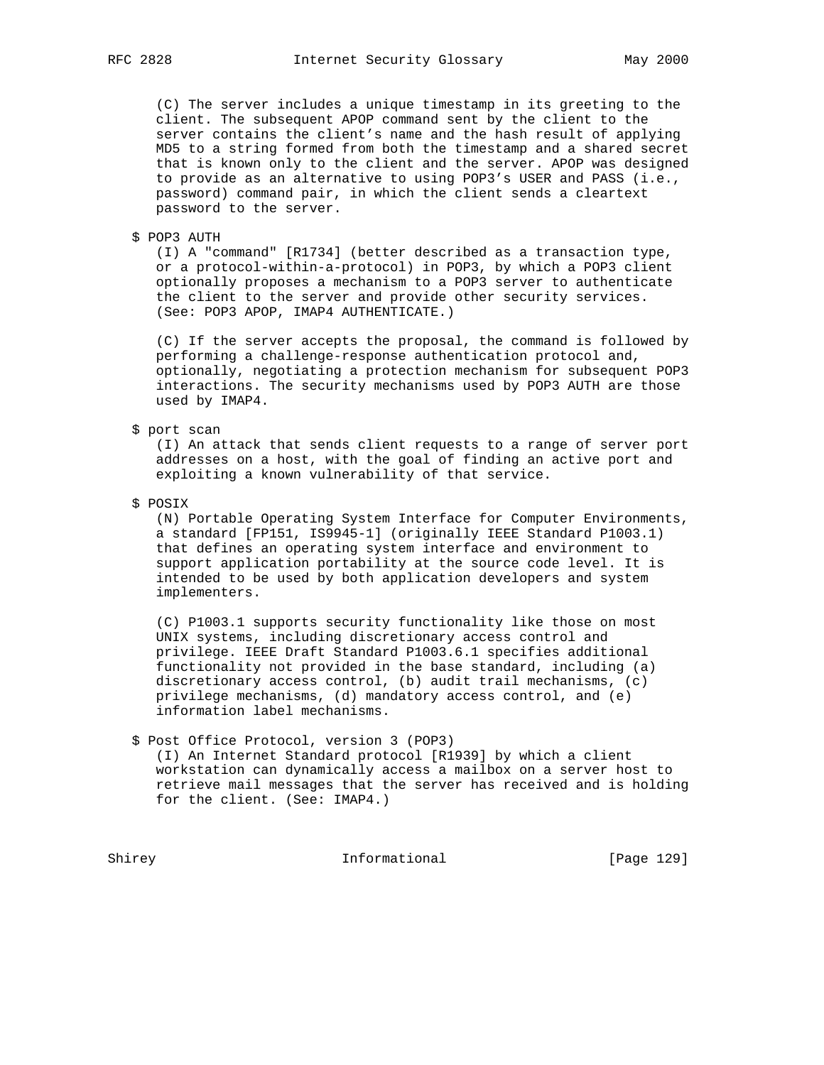(C) The server includes a unique timestamp in its greeting to the client. The subsequent APOP command sent by the client to the server contains the client's name and the hash result of applying MD5 to a string formed from both the timestamp and a shared secret that is known only to the client and the server. APOP was designed to provide as an alternative to using POP3's USER and PASS (i.e., password) command pair, in which the client sends a cleartext password to the server.

$ POP3 AUTH

(I) A "command" [R1734] (better described as a transaction type, or a protocol-within-a-protocol) in POP3, by which a POP3 client optionally proposes a mechanism to a POP3 server to authenticate the client to the server and provide other security services. (See: POP3 APOP, IMAP4 AUTHENTICATE.)

(C) If the server accepts the proposal, the command is followed by performing a challenge-response authentication protocol and, optionally, negotiating a protection mechanism for subsequent POP3 interactions. The security mechanisms used by POP3 AUTH are those used by IMAP4.

$ port scan

(I) An attack that sends client requests to a range of server port addresses on a host, with the goal of finding an active port and exploiting a known vulnerability of that service.

$ POSIX

(N) Portable Operating System Interface for Computer Environments, a standard [FP151, IS9945-1] (originally IEEE Standard P1003.1) that defines an operating system interface and environment to support application portability at the source code level. It is intended to be used by both application developers and system implementers.

(C) P1003.1 supports security functionality like those on most UNIX systems, including discretionary access control and privilege. IEEE Draft Standard P1003.6.1 specifies additional functionality not provided in the base standard, including (a) discretionary access control, (b) audit trail mechanisms, (c) privilege mechanisms, (d) mandatory access control, and (e) information label mechanisms.

$ Post Office Protocol, version 3 (POP3)

(I) An Internet Standard protocol [R1939] by which a client workstation can dynamically access a mailbox on a server host to retrieve mail messages that the server has received and is holding for the client. (See: IMAP4.)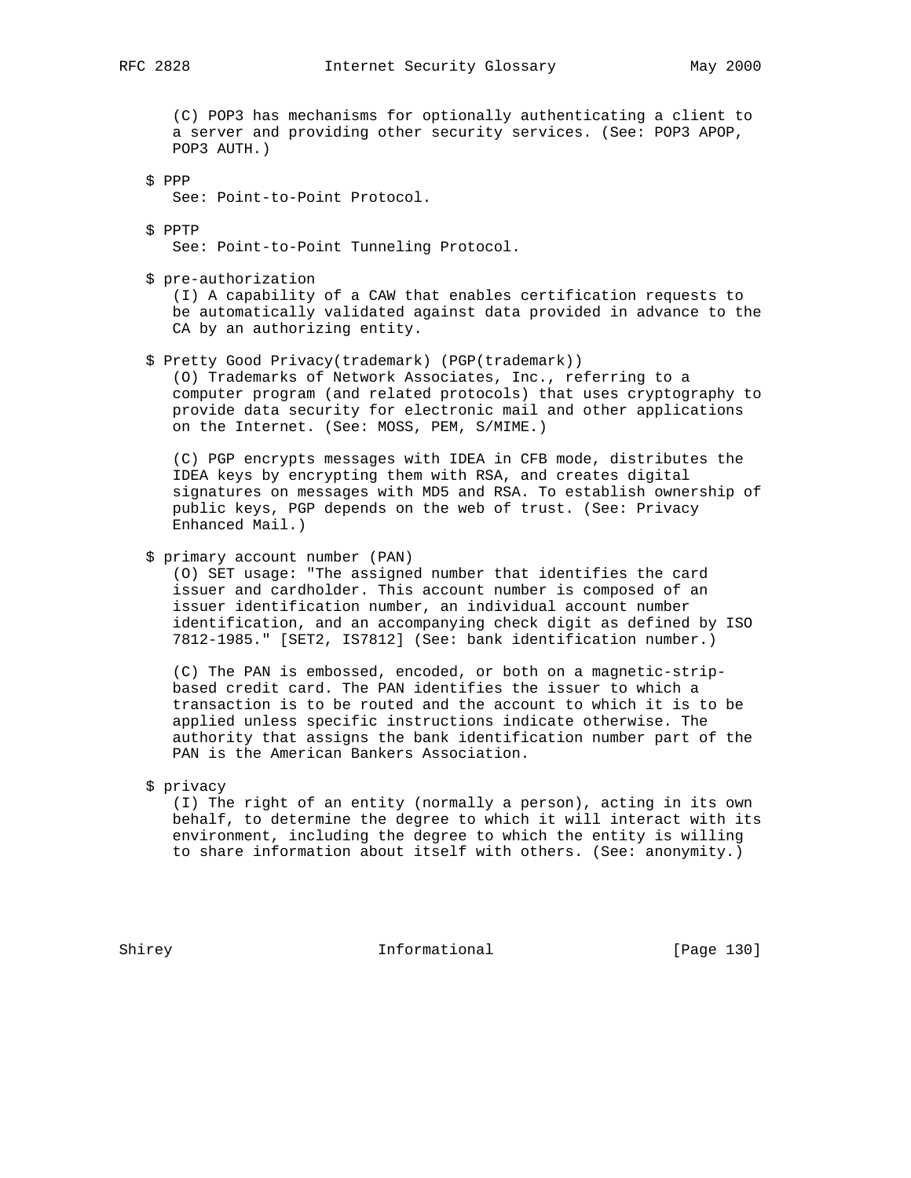(C) POP3 has mechanisms for optionally authenticating a client to a server and providing other security services. (See: POP3 APOP, POP3 AUTH.)

$ PPP
See: Point-to-Point Protocol.

$ PPTP
See: Point-to-Point Tunneling Protocol.

$ pre-authorization
(I) A capability of a CAW that enables certification requests to be automatically validated against data provided in advance to the CA by an authorizing entity.

$ Pretty Good Privacy(trademark) (PGP(trademark))
(O) Trademarks of Network Associates, Inc., referring to a computer program (and related protocols) that uses cryptography to provide data security for electronic mail and other applications on the Internet. (See: MOSS, PEM, S/MIME.)

(C) PGP encrypts messages with IDEA in CFB mode, distributes the IDEA keys by encrypting them with RSA, and creates digital signatures on messages with MD5 and RSA. To establish ownership of public keys, PGP depends on the web of trust. (See: Privacy Enhanced Mail.)

$ primary account number (PAN)
(O) SET usage: "The assigned number that identifies the card issuer and cardholder. This account number is composed of an issuer identification number, an individual account number identification, and an accompanying check digit as defined by ISO 7812-1985." [SET2, IS7812] (See: bank identification number.)

(C) The PAN is embossed, encoded, or both on a magnetic-strip-based credit card. The PAN identifies the issuer to which a transaction is to be routed and the account to which it is to be applied unless specific instructions indicate otherwise. The authority that assigns the bank identification number part of the PAN is the American Bankers Association.

$ privacy
(I) The right of an entity (normally a person), acting in its own behalf, to determine the degree to which it will interact with its environment, including the degree to which the entity is willing to share information about itself with others. (See: anonymity.)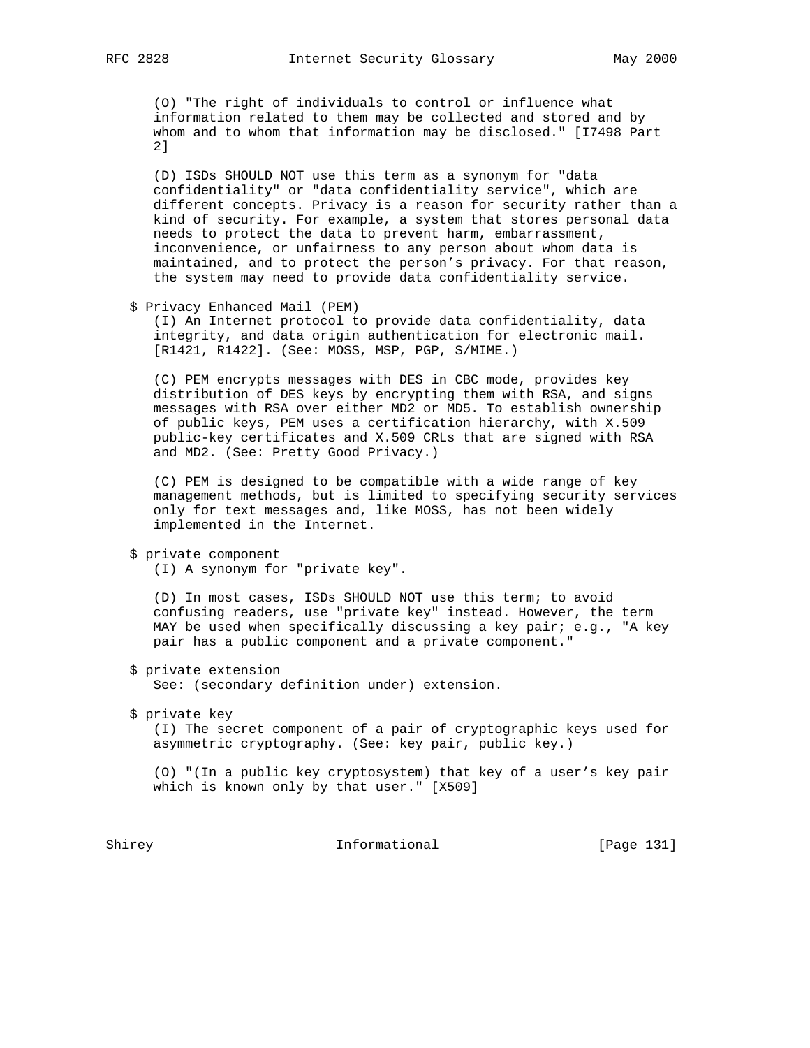(O) "The right of individuals to control or influence what information related to them may be collected and stored and by whom and to whom that information may be disclosed." [I7498 Part 2]

(D) ISDs SHOULD NOT use this term as a synonym for "data confidentiality" or "data confidentiality service", which are different concepts. Privacy is a reason for security rather than a kind of security. For example, a system that stores personal data needs to protect the data to prevent harm, embarrassment, inconvenience, or unfairness to any person about whom data is maintained, and to protect the person's privacy. For that reason, the system may need to provide data confidentiality service.

$ Privacy Enhanced Mail (PEM)

(I) An Internet protocol to provide data confidentiality, data integrity, and data origin authentication for electronic mail. [R1421, R1422]. (See: MOSS, MSP, PGP, S/MIME.)

(C) PEM encrypts messages with DES in CBC mode, provides key distribution of DES keys by encrypting them with RSA, and signs messages with RSA over either MD2 or MD5. To establish ownership of public keys, PEM uses a certification hierarchy, with X.509 public-key certificates and X.509 CRLs that are signed with RSA and MD2. (See: Pretty Good Privacy.)

(C) PEM is designed to be compatible with a wide range of key management methods, but is limited to specifying security services only for text messages and, like MOSS, has not been widely implemented in the Internet.

$ private component

(I) A synonym for "private key".

(D) In most cases, ISDs SHOULD NOT use this term; to avoid confusing readers, use "private key" instead. However, the term MAY be used when specifically discussing a key pair; e.g., "A key pair has a public component and a private component."

$ private extension

See: (secondary definition under) extension.

$ private key

(I) The secret component of a pair of cryptographic keys used for asymmetric cryptography. (See: key pair, public key.)

(O) "(In a public key cryptosystem) that key of a user's key pair which is known only by that user." [X509]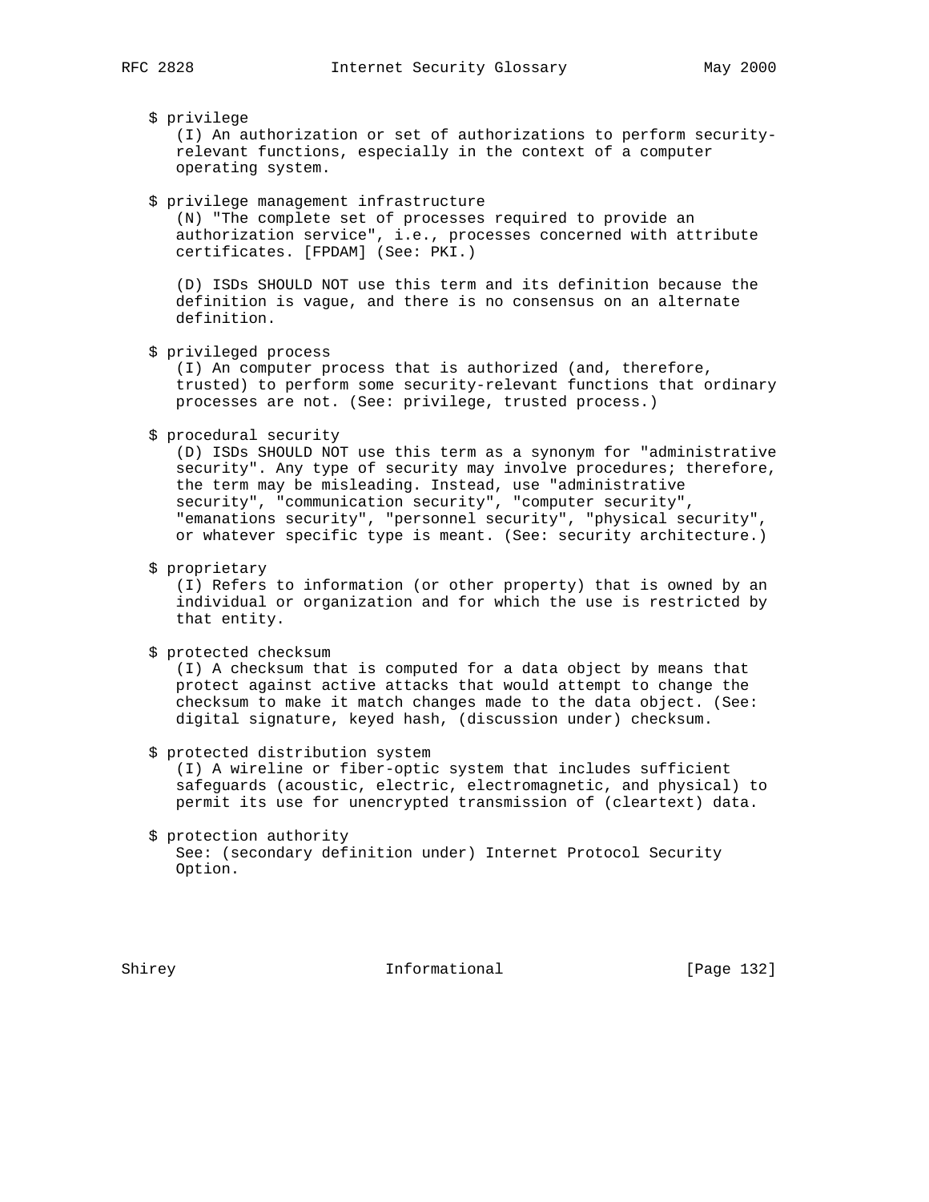$ privilege
(I) An authorization or set of authorizations to perform security-relevant functions, especially in the context of a computer operating system.

$ privilege management infrastructure
(N) "The complete set of processes required to provide an authorization service", i.e., processes concerned with attribute certificates. [FPDAM] (See: PKI.)

(D) ISDs SHOULD NOT use this term and its definition because the definition is vague, and there is no consensus on an alternate definition.

$ privileged process
(I) An computer process that is authorized (and, therefore, trusted) to perform some security-relevant functions that ordinary processes are not. (See: privilege, trusted process.)

$ procedural security
(D) ISDs SHOULD NOT use this term as a synonym for "administrative security". Any type of security may involve procedures; therefore, the term may be misleading. Instead, use "administrative security", "communication security", "computer security", "emanations security", "personnel security", "physical security", or whatever specific type is meant. (See: security architecture.)

$ proprietary
(I) Refers to information (or other property) that is owned by an individual or organization and for which the use is restricted by that entity.

$ protected checksum
(I) A checksum that is computed for a data object by means that protect against active attacks that would attempt to change the checksum to make it match changes made to the data object. (See: digital signature, keyed hash, (discussion under) checksum.

$ protected distribution system
(I) A wireline or fiber-optic system that includes sufficient safeguards (acoustic, electric, electromagnetic, and physical) to permit its use for unencrypted transmission of (cleartext) data.

$ protection authority
See: (secondary definition under) Internet Protocol Security Option.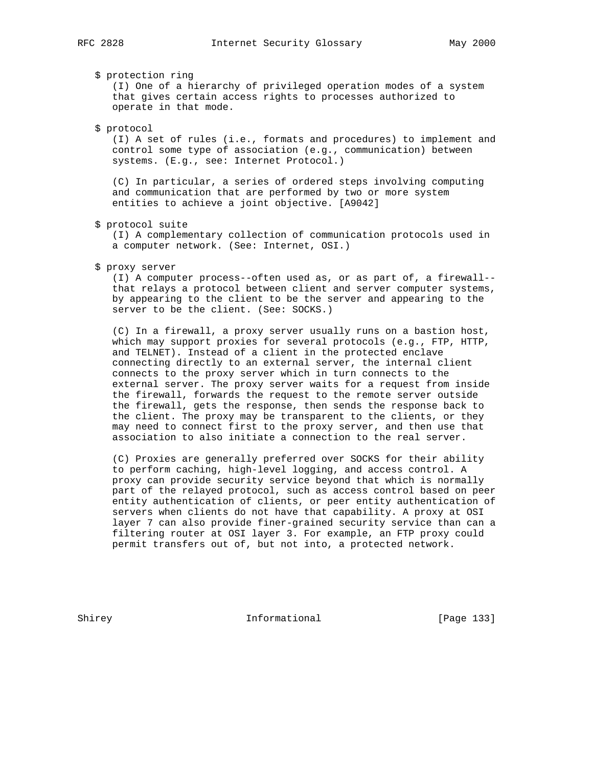$ protection ring
(I) One of a hierarchy of privileged operation modes of a system that gives certain access rights to processes authorized to operate in that mode.

$ protocol
(I) A set of rules (i.e., formats and procedures) to implement and control some type of association (e.g., communication) between systems. (E.g., see: Internet Protocol.)

(C) In particular, a series of ordered steps involving computing and communication that are performed by two or more system entities to achieve a joint objective. [A9042]

$ protocol suite
(I) A complementary collection of communication protocols used in a computer network. (See: Internet, OSI.)

$ proxy server
(I) A computer process--often used as, or as part of, a firewall--that relays a protocol between client and server computer systems, by appearing to the client to be the server and appearing to the server to be the client. (See: SOCKS.)

(C) In a firewall, a proxy server usually runs on a bastion host, which may support proxies for several protocols (e.g., FTP, HTTP, and TELNET). Instead of a client in the protected enclave connecting directly to an external server, the internal client connects to the proxy server which in turn connects to the external server. The proxy server waits for a request from inside the firewall, forwards the request to the remote server outside the firewall, gets the response, then sends the response back to the client. The proxy may be transparent to the clients, or they may need to connect first to the proxy server, and then use that association to also initiate a connection to the real server.

(C) Proxies are generally preferred over SOCKS for their ability to perform caching, high-level logging, and access control. A proxy can provide security service beyond that which is normally part of the relayed protocol, such as access control based on peer entity authentication of clients, or peer entity authentication of servers when clients do not have that capability. A proxy at OSI layer 7 can also provide finer-grained security service than can a filtering router at OSI layer 3. For example, an FTP proxy could permit transfers out of, but not into, a protected network.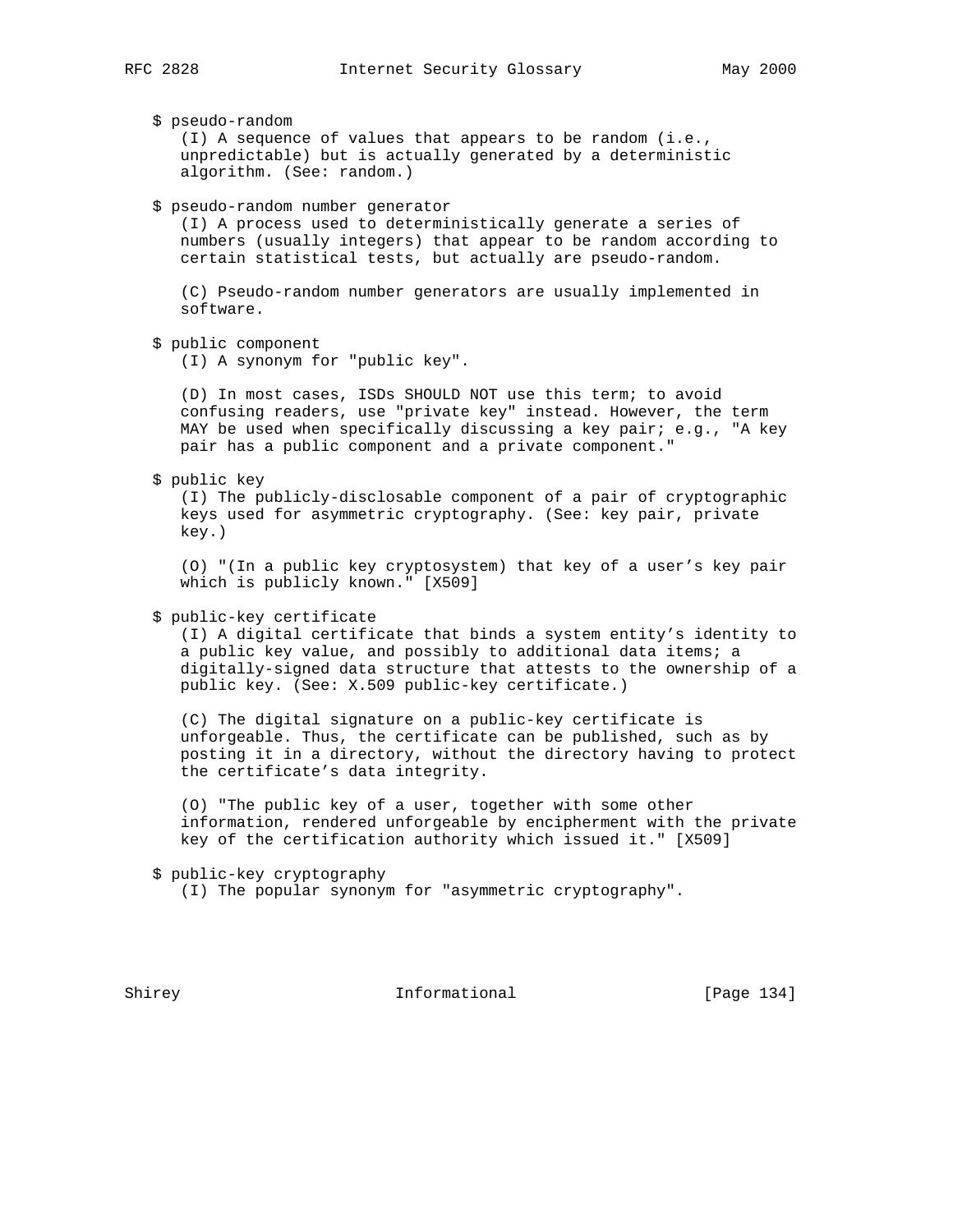$ pseudo-random
   (I) A sequence of values that appears to be random (i.e., unpredictable) but is actually generated by a deterministic algorithm. (See: random.)

$ pseudo-random number generator
   (I) A process used to deterministically generate a series of numbers (usually integers) that appear to be random according to certain statistical tests, but actually are pseudo-random.

   (C) Pseudo-random number generators are usually implemented in software.

$ public component
   (I) A synonym for "public key".

   (D) In most cases, ISDs SHOULD NOT use this term; to avoid confusing readers, use "private key" instead. However, the term MAY be used when specifically discussing a key pair; e.g., "A key pair has a public component and a private component."

$ public key
   (I) The publicly-disclosable component of a pair of cryptographic keys used for asymmetric cryptography. (See: key pair, private key.)

   (O) "(In a public key cryptosystem) that key of a user's key pair which is publicly known." [X509]

$ public-key certificate
   (I) A digital certificate that binds a system entity's identity to a public key value, and possibly to additional data items; a digitally-signed data structure that attests to the ownership of a public key. (See: X.509 public-key certificate.)

   (C) The digital signature on a public-key certificate is unforgeable. Thus, the certificate can be published, such as by posting it in a directory, without the directory having to protect the certificate's data integrity.

   (O) "The public key of a user, together with some other information, rendered unforgeable by encipherment with the private key of the certification authority which issued it." [X509]

$ public-key cryptography
   (I) The popular synonym for "asymmetric cryptography".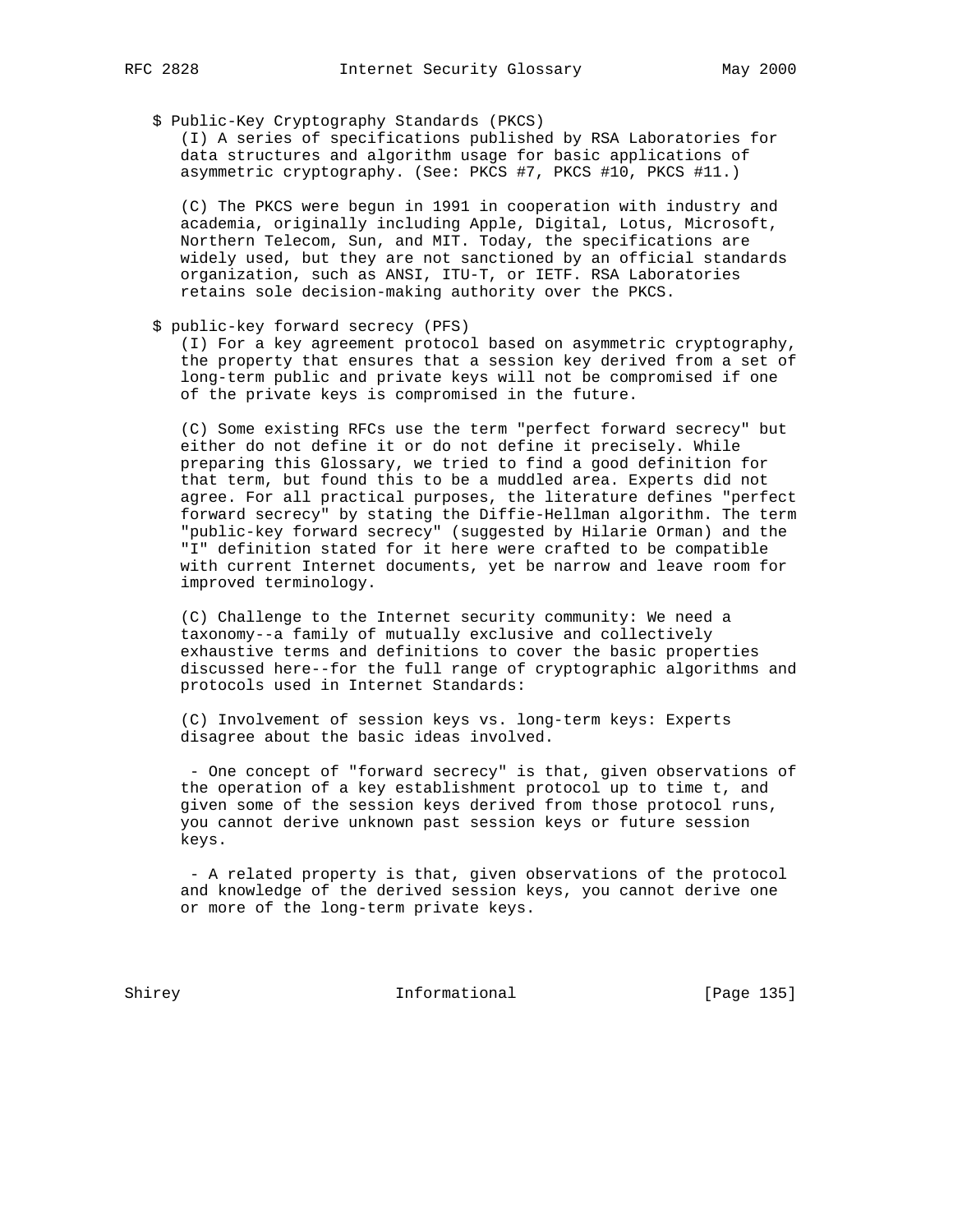$ Public-Key Cryptography Standards (PKCS)

(I) A series of specifications published by RSA Laboratories for data structures and algorithm usage for basic applications of asymmetric cryptography. (See: PKCS #7, PKCS #10, PKCS #11.)

(C) The PKCS were begun in 1991 in cooperation with industry and academia, originally including Apple, Digital, Lotus, Microsoft, Northern Telecom, Sun, and MIT. Today, the specifications are widely used, but they are not sanctioned by an official standards organization, such as ANSI, ITU-T, or IETF. RSA Laboratories retains sole decision-making authority over the PKCS.

$ public-key forward secrecy (PFS)

(I) For a key agreement protocol based on asymmetric cryptography, the property that ensures that a session key derived from a set of long-term public and private keys will not be compromised if one of the private keys is compromised in the future.

(C) Some existing RFCs use the term "perfect forward secrecy" but either do not define it or do not define it precisely. While preparing this Glossary, we tried to find a good definition for that term, but found this to be a muddled area. Experts did not agree. For all practical purposes, the literature defines "perfect forward secrecy" by stating the Diffie-Hellman algorithm. The term "public-key forward secrecy" (suggested by Hilarie Orman) and the "I" definition stated for it here were crafted to be compatible with current Internet documents, yet be narrow and leave room for improved terminology.

(C) Challenge to the Internet security community: We need a taxonomy--a family of mutually exclusive and collectively exhaustive terms and definitions to cover the basic properties discussed here--for the full range of cryptographic algorithms and protocols used in Internet Standards:

(C) Involvement of session keys vs. long-term keys: Experts disagree about the basic ideas involved.

- One concept of "forward secrecy" is that, given observations of the operation of a key establishment protocol up to time t, and given some of the session keys derived from those protocol runs, you cannot derive unknown past session keys or future session keys.

- A related property is that, given observations of the protocol and knowledge of the derived session keys, you cannot derive one or more of the long-term private keys.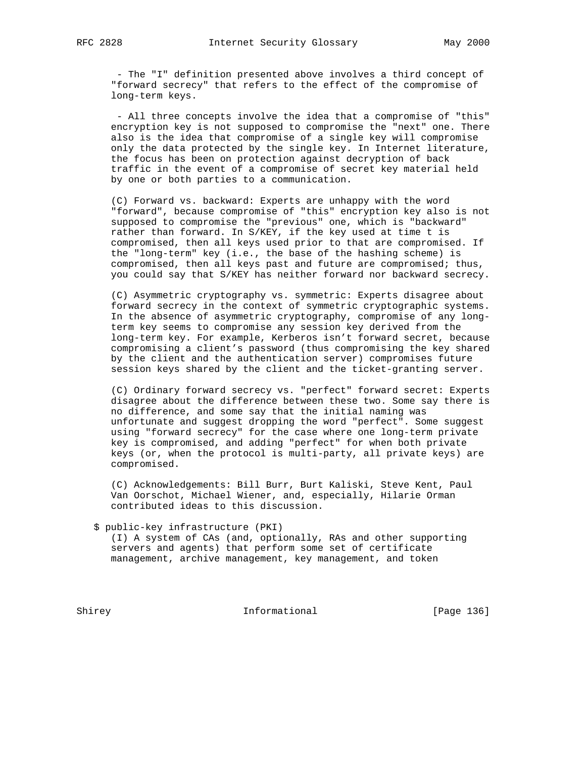- The "I" definition presented above involves a third concept of "forward secrecy" that refers to the effect of the compromise of long-term keys.

- All three concepts involve the idea that a compromise of "this" encryption key is not supposed to compromise the "next" one. There also is the idea that compromise of a single key will compromise only the data protected by the single key. In Internet literature, the focus has been on protection against decryption of back traffic in the event of a compromise of secret key material held by one or both parties to a communication.

(C) Forward vs. backward: Experts are unhappy with the word "forward", because compromise of "this" encryption key also is not supposed to compromise the "previous" one, which is "backward" rather than forward. In S/KEY, if the key used at time t is compromised, then all keys used prior to that are compromised. If the "long-term" key (i.e., the base of the hashing scheme) is compromised, then all keys past and future are compromised; thus, you could say that S/KEY has neither forward nor backward secrecy.

(C) Asymmetric cryptography vs. symmetric: Experts disagree about forward secrecy in the context of symmetric cryptographic systems. In the absence of asymmetric cryptography, compromise of any long-term key seems to compromise any session key derived from the long-term key. For example, Kerberos isn't forward secret, because compromising a client's password (thus compromising the key shared by the client and the authentication server) compromises future session keys shared by the client and the ticket-granting server.

(C) Ordinary forward secrecy vs. "perfect" forward secret: Experts disagree about the difference between these two. Some say there is no difference, and some say that the initial naming was unfortunate and suggest dropping the word "perfect". Some suggest using "forward secrecy" for the case where one long-term private key is compromised, and adding "perfect" for when both private keys (or, when the protocol is multi-party, all private keys) are compromised.

(C) Acknowledgements: Bill Burr, Burt Kaliski, Steve Kent, Paul Van Oorschot, Michael Wiener, and, especially, Hilarie Orman contributed ideas to this discussion.

$ public-key infrastructure (PKI)
(I) A system of CAs (and, optionally, RAs and other supporting servers and agents) that perform some set of certificate management, archive management, key management, and token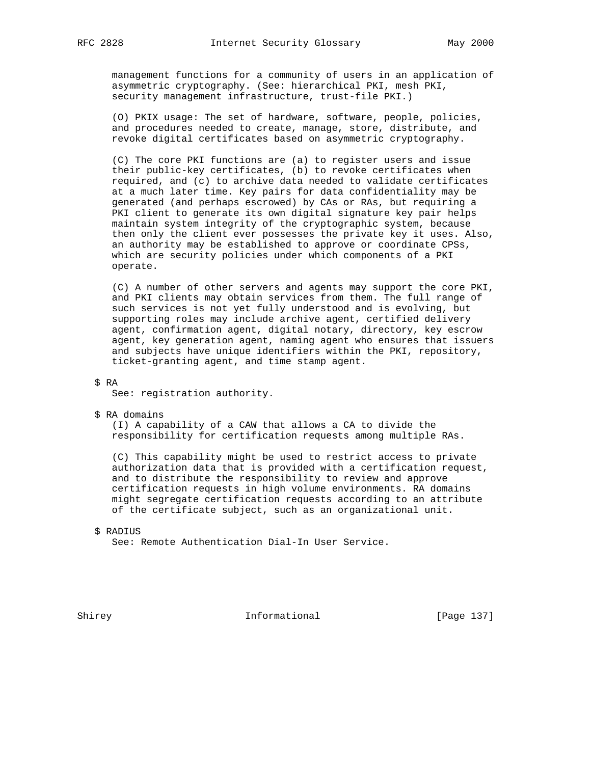management functions for a community of users in an application of asymmetric cryptography. (See: hierarchical PKI, mesh PKI, security management infrastructure, trust-file PKI.)

(O) PKIX usage: The set of hardware, software, people, policies, and procedures needed to create, manage, store, distribute, and revoke digital certificates based on asymmetric cryptography.

(C) The core PKI functions are (a) to register users and issue their public-key certificates, (b) to revoke certificates when required, and (c) to archive data needed to validate certificates at a much later time. Key pairs for data confidentiality may be generated (and perhaps escrowed) by CAs or RAs, but requiring a PKI client to generate its own digital signature key pair helps maintain system integrity of the cryptographic system, because then only the client ever possesses the private key it uses. Also, an authority may be established to approve or coordinate CPSs, which are security policies under which components of a PKI operate.

(C) A number of other servers and agents may support the core PKI, and PKI clients may obtain services from them. The full range of such services is not yet fully understood and is evolving, but supporting roles may include archive agent, certified delivery agent, confirmation agent, digital notary, directory, key escrow agent, key generation agent, naming agent who ensures that issuers and subjects have unique identifiers within the PKI, repository, ticket-granting agent, and time stamp agent.

$ RA
See: registration authority.

$ RA domains
(I) A capability of a CAW that allows a CA to divide the responsibility for certification requests among multiple RAs.

(C) This capability might be used to restrict access to private authorization data that is provided with a certification request, and to distribute the responsibility to review and approve certification requests in high volume environments. RA domains might segregate certification requests according to an attribute of the certificate subject, such as an organizational unit.

$ RADIUS
See: Remote Authentication Dial-In User Service.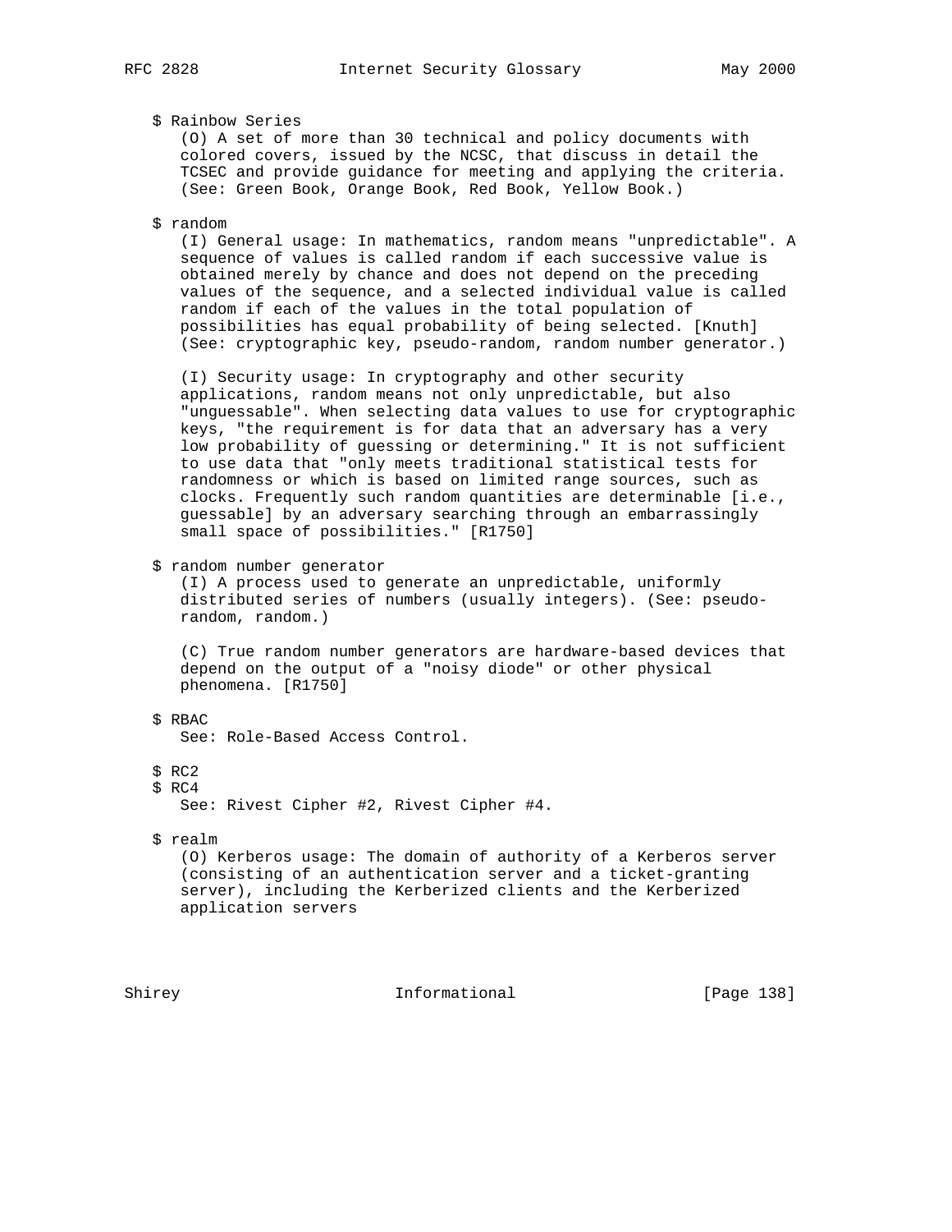$ Rainbow Series

(O) A set of more than 30 technical and policy documents with colored covers, issued by the NCSC, that discuss in detail the TCSEC and provide guidance for meeting and applying the criteria. (See: Green Book, Orange Book, Red Book, Yellow Book.)

$ random

(I) General usage: In mathematics, random means "unpredictable". A sequence of values is called random if each successive value is obtained merely by chance and does not depend on the preceding values of the sequence, and a selected individual value is called random if each of the values in the total population of possibilities has equal probability of being selected. [Knuth] (See: cryptographic key, pseudo-random, random number generator.)

(I) Security usage: In cryptography and other security applications, random means not only unpredictable, but also "unguessable". When selecting data values to use for cryptographic keys, "the requirement is for data that an adversary has a very low probability of guessing or determining." It is not sufficient to use data that "only meets traditional statistical tests for randomness or which is based on limited range sources, such as clocks. Frequently such random quantities are determinable [i.e., guessable] by an adversary searching through an embarrassingly small space of possibilities." [R1750]

$ random number generator

(I) A process used to generate an unpredictable, uniformly distributed series of numbers (usually integers). (See: pseudo-random, random.)

(C) True random number generators are hardware-based devices that depend on the output of a "noisy diode" or other physical phenomena. [R1750]

$ RBAC

See: Role-Based Access Control.

$ RC2
$ RC4

See: Rivest Cipher #2, Rivest Cipher #4.

$ realm

(O) Kerberos usage: The domain of authority of a Kerberos server (consisting of an authentication server and a ticket-granting server), including the Kerberized clients and the Kerberized application servers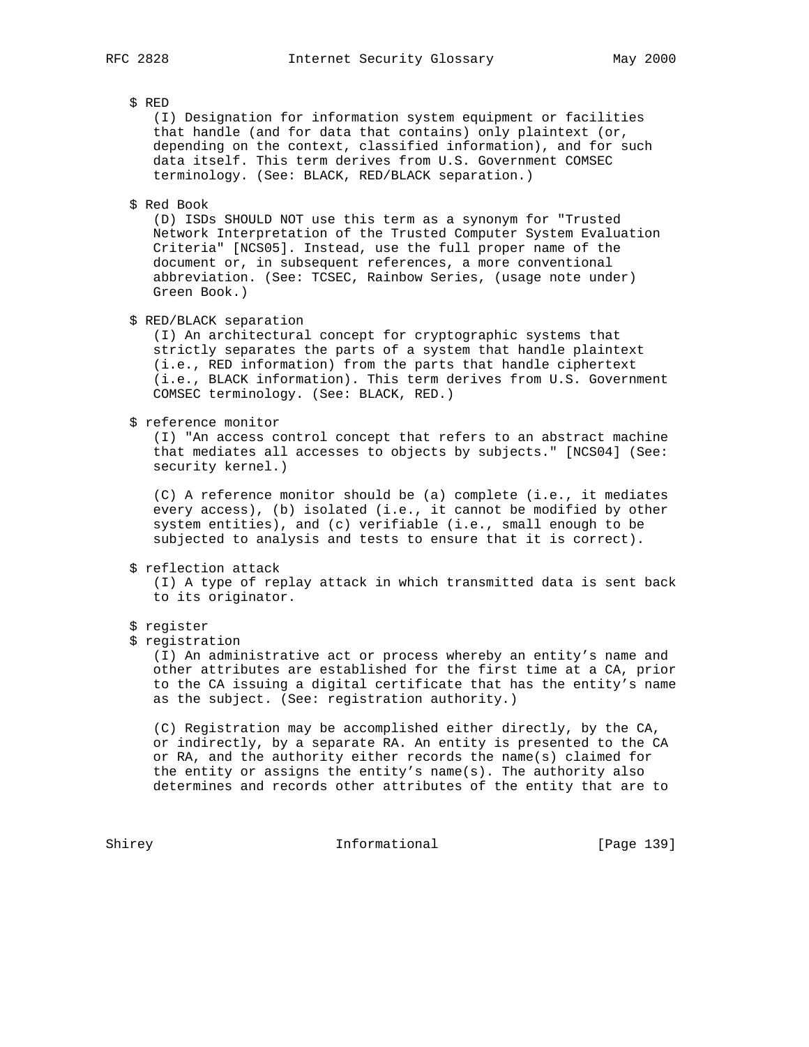$ RED
(I) Designation for information system equipment or facilities that handle (and for data that contains) only plaintext (or, depending on the context, classified information), and for such data itself. This term derives from U.S. Government COMSEC terminology. (See: BLACK, RED/BLACK separation.)

$ Red Book
(D) ISDs SHOULD NOT use this term as a synonym for "Trusted Network Interpretation of the Trusted Computer System Evaluation Criteria" [NCS05]. Instead, use the full proper name of the document or, in subsequent references, a more conventional abbreviation. (See: TCSEC, Rainbow Series, (usage note under) Green Book.)

$ RED/BLACK separation
(I) An architectural concept for cryptographic systems that strictly separates the parts of a system that handle plaintext (i.e., RED information) from the parts that handle ciphertext (i.e., BLACK information). This term derives from U.S. Government COMSEC terminology. (See: BLACK, RED.)

$ reference monitor
(I) "An access control concept that refers to an abstract machine that mediates all accesses to objects by subjects." [NCS04] (See: security kernel.)

(C) A reference monitor should be (a) complete (i.e., it mediates every access), (b) isolated (i.e., it cannot be modified by other system entities), and (c) verifiable (i.e., small enough to be subjected to analysis and tests to ensure that it is correct).

$ reflection attack
(I) A type of replay attack in which transmitted data is sent back to its originator.

$ register
$ registration
(I) An administrative act or process whereby an entity's name and other attributes are established for the first time at a CA, prior to the CA issuing a digital certificate that has the entity's name as the subject. (See: registration authority.)

(C) Registration may be accomplished either directly, by the CA, or indirectly, by a separate RA. An entity is presented to the CA or RA, and the authority either records the name(s) claimed for the entity or assigns the entity's name(s). The authority also determines and records other attributes of the entity that are to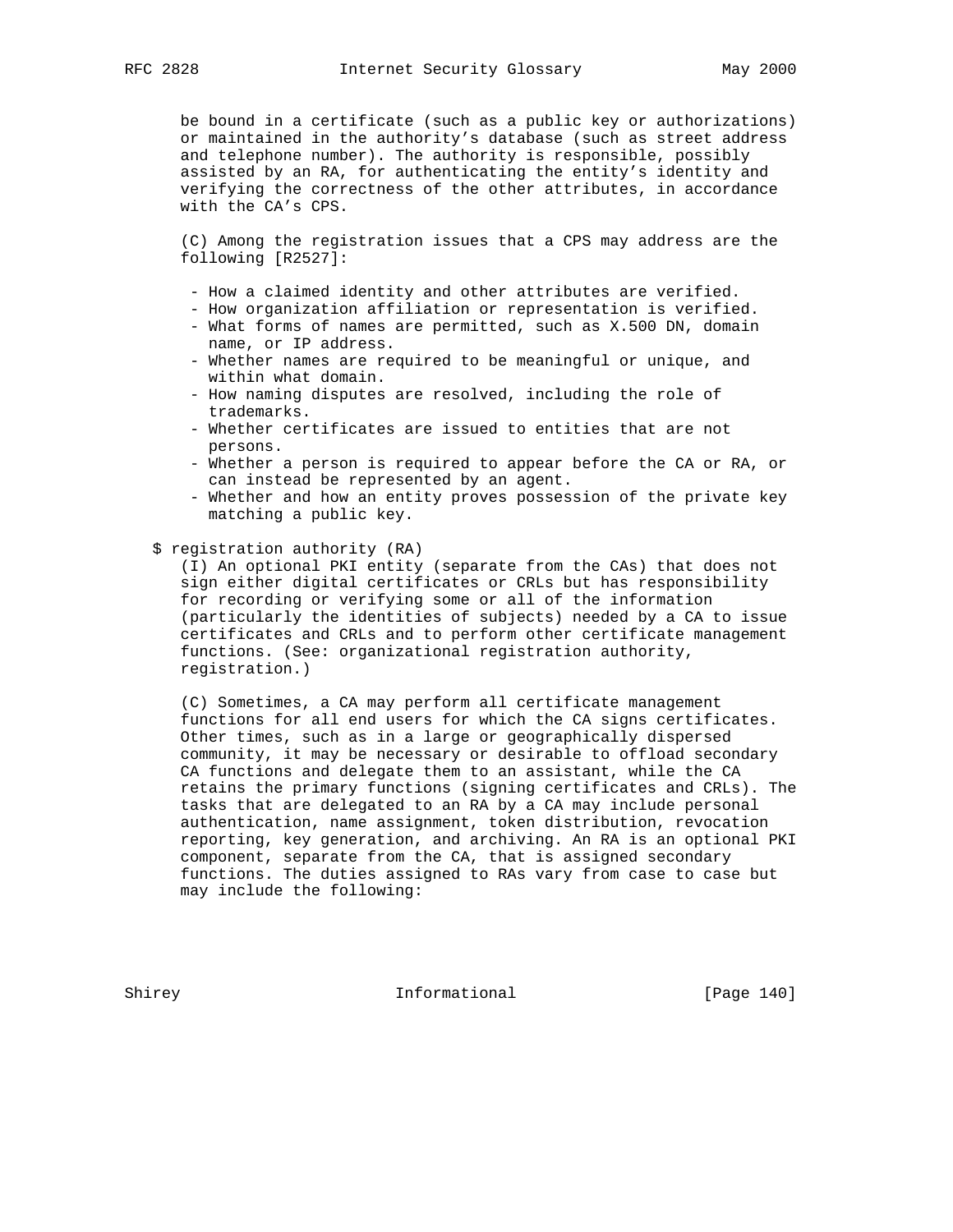be bound in a certificate (such as a public key or authorizations) or maintained in the authority's database (such as street address and telephone number). The authority is responsible, possibly assisted by an RA, for authenticating the entity's identity and verifying the correctness of the other attributes, in accordance with the CA's CPS.

(C) Among the registration issues that a CPS may address are the following [R2527]:

- How a claimed identity and other attributes are verified.
- How organization affiliation or representation is verified.
- What forms of names are permitted, such as X.500 DN, domain name, or IP address.
- Whether names are required to be meaningful or unique, and within what domain.
- How naming disputes are resolved, including the role of trademarks.
- Whether certificates are issued to entities that are not persons.
- Whether a person is required to appear before the CA or RA, or can instead be represented by an agent.
- Whether and how an entity proves possession of the private key matching a public key.

$ registration authority (RA)

(I) An optional PKI entity (separate from the CAs) that does not sign either digital certificates or CRLs but has responsibility for recording or verifying some or all of the information (particularly the identities of subjects) needed by a CA to issue certificates and CRLs and to perform other certificate management functions. (See: organizational registration authority, registration.)

(C) Sometimes, a CA may perform all certificate management functions for all end users for which the CA signs certificates. Other times, such as in a large or geographically dispersed community, it may be necessary or desirable to offload secondary CA functions and delegate them to an assistant, while the CA retains the primary functions (signing certificates and CRLs). The tasks that are delegated to an RA by a CA may include personal authentication, name assignment, token distribution, revocation reporting, key generation, and archiving. An RA is an optional PKI component, separate from the CA, that is assigned secondary functions. The duties assigned to RAs vary from case to case but may include the following: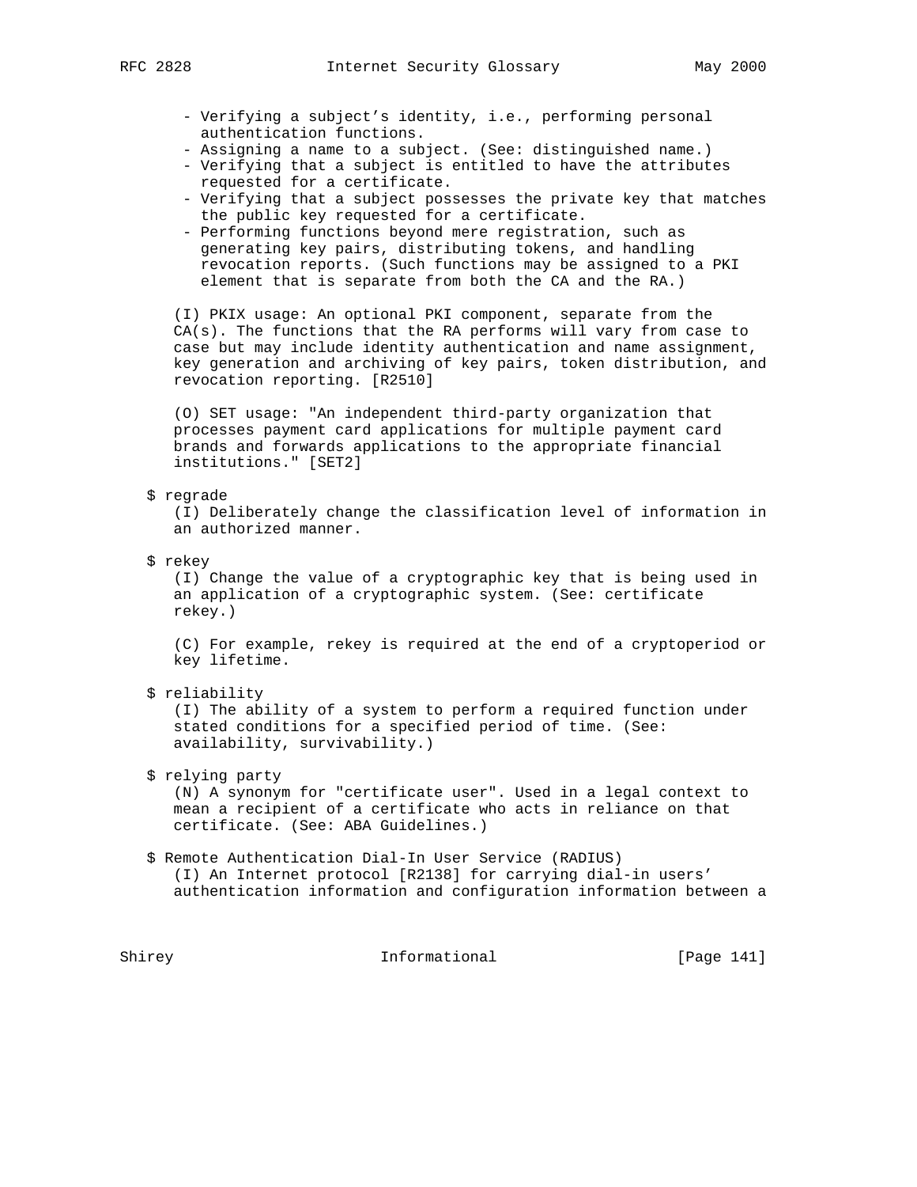- Verifying a subject's identity, i.e., performing personal authentication functions.
- Assigning a name to a subject. (See: distinguished name.)
- Verifying that a subject is entitled to have the attributes requested for a certificate.
- Verifying that a subject possesses the private key that matches the public key requested for a certificate.
- Performing functions beyond mere registration, such as generating key pairs, distributing tokens, and handling revocation reports. (Such functions may be assigned to a PKI element that is separate from both the CA and the RA.)

(I) PKIX usage: An optional PKI component, separate from the CA(s). The functions that the RA performs will vary from case to case but may include identity authentication and name assignment, key generation and archiving of key pairs, token distribution, and revocation reporting. [R2510]

(O) SET usage: "An independent third-party organization that processes payment card applications for multiple payment card brands and forwards applications to the appropriate financial institutions." [SET2]

$ regrade
(I) Deliberately change the classification level of information in an authorized manner.

$ rekey
(I) Change the value of a cryptographic key that is being used in an application of a cryptographic system. (See: certificate rekey.)

(C) For example, rekey is required at the end of a cryptoperiod or key lifetime.

$ reliability
(I) The ability of a system to perform a required function under stated conditions for a specified period of time. (See: availability, survivability.)

$ relying party
(N) A synonym for "certificate user". Used in a legal context to mean a recipient of a certificate who acts in reliance on that certificate. (See: ABA Guidelines.)

$ Remote Authentication Dial-In User Service (RADIUS)
(I) An Internet protocol [R2138] for carrying dial-in users' authentication information and configuration information between a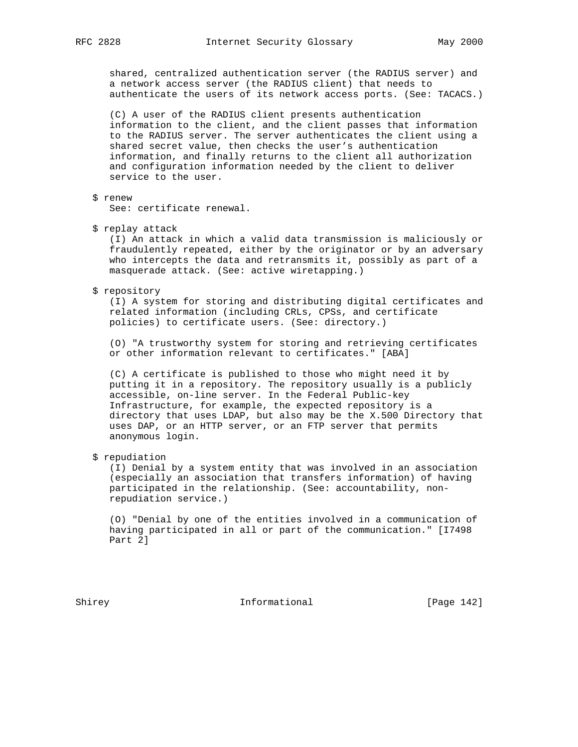shared, centralized authentication server (the RADIUS server) and a network access server (the RADIUS client) that needs to authenticate the users of its network access ports. (See: TACACS.)

(C) A user of the RADIUS client presents authentication information to the client, and the client passes that information to the RADIUS server. The server authenticates the client using a shared secret value, then checks the user's authentication information, and finally returns to the client all authorization and configuration information needed by the client to deliver service to the user.

$ renew
See: certificate renewal.

$ replay attack
(I) An attack in which a valid data transmission is maliciously or fraudulently repeated, either by the originator or by an adversary who intercepts the data and retransmits it, possibly as part of a masquerade attack. (See: active wiretapping.)

$ repository
(I) A system for storing and distributing digital certificates and related information (including CRLs, CPSs, and certificate policies) to certificate users. (See: directory.)

(O) "A trustworthy system for storing and retrieving certificates or other information relevant to certificates." [ABA]

(C) A certificate is published to those who might need it by putting it in a repository. The repository usually is a publicly accessible, on-line server. In the Federal Public-key Infrastructure, for example, the expected repository is a directory that uses LDAP, but also may be the X.500 Directory that uses DAP, or an HTTP server, or an FTP server that permits anonymous login.

$ repudiation
(I) Denial by a system entity that was involved in an association (especially an association that transfers information) of having participated in the relationship. (See: accountability, non-repudiation service.)

(O) "Denial by one of the entities involved in a communication of having participated in all or part of the communication." [I7498 Part 2]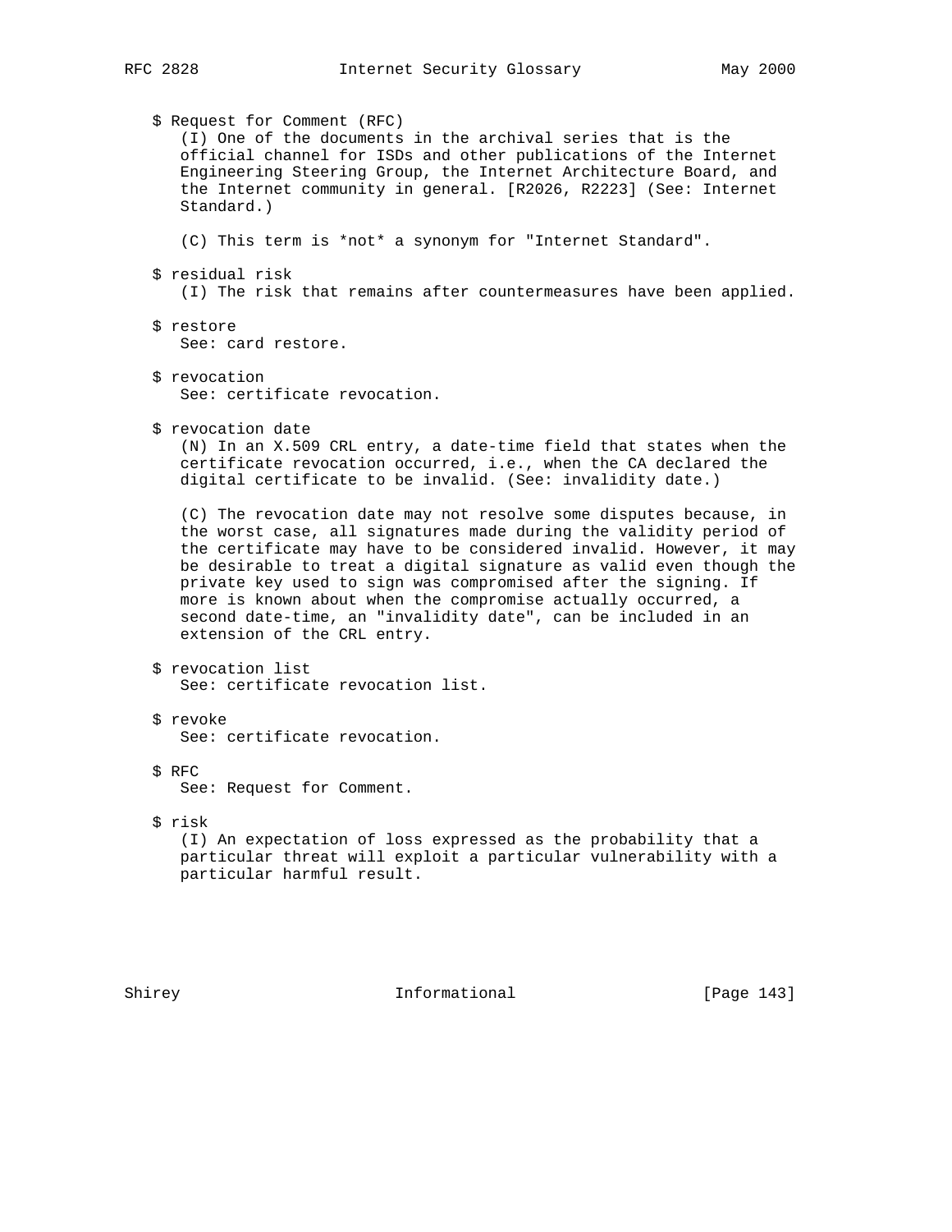$ Request for Comment (RFC)

(I) One of the documents in the archival series that is the official channel for ISDs and other publications of the Internet Engineering Steering Group, the Internet Architecture Board, and the Internet community in general. [R2026, R2223] (See: Internet Standard.)

(C) This term is *not* a synonym for "Internet Standard".

$ residual risk

(I) The risk that remains after countermeasures have been applied.

$ restore

See: card restore.

$ revocation

See: certificate revocation.

$ revocation date

(N) In an X.509 CRL entry, a date-time field that states when the certificate revocation occurred, i.e., when the CA declared the digital certificate to be invalid. (See: invalidity date.)

(C) The revocation date may not resolve some disputes because, in the worst case, all signatures made during the validity period of the certificate may have to be considered invalid. However, it may be desirable to treat a digital signature as valid even though the private key used to sign was compromised after the signing. If more is known about when the compromise actually occurred, a second date-time, an "invalidity date", can be included in an extension of the CRL entry.

$ revocation list

See: certificate revocation list.

$ revoke

See: certificate revocation.

$ RFC

See: Request for Comment.

$ risk

(I) An expectation of loss expressed as the probability that a particular threat will exploit a particular vulnerability with a particular harmful result.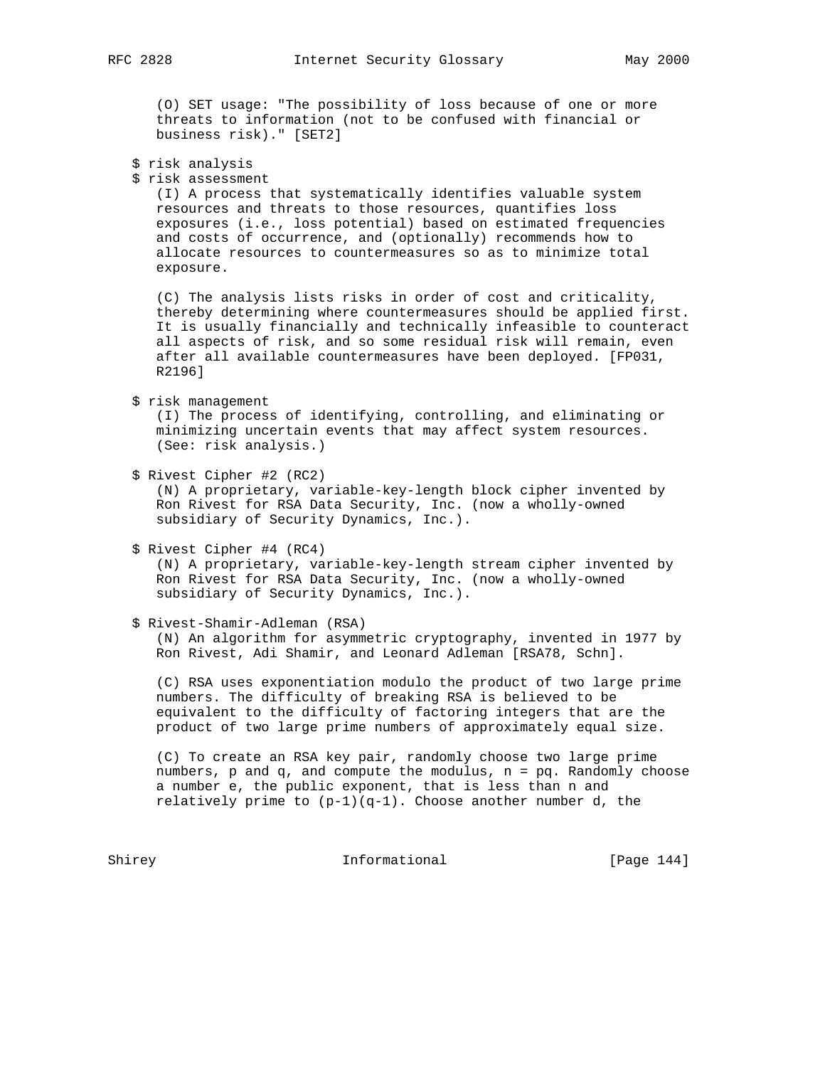(O) SET usage: "The possibility of loss because of one or more threats to information (not to be confused with financial or business risk)." [SET2]

$ risk analysis
$ risk assessment

(I) A process that systematically identifies valuable system resources and threats to those resources, quantifies loss exposures (i.e., loss potential) based on estimated frequencies and costs of occurrence, and (optionally) recommends how to allocate resources to countermeasures so as to minimize total exposure.

(C) The analysis lists risks in order of cost and criticality, thereby determining where countermeasures should be applied first. It is usually financially and technically infeasible to counteract all aspects of risk, and so some residual risk will remain, even after all available countermeasures have been deployed. [FP031, R2196]

$ risk management

(I) The process of identifying, controlling, and eliminating or minimizing uncertain events that may affect system resources. (See: risk analysis.)

$ Rivest Cipher #2 (RC2)

(N) A proprietary, variable-key-length block cipher invented by Ron Rivest for RSA Data Security, Inc. (now a wholly-owned subsidiary of Security Dynamics, Inc.).

$ Rivest Cipher #4 (RC4)

(N) A proprietary, variable-key-length stream cipher invented by Ron Rivest for RSA Data Security, Inc. (now a wholly-owned subsidiary of Security Dynamics, Inc.).

$ Rivest-Shamir-Adleman (RSA)

(N) An algorithm for asymmetric cryptography, invented in 1977 by Ron Rivest, Adi Shamir, and Leonard Adleman [RSA78, Schn].

(C) RSA uses exponentiation modulo the product of two large prime numbers. The difficulty of breaking RSA is believed to be equivalent to the difficulty of factoring integers that are the product of two large prime numbers of approximately equal size.

(C) To create an RSA key pair, randomly choose two large prime numbers, $p$ and $q$, and compute the modulus, $n = pq$. Randomly choose a number $e$, the public exponent, that is less than $n$ and relatively prime to $(p-1)(q-1)$. Choose another number $d$, the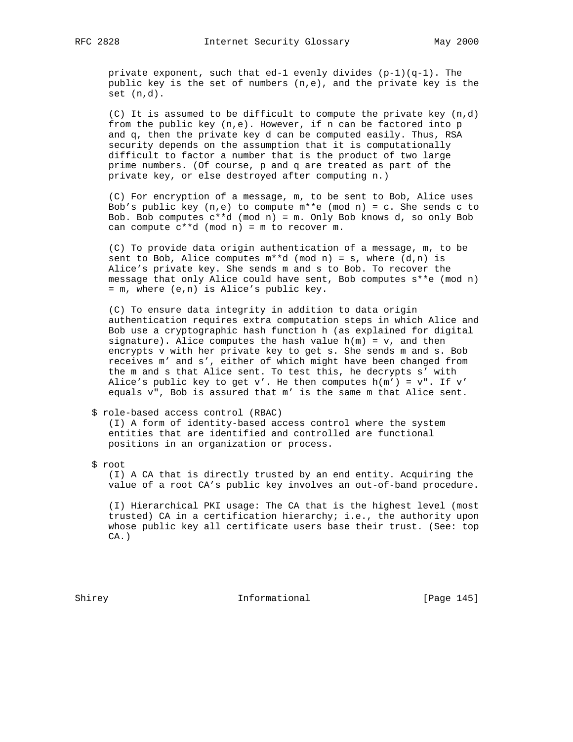private exponent, such that ed-1 evenly divides (p-1)(q-1). The public key is the set of numbers (n,e), and the private key is the set (n,d).

(C) It is assumed to be difficult to compute the private key (n,d) from the public key (n,e). However, if n can be factored into p and q, then the private key d can be computed easily. Thus, RSA security depends on the assumption that it is computationally difficult to factor a number that is the product of two large prime numbers. (Of course, p and q are treated as part of the private key, or else destroyed after computing n.)

(C) For encryption of a message, m, to be sent to Bob, Alice uses Bob's public key (n,e) to compute m**e (mod n) = c. She sends c to Bob. Bob computes c**d (mod n) = m. Only Bob knows d, so only Bob can compute c**d (mod n) = m to recover m.

(C) To provide data origin authentication of a message, m, to be sent to Bob, Alice computes m**d (mod n) = s, where (d,n) is Alice's private key. She sends m and s to Bob. To recover the message that only Alice could have sent, Bob computes s**e (mod n) = m, where (e,n) is Alice's public key.

(C) To ensure data integrity in addition to data origin authentication requires extra computation steps in which Alice and Bob use a cryptographic hash function h (as explained for digital signature). Alice computes the hash value h(m) = v, and then encrypts v with her private key to get s. She sends m and s. Bob receives m' and s', either of which might have been changed from the m and s that Alice sent. To test this, he decrypts s' with Alice's public key to get v'. He then computes h(m') = v". If v' equals v", Bob is assured that m' is the same m that Alice sent.

$ role-based access control (RBAC)

(I) A form of identity-based access control where the system entities that are identified and controlled are functional positions in an organization or process.

$ root

(I) A CA that is directly trusted by an end entity. Acquiring the value of a root CA's public key involves an out-of-band procedure.

(I) Hierarchical PKI usage: The CA that is the highest level (most trusted) CA in a certification hierarchy; i.e., the authority upon whose public key all certificate users base their trust. (See: top CA.)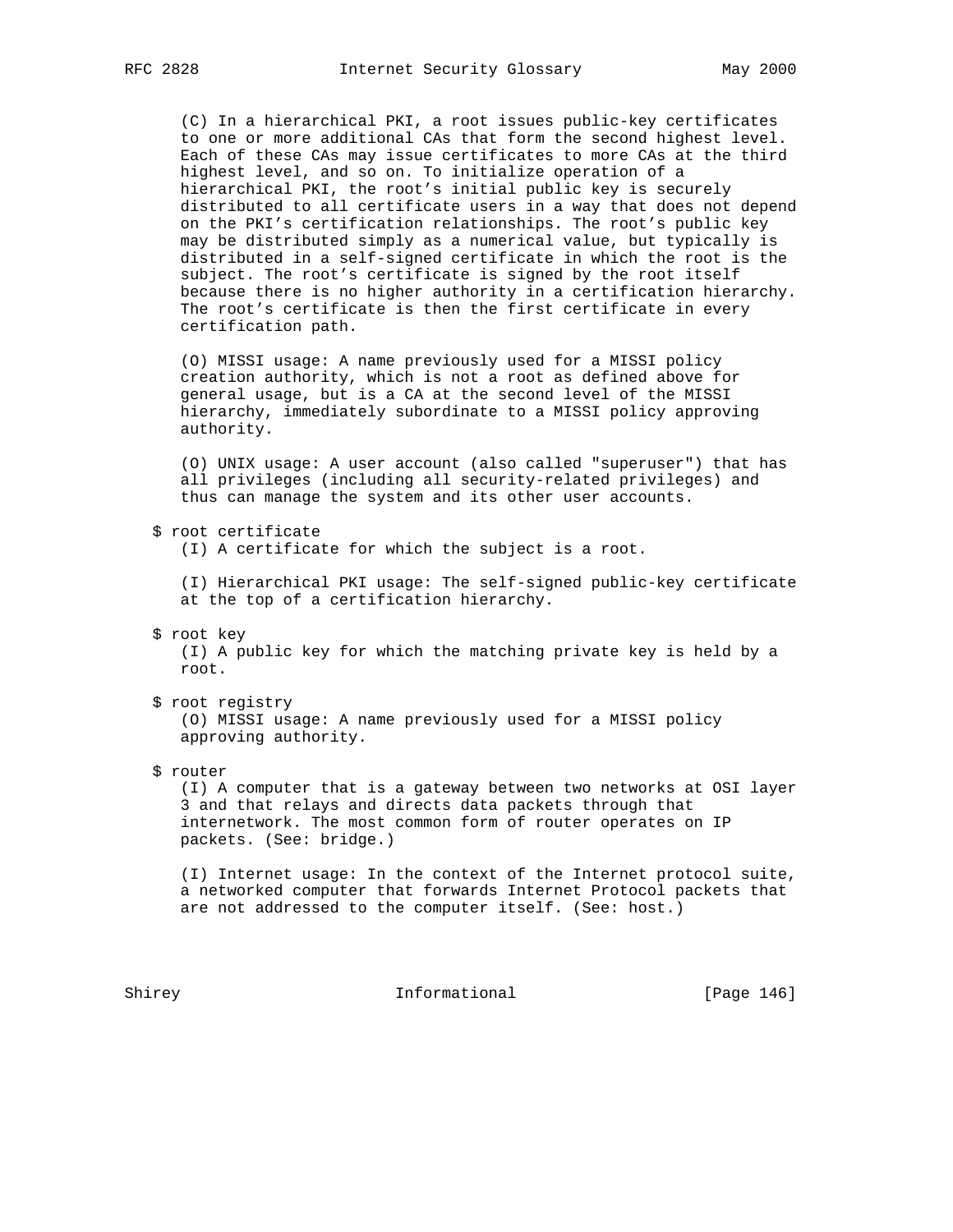(C) In a hierarchical PKI, a root issues public-key certificates to one or more additional CAs that form the second highest level. Each of these CAs may issue certificates to more CAs at the third highest level, and so on. To initialize operation of a hierarchical PKI, the root's initial public key is securely distributed to all certificate users in a way that does not depend on the PKI's certification relationships. The root's public key may be distributed simply as a numerical value, but typically is distributed in a self-signed certificate in which the root is the subject. The root's certificate is signed by the root itself because there is no higher authority in a certification hierarchy. The root's certificate is then the first certificate in every certification path.

(O) MISSI usage: A name previously used for a MISSI policy creation authority, which is not a root as defined above for general usage, but is a CA at the second level of the MISSI hierarchy, immediately subordinate to a MISSI policy approving authority.

(O) UNIX usage: A user account (also called "superuser") that has all privileges (including all security-related privileges) and thus can manage the system and its other user accounts.

$ root certificate

(I) A certificate for which the subject is a root.

(I) Hierarchical PKI usage: The self-signed public-key certificate at the top of a certification hierarchy.

$ root key

(I) A public key for which the matching private key is held by a root.

$ root registry

(O) MISSI usage: A name previously used for a MISSI policy approving authority.

$ router

(I) A computer that is a gateway between two networks at OSI layer 3 and that relays and directs data packets through that internetwork. The most common form of router operates on IP packets. (See: bridge.)

(I) Internet usage: In the context of the Internet protocol suite, a networked computer that forwards Internet Protocol packets that are not addressed to the computer itself. (See: host.)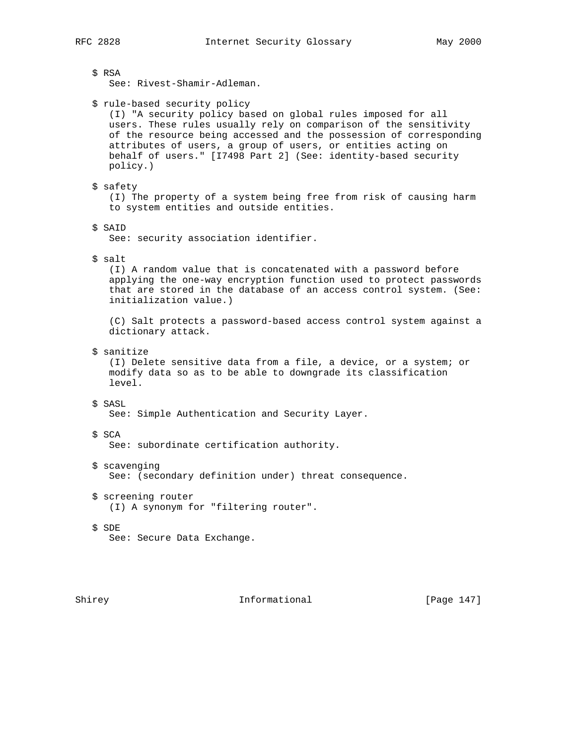$ RSA
   See: Rivest-Shamir-Adleman.

$ rule-based security policy
   (I) "A security policy based on global rules imposed for all users. These rules usually rely on comparison of the sensitivity of the resource being accessed and the possession of corresponding attributes of users, a group of users, or entities acting on behalf of users." [I7498 Part 2] (See: identity-based security policy.)

$ safety
   (I) The property of a system being free from risk of causing harm to system entities and outside entities.

$ SAID
   See: security association identifier.

$ salt
   (I) A random value that is concatenated with a password before applying the one-way encryption function used to protect passwords that are stored in the database of an access control system. (See: initialization value.)

   (C) Salt protects a password-based access control system against a dictionary attack.

$ sanitize
   (I) Delete sensitive data from a file, a device, or a system; or modify data so as to be able to downgrade its classification level.

$ SASL
   See: Simple Authentication and Security Layer.

$ SCA
   See: subordinate certification authority.

$ scavenging
   See: (secondary definition under) threat consequence.

$ screening router
   (I) A synonym for "filtering router".

$ SDE
   See: Secure Data Exchange.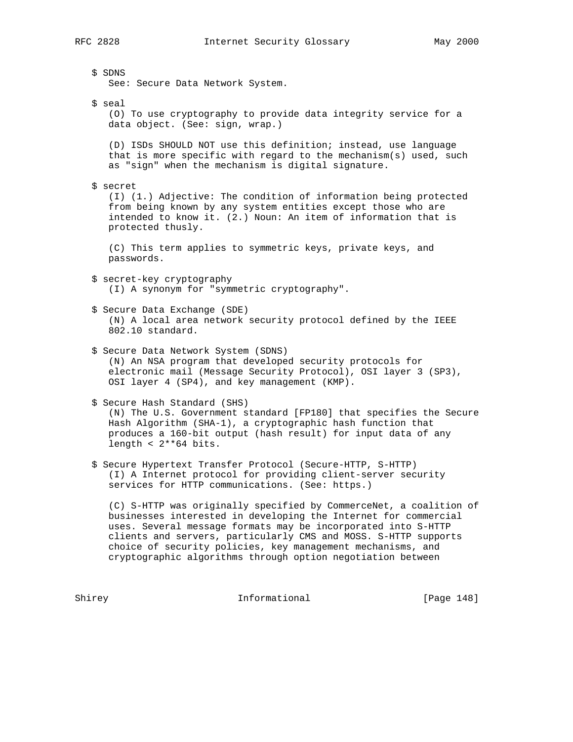$ SDNS
See: Secure Data Network System.

$ seal
(O) To use cryptography to provide data integrity service for a data object. (See: sign, wrap.)

(D) ISDs SHOULD NOT use this definition; instead, use language that is more specific with regard to the mechanism(s) used, such as "sign" when the mechanism is digital signature.

$ secret
(I) (1.) Adjective: The condition of information being protected from being known by any system entities except those who are intended to know it. (2.) Noun: An item of information that is protected thusly.

(C) This term applies to symmetric keys, private keys, and passwords.

$ secret-key cryptography
(I) A synonym for "symmetric cryptography".

$ Secure Data Exchange (SDE)
(N) A local area network security protocol defined by the IEEE 802.10 standard.

$ Secure Data Network System (SDNS)
(N) An NSA program that developed security protocols for electronic mail (Message Security Protocol), OSI layer 3 (SP3), OSI layer 4 (SP4), and key management (KMP).

$ Secure Hash Standard (SHS)
(N) The U.S. Government standard [FP180] that specifies the Secure Hash Algorithm (SHA-1), a cryptographic hash function that produces a 160-bit output (hash result) for input data of any length < 2**64 bits.

$ Secure Hypertext Transfer Protocol (Secure-HTTP, S-HTTP)
(I) A Internet protocol for providing client-server security services for HTTP communications. (See: https.)

(C) S-HTTP was originally specified by CommerceNet, a coalition of businesses interested in developing the Internet for commercial uses. Several message formats may be incorporated into S-HTTP clients and servers, particularly CMS and MOSS. S-HTTP supports choice of security policies, key management mechanisms, and cryptographic algorithms through option negotiation between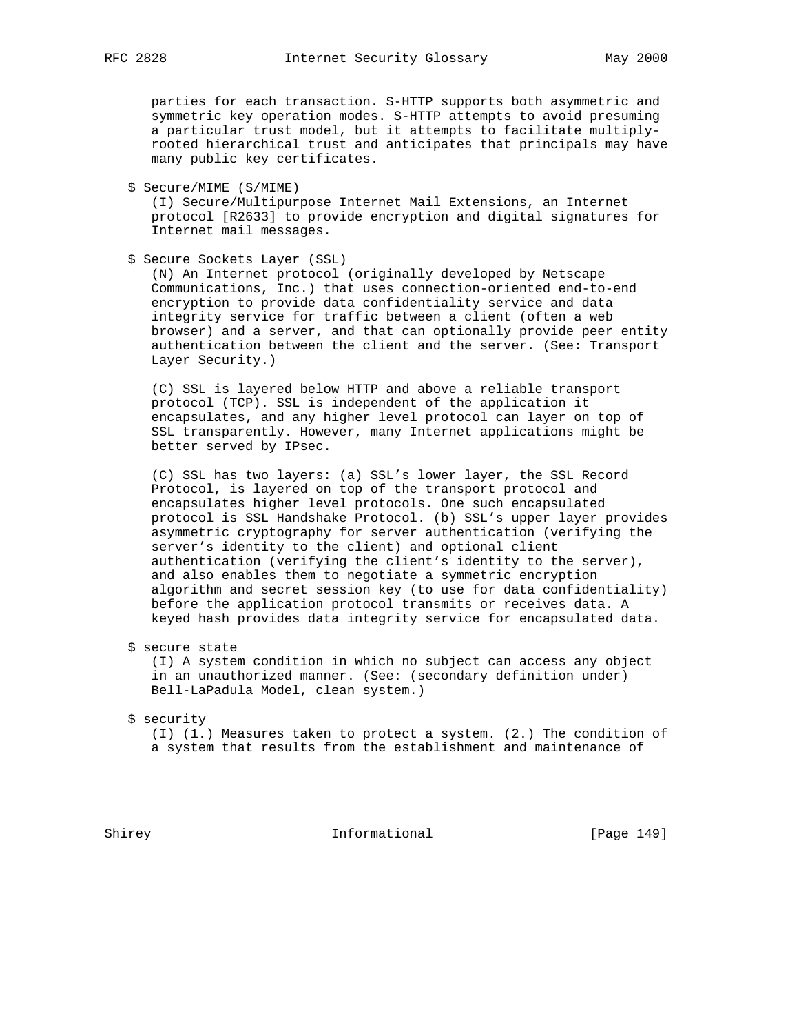parties for each transaction. S-HTTP supports both asymmetric and symmetric key operation modes. S-HTTP attempts to avoid presuming a particular trust model, but it attempts to facilitate multiply-rooted hierarchical trust and anticipates that principals may have many public key certificates.

$ Secure/MIME (S/MIME)
(I) Secure/Multipurpose Internet Mail Extensions, an Internet protocol [R2633] to provide encryption and digital signatures for Internet mail messages.

$ Secure Sockets Layer (SSL)
(N) An Internet protocol (originally developed by Netscape Communications, Inc.) that uses connection-oriented end-to-end encryption to provide data confidentiality service and data integrity service for traffic between a client (often a web browser) and a server, and that can optionally provide peer entity authentication between the client and the server. (See: Transport Layer Security.)

(C) SSL is layered below HTTP and above a reliable transport protocol (TCP). SSL is independent of the application it encapsulates, and any higher level protocol can layer on top of SSL transparently. However, many Internet applications might be better served by IPsec.

(C) SSL has two layers: (a) SSL's lower layer, the SSL Record Protocol, is layered on top of the transport protocol and encapsulates higher level protocols. One such encapsulated protocol is SSL Handshake Protocol. (b) SSL's upper layer provides asymmetric cryptography for server authentication (verifying the server's identity to the client) and optional client authentication (verifying the client's identity to the server), and also enables them to negotiate a symmetric encryption algorithm and secret session key (to use for data confidentiality) before the application protocol transmits or receives data. A keyed hash provides data integrity service for encapsulated data.

$ secure state
(I) A system condition in which no subject can access any object in an unauthorized manner. (See: (secondary definition under) Bell-LaPadula Model, clean system.)

$ security
(I) (1.) Measures taken to protect a system. (2.) The condition of a system that results from the establishment and maintenance of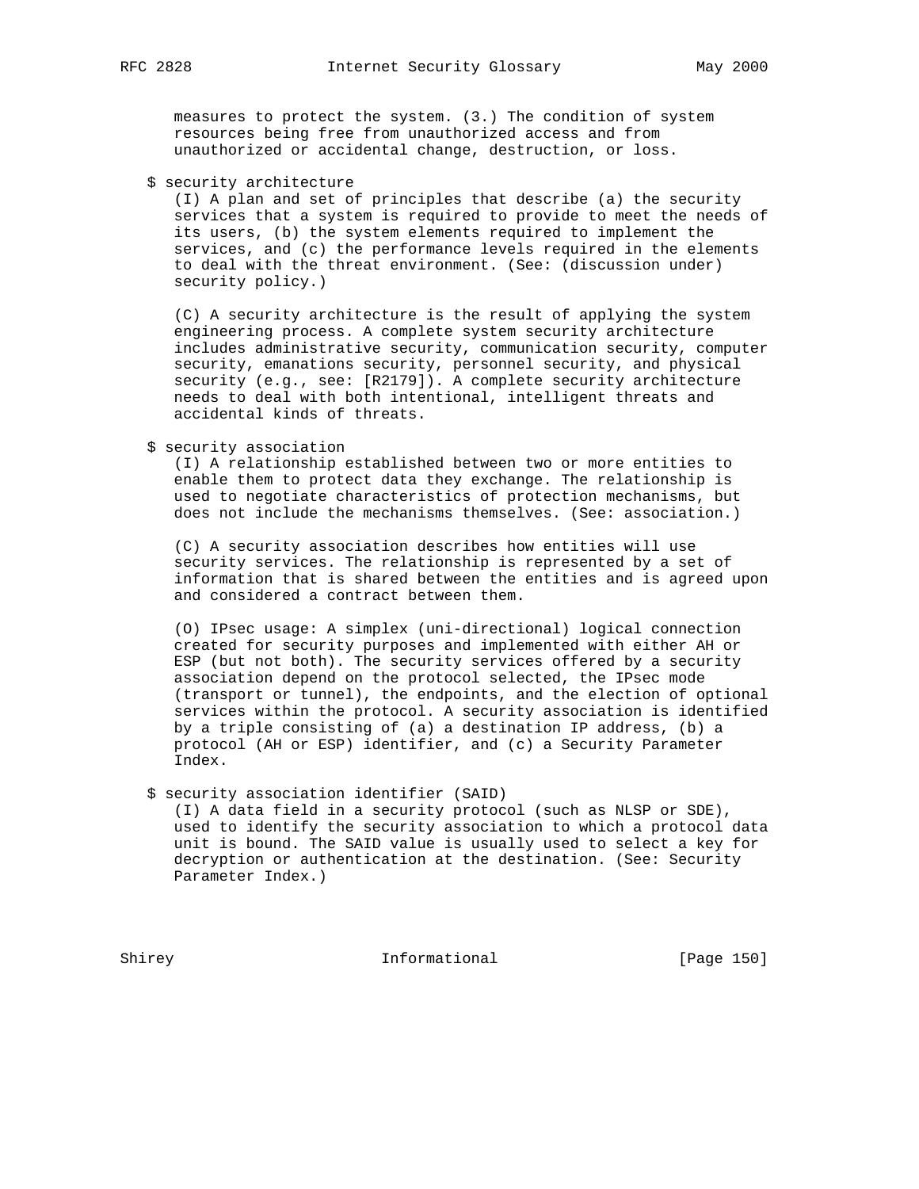measures to protect the system. (3.) The condition of system resources being free from unauthorized access and from unauthorized or accidental change, destruction, or loss.

$ security architecture

(I) A plan and set of principles that describe (a) the security services that a system is required to provide to meet the needs of its users, (b) the system elements required to implement the services, and (c) the performance levels required in the elements to deal with the threat environment. (See: (discussion under) security policy.)

(C) A security architecture is the result of applying the system engineering process. A complete system security architecture includes administrative security, communication security, computer security, emanations security, personnel security, and physical security (e.g., see: [R2179]). A complete security architecture needs to deal with both intentional, intelligent threats and accidental kinds of threats.

$ security association

(I) A relationship established between two or more entities to enable them to protect data they exchange. The relationship is used to negotiate characteristics of protection mechanisms, but does not include the mechanisms themselves. (See: association.)

(C) A security association describes how entities will use security services. The relationship is represented by a set of information that is shared between the entities and is agreed upon and considered a contract between them.

(O) IPsec usage: A simplex (uni-directional) logical connection created for security purposes and implemented with either AH or ESP (but not both). The security services offered by a security association depend on the protocol selected, the IPsec mode (transport or tunnel), the endpoints, and the election of optional services within the protocol. A security association is identified by a triple consisting of (a) a destination IP address, (b) a protocol (AH or ESP) identifier, and (c) a Security Parameter Index.

$ security association identifier (SAID)

(I) A data field in a security protocol (such as NLSP or SDE), used to identify the security association to which a protocol data unit is bound. The SAID value is usually used to select a key for decryption or authentication at the destination. (See: Security Parameter Index.)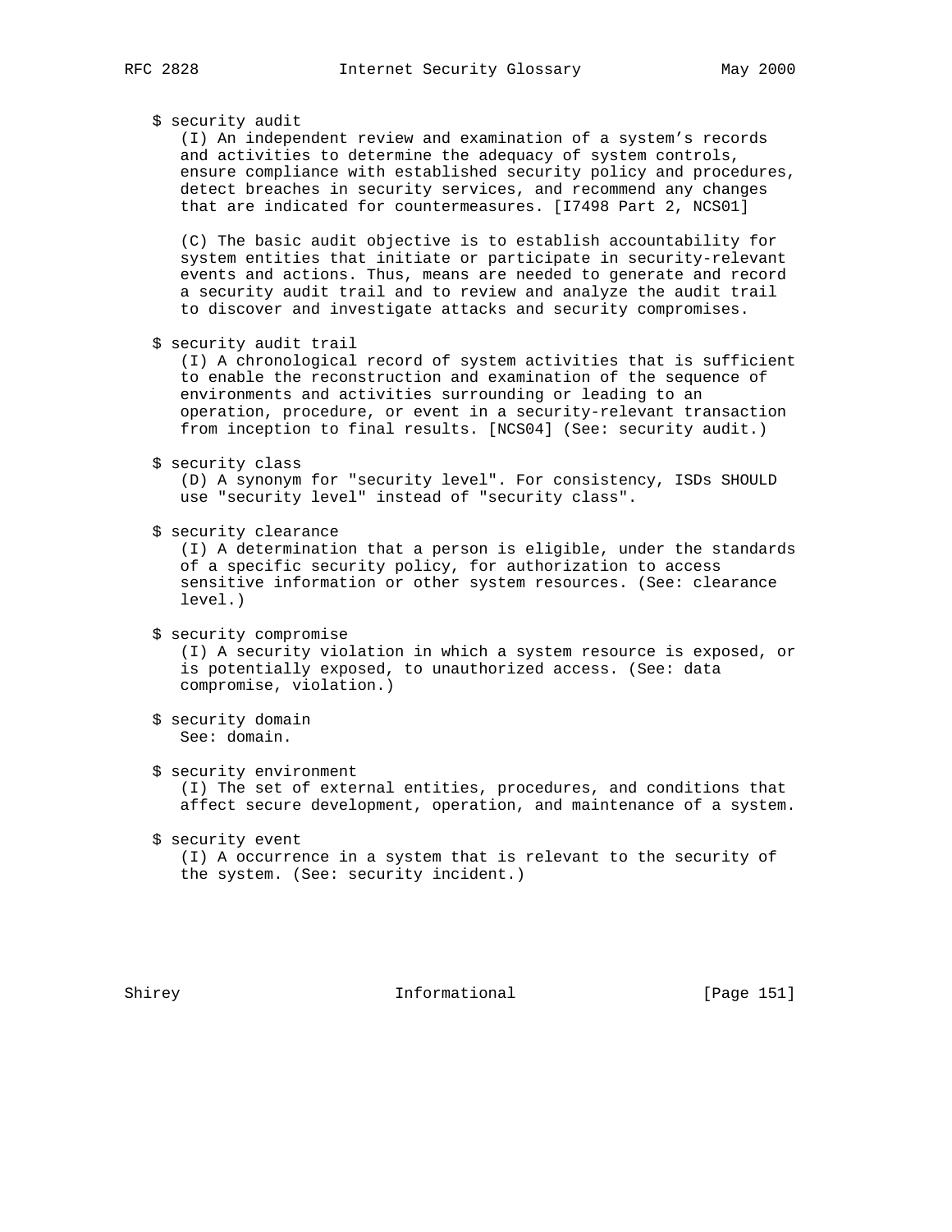$ security audit

(I) An independent review and examination of a system's records and activities to determine the adequacy of system controls, ensure compliance with established security policy and procedures, detect breaches in security services, and recommend any changes that are indicated for countermeasures. [I7498 Part 2, NCS01]

(C) The basic audit objective is to establish accountability for system entities that initiate or participate in security-relevant events and actions. Thus, means are needed to generate and record a security audit trail and to review and analyze the audit trail to discover and investigate attacks and security compromises.

$ security audit trail

(I) A chronological record of system activities that is sufficient to enable the reconstruction and examination of the sequence of environments and activities surrounding or leading to an operation, procedure, or event in a security-relevant transaction from inception to final results. [NCS04] (See: security audit.)

$ security class

(D) A synonym for "security level". For consistency, ISDs SHOULD use "security level" instead of "security class".

$ security clearance

(I) A determination that a person is eligible, under the standards of a specific security policy, for authorization to access sensitive information or other system resources. (See: clearance level.)

$ security compromise

(I) A security violation in which a system resource is exposed, or is potentially exposed, to unauthorized access. (See: data compromise, violation.)

$ security domain

See: domain.

$ security environment

(I) The set of external entities, procedures, and conditions that affect secure development, operation, and maintenance of a system.

$ security event

(I) A occurrence in a system that is relevant to the security of the system. (See: security incident.)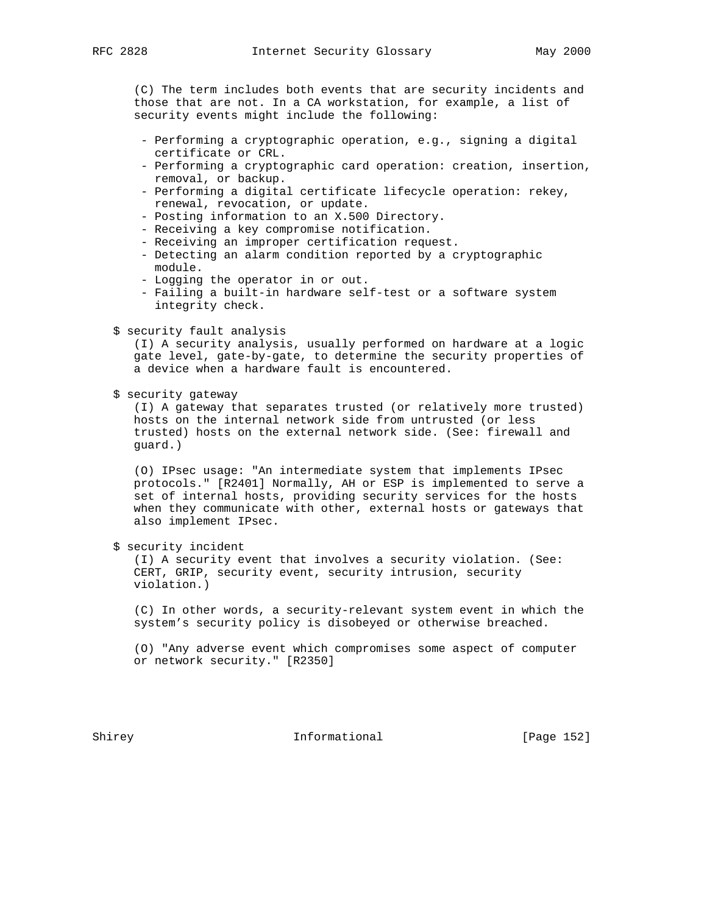(C) The term includes both events that are security incidents and those that are not. In a CA workstation, for example, a list of security events might include the following:

- Performing a cryptographic operation, e.g., signing a digital certificate or CRL.
- Performing a cryptographic card operation: creation, insertion, removal, or backup.
- Performing a digital certificate lifecycle operation: rekey, renewal, revocation, or update.
- Posting information to an X.500 Directory.
- Receiving a key compromise notification.
- Receiving an improper certification request.
- Detecting an alarm condition reported by a cryptographic module.
- Logging the operator in or out.
- Failing a built-in hardware self-test or a software system integrity check.

$ security fault analysis

(I) A security analysis, usually performed on hardware at a logic gate level, gate-by-gate, to determine the security properties of a device when a hardware fault is encountered.

$ security gateway

(I) A gateway that separates trusted (or relatively more trusted) hosts on the internal network side from untrusted (or less trusted) hosts on the external network side. (See: firewall and guard.)

(O) IPsec usage: "An intermediate system that implements IPsec protocols." [R2401] Normally, AH or ESP is implemented to serve a set of internal hosts, providing security services for the hosts when they communicate with other, external hosts or gateways that also implement IPsec.

$ security incident

(I) A security event that involves a security violation. (See: CERT, GRIP, security event, security intrusion, security violation.)

(C) In other words, a security-relevant system event in which the system's security policy is disobeyed or otherwise breached.

(O) "Any adverse event which compromises some aspect of computer or network security." [R2350]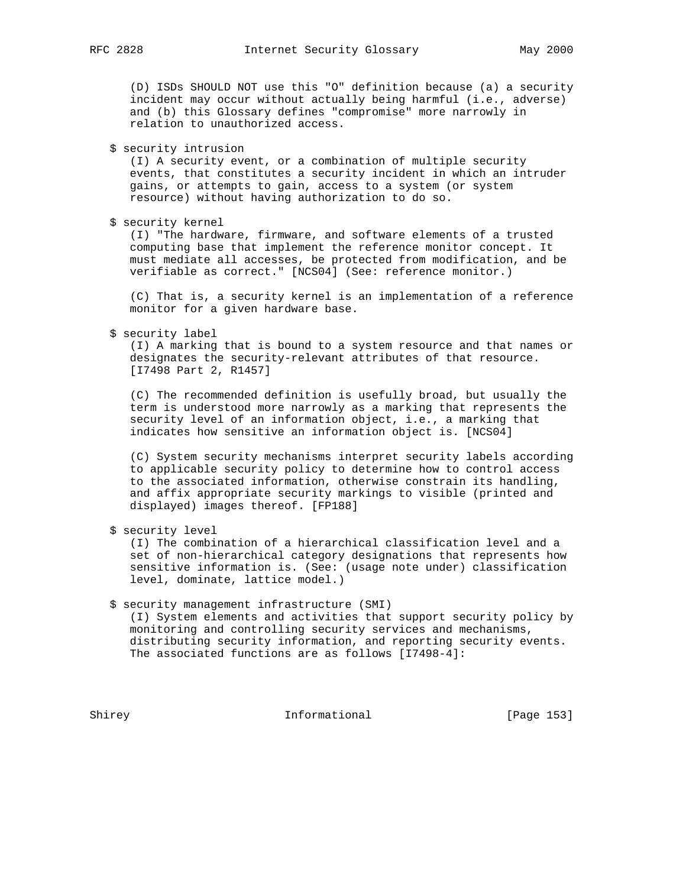(D) ISDs SHOULD NOT use this "O" definition because (a) a security incident may occur without actually being harmful (i.e., adverse) and (b) this Glossary defines "compromise" more narrowly in relation to unauthorized access.

$ security intrusion

(I) A security event, or a combination of multiple security events, that constitutes a security incident in which an intruder gains, or attempts to gain, access to a system (or system resource) without having authorization to do so.

$ security kernel

(I) "The hardware, firmware, and software elements of a trusted computing base that implement the reference monitor concept. It must mediate all accesses, be protected from modification, and be verifiable as correct." [NCS04] (See: reference monitor.)

(C) That is, a security kernel is an implementation of a reference monitor for a given hardware base.

$ security label

(I) A marking that is bound to a system resource and that names or designates the security-relevant attributes of that resource. [I7498 Part 2, R1457]

(C) The recommended definition is usefully broad, but usually the term is understood more narrowly as a marking that represents the security level of an information object, i.e., a marking that indicates how sensitive an information object is. [NCS04]

(C) System security mechanisms interpret security labels according to applicable security policy to determine how to control access to the associated information, otherwise constrain its handling, and affix appropriate security markings to visible (printed and displayed) images thereof. [FP188]

$ security level

(I) The combination of a hierarchical classification level and a set of non-hierarchical category designations that represents how sensitive information is. (See: (usage note under) classification level, dominate, lattice model.)

$ security management infrastructure (SMI)

(I) System elements and activities that support security policy by monitoring and controlling security services and mechanisms, distributing security information, and reporting security events. The associated functions are as follows [I7498-4]: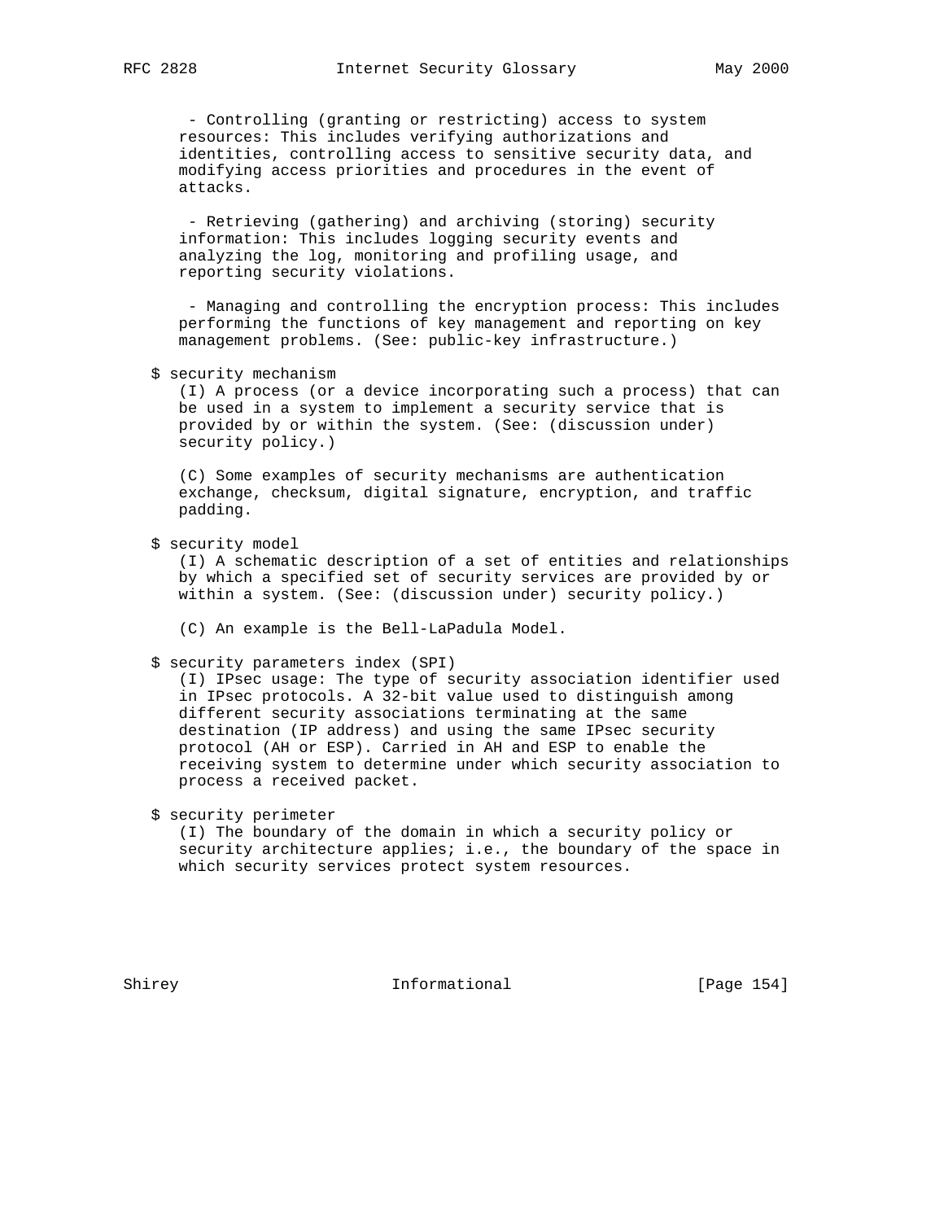- Controlling (granting or restricting) access to system resources: This includes verifying authorizations and identities, controlling access to sensitive security data, and modifying access priorities and procedures in the event of attacks.

- Retrieving (gathering) and archiving (storing) security information: This includes logging security events and analyzing the log, monitoring and profiling usage, and reporting security violations.

- Managing and controlling the encryption process: This includes performing the functions of key management and reporting on key management problems. (See: public-key infrastructure.)

$ security mechanism

(I) A process (or a device incorporating such a process) that can be used in a system to implement a security service that is provided by or within the system. (See: (discussion under) security policy.)

(C) Some examples of security mechanisms are authentication exchange, checksum, digital signature, encryption, and traffic padding.

$ security model

(I) A schematic description of a set of entities and relationships by which a specified set of security services are provided by or within a system. (See: (discussion under) security policy.)

(C) An example is the Bell-LaPadula Model.

$ security parameters index (SPI)

(I) IPsec usage: The type of security association identifier used in IPsec protocols. A 32-bit value used to distinguish among different security associations terminating at the same destination (IP address) and using the same IPsec security protocol (AH or ESP). Carried in AH and ESP to enable the receiving system to determine under which security association to process a received packet.

$ security perimeter

(I) The boundary of the domain in which a security policy or security architecture applies; i.e., the boundary of the space in which security services protect system resources.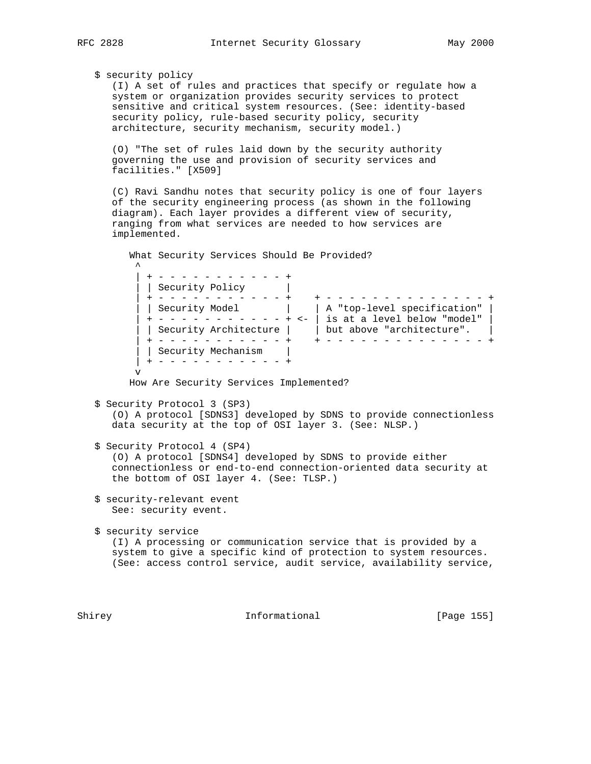$ security policy

(I) A set of rules and practices that specify or regulate how a system or organization provides security services to protect sensitive and critical system resources. (See: identity-based security policy, rule-based security policy, security architecture, security mechanism, security model.)

(O) "The set of rules laid down by the security authority governing the use and provision of security services and facilities." [X509]

(C) Ravi Sandhu notes that security policy is one of four layers of the security engineering process (as shown in the following diagram). Each layer provides a different view of security, ranging from what services are needed to how services are implemented.

```
   What Security Services Should Be Provided?
    ^
    | + - - - - - - - - - - - +
    | | Security Policy       |
    | + - - - - - - - - - - - +    + - - - - - - - - - - - - - - - +
    | | Security Model        |    | A "top-level specification" |
    | + - - - - - - - - - - - + <- | is at a level below "model" |
    | | Security Architecture |    | but above "architecture".   |
    | + - - - - - - - - - - - +    + - - - - - - - - - - - - - - - +
    | | Security Mechanism    |
    | + - - - - - - - - - - - +
    v
   How Are Security Services Implemented?
```

$ Security Protocol 3 (SP3)

(O) A protocol [SDNS3] developed by SDNS to provide connectionless data security at the top of OSI layer 3. (See: NLSP.)

$ Security Protocol 4 (SP4)

(O) A protocol [SDNS4] developed by SDNS to provide either connectionless or end-to-end connection-oriented data security at the bottom of OSI layer 4. (See: TLSP.)

$ security-relevant event

See: security event.

$ security service

(I) A processing or communication service that is provided by a system to give a specific kind of protection to system resources. (See: access control service, audit service, availability service,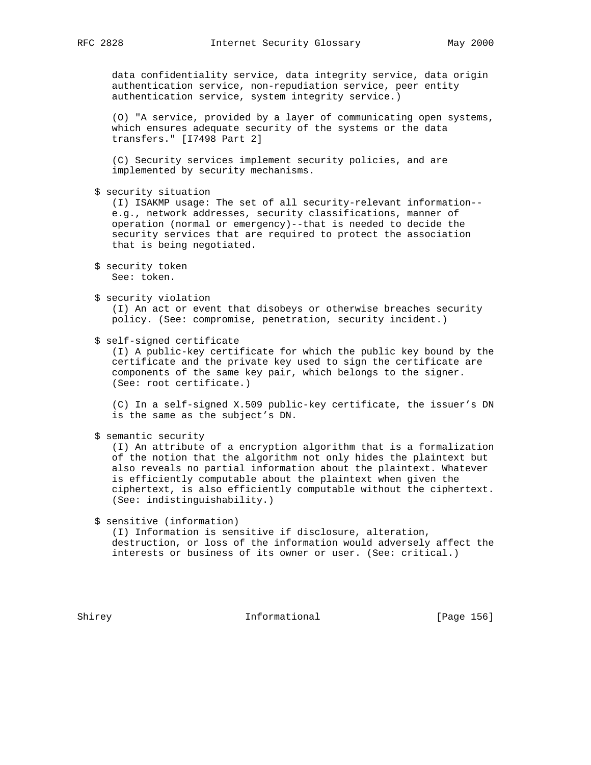data confidentiality service, data integrity service, data origin authentication service, non-repudiation service, peer entity authentication service, system integrity service.)

(O) "A service, provided by a layer of communicating open systems, which ensures adequate security of the systems or the data transfers." [I7498 Part 2]

(C) Security services implement security policies, and are implemented by security mechanisms.

$ security situation
(I) ISAKMP usage: The set of all security-relevant information--e.g., network addresses, security classifications, manner of operation (normal or emergency)--that is needed to decide the security services that are required to protect the association that is being negotiated.

$ security token
See: token.

$ security violation
(I) An act or event that disobeys or otherwise breaches security policy. (See: compromise, penetration, security incident.)

$ self-signed certificate
(I) A public-key certificate for which the public key bound by the certificate and the private key used to sign the certificate are components of the same key pair, which belongs to the signer. (See: root certificate.)

(C) In a self-signed X.509 public-key certificate, the issuer's DN is the same as the subject's DN.

$ semantic security
(I) An attribute of a encryption algorithm that is a formalization of the notion that the algorithm not only hides the plaintext but also reveals no partial information about the plaintext. Whatever is efficiently computable about the plaintext when given the ciphertext, is also efficiently computable without the ciphertext. (See: indistinguishability.)

$ sensitive (information)
(I) Information is sensitive if disclosure, alteration, destruction, or loss of the information would adversely affect the interests or business of its owner or user. (See: critical.)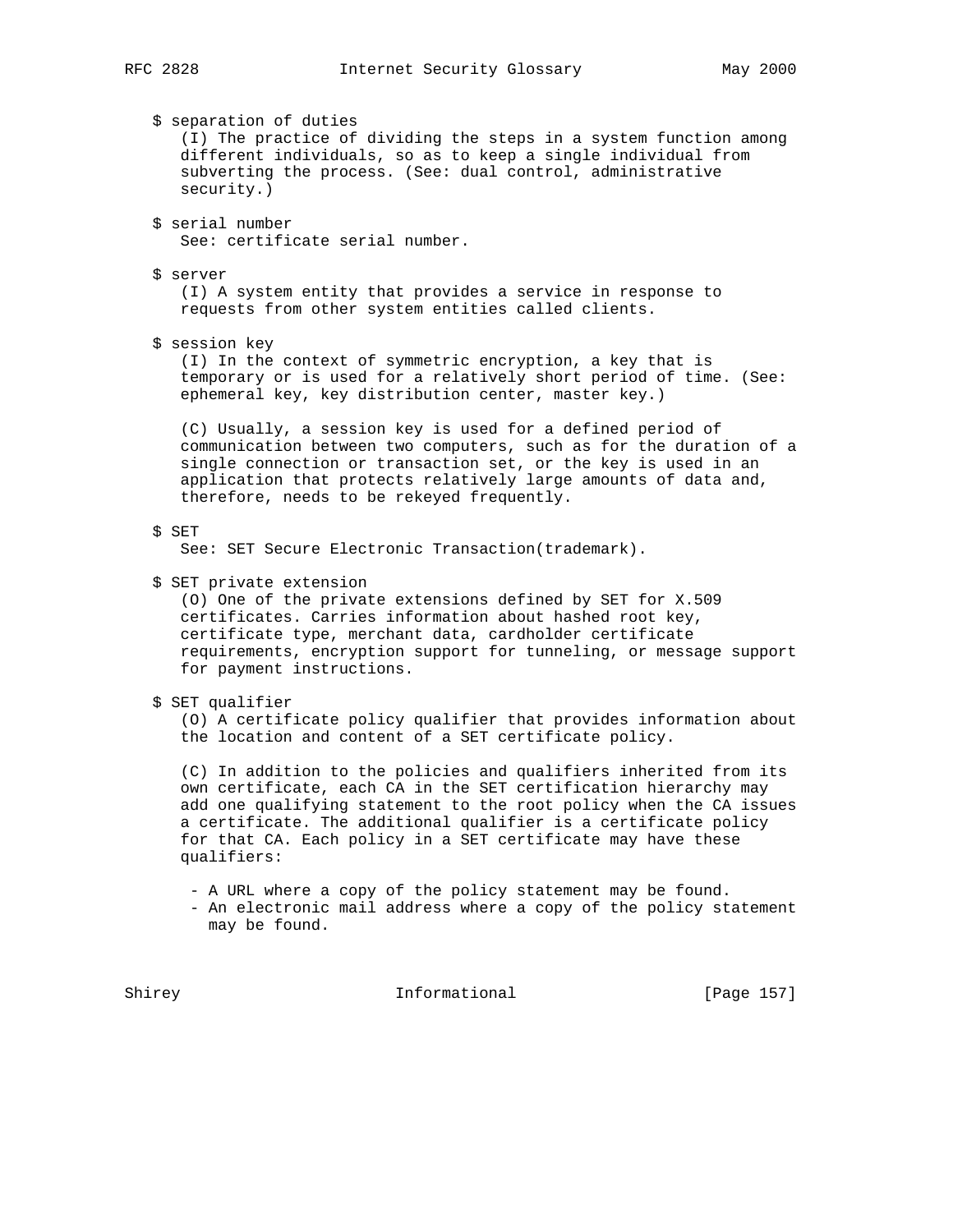$ separation of duties
(I) The practice of dividing the steps in a system function among different individuals, so as to keep a single individual from subverting the process. (See: dual control, administrative security.)

$ serial number
See: certificate serial number.

$ server
(I) A system entity that provides a service in response to requests from other system entities called clients.

$ session key
(I) In the context of symmetric encryption, a key that is temporary or is used for a relatively short period of time. (See: ephemeral key, key distribution center, master key.)

(C) Usually, a session key is used for a defined period of communication between two computers, such as for the duration of a single connection or transaction set, or the key is used in an application that protects relatively large amounts of data and, therefore, needs to be rekeyed frequently.

$ SET
See: SET Secure Electronic Transaction(trademark).

$ SET private extension
(O) One of the private extensions defined by SET for X.509 certificates. Carries information about hashed root key, certificate type, merchant data, cardholder certificate requirements, encryption support for tunneling, or message support for payment instructions.

$ SET qualifier
(O) A certificate policy qualifier that provides information about the location and content of a SET certificate policy.

(C) In addition to the policies and qualifiers inherited from its own certificate, each CA in the SET certification hierarchy may add one qualifying statement to the root policy when the CA issues a certificate. The additional qualifier is a certificate policy for that CA. Each policy in a SET certificate may have these qualifiers:

- A URL where a copy of the policy statement may be found.
- An electronic mail address where a copy of the policy statement may be found.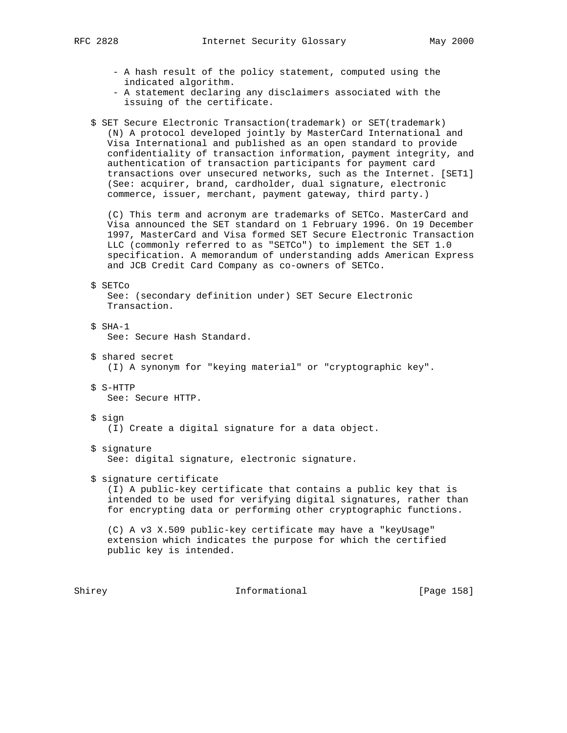- A hash result of the policy statement, computed using the indicated algorithm.
- A statement declaring any disclaimers associated with the issuing of the certificate.

$ SET Secure Electronic Transaction(trademark) or SET(trademark)
(N) A protocol developed jointly by MasterCard International and Visa International and published as an open standard to provide confidentiality of transaction information, payment integrity, and authentication of transaction participants for payment card transactions over unsecured networks, such as the Internet. [SET1] (See: acquirer, brand, cardholder, dual signature, electronic commerce, issuer, merchant, payment gateway, third party.)

(C) This term and acronym are trademarks of SETCo. MasterCard and Visa announced the SET standard on 1 February 1996. On 19 December 1997, MasterCard and Visa formed SET Secure Electronic Transaction LLC (commonly referred to as "SETCo") to implement the SET 1.0 specification. A memorandum of understanding adds American Express and JCB Credit Card Company as co-owners of SETCo.

$ SETCo
See: (secondary definition under) SET Secure Electronic Transaction.

$ SHA-1
See: Secure Hash Standard.

$ shared secret
(I) A synonym for "keying material" or "cryptographic key".

$ S-HTTP
See: Secure HTTP.

$ sign
(I) Create a digital signature for a data object.

$ signature
See: digital signature, electronic signature.

$ signature certificate
(I) A public-key certificate that contains a public key that is intended to be used for verifying digital signatures, rather than for encrypting data or performing other cryptographic functions.

(C) A v3 X.509 public-key certificate may have a "keyUsage" extension which indicates the purpose for which the certified public key is intended.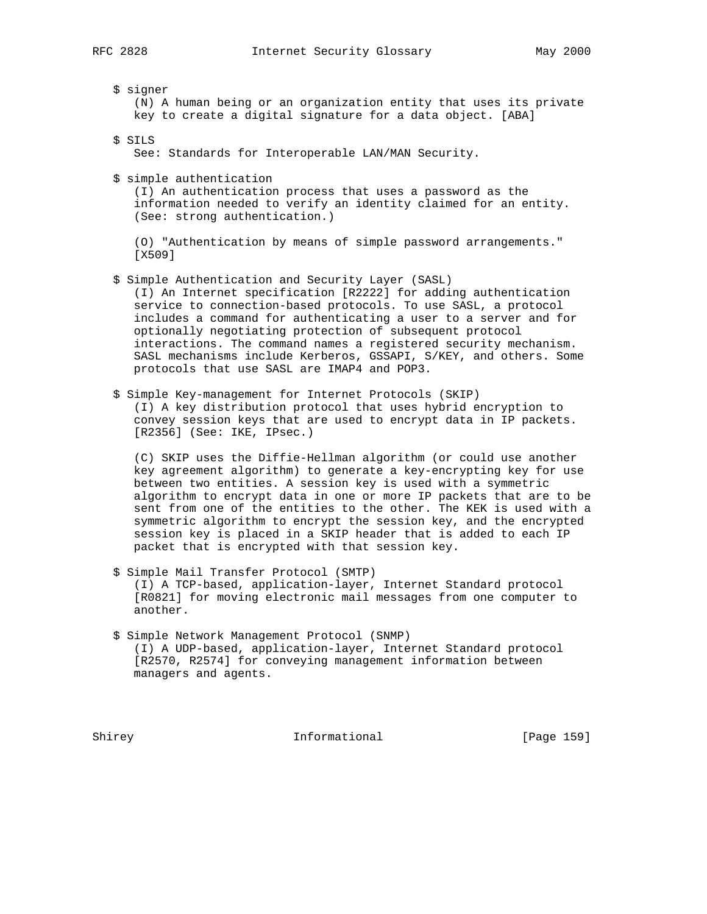$ signer
(N) A human being or an organization entity that uses its private key to create a digital signature for a data object. [ABA]

$ SILS
See: Standards for Interoperable LAN/MAN Security.

$ simple authentication
(I) An authentication process that uses a password as the information needed to verify an identity claimed for an entity. (See: strong authentication.)

(O) "Authentication by means of simple password arrangements." [X509]

$ Simple Authentication and Security Layer (SASL)
(I) An Internet specification [R2222] for adding authentication service to connection-based protocols. To use SASL, a protocol includes a command for authenticating a user to a server and for optionally negotiating protection of subsequent protocol interactions. The command names a registered security mechanism. SASL mechanisms include Kerberos, GSSAPI, S/KEY, and others. Some protocols that use SASL are IMAP4 and POP3.

$ Simple Key-management for Internet Protocols (SKIP)
(I) A key distribution protocol that uses hybrid encryption to convey session keys that are used to encrypt data in IP packets. [R2356] (See: IKE, IPsec.)

(C) SKIP uses the Diffie-Hellman algorithm (or could use another key agreement algorithm) to generate a key-encrypting key for use between two entities. A session key is used with a symmetric algorithm to encrypt data in one or more IP packets that are to be sent from one of the entities to the other. The KEK is used with a symmetric algorithm to encrypt the session key, and the encrypted session key is placed in a SKIP header that is added to each IP packet that is encrypted with that session key.

$ Simple Mail Transfer Protocol (SMTP)
(I) A TCP-based, application-layer, Internet Standard protocol [R0821] for moving electronic mail messages from one computer to another.

$ Simple Network Management Protocol (SNMP)
(I) A UDP-based, application-layer, Internet Standard protocol [R2570, R2574] for conveying management information between managers and agents.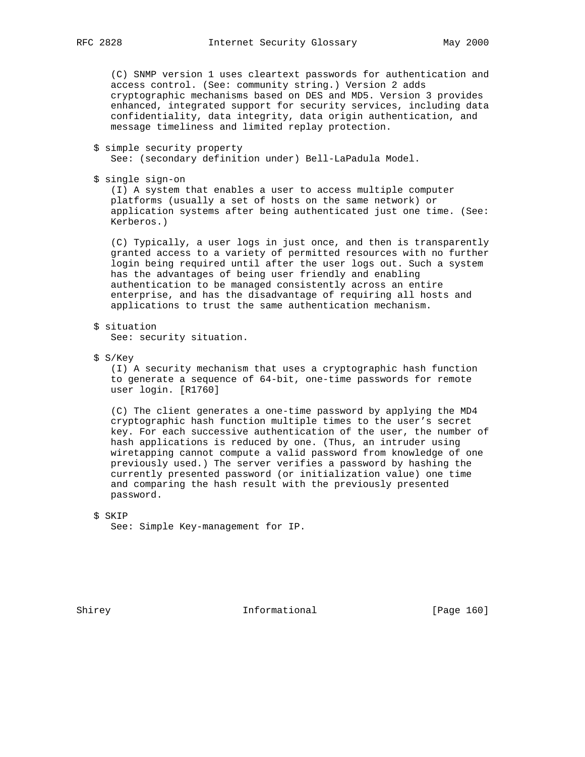(C) SNMP version 1 uses cleartext passwords for authentication and access control. (See: community string.) Version 2 adds cryptographic mechanisms based on DES and MD5. Version 3 provides enhanced, integrated support for security services, including data confidentiality, data integrity, data origin authentication, and message timeliness and limited replay protection.

$ simple security property
See: (secondary definition under) Bell-LaPadula Model.

$ single sign-on
(I) A system that enables a user to access multiple computer platforms (usually a set of hosts on the same network) or application systems after being authenticated just one time. (See: Kerberos.)

(C) Typically, a user logs in just once, and then is transparently granted access to a variety of permitted resources with no further login being required until after the user logs out. Such a system has the advantages of being user friendly and enabling authentication to be managed consistently across an entire enterprise, and has the disadvantage of requiring all hosts and applications to trust the same authentication mechanism.

$ situation
See: security situation.

$ S/Key
(I) A security mechanism that uses a cryptographic hash function to generate a sequence of 64-bit, one-time passwords for remote user login. [R1760]

(C) The client generates a one-time password by applying the MD4 cryptographic hash function multiple times to the user's secret key. For each successive authentication of the user, the number of hash applications is reduced by one. (Thus, an intruder using wiretapping cannot compute a valid password from knowledge of one previously used.) The server verifies a password by hashing the currently presented password (or initialization value) one time and comparing the hash result with the previously presented password.

$ SKIP
See: Simple Key-management for IP.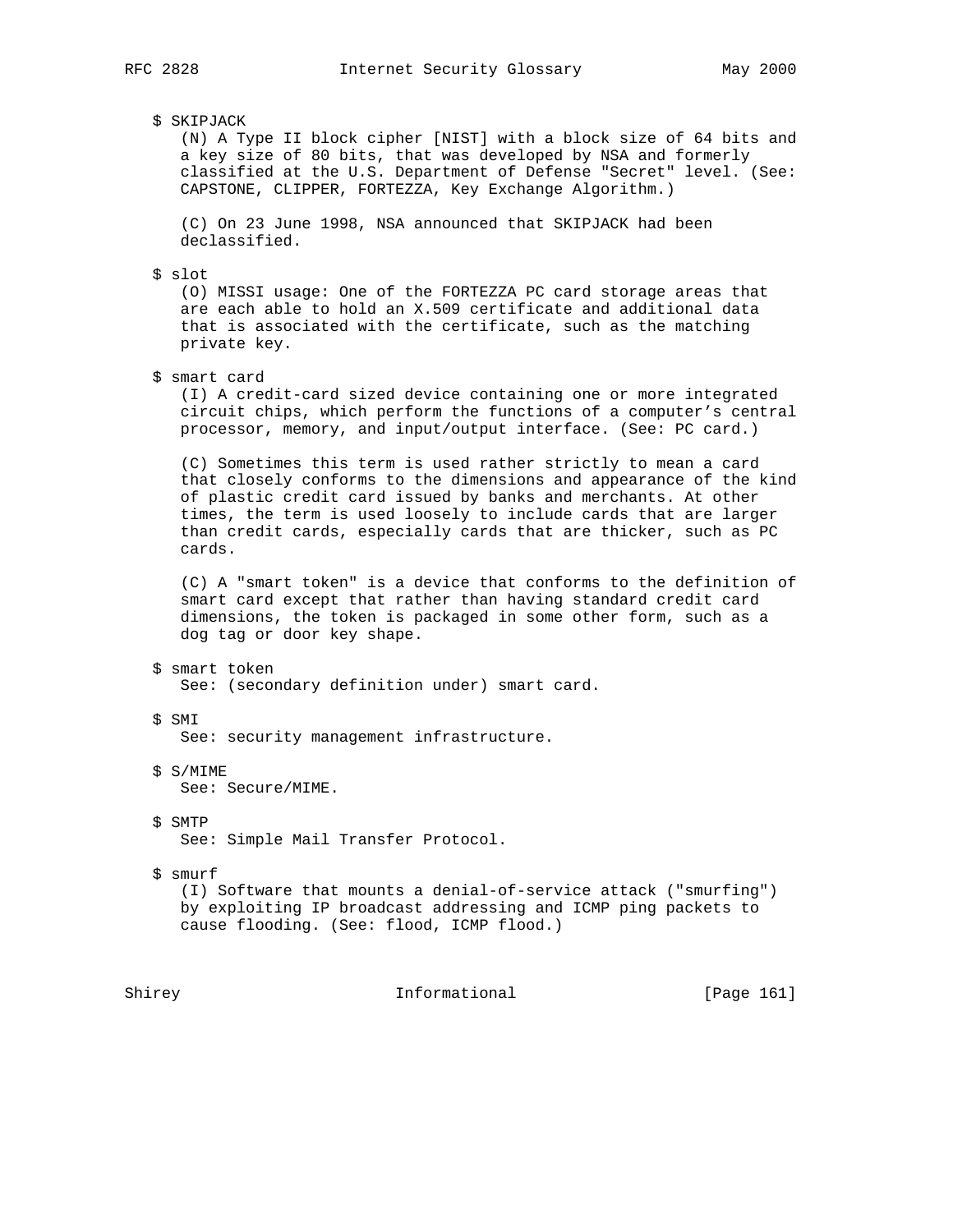$ SKIPJACK

(N) A Type II block cipher [NIST] with a block size of 64 bits and a key size of 80 bits, that was developed by NSA and formerly classified at the U.S. Department of Defense "Secret" level. (See: CAPSTONE, CLIPPER, FORTEZZA, Key Exchange Algorithm.)

(C) On 23 June 1998, NSA announced that SKIPJACK had been declassified.

$ slot

(O) MISSI usage: One of the FORTEZZA PC card storage areas that are each able to hold an X.509 certificate and additional data that is associated with the certificate, such as the matching private key.

$ smart card

(I) A credit-card sized device containing one or more integrated circuit chips, which perform the functions of a computer's central processor, memory, and input/output interface. (See: PC card.)

(C) Sometimes this term is used rather strictly to mean a card that closely conforms to the dimensions and appearance of the kind of plastic credit card issued by banks and merchants. At other times, the term is used loosely to include cards that are larger than credit cards, especially cards that are thicker, such as PC cards.

(C) A "smart token" is a device that conforms to the definition of smart card except that rather than having standard credit card dimensions, the token is packaged in some other form, such as a dog tag or door key shape.

$ smart token

See: (secondary definition under) smart card.

$ SMI

See: security management infrastructure.

$ S/MIME

See: Secure/MIME.

$ SMTP

See: Simple Mail Transfer Protocol.

$ smurf

(I) Software that mounts a denial-of-service attack ("smurfing") by exploiting IP broadcast addressing and ICMP ping packets to cause flooding. (See: flood, ICMP flood.)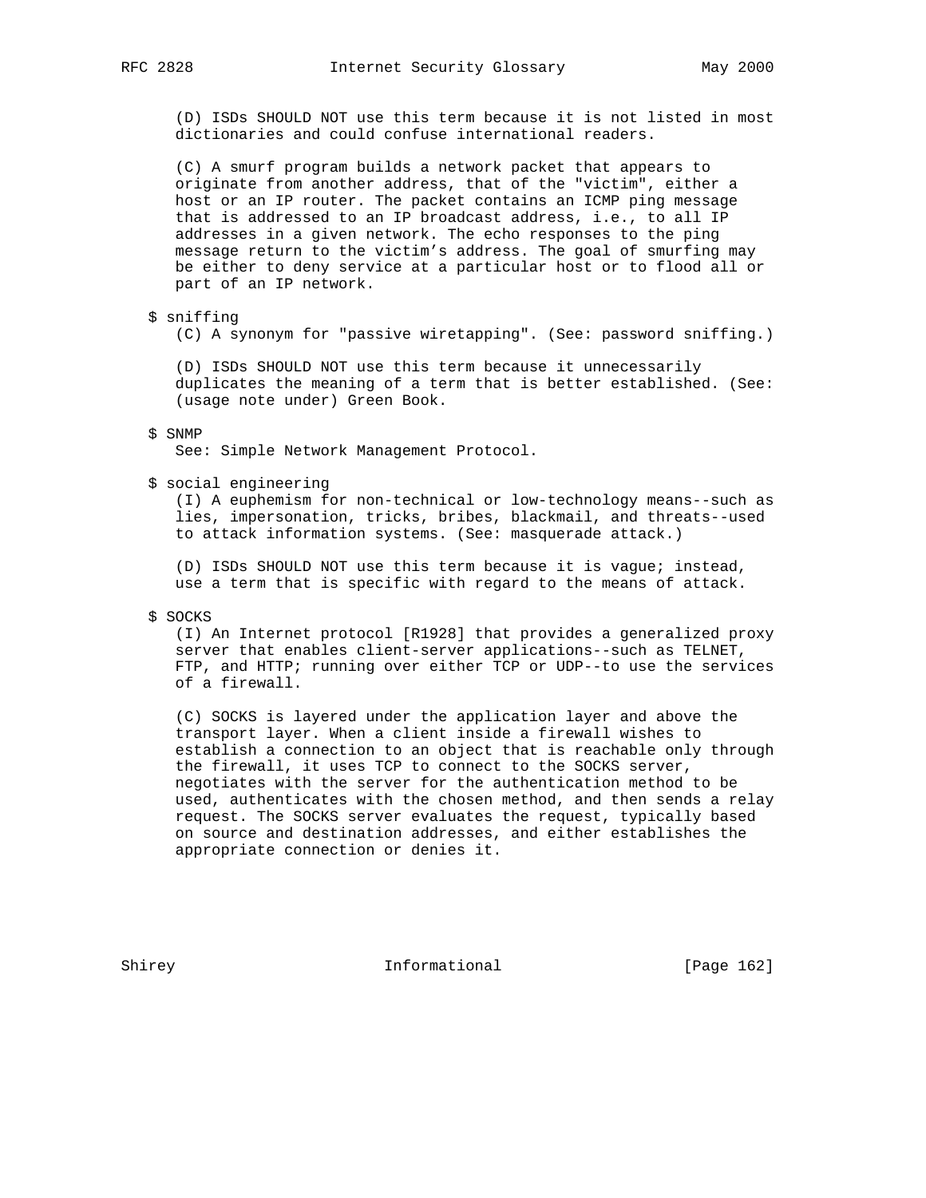(D) ISDs SHOULD NOT use this term because it is not listed in most dictionaries and could confuse international readers.

(C) A smurf program builds a network packet that appears to originate from another address, that of the "victim", either a host or an IP router. The packet contains an ICMP ping message that is addressed to an IP broadcast address, i.e., to all IP addresses in a given network. The echo responses to the ping message return to the victim's address. The goal of smurfing may be either to deny service at a particular host or to flood all or part of an IP network.

$ sniffing

(C) A synonym for "passive wiretapping". (See: password sniffing.)

(D) ISDs SHOULD NOT use this term because it unnecessarily duplicates the meaning of a term that is better established. (See: (usage note under) Green Book.

$ SNMP

See: Simple Network Management Protocol.

$ social engineering

(I) A euphemism for non-technical or low-technology means--such as lies, impersonation, tricks, bribes, blackmail, and threats--used to attack information systems. (See: masquerade attack.)

(D) ISDs SHOULD NOT use this term because it is vague; instead, use a term that is specific with regard to the means of attack.

$ SOCKS

(I) An Internet protocol [R1928] that provides a generalized proxy server that enables client-server applications--such as TELNET, FTP, and HTTP; running over either TCP or UDP--to use the services of a firewall.

(C) SOCKS is layered under the application layer and above the transport layer. When a client inside a firewall wishes to establish a connection to an object that is reachable only through the firewall, it uses TCP to connect to the SOCKS server, negotiates with the server for the authentication method to be used, authenticates with the chosen method, and then sends a relay request. The SOCKS server evaluates the request, typically based on source and destination addresses, and either establishes the appropriate connection or denies it.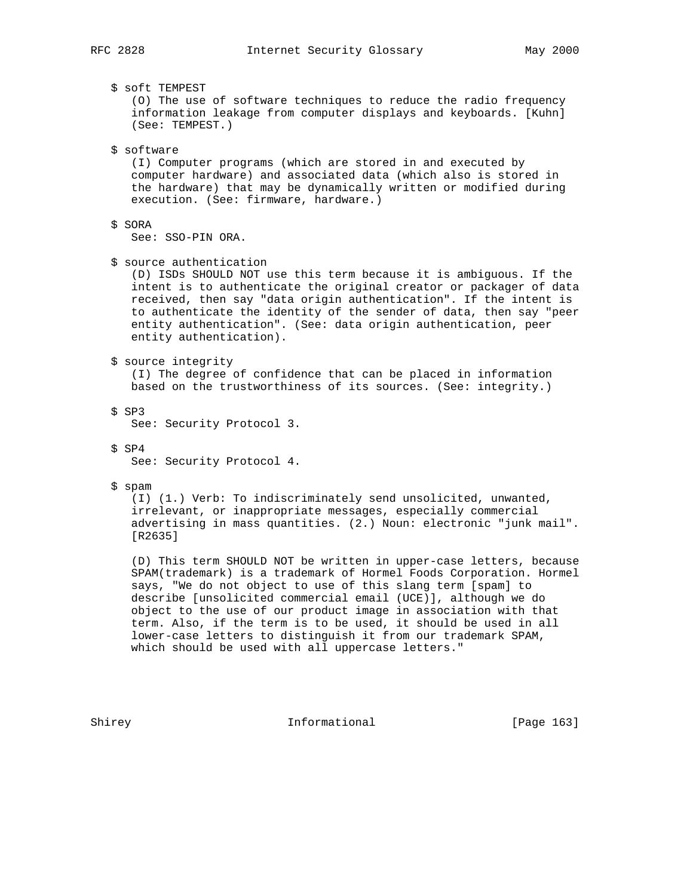$ soft TEMPEST
(O) The use of software techniques to reduce the radio frequency information leakage from computer displays and keyboards. [Kuhn] (See: TEMPEST.)

$ software
(I) Computer programs (which are stored in and executed by computer hardware) and associated data (which also is stored in the hardware) that may be dynamically written or modified during execution. (See: firmware, hardware.)

$ SORA
See: SSO-PIN ORA.

$ source authentication
(D) ISDs SHOULD NOT use this term because it is ambiguous. If the intent is to authenticate the original creator or packager of data received, then say "data origin authentication". If the intent is to authenticate the identity of the sender of data, then say "peer entity authentication". (See: data origin authentication, peer entity authentication).

$ source integrity
(I) The degree of confidence that can be placed in information based on the trustworthiness of its sources. (See: integrity.)

$ SP3
See: Security Protocol 3.

$ SP4
See: Security Protocol 4.

$ spam
(I) (1.) Verb: To indiscriminately send unsolicited, unwanted, irrelevant, or inappropriate messages, especially commercial advertising in mass quantities. (2.) Noun: electronic "junk mail". [R2635]

(D) This term SHOULD NOT be written in upper-case letters, because SPAM(trademark) is a trademark of Hormel Foods Corporation. Hormel says, "We do not object to use of this slang term [spam] to describe [unsolicited commercial email (UCE)], although we do object to the use of our product image in association with that term. Also, if the term is to be used, it should be used in all lower-case letters to distinguish it from our trademark SPAM, which should be used with all uppercase letters."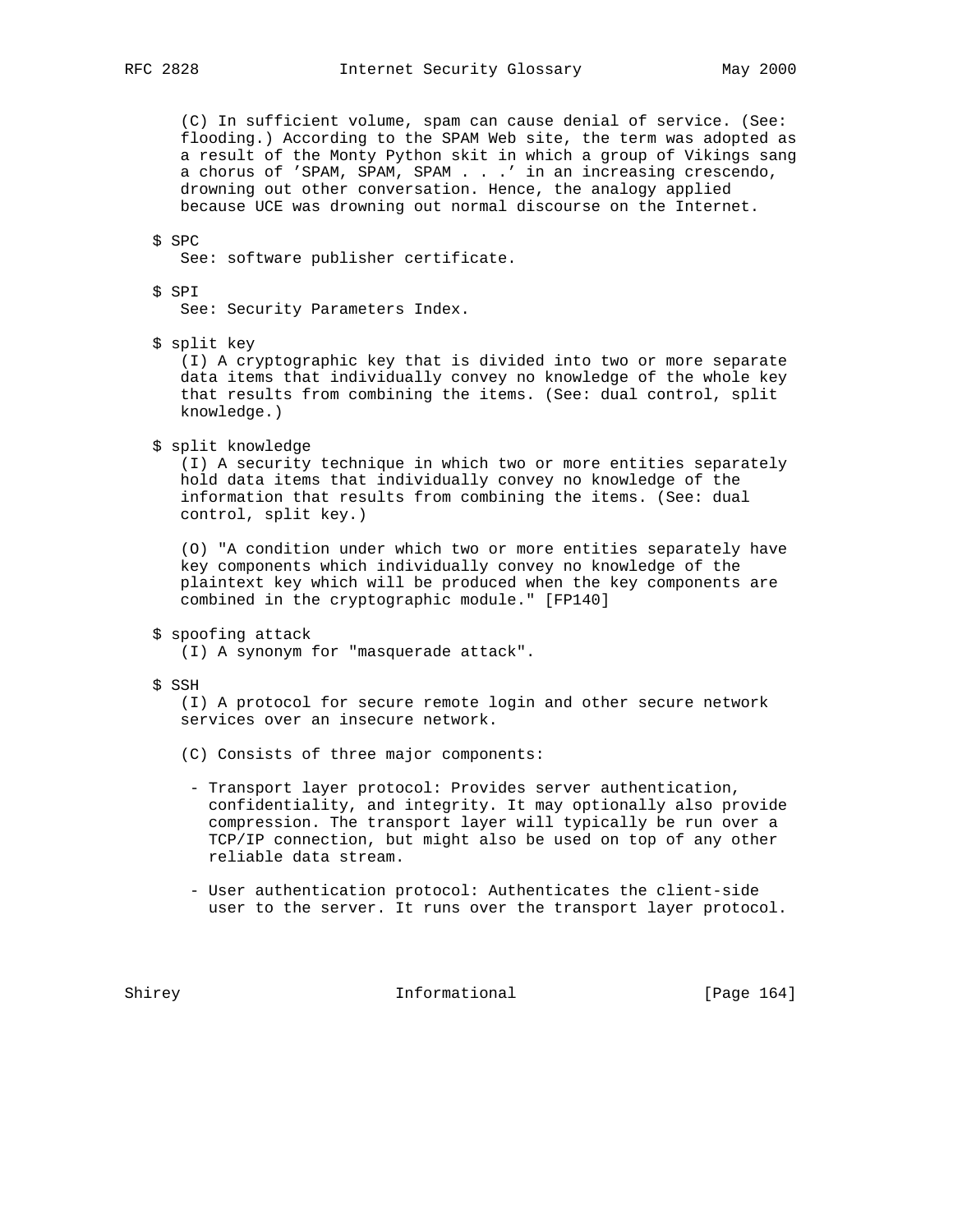(C) In sufficient volume, spam can cause denial of service. (See: flooding.) According to the SPAM Web site, the term was adopted as a result of the Monty Python skit in which a group of Vikings sang a chorus of 'SPAM, SPAM, SPAM . . .' in an increasing crescendo, drowning out other conversation. Hence, the analogy applied because UCE was drowning out normal discourse on the Internet.

$ SPC
See: software publisher certificate.

$ SPI
See: Security Parameters Index.

$ split key
(I) A cryptographic key that is divided into two or more separate data items that individually convey no knowledge of the whole key that results from combining the items. (See: dual control, split knowledge.)

$ split knowledge
(I) A security technique in which two or more entities separately hold data items that individually convey no knowledge of the information that results from combining the items. (See: dual control, split key.)

(O) "A condition under which two or more entities separately have key components which individually convey no knowledge of the plaintext key which will be produced when the key components are combined in the cryptographic module." [FP140]

$ spoofing attack
(I) A synonym for "masquerade attack".

$ SSH
(I) A protocol for secure remote login and other secure network services over an insecure network.

(C) Consists of three major components:

- Transport layer protocol: Provides server authentication, confidentiality, and integrity. It may optionally also provide compression. The transport layer will typically be run over a TCP/IP connection, but might also be used on top of any other reliable data stream.

- User authentication protocol: Authenticates the client-side user to the server. It runs over the transport layer protocol.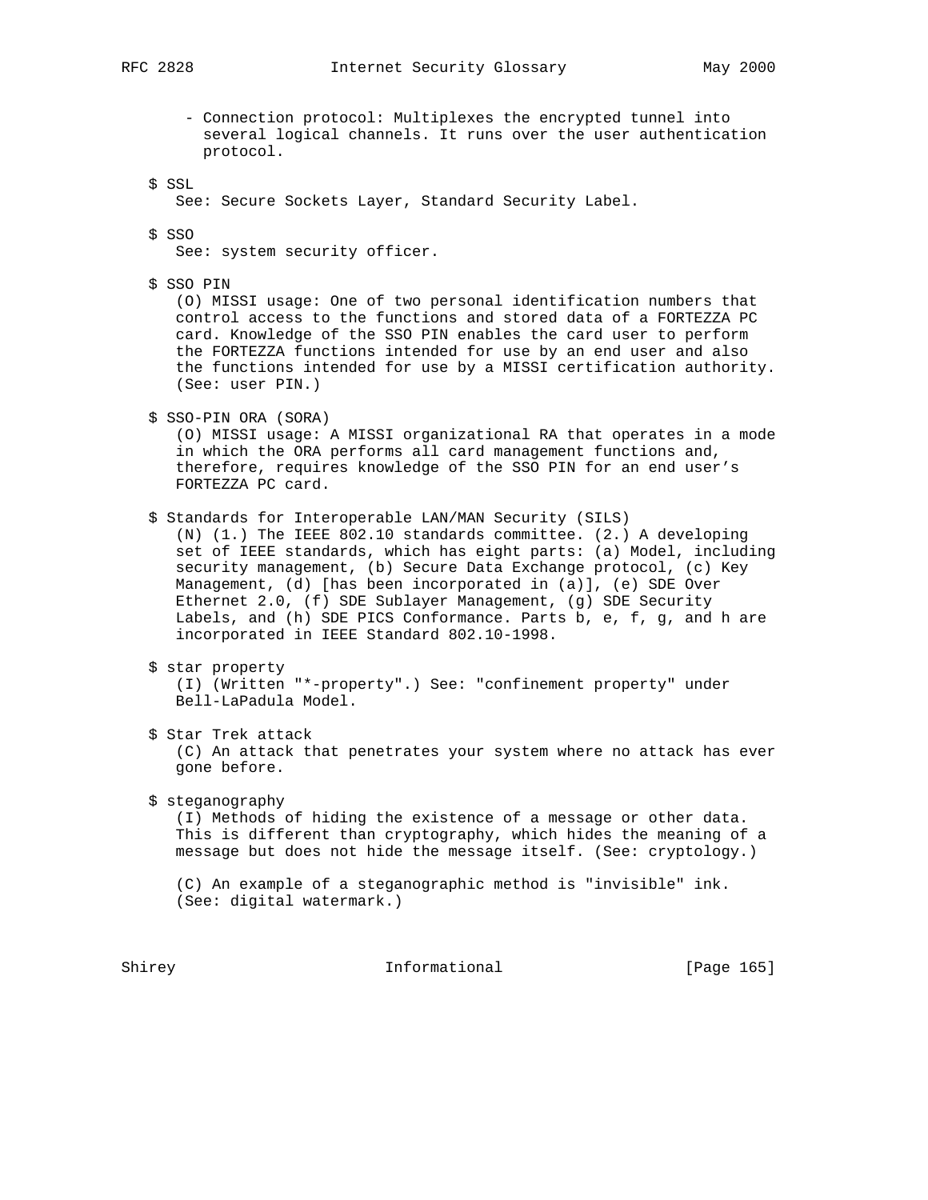- Connection protocol: Multiplexes the encrypted tunnel into several logical channels. It runs over the user authentication protocol.

$ SSL
See: Secure Sockets Layer, Standard Security Label.

$ SSO
See: system security officer.

$ SSO PIN
(O) MISSI usage: One of two personal identification numbers that control access to the functions and stored data of a FORTEZZA PC card. Knowledge of the SSO PIN enables the card user to perform the FORTEZZA functions intended for use by an end user and also the functions intended for use by a MISSI certification authority. (See: user PIN.)

$ SSO-PIN ORA (SORA)
(O) MISSI usage: A MISSI organizational RA that operates in a mode in which the ORA performs all card management functions and, therefore, requires knowledge of the SSO PIN for an end user's FORTEZZA PC card.

$ Standards for Interoperable LAN/MAN Security (SILS)
(N) (1.) The IEEE 802.10 standards committee. (2.) A developing set of IEEE standards, which has eight parts: (a) Model, including security management, (b) Secure Data Exchange protocol, (c) Key Management, (d) [has been incorporated in (a)], (e) SDE Over Ethernet 2.0, (f) SDE Sublayer Management, (g) SDE Security Labels, and (h) SDE PICS Conformance. Parts b, e, f, g, and h are incorporated in IEEE Standard 802.10-1998.

$ star property
(I) (Written "*-property".) See: "confinement property" under Bell-LaPadula Model.

$ Star Trek attack
(C) An attack that penetrates your system where no attack has ever gone before.

$ steganography
(I) Methods of hiding the existence of a message or other data. This is different than cryptography, which hides the meaning of a message but does not hide the message itself. (See: cryptology.)

(C) An example of a steganographic method is "invisible" ink. (See: digital watermark.)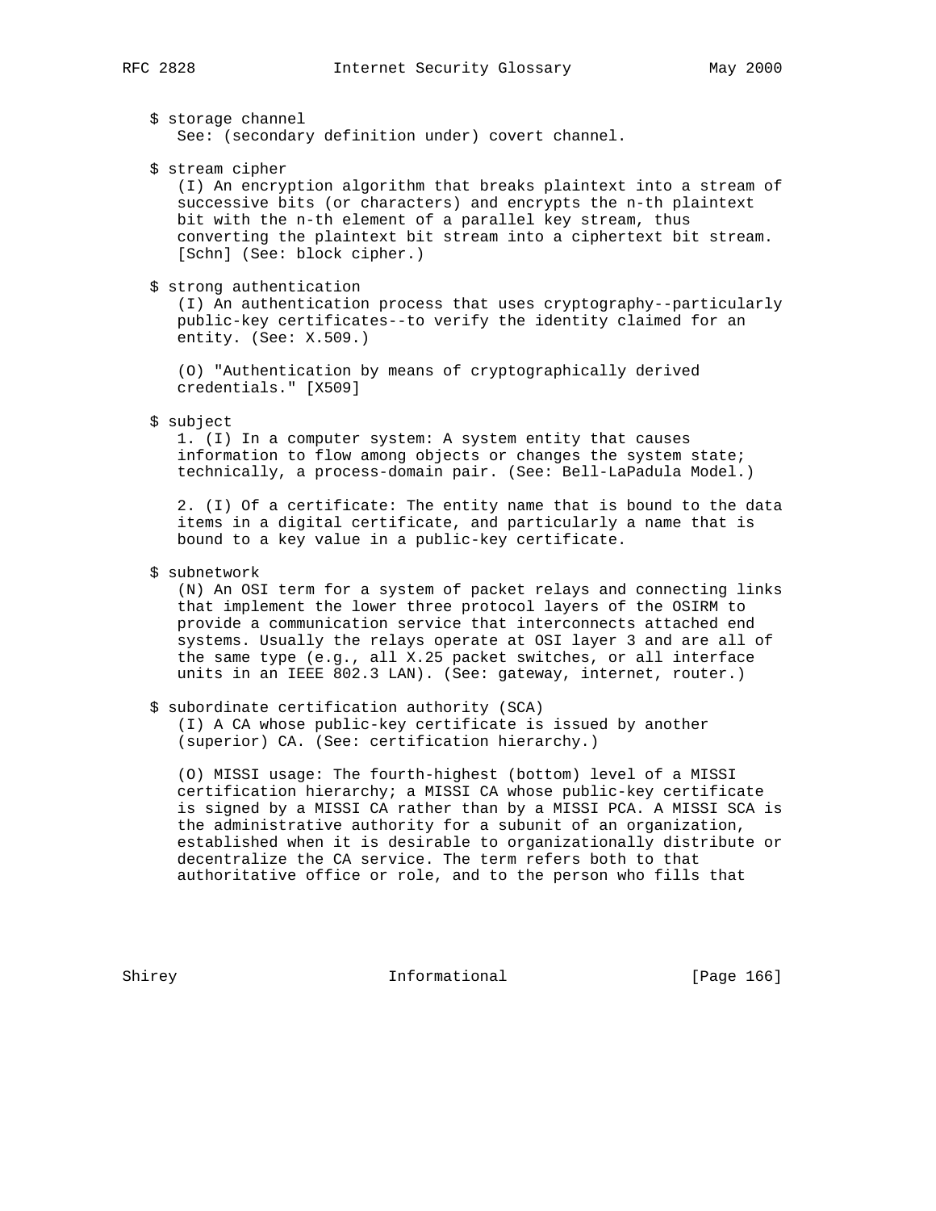$ storage channel
   See: (secondary definition under) covert channel.

$ stream cipher
   (I) An encryption algorithm that breaks plaintext into a stream of successive bits (or characters) and encrypts the n-th plaintext bit with the n-th element of a parallel key stream, thus converting the plaintext bit stream into a ciphertext bit stream. [Schn] (See: block cipher.)

$ strong authentication
   (I) An authentication process that uses cryptography--particularly public-key certificates--to verify the identity claimed for an entity. (See: X.509.)

   (O) "Authentication by means of cryptographically derived credentials." [X509]

$ subject
   1. (I) In a computer system: A system entity that causes information to flow among objects or changes the system state; technically, a process-domain pair. (See: Bell-LaPadula Model.)

   2. (I) Of a certificate: The entity name that is bound to the data items in a digital certificate, and particularly a name that is bound to a key value in a public-key certificate.

$ subnetwork
   (N) An OSI term for a system of packet relays and connecting links that implement the lower three protocol layers of the OSIRM to provide a communication service that interconnects attached end systems. Usually the relays operate at OSI layer 3 and are all of the same type (e.g., all X.25 packet switches, or all interface units in an IEEE 802.3 LAN). (See: gateway, internet, router.)

$ subordinate certification authority (SCA)
   (I) A CA whose public-key certificate is issued by another (superior) CA. (See: certification hierarchy.)

   (O) MISSI usage: The fourth-highest (bottom) level of a MISSI certification hierarchy; a MISSI CA whose public-key certificate is signed by a MISSI CA rather than by a MISSI PCA. A MISSI SCA is the administrative authority for a subunit of an organization, established when it is desirable to organizationally distribute or decentralize the CA service. The term refers both to that authoritative office or role, and to the person who fills that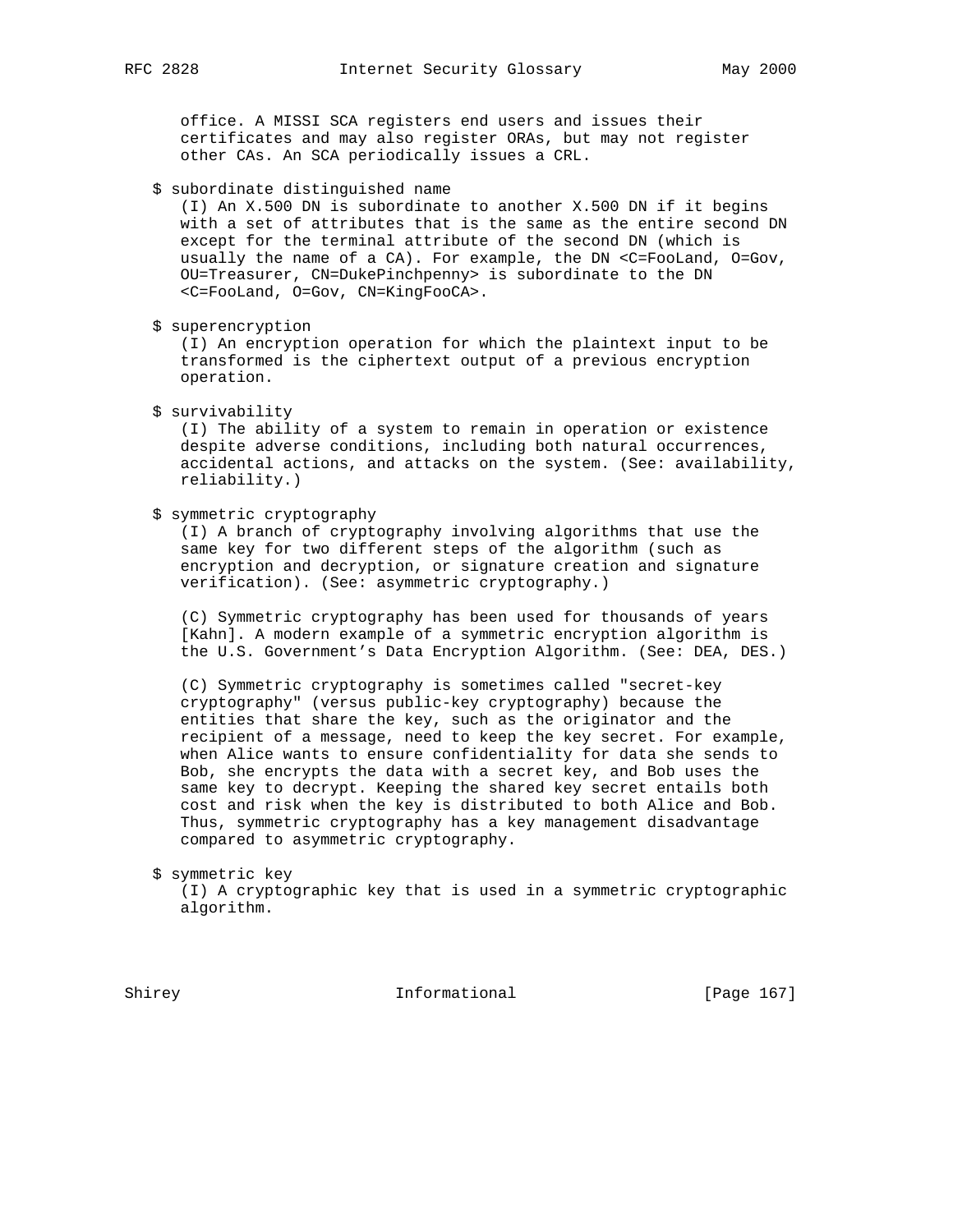office. A MISSI SCA registers end users and issues their certificates and may also register ORAs, but may not register other CAs. An SCA periodically issues a CRL.

$ subordinate distinguished name

(I) An X.500 DN is subordinate to another X.500 DN if it begins with a set of attributes that is the same as the entire second DN except for the terminal attribute of the second DN (which is usually the name of a CA). For example, the DN <C=FooLand, O=Gov, OU=Treasurer, CN=DukePinchpenny> is subordinate to the DN <C=FooLand, O=Gov, CN=KingFooCA>.

$ superencryption

(I) An encryption operation for which the plaintext input to be transformed is the ciphertext output of a previous encryption operation.

$ survivability

(I) The ability of a system to remain in operation or existence despite adverse conditions, including both natural occurrences, accidental actions, and attacks on the system. (See: availability, reliability.)

$ symmetric cryptography

(I) A branch of cryptography involving algorithms that use the same key for two different steps of the algorithm (such as encryption and decryption, or signature creation and signature verification). (See: asymmetric cryptography.)

(C) Symmetric cryptography has been used for thousands of years [Kahn]. A modern example of a symmetric encryption algorithm is the U.S. Government's Data Encryption Algorithm. (See: DEA, DES.)

(C) Symmetric cryptography is sometimes called "secret-key cryptography" (versus public-key cryptography) because the entities that share the key, such as the originator and the recipient of a message, need to keep the key secret. For example, when Alice wants to ensure confidentiality for data she sends to Bob, she encrypts the data with a secret key, and Bob uses the same key to decrypt. Keeping the shared key secret entails both cost and risk when the key is distributed to both Alice and Bob. Thus, symmetric cryptography has a key management disadvantage compared to asymmetric cryptography.

$ symmetric key

(I) A cryptographic key that is used in a symmetric cryptographic algorithm.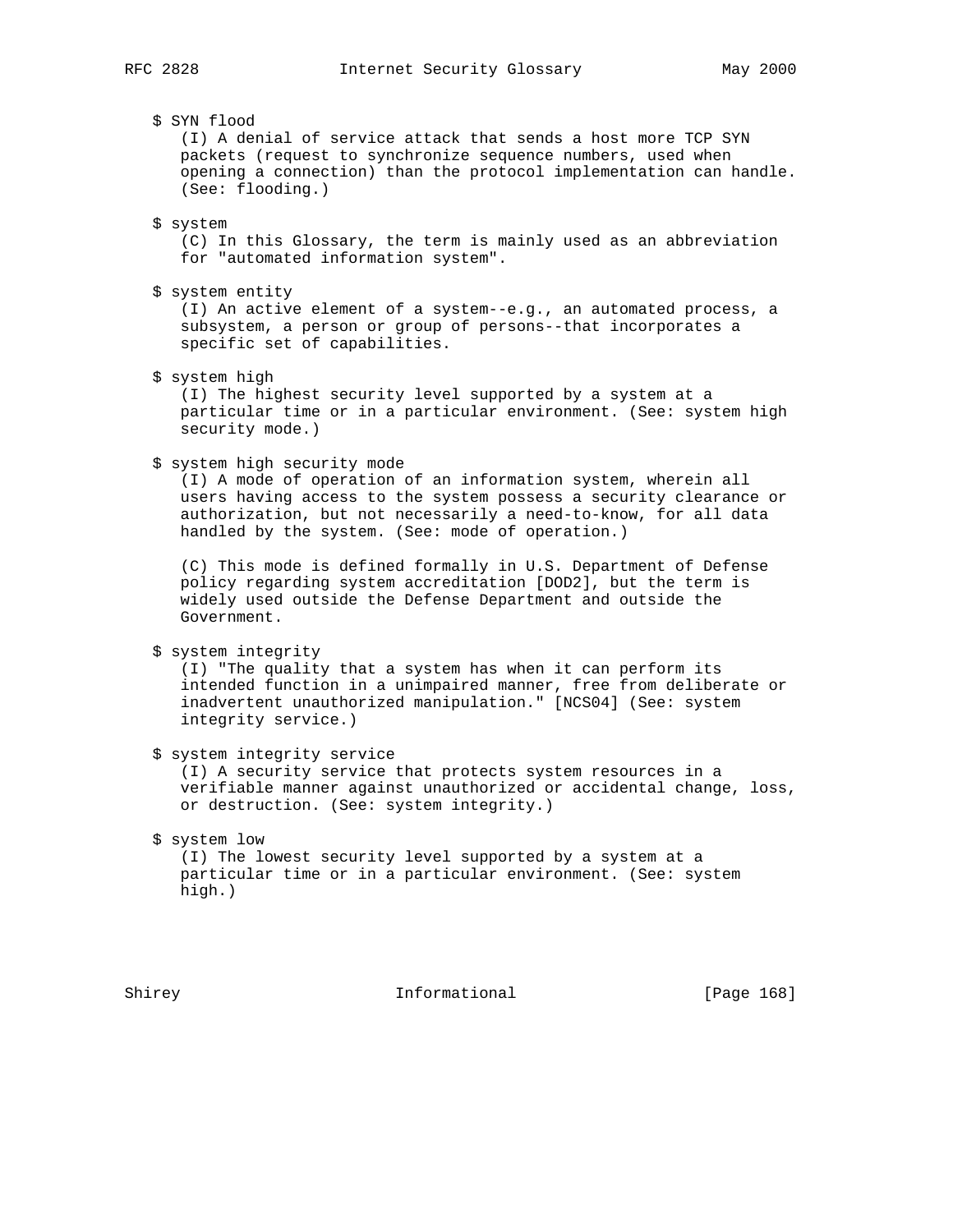$ SYN flood
(I) A denial of service attack that sends a host more TCP SYN packets (request to synchronize sequence numbers, used when opening a connection) than the protocol implementation can handle. (See: flooding.)

$ system
(C) In this Glossary, the term is mainly used as an abbreviation for "automated information system".

$ system entity
(I) An active element of a system--e.g., an automated process, a subsystem, a person or group of persons--that incorporates a specific set of capabilities.

$ system high
(I) The highest security level supported by a system at a particular time or in a particular environment. (See: system high security mode.)

$ system high security mode
(I) A mode of operation of an information system, wherein all users having access to the system possess a security clearance or authorization, but not necessarily a need-to-know, for all data handled by the system. (See: mode of operation.)

(C) This mode is defined formally in U.S. Department of Defense policy regarding system accreditation [DOD2], but the term is widely used outside the Defense Department and outside the Government.

$ system integrity
(I) "The quality that a system has when it can perform its intended function in a unimpaired manner, free from deliberate or inadvertent unauthorized manipulation." [NCS04] (See: system integrity service.)

$ system integrity service
(I) A security service that protects system resources in a verifiable manner against unauthorized or accidental change, loss, or destruction. (See: system integrity.)

$ system low
(I) The lowest security level supported by a system at a particular time or in a particular environment. (See: system high.)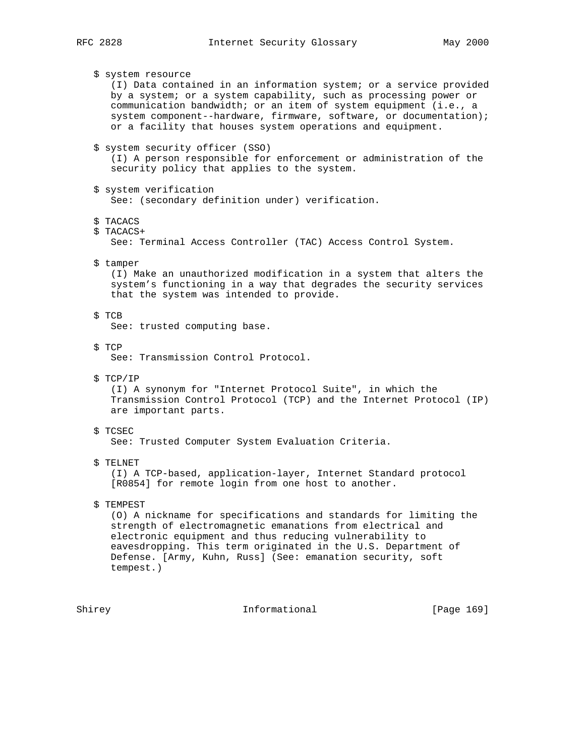$ system resource
(I) Data contained in an information system; or a service provided by a system; or a system capability, such as processing power or communication bandwidth; or an item of system equipment (i.e., a system component--hardware, firmware, software, or documentation); or a facility that houses system operations and equipment.

$ system security officer (SSO)
(I) A person responsible for enforcement or administration of the security policy that applies to the system.

$ system verification
See: (secondary definition under) verification.

$ TACACS
$ TACACS+
See: Terminal Access Controller (TAC) Access Control System.

$ tamper
(I) Make an unauthorized modification in a system that alters the system's functioning in a way that degrades the security services that the system was intended to provide.

$ TCB
See: trusted computing base.

$ TCP
See: Transmission Control Protocol.

$ TCP/IP
(I) A synonym for "Internet Protocol Suite", in which the Transmission Control Protocol (TCP) and the Internet Protocol (IP) are important parts.

$ TCSEC
See: Trusted Computer System Evaluation Criteria.

$ TELNET
(I) A TCP-based, application-layer, Internet Standard protocol [R0854] for remote login from one host to another.

$ TEMPEST
(O) A nickname for specifications and standards for limiting the strength of electromagnetic emanations from electrical and electronic equipment and thus reducing vulnerability to eavesdropping. This term originated in the U.S. Department of Defense. [Army, Kuhn, Russ] (See: emanation security, soft tempest.)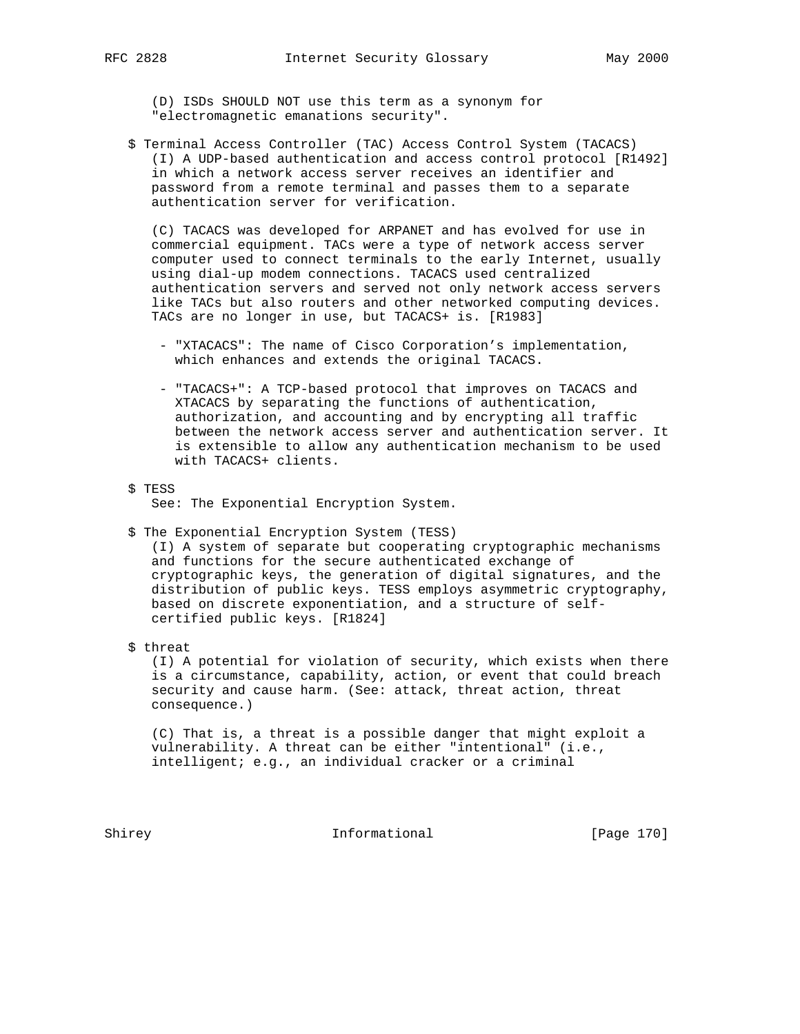(D) ISDs SHOULD NOT use this term as a synonym for "electromagnetic emanations security".

$ Terminal Access Controller (TAC) Access Control System (TACACS)
(I) A UDP-based authentication and access control protocol [R1492] in which a network access server receives an identifier and password from a remote terminal and passes them to a separate authentication server for verification.

(C) TACACS was developed for ARPANET and has evolved for use in commercial equipment. TACs were a type of network access server computer used to connect terminals to the early Internet, usually using dial-up modem connections. TACACS used centralized authentication servers and served not only network access servers like TACs but also routers and other networked computing devices. TACs are no longer in use, but TACACS+ is. [R1983]

- "XTACACS": The name of Cisco Corporation's implementation, which enhances and extends the original TACACS.

- "TACACS+": A TCP-based protocol that improves on TACACS and XTACACS by separating the functions of authentication, authorization, and accounting and by encrypting all traffic between the network access server and authentication server. It is extensible to allow any authentication mechanism to be used with TACACS+ clients.

$ TESS
See: The Exponential Encryption System.

$ The Exponential Encryption System (TESS)
(I) A system of separate but cooperating cryptographic mechanisms and functions for the secure authenticated exchange of cryptographic keys, the generation of digital signatures, and the distribution of public keys. TESS employs asymmetric cryptography, based on discrete exponentiation, and a structure of self-certified public keys. [R1824]

$ threat
(I) A potential for violation of security, which exists when there is a circumstance, capability, action, or event that could breach security and cause harm. (See: attack, threat action, threat consequence.)

(C) That is, a threat is a possible danger that might exploit a vulnerability. A threat can be either "intentional" (i.e., intelligent; e.g., an individual cracker or a criminal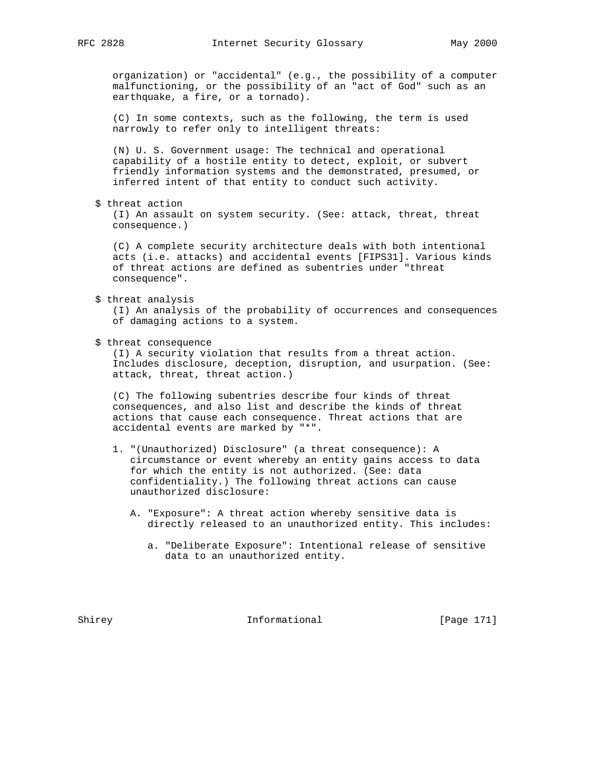organization) or "accidental" (e.g., the possibility of a computer malfunctioning, or the possibility of an "act of God" such as an earthquake, a fire, or a tornado).

(C) In some contexts, such as the following, the term is used narrowly to refer only to intelligent threats:

(N) U. S. Government usage: The technical and operational capability of a hostile entity to detect, exploit, or subvert friendly information systems and the demonstrated, presumed, or inferred intent of that entity to conduct such activity.

$ threat action

(I) An assault on system security. (See: attack, threat, threat consequence.)

(C) A complete security architecture deals with both intentional acts (i.e. attacks) and accidental events [FIPS31]. Various kinds of threat actions are defined as subentries under "threat consequence".

$ threat analysis

(I) An analysis of the probability of occurrences and consequences of damaging actions to a system.

$ threat consequence

(I) A security violation that results from a threat action. Includes disclosure, deception, disruption, and usurpation. (See: attack, threat, threat action.)

(C) The following subentries describe four kinds of threat consequences, and also list and describe the kinds of threat actions that cause each consequence. Threat actions that are accidental events are marked by "*".

1. "(Unauthorized) Disclosure" (a threat consequence): A circumstance or event whereby an entity gains access to data for which the entity is not authorized. (See: data confidentiality.) The following threat actions can cause unauthorized disclosure:

   A. "Exposure": A threat action whereby sensitive data is directly released to an unauthorized entity. This includes:

      a. "Deliberate Exposure": Intentional release of sensitive data to an unauthorized entity.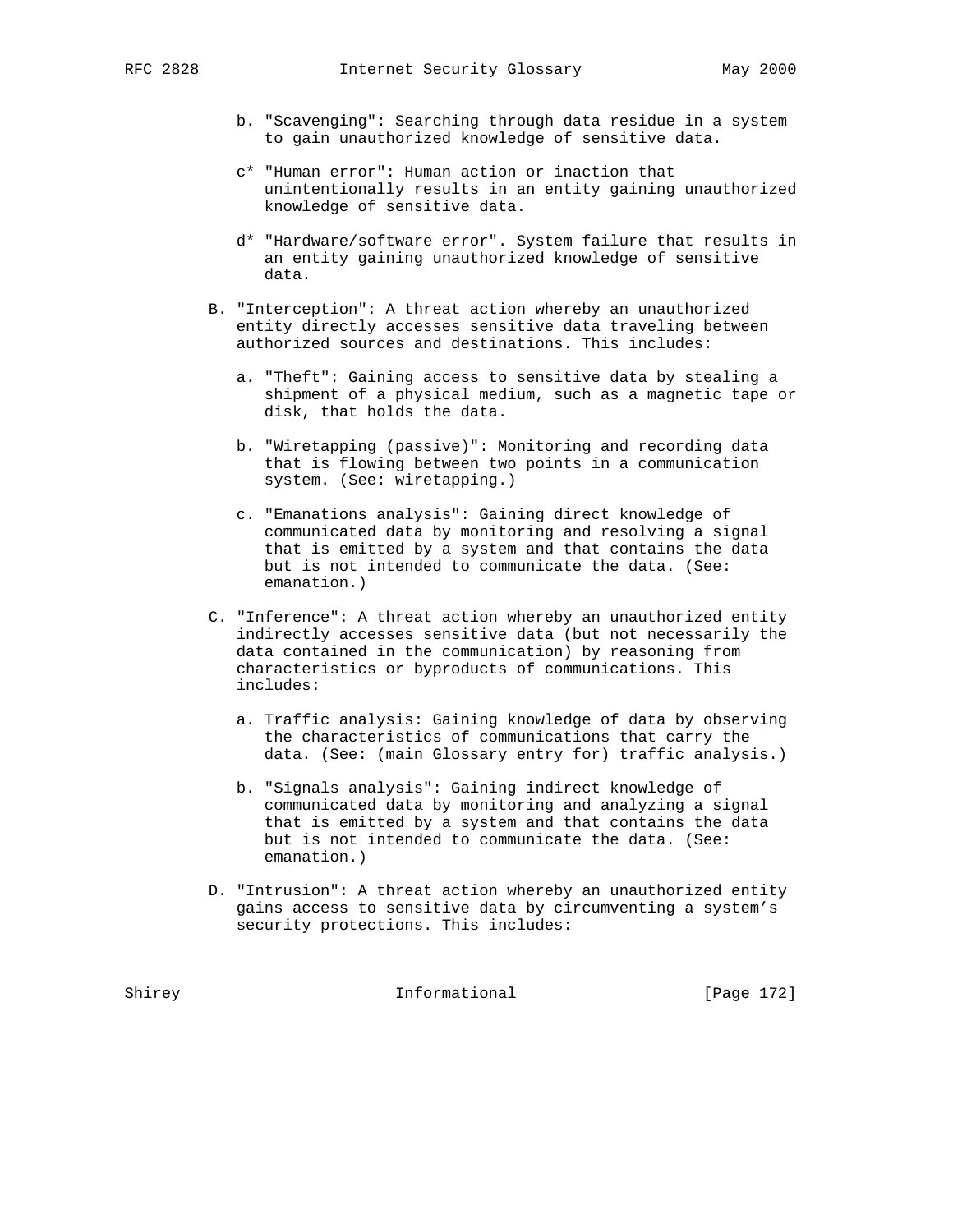b. "Scavenging": Searching through data residue in a system to gain unauthorized knowledge of sensitive data.

c* "Human error": Human action or inaction that unintentionally results in an entity gaining unauthorized knowledge of sensitive data.

d* "Hardware/software error". System failure that results in an entity gaining unauthorized knowledge of sensitive data.

B. "Interception": A threat action whereby an unauthorized entity directly accesses sensitive data traveling between authorized sources and destinations. This includes:

a. "Theft": Gaining access to sensitive data by stealing a shipment of a physical medium, such as a magnetic tape or disk, that holds the data.

b. "Wiretapping (passive)": Monitoring and recording data that is flowing between two points in a communication system. (See: wiretapping.)

c. "Emanations analysis": Gaining direct knowledge of communicated data by monitoring and resolving a signal that is emitted by a system and that contains the data but is not intended to communicate the data. (See: emanation.)

C. "Inference": A threat action whereby an unauthorized entity indirectly accesses sensitive data (but not necessarily the data contained in the communication) by reasoning from characteristics or byproducts of communications. This includes:

a. Traffic analysis: Gaining knowledge of data by observing the characteristics of communications that carry the data. (See: (main Glossary entry for) traffic analysis.)

b. "Signals analysis": Gaining indirect knowledge of communicated data by monitoring and analyzing a signal that is emitted by a system and that contains the data but is not intended to communicate the data. (See: emanation.)

D. "Intrusion": A threat action whereby an unauthorized entity gains access to sensitive data by circumventing a system's security protections. This includes: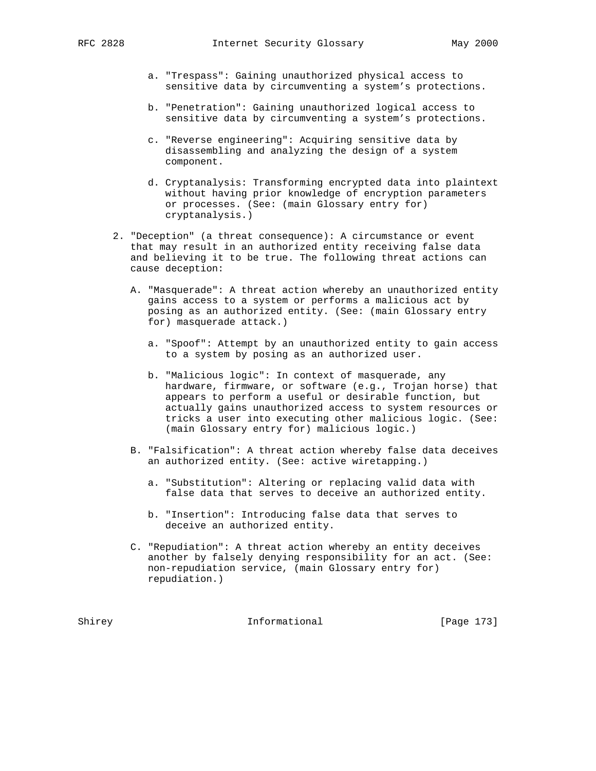a. "Trespass": Gaining unauthorized physical access to sensitive data by circumventing a system's protections.

b. "Penetration": Gaining unauthorized logical access to sensitive data by circumventing a system's protections.

c. "Reverse engineering": Acquiring sensitive data by disassembling and analyzing the design of a system component.

d. Cryptanalysis: Transforming encrypted data into plaintext without having prior knowledge of encryption parameters or processes. (See: (main Glossary entry for) cryptanalysis.)

2. "Deception" (a threat consequence): A circumstance or event that may result in an authorized entity receiving false data and believing it to be true. The following threat actions can cause deception:

   A. "Masquerade": A threat action whereby an unauthorized entity gains access to a system or performs a malicious act by posing as an authorized entity. (See: (main Glossary entry for) masquerade attack.)

      a. "Spoof": Attempt by an unauthorized entity to gain access to a system by posing as an authorized user.

      b. "Malicious logic": In context of masquerade, any hardware, firmware, or software (e.g., Trojan horse) that appears to perform a useful or desirable function, but actually gains unauthorized access to system resources or tricks a user into executing other malicious logic. (See: (main Glossary entry for) malicious logic.)

   B. "Falsification": A threat action whereby false data deceives an authorized entity. (See: active wiretapping.)

      a. "Substitution": Altering or replacing valid data with false data that serves to deceive an authorized entity.

      b. "Insertion": Introducing false data that serves to deceive an authorized entity.

   C. "Repudiation": A threat action whereby an entity deceives another by falsely denying responsibility for an act. (See: non-repudiation service, (main Glossary entry for) repudiation.)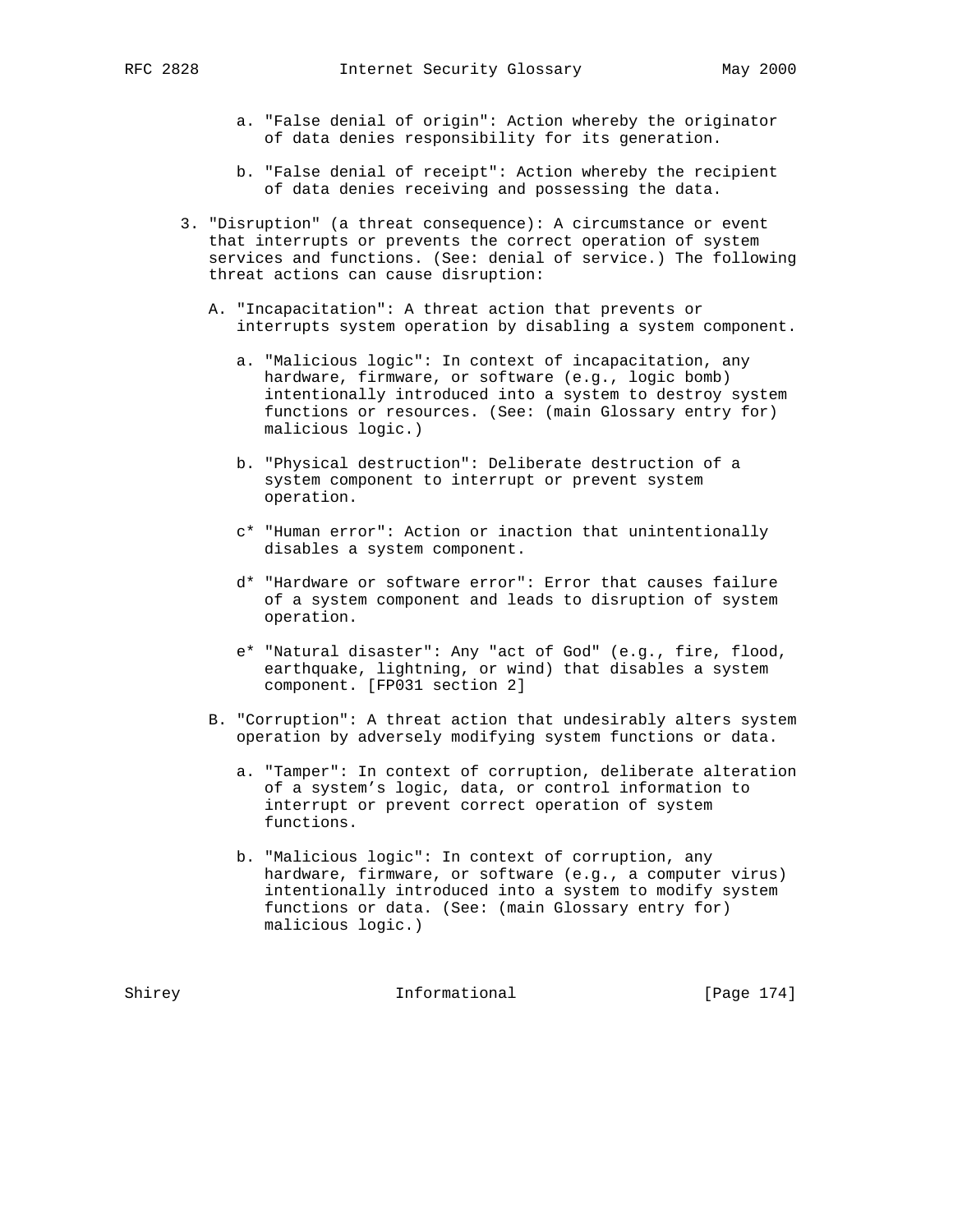a. "False denial of origin": Action whereby the originator of data denies responsibility for its generation.

b. "False denial of receipt": Action whereby the recipient of data denies receiving and possessing the data.

3. "Disruption" (a threat consequence): A circumstance or event that interrupts or prevents the correct operation of system services and functions. (See: denial of service.) The following threat actions can cause disruption:

   A. "Incapacitation": A threat action that prevents or interrupts system operation by disabling a system component.

      a. "Malicious logic": In context of incapacitation, any hardware, firmware, or software (e.g., logic bomb) intentionally introduced into a system to destroy system functions or resources. (See: (main Glossary entry for) malicious logic.)

      b. "Physical destruction": Deliberate destruction of a system component to interrupt or prevent system operation.

      c* "Human error": Action or inaction that unintentionally disables a system component.

      d* "Hardware or software error": Error that causes failure of a system component and leads to disruption of system operation.

      e* "Natural disaster": Any "act of God" (e.g., fire, flood, earthquake, lightning, or wind) that disables a system component. [FP031 section 2]

   B. "Corruption": A threat action that undesirably alters system operation by adversely modifying system functions or data.

      a. "Tamper": In context of corruption, deliberate alteration of a system's logic, data, or control information to interrupt or prevent correct operation of system functions.

      b. "Malicious logic": In context of corruption, any hardware, firmware, or software (e.g., a computer virus) intentionally introduced into a system to modify system functions or data. (See: (main Glossary entry for) malicious logic.)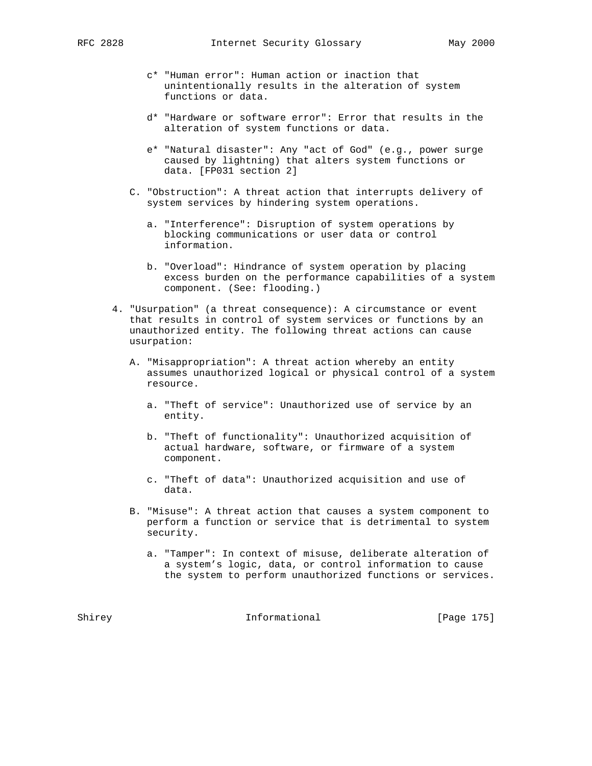c* "Human error": Human action or inaction that unintentionally results in the alteration of system functions or data.

d* "Hardware or software error": Error that results in the alteration of system functions or data.

e* "Natural disaster": Any "act of God" (e.g., power surge caused by lightning) that alters system functions or data. [FP031 section 2]

C. "Obstruction": A threat action that interrupts delivery of system services by hindering system operations.

a. "Interference": Disruption of system operations by blocking communications or user data or control information.

b. "Overload": Hindrance of system operation by placing excess burden on the performance capabilities of a system component. (See: flooding.)

4. "Usurpation" (a threat consequence): A circumstance or event that results in control of system services or functions by an unauthorized entity. The following threat actions can cause usurpation:

A. "Misappropriation": A threat action whereby an entity assumes unauthorized logical or physical control of a system resource.

a. "Theft of service": Unauthorized use of service by an entity.

b. "Theft of functionality": Unauthorized acquisition of actual hardware, software, or firmware of a system component.

c. "Theft of data": Unauthorized acquisition and use of data.

B. "Misuse": A threat action that causes a system component to perform a function or service that is detrimental to system security.

a. "Tamper": In context of misuse, deliberate alteration of a system's logic, data, or control information to cause the system to perform unauthorized functions or services.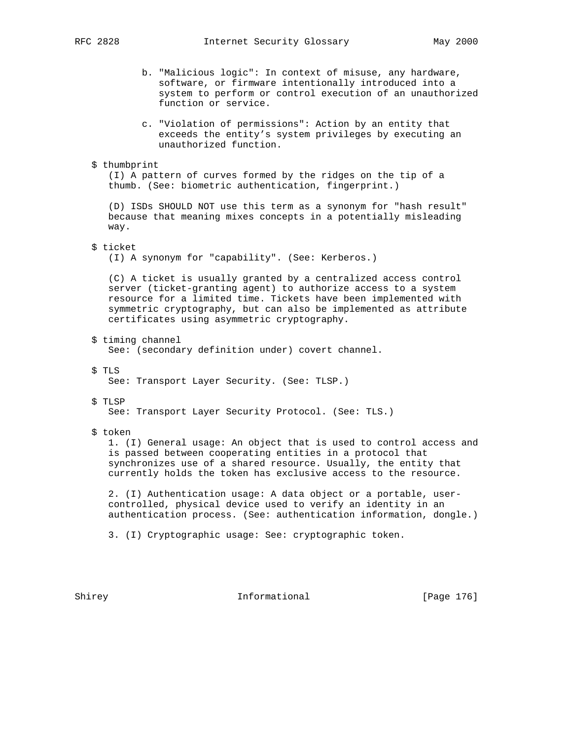b. "Malicious logic": In context of misuse, any hardware, software, or firmware intentionally introduced into a system to perform or control execution of an unauthorized function or service.

c. "Violation of permissions": Action by an entity that exceeds the entity's system privileges by executing an unauthorized function.

$ thumbprint

(I) A pattern of curves formed by the ridges on the tip of a thumb. (See: biometric authentication, fingerprint.)

(D) ISDs SHOULD NOT use this term as a synonym for "hash result" because that meaning mixes concepts in a potentially misleading way.

$ ticket

(I) A synonym for "capability". (See: Kerberos.)

(C) A ticket is usually granted by a centralized access control server (ticket-granting agent) to authorize access to a system resource for a limited time. Tickets have been implemented with symmetric cryptography, but can also be implemented as attribute certificates using asymmetric cryptography.

$ timing channel

See: (secondary definition under) covert channel.

$ TLS

See: Transport Layer Security. (See: TLSP.)

$ TLSP

See: Transport Layer Security Protocol. (See: TLS.)

$ token

1. (I) General usage: An object that is used to control access and is passed between cooperating entities in a protocol that synchronizes use of a shared resource. Usually, the entity that currently holds the token has exclusive access to the resource.

2. (I) Authentication usage: A data object or a portable, user-controlled, physical device used to verify an identity in an authentication process. (See: authentication information, dongle.)

3. (I) Cryptographic usage: See: cryptographic token.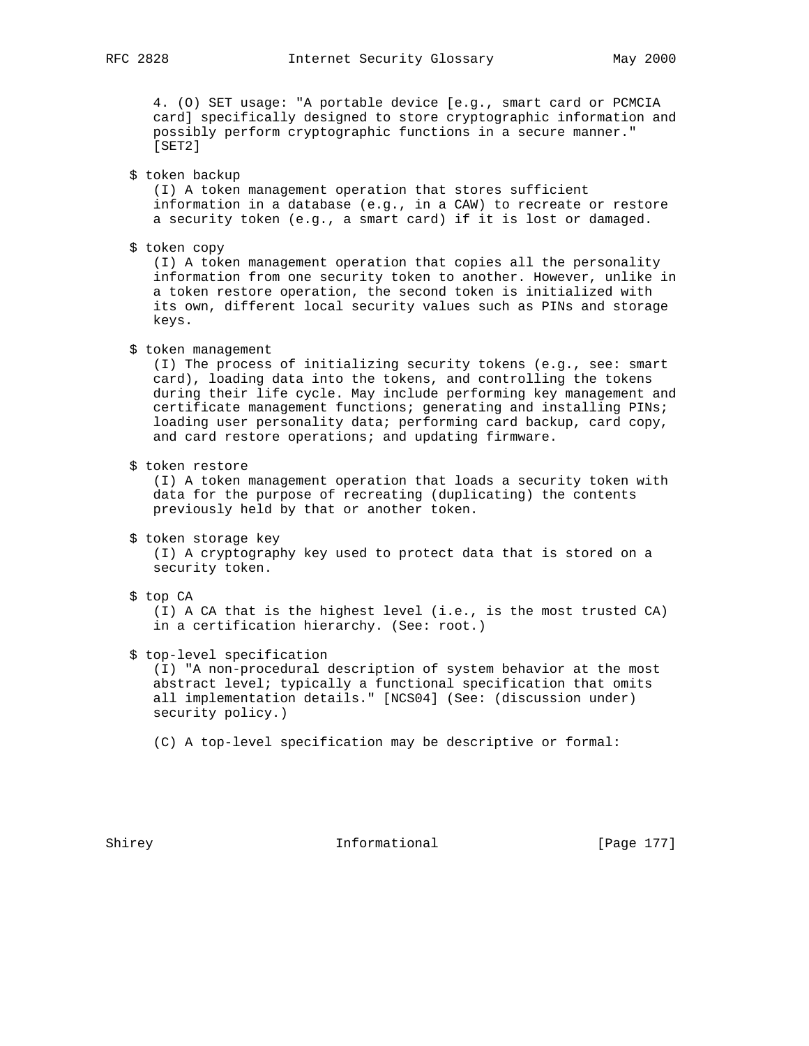4. (O) SET usage: "A portable device [e.g., smart card or PCMCIA card] specifically designed to store cryptographic information and possibly perform cryptographic functions in a secure manner." [SET2]

$ token backup
(I) A token management operation that stores sufficient information in a database (e.g., in a CAW) to recreate or restore a security token (e.g., a smart card) if it is lost or damaged.

$ token copy
(I) A token management operation that copies all the personality information from one security token to another. However, unlike in a token restore operation, the second token is initialized with its own, different local security values such as PINs and storage keys.

$ token management
(I) The process of initializing security tokens (e.g., see: smart card), loading data into the tokens, and controlling the tokens during their life cycle. May include performing key management and certificate management functions; generating and installing PINs; loading user personality data; performing card backup, card copy, and card restore operations; and updating firmware.

$ token restore
(I) A token management operation that loads a security token with data for the purpose of recreating (duplicating) the contents previously held by that or another token.

$ token storage key
(I) A cryptography key used to protect data that is stored on a security token.

$ top CA
(I) A CA that is the highest level (i.e., is the most trusted CA) in a certification hierarchy. (See: root.)

$ top-level specification
(I) "A non-procedural description of system behavior at the most abstract level; typically a functional specification that omits all implementation details." [NCS04] (See: (discussion under) security policy.)

(C) A top-level specification may be descriptive or formal: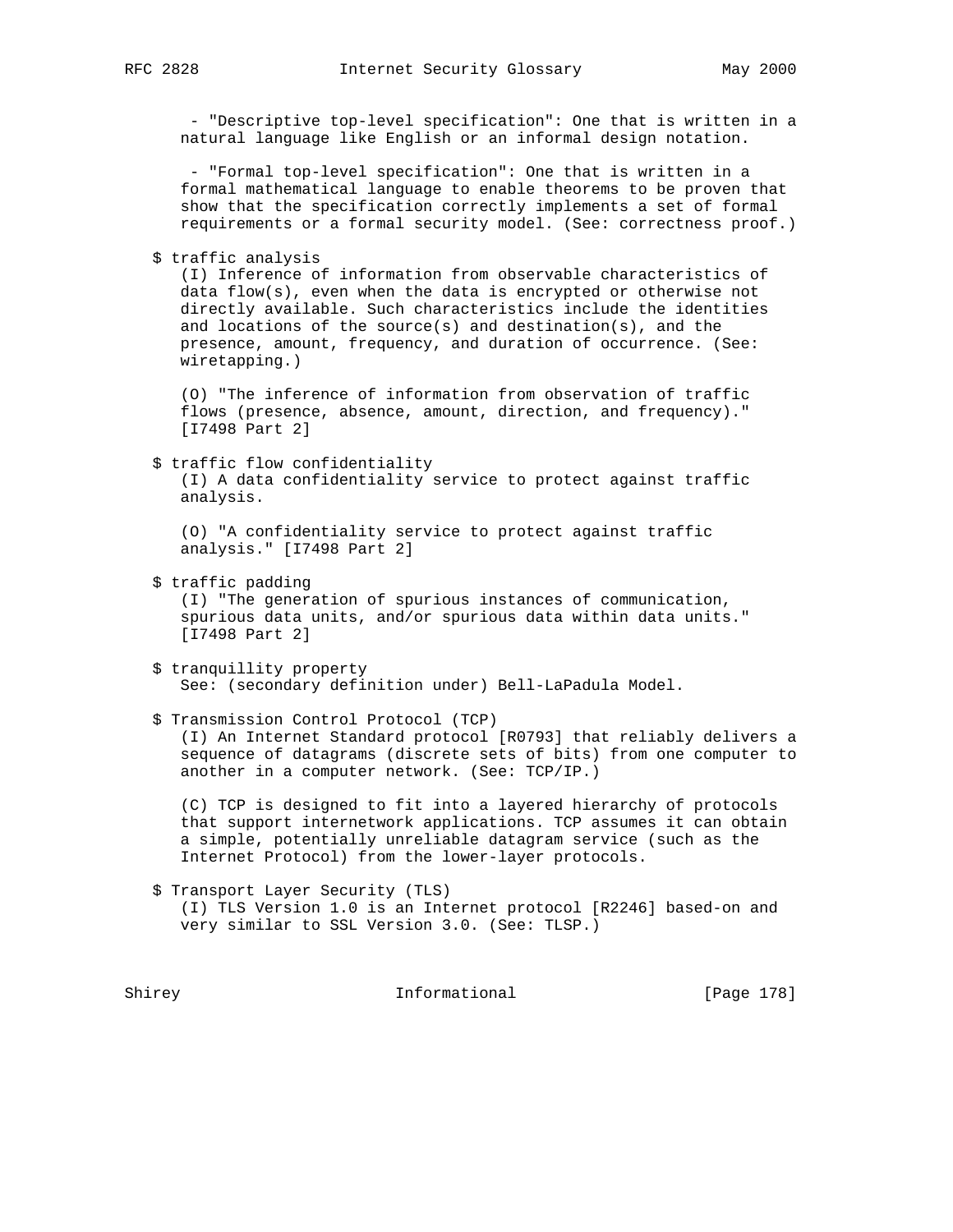- "Descriptive top-level specification": One that is written in a natural language like English or an informal design notation.

- "Formal top-level specification": One that is written in a formal mathematical language to enable theorems to be proven that show that the specification correctly implements a set of formal requirements or a formal security model. (See: correctness proof.)

$ traffic analysis
(I) Inference of information from observable characteristics of data flow(s), even when the data is encrypted or otherwise not directly available. Such characteristics include the identities and locations of the source(s) and destination(s), and the presence, amount, frequency, and duration of occurrence. (See: wiretapping.)

(O) "The inference of information from observation of traffic flows (presence, absence, amount, direction, and frequency)." [I7498 Part 2]

$ traffic flow confidentiality
(I) A data confidentiality service to protect against traffic analysis.

(O) "A confidentiality service to protect against traffic analysis." [I7498 Part 2]

$ traffic padding
(I) "The generation of spurious instances of communication, spurious data units, and/or spurious data within data units." [I7498 Part 2]

$ tranquillity property
See: (secondary definition under) Bell-LaPadula Model.

$ Transmission Control Protocol (TCP)
(I) An Internet Standard protocol [R0793] that reliably delivers a sequence of datagrams (discrete sets of bits) from one computer to another in a computer network. (See: TCP/IP.)

(C) TCP is designed to fit into a layered hierarchy of protocols that support internetwork applications. TCP assumes it can obtain a simple, potentially unreliable datagram service (such as the Internet Protocol) from the lower-layer protocols.

$ Transport Layer Security (TLS)
(I) TLS Version 1.0 is an Internet protocol [R2246] based-on and very similar to SSL Version 3.0. (See: TLSP.)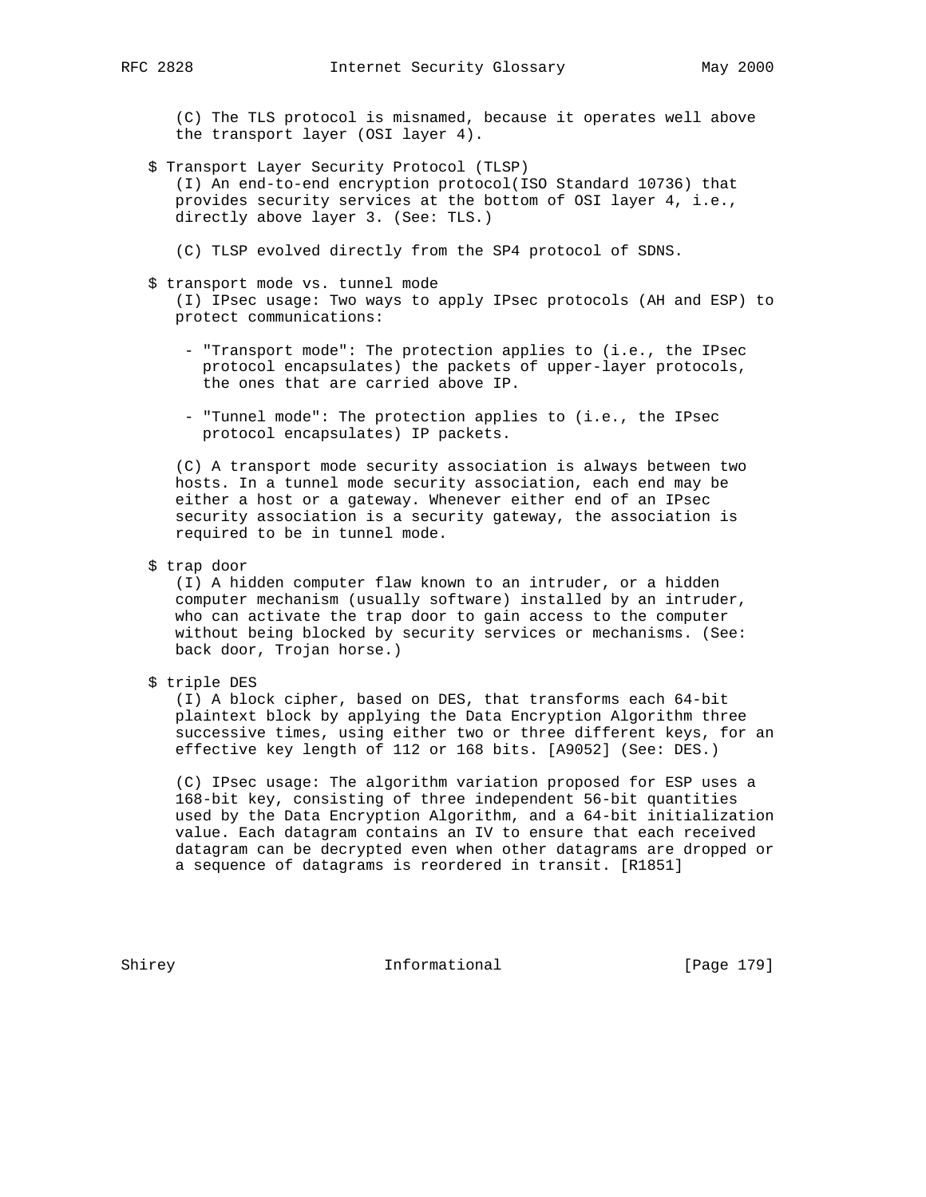(C) The TLS protocol is misnamed, because it operates well above the transport layer (OSI layer 4).

$ Transport Layer Security Protocol (TLSP)
(I) An end-to-end encryption protocol(ISO Standard 10736) that provides security services at the bottom of OSI layer 4, i.e., directly above layer 3. (See: TLS.)

(C) TLSP evolved directly from the SP4 protocol of SDNS.

$ transport mode vs. tunnel mode
(I) IPsec usage: Two ways to apply IPsec protocols (AH and ESP) to protect communications:

- "Transport mode": The protection applies to (i.e., the IPsec protocol encapsulates) the packets of upper-layer protocols, the ones that are carried above IP.

- "Tunnel mode": The protection applies to (i.e., the IPsec protocol encapsulates) IP packets.

(C) A transport mode security association is always between two hosts. In a tunnel mode security association, each end may be either a host or a gateway. Whenever either end of an IPsec security association is a security gateway, the association is required to be in tunnel mode.

$ trap door
(I) A hidden computer flaw known to an intruder, or a hidden computer mechanism (usually software) installed by an intruder, who can activate the trap door to gain access to the computer without being blocked by security services or mechanisms. (See: back door, Trojan horse.)

$ triple DES
(I) A block cipher, based on DES, that transforms each 64-bit plaintext block by applying the Data Encryption Algorithm three successive times, using either two or three different keys, for an effective key length of 112 or 168 bits. [A9052] (See: DES.)

(C) IPsec usage: The algorithm variation proposed for ESP uses a 168-bit key, consisting of three independent 56-bit quantities used by the Data Encryption Algorithm, and a 64-bit initialization value. Each datagram contains an IV to ensure that each received datagram can be decrypted even when other datagrams are dropped or a sequence of datagrams is reordered in transit. [R1851]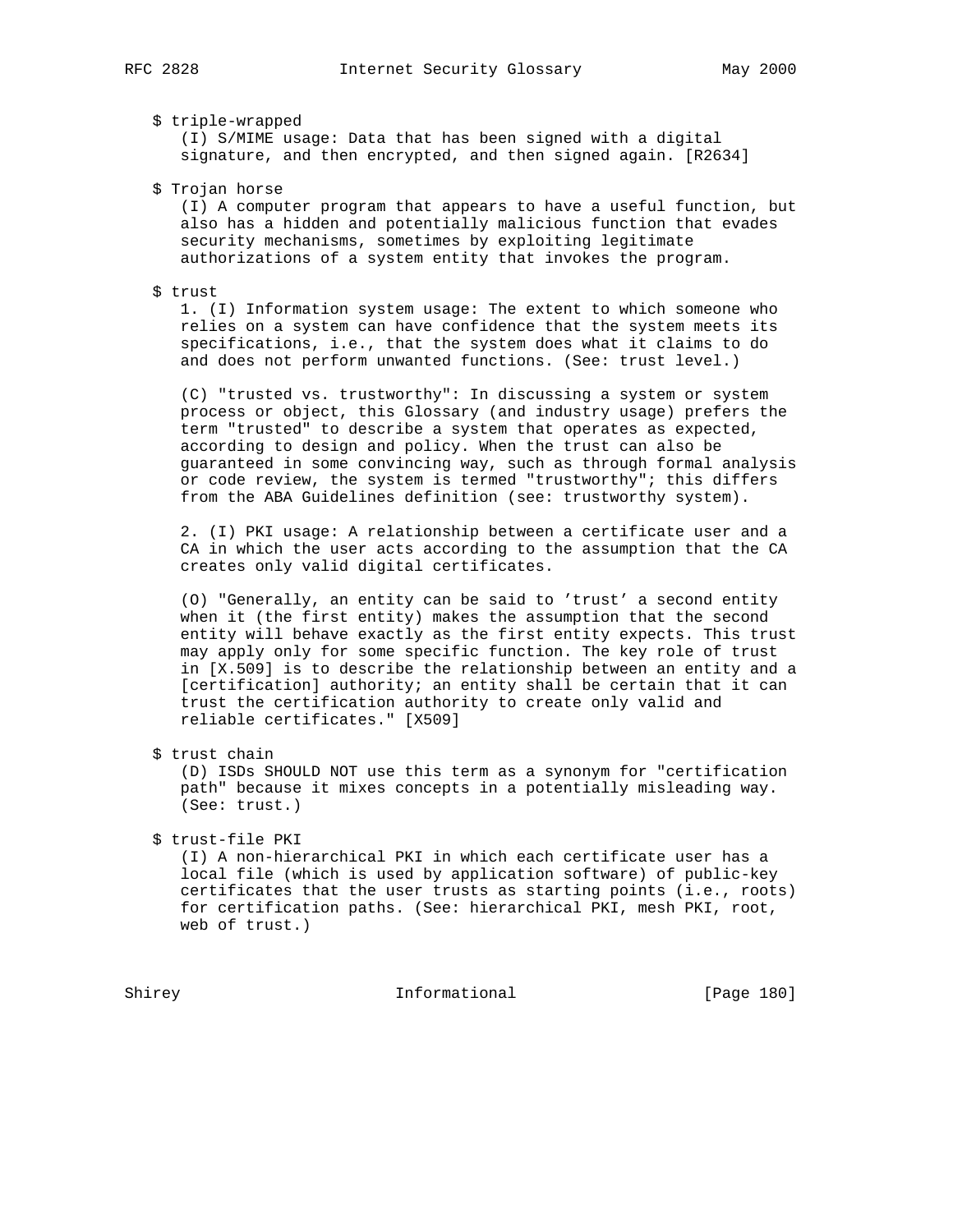$ triple-wrapped
   (I) S/MIME usage: Data that has been signed with a digital signature, and then encrypted, and then signed again. [R2634]

$ Trojan horse
   (I) A computer program that appears to have a useful function, but also has a hidden and potentially malicious function that evades security mechanisms, sometimes by exploiting legitimate authorizations of a system entity that invokes the program.

$ trust
   1. (I) Information system usage: The extent to which someone who relies on a system can have confidence that the system meets its specifications, i.e., that the system does what it claims to do and does not perform unwanted functions. (See: trust level.)

   (C) "trusted vs. trustworthy": In discussing a system or system process or object, this Glossary (and industry usage) prefers the term "trusted" to describe a system that operates as expected, according to design and policy. When the trust can also be guaranteed in some convincing way, such as through formal analysis or code review, the system is termed "trustworthy"; this differs from the ABA Guidelines definition (see: trustworthy system).

   2. (I) PKI usage: A relationship between a certificate user and a CA in which the user acts according to the assumption that the CA creates only valid digital certificates.

   (O) "Generally, an entity can be said to 'trust' a second entity when it (the first entity) makes the assumption that the second entity will behave exactly as the first entity expects. This trust may apply only for some specific function. The key role of trust in [X.509] is to describe the relationship between an entity and a [certification] authority; an entity shall be certain that it can trust the certification authority to create only valid and reliable certificates." [X509]

$ trust chain
   (D) ISDs SHOULD NOT use this term as a synonym for "certification path" because it mixes concepts in a potentially misleading way. (See: trust.)

$ trust-file PKI
   (I) A non-hierarchical PKI in which each certificate user has a local file (which is used by application software) of public-key certificates that the user trusts as starting points (i.e., roots) for certification paths. (See: hierarchical PKI, mesh PKI, root, web of trust.)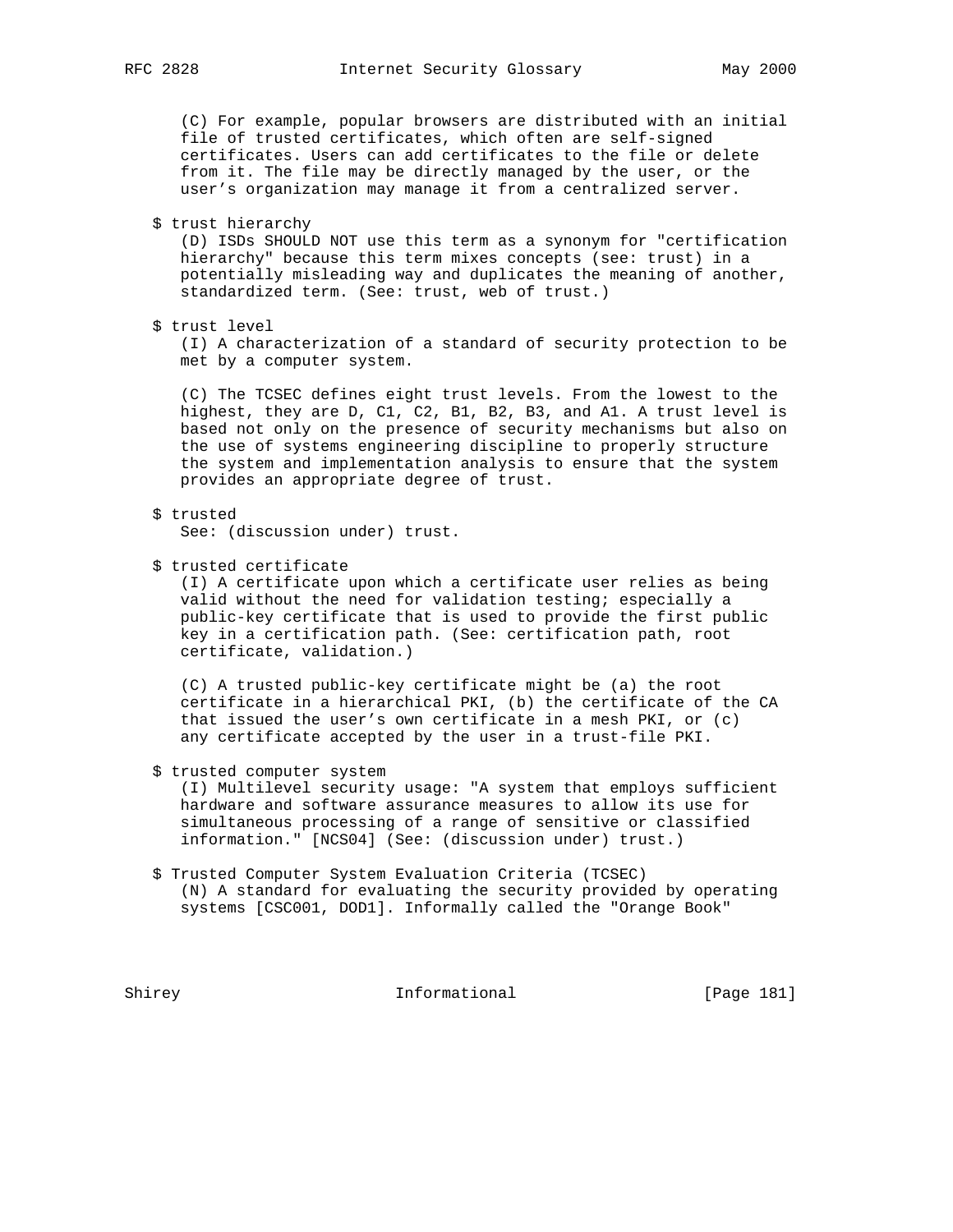(C) For example, popular browsers are distributed with an initial file of trusted certificates, which often are self-signed certificates. Users can add certificates to the file or delete from it. The file may be directly managed by the user, or the user's organization may manage it from a centralized server.

$ trust hierarchy
(D) ISDs SHOULD NOT use this term as a synonym for "certification hierarchy" because this term mixes concepts (see: trust) in a potentially misleading way and duplicates the meaning of another, standardized term. (See: trust, web of trust.)

$ trust level
(I) A characterization of a standard of security protection to be met by a computer system.

(C) The TCSEC defines eight trust levels. From the lowest to the highest, they are D, C1, C2, B1, B2, B3, and A1. A trust level is based not only on the presence of security mechanisms but also on the use of systems engineering discipline to properly structure the system and implementation analysis to ensure that the system provides an appropriate degree of trust.

$ trusted
See: (discussion under) trust.

$ trusted certificate
(I) A certificate upon which a certificate user relies as being valid without the need for validation testing; especially a public-key certificate that is used to provide the first public key in a certification path. (See: certification path, root certificate, validation.)

(C) A trusted public-key certificate might be (a) the root certificate in a hierarchical PKI, (b) the certificate of the CA that issued the user's own certificate in a mesh PKI, or (c) any certificate accepted by the user in a trust-file PKI.

$ trusted computer system
(I) Multilevel security usage: "A system that employs sufficient hardware and software assurance measures to allow its use for simultaneous processing of a range of sensitive or classified information." [NCS04] (See: (discussion under) trust.)

$ Trusted Computer System Evaluation Criteria (TCSEC)
(N) A standard for evaluating the security provided by operating systems [CSC001, DOD1]. Informally called the "Orange Book"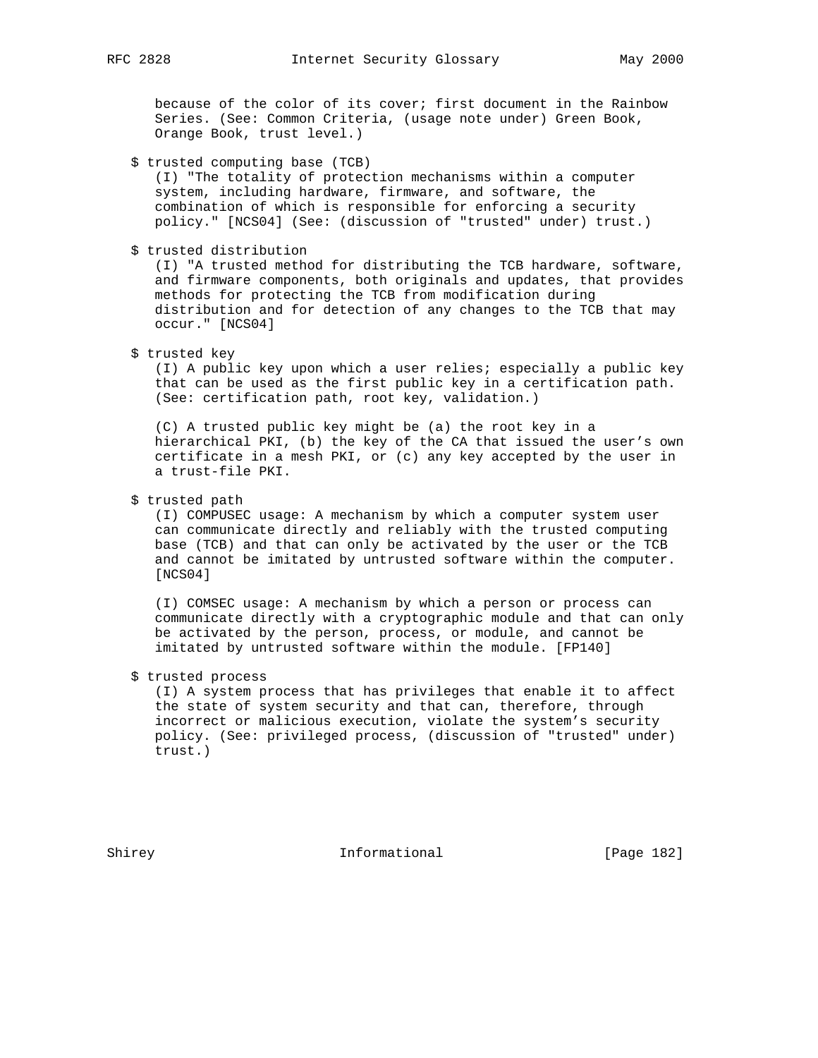because of the color of its cover; first document in the Rainbow Series. (See: Common Criteria, (usage note under) Green Book, Orange Book, trust level.)

$ trusted computing base (TCB)

(I) "The totality of protection mechanisms within a computer system, including hardware, firmware, and software, the combination of which is responsible for enforcing a security policy." [NCS04] (See: (discussion of "trusted" under) trust.)

$ trusted distribution

(I) "A trusted method for distributing the TCB hardware, software, and firmware components, both originals and updates, that provides methods for protecting the TCB from modification during distribution and for detection of any changes to the TCB that may occur." [NCS04]

$ trusted key

(I) A public key upon which a user relies; especially a public key that can be used as the first public key in a certification path. (See: certification path, root key, validation.)

(C) A trusted public key might be (a) the root key in a hierarchical PKI, (b) the key of the CA that issued the user's own certificate in a mesh PKI, or (c) any key accepted by the user in a trust-file PKI.

$ trusted path

(I) COMPUSEC usage: A mechanism by which a computer system user can communicate directly and reliably with the trusted computing base (TCB) and that can only be activated by the user or the TCB and cannot be imitated by untrusted software within the computer. [NCS04]

(I) COMSEC usage: A mechanism by which a person or process can communicate directly with a cryptographic module and that can only be activated by the person, process, or module, and cannot be imitated by untrusted software within the module. [FP140]

$ trusted process

(I) A system process that has privileges that enable it to affect the state of system security and that can, therefore, through incorrect or malicious execution, violate the system's security policy. (See: privileged process, (discussion of "trusted" under) trust.)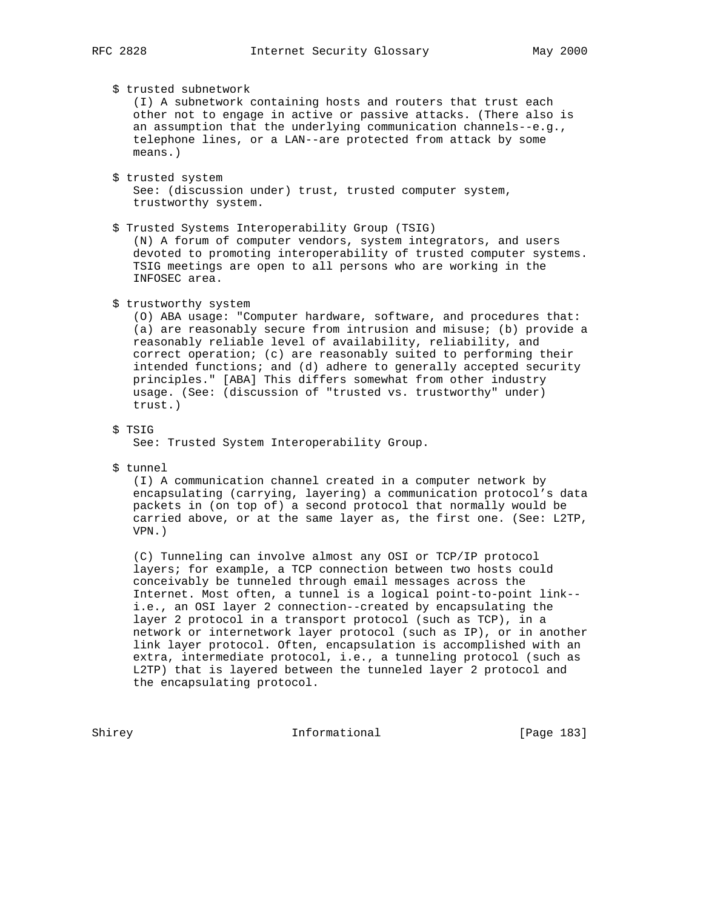$ trusted subnetwork
(I) A subnetwork containing hosts and routers that trust each other not to engage in active or passive attacks. (There also is an assumption that the underlying communication channels--e.g., telephone lines, or a LAN--are protected from attack by some means.)

$ trusted system
See: (discussion under) trust, trusted computer system, trustworthy system.

$ Trusted Systems Interoperability Group (TSIG)
(N) A forum of computer vendors, system integrators, and users devoted to promoting interoperability of trusted computer systems. TSIG meetings are open to all persons who are working in the INFOSEC area.

$ trustworthy system
(O) ABA usage: "Computer hardware, software, and procedures that: (a) are reasonably secure from intrusion and misuse; (b) provide a reasonably reliable level of availability, reliability, and correct operation; (c) are reasonably suited to performing their intended functions; and (d) adhere to generally accepted security principles." [ABA] This differs somewhat from other industry usage. (See: (discussion of "trusted vs. trustworthy" under) trust.)

$ TSIG
See: Trusted System Interoperability Group.

$ tunnel
(I) A communication channel created in a computer network by encapsulating (carrying, layering) a communication protocol's data packets in (on top of) a second protocol that normally would be carried above, or at the same layer as, the first one. (See: L2TP, VPN.)

(C) Tunneling can involve almost any OSI or TCP/IP protocol layers; for example, a TCP connection between two hosts could conceivably be tunneled through email messages across the Internet. Most often, a tunnel is a logical point-to-point link--i.e., an OSI layer 2 connection--created by encapsulating the layer 2 protocol in a transport protocol (such as TCP), in a network or internetwork layer protocol (such as IP), or in another link layer protocol. Often, encapsulation is accomplished with an extra, intermediate protocol, i.e., a tunneling protocol (such as L2TP) that is layered between the tunneled layer 2 protocol and the encapsulating protocol.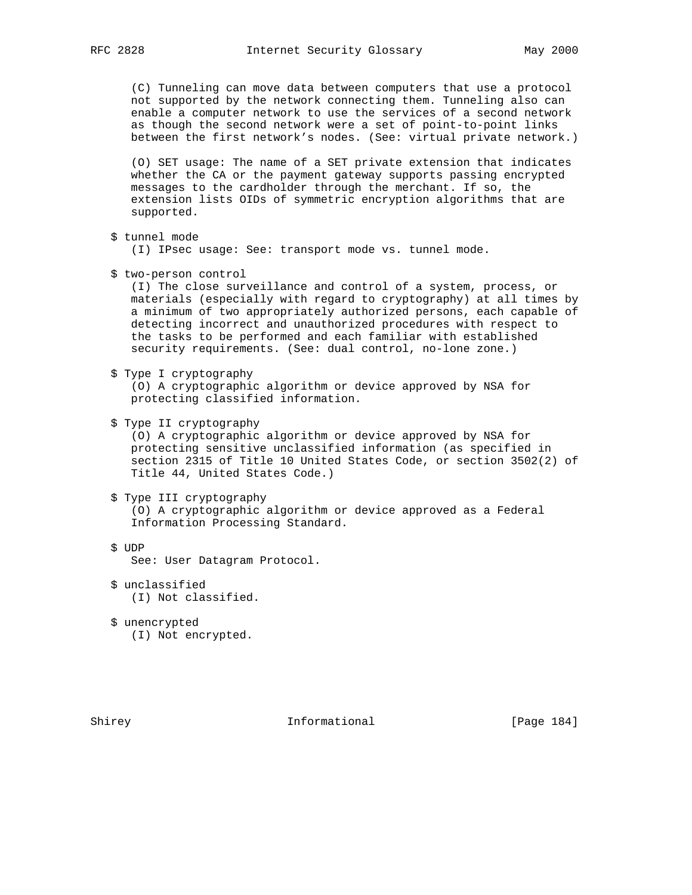(C) Tunneling can move data between computers that use a protocol not supported by the network connecting them. Tunneling also can enable a computer network to use the services of a second network as though the second network were a set of point-to-point links between the first network's nodes. (See: virtual private network.)

(O) SET usage: The name of a SET private extension that indicates whether the CA or the payment gateway supports passing encrypted messages to the cardholder through the merchant. If so, the extension lists OIDs of symmetric encryption algorithms that are supported.

$ tunnel mode
(I) IPsec usage: See: transport mode vs. tunnel mode.

$ two-person control
(I) The close surveillance and control of a system, process, or materials (especially with regard to cryptography) at all times by a minimum of two appropriately authorized persons, each capable of detecting incorrect and unauthorized procedures with respect to the tasks to be performed and each familiar with established security requirements. (See: dual control, no-lone zone.)

$ Type I cryptography
(O) A cryptographic algorithm or device approved by NSA for protecting classified information.

$ Type II cryptography
(O) A cryptographic algorithm or device approved by NSA for protecting sensitive unclassified information (as specified in section 2315 of Title 10 United States Code, or section 3502(2) of Title 44, United States Code.)

$ Type III cryptography
(O) A cryptographic algorithm or device approved as a Federal Information Processing Standard.

$ UDP
See: User Datagram Protocol.

$ unclassified
(I) Not classified.

$ unencrypted
(I) Not encrypted.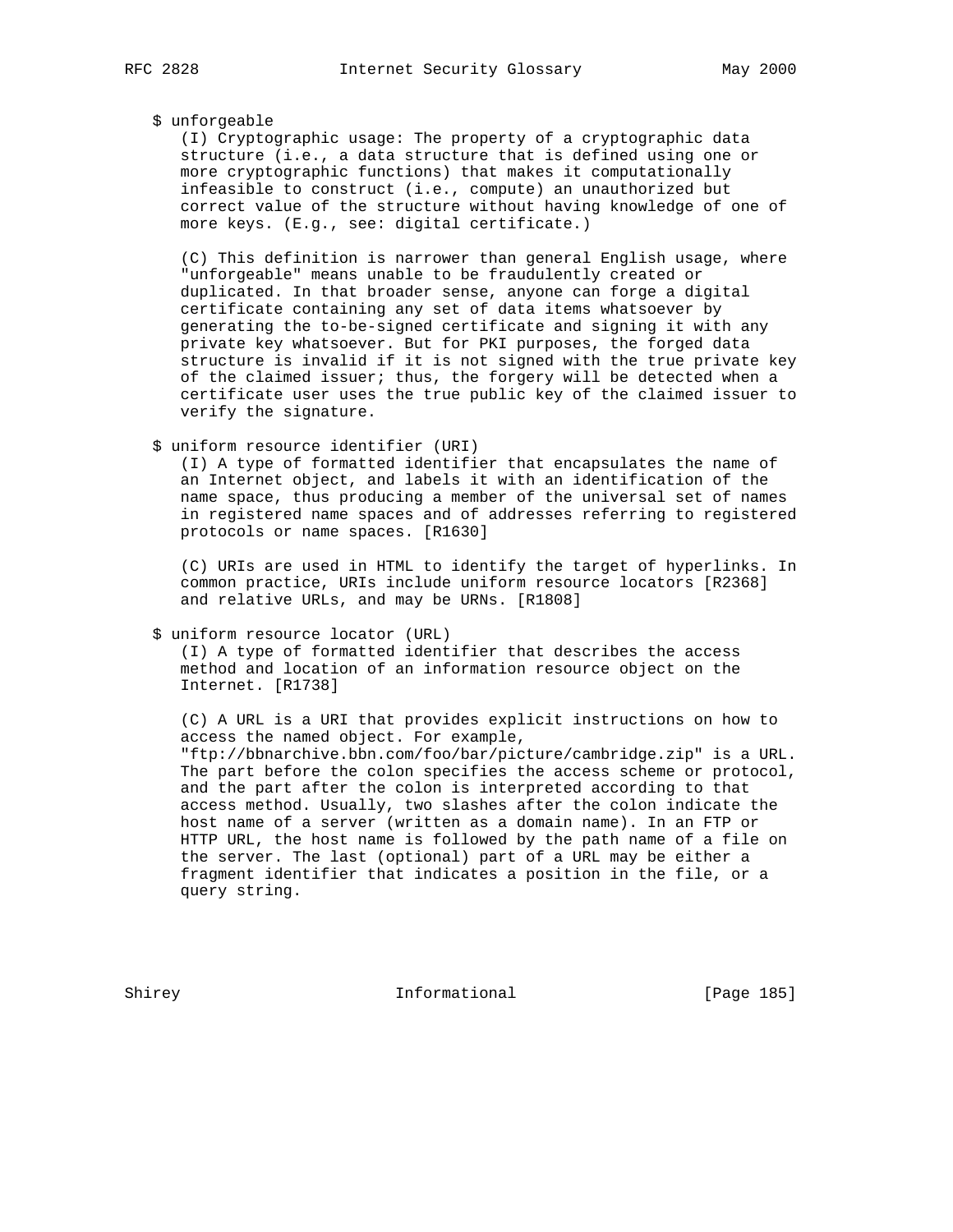$ unforgeable

(I) Cryptographic usage: The property of a cryptographic data structure (i.e., a data structure that is defined using one or more cryptographic functions) that makes it computationally infeasible to construct (i.e., compute) an unauthorized but correct value of the structure without having knowledge of one of more keys. (E.g., see: digital certificate.)

(C) This definition is narrower than general English usage, where "unforgeable" means unable to be fraudulently created or duplicated. In that broader sense, anyone can forge a digital certificate containing any set of data items whatsoever by generating the to-be-signed certificate and signing it with any private key whatsoever. But for PKI purposes, the forged data structure is invalid if it is not signed with the true private key of the claimed issuer; thus, the forgery will be detected when a certificate user uses the true public key of the claimed issuer to verify the signature.

$ uniform resource identifier (URI)

(I) A type of formatted identifier that encapsulates the name of an Internet object, and labels it with an identification of the name space, thus producing a member of the universal set of names in registered name spaces and of addresses referring to registered protocols or name spaces. [R1630]

(C) URIs are used in HTML to identify the target of hyperlinks. In common practice, URIs include uniform resource locators [R2368] and relative URLs, and may be URNs. [R1808]

$ uniform resource locator (URL)

(I) A type of formatted identifier that describes the access method and location of an information resource object on the Internet. [R1738]

(C) A URL is a URI that provides explicit instructions on how to access the named object. For example, "ftp://bbnarchive.bbn.com/foo/bar/picture/cambridge.zip" is a URL. The part before the colon specifies the access scheme or protocol, and the part after the colon is interpreted according to that access method. Usually, two slashes after the colon indicate the host name of a server (written as a domain name). In an FTP or HTTP URL, the host name is followed by the path name of a file on the server. The last (optional) part of a URL may be either a fragment identifier that indicates a position in the file, or a query string.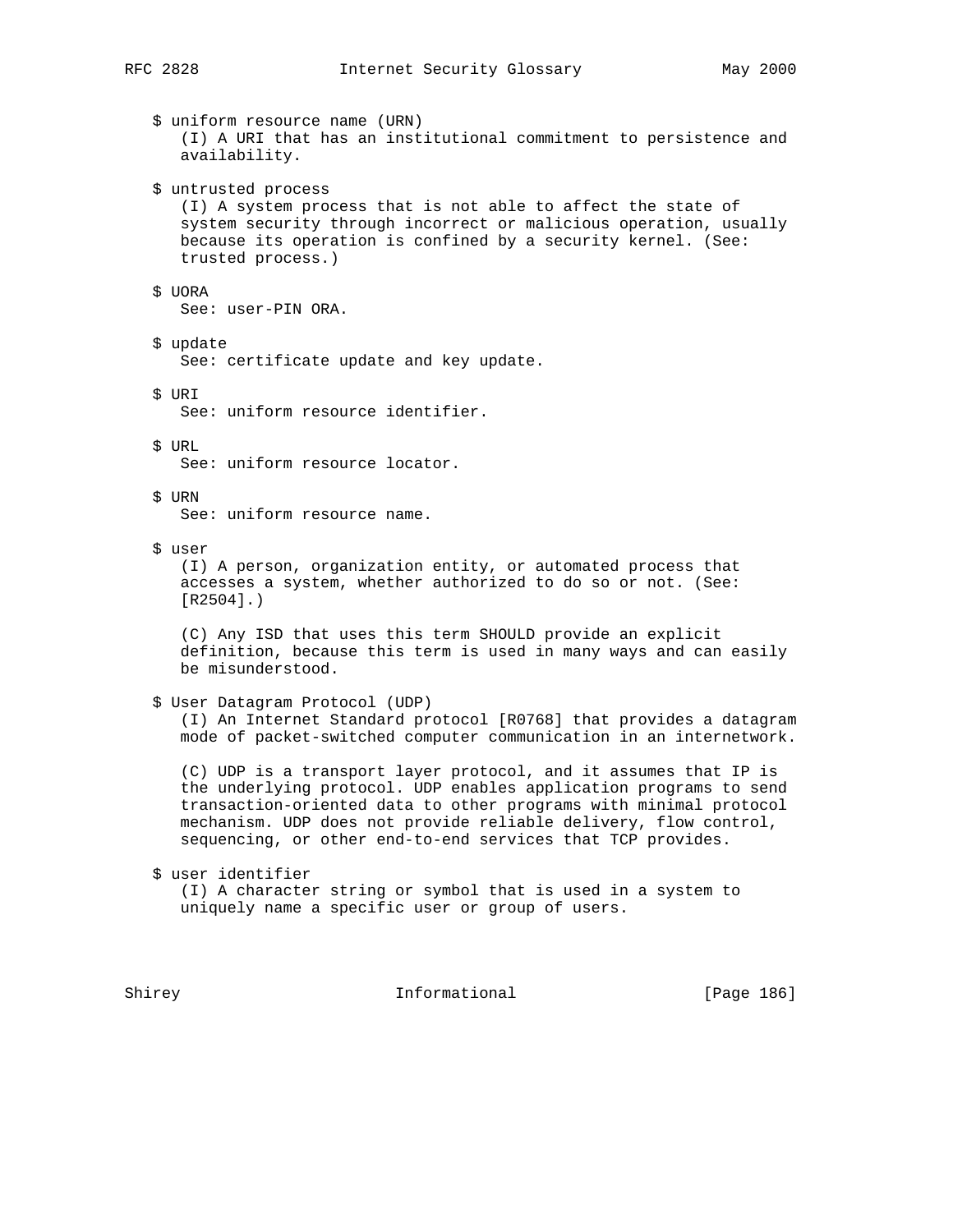$ uniform resource name (URN)
(I) A URI that has an institutional commitment to persistence and availability.

$ untrusted process
(I) A system process that is not able to affect the state of system security through incorrect or malicious operation, usually because its operation is confined by a security kernel. (See: trusted process.)

$ UORA
See: user-PIN ORA.

$ update
See: certificate update and key update.

$ URI
See: uniform resource identifier.

$ URL
See: uniform resource locator.

$ URN
See: uniform resource name.

$ user
(I) A person, organization entity, or automated process that accesses a system, whether authorized to do so or not. (See: [R2504].)

(C) Any ISD that uses this term SHOULD provide an explicit definition, because this term is used in many ways and can easily be misunderstood.

$ User Datagram Protocol (UDP)
(I) An Internet Standard protocol [R0768] that provides a datagram mode of packet-switched computer communication in an internetwork.

(C) UDP is a transport layer protocol, and it assumes that IP is the underlying protocol. UDP enables application programs to send transaction-oriented data to other programs with minimal protocol mechanism. UDP does not provide reliable delivery, flow control, sequencing, or other end-to-end services that TCP provides.

$ user identifier
(I) A character string or symbol that is used in a system to uniquely name a specific user or group of users.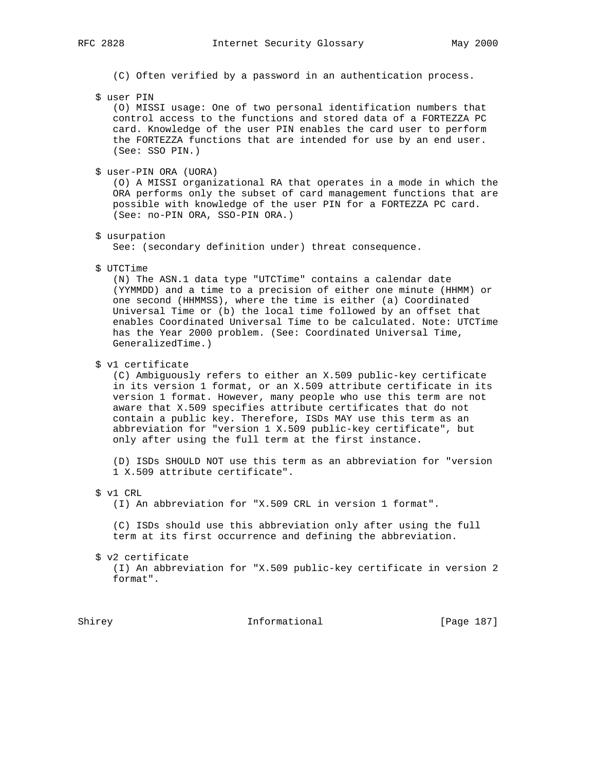(C) Often verified by a password in an authentication process.

$ user PIN

(O) MISSI usage: One of two personal identification numbers that control access to the functions and stored data of a FORTEZZA PC card. Knowledge of the user PIN enables the card user to perform the FORTEZZA functions that are intended for use by an end user. (See: SSO PIN.)

$ user-PIN ORA (UORA)

(O) A MISSI organizational RA that operates in a mode in which the ORA performs only the subset of card management functions that are possible with knowledge of the user PIN for a FORTEZZA PC card. (See: no-PIN ORA, SSO-PIN ORA.)

$ usurpation

See: (secondary definition under) threat consequence.

$ UTCTime

(N) The ASN.1 data type "UTCTime" contains a calendar date (YYMMDD) and a time to a precision of either one minute (HHMM) or one second (HHMMSS), where the time is either (a) Coordinated Universal Time or (b) the local time followed by an offset that enables Coordinated Universal Time to be calculated. Note: UTCTime has the Year 2000 problem. (See: Coordinated Universal Time, GeneralizedTime.)

$ v1 certificate

(C) Ambiguously refers to either an X.509 public-key certificate in its version 1 format, or an X.509 attribute certificate in its version 1 format. However, many people who use this term are not aware that X.509 specifies attribute certificates that do not contain a public key. Therefore, ISDs MAY use this term as an abbreviation for "version 1 X.509 public-key certificate", but only after using the full term at the first instance.

(D) ISDs SHOULD NOT use this term as an abbreviation for "version 1 X.509 attribute certificate".

$ v1 CRL

(I) An abbreviation for "X.509 CRL in version 1 format".

(C) ISDs should use this abbreviation only after using the full term at its first occurrence and defining the abbreviation.

$ v2 certificate

(I) An abbreviation for "X.509 public-key certificate in version 2 format".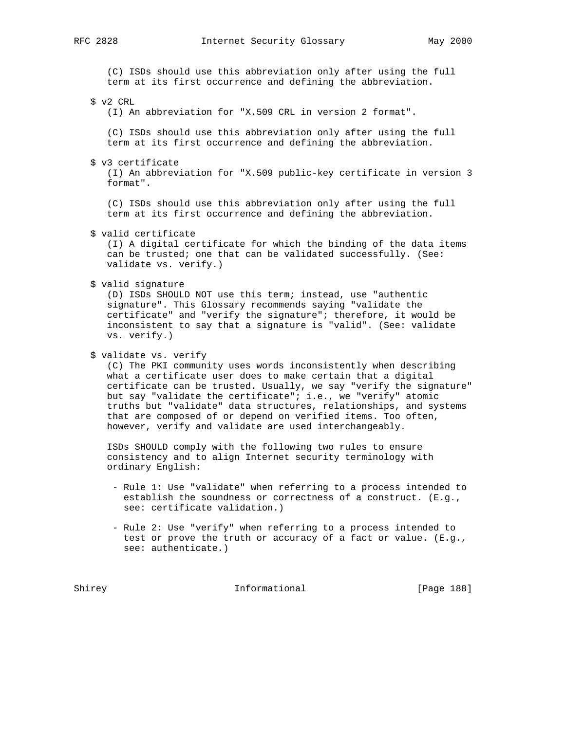(C) ISDs should use this abbreviation only after using the full term at its first occurrence and defining the abbreviation.

$ v2 CRL
(I) An abbreviation for "X.509 CRL in version 2 format".

(C) ISDs should use this abbreviation only after using the full term at its first occurrence and defining the abbreviation.

$ v3 certificate
(I) An abbreviation for "X.509 public-key certificate in version 3 format".

(C) ISDs should use this abbreviation only after using the full term at its first occurrence and defining the abbreviation.

$ valid certificate
(I) A digital certificate for which the binding of the data items can be trusted; one that can be validated successfully. (See: validate vs. verify.)

$ valid signature
(D) ISDs SHOULD NOT use this term; instead, use "authentic signature". This Glossary recommends saying "validate the certificate" and "verify the signature"; therefore, it would be inconsistent to say that a signature is "valid". (See: validate vs. verify.)

$ validate vs. verify
(C) The PKI community uses words inconsistently when describing what a certificate user does to make certain that a digital certificate can be trusted. Usually, we say "verify the signature" but say "validate the certificate"; i.e., we "verify" atomic truths but "validate" data structures, relationships, and systems that are composed of or depend on verified items. Too often, however, verify and validate are used interchangeably.

ISDs SHOULD comply with the following two rules to ensure consistency and to align Internet security terminology with ordinary English:

- Rule 1: Use "validate" when referring to a process intended to establish the soundness or correctness of a construct. (E.g., see: certificate validation.)

- Rule 2: Use "verify" when referring to a process intended to test or prove the truth or accuracy of a fact or value. (E.g., see: authenticate.)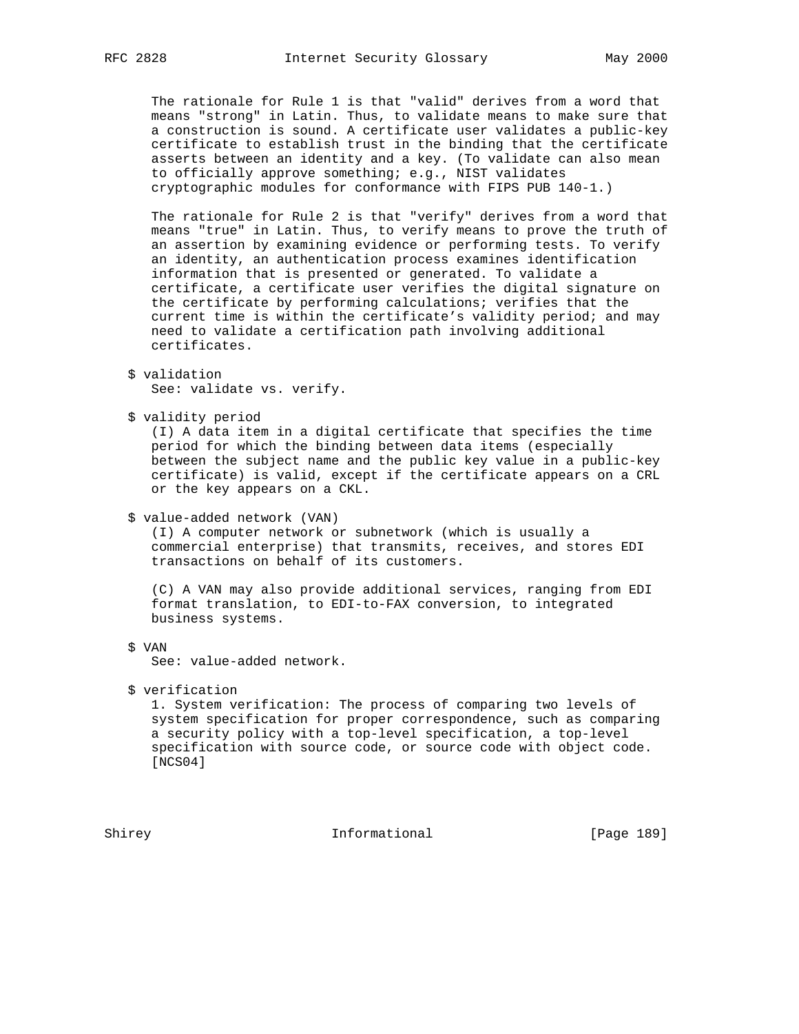The rationale for Rule 1 is that "valid" derives from a word that means "strong" in Latin. Thus, to validate means to make sure that a construction is sound. A certificate user validates a public-key certificate to establish trust in the binding that the certificate asserts between an identity and a key. (To validate can also mean to officially approve something; e.g., NIST validates cryptographic modules for conformance with FIPS PUB 140-1.)

The rationale for Rule 2 is that "verify" derives from a word that means "true" in Latin. Thus, to verify means to prove the truth of an assertion by examining evidence or performing tests. To verify an identity, an authentication process examines identification information that is presented or generated. To validate a certificate, a certificate user verifies the digital signature on the certificate by performing calculations; verifies that the current time is within the certificate's validity period; and may need to validate a certification path involving additional certificates.

$ validation
See: validate vs. verify.

$ validity period
(I) A data item in a digital certificate that specifies the time period for which the binding between data items (especially between the subject name and the public key value in a public-key certificate) is valid, except if the certificate appears on a CRL or the key appears on a CKL.

$ value-added network (VAN)
(I) A computer network or subnetwork (which is usually a commercial enterprise) that transmits, receives, and stores EDI transactions on behalf of its customers.

(C) A VAN may also provide additional services, ranging from EDI format translation, to EDI-to-FAX conversion, to integrated business systems.

$ VAN
See: value-added network.

$ verification
1. System verification: The process of comparing two levels of system specification for proper correspondence, such as comparing a security policy with a top-level specification, a top-level specification with source code, or source code with object code. [NCS04]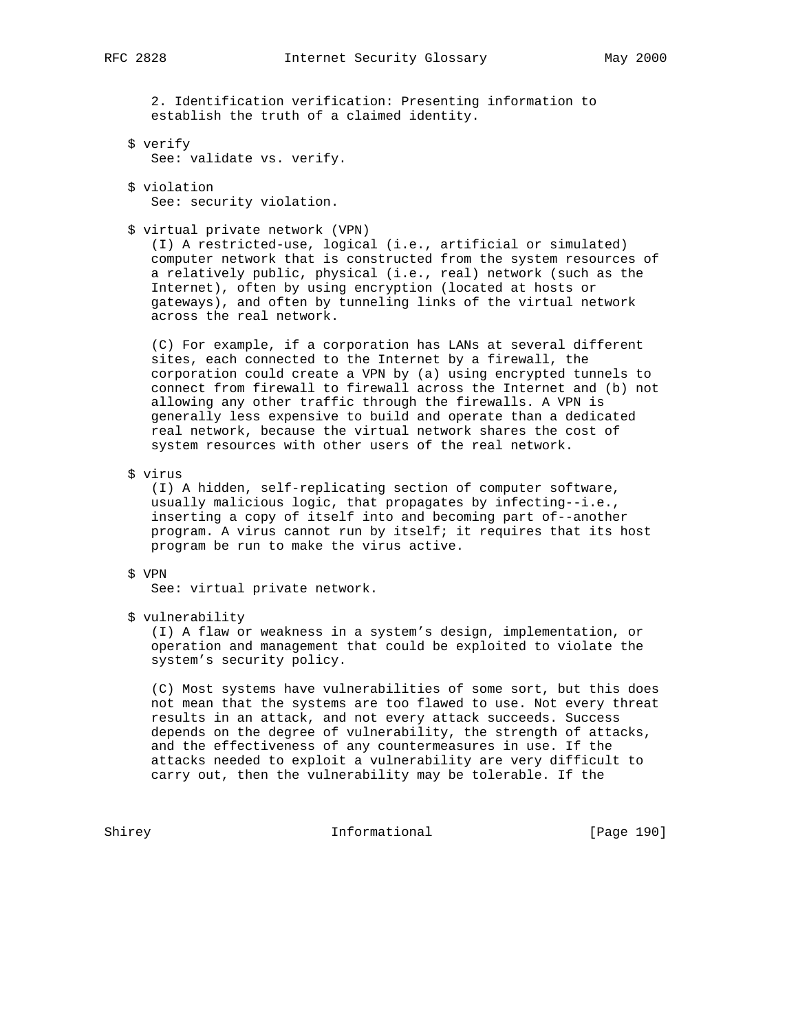2. Identification verification: Presenting information to establish the truth of a claimed identity.

$ verify
See: validate vs. verify.

$ violation
See: security violation.

$ virtual private network (VPN)
(I) A restricted-use, logical (i.e., artificial or simulated) computer network that is constructed from the system resources of a relatively public, physical (i.e., real) network (such as the Internet), often by using encryption (located at hosts or gateways), and often by tunneling links of the virtual network across the real network.

(C) For example, if a corporation has LANs at several different sites, each connected to the Internet by a firewall, the corporation could create a VPN by (a) using encrypted tunnels to connect from firewall to firewall across the Internet and (b) not allowing any other traffic through the firewalls. A VPN is generally less expensive to build and operate than a dedicated real network, because the virtual network shares the cost of system resources with other users of the real network.

$ virus
(I) A hidden, self-replicating section of computer software, usually malicious logic, that propagates by infecting--i.e., inserting a copy of itself into and becoming part of--another program. A virus cannot run by itself; it requires that its host program be run to make the virus active.

$ VPN
See: virtual private network.

$ vulnerability
(I) A flaw or weakness in a system's design, implementation, or operation and management that could be exploited to violate the system's security policy.

(C) Most systems have vulnerabilities of some sort, but this does not mean that the systems are too flawed to use. Not every threat results in an attack, and not every attack succeeds. Success depends on the degree of vulnerability, the strength of attacks, and the effectiveness of any countermeasures in use. If the attacks needed to exploit a vulnerability are very difficult to carry out, then the vulnerability may be tolerable. If the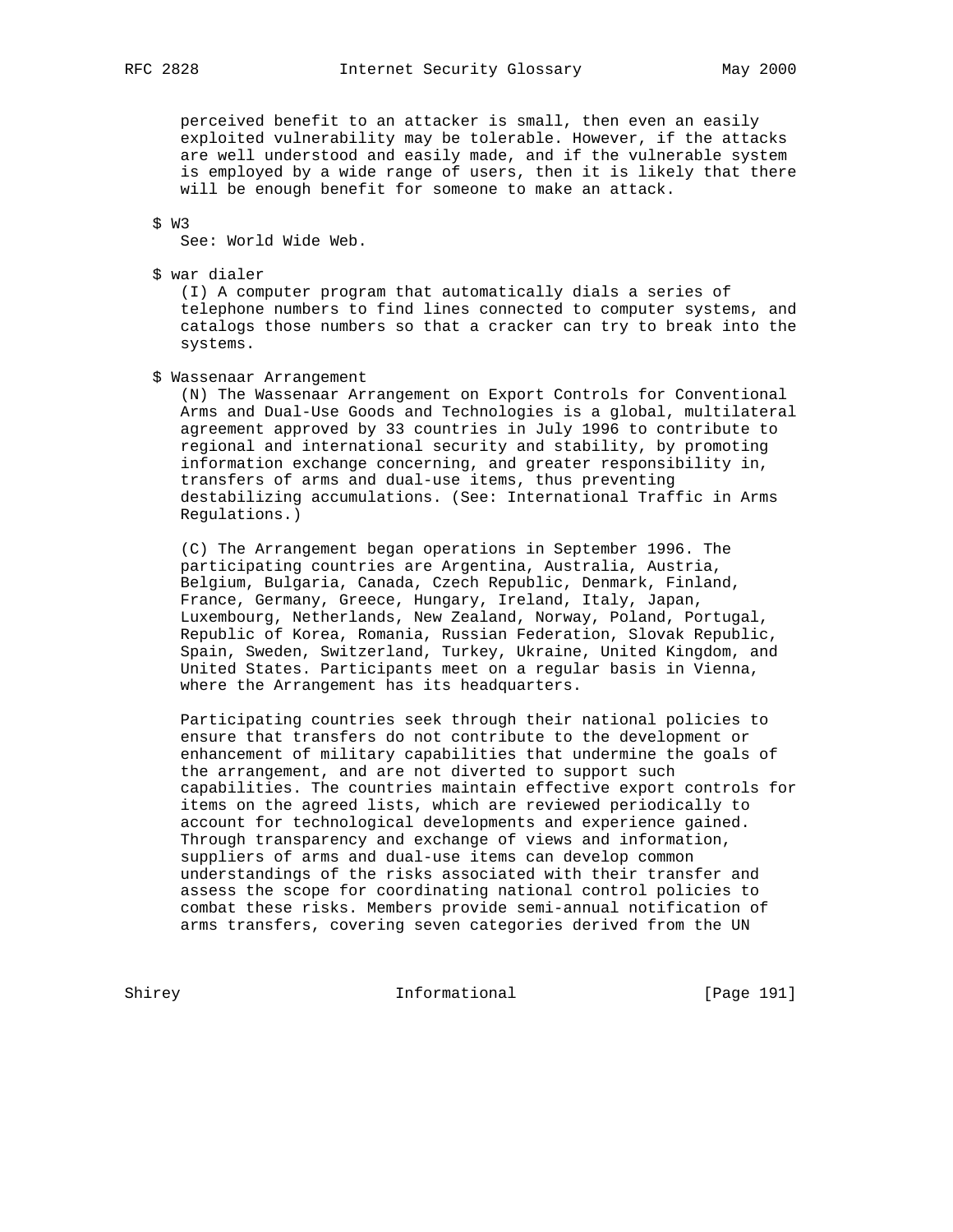perceived benefit to an attacker is small, then even an easily exploited vulnerability may be tolerable. However, if the attacks are well understood and easily made, and if the vulnerable system is employed by a wide range of users, then it is likely that there will be enough benefit for someone to make an attack.

$ W3
See: World Wide Web.

$ war dialer
(I) A computer program that automatically dials a series of telephone numbers to find lines connected to computer systems, and catalogs those numbers so that a cracker can try to break into the systems.

$ Wassenaar Arrangement
(N) The Wassenaar Arrangement on Export Controls for Conventional Arms and Dual-Use Goods and Technologies is a global, multilateral agreement approved by 33 countries in July 1996 to contribute to regional and international security and stability, by promoting information exchange concerning, and greater responsibility in, transfers of arms and dual-use items, thus preventing destabilizing accumulations. (See: International Traffic in Arms Regulations.)

(C) The Arrangement began operations in September 1996. The participating countries are Argentina, Australia, Austria, Belgium, Bulgaria, Canada, Czech Republic, Denmark, Finland, France, Germany, Greece, Hungary, Ireland, Italy, Japan, Luxembourg, Netherlands, New Zealand, Norway, Poland, Portugal, Republic of Korea, Romania, Russian Federation, Slovak Republic, Spain, Sweden, Switzerland, Turkey, Ukraine, United Kingdom, and United States. Participants meet on a regular basis in Vienna, where the Arrangement has its headquarters.

Participating countries seek through their national policies to ensure that transfers do not contribute to the development or enhancement of military capabilities that undermine the goals of the arrangement, and are not diverted to support such capabilities. The countries maintain effective export controls for items on the agreed lists, which are reviewed periodically to account for technological developments and experience gained. Through transparency and exchange of views and information, suppliers of arms and dual-use items can develop common understandings of the risks associated with their transfer and assess the scope for coordinating national control policies to combat these risks. Members provide semi-annual notification of arms transfers, covering seven categories derived from the UN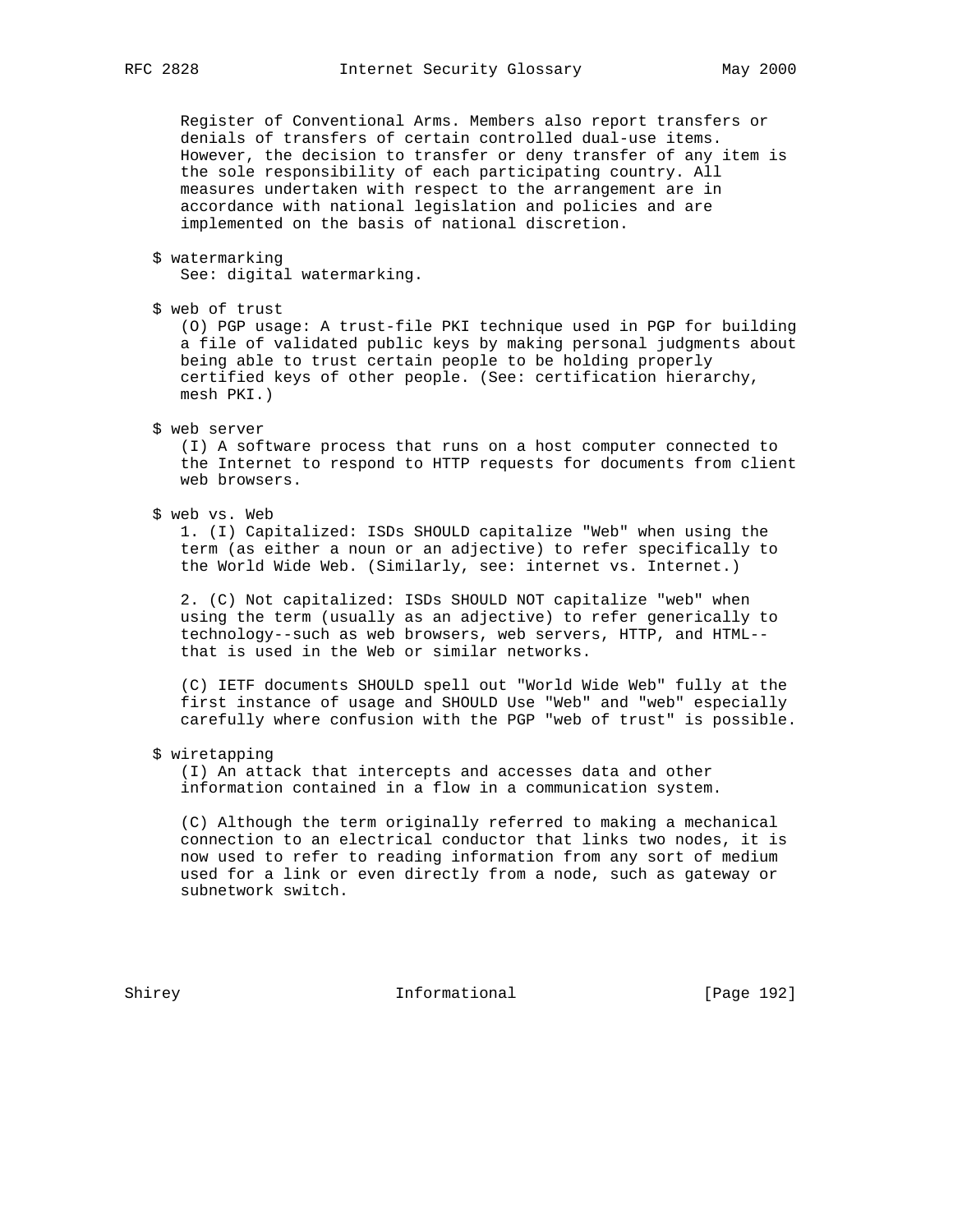Register of Conventional Arms. Members also report transfers or denials of transfers of certain controlled dual-use items. However, the decision to transfer or deny transfer of any item is the sole responsibility of each participating country. All measures undertaken with respect to the arrangement are in accordance with national legislation and policies and are implemented on the basis of national discretion.

$ watermarking
See: digital watermarking.

$ web of trust
(O) PGP usage: A trust-file PKI technique used in PGP for building a file of validated public keys by making personal judgments about being able to trust certain people to be holding properly certified keys of other people. (See: certification hierarchy, mesh PKI.)

$ web server
(I) A software process that runs on a host computer connected to the Internet to respond to HTTP requests for documents from client web browsers.

$ web vs. Web
1. (I) Capitalized: ISDs SHOULD capitalize "Web" when using the term (as either a noun or an adjective) to refer specifically to the World Wide Web. (Similarly, see: internet vs. Internet.)

2. (C) Not capitalized: ISDs SHOULD NOT capitalize "web" when using the term (usually as an adjective) to refer generically to technology--such as web browsers, web servers, HTTP, and HTML--that is used in the Web or similar networks.

(C) IETF documents SHOULD spell out "World Wide Web" fully at the first instance of usage and SHOULD Use "Web" and "web" especially carefully where confusion with the PGP "web of trust" is possible.

$ wiretapping
(I) An attack that intercepts and accesses data and other information contained in a flow in a communication system.

(C) Although the term originally referred to making a mechanical connection to an electrical conductor that links two nodes, it is now used to refer to reading information from any sort of medium used for a link or even directly from a node, such as gateway or subnetwork switch.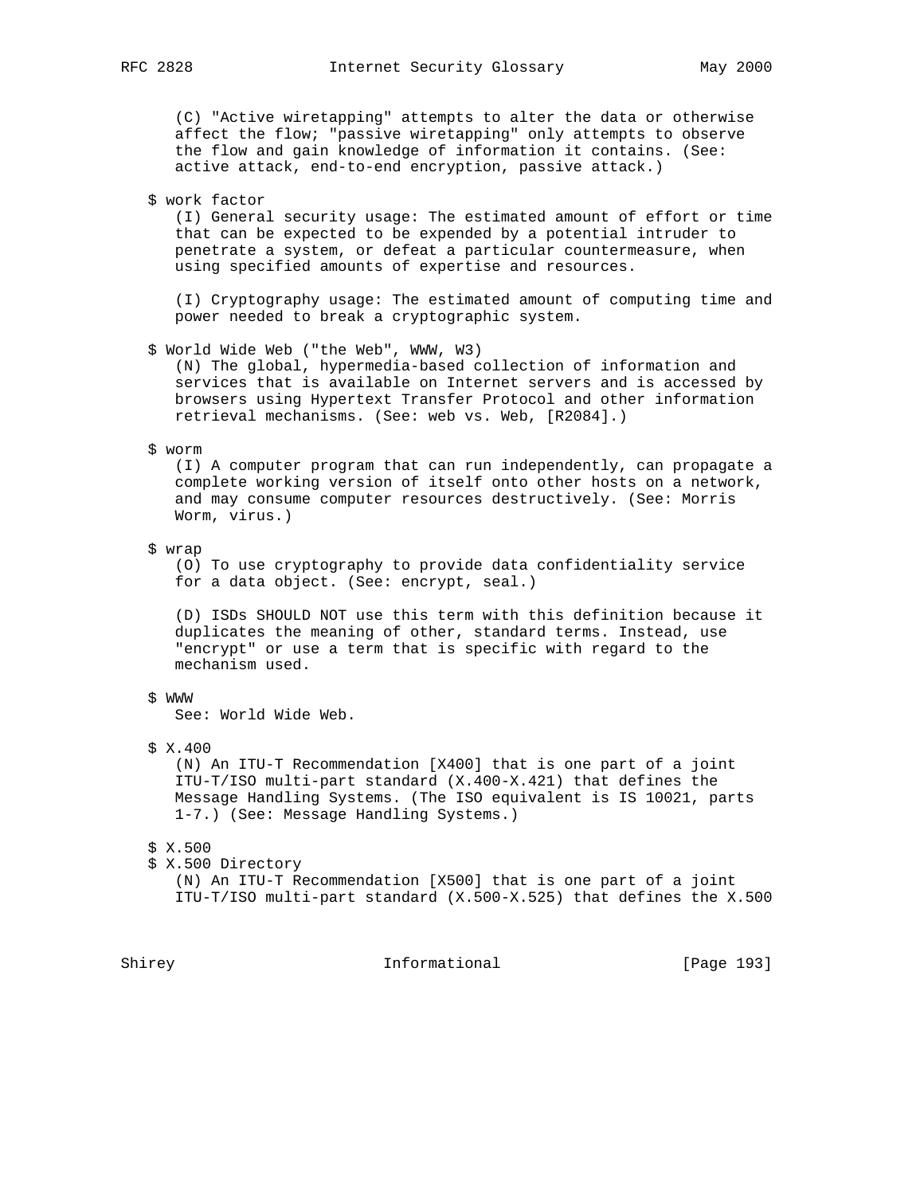(C) "Active wiretapping" attempts to alter the data or otherwise affect the flow; "passive wiretapping" only attempts to observe the flow and gain knowledge of information it contains. (See: active attack, end-to-end encryption, passive attack.)

$ work factor

(I) General security usage: The estimated amount of effort or time that can be expected to be expended by a potential intruder to penetrate a system, or defeat a particular countermeasure, when using specified amounts of expertise and resources.

(I) Cryptography usage: The estimated amount of computing time and power needed to break a cryptographic system.

$ World Wide Web ("the Web", WWW, W3)

(N) The global, hypermedia-based collection of information and services that is available on Internet servers and is accessed by browsers using Hypertext Transfer Protocol and other information retrieval mechanisms. (See: web vs. Web, [R2084].)

$ worm

(I) A computer program that can run independently, can propagate a complete working version of itself onto other hosts on a network, and may consume computer resources destructively. (See: Morris Worm, virus.)

$ wrap

(O) To use cryptography to provide data confidentiality service for a data object. (See: encrypt, seal.)

(D) ISDs SHOULD NOT use this term with this definition because it duplicates the meaning of other, standard terms. Instead, use "encrypt" or use a term that is specific with regard to the mechanism used.

$ WWW

See: World Wide Web.

$ X.400

(N) An ITU-T Recommendation [X400] that is one part of a joint ITU-T/ISO multi-part standard (X.400-X.421) that defines the Message Handling Systems. (The ISO equivalent is IS 10021, parts 1-7.) (See: Message Handling Systems.)

$ X.500

$ X.500 Directory

(N) An ITU-T Recommendation [X500] that is one part of a joint ITU-T/ISO multi-part standard (X.500-X.525) that defines the X.500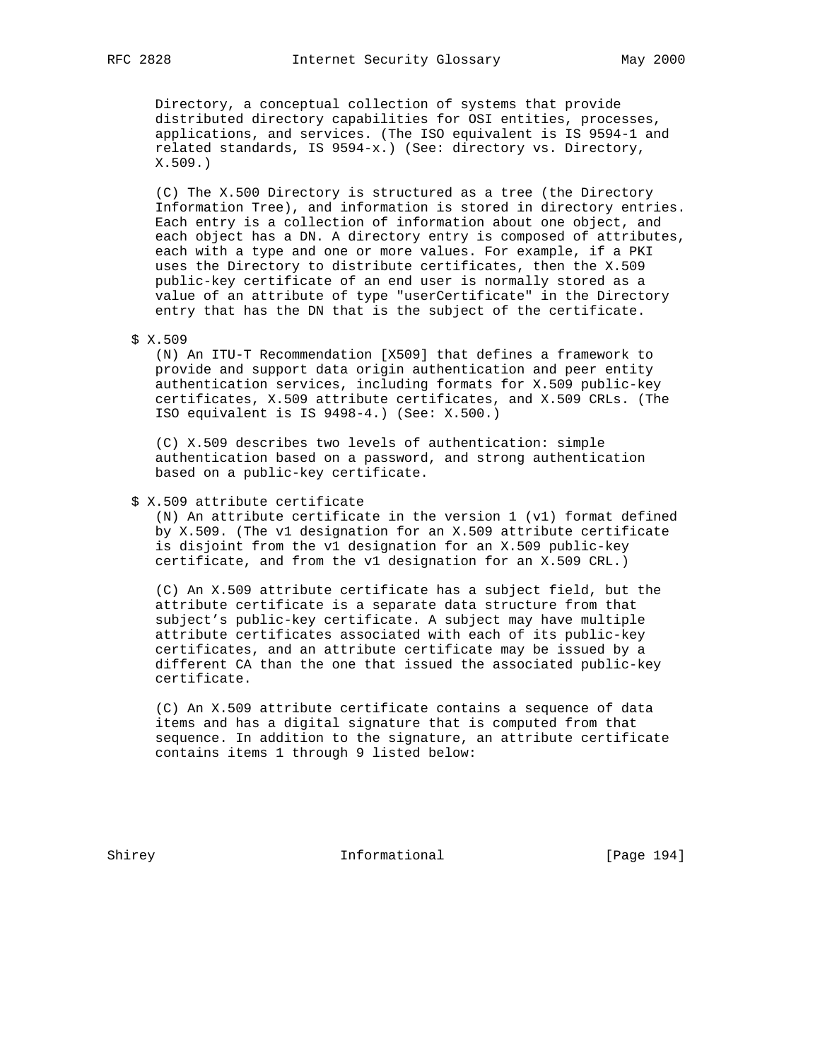Directory, a conceptual collection of systems that provide distributed directory capabilities for OSI entities, processes, applications, and services. (The ISO equivalent is IS 9594-1 and related standards, IS 9594-x.) (See: directory vs. Directory, X.509.)

(C) The X.500 Directory is structured as a tree (the Directory Information Tree), and information is stored in directory entries. Each entry is a collection of information about one object, and each object has a DN. A directory entry is composed of attributes, each with a type and one or more values. For example, if a PKI uses the Directory to distribute certificates, then the X.509 public-key certificate of an end user is normally stored as a value of an attribute of type "userCertificate" in the Directory entry that has the DN that is the subject of the certificate.

$ X.509

(N) An ITU-T Recommendation [X509] that defines a framework to provide and support data origin authentication and peer entity authentication services, including formats for X.509 public-key certificates, X.509 attribute certificates, and X.509 CRLs. (The ISO equivalent is IS 9498-4.) (See: X.500.)

(C) X.509 describes two levels of authentication: simple authentication based on a password, and strong authentication based on a public-key certificate.

$ X.509 attribute certificate

(N) An attribute certificate in the version 1 (v1) format defined by X.509. (The v1 designation for an X.509 attribute certificate is disjoint from the v1 designation for an X.509 public-key certificate, and from the v1 designation for an X.509 CRL.)

(C) An X.509 attribute certificate has a subject field, but the attribute certificate is a separate data structure from that subject's public-key certificate. A subject may have multiple attribute certificates associated with each of its public-key certificates, and an attribute certificate may be issued by a different CA than the one that issued the associated public-key certificate.

(C) An X.509 attribute certificate contains a sequence of data items and has a digital signature that is computed from that sequence. In addition to the signature, an attribute certificate contains items 1 through 9 listed below: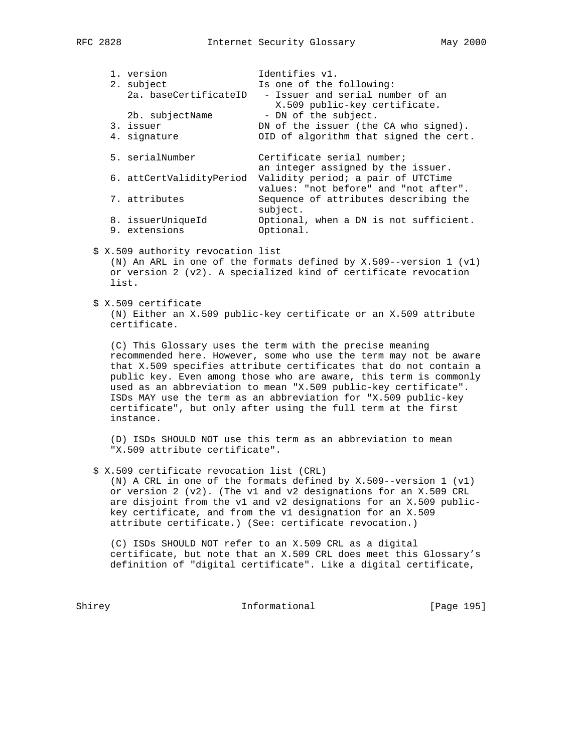```
1. version                 Identifies v1.
2. subject                 Is one of the following:
   2a. baseCertificateID    - Issuer and serial number of an
                              X.509 public-key certificate.
   2b. subjectName          - DN of the subject.
3. issuer                  DN of the issuer (the CA who signed).
4. signature               OID of algorithm that signed the cert.

5. serialNumber            Certificate serial number;
                           an integer assigned by the issuer.
6. attCertValidityPeriod   Validity period; a pair of UTCTime
                           values: "not before" and "not after".
7. attributes              Sequence of attributes describing the
                           subject.
8. issuerUniqueId          Optional, when a DN is not sufficient.
9. extensions              Optional.
```

$ X.509 authority revocation list
(N) An ARL in one of the formats defined by X.509--version 1 (v1) or version 2 (v2). A specialized kind of certificate revocation list.

$ X.509 certificate
(N) Either an X.509 public-key certificate or an X.509 attribute certificate.

(C) This Glossary uses the term with the precise meaning recommended here. However, some who use the term may not be aware that X.509 specifies attribute certificates that do not contain a public key. Even among those who are aware, this term is commonly used as an abbreviation to mean "X.509 public-key certificate". ISDs MAY use the term as an abbreviation for "X.509 public-key certificate", but only after using the full term at the first instance.

(D) ISDs SHOULD NOT use this term as an abbreviation to mean "X.509 attribute certificate".

$ X.509 certificate revocation list (CRL)
(N) A CRL in one of the formats defined by X.509--version 1 (v1) or version 2 (v2). (The v1 and v2 designations for an X.509 CRL are disjoint from the v1 and v2 designations for an X.509 public-key certificate, and from the v1 designation for an X.509 attribute certificate.) (See: certificate revocation.)

(C) ISDs SHOULD NOT refer to an X.509 CRL as a digital certificate, but note that an X.509 CRL does meet this Glossary's definition of "digital certificate". Like a digital certificate,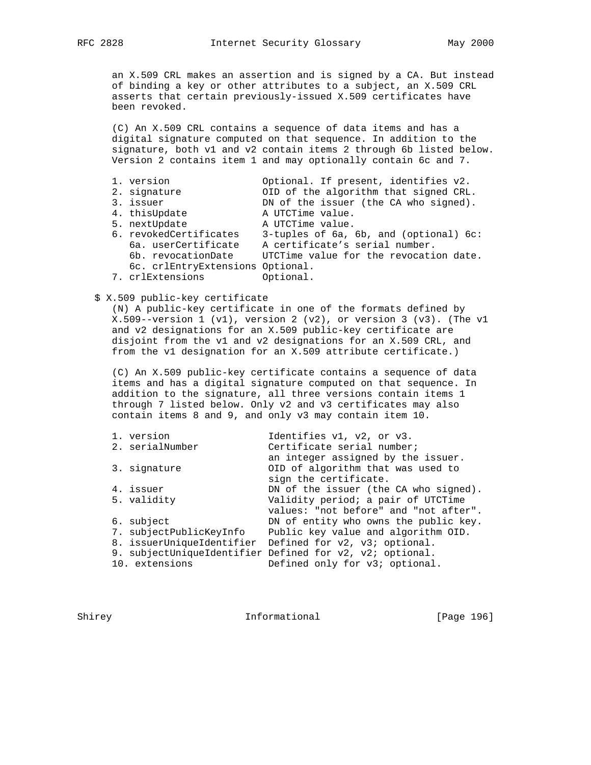an X.509 CRL makes an assertion and is signed by a CA. But instead of binding a key or other attributes to a subject, an X.509 CRL asserts that certain previously-issued X.509 certificates have been revoked.

(C) An X.509 CRL contains a sequence of data items and has a digital signature computed on that sequence. In addition to the signature, both v1 and v2 contain items 2 through 6b listed below. Version 2 contains item 1 and may optionally contain 6c and 7.

```
1. version                 Optional. If present, identifies v2.
2. signature               OID of the algorithm that signed CRL.
3. issuer                  DN of the issuer (the CA who signed).
4. thisUpdate              A UTCTime value.
5. nextUpdate              A UTCTime value.
6. revokedCertificates     3-tuples of 6a, 6b, and (optional) 6c:
   6a. userCertificate     A certificate's serial number.
   6b. revocationDate      UTCTime value for the revocation date.
   6c. crlEntryExtensions  Optional.
7. crlExtensions           Optional.
```

$ X.509 public-key certificate

(N) A public-key certificate in one of the formats defined by X.509--version 1 (v1), version 2 (v2), or version 3 (v3). (The v1 and v2 designations for an X.509 public-key certificate are disjoint from the v1 and v2 designations for an X.509 CRL, and from the v1 designation for an X.509 attribute certificate.)

(C) An X.509 public-key certificate contains a sequence of data items and has a digital signature computed on that sequence. In addition to the signature, all three versions contain items 1 through 7 listed below. Only v2 and v3 certificates may also contain items 8 and 9, and only v3 may contain item 10.

```
1. version                 Identifies v1, v2, or v3.
2. serialNumber            Certificate serial number;
                           an integer assigned by the issuer.
3. signature               OID of algorithm that was used to
                           sign the certificate.
4. issuer                  DN of the issuer (the CA who signed).
5. validity                Validity period; a pair of UTCTime
                           values: "not before" and "not after".
6. subject                 DN of entity who owns the public key.
7. subjectPublicKeyInfo    Public key value and algorithm OID.
8. issuerUniqueIdentifier  Defined for v2, v3; optional.
9. subjectUniqueIdentifier Defined for v2, v2; optional.
10. extensions             Defined only for v3; optional.
```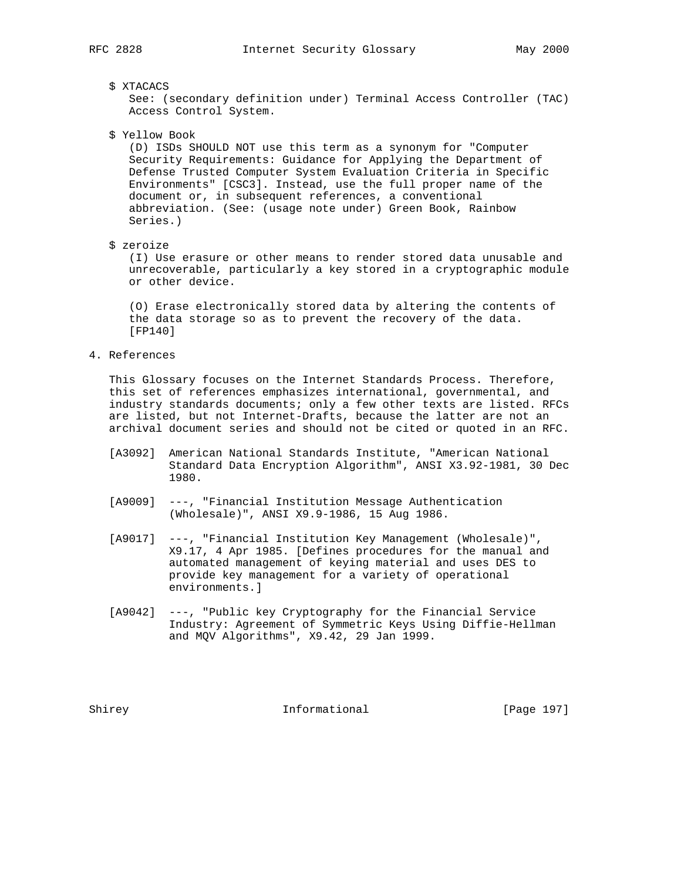$ XTACACS
See: (secondary definition under) Terminal Access Controller (TAC) Access Control System.

$ Yellow Book
(D) ISDs SHOULD NOT use this term as a synonym for "Computer Security Requirements: Guidance for Applying the Department of Defense Trusted Computer System Evaluation Criteria in Specific Environments" [CSC3]. Instead, use the full proper name of the document or, in subsequent references, a conventional abbreviation. (See: (usage note under) Green Book, Rainbow Series.)

$ zeroize
(I) Use erasure or other means to render stored data unusable and unrecoverable, particularly a key stored in a cryptographic module or other device.

(O) Erase electronically stored data by altering the contents of the data storage so as to prevent the recovery of the data. [FP140]

## 4. References

This Glossary focuses on the Internet Standards Process. Therefore, this set of references emphasizes international, governmental, and industry standards documents; only a few other texts are listed. RFCs are listed, but not Internet-Drafts, because the latter are not an archival document series and should not be cited or quoted in an RFC.

[A3092] American National Standards Institute, "American National Standard Data Encryption Algorithm", ANSI X3.92-1981, 30 Dec 1980.

[A9009] ---, "Financial Institution Message Authentication (Wholesale)", ANSI X9.9-1986, 15 Aug 1986.

[A9017] ---, "Financial Institution Key Management (Wholesale)", X9.17, 4 Apr 1985. [Defines procedures for the manual and automated management of keying material and uses DES to provide key management for a variety of operational environments.]

[A9042] ---, "Public key Cryptography for the Financial Service Industry: Agreement of Symmetric Keys Using Diffie-Hellman and MQV Algorithms", X9.42, 29 Jan 1999.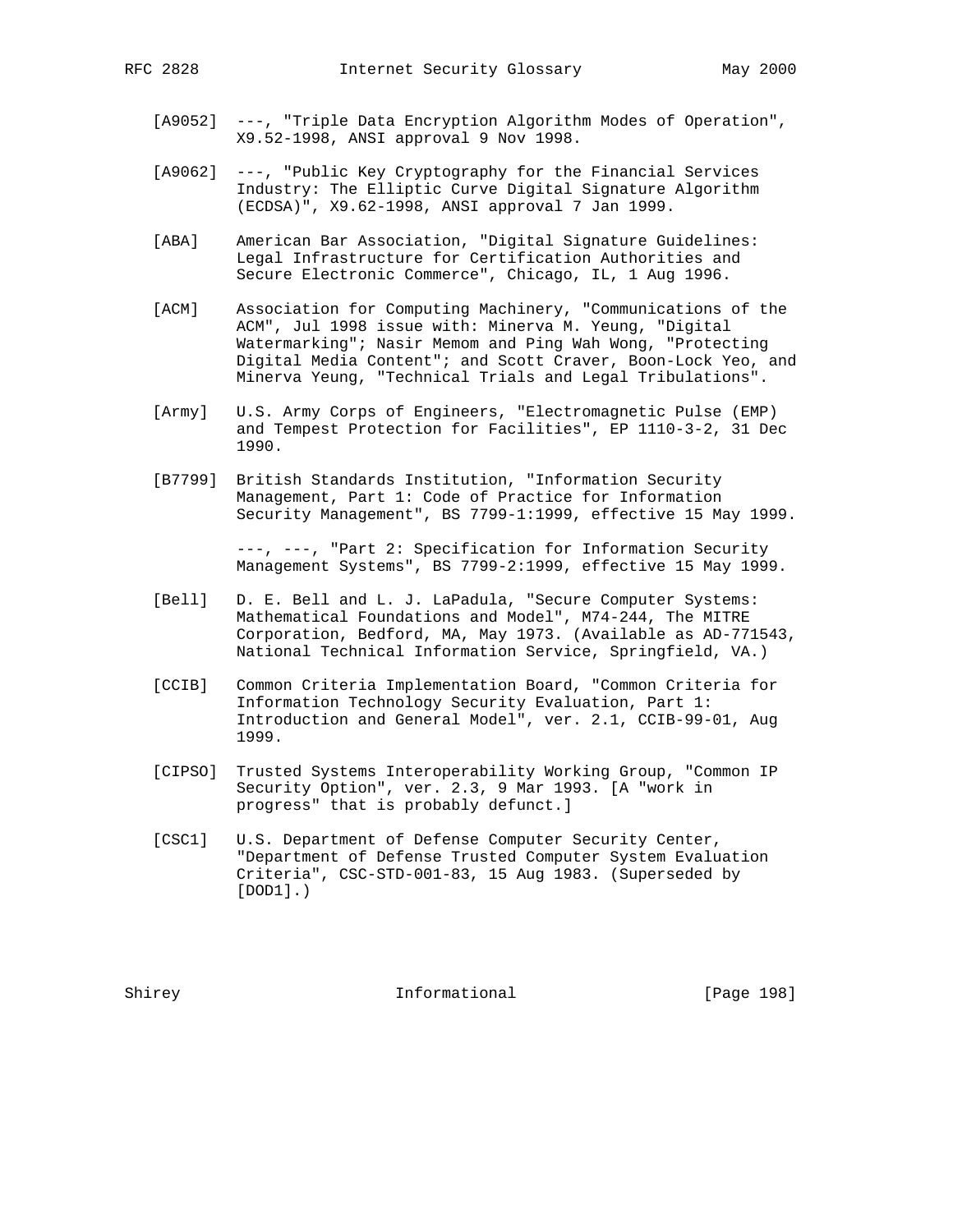[A9052] ---, "Triple Data Encryption Algorithm Modes of Operation", X9.52-1998, ANSI approval 9 Nov 1998.

[A9062] ---, "Public Key Cryptography for the Financial Services Industry: The Elliptic Curve Digital Signature Algorithm (ECDSA)", X9.62-1998, ANSI approval 7 Jan 1999.

[ABA] American Bar Association, "Digital Signature Guidelines: Legal Infrastructure for Certification Authorities and Secure Electronic Commerce", Chicago, IL, 1 Aug 1996.

[ACM] Association for Computing Machinery, "Communications of the ACM", Jul 1998 issue with: Minerva M. Yeung, "Digital Watermarking"; Nasir Memom and Ping Wah Wong, "Protecting Digital Media Content"; and Scott Craver, Boon-Lock Yeo, and Minerva Yeung, "Technical Trials and Legal Tribulations".

[Army] U.S. Army Corps of Engineers, "Electromagnetic Pulse (EMP) and Tempest Protection for Facilities", EP 1110-3-2, 31 Dec 1990.

[B7799] British Standards Institution, "Information Security Management, Part 1: Code of Practice for Information Security Management", BS 7799-1:1999, effective 15 May 1999.

---, ---, "Part 2: Specification for Information Security Management Systems", BS 7799-2:1999, effective 15 May 1999.

[Bell] D. E. Bell and L. J. LaPadula, "Secure Computer Systems: Mathematical Foundations and Model", M74-244, The MITRE Corporation, Bedford, MA, May 1973. (Available as AD-771543, National Technical Information Service, Springfield, VA.)

[CCIB] Common Criteria Implementation Board, "Common Criteria for Information Technology Security Evaluation, Part 1: Introduction and General Model", ver. 2.1, CCIB-99-01, Aug 1999.

[CIPSO] Trusted Systems Interoperability Working Group, "Common IP Security Option", ver. 2.3, 9 Mar 1993. [A "work in progress" that is probably defunct.]

[CSC1] U.S. Department of Defense Computer Security Center, "Department of Defense Trusted Computer System Evaluation Criteria", CSC-STD-001-83, 15 Aug 1983. (Superseded by [DOD1].)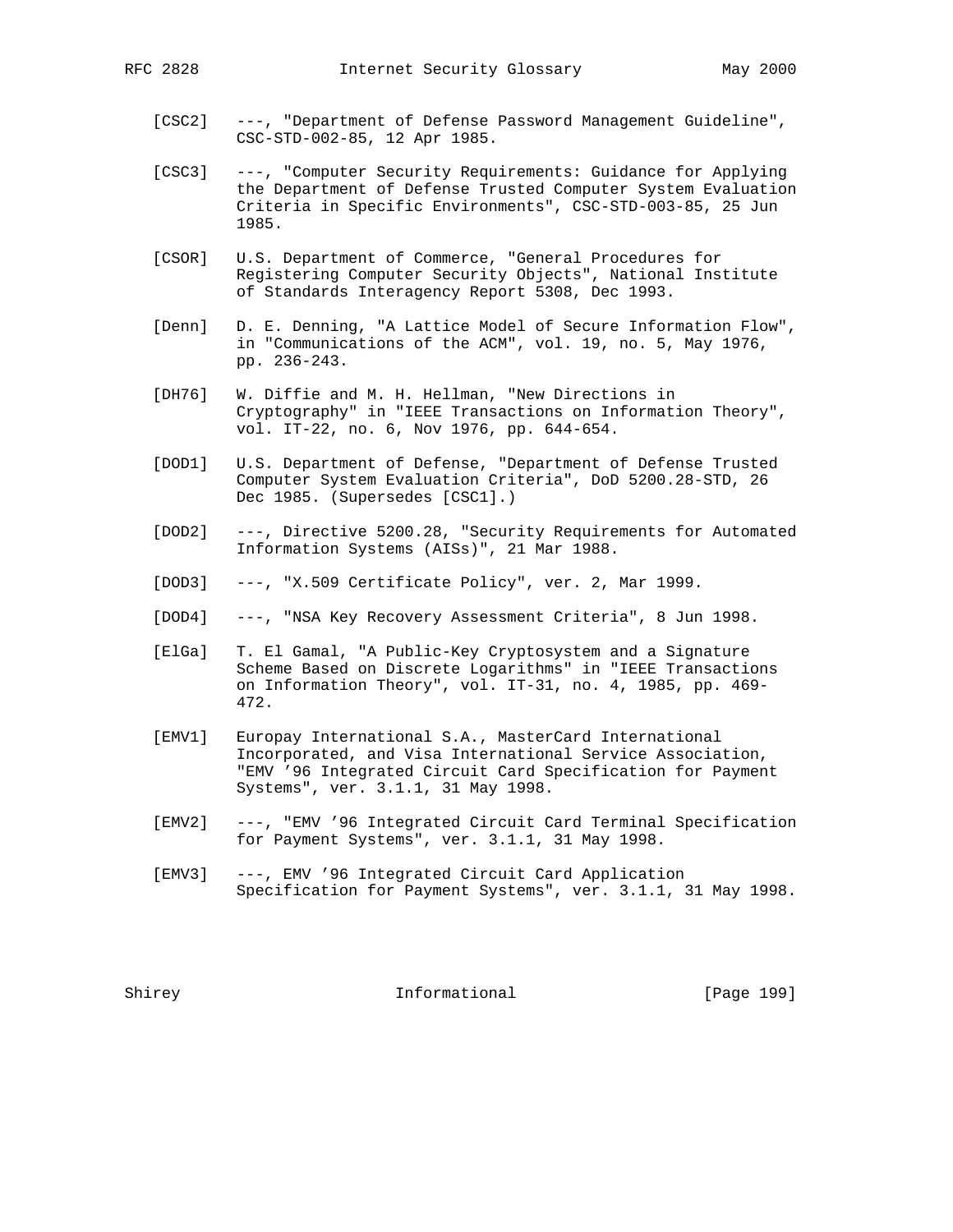[CSC2] ---, "Department of Defense Password Management Guideline", CSC-STD-002-85, 12 Apr 1985.

[CSC3] ---, "Computer Security Requirements: Guidance for Applying the Department of Defense Trusted Computer System Evaluation Criteria in Specific Environments", CSC-STD-003-85, 25 Jun 1985.

[CSOR] U.S. Department of Commerce, "General Procedures for Registering Computer Security Objects", National Institute of Standards Interagency Report 5308, Dec 1993.

[Denn] D. E. Denning, "A Lattice Model of Secure Information Flow", in "Communications of the ACM", vol. 19, no. 5, May 1976, pp. 236-243.

[DH76] W. Diffie and M. H. Hellman, "New Directions in Cryptography" in "IEEE Transactions on Information Theory", vol. IT-22, no. 6, Nov 1976, pp. 644-654.

[DOD1] U.S. Department of Defense, "Department of Defense Trusted Computer System Evaluation Criteria", DoD 5200.28-STD, 26 Dec 1985. (Supersedes [CSC1].)

[DOD2] ---, Directive 5200.28, "Security Requirements for Automated Information Systems (AISs)", 21 Mar 1988.

[DOD3] ---, "X.509 Certificate Policy", ver. 2, Mar 1999.

[DOD4] ---, "NSA Key Recovery Assessment Criteria", 8 Jun 1998.

[ElGa] T. El Gamal, "A Public-Key Cryptosystem and a Signature Scheme Based on Discrete Logarithms" in "IEEE Transactions on Information Theory", vol. IT-31, no. 4, 1985, pp. 469-472.

[EMV1] Europay International S.A., MasterCard International Incorporated, and Visa International Service Association, "EMV ’96 Integrated Circuit Card Specification for Payment Systems", ver. 3.1.1, 31 May 1998.

[EMV2] ---, "EMV ’96 Integrated Circuit Card Terminal Specification for Payment Systems", ver. 3.1.1, 31 May 1998.

[EMV3] ---, EMV ’96 Integrated Circuit Card Application Specification for Payment Systems", ver. 3.1.1, 31 May 1998.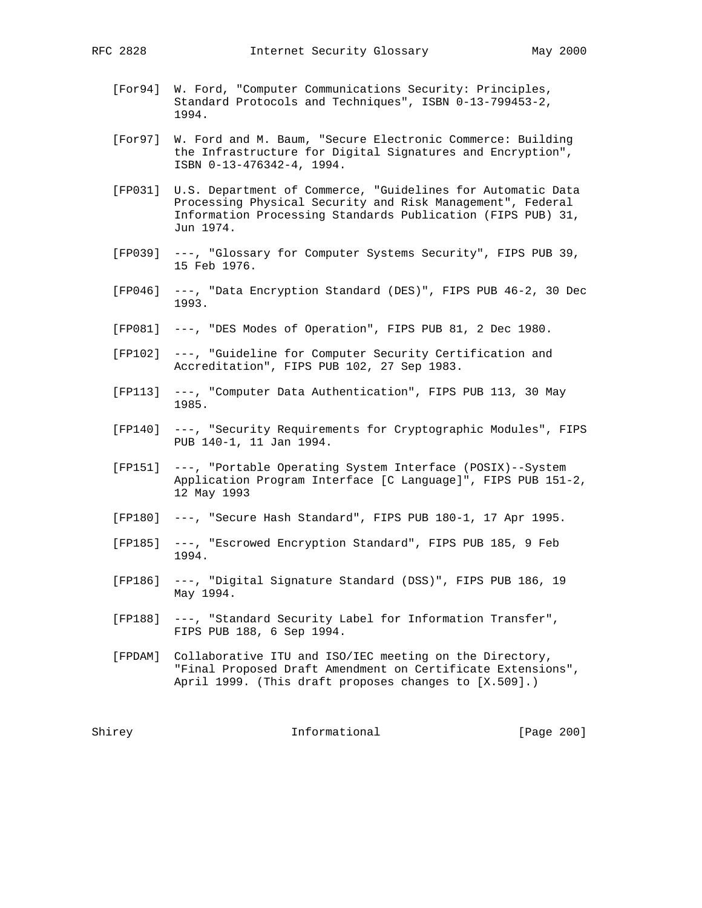[For94] W. Ford, "Computer Communications Security: Principles, Standard Protocols and Techniques", ISBN 0-13-799453-2, 1994.

[For97] W. Ford and M. Baum, "Secure Electronic Commerce: Building the Infrastructure for Digital Signatures and Encryption", ISBN 0-13-476342-4, 1994.

[FP031] U.S. Department of Commerce, "Guidelines for Automatic Data Processing Physical Security and Risk Management", Federal Information Processing Standards Publication (FIPS PUB) 31, Jun 1974.

[FP039] ---, "Glossary for Computer Systems Security", FIPS PUB 39, 15 Feb 1976.

[FP046] ---, "Data Encryption Standard (DES)", FIPS PUB 46-2, 30 Dec 1993.

[FP081] ---, "DES Modes of Operation", FIPS PUB 81, 2 Dec 1980.

[FP102] ---, "Guideline for Computer Security Certification and Accreditation", FIPS PUB 102, 27 Sep 1983.

[FP113] ---, "Computer Data Authentication", FIPS PUB 113, 30 May 1985.

[FP140] ---, "Security Requirements for Cryptographic Modules", FIPS PUB 140-1, 11 Jan 1994.

[FP151] ---, "Portable Operating System Interface (POSIX)--System Application Program Interface [C Language]", FIPS PUB 151-2, 12 May 1993

[FP180] ---, "Secure Hash Standard", FIPS PUB 180-1, 17 Apr 1995.

[FP185] ---, "Escrowed Encryption Standard", FIPS PUB 185, 9 Feb 1994.

[FP186] ---, "Digital Signature Standard (DSS)", FIPS PUB 186, 19 May 1994.

[FP188] ---, "Standard Security Label for Information Transfer", FIPS PUB 188, 6 Sep 1994.

[FPDAM] Collaborative ITU and ISO/IEC meeting on the Directory, "Final Proposed Draft Amendment on Certificate Extensions", April 1999. (This draft proposes changes to [X.509].)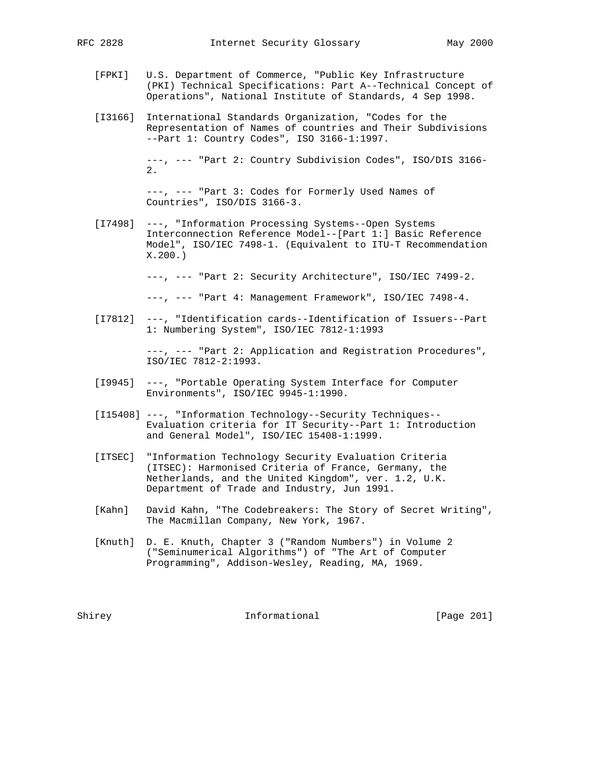[FPKI] U.S. Department of Commerce, "Public Key Infrastructure (PKI) Technical Specifications: Part A--Technical Concept of Operations", National Institute of Standards, 4 Sep 1998.

[I3166] International Standards Organization, "Codes for the Representation of Names of countries and Their Subdivisions --Part 1: Country Codes", ISO 3166-1:1997.

---, --- "Part 2: Country Subdivision Codes", ISO/DIS 3166-2.

---, --- "Part 3: Codes for Formerly Used Names of Countries", ISO/DIS 3166-3.

[I7498] ---, "Information Processing Systems--Open Systems Interconnection Reference Model--[Part 1:] Basic Reference Model", ISO/IEC 7498-1. (Equivalent to ITU-T Recommendation X.200.)

---, --- "Part 2: Security Architecture", ISO/IEC 7499-2.

---, --- "Part 4: Management Framework", ISO/IEC 7498-4.

[I7812] ---, "Identification cards--Identification of Issuers--Part 1: Numbering System", ISO/IEC 7812-1:1993

---, --- "Part 2: Application and Registration Procedures", ISO/IEC 7812-2:1993.

[I9945] ---, "Portable Operating System Interface for Computer Environments", ISO/IEC 9945-1:1990.

[I15408] ---, "Information Technology--Security Techniques-- Evaluation criteria for IT Security--Part 1: Introduction and General Model", ISO/IEC 15408-1:1999.

[ITSEC] "Information Technology Security Evaluation Criteria (ITSEC): Harmonised Criteria of France, Germany, the Netherlands, and the United Kingdom", ver. 1.2, U.K. Department of Trade and Industry, Jun 1991.

[Kahn] David Kahn, "The Codebreakers: The Story of Secret Writing", The Macmillan Company, New York, 1967.

[Knuth] D. E. Knuth, Chapter 3 ("Random Numbers") in Volume 2 ("Seminumerical Algorithms") of "The Art of Computer Programming", Addison-Wesley, Reading, MA, 1969.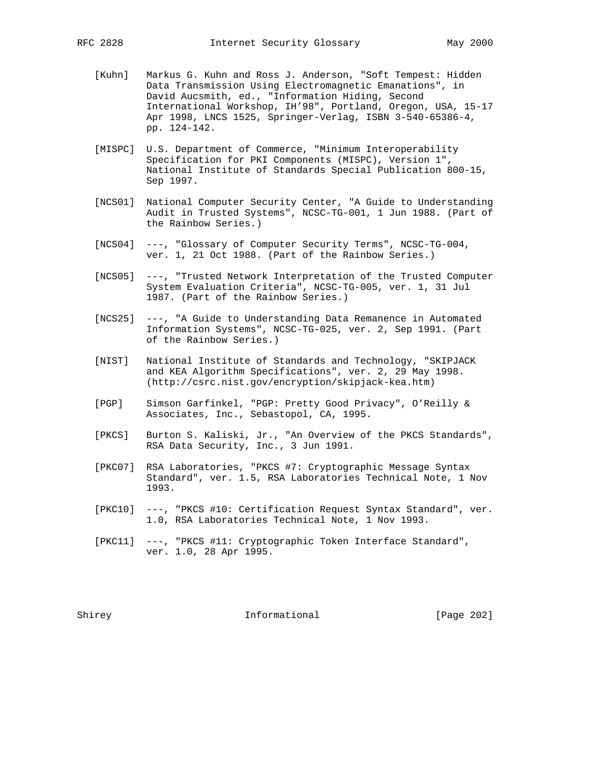[Kuhn] Markus G. Kuhn and Ross J. Anderson, "Soft Tempest: Hidden Data Transmission Using Electromagnetic Emanations", in David Aucsmith, ed., "Information Hiding, Second International Workshop, IH'98", Portland, Oregon, USA, 15-17 Apr 1998, LNCS 1525, Springer-Verlag, ISBN 3-540-65386-4, pp. 124-142.

[MISPC] U.S. Department of Commerce, "Minimum Interoperability Specification for PKI Components (MISPC), Version 1", National Institute of Standards Special Publication 800-15, Sep 1997.

[NCS01] National Computer Security Center, "A Guide to Understanding Audit in Trusted Systems", NCSC-TG-001, 1 Jun 1988. (Part of the Rainbow Series.)

[NCS04] ---, "Glossary of Computer Security Terms", NCSC-TG-004, ver. 1, 21 Oct 1988. (Part of the Rainbow Series.)

[NCS05] ---, "Trusted Network Interpretation of the Trusted Computer System Evaluation Criteria", NCSC-TG-005, ver. 1, 31 Jul 1987. (Part of the Rainbow Series.)

[NCS25] ---, "A Guide to Understanding Data Remanence in Automated Information Systems", NCSC-TG-025, ver. 2, Sep 1991. (Part of the Rainbow Series.)

[NIST] National Institute of Standards and Technology, "SKIPJACK and KEA Algorithm Specifications", ver. 2, 29 May 1998. (http://csrc.nist.gov/encryption/skipjack-kea.htm)

[PGP] Simson Garfinkel, "PGP: Pretty Good Privacy", O'Reilly & Associates, Inc., Sebastopol, CA, 1995.

[PKCS] Burton S. Kaliski, Jr., "An Overview of the PKCS Standards", RSA Data Security, Inc., 3 Jun 1991.

[PKC07] RSA Laboratories, "PKCS #7: Cryptographic Message Syntax Standard", ver. 1.5, RSA Laboratories Technical Note, 1 Nov 1993.

[PKC10] ---, "PKCS #10: Certification Request Syntax Standard", ver. 1.0, RSA Laboratories Technical Note, 1 Nov 1993.

[PKC11] ---, "PKCS #11: Cryptographic Token Interface Standard", ver. 1.0, 28 Apr 1995.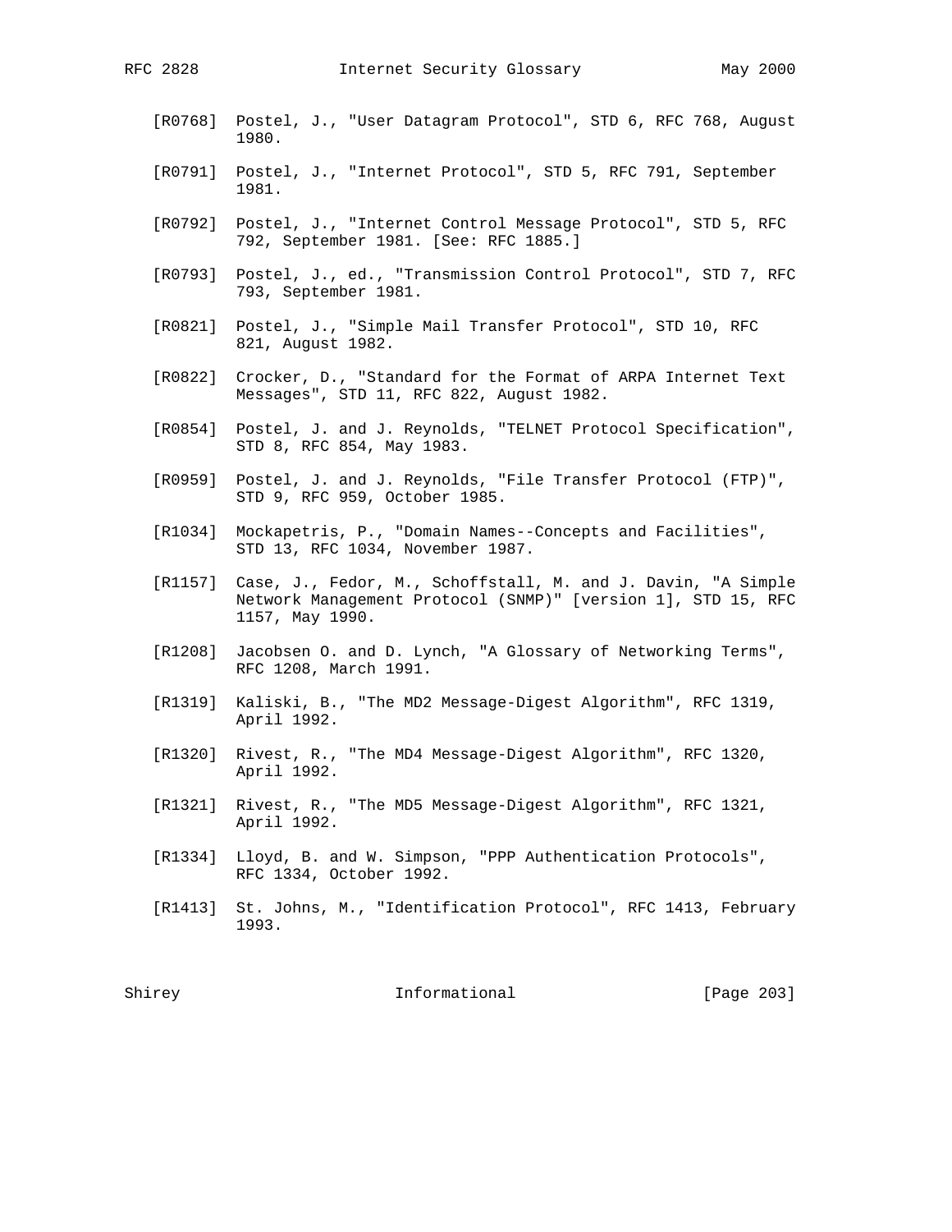[R0768] Postel, J., "User Datagram Protocol", STD 6, RFC 768, August 1980.

[R0791] Postel, J., "Internet Protocol", STD 5, RFC 791, September 1981.

[R0792] Postel, J., "Internet Control Message Protocol", STD 5, RFC 792, September 1981. [See: RFC 1885.]

[R0793] Postel, J., ed., "Transmission Control Protocol", STD 7, RFC 793, September 1981.

[R0821] Postel, J., "Simple Mail Transfer Protocol", STD 10, RFC 821, August 1982.

[R0822] Crocker, D., "Standard for the Format of ARPA Internet Text Messages", STD 11, RFC 822, August 1982.

[R0854] Postel, J. and J. Reynolds, "TELNET Protocol Specification", STD 8, RFC 854, May 1983.

[R0959] Postel, J. and J. Reynolds, "File Transfer Protocol (FTP)", STD 9, RFC 959, October 1985.

[R1034] Mockapetris, P., "Domain Names--Concepts and Facilities", STD 13, RFC 1034, November 1987.

[R1157] Case, J., Fedor, M., Schoffstall, M. and J. Davin, "A Simple Network Management Protocol (SNMP)" [version 1], STD 15, RFC 1157, May 1990.

[R1208] Jacobsen O. and D. Lynch, "A Glossary of Networking Terms", RFC 1208, March 1991.

[R1319] Kaliski, B., "The MD2 Message-Digest Algorithm", RFC 1319, April 1992.

[R1320] Rivest, R., "The MD4 Message-Digest Algorithm", RFC 1320, April 1992.

[R1321] Rivest, R., "The MD5 Message-Digest Algorithm", RFC 1321, April 1992.

[R1334] Lloyd, B. and W. Simpson, "PPP Authentication Protocols", RFC 1334, October 1992.

[R1413] St. Johns, M., "Identification Protocol", RFC 1413, February 1993.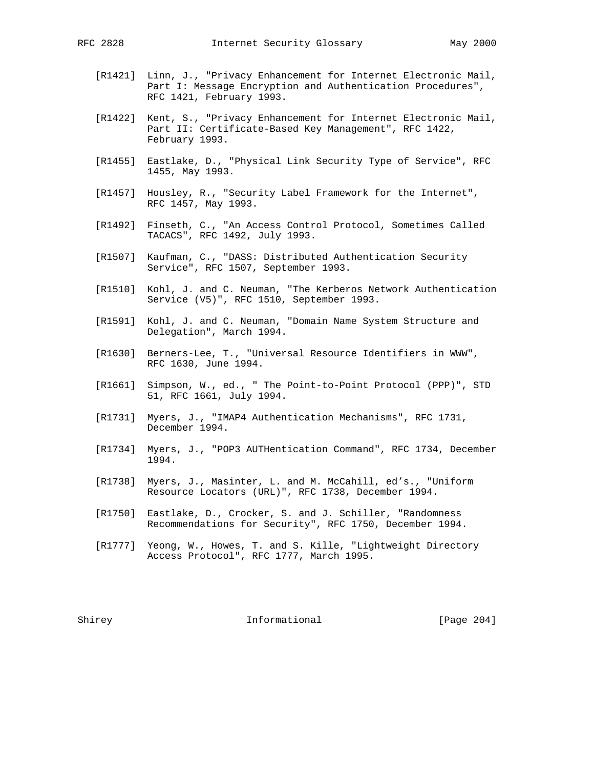[R1421] Linn, J., "Privacy Enhancement for Internet Electronic Mail, Part I: Message Encryption and Authentication Procedures", RFC 1421, February 1993.

[R1422] Kent, S., "Privacy Enhancement for Internet Electronic Mail, Part II: Certificate-Based Key Management", RFC 1422, February 1993.

[R1455] Eastlake, D., "Physical Link Security Type of Service", RFC 1455, May 1993.

[R1457] Housley, R., "Security Label Framework for the Internet", RFC 1457, May 1993.

[R1492] Finseth, C., "An Access Control Protocol, Sometimes Called TACACS", RFC 1492, July 1993.

[R1507] Kaufman, C., "DASS: Distributed Authentication Security Service", RFC 1507, September 1993.

[R1510] Kohl, J. and C. Neuman, "The Kerberos Network Authentication Service (V5)", RFC 1510, September 1993.

[R1591] Kohl, J. and C. Neuman, "Domain Name System Structure and Delegation", March 1994.

[R1630] Berners-Lee, T., "Universal Resource Identifiers in WWW", RFC 1630, June 1994.

[R1661] Simpson, W., ed., " The Point-to-Point Protocol (PPP)", STD 51, RFC 1661, July 1994.

[R1731] Myers, J., "IMAP4 Authentication Mechanisms", RFC 1731, December 1994.

[R1734] Myers, J., "POP3 AUTHentication Command", RFC 1734, December 1994.

[R1738] Myers, J., Masinter, L. and M. McCahill, ed's., "Uniform Resource Locators (URL)", RFC 1738, December 1994.

[R1750] Eastlake, D., Crocker, S. and J. Schiller, "Randomness Recommendations for Security", RFC 1750, December 1994.

[R1777] Yeong, W., Howes, T. and S. Kille, "Lightweight Directory Access Protocol", RFC 1777, March 1995.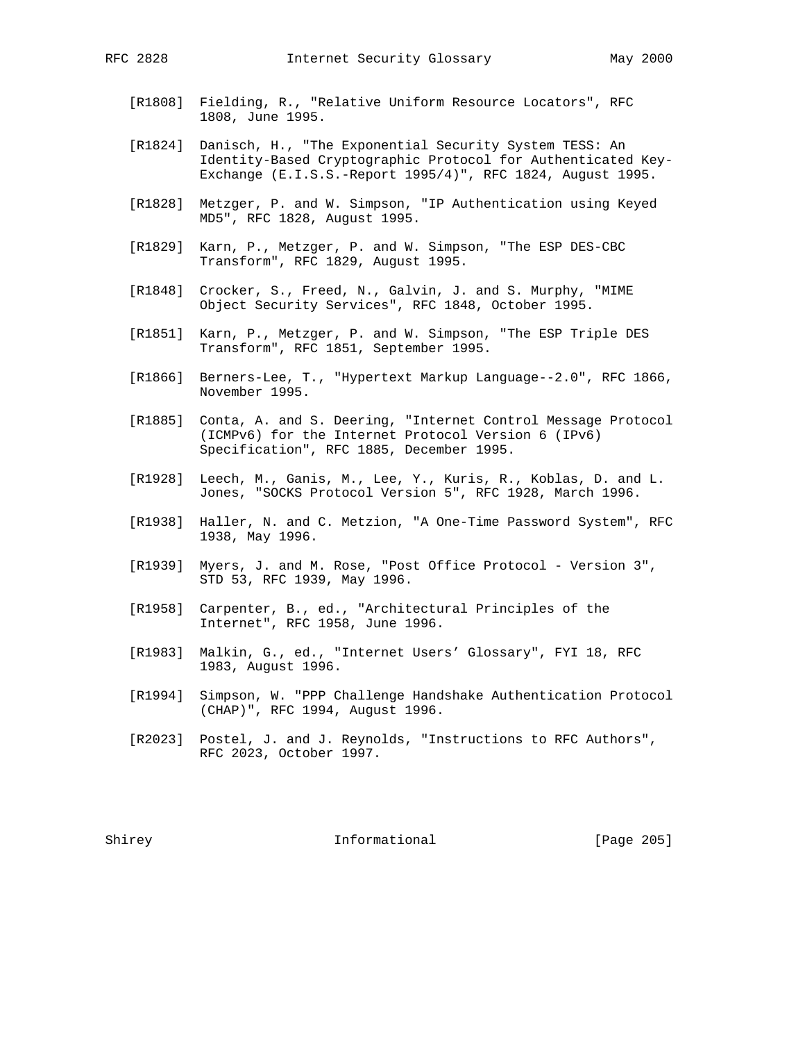[R1808] Fielding, R., "Relative Uniform Resource Locators", RFC 1808, June 1995.

[R1824] Danisch, H., "The Exponential Security System TESS: An Identity-Based Cryptographic Protocol for Authenticated Key-Exchange (E.I.S.S.-Report 1995/4)", RFC 1824, August 1995.

[R1828] Metzger, P. and W. Simpson, "IP Authentication using Keyed MD5", RFC 1828, August 1995.

[R1829] Karn, P., Metzger, P. and W. Simpson, "The ESP DES-CBC Transform", RFC 1829, August 1995.

[R1848] Crocker, S., Freed, N., Galvin, J. and S. Murphy, "MIME Object Security Services", RFC 1848, October 1995.

[R1851] Karn, P., Metzger, P. and W. Simpson, "The ESP Triple DES Transform", RFC 1851, September 1995.

[R1866] Berners-Lee, T., "Hypertext Markup Language--2.0", RFC 1866, November 1995.

[R1885] Conta, A. and S. Deering, "Internet Control Message Protocol (ICMPv6) for the Internet Protocol Version 6 (IPv6) Specification", RFC 1885, December 1995.

[R1928] Leech, M., Ganis, M., Lee, Y., Kuris, R., Koblas, D. and L. Jones, "SOCKS Protocol Version 5", RFC 1928, March 1996.

[R1938] Haller, N. and C. Metzion, "A One-Time Password System", RFC 1938, May 1996.

[R1939] Myers, J. and M. Rose, "Post Office Protocol - Version 3", STD 53, RFC 1939, May 1996.

[R1958] Carpenter, B., ed., "Architectural Principles of the Internet", RFC 1958, June 1996.

[R1983] Malkin, G., ed., "Internet Users' Glossary", FYI 18, RFC 1983, August 1996.

[R1994] Simpson, W. "PPP Challenge Handshake Authentication Protocol (CHAP)", RFC 1994, August 1996.

[R2023] Postel, J. and J. Reynolds, "Instructions to RFC Authors", RFC 2023, October 1997.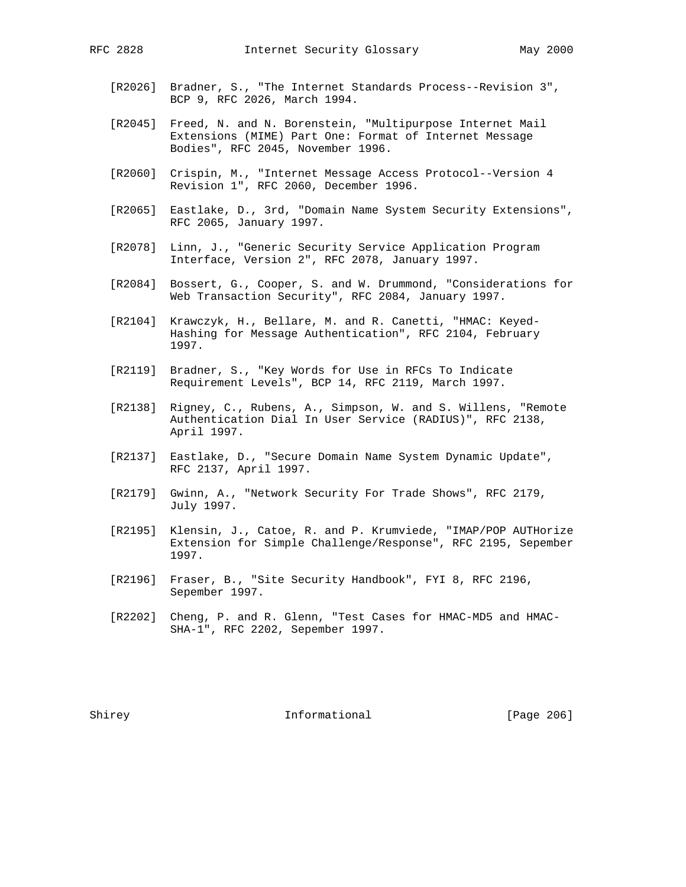[R2026] Bradner, S., "The Internet Standards Process--Revision 3", BCP 9, RFC 2026, March 1994.

[R2045] Freed, N. and N. Borenstein, "Multipurpose Internet Mail Extensions (MIME) Part One: Format of Internet Message Bodies", RFC 2045, November 1996.

[R2060] Crispin, M., "Internet Message Access Protocol--Version 4 Revision 1", RFC 2060, December 1996.

[R2065] Eastlake, D., 3rd, "Domain Name System Security Extensions", RFC 2065, January 1997.

[R2078] Linn, J., "Generic Security Service Application Program Interface, Version 2", RFC 2078, January 1997.

[R2084] Bossert, G., Cooper, S. and W. Drummond, "Considerations for Web Transaction Security", RFC 2084, January 1997.

[R2104] Krawczyk, H., Bellare, M. and R. Canetti, "HMAC: Keyed-Hashing for Message Authentication", RFC 2104, February 1997.

[R2119] Bradner, S., "Key Words for Use in RFCs To Indicate Requirement Levels", BCP 14, RFC 2119, March 1997.

[R2138] Rigney, C., Rubens, A., Simpson, W. and S. Willens, "Remote Authentication Dial In User Service (RADIUS)", RFC 2138, April 1997.

[R2137] Eastlake, D., "Secure Domain Name System Dynamic Update", RFC 2137, April 1997.

[R2179] Gwinn, A., "Network Security For Trade Shows", RFC 2179, July 1997.

[R2195] Klensin, J., Catoe, R. and P. Krumviede, "IMAP/POP AUTHorize Extension for Simple Challenge/Response", RFC 2195, Sepember 1997.

[R2196] Fraser, B., "Site Security Handbook", FYI 8, RFC 2196, Sepember 1997.

[R2202] Cheng, P. and R. Glenn, "Test Cases for HMAC-MD5 and HMAC-SHA-1", RFC 2202, Sepember 1997.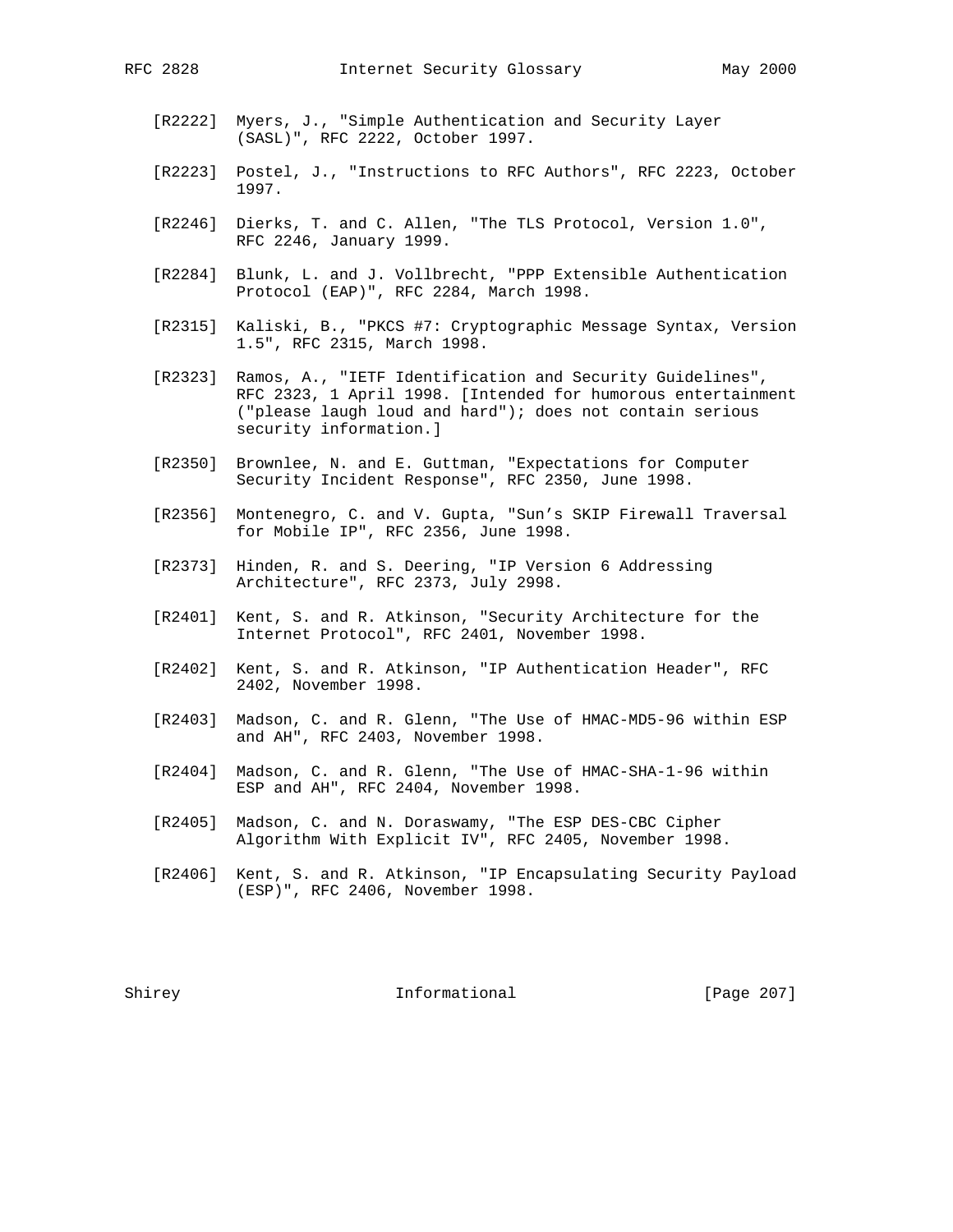[R2222] Myers, J., "Simple Authentication and Security Layer (SASL)", RFC 2222, October 1997.

[R2223] Postel, J., "Instructions to RFC Authors", RFC 2223, October 1997.

[R2246] Dierks, T. and C. Allen, "The TLS Protocol, Version 1.0", RFC 2246, January 1999.

[R2284] Blunk, L. and J. Vollbrecht, "PPP Extensible Authentication Protocol (EAP)", RFC 2284, March 1998.

[R2315] Kaliski, B., "PKCS #7: Cryptographic Message Syntax, Version 1.5", RFC 2315, March 1998.

[R2323] Ramos, A., "IETF Identification and Security Guidelines", RFC 2323, 1 April 1998. [Intended for humorous entertainment ("please laugh loud and hard"); does not contain serious security information.]

[R2350] Brownlee, N. and E. Guttman, "Expectations for Computer Security Incident Response", RFC 2350, June 1998.

[R2356] Montenegro, C. and V. Gupta, "Sun's SKIP Firewall Traversal for Mobile IP", RFC 2356, June 1998.

[R2373] Hinden, R. and S. Deering, "IP Version 6 Addressing Architecture", RFC 2373, July 2998.

[R2401] Kent, S. and R. Atkinson, "Security Architecture for the Internet Protocol", RFC 2401, November 1998.

[R2402] Kent, S. and R. Atkinson, "IP Authentication Header", RFC 2402, November 1998.

[R2403] Madson, C. and R. Glenn, "The Use of HMAC-MD5-96 within ESP and AH", RFC 2403, November 1998.

[R2404] Madson, C. and R. Glenn, "The Use of HMAC-SHA-1-96 within ESP and AH", RFC 2404, November 1998.

[R2405] Madson, C. and N. Doraswamy, "The ESP DES-CBC Cipher Algorithm With Explicit IV", RFC 2405, November 1998.

[R2406] Kent, S. and R. Atkinson, "IP Encapsulating Security Payload (ESP)", RFC 2406, November 1998.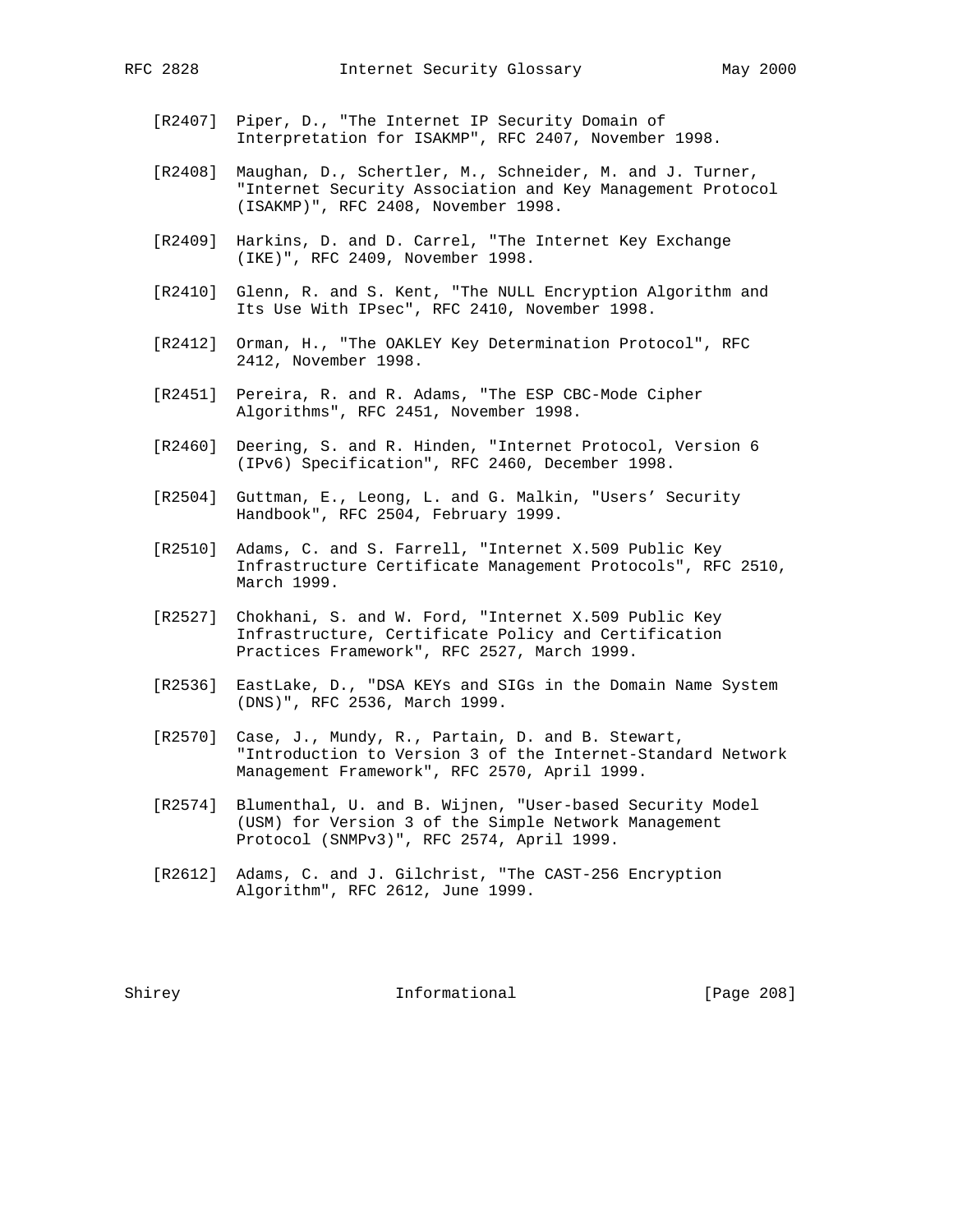[R2407] Piper, D., "The Internet IP Security Domain of Interpretation for ISAKMP", RFC 2407, November 1998.

[R2408] Maughan, D., Schertler, M., Schneider, M. and J. Turner, "Internet Security Association and Key Management Protocol (ISAKMP)", RFC 2408, November 1998.

[R2409] Harkins, D. and D. Carrel, "The Internet Key Exchange (IKE)", RFC 2409, November 1998.

[R2410] Glenn, R. and S. Kent, "The NULL Encryption Algorithm and Its Use With IPsec", RFC 2410, November 1998.

[R2412] Orman, H., "The OAKLEY Key Determination Protocol", RFC 2412, November 1998.

[R2451] Pereira, R. and R. Adams, "The ESP CBC-Mode Cipher Algorithms", RFC 2451, November 1998.

[R2460] Deering, S. and R. Hinden, "Internet Protocol, Version 6 (IPv6) Specification", RFC 2460, December 1998.

[R2504] Guttman, E., Leong, L. and G. Malkin, "Users' Security Handbook", RFC 2504, February 1999.

[R2510] Adams, C. and S. Farrell, "Internet X.509 Public Key Infrastructure Certificate Management Protocols", RFC 2510, March 1999.

[R2527] Chokhani, S. and W. Ford, "Internet X.509 Public Key Infrastructure, Certificate Policy and Certification Practices Framework", RFC 2527, March 1999.

[R2536] EastLake, D., "DSA KEYs and SIGs in the Domain Name System (DNS)", RFC 2536, March 1999.

[R2570] Case, J., Mundy, R., Partain, D. and B. Stewart, "Introduction to Version 3 of the Internet-Standard Network Management Framework", RFC 2570, April 1999.

[R2574] Blumenthal, U. and B. Wijnen, "User-based Security Model (USM) for Version 3 of the Simple Network Management Protocol (SNMPv3)", RFC 2574, April 1999.

[R2612] Adams, C. and J. Gilchrist, "The CAST-256 Encryption Algorithm", RFC 2612, June 1999.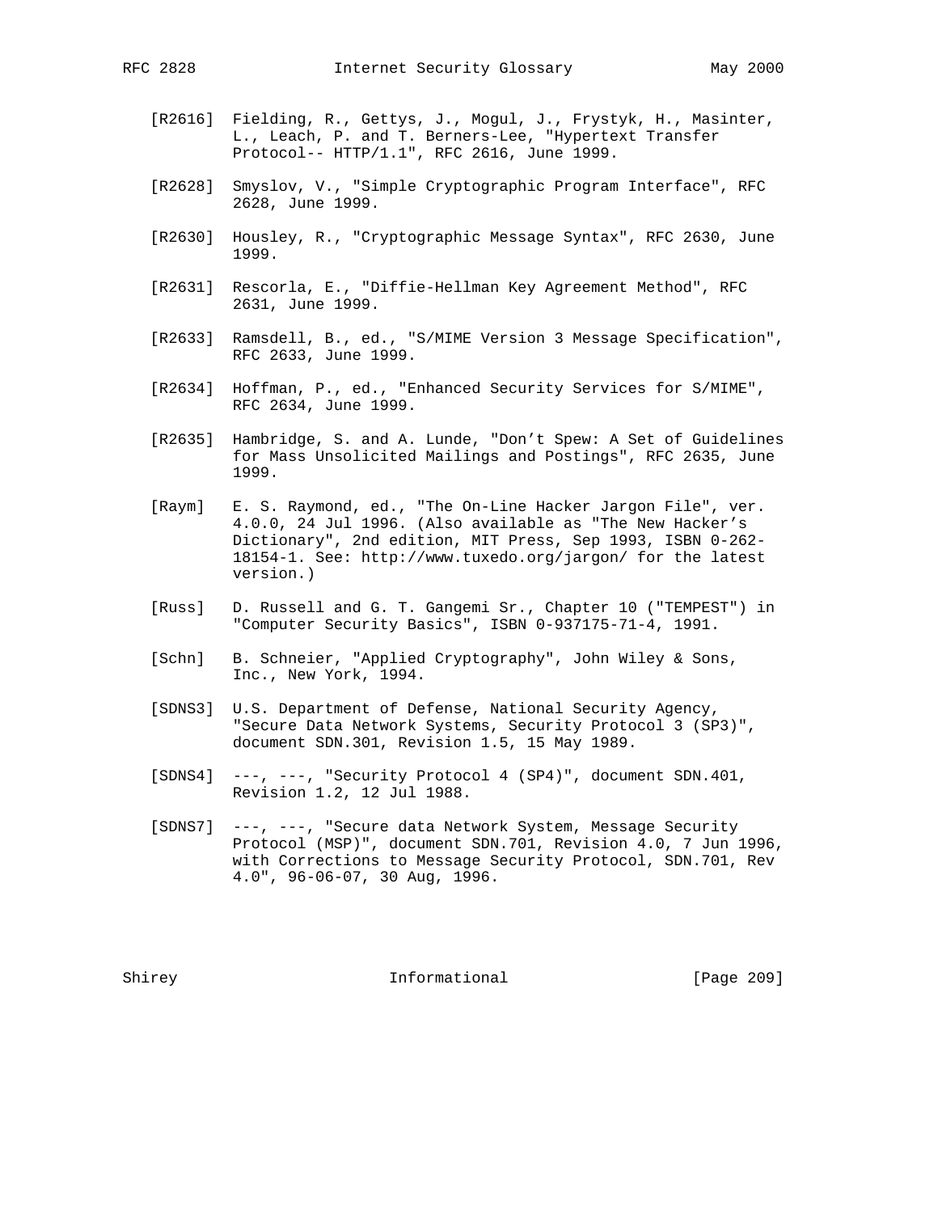[R2616] Fielding, R., Gettys, J., Mogul, J., Frystyk, H., Masinter, L., Leach, P. and T. Berners-Lee, "Hypertext Transfer Protocol-- HTTP/1.1", RFC 2616, June 1999.

[R2628] Smyslov, V., "Simple Cryptographic Program Interface", RFC 2628, June 1999.

[R2630] Housley, R., "Cryptographic Message Syntax", RFC 2630, June 1999.

[R2631] Rescorla, E., "Diffie-Hellman Key Agreement Method", RFC 2631, June 1999.

[R2633] Ramsdell, B., ed., "S/MIME Version 3 Message Specification", RFC 2633, June 1999.

[R2634] Hoffman, P., ed., "Enhanced Security Services for S/MIME", RFC 2634, June 1999.

[R2635] Hambridge, S. and A. Lunde, "Don't Spew: A Set of Guidelines for Mass Unsolicited Mailings and Postings", RFC 2635, June 1999.

[Raym] E. S. Raymond, ed., "The On-Line Hacker Jargon File", ver. 4.0.0, 24 Jul 1996. (Also available as "The New Hacker's Dictionary", 2nd edition, MIT Press, Sep 1993, ISBN 0-262-18154-1. See: http://www.tuxedo.org/jargon/ for the latest version.)

[Russ] D. Russell and G. T. Gangemi Sr., Chapter 10 ("TEMPEST") in "Computer Security Basics", ISBN 0-937175-71-4, 1991.

[Schn] B. Schneier, "Applied Cryptography", John Wiley & Sons, Inc., New York, 1994.

[SDNS3] U.S. Department of Defense, National Security Agency, "Secure Data Network Systems, Security Protocol 3 (SP3)", document SDN.301, Revision 1.5, 15 May 1989.

[SDNS4] ---, ---, "Security Protocol 4 (SP4)", document SDN.401, Revision 1.2, 12 Jul 1988.

[SDNS7] ---, ---, "Secure data Network System, Message Security Protocol (MSP)", document SDN.701, Revision 4.0, 7 Jun 1996, with Corrections to Message Security Protocol, SDN.701, Rev 4.0", 96-06-07, 30 Aug, 1996.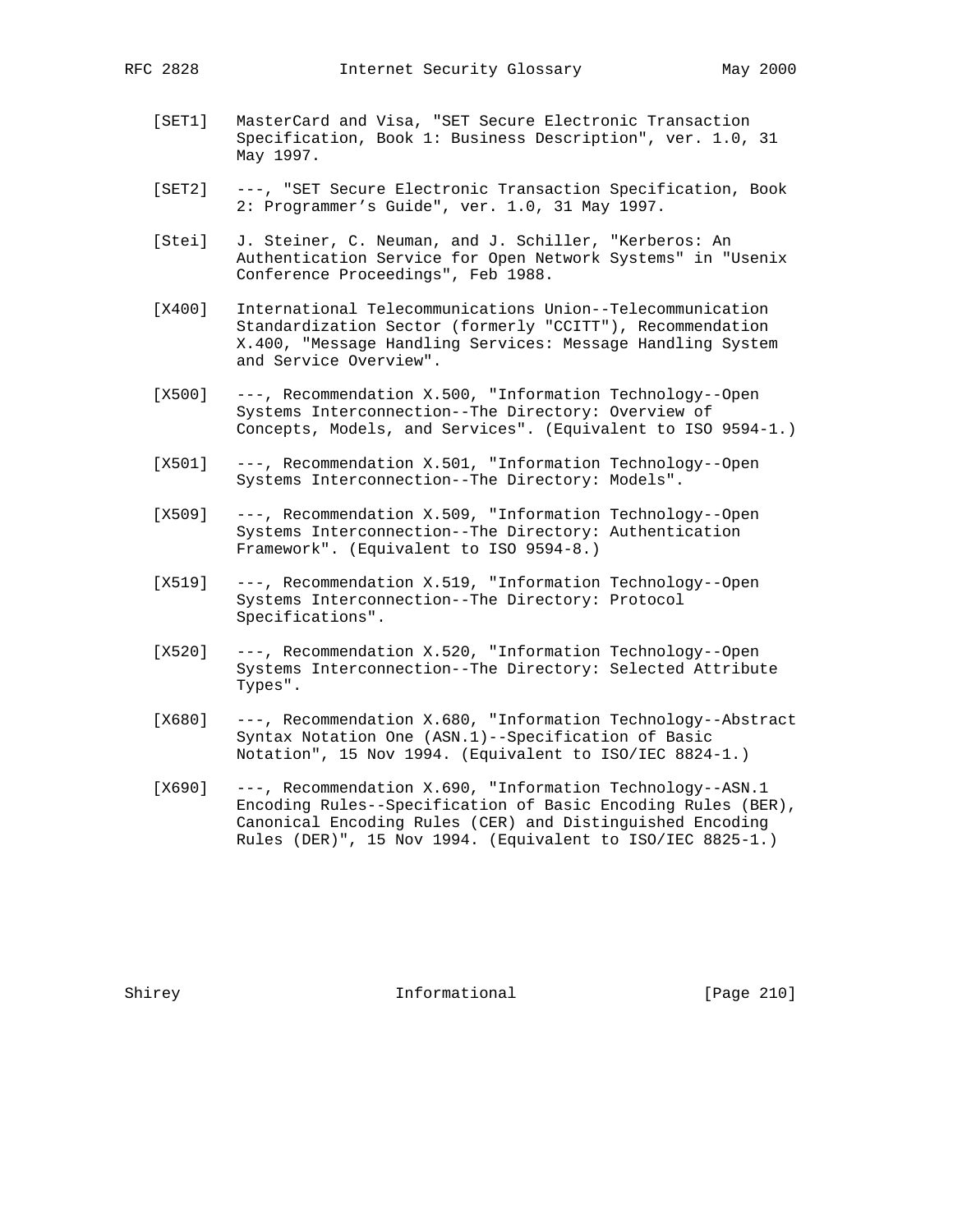[SET1] MasterCard and Visa, "SET Secure Electronic Transaction Specification, Book 1: Business Description", ver. 1.0, 31 May 1997.

[SET2] ---, "SET Secure Electronic Transaction Specification, Book 2: Programmer's Guide", ver. 1.0, 31 May 1997.

[Stei] J. Steiner, C. Neuman, and J. Schiller, "Kerberos: An Authentication Service for Open Network Systems" in "Usenix Conference Proceedings", Feb 1988.

[X400] International Telecommunications Union--Telecommunication Standardization Sector (formerly "CCITT"), Recommendation X.400, "Message Handling Services: Message Handling System and Service Overview".

[X500] ---, Recommendation X.500, "Information Technology--Open Systems Interconnection--The Directory: Overview of Concepts, Models, and Services". (Equivalent to ISO 9594-1.)

[X501] ---, Recommendation X.501, "Information Technology--Open Systems Interconnection--The Directory: Models".

[X509] ---, Recommendation X.509, "Information Technology--Open Systems Interconnection--The Directory: Authentication Framework". (Equivalent to ISO 9594-8.)

[X519] ---, Recommendation X.519, "Information Technology--Open Systems Interconnection--The Directory: Protocol Specifications".

[X520] ---, Recommendation X.520, "Information Technology--Open Systems Interconnection--The Directory: Selected Attribute Types".

[X680] ---, Recommendation X.680, "Information Technology--Abstract Syntax Notation One (ASN.1)--Specification of Basic Notation", 15 Nov 1994. (Equivalent to ISO/IEC 8824-1.)

[X690] ---, Recommendation X.690, "Information Technology--ASN.1 Encoding Rules--Specification of Basic Encoding Rules (BER), Canonical Encoding Rules (CER) and Distinguished Encoding Rules (DER)", 15 Nov 1994. (Equivalent to ISO/IEC 8825-1.)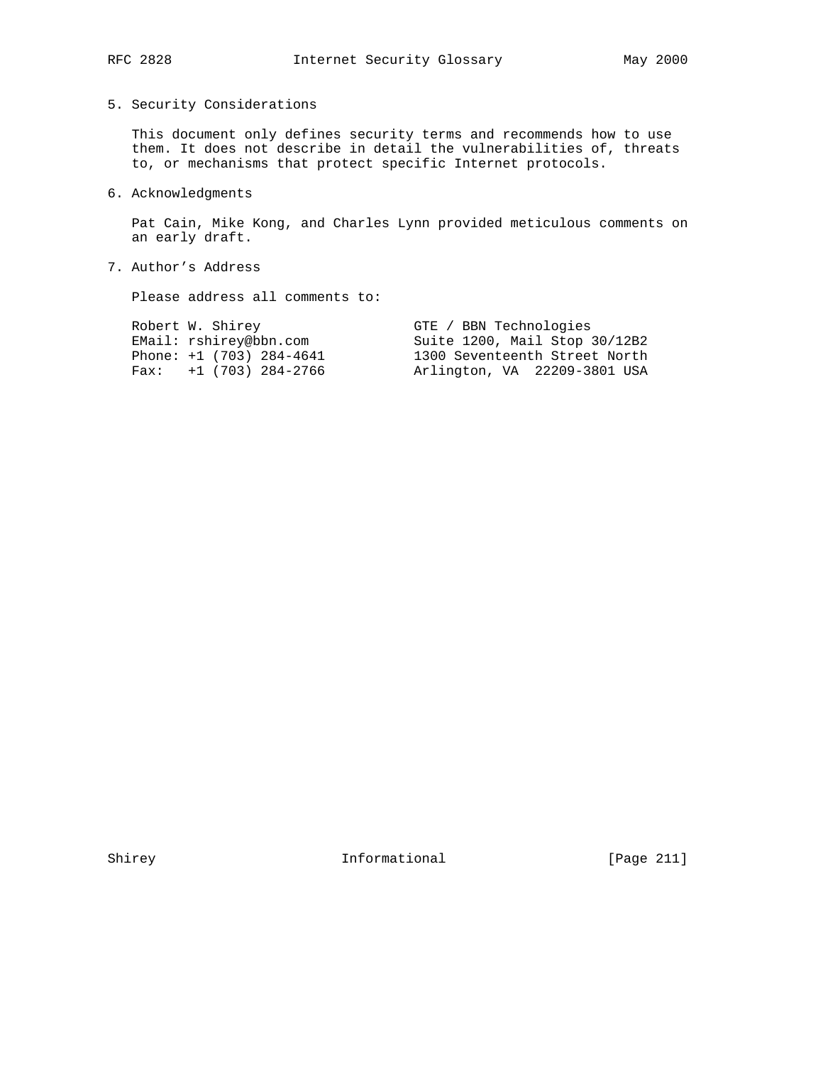## 5. Security Considerations

This document only defines security terms and recommends how to use them. It does not describe in detail the vulnerabilities of, threats to, or mechanisms that protect specific Internet protocols.

## 6. Acknowledgments

Pat Cain, Mike Kong, and Charles Lynn provided meticulous comments on an early draft.

## 7. Author's Address

Please address all comments to:

```
Robert W. Shirey                 GTE / BBN Technologies
EMail: rshirey@bbn.com           Suite 1200, Mail Stop 30/12B2
Phone: +1 (703) 284-4641         1300 Seventeenth Street North
Fax:   +1 (703) 284-2766         Arlington, VA  22209-3801 USA
```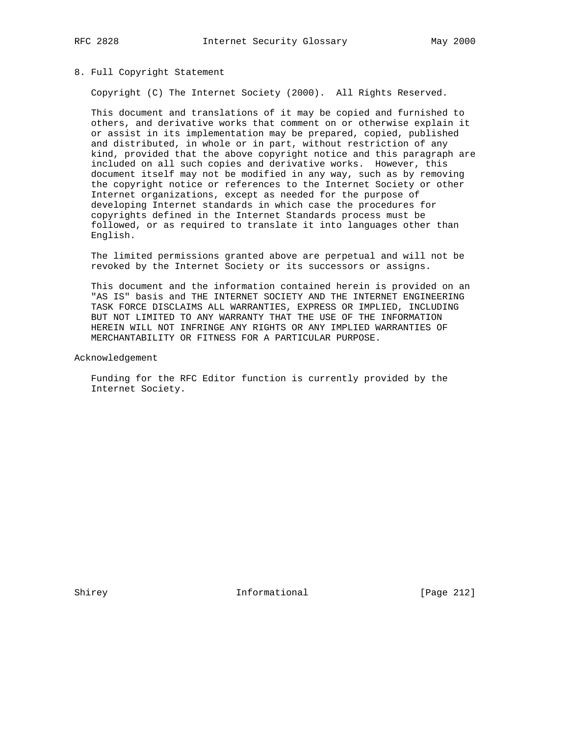## 8. Full Copyright Statement

Copyright (C) The Internet Society (2000). All Rights Reserved.

This document and translations of it may be copied and furnished to others, and derivative works that comment on or otherwise explain it or assist in its implementation may be prepared, copied, published and distributed, in whole or in part, without restriction of any kind, provided that the above copyright notice and this paragraph are included on all such copies and derivative works. However, this document itself may not be modified in any way, such as by removing the copyright notice or references to the Internet Society or other Internet organizations, except as needed for the purpose of developing Internet standards in which case the procedures for copyrights defined in the Internet Standards process must be followed, or as required to translate it into languages other than English.

The limited permissions granted above are perpetual and will not be revoked by the Internet Society or its successors or assigns.

This document and the information contained herein is provided on an "AS IS" basis and THE INTERNET SOCIETY AND THE INTERNET ENGINEERING TASK FORCE DISCLAIMS ALL WARRANTIES, EXPRESS OR IMPLIED, INCLUDING BUT NOT LIMITED TO ANY WARRANTY THAT THE USE OF THE INFORMATION HEREIN WILL NOT INFRINGE ANY RIGHTS OR ANY IMPLIED WARRANTIES OF MERCHANTABILITY OR FITNESS FOR A PARTICULAR PURPOSE.

## Acknowledgement

Funding for the RFC Editor function is currently provided by the Internet Society.